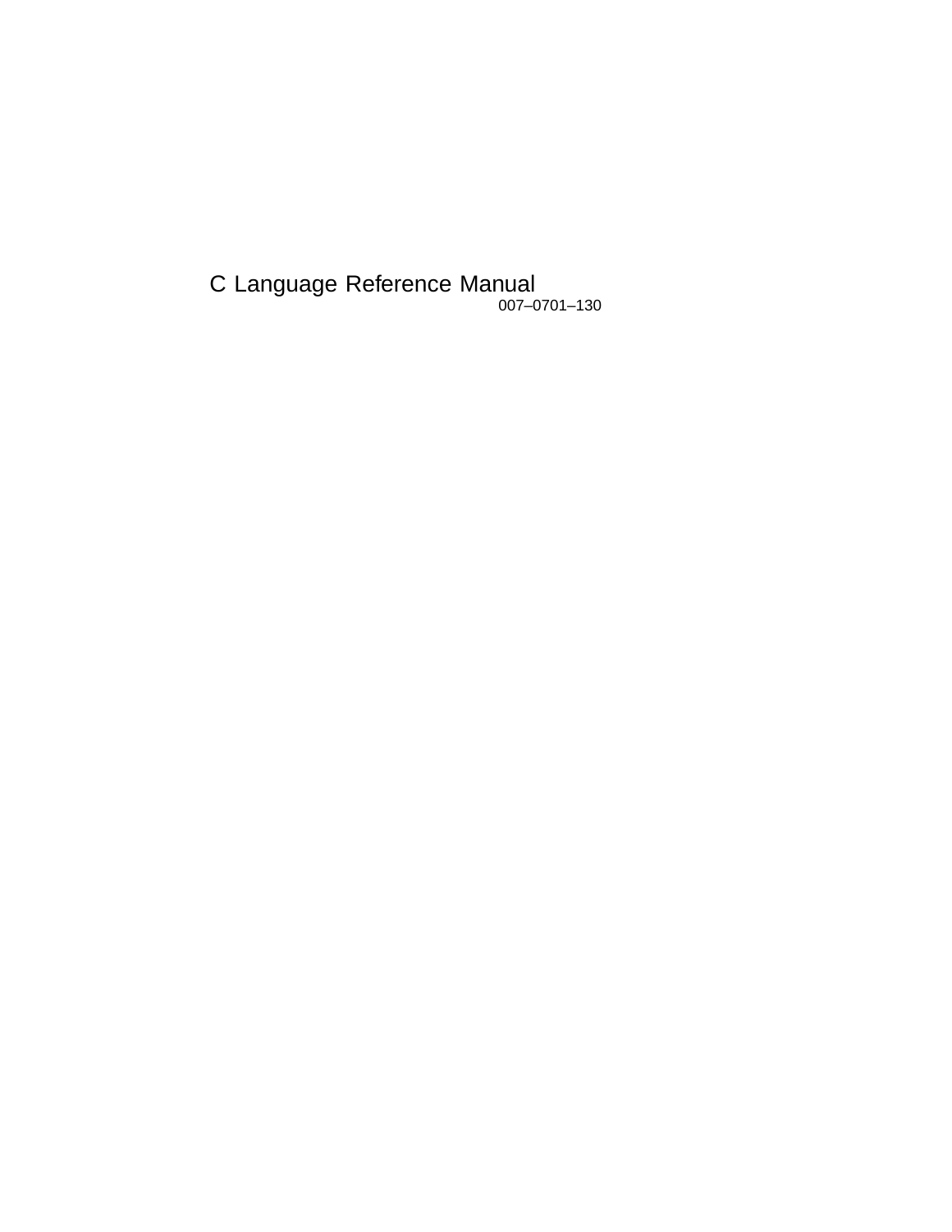# C Language Reference Manual

007–0701–130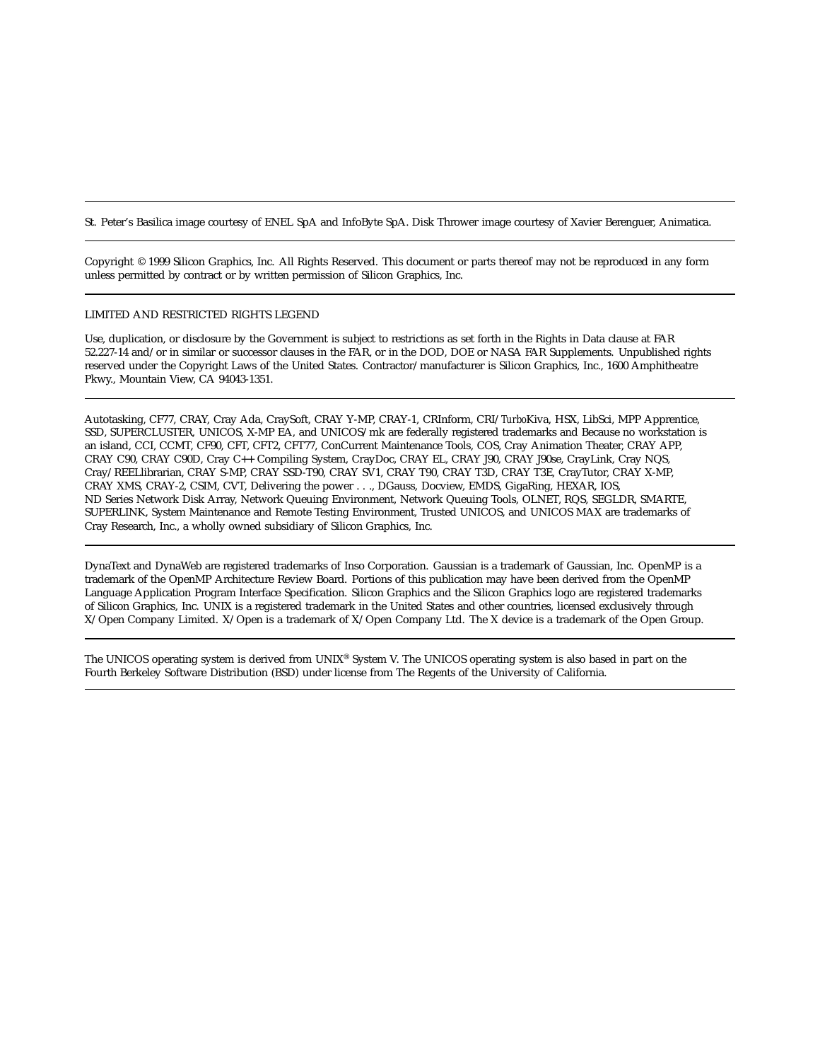St. Peter's Basilica image courtesy of ENEL SpA and InfoByte SpA. Disk Thrower image courtesy of Xavier Berenguer, Animatica.

---

Copyright © 1999 Silicon Graphics, Inc. All Rights Reserved. This document or parts thereof may not be reproduced in any form unless permitted by contract or by written permission of Silicon Graphics, Inc.

---

LIMITED AND RESTRICTED RIGHTS LEGEND

Use, duplication, or disclosure by the Government is subject to restrictions as set forth in the Rights in Data clause at FAR 52.227-14 and/or in similar or successor clauses in the FAR, or in the DOD, DOE or NASA FAR Supplements. Unpublished rights reserved under the Copyright Laws of the United States. Contractor/manufacturer is Silicon Graphics, Inc., 1600 Amphitheatre Pkwy., Mountain View, CA 94043-1351.

---

Autotasking, CF77, CRAY, Cray Ada, CraySoft, CRAY Y-MP, CRAY-1, CRInform, CRI/*Turbo*Kiva, HSX, LibSci, MPP Apprentice, SSD, SUPERCLUSTER, UNICOS, X-MP EA, and UNICOS/mk are federally registered trademarks and Because no workstation is an island, CCI, CCMT, CF90, CFT, CFT2, CFT77, ConCurrent Maintenance Tools, COS, Cray Animation Theater, CRAY APP, CRAY C90, CRAY C90D, Cray C++ Compiling System, CrayDoc, CRAY EL, CRAY J90, CRAY J90se, CrayLink, Cray NQS, Cray/REELlibrarian, CRAY S-MP, CRAY SSD-T90, CRAY SV1, CRAY T90, CRAY T3D, CRAY T3E, CrayTutor, CRAY X-MP, CRAY XMS, CRAY-2, CSIM, CVT, Delivering the power . . ., DGauss, Docview, EMDS, GigaRing, HEXAR, IOS, ND Series Network Disk Array, Network Queuing Environment, Network Queuing Tools, OLNET, RQS, SEGLDR, SMARTE, SUPERLINK, System Maintenance and Remote Testing Environment, Trusted UNICOS, and UNICOS MAX are trademarks of Cray Research, Inc., a wholly owned subsidiary of Silicon Graphics, Inc.

---

DynaText and DynaWeb are registered trademarks of Inso Corporation. Gaussian is a trademark of Gaussian, Inc. OpenMP is a trademark of the OpenMP Architecture Review Board. Portions of this publication may have been derived from the OpenMP Language Application Program Interface Specification. Silicon Graphics and the Silicon Graphics logo are registered trademarks of Silicon Graphics, Inc. UNIX is a registered trademark in the United States and other countries, licensed exclusively through X/Open Company Limited. X/Open is a trademark of X/Open Company Ltd. The X device is a trademark of the Open Group.

---

The UNICOS operating system is derived from UNIX® System V. The UNICOS operating system is also based in part on the Fourth Berkeley Software Distribution (BSD) under license from The Regents of the University of California.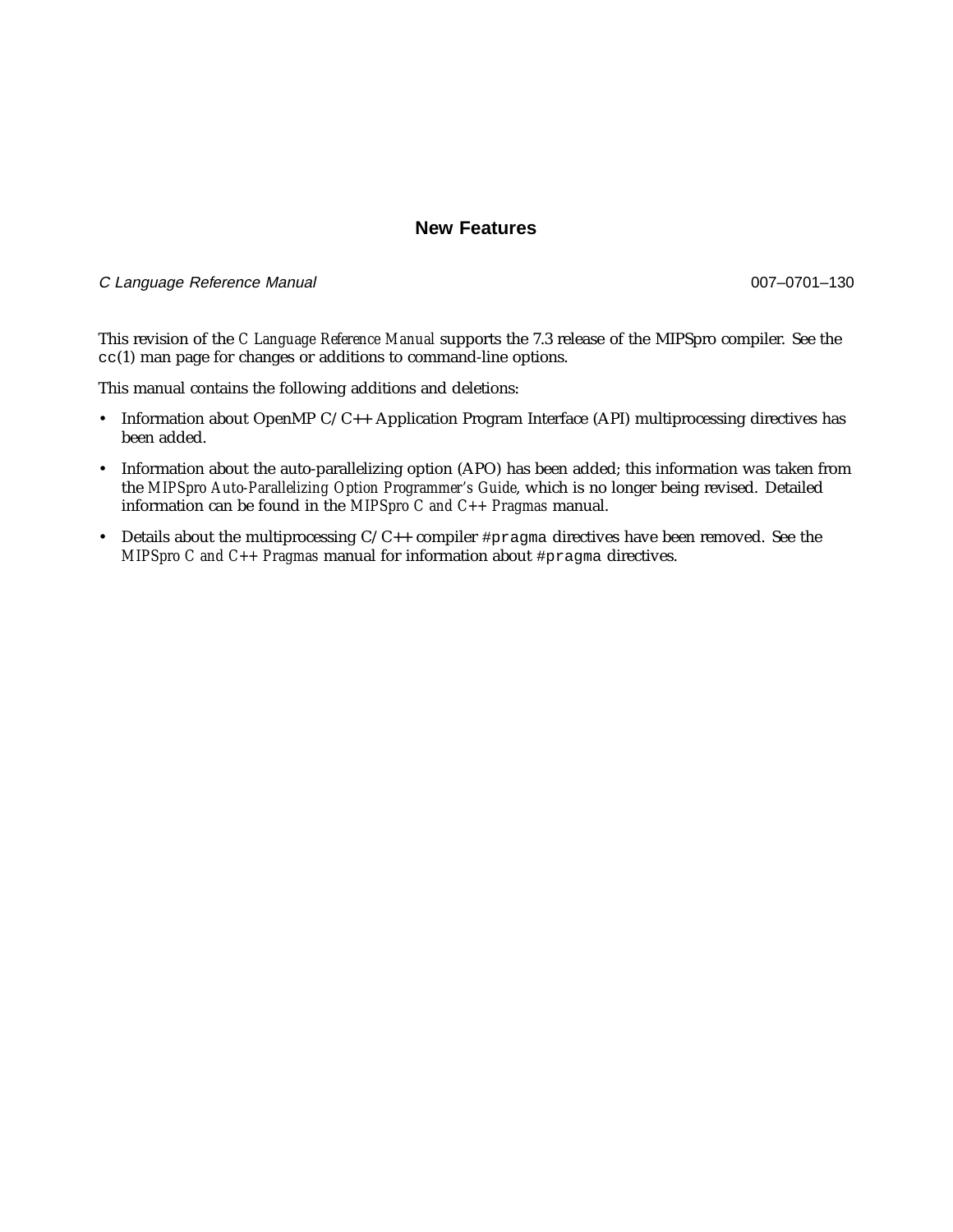# New Features

*C Language Reference Manual* 007–0701–130

This revision of the *C Language Reference Manual* supports the 7.3 release of the MIPSpro compiler. See the `cc`(1) man page for changes or additions to command-line options.

This manual contains the following additions and deletions:

- Information about OpenMP C/C++ Application Program Interface (API) multiprocessing directives has been added.
- Information about the auto-parallelizing option (APO) has been added; this information was taken from the *MIPSpro Auto-Parallelizing Option Programmer's Guide*, which is no longer being revised. Detailed information can be found in the *MIPSpro C and C++ Pragmas* manual.
- Details about the multiprocessing C/C++ compiler `#pragma` directives have been removed. See the *MIPSpro C and C++ Pragmas* manual for information about `#pragma` directives.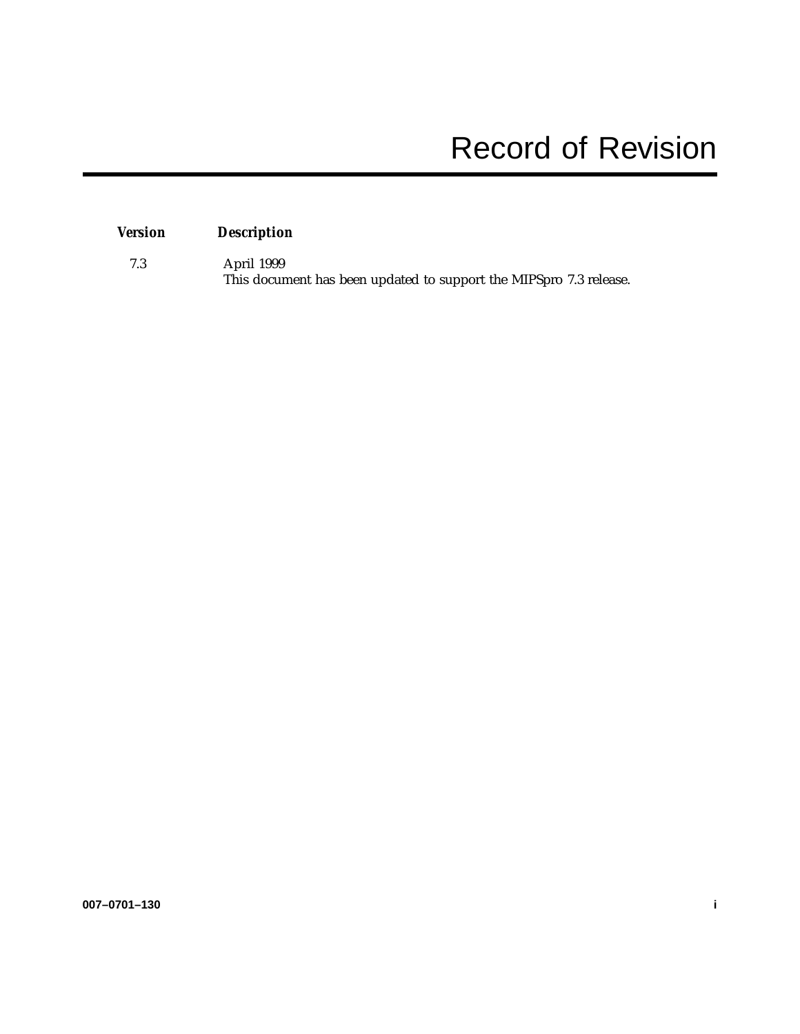# Record of Revision

| *Version* | *Description* |
| --- | --- |
| 7.3 | April 1999<br>This document has been updated to support the MIPSpro 7.3 release. |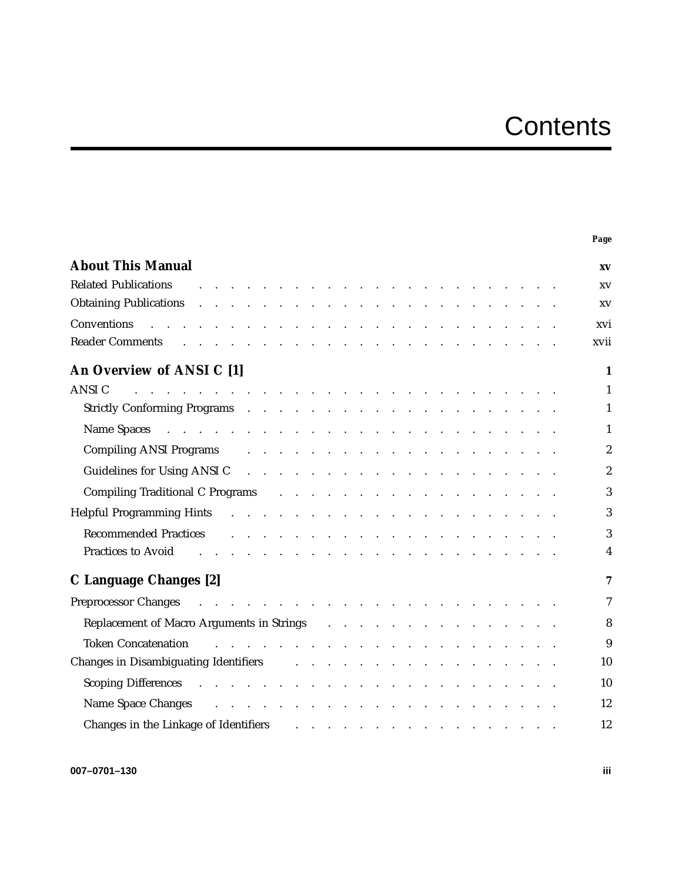# Contents

| | Page |
|---|---|
| **About This Manual** | **xv** |
| Related Publications | xv |
| Obtaining Publications | xv |
| Conventions | xvi |
| Reader Comments | xvii |
| **An Overview of ANSI C [1]** | **1** |
| ANSI C | 1 |
| Strictly Conforming Programs | 1 |
| Name Spaces | 1 |
| Compiling ANSI Programs | 2 |
| Guidelines for Using ANSI C | 2 |
| Compiling Traditional C Programs | 3 |
| Helpful Programming Hints | 3 |
| Recommended Practices | 3 |
| Practices to Avoid | 4 |
| **C Language Changes [2]** | **7** |
| Preprocessor Changes | 7 |
| Replacement of Macro Arguments in Strings | 8 |
| Token Concatenation | 9 |
| Changes in Disambiguating Identifiers | 10 |
| Scoping Differences | 10 |
| Name Space Changes | 12 |
| Changes in the Linkage of Identifiers | 12 |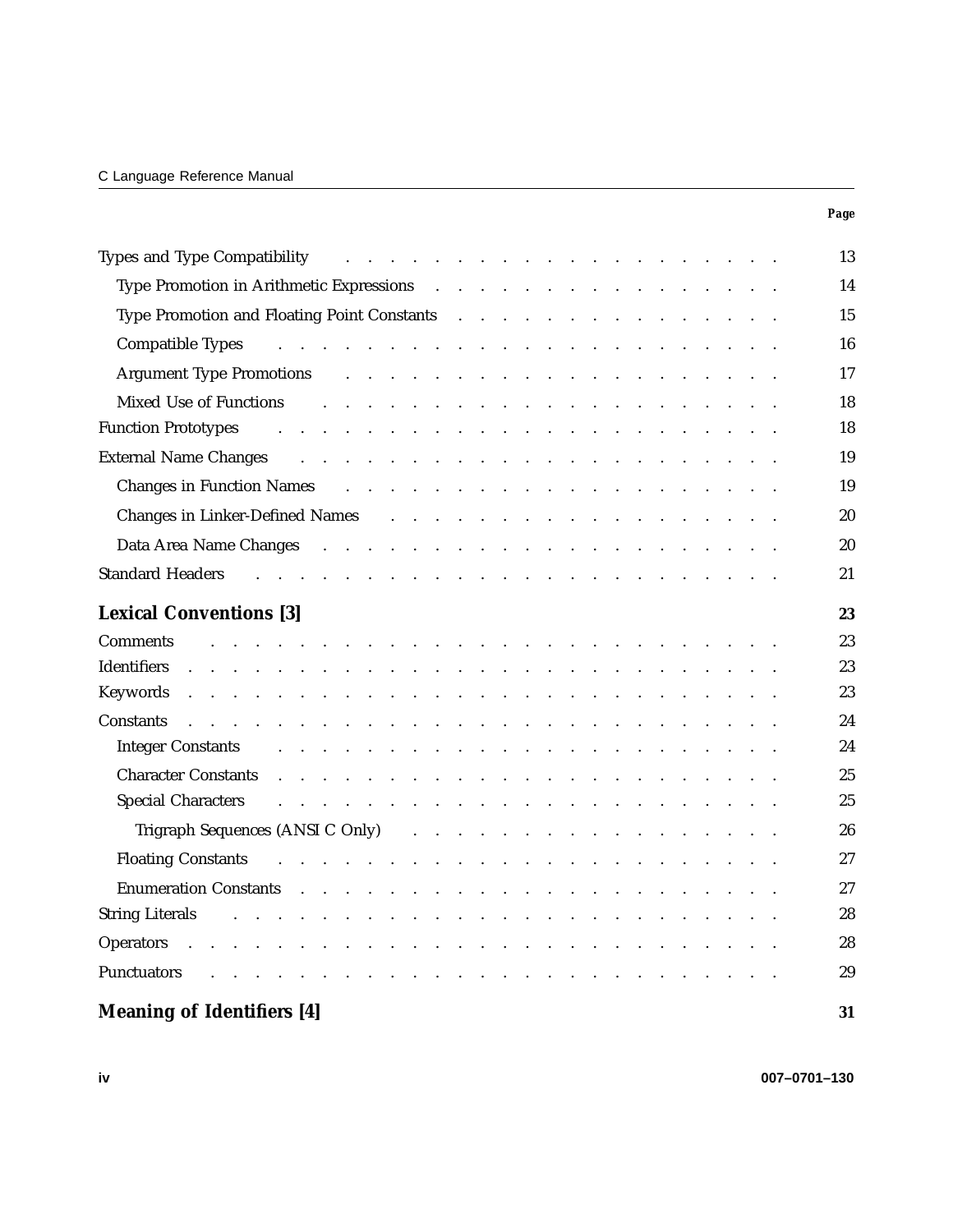| | Page |
|---|---|
| Types and Type Compatibility | 13 |
| Type Promotion in Arithmetic Expressions | 14 |
| Type Promotion and Floating Point Constants | 15 |
| Compatible Types | 16 |
| Argument Type Promotions | 17 |
| Mixed Use of Functions | 18 |
| Function Prototypes | 18 |
| External Name Changes | 19 |
| Changes in Function Names | 19 |
| Changes in Linker-Defined Names | 20 |
| Data Area Name Changes | 20 |
| Standard Headers | 21 |
| **Lexical Conventions [3]** | **23** |
| Comments | 23 |
| Identifiers | 23 |
| Keywords | 23 |
| Constants | 24 |
| Integer Constants | 24 |
| Character Constants | 25 |
| Special Characters | 25 |
| Trigraph Sequences (ANSI C Only) | 26 |
| Floating Constants | 27 |
| Enumeration Constants | 27 |
| String Literals | 28 |
| Operators | 28 |
| Punctuators | 29 |
| **Meaning of Identifiers [4]** | **31** |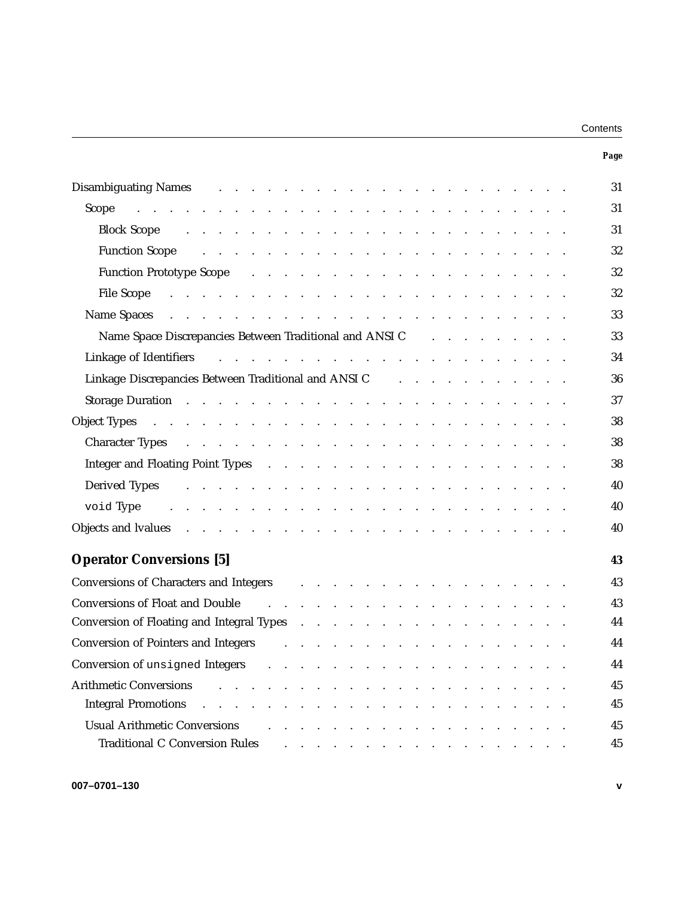| | Page |
|---|---|
| Disambiguating Names | 31 |
| Scope | 31 |
| Block Scope | 31 |
| Function Scope | 32 |
| Function Prototype Scope | 32 |
| File Scope | 32 |
| Name Spaces | 33 |
| Name Space Discrepancies Between Traditional and ANSI C | 33 |
| Linkage of Identifiers | 34 |
| Linkage Discrepancies Between Traditional and ANSI C | 36 |
| Storage Duration | 37 |
| Object Types | 38 |
| Character Types | 38 |
| Integer and Floating Point Types | 38 |
| Derived Types | 40 |
| `void` Type | 40 |
| Objects and lvalues | 40 |
| **Operator Conversions [5]** | **43** |
| Conversions of Characters and Integers | 43 |
| Conversions of Float and Double | 43 |
| Conversion of Floating and Integral Types | 44 |
| Conversion of Pointers and Integers | 44 |
| Conversion of `unsigned` Integers | 44 |
| Arithmetic Conversions | 45 |
| Integral Promotions | 45 |
| Usual Arithmetic Conversions | 45 |
| Traditional C Conversion Rules | 45 |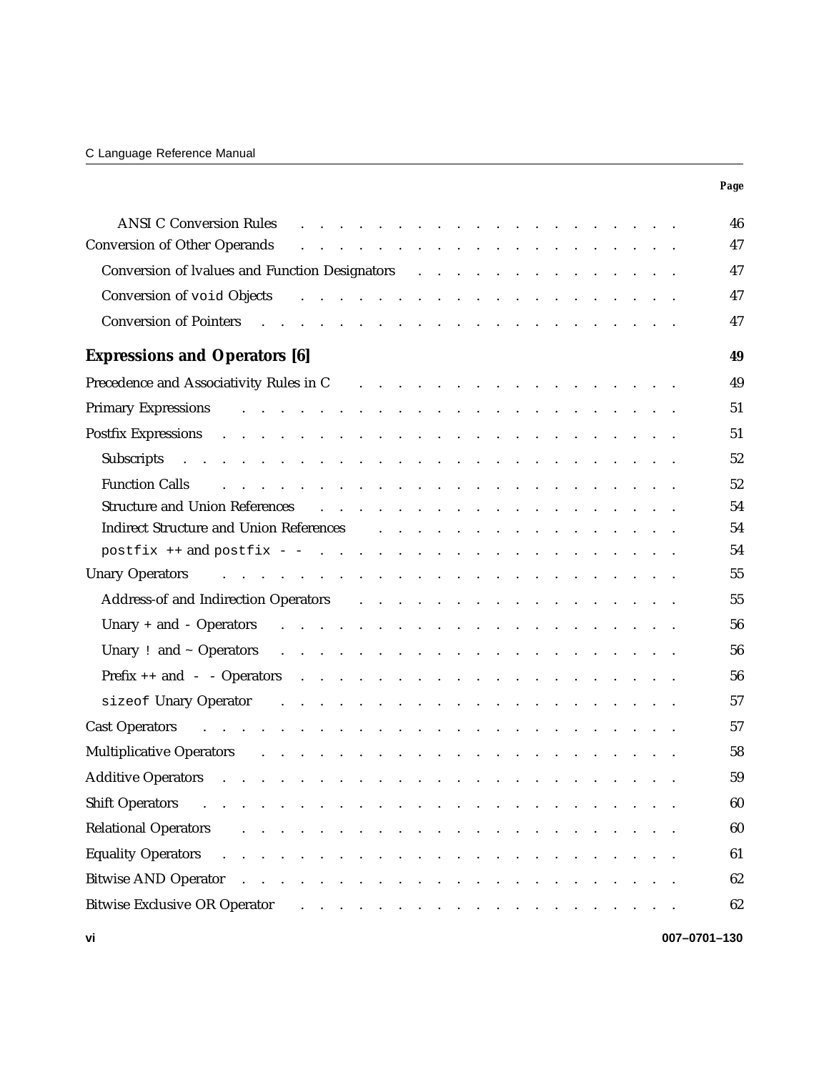| | Page |
|---|---|
| ANSI C Conversion Rules | 46 |
| Conversion of Other Operands | 47 |
| Conversion of lvalues and Function Designators | 47 |
| Conversion of `void` Objects | 47 |
| Conversion of Pointers | 47 |
| **Expressions and Operators [6]** | **49** |
| Precedence and Associativity Rules in C | 49 |
| Primary Expressions | 51 |
| Postfix Expressions | 51 |
| Subscripts | 52 |
| Function Calls | 52 |
| Structure and Union References | 54 |
| Indirect Structure and Union References | 54 |
| `postfix ++` and `postfix - -` | 54 |
| Unary Operators | 55 |
| Address-of and Indirection Operators | 55 |
| Unary + and - Operators | 56 |
| Unary `!` and ~ Operators | 56 |
| Prefix ++ and - - Operators | 56 |
| `sizeof` Unary Operator | 57 |
| Cast Operators | 57 |
| Multiplicative Operators | 58 |
| Additive Operators | 59 |
| Shift Operators | 60 |
| Relational Operators | 60 |
| Equality Operators | 61 |
| Bitwise AND Operator | 62 |
| Bitwise Exclusive OR Operator | 62 |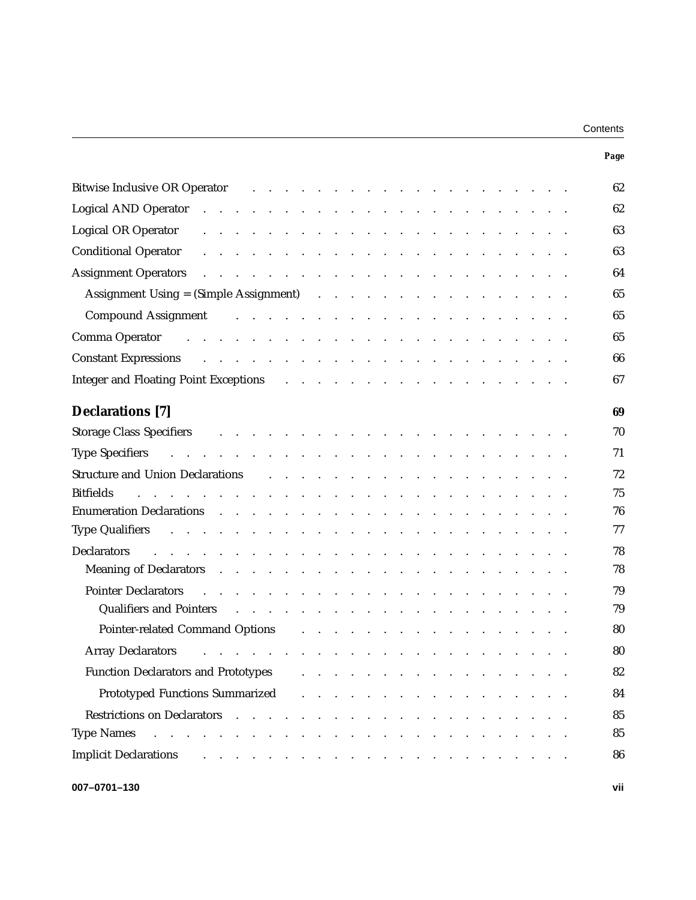| | Page |
|---|---|
| Bitwise Inclusive OR Operator | 62 |
| Logical AND Operator | 62 |
| Logical OR Operator | 63 |
| Conditional Operator | 63 |
| Assignment Operators | 64 |
| Assignment Using = (Simple Assignment) | 65 |
| Compound Assignment | 65 |
| Comma Operator | 65 |
| Constant Expressions | 66 |
| Integer and Floating Point Exceptions | 67 |
| **Declarations [7]** | **69** |
| Storage Class Specifiers | 70 |
| Type Specifiers | 71 |
| Structure and Union Declarations | 72 |
| Bitfields | 75 |
| Enumeration Declarations | 76 |
| Type Qualifiers | 77 |
| Declarators | 78 |
| Meaning of Declarators | 78 |
| Pointer Declarators | 79 |
| Qualifiers and Pointers | 79 |
| Pointer-related Command Options | 80 |
| Array Declarators | 80 |
| Function Declarators and Prototypes | 82 |
| Prototyped Functions Summarized | 84 |
| Restrictions on Declarators | 85 |
| Type Names | 85 |
| Implicit Declarations | 86 |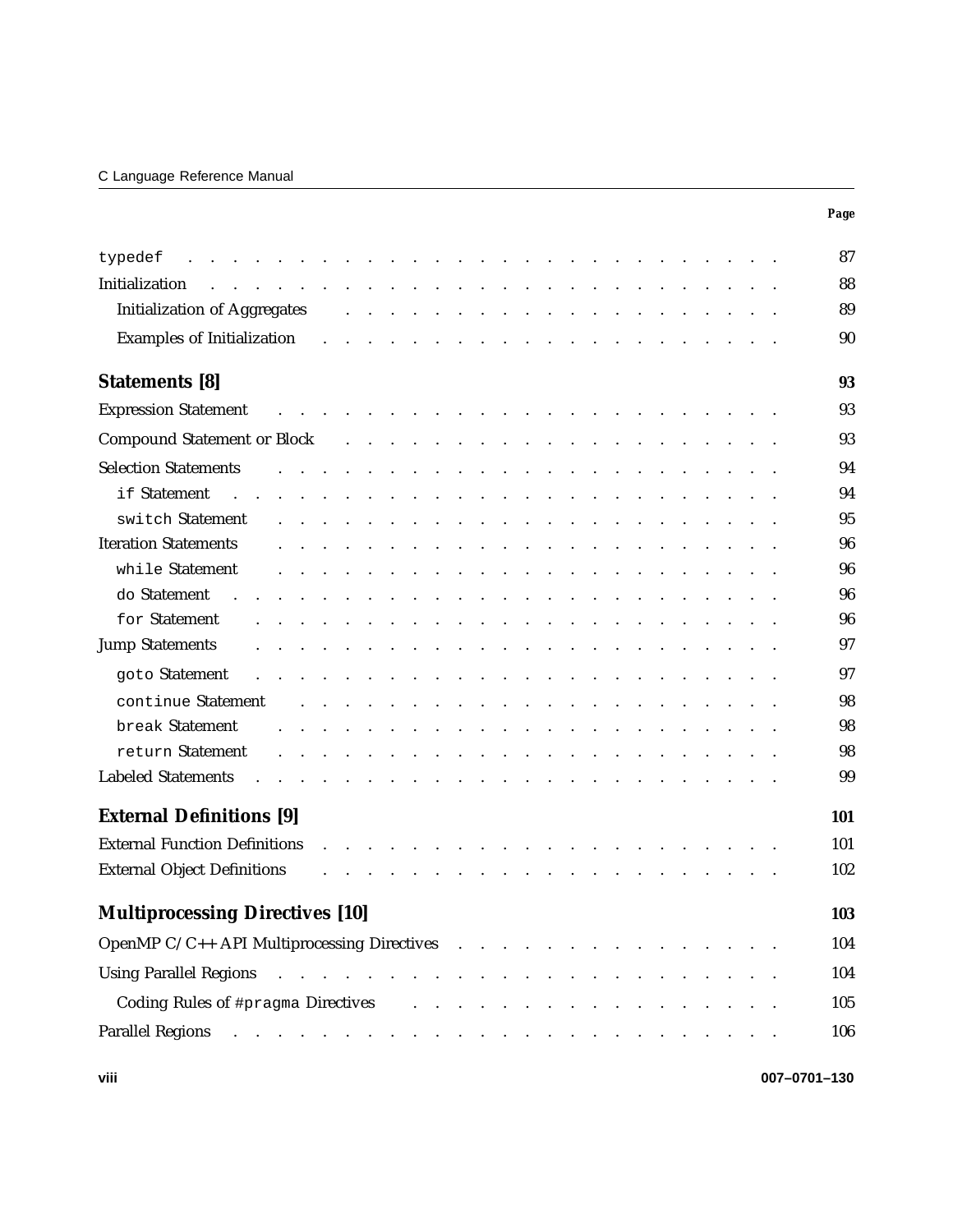| | Page |
|---|---|
| `typedef` | 87 |
| Initialization | 88 |
| Initialization of Aggregates | 89 |
| Examples of Initialization | 90 |
| **Statements [8]** | **93** |
| Expression Statement | 93 |
| Compound Statement or Block | 93 |
| Selection Statements | 94 |
| `if` Statement | 94 |
| `switch` Statement | 95 |
| Iteration Statements | 96 |
| `while` Statement | 96 |
| `do` Statement | 96 |
| `for` Statement | 96 |
| Jump Statements | 97 |
| `goto` Statement | 97 |
| `continue` Statement | 98 |
| `break` Statement | 98 |
| `return` Statement | 98 |
| Labeled Statements | 99 |
| **External Definitions [9]** | **101** |
| External Function Definitions | 101 |
| External Object Definitions | 102 |
| **Multiprocessing Directives [10]** | **103** |
| OpenMP C/C++ API Multiprocessing Directives | 104 |
| Using Parallel Regions | 104 |
| Coding Rules of `#pragma` Directives | 105 |
| Parallel Regions | 106 |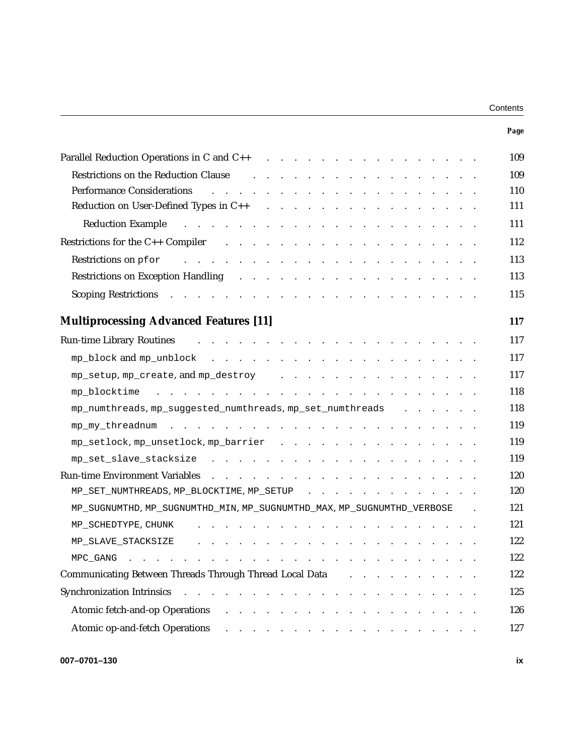| | Page |
|---|---|
| Parallel Reduction Operations in C and C++ | 109 |
| Restrictions on the Reduction Clause | 109 |
| Performance Considerations | 110 |
| Reduction on User-Defined Types in C++ | 111 |
| Reduction Example | 111 |
| Restrictions for the C++ Compiler | 112 |
| Restrictions on `pfor` | 113 |
| Restrictions on Exception Handling | 113 |
| Scoping Restrictions | 115 |
| **Multiprocessing Advanced Features [11]** | **117** |
| Run-time Library Routines | 117 |
| `mp_block` and `mp_unblock` | 117 |
| `mp_setup`, `mp_create`, and `mp_destroy` | 117 |
| `mp_blocktime` | 118 |
| `mp_numthreads`, `mp_suggested_numthreads`, `mp_set_numthreads` | 118 |
| `mp_my_threadnum` | 119 |
| `mp_setlock`, `mp_unsetlock`, `mp_barrier` | 119 |
| `mp_set_slave_stacksize` | 119 |
| Run-time Environment Variables | 120 |
| `MP_SET_NUMTHREADS`, `MP_BLOCKTIME`, `MP_SETUP` | 120 |
| `MP_SUGNUMTHD`, `MP_SUGNUMTHD_MIN`, `MP_SUGNUMTHD_MAX`, `MP_SUGNUMTHD_VERBOSE` | 121 |
| `MP_SCHEDTYPE`, `CHUNK` | 121 |
| `MP_SLAVE_STACKSIZE` | 122 |
| `MPC_GANG` | 122 |
| Communicating Between Threads Through Thread Local Data | 122 |
| Synchronization Intrinsics | 125 |
| Atomic fetch-and-op Operations | 126 |
| Atomic op-and-fetch Operations | 127 |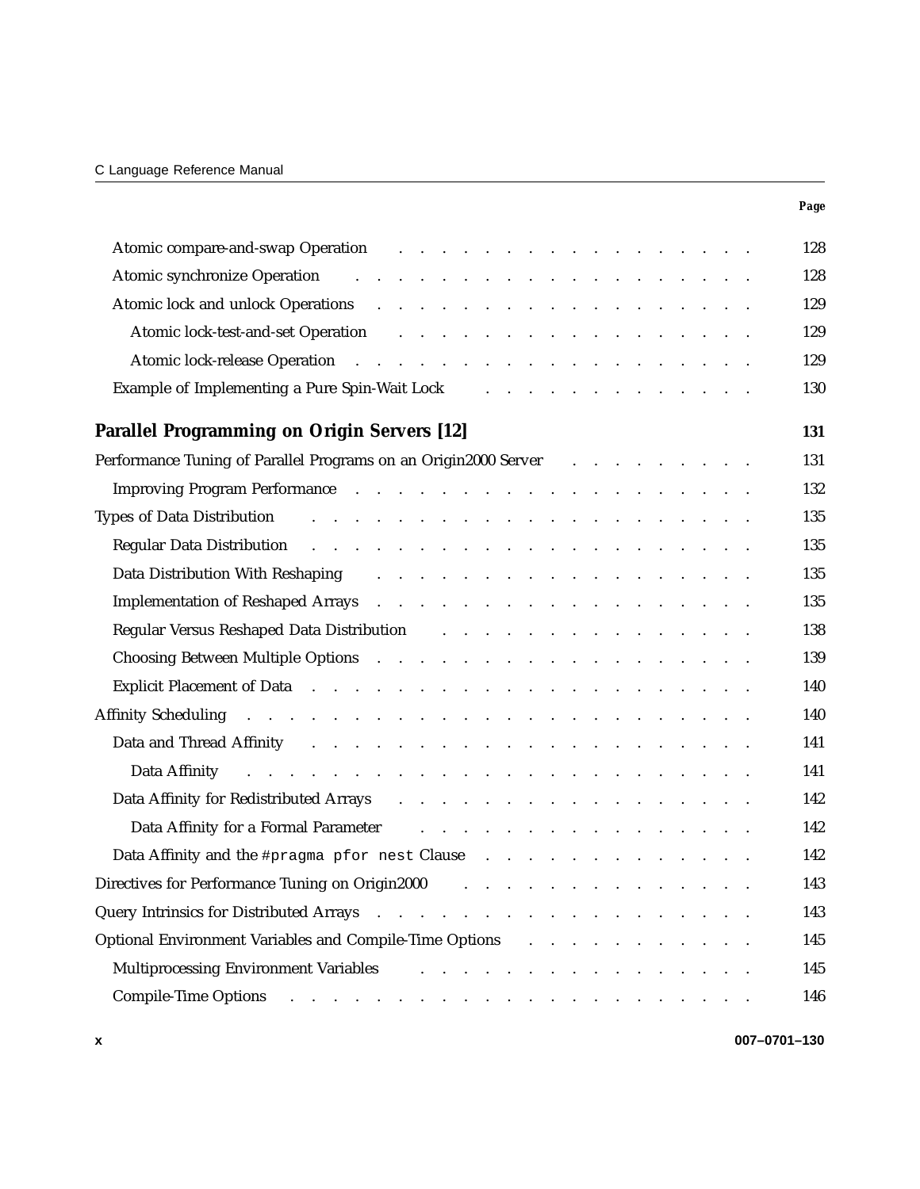| | Page |
|---|---|
| Atomic compare-and-swap Operation | 128 |
| Atomic synchronize Operation | 128 |
| Atomic lock and unlock Operations | 129 |
| Atomic lock-test-and-set Operation | 129 |
| Atomic lock-release Operation | 129 |
| Example of Implementing a Pure Spin-Wait Lock | 130 |
| **Parallel Programming on Origin Servers [12]** | **131** |
| Performance Tuning of Parallel Programs on an Origin2000 Server | 131 |
| Improving Program Performance | 132 |
| Types of Data Distribution | 135 |
| Regular Data Distribution | 135 |
| Data Distribution With Reshaping | 135 |
| Implementation of Reshaped Arrays | 135 |
| Regular Versus Reshaped Data Distribution | 138 |
| Choosing Between Multiple Options | 139 |
| Explicit Placement of Data | 140 |
| Affinity Scheduling | 140 |
| Data and Thread Affinity | 141 |
| Data Affinity | 141 |
| Data Affinity for Redistributed Arrays | 142 |
| Data Affinity for a Formal Parameter | 142 |
| Data Affinity and the `#pragma pfor nest` Clause | 142 |
| Directives for Performance Tuning on Origin2000 | 143 |
| Query Intrinsics for Distributed Arrays | 143 |
| Optional Environment Variables and Compile-Time Options | 145 |
| Multiprocessing Environment Variables | 145 |
| Compile-Time Options | 146 |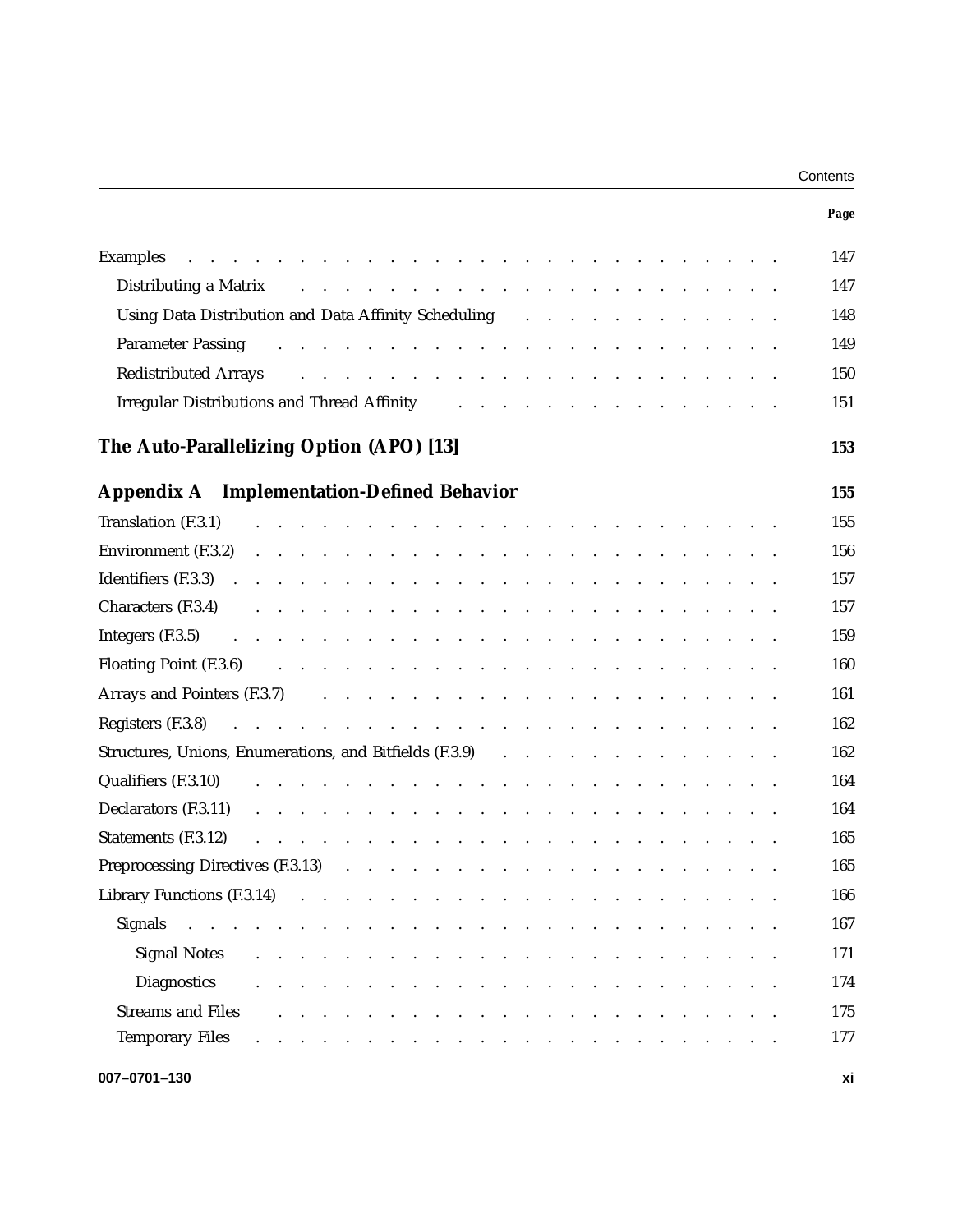| | Page |
|---|---|
| Examples | 147 |
| Distributing a Matrix | 147 |
| Using Data Distribution and Data Affinity Scheduling | 148 |
| Parameter Passing | 149 |
| Redistributed Arrays | 150 |
| Irregular Distributions and Thread Affinity | 151 |
| **The Auto-Parallelizing Option (APO) [13]** | **153** |
| **Appendix A Implementation-Defined Behavior** | **155** |
| Translation (F.3.1) | 155 |
| Environment (F.3.2) | 156 |
| Identifiers (F.3.3) | 157 |
| Characters (F.3.4) | 157 |
| Integers (F.3.5) | 159 |
| Floating Point (F.3.6) | 160 |
| Arrays and Pointers (F.3.7) | 161 |
| Registers (F.3.8) | 162 |
| Structures, Unions, Enumerations, and Bitfields (F.3.9) | 162 |
| Qualifiers (F.3.10) | 164 |
| Declarators (F.3.11) | 164 |
| Statements (F.3.12) | 165 |
| Preprocessing Directives (F.3.13) | 165 |
| Library Functions (F.3.14) | 166 |
| Signals | 167 |
| Signal Notes | 171 |
| Diagnostics | 174 |
| Streams and Files | 175 |
| Temporary Files | 177 |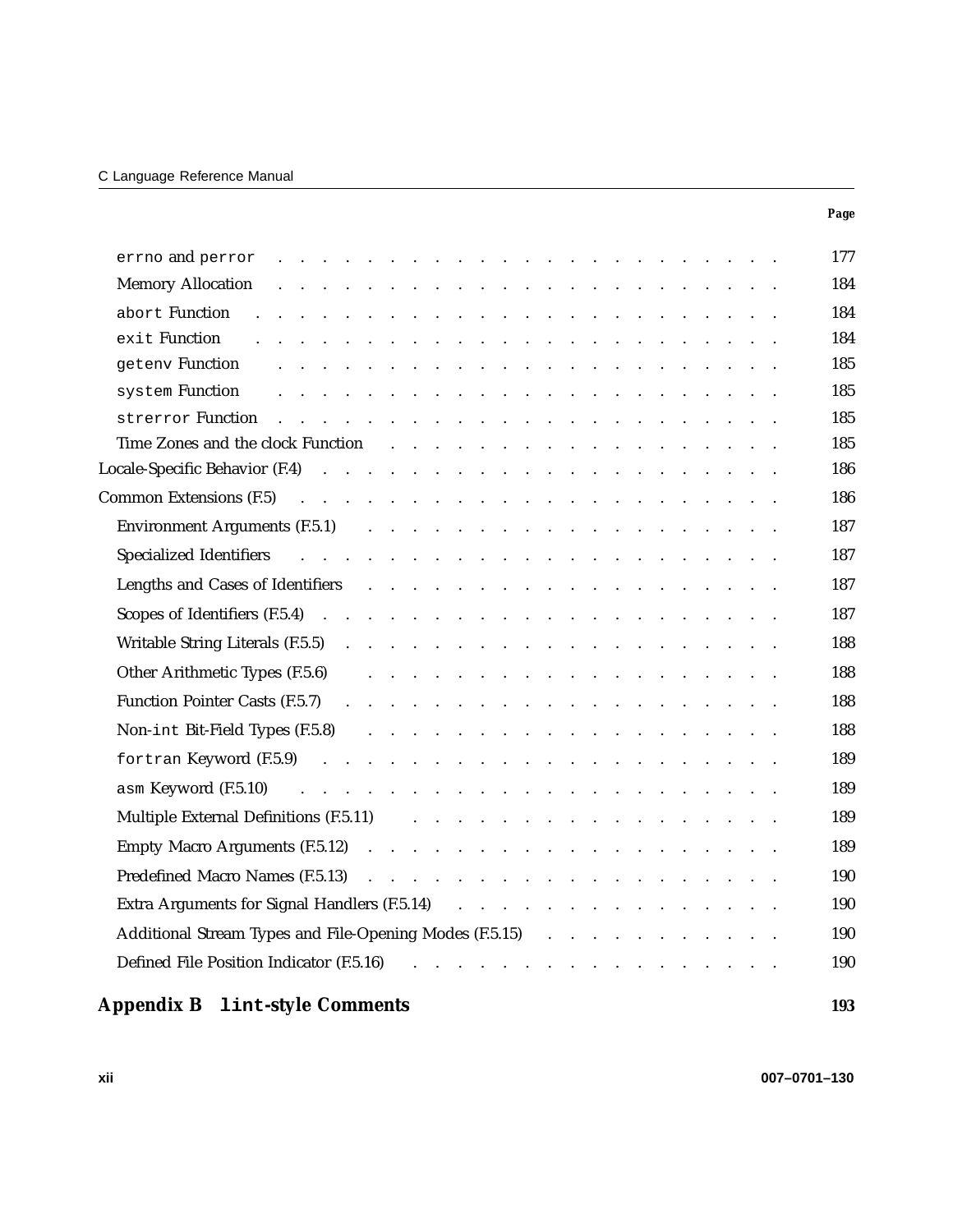| | Page |
|---|---|
| errno and perror | 177 |
| Memory Allocation | 184 |
| abort Function | 184 |
| exit Function | 184 |
| getenv Function | 185 |
| system Function | 185 |
| strerror Function | 185 |
| Time Zones and the clock Function | 185 |
| Locale-Specific Behavior (F.4) | 186 |
| Common Extensions (F.5) | 186 |
| Environment Arguments (F.5.1) | 187 |
| Specialized Identifiers | 187 |
| Lengths and Cases of Identifiers | 187 |
| Scopes of Identifiers (F.5.4) | 187 |
| Writable String Literals (F.5.5) | 188 |
| Other Arithmetic Types (F.5.6) | 188 |
| Function Pointer Casts (F.5.7) | 188 |
| Non-int Bit-Field Types (F.5.8) | 188 |
| fortran Keyword (F.5.9) | 189 |
| asm Keyword (F.5.10) | 189 |
| Multiple External Definitions (F.5.11) | 189 |
| Empty Macro Arguments (F.5.12) | 189 |
| Predefined Macro Names (F.5.13) | 190 |
| Extra Arguments for Signal Handlers (F.5.14) | 190 |
| Additional Stream Types and File-Opening Modes (F.5.15) | 190 |
| Defined File Position Indicator (F.5.16) | 190 |
| **Appendix B lint-style Comments** | **193** |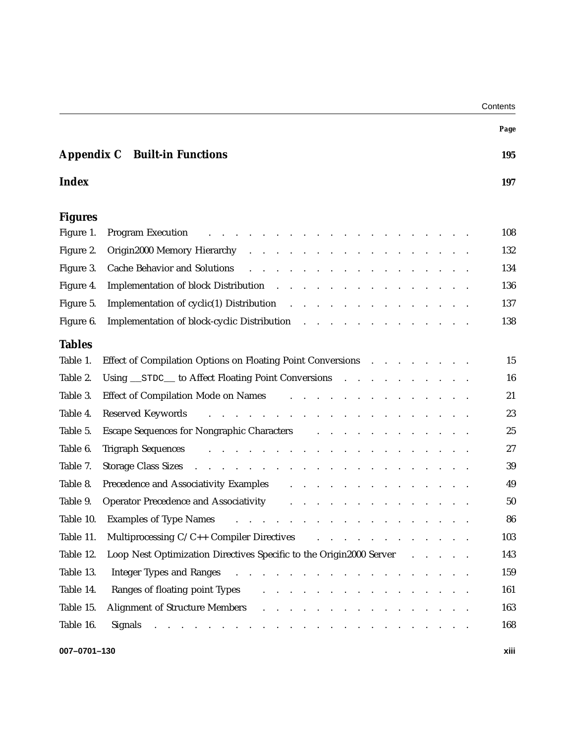| | Page |
|---|---|
| **Appendix C Built-in Functions** | **195** |
| **Index** | **197** |

## Figures

| | |
|---|---|
| Figure 1. Program Execution | 108 |
| Figure 2. Origin2000 Memory Hierarchy | 132 |
| Figure 3. Cache Behavior and Solutions | 134 |
| Figure 4. Implementation of block Distribution | 136 |
| Figure 5. Implementation of cyclic(1) Distribution | 137 |
| Figure 6. Implementation of block-cyclic Distribution | 138 |

## Tables

| | |
|---|---|
| Table 1. Effect of Compilation Options on Floating Point Conversions | 15 |
| Table 2. Using `__STDC__` to Affect Floating Point Conversions | 16 |
| Table 3. Effect of Compilation Mode on Names | 21 |
| Table 4. Reserved Keywords | 23 |
| Table 5. Escape Sequences for Nongraphic Characters | 25 |
| Table 6. Trigraph Sequences | 27 |
| Table 7. Storage Class Sizes | 39 |
| Table 8. Precedence and Associativity Examples | 49 |
| Table 9. Operator Precedence and Associativity | 50 |
| Table 10. Examples of Type Names | 86 |
| Table 11. Multiprocessing C/C++ Compiler Directives | 103 |
| Table 12. Loop Nest Optimization Directives Specific to the Origin2000 Server | 143 |
| Table 13. Integer Types and Ranges | 159 |
| Table 14. Ranges of floating point Types | 161 |
| Table 15. Alignment of Structure Members | 163 |
| Table 16. Signals | 168 |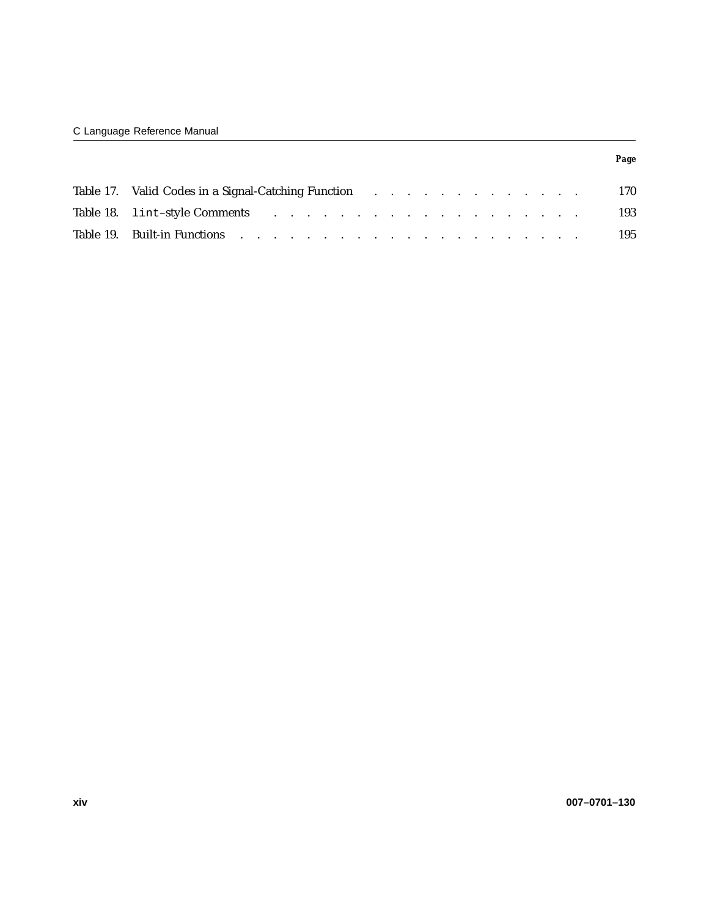| | | Page |
|---|---|---|
| Table 17. | Valid Codes in a Signal-Catching Function | 170 |
| Table 18. | `lint`–style Comments | 193 |
| Table 19. | Built-in Functions | 195 |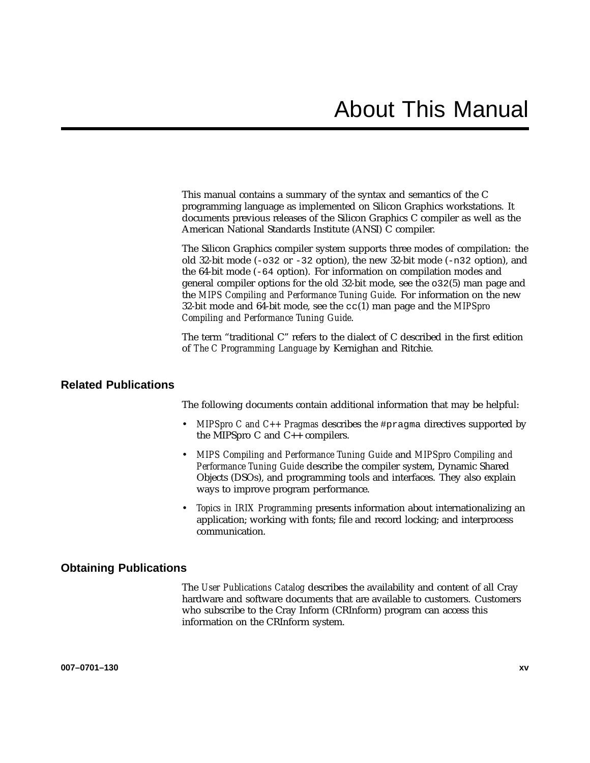# About This Manual

This manual contains a summary of the syntax and semantics of the C programming language as implemented on Silicon Graphics workstations. It documents previous releases of the Silicon Graphics C compiler as well as the American National Standards Institute (ANSI) C compiler.

The Silicon Graphics compiler system supports three modes of compilation: the old 32-bit mode (`-o32` or `-32` option), the new 32-bit mode (`-n32` option), and the 64-bit mode (`-64` option). For information on compilation modes and general compiler options for the old 32-bit mode, see the `o32`(5) man page and the *MIPS Compiling and Performance Tuning Guide*. For information on the new 32-bit mode and 64-bit mode, see the `cc`(1) man page and the *MIPSpro Compiling and Performance Tuning Guide*.

The term "traditional C" refers to the dialect of C described in the first edition of *The C Programming Language* by Kernighan and Ritchie.

## Related Publications

The following documents contain additional information that may be helpful:

- *MIPSpro C and C++ Pragmas* describes the `#pragma` directives supported by the MIPSpro C and C++ compilers.
- *MIPS Compiling and Performance Tuning Guide* and *MIPSpro Compiling and Performance Tuning Guide* describe the compiler system, Dynamic Shared Objects (DSOs), and programming tools and interfaces. They also explain ways to improve program performance.
- *Topics in IRIX Programming* presents information about internationalizing an application; working with fonts; file and record locking; and interprocess communication.

## Obtaining Publications

The *User Publications Catalog* describes the availability and content of all Cray hardware and software documents that are available to customers. Customers who subscribe to the Cray Inform (CRInform) program can access this information on the CRInform system.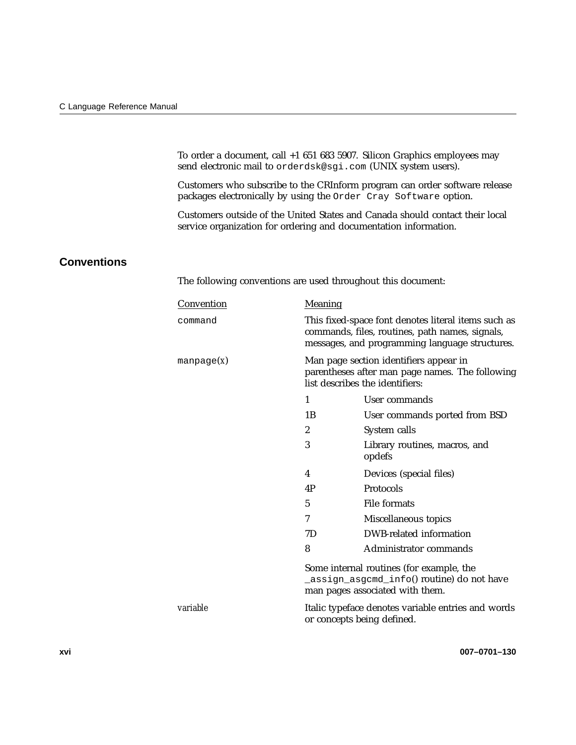To order a document, call +1 651 683 5907. Silicon Graphics employees may send electronic mail to `orderdsk@sgi.com` (UNIX system users).

Customers who subscribe to the CRInform program can order software release packages electronically by using the `Order Cray Software` option.

Customers outside of the United States and Canada should contact their local service organization for ordering and documentation information.

## Conventions

The following conventions are used throughout this document:

| Convention | Meaning |
| --- | --- |
| `command` | This fixed-space font denotes literal items such as commands, files, routines, path names, signals, messages, and programming language structures. |
| `manpage(`*x*`)` | Man page section identifiers appear in parentheses after man page names. The following list describes the identifiers: |

| Identifier | Description |
| --- | --- |
| 1 | User commands |
| 1B | User commands ported from BSD |
| 2 | System calls |
| 3 | Library routines, macros, and opdefs |
| 4 | Devices (special files) |
| 4P | Protocols |
| 5 | File formats |
| 7 | Miscellaneous topics |
| 7D | DWB-related information |
| 8 | Administrator commands |

Some internal routines (for example, the `_assign_asgcmd_info()` routine) do not have man pages associated with them.

| Convention | Meaning |
| --- | --- |
| *variable* | Italic typeface denotes variable entries and words or concepts being defined. |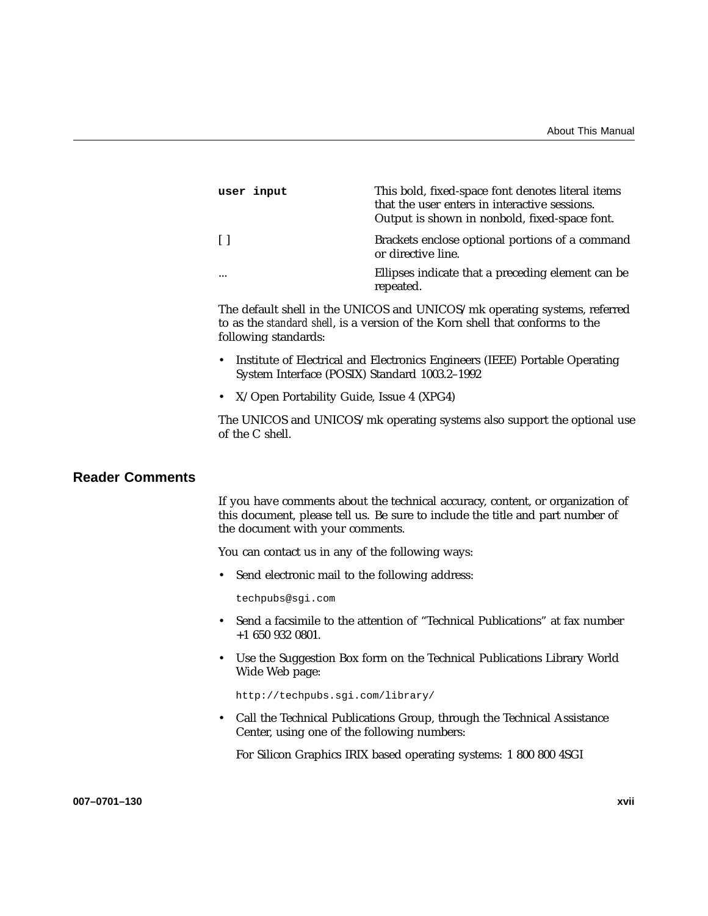| | |
|---|---|
| **`user input`** | This bold, fixed-space font denotes literal items that the user enters in interactive sessions. Output is shown in nonbold, fixed-space font. |
| [ ] | Brackets enclose optional portions of a command or directive line. |
| ... | Ellipses indicate that a preceding element can be repeated. |

The default shell in the UNICOS and UNICOS/mk operating systems, referred to as the *standard shell*, is a version of the Korn shell that conforms to the following standards:

- Institute of Electrical and Electronics Engineers (IEEE) Portable Operating System Interface (POSIX) Standard 1003.2–1992
- X/Open Portability Guide, Issue 4 (XPG4)

The UNICOS and UNICOS/mk operating systems also support the optional use of the C shell.

## Reader Comments

If you have comments about the technical accuracy, content, or organization of this document, please tell us. Be sure to include the title and part number of the document with your comments.

You can contact us in any of the following ways:

- Send electronic mail to the following address:

  `techpubs@sgi.com`

- Send a facsimile to the attention of "Technical Publications" at fax number +1 650 932 0801.
- Use the Suggestion Box form on the Technical Publications Library World Wide Web page:

  `http://techpubs.sgi.com/library/`

- Call the Technical Publications Group, through the Technical Assistance Center, using one of the following numbers:

  For Silicon Graphics IRIX based operating systems: 1 800 800 4SGI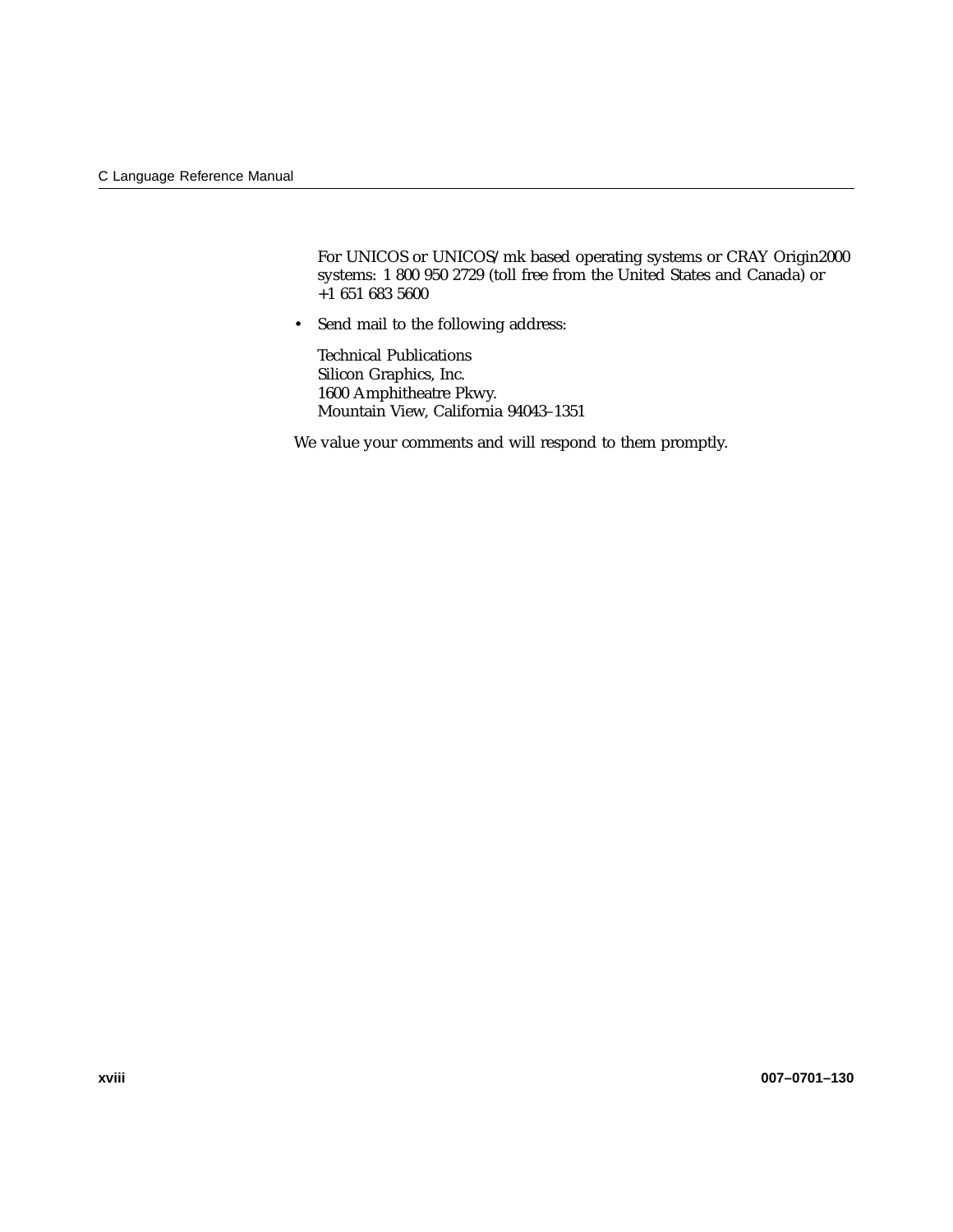For UNICOS or UNICOS/mk based operating systems or CRAY Origin2000 systems: 1 800 950 2729 (toll free from the United States and Canada) or +1 651 683 5600

- Send mail to the following address:

  Technical Publications
  Silicon Graphics, Inc.
  1600 Amphitheatre Pkwy.
  Mountain View, California 94043–1351

We value your comments and will respond to them promptly.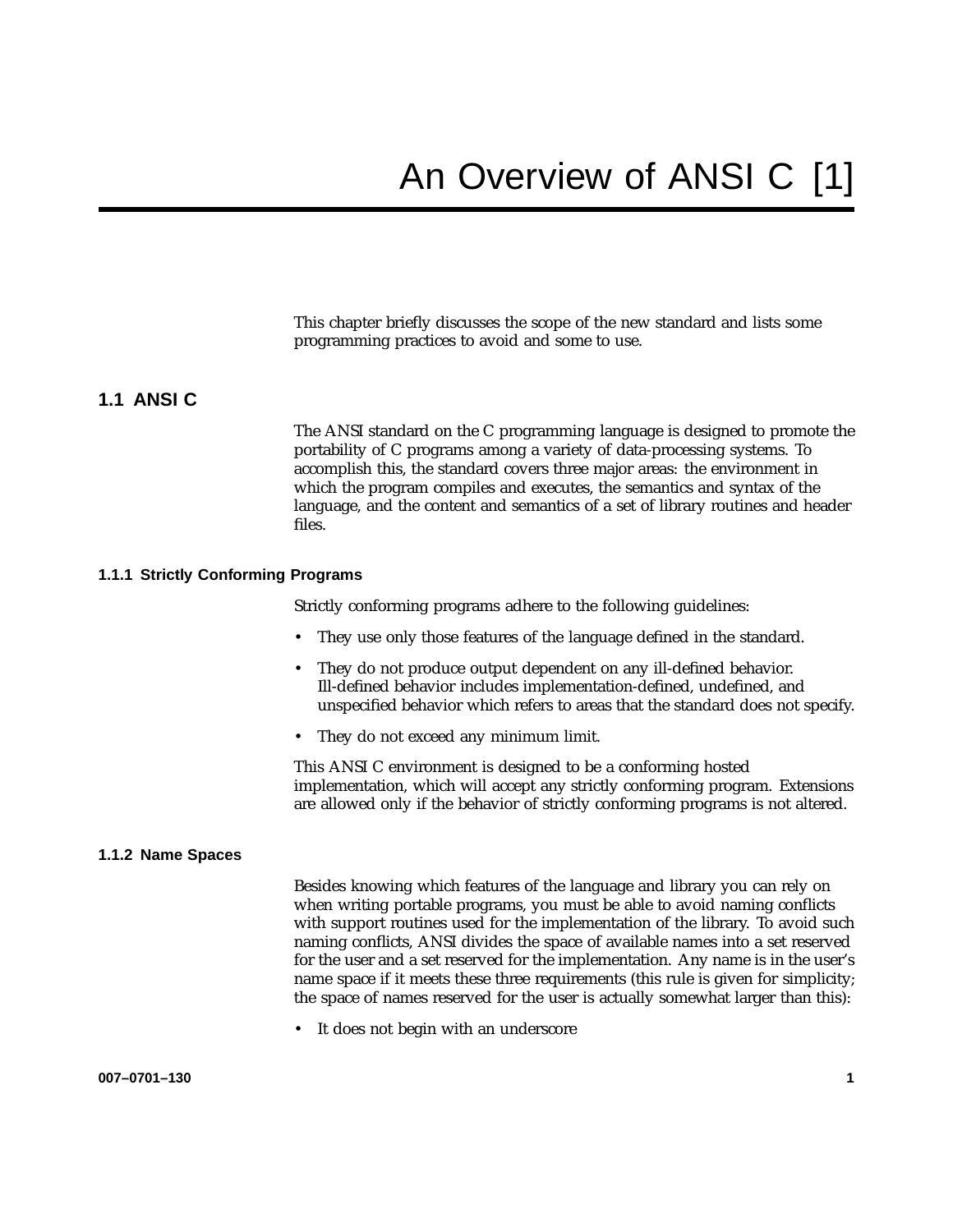# An Overview of ANSI C [1]

This chapter briefly discusses the scope of the new standard and lists some programming practices to avoid and some to use.

## 1.1 ANSI C

The ANSI standard on the C programming language is designed to promote the portability of C programs among a variety of data-processing systems. To accomplish this, the standard covers three major areas: the environment in which the program compiles and executes, the semantics and syntax of the language, and the content and semantics of a set of library routines and header files.

### 1.1.1 Strictly Conforming Programs

Strictly conforming programs adhere to the following guidelines:

- They use only those features of the language defined in the standard.
- They do not produce output dependent on any ill-defined behavior. Ill-defined behavior includes implementation-defined, undefined, and unspecified behavior which refers to areas that the standard does not specify.
- They do not exceed any minimum limit.

This ANSI C environment is designed to be a conforming hosted implementation, which will accept any strictly conforming program. Extensions are allowed only if the behavior of strictly conforming programs is not altered.

### 1.1.2 Name Spaces

Besides knowing which features of the language and library you can rely on when writing portable programs, you must be able to avoid naming conflicts with support routines used for the implementation of the library. To avoid such naming conflicts, ANSI divides the space of available names into a set reserved for the user and a set reserved for the implementation. Any name is in the user's name space if it meets these three requirements (this rule is given for simplicity; the space of names reserved for the user is actually somewhat larger than this):

- It does not begin with an underscore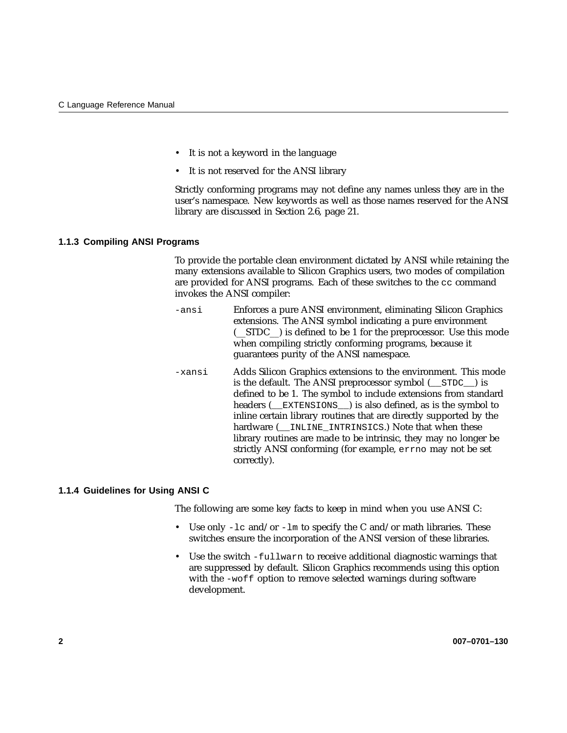- It is not a keyword in the language
- It is not reserved for the ANSI library

Strictly conforming programs may not define any names unless they are in the user's namespace. New keywords as well as those names reserved for the ANSI library are discussed in Section 2.6, page 21.

### 1.1.3 Compiling ANSI Programs

To provide the portable clean environment dictated by ANSI while retaining the many extensions available to Silicon Graphics users, two modes of compilation are provided for ANSI programs. Each of these switches to the `cc` command invokes the ANSI compiler:

`-ansi` Enforces a pure ANSI environment, eliminating Silicon Graphics extensions. The ANSI symbol indicating a pure environment (__STDC__) is defined to be 1 for the preprocessor. Use this mode when compiling strictly conforming programs, because it guarantees purity of the ANSI namespace.

`-xansi` Adds Silicon Graphics extensions to the environment. This mode is the default. The ANSI preprocessor symbol (`__STDC__`) is defined to be 1. The symbol to include extensions from standard headers (`__EXTENSIONS__`) is also defined, as is the symbol to inline certain library routines that are directly supported by the hardware (`__INLINE_INTRINSICS`.) Note that when these library routines are made to be intrinsic, they may no longer be strictly ANSI conforming (for example, `errno` may not be set correctly).

### 1.1.4 Guidelines for Using ANSI C

The following are some key facts to keep in mind when you use ANSI C:

- Use only `-lc` and/or `-lm` to specify the C and/or math libraries. These switches ensure the incorporation of the ANSI version of these libraries.
- Use the switch `-fullwarn` to receive additional diagnostic warnings that are suppressed by default. Silicon Graphics recommends using this option with the `-woff` option to remove selected warnings during software development.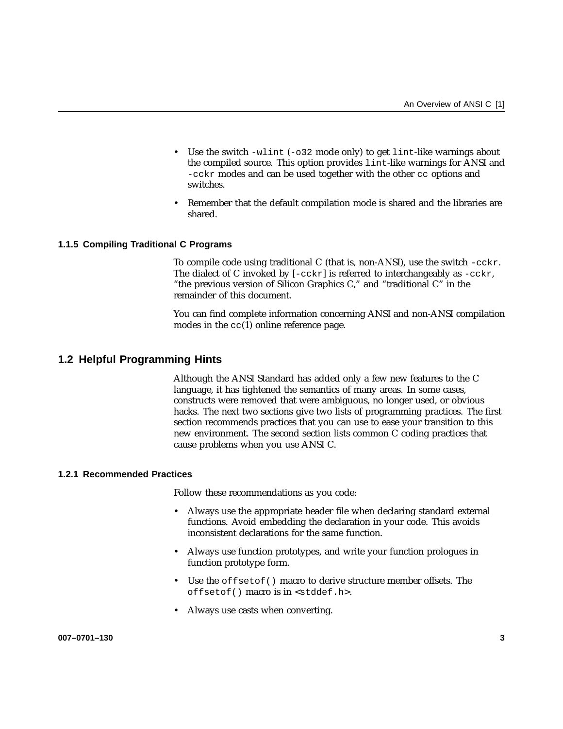- Use the switch `-wlint` (`-o32` mode only) to get `lint`-like warnings about the compiled source. This option provides `lint`-like warnings for ANSI and `-cckr` modes and can be used together with the other `cc` options and switches.
- Remember that the default compilation mode is shared and the libraries are shared.

### 1.1.5 Compiling Traditional C Programs

To compile code using traditional C (that is, non-ANSI), use the switch `-cckr`. The dialect of C invoked by [`-cckr`] is referred to interchangeably as `-cckr`, "the previous version of Silicon Graphics C," and "traditional C" in the remainder of this document.

You can find complete information concerning ANSI and non-ANSI compilation modes in the `cc`(1) online reference page.

## 1.2 Helpful Programming Hints

Although the ANSI Standard has added only a few new features to the C language, it has tightened the semantics of many areas. In some cases, constructs were removed that were ambiguous, no longer used, or obvious hacks. The next two sections give two lists of programming practices. The first section recommends practices that you can use to ease your transition to this new environment. The second section lists common C coding practices that cause problems when you use ANSI C.

### 1.2.1 Recommended Practices

Follow these recommendations as you code:

- Always use the appropriate header file when declaring standard external functions. Avoid embedding the declaration in your code. This avoids inconsistent declarations for the same function.
- Always use function prototypes, and write your function prologues in function prototype form.
- Use the `offsetof()` macro to derive structure member offsets. The `offsetof()` macro is in `<stddef.h>`.
- Always use casts when converting.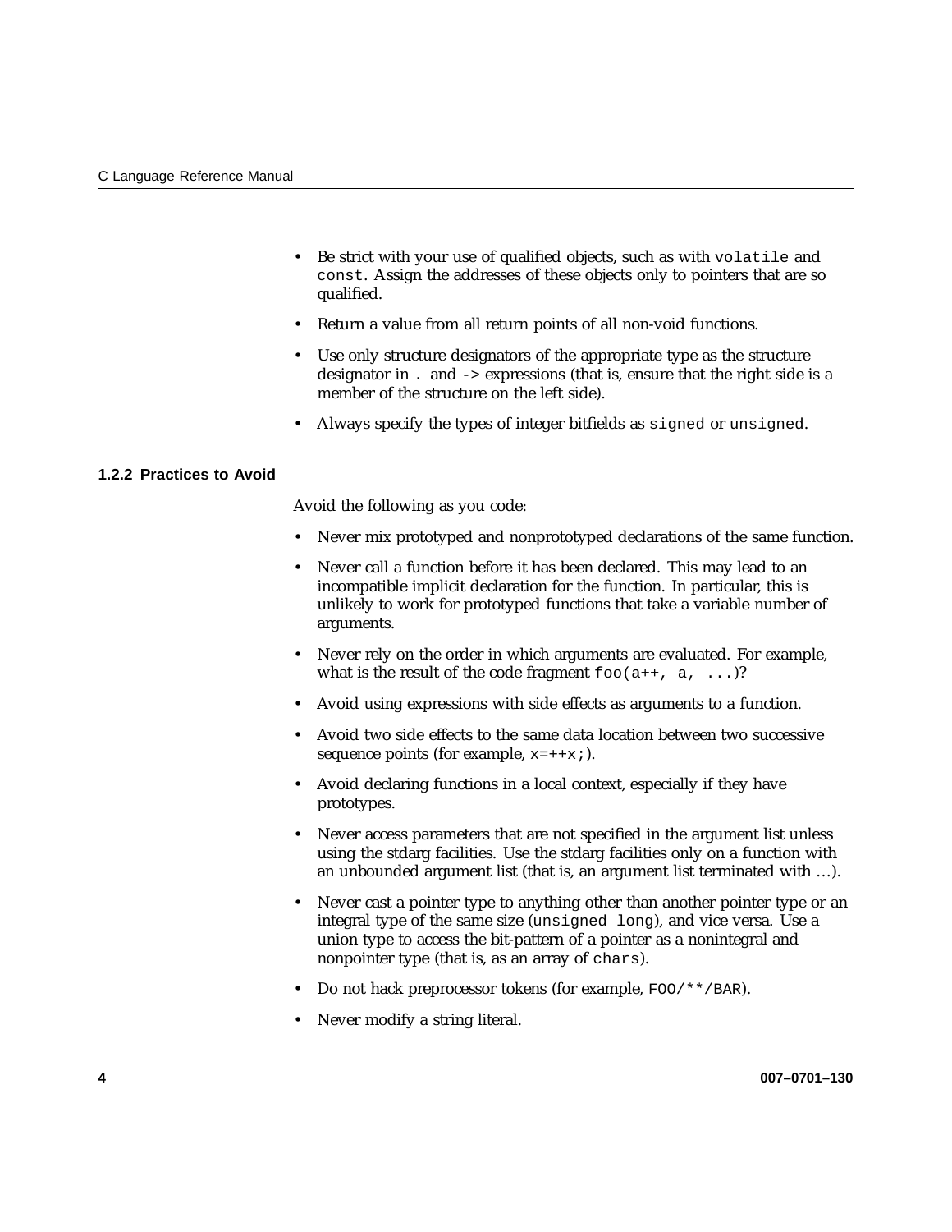- Be strict with your use of qualified objects, such as with `volatile` and `const`. Assign the addresses of these objects only to pointers that are so qualified.
- Return a value from all return points of all non-void functions.
- Use only structure designators of the appropriate type as the structure designator in `.` and `->` expressions (that is, ensure that the right side is a member of the structure on the left side).
- Always specify the types of integer bitfields as `signed` or `unsigned`.

### 1.2.2 Practices to Avoid

Avoid the following as you code:

- Never mix prototyped and nonprototyped declarations of the same function.
- Never call a function before it has been declared. This may lead to an incompatible implicit declaration for the function. In particular, this is unlikely to work for prototyped functions that take a variable number of arguments.
- Never rely on the order in which arguments are evaluated. For example, what is the result of the code fragment `foo(a++, a, ...)`?
- Avoid using expressions with side effects as arguments to a function.
- Avoid two side effects to the same data location between two successive sequence points (for example, `x=++x;`).
- Avoid declaring functions in a local context, especially if they have prototypes.
- Never access parameters that are not specified in the argument list unless using the stdarg facilities. Use the stdarg facilities only on a function with an unbounded argument list (that is, an argument list terminated with …).
- Never cast a pointer type to anything other than another pointer type or an integral type of the same size (`unsigned long`), and vice versa. Use a union type to access the bit-pattern of a pointer as a nonintegral and nonpointer type (that is, as an array of `chars`).
- Do not hack preprocessor tokens (for example, `FOO/**/BAR`).
- Never modify a string literal.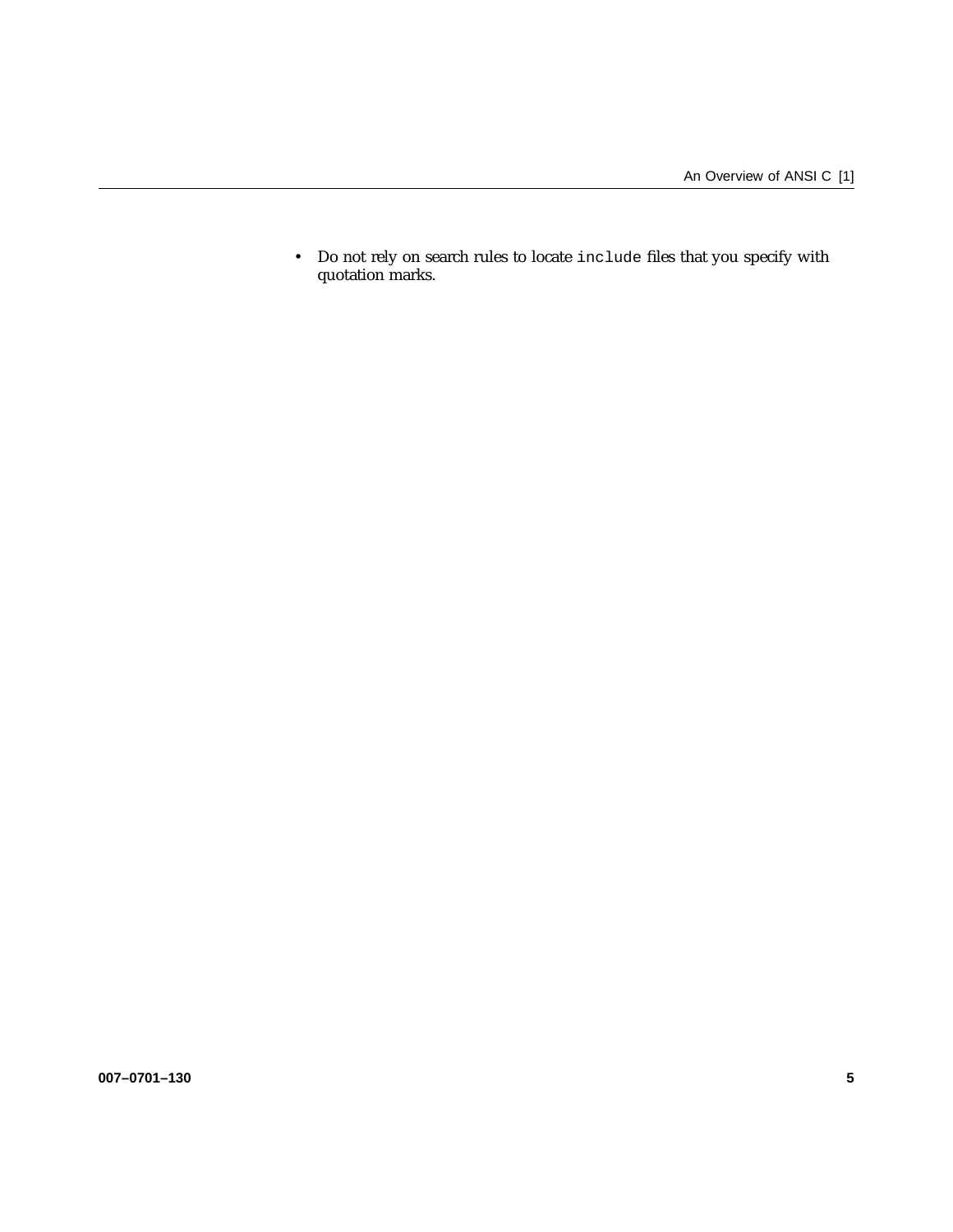- Do not rely on search rules to locate `include` files that you specify with quotation marks.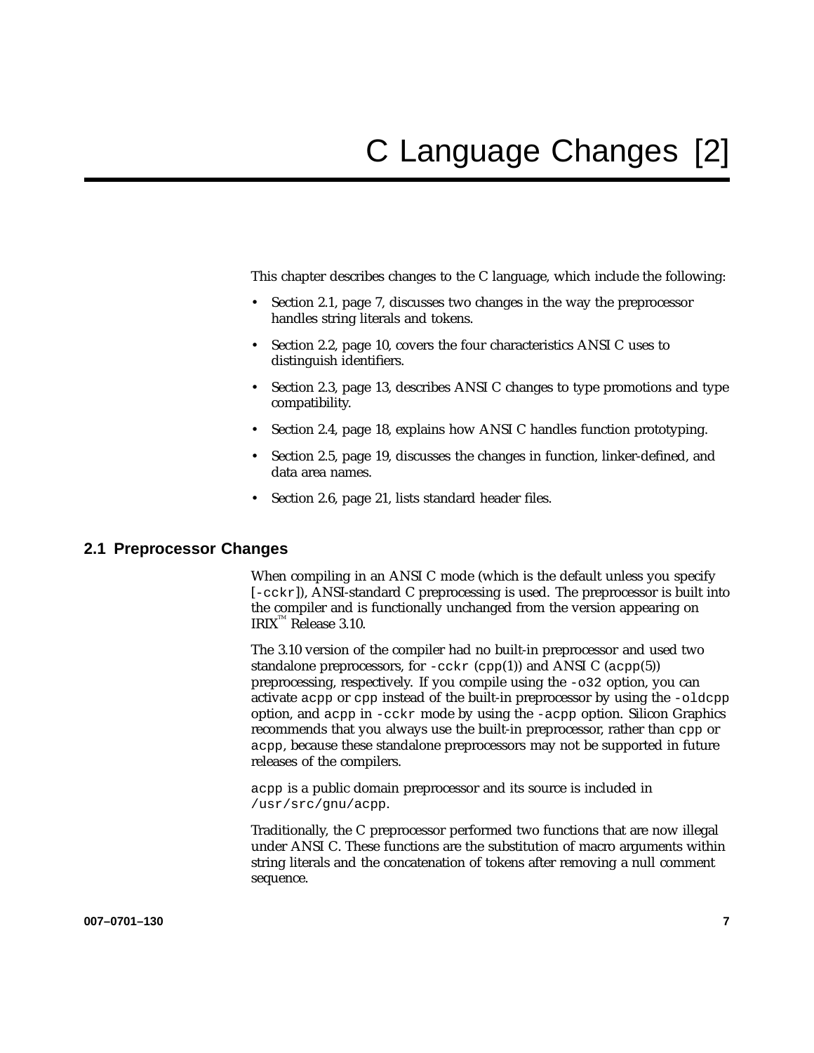# C Language Changes [2]

This chapter describes changes to the C language, which include the following:

- Section 2.1, page 7, discusses two changes in the way the preprocessor handles string literals and tokens.
- Section 2.2, page 10, covers the four characteristics ANSI C uses to distinguish identifiers.
- Section 2.3, page 13, describes ANSI C changes to type promotions and type compatibility.
- Section 2.4, page 18, explains how ANSI C handles function prototyping.
- Section 2.5, page 19, discusses the changes in function, linker-defined, and data area names.
- Section 2.6, page 21, lists standard header files.

## 2.1 Preprocessor Changes

When compiling in an ANSI C mode (which is the default unless you specify [`-cckr`]), ANSI-standard C preprocessing is used. The preprocessor is built into the compiler and is functionally unchanged from the version appearing on IRIX™ Release 3.10.

The 3.10 version of the compiler had no built-in preprocessor and used two standalone preprocessors, for `-cckr` (`cpp`(1)) and ANSI C (`acpp`(5)) preprocessing, respectively. If you compile using the `-o32` option, you can activate `acpp` or `cpp` instead of the built-in preprocessor by using the `-oldcpp` option, and `acpp` in `-cckr` mode by using the `-acpp` option. Silicon Graphics recommends that you always use the built-in preprocessor, rather than `cpp` or `acpp`, because these standalone preprocessors may not be supported in future releases of the compilers.

`acpp` is a public domain preprocessor and its source is included in `/usr/src/gnu/acpp`.

Traditionally, the C preprocessor performed two functions that are now illegal under ANSI C. These functions are the substitution of macro arguments within string literals and the concatenation of tokens after removing a null comment sequence.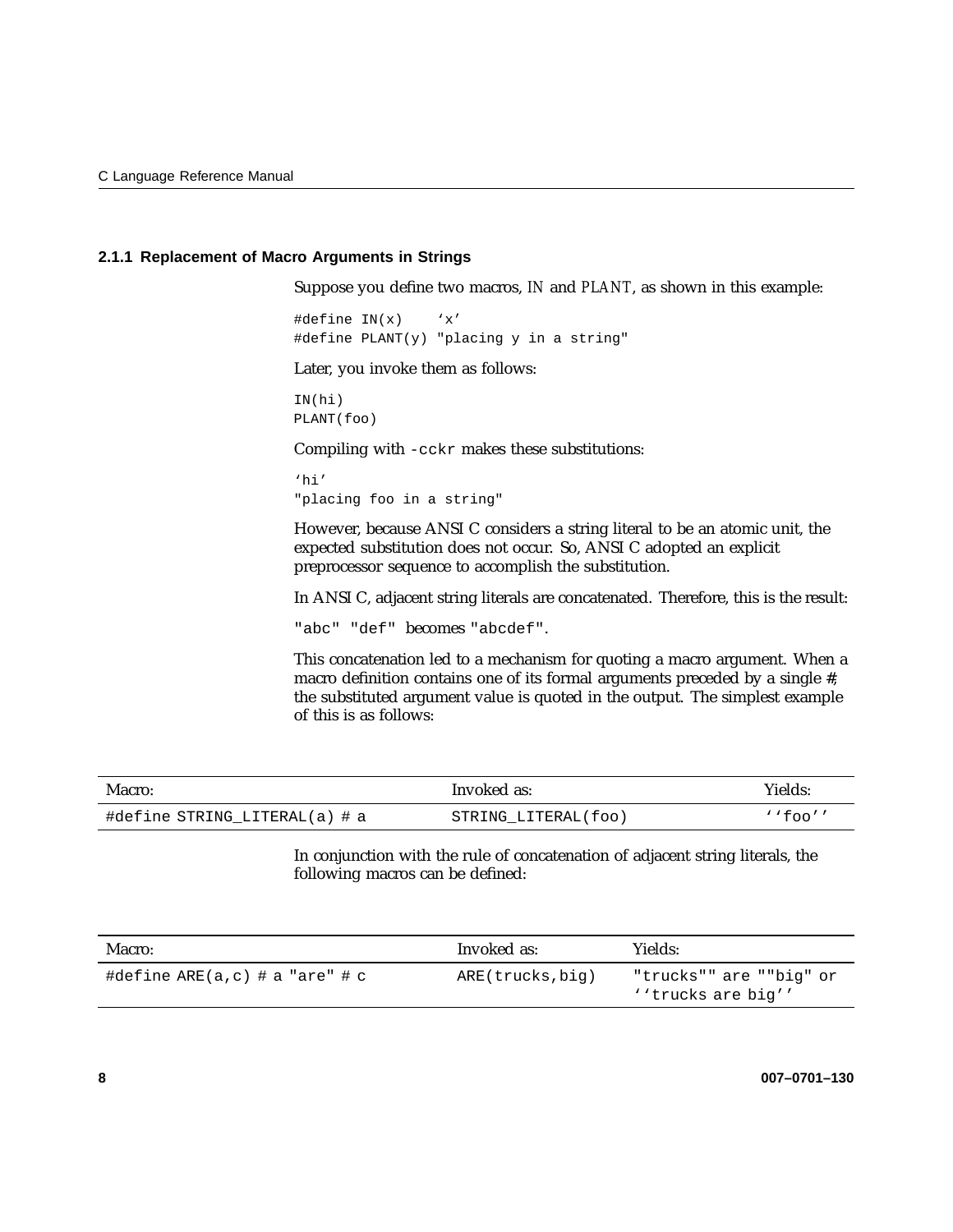### 2.1.1 Replacement of Macro Arguments in Strings

Suppose you define two macros, *IN* and *PLANT*, as shown in this example:

```
#define IN(x)    ‘x’
#define PLANT(y) "placing y in a string"
```

Later, you invoke them as follows:

```
IN(hi)
PLANT(foo)
```

Compiling with `-cckr` makes these substitutions:

```
‘hi’
"placing foo in a string"
```

However, because ANSI C considers a string literal to be an atomic unit, the expected substitution does not occur. So, ANSI C adopted an explicit preprocessor sequence to accomplish the substitution.

In ANSI C, adjacent string literals are concatenated. Therefore, this is the result:

`"abc" "def"` becomes `"abcdef"`.

This concatenation led to a mechanism for quoting a macro argument. When a macro definition contains one of its formal arguments preceded by a single **#**, the substituted argument value is quoted in the output. The simplest example of this is as follows:

| Macro: | Invoked as: | Yields: |
|---|---|---|
| `#define STRING_LITERAL(a) # a` | `STRING_LITERAL(foo)` | `‘‘foo’’` |

In conjunction with the rule of concatenation of adjacent string literals, the following macros can be defined:

| Macro: | Invoked as: | Yields: |
|---|---|---|
| `#define ARE(a,c) # a "are" # c` | `ARE(trucks,big)` | `"trucks"" are ""big"` or `‘‘trucks are big’’` |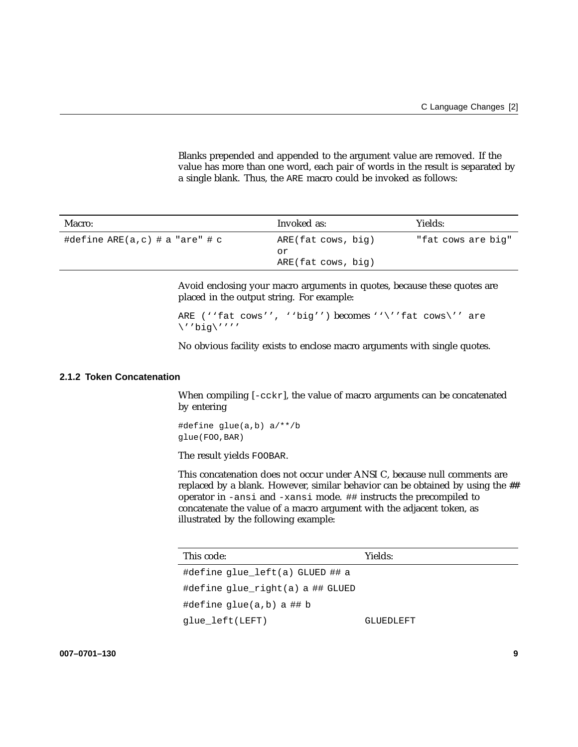Blanks prepended and appended to the argument value are removed. If the value has more than one word, each pair of words in the result is separated by a single blank. Thus, the ARE macro could be invoked as follows:

| Macro: | Invoked as: | Yields: |
|---|---|---|
| `#define ARE(a,c) # a "are" # c` | `ARE(fat cows, big)` or `ARE(fat cows, big)` | `"fat cows are big"` |

Avoid enclosing your macro arguments in quotes, because these quotes are placed in the output string. For example:

`ARE (''fat cows'', ''big'')` becomes `''\''fat cows\'' are \''big\''''`

No obvious facility exists to enclose macro arguments with single quotes.

### 2.1.2 Token Concatenation

When compiling [`-cckr`], the value of macro arguments can be concatenated by entering

```
#define glue(a,b) a/**/b
glue(FOO,BAR)
```

The result yields `FOOBAR`.

This concatenation does not occur under ANSI C, because null comments are replaced by a blank. However, similar behavior can be obtained by using the **##** operator in `-ansi` and `-xansi` mode. `##` instructs the precompiled to concatenate the value of a macro argument with the adjacent token, as illustrated by the following example:

| This code: | Yields: |
|---|---|
| `#define glue_left(a) GLUED ## a` | |
| `#define glue_right(a) a ## GLUED` | |
| `#define glue(a,b) a ## b` | |
| `glue_left(LEFT)` | `GLUEDLEFT` |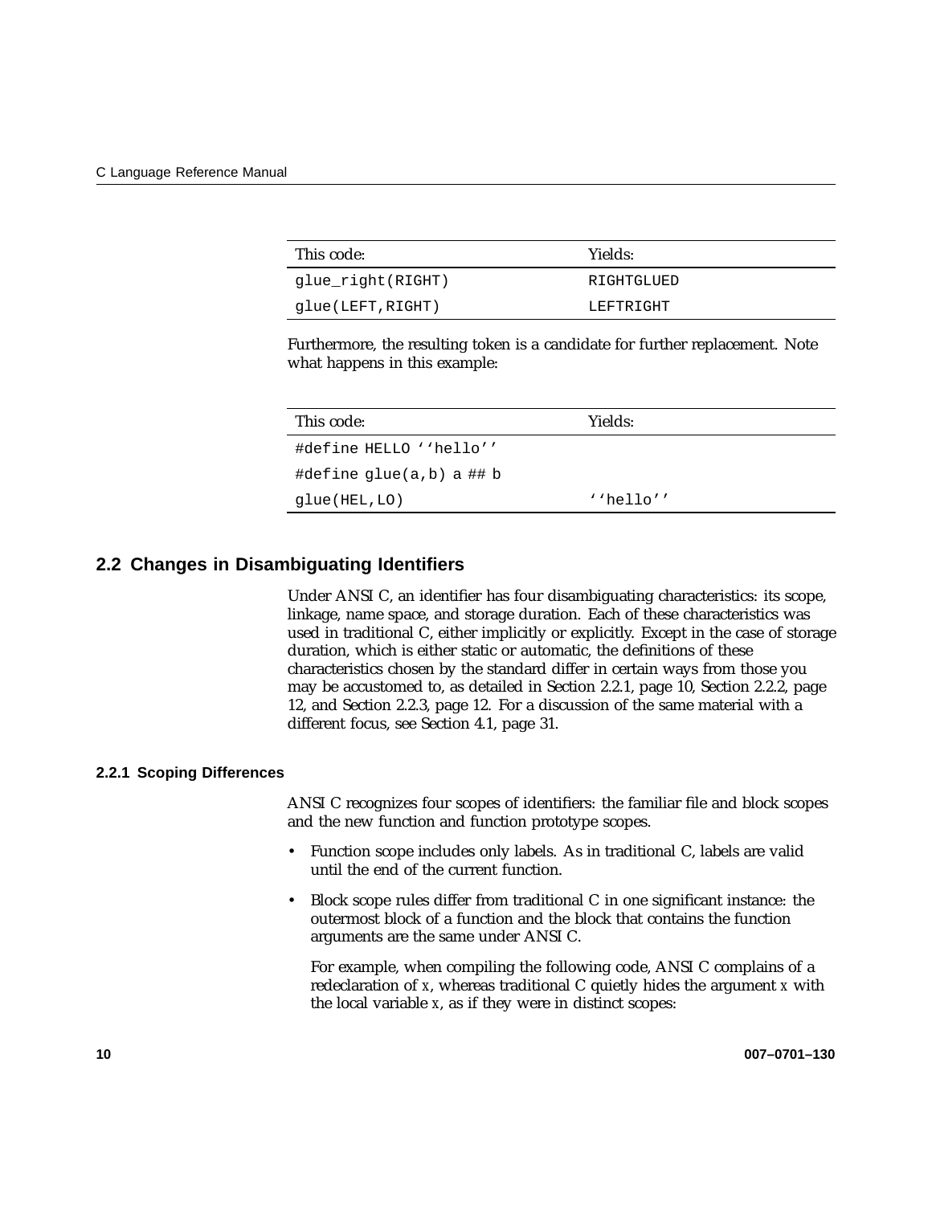| This code: | Yields: |
| --- | --- |
| `glue_right(RIGHT)` | `RIGHTGLUED` |
| `glue(LEFT,RIGHT)` | `LEFTRIGHT` |

Furthermore, the resulting token is a candidate for further replacement. Note what happens in this example:

| This code: | Yields: |
| --- | --- |
| `#define HELLO ''hello''` | |
| `#define glue(a,b) a ## b` | |
| `glue(HEL,LO)` | `''hello''` |

## 2.2 Changes in Disambiguating Identifiers

Under ANSI C, an identifier has four disambiguating characteristics: its scope, linkage, name space, and storage duration. Each of these characteristics was used in traditional C, either implicitly or explicitly. Except in the case of storage duration, which is either static or automatic, the definitions of these characteristics chosen by the standard differ in certain ways from those you may be accustomed to, as detailed in Section 2.2.1, page 10, Section 2.2.2, page 12, and Section 2.2.3, page 12. For a discussion of the same material with a different focus, see Section 4.1, page 31.

### 2.2.1 Scoping Differences

ANSI C recognizes four scopes of identifiers: the familiar file and block scopes and the new function and function prototype scopes.

- Function scope includes only labels. As in traditional C, labels are valid until the end of the current function.
- Block scope rules differ from traditional C in one significant instance: the outermost block of a function and the block that contains the function arguments are the same under ANSI C.

  For example, when compiling the following code, ANSI C complains of a redeclaration of `x`, whereas traditional C quietly hides the argument `x` with the local variable `x`, as if they were in distinct scopes: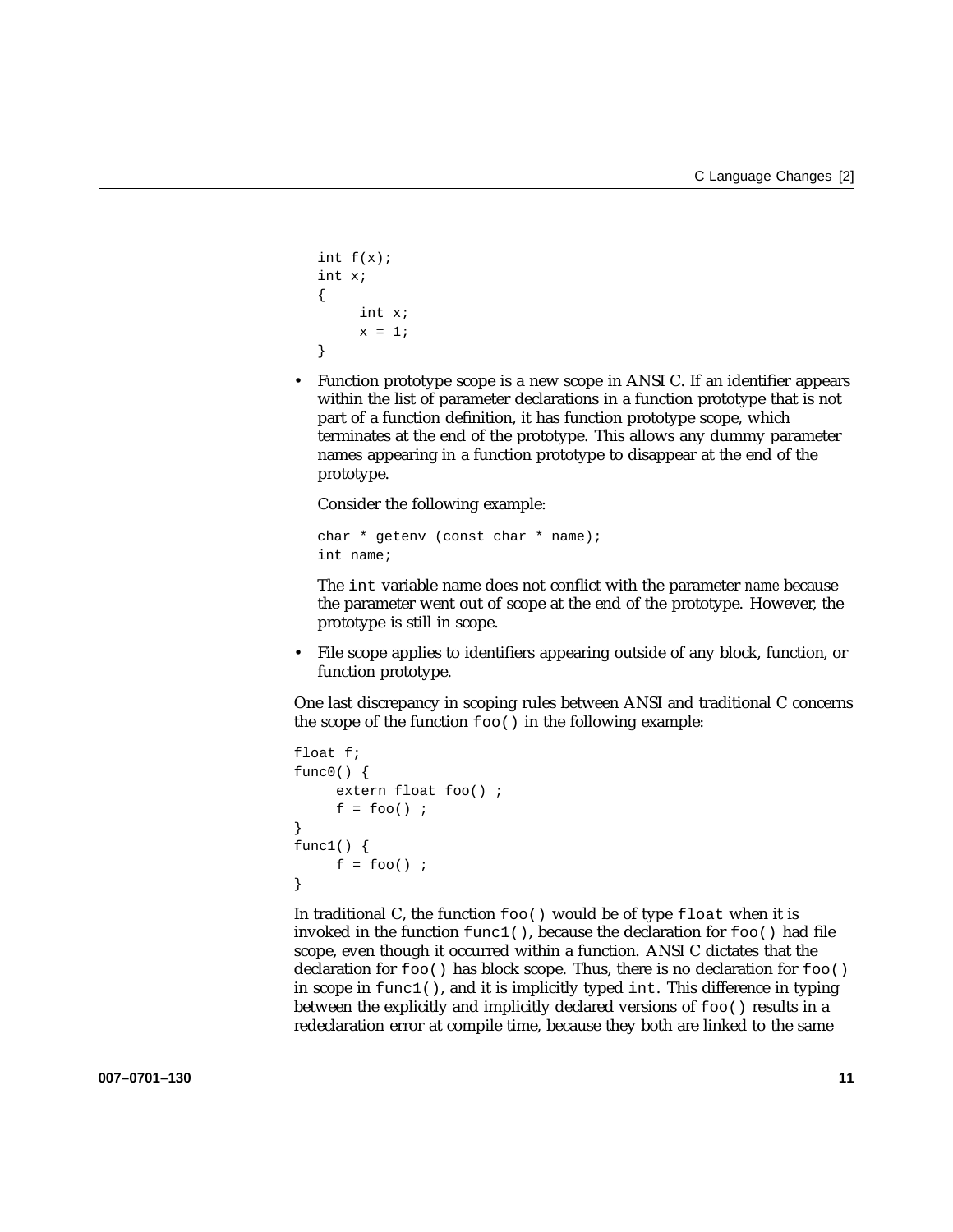```
int f(x);
int x;
{
     int x;
     x = 1;
}
```

- Function prototype scope is a new scope in ANSI C. If an identifier appears within the list of parameter declarations in a function prototype that is not part of a function definition, it has function prototype scope, which terminates at the end of the prototype. This allows any dummy parameter names appearing in a function prototype to disappear at the end of the prototype.

  Consider the following example:

  ```
  char * getenv (const char * name);
  int name;
  ```

  The `int` variable name does not conflict with the parameter *name* because the parameter went out of scope at the end of the prototype. However, the prototype is still in scope.

- File scope applies to identifiers appearing outside of any block, function, or function prototype.

One last discrepancy in scoping rules between ANSI and traditional C concerns the scope of the function `foo()` in the following example:

```
float f;
func0() {
     extern float foo() ;
     f = foo() ;
}
func1() {
     f = foo() ;
}
```

In traditional C, the function `foo()` would be of type `float` when it is invoked in the function `func1()`, because the declaration for `foo()` had file scope, even though it occurred within a function. ANSI C dictates that the declaration for `foo()` has block scope. Thus, there is no declaration for `foo()` in scope in `func1()`, and it is implicitly typed `int`. This difference in typing between the explicitly and implicitly declared versions of `foo()` results in a redeclaration error at compile time, because they both are linked to the same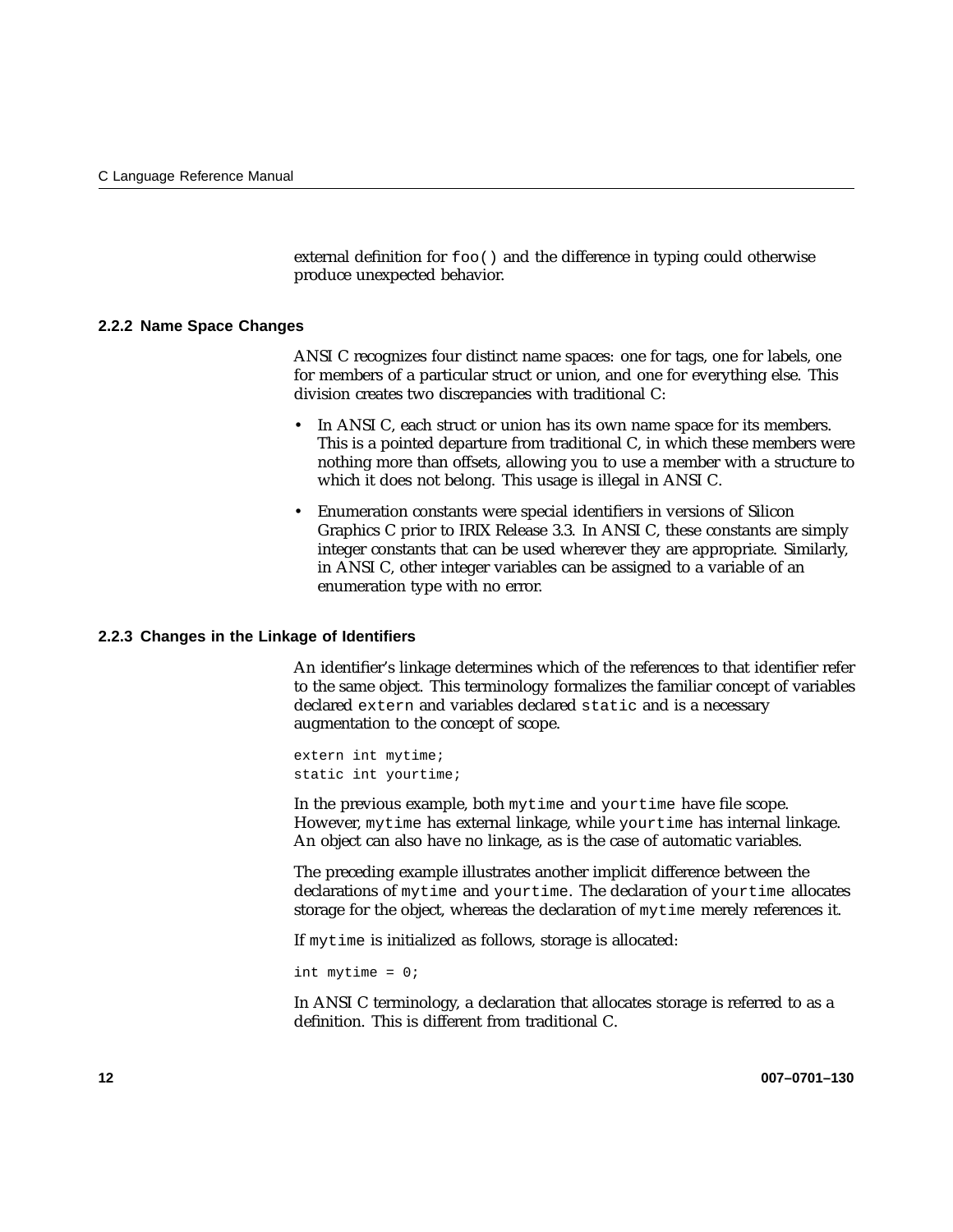external definition for `foo()` and the difference in typing could otherwise produce unexpected behavior.

### 2.2.2 Name Space Changes

ANSI C recognizes four distinct name spaces: one for tags, one for labels, one for members of a particular struct or union, and one for everything else. This division creates two discrepancies with traditional C:

- In ANSI C, each struct or union has its own name space for its members. This is a pointed departure from traditional C, in which these members were nothing more than offsets, allowing you to use a member with a structure to which it does not belong. This usage is illegal in ANSI C.
- Enumeration constants were special identifiers in versions of Silicon Graphics C prior to IRIX Release 3.3. In ANSI C, these constants are simply integer constants that can be used wherever they are appropriate. Similarly, in ANSI C, other integer variables can be assigned to a variable of an enumeration type with no error.

### 2.2.3 Changes in the Linkage of Identifiers

An identifier's linkage determines which of the references to that identifier refer to the same object. This terminology formalizes the familiar concept of variables declared `extern` and variables declared `static` and is a necessary augmentation to the concept of scope.

```
extern int mytime;
static int yourtime;
```

In the previous example, both `mytime` and `yourtime` have file scope. However, `mytime` has external linkage, while `yourtime` has internal linkage. An object can also have no linkage, as is the case of automatic variables.

The preceding example illustrates another implicit difference between the declarations of `mytime` and `yourtime`. The declaration of `yourtime` allocates storage for the object, whereas the declaration of `mytime` merely references it.

If `mytime` is initialized as follows, storage is allocated:

```
int mytime = 0;
```

In ANSI C terminology, a declaration that allocates storage is referred to as a definition. This is different from traditional C.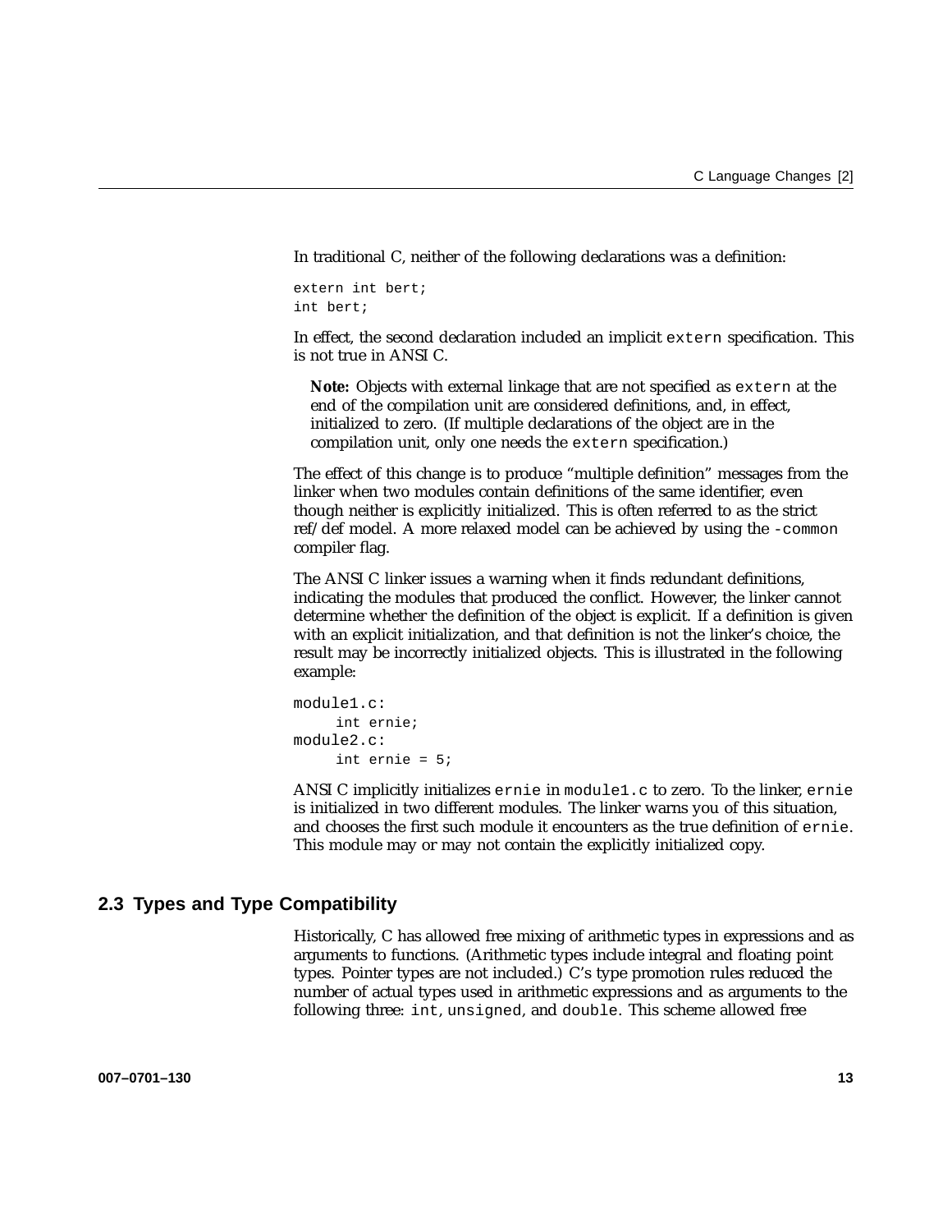In traditional C, neither of the following declarations was a definition:

```
extern int bert;
int bert;
```

In effect, the second declaration included an implicit `extern` specification. This is not true in ANSI C.

> **Note:** Objects with external linkage that are not specified as `extern` at the end of the compilation unit are considered definitions, and, in effect, initialized to zero. (If multiple declarations of the object are in the compilation unit, only one needs the `extern` specification.)

The effect of this change is to produce "multiple definition" messages from the linker when two modules contain definitions of the same identifier, even though neither is explicitly initialized. This is often referred to as the strict ref/def model. A more relaxed model can be achieved by using the `-common` compiler flag.

The ANSI C linker issues a warning when it finds redundant definitions, indicating the modules that produced the conflict. However, the linker cannot determine whether the definition of the object is explicit. If a definition is given with an explicit initialization, and that definition is not the linker's choice, the result may be incorrectly initialized objects. This is illustrated in the following example:

```
module1.c:
     int ernie;
module2.c:
     int ernie = 5;
```

ANSI C implicitly initializes `ernie` in `module1.c` to zero. To the linker, `ernie` is initialized in two different modules. The linker warns you of this situation, and chooses the first such module it encounters as the true definition of `ernie`. This module may or may not contain the explicitly initialized copy.

## 2.3 Types and Type Compatibility

Historically, C has allowed free mixing of arithmetic types in expressions and as arguments to functions. (Arithmetic types include integral and floating point types. Pointer types are not included.) C's type promotion rules reduced the number of actual types used in arithmetic expressions and as arguments to the following three: `int`, `unsigned`, and `double`. This scheme allowed free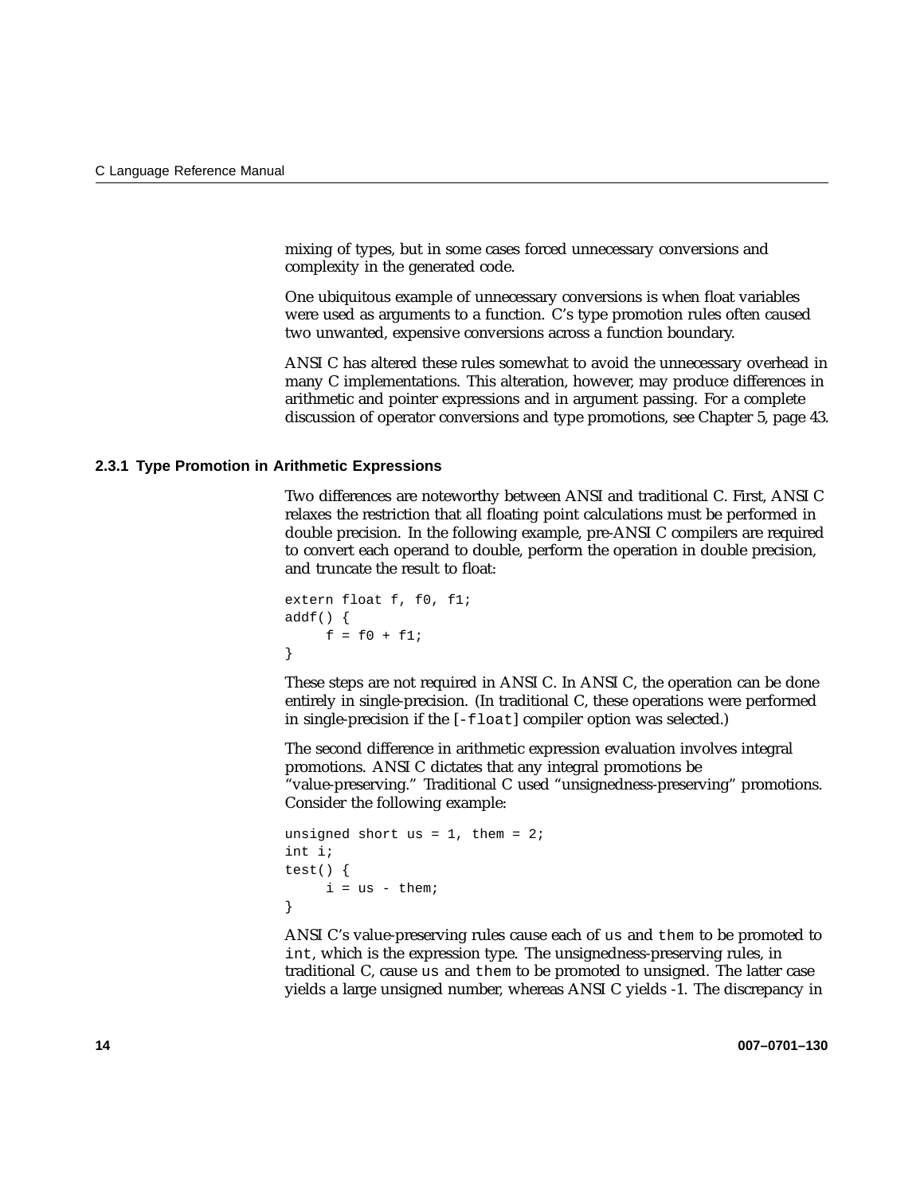mixing of types, but in some cases forced unnecessary conversions and complexity in the generated code.

One ubiquitous example of unnecessary conversions is when float variables were used as arguments to a function. C's type promotion rules often caused two unwanted, expensive conversions across a function boundary.

ANSI C has altered these rules somewhat to avoid the unnecessary overhead in many C implementations. This alteration, however, may produce differences in arithmetic and pointer expressions and in argument passing. For a complete discussion of operator conversions and type promotions, see Chapter 5, page 43.

### 2.3.1 Type Promotion in Arithmetic Expressions

Two differences are noteworthy between ANSI and traditional C. First, ANSI C relaxes the restriction that all floating point calculations must be performed in double precision. In the following example, pre-ANSI C compilers are required to convert each operand to double, perform the operation in double precision, and truncate the result to float:

```
extern float f, f0, f1;
addf() {
     f = f0 + f1;
}
```

These steps are not required in ANSI C. In ANSI C, the operation can be done entirely in single-precision. (In traditional C, these operations were performed in single-precision if the [`-float`] compiler option was selected.)

The second difference in arithmetic expression evaluation involves integral promotions. ANSI C dictates that any integral promotions be "value-preserving." Traditional C used "unsignedness-preserving" promotions. Consider the following example:

```
unsigned short us = 1, them = 2;
int i;
test() {
     i = us - them;
}
```

ANSI C's value-preserving rules cause each of `us` and `them` to be promoted to `int`, which is the expression type. The unsignedness-preserving rules, in traditional C, cause `us` and `them` to be promoted to unsigned. The latter case yields a large unsigned number, whereas ANSI C yields -1. The discrepancy in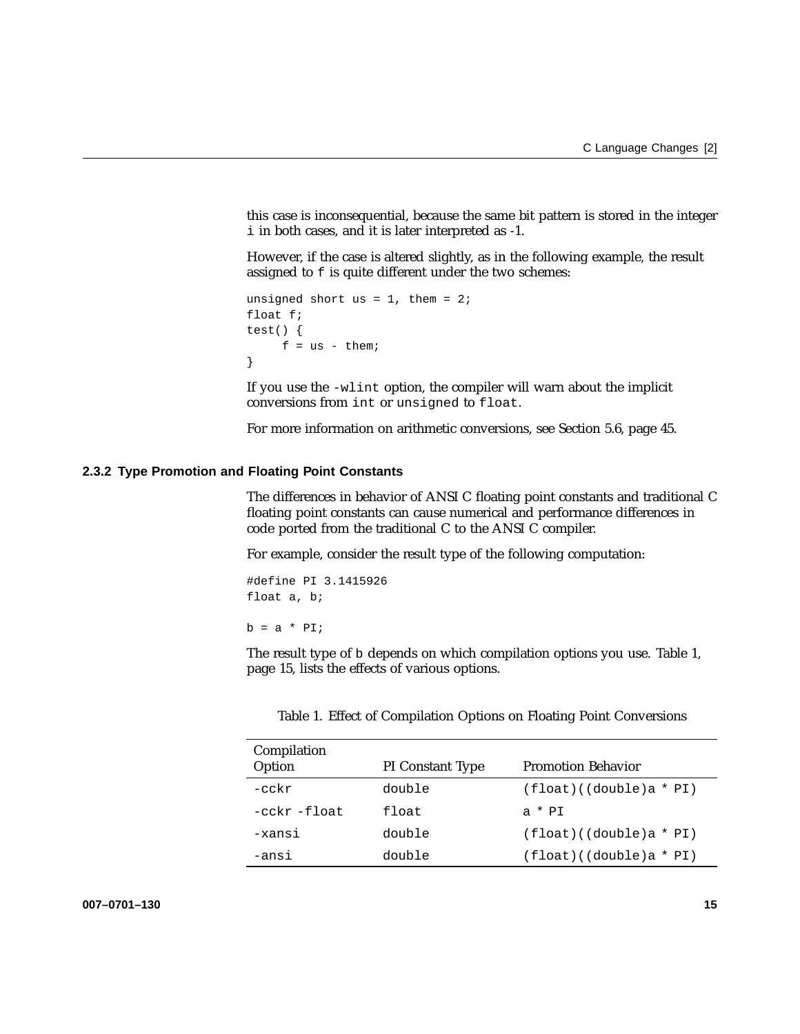this case is inconsequential, because the same bit pattern is stored in the integer `i` in both cases, and it is later interpreted as -1.

However, if the case is altered slightly, as in the following example, the result assigned to `f` is quite different under the two schemes:

```
unsigned short us = 1, them = 2;
float f;
test() {
     f = us - them;
}
```

If you use the `-wlint` option, the compiler will warn about the implicit conversions from `int` or `unsigned` to `float`.

For more information on arithmetic conversions, see Section 5.6, page 45.

### 2.3.2 Type Promotion and Floating Point Constants

The differences in behavior of ANSI C floating point constants and traditional C floating point constants can cause numerical and performance differences in code ported from the traditional C to the ANSI C compiler.

For example, consider the result type of the following computation:

```
#define PI 3.1415926
float a, b;

b = a * PI;
```

The result type of `b` depends on which compilation options you use. Table 1, page 15, lists the effects of various options.

Table 1. Effect of Compilation Options on Floating Point Conversions

| Compilation Option | PI Constant Type | Promotion Behavior |
|---|---|---|
| `-cckr` | `double` | `(float)((double)a * PI)` |
| `-cckr -float` | `float` | `a * PI` |
| `-xansi` | `double` | `(float)((double)a * PI)` |
| `-ansi` | `double` | `(float)((double)a * PI)` |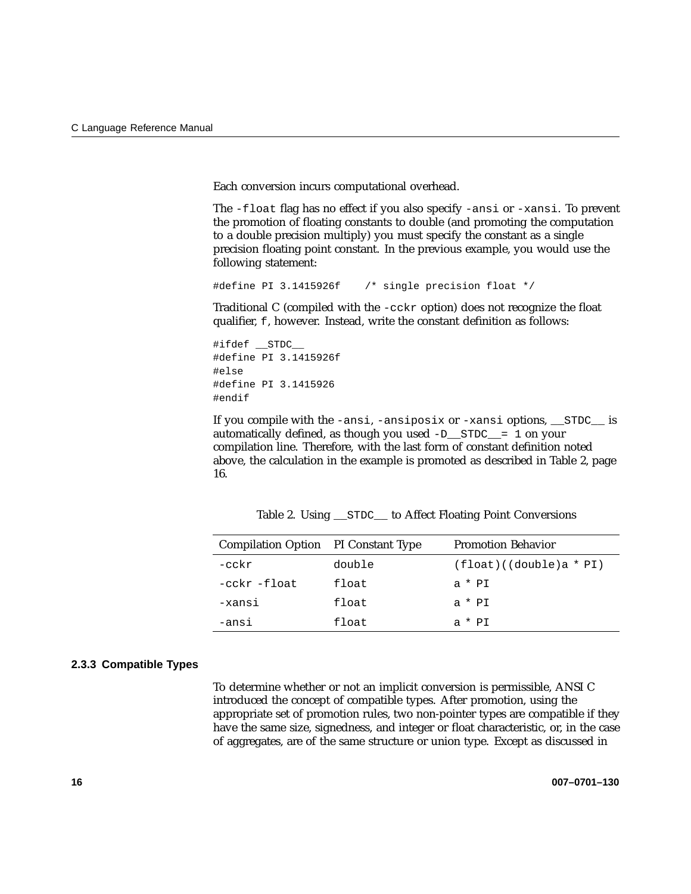Each conversion incurs computational overhead.

The `-float` flag has no effect if you also specify `-ansi` or `-xansi`. To prevent the promotion of floating constants to double (and promoting the computation to a double precision multiply) you must specify the constant as a single precision floating point constant. In the previous example, you would use the following statement:

```
#define PI 3.1415926f    /* single precision float */
```

Traditional C (compiled with the `-cckr` option) does not recognize the float qualifier, `f`, however. Instead, write the constant definition as follows:

```
#ifdef __STDC__
#define PI 3.1415926f
#else
#define PI 3.1415926
#endif
```

If you compile with the `-ansi`, `-ansiposix` or `-xansi` options, `__STDC__` is automatically defined, as though you used `-D__STDC__= 1` on your compilation line. Therefore, with the last form of constant definition noted above, the calculation in the example is promoted as described in Table 2, page 16.

Table 2. Using `__STDC__` to Affect Floating Point Conversions

| Compilation Option | PI Constant Type | Promotion Behavior |
|---|---|---|
| `-cckr` | `double` | `(float)((double)a * PI)` |
| `-cckr -float` | `float` | `a * PI` |
| `-xansi` | `float` | `a * PI` |
| `-ansi` | `float` | `a * PI` |

### 2.3.3 Compatible Types

To determine whether or not an implicit conversion is permissible, ANSI C introduced the concept of compatible types. After promotion, using the appropriate set of promotion rules, two non-pointer types are compatible if they have the same size, signedness, and integer or float characteristic, or, in the case of aggregates, are of the same structure or union type. Except as discussed in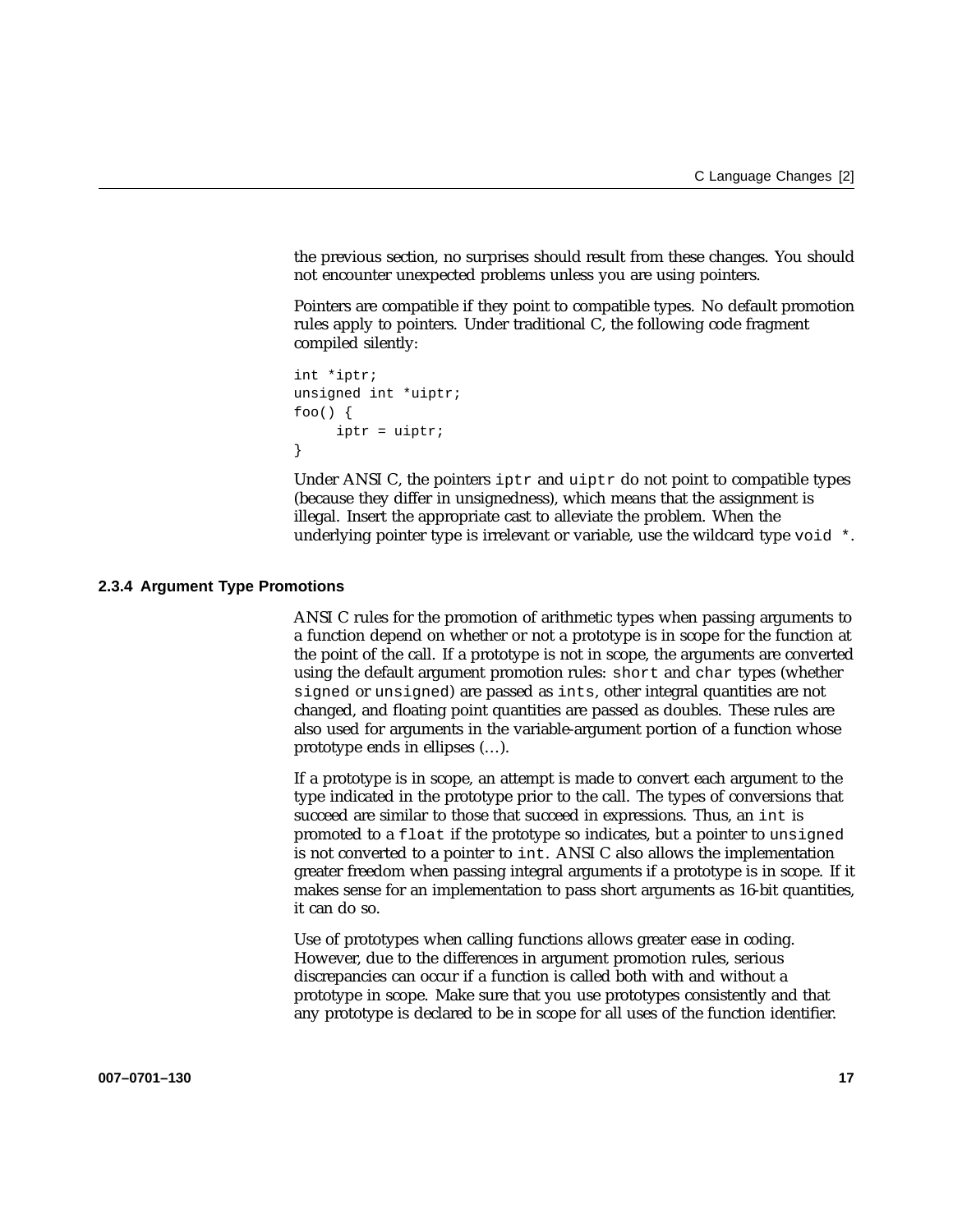the previous section, no surprises should result from these changes. You should not encounter unexpected problems unless you are using pointers.

Pointers are compatible if they point to compatible types. No default promotion rules apply to pointers. Under traditional C, the following code fragment compiled silently:

```
int *iptr;
unsigned int *uiptr;
foo() {
     iptr = uiptr;
}
```

Under ANSI C, the pointers `iptr` and `uiptr` do not point to compatible types (because they differ in unsignedness), which means that the assignment is illegal. Insert the appropriate cast to alleviate the problem. When the underlying pointer type is irrelevant or variable, use the wildcard type `void *`.

### 2.3.4 Argument Type Promotions

ANSI C rules for the promotion of arithmetic types when passing arguments to a function depend on whether or not a prototype is in scope for the function at the point of the call. If a prototype is not in scope, the arguments are converted using the default argument promotion rules: `short` and `char` types (whether `signed` or `unsigned`) are passed as `int`s, other integral quantities are not changed, and floating point quantities are passed as doubles. These rules are also used for arguments in the variable-argument portion of a function whose prototype ends in ellipses (…).

If a prototype is in scope, an attempt is made to convert each argument to the type indicated in the prototype prior to the call. The types of conversions that succeed are similar to those that succeed in expressions. Thus, an `int` is promoted to a `float` if the prototype so indicates, but a pointer to `unsigned` is not converted to a pointer to `int`. ANSI C also allows the implementation greater freedom when passing integral arguments if a prototype is in scope. If it makes sense for an implementation to pass short arguments as 16-bit quantities, it can do so.

Use of prototypes when calling functions allows greater ease in coding. However, due to the differences in argument promotion rules, serious discrepancies can occur if a function is called both with and without a prototype in scope. Make sure that you use prototypes consistently and that any prototype is declared to be in scope for all uses of the function identifier.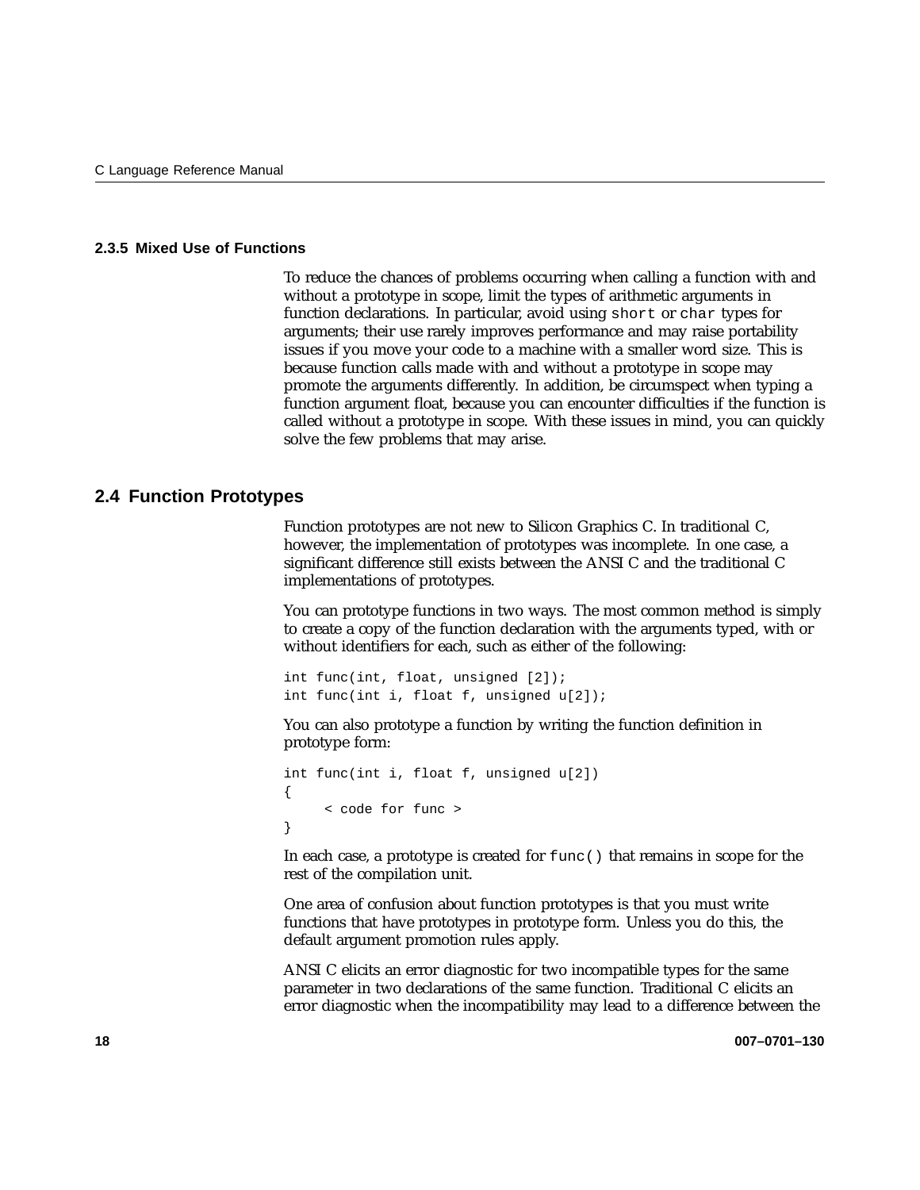### 2.3.5 Mixed Use of Functions

To reduce the chances of problems occurring when calling a function with and without a prototype in scope, limit the types of arithmetic arguments in function declarations. In particular, avoid using `short` or `char` types for arguments; their use rarely improves performance and may raise portability issues if you move your code to a machine with a smaller word size. This is because function calls made with and without a prototype in scope may promote the arguments differently. In addition, be circumspect when typing a function argument float, because you can encounter difficulties if the function is called without a prototype in scope. With these issues in mind, you can quickly solve the few problems that may arise.

## 2.4 Function Prototypes

Function prototypes are not new to Silicon Graphics C. In traditional C, however, the implementation of prototypes was incomplete. In one case, a significant difference still exists between the ANSI C and the traditional C implementations of prototypes.

You can prototype functions in two ways. The most common method is simply to create a copy of the function declaration with the arguments typed, with or without identifiers for each, such as either of the following:

```
int func(int, float, unsigned [2]);
int func(int i, float f, unsigned u[2]);
```

You can also prototype a function by writing the function definition in prototype form:

```
int func(int i, float f, unsigned u[2])
{
     < code for func >
}
```

In each case, a prototype is created for `func()` that remains in scope for the rest of the compilation unit.

One area of confusion about function prototypes is that you must write functions that have prototypes in prototype form. Unless you do this, the default argument promotion rules apply.

ANSI C elicits an error diagnostic for two incompatible types for the same parameter in two declarations of the same function. Traditional C elicits an error diagnostic when the incompatibility may lead to a difference between the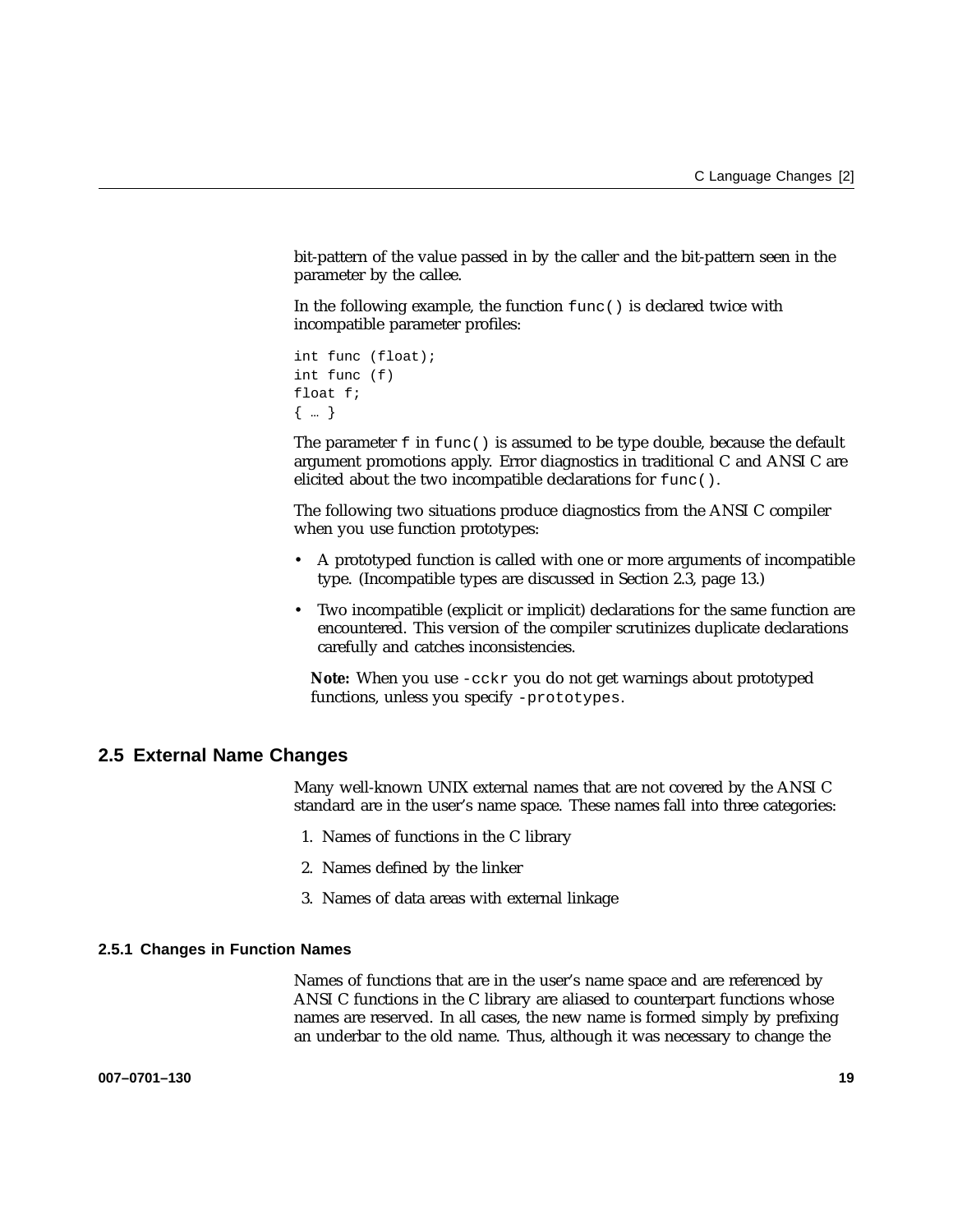bit-pattern of the value passed in by the caller and the bit-pattern seen in the parameter by the callee.

In the following example, the function `func()` is declared twice with incompatible parameter profiles:

```
int func (float);
int func (f)
float f;
{ … }
```

The parameter `f` in `func()` is assumed to be type double, because the default argument promotions apply. Error diagnostics in traditional C and ANSI C are elicited about the two incompatible declarations for `func()`.

The following two situations produce diagnostics from the ANSI C compiler when you use function prototypes:

- A prototyped function is called with one or more arguments of incompatible type. (Incompatible types are discussed in Section 2.3, page 13.)
- Two incompatible (explicit or implicit) declarations for the same function are encountered. This version of the compiler scrutinizes duplicate declarations carefully and catches inconsistencies.

**Note:** When you use `-cckr` you do not get warnings about prototyped functions, unless you specify `-prototypes`.

## 2.5 External Name Changes

Many well-known UNIX external names that are not covered by the ANSI C standard are in the user's name space. These names fall into three categories:

1. Names of functions in the C library
2. Names defined by the linker
3. Names of data areas with external linkage

### 2.5.1 Changes in Function Names

Names of functions that are in the user's name space and are referenced by ANSI C functions in the C library are aliased to counterpart functions whose names are reserved. In all cases, the new name is formed simply by prefixing an underbar to the old name. Thus, although it was necessary to change the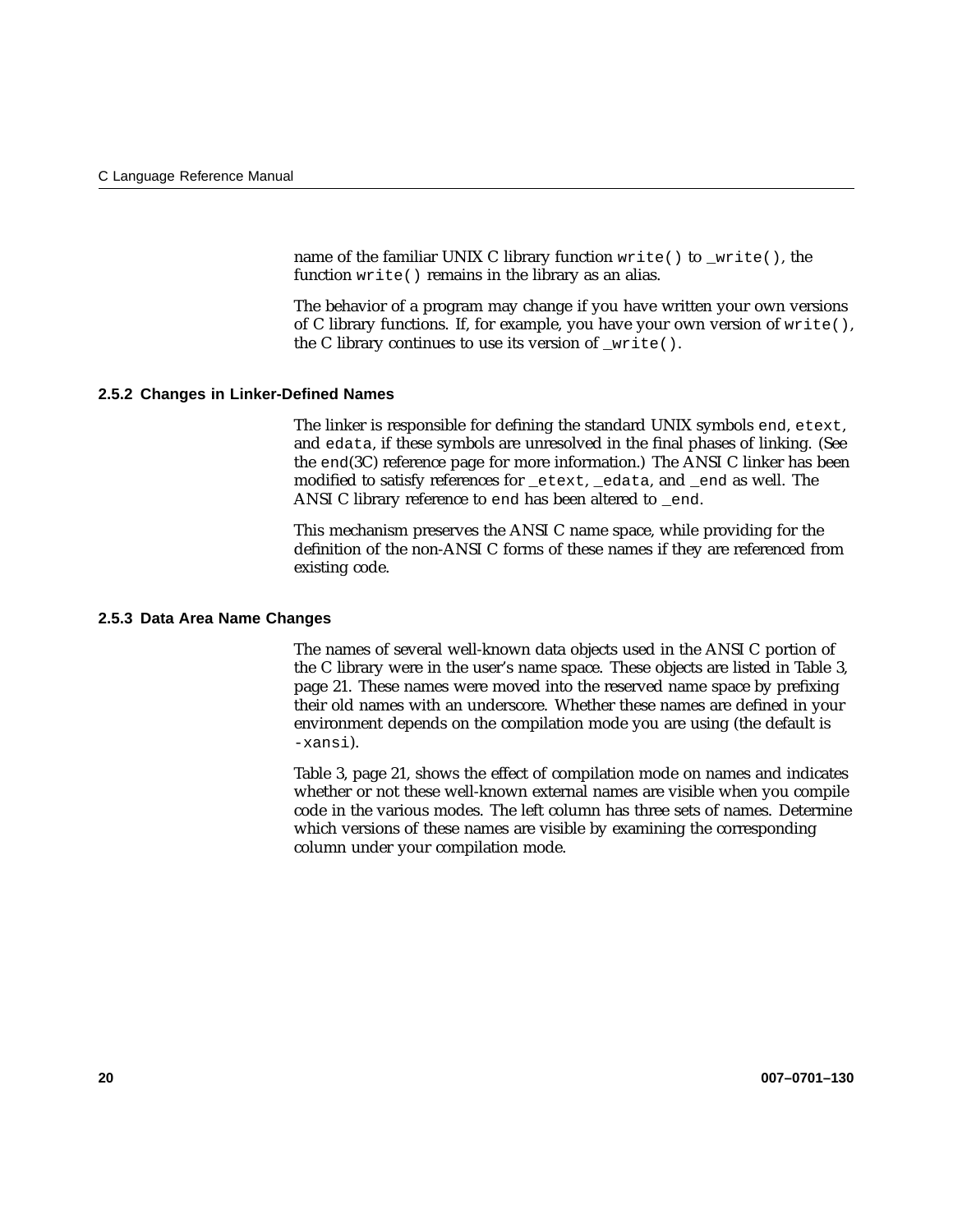name of the familiar UNIX C library function `write()` to `_write()`, the function `write()` remains in the library as an alias.

The behavior of a program may change if you have written your own versions of C library functions. If, for example, you have your own version of `write()`, the C library continues to use its version of `_write()`.

### 2.5.2 Changes in Linker-Defined Names

The linker is responsible for defining the standard UNIX symbols `end`, `etext`, and `edata`, if these symbols are unresolved in the final phases of linking. (See the `end`(3C) reference page for more information.) The ANSI C linker has been modified to satisfy references for `_etext`, `_edata`, and `_end` as well. The ANSI C library reference to `end` has been altered to `_end`.

This mechanism preserves the ANSI C name space, while providing for the definition of the non-ANSI C forms of these names if they are referenced from existing code.

### 2.5.3 Data Area Name Changes

The names of several well-known data objects used in the ANSI C portion of the C library were in the user's name space. These objects are listed in Table 3, page 21. These names were moved into the reserved name space by prefixing their old names with an underscore. Whether these names are defined in your environment depends on the compilation mode you are using (the default is `-xansi`).

Table 3, page 21, shows the effect of compilation mode on names and indicates whether or not these well-known external names are visible when you compile code in the various modes. The left column has three sets of names. Determine which versions of these names are visible by examining the corresponding column under your compilation mode.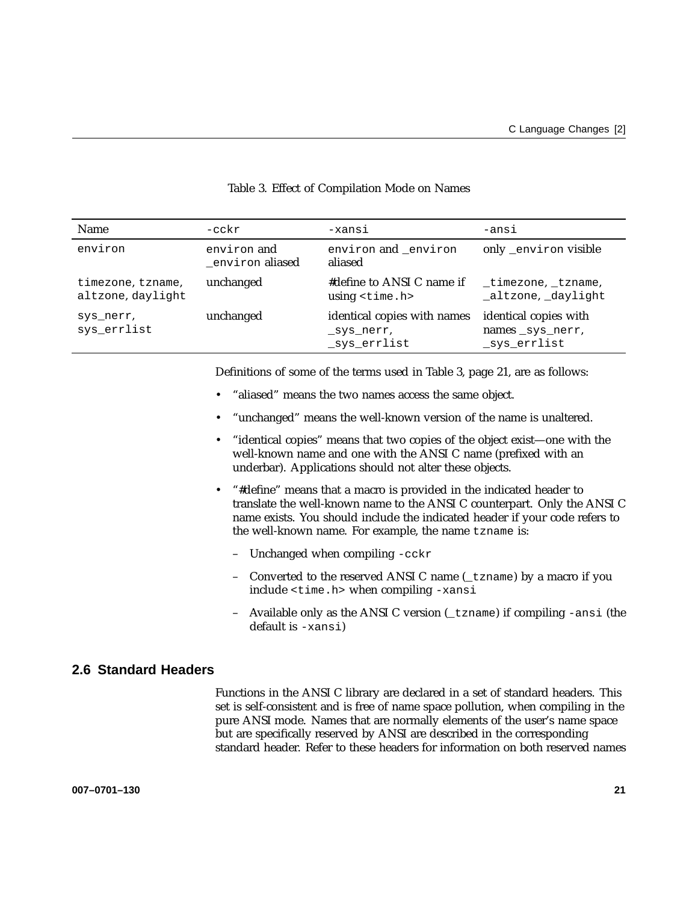Table 3. Effect of Compilation Mode on Names

| Name | -cckr | -xansi | -ansi |
|---|---|---|---|
| environ | environ and _environ aliased | environ and _environ aliased | only _environ visible |
| timezone, tzname, altzone, daylight | unchanged | #define to ANSI C name if using <time.h> | _timezone, _tzname, _altzone, _daylight |
| sys_nerr, sys_errlist | unchanged | identical copies with names _sys_nerr, _sys_errlist | identical copies with names _sys_nerr, _sys_errlist |

Definitions of some of the terms used in Table 3, page 21, are as follows:

- "aliased" means the two names access the same object.
- "unchanged" means the well-known version of the name is unaltered.
- "identical copies" means that two copies of the object exist—one with the well-known name and one with the ANSI C name (prefixed with an underbar). Applications should not alter these objects.
- "#define" means that a macro is provided in the indicated header to translate the well-known name to the ANSI C counterpart. Only the ANSI C name exists. You should include the indicated header if your code refers to the well-known name. For example, the name tzname is:
  - Unchanged when compiling -cckr
  - Converted to the reserved ANSI C name (_tzname) by a macro if you include <time.h> when compiling -xansi
  - Available only as the ANSI C version (_tzname) if compiling -ansi (the default is -xansi)

## 2.6 Standard Headers

Functions in the ANSI C library are declared in a set of standard headers. This set is self-consistent and is free of name space pollution, when compiling in the pure ANSI mode. Names that are normally elements of the user's name space but are specifically reserved by ANSI are described in the corresponding standard header. Refer to these headers for information on both reserved names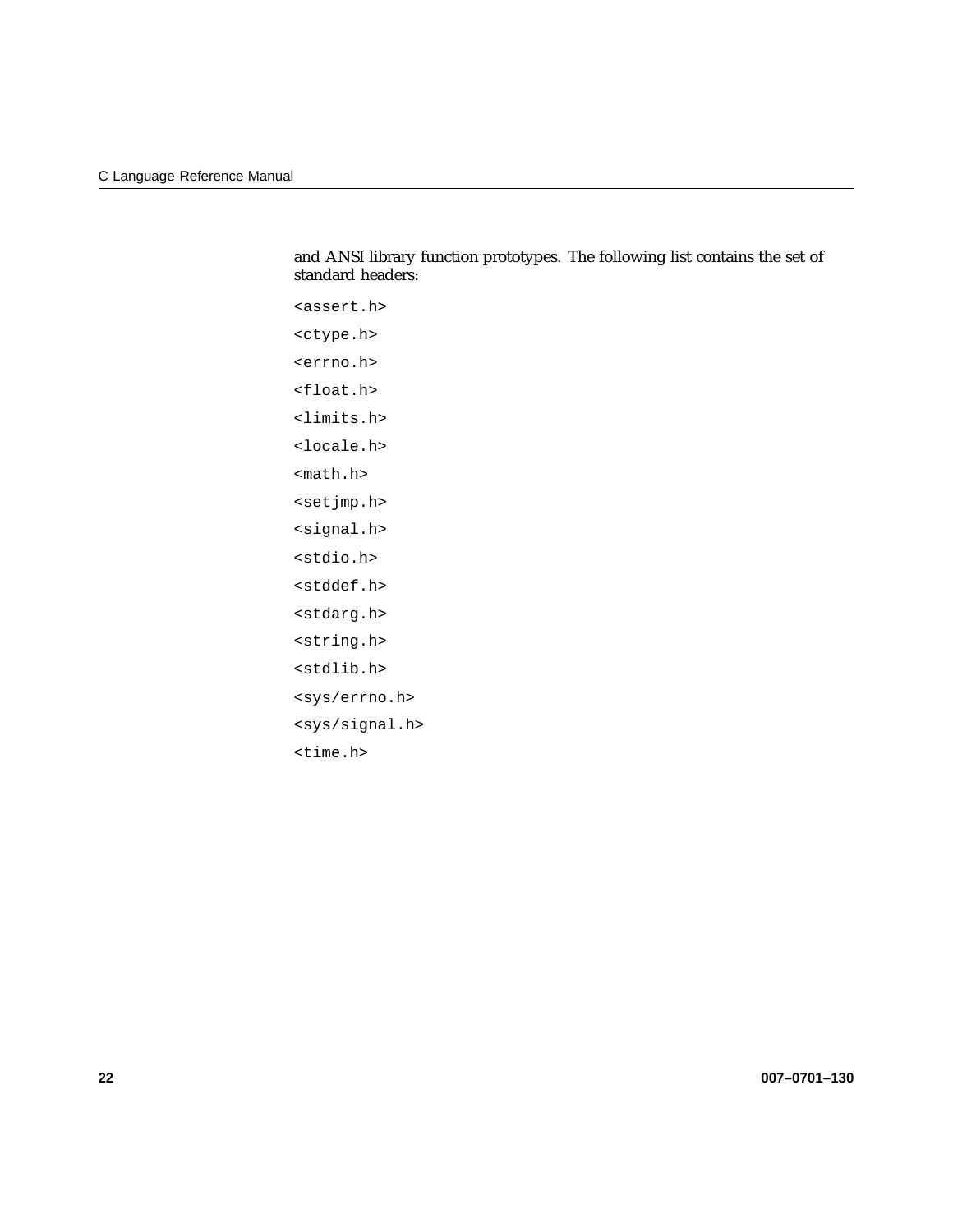and ANSI library function prototypes. The following list contains the set of standard headers:

```
<assert.h>
<ctype.h>
<errno.h>
<float.h>
<limits.h>
<locale.h>
<math.h>
<setjmp.h>
<signal.h>
<stdio.h>
<stddef.h>
<stdarg.h>
<string.h>
<stdlib.h>
<sys/errno.h>
<sys/signal.h>
<time.h>
```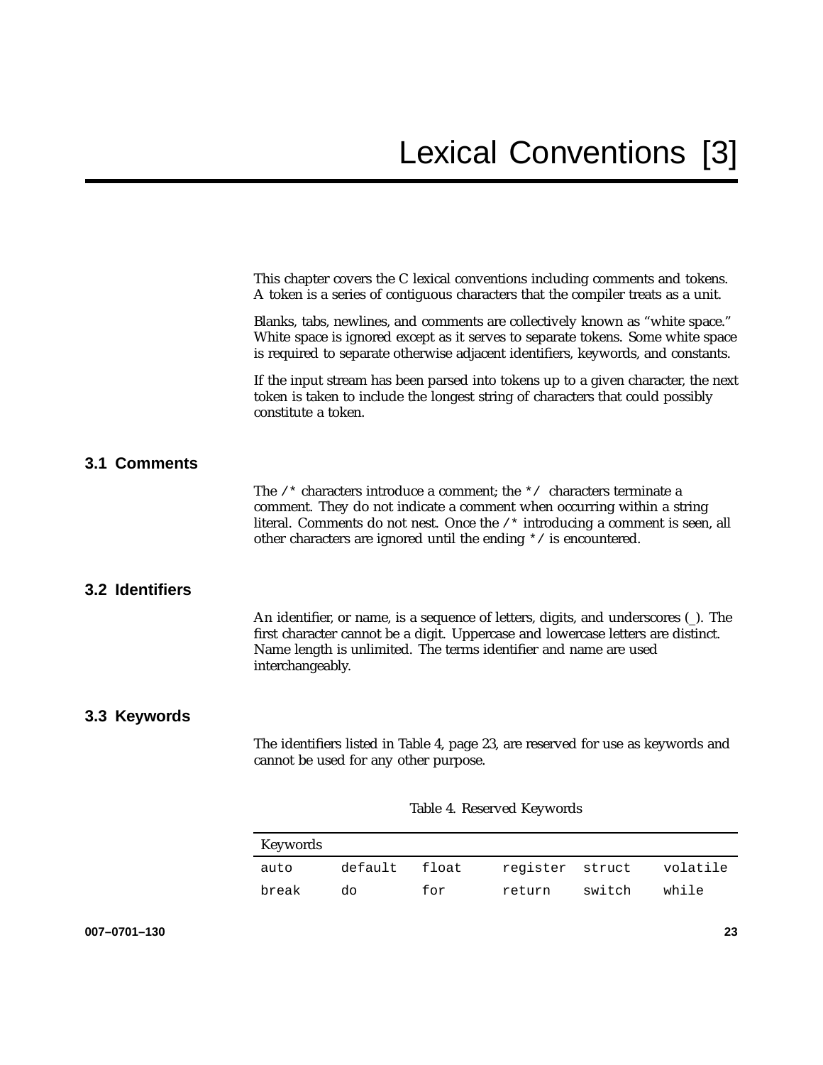// Lexical Conventions [3]

# Lexical Conventions [3]

This chapter covers the C lexical conventions including comments and tokens. A token is a series of contiguous characters that the compiler treats as a unit.

Blanks, tabs, newlines, and comments are collectively known as “white space.” White space is ignored except as it serves to separate tokens. Some white space is required to separate otherwise adjacent identifiers, keywords, and constants.

If the input stream has been parsed into tokens up to a given character, the next token is taken to include the longest string of characters that could possibly constitute a token.

## 3.1 Comments

The `/*` characters introduce a comment; the `*/` characters terminate a comment. They do not indicate a comment when occurring within a string literal. Comments do not nest. Once the `/*` introducing a comment is seen, all other characters are ignored until the ending `*/` is encountered.

## 3.2 Identifiers

An identifier, or name, is a sequence of letters, digits, and underscores (_). The first character cannot be a digit. Uppercase and lowercase letters are distinct. Name length is unlimited. The terms identifier and name are used interchangeably.

## 3.3 Keywords

The identifiers listed in Table 4, page 23, are reserved for use as keywords and cannot be used for any other purpose.

Table 4. Reserved Keywords

| Keywords | | | | | |
|---|---|---|---|---|---|
| `auto` | `default` | `float` | `register` | `struct` | `volatile` |
| `break` | `do` | `for` | `return` | `switch` | `while` |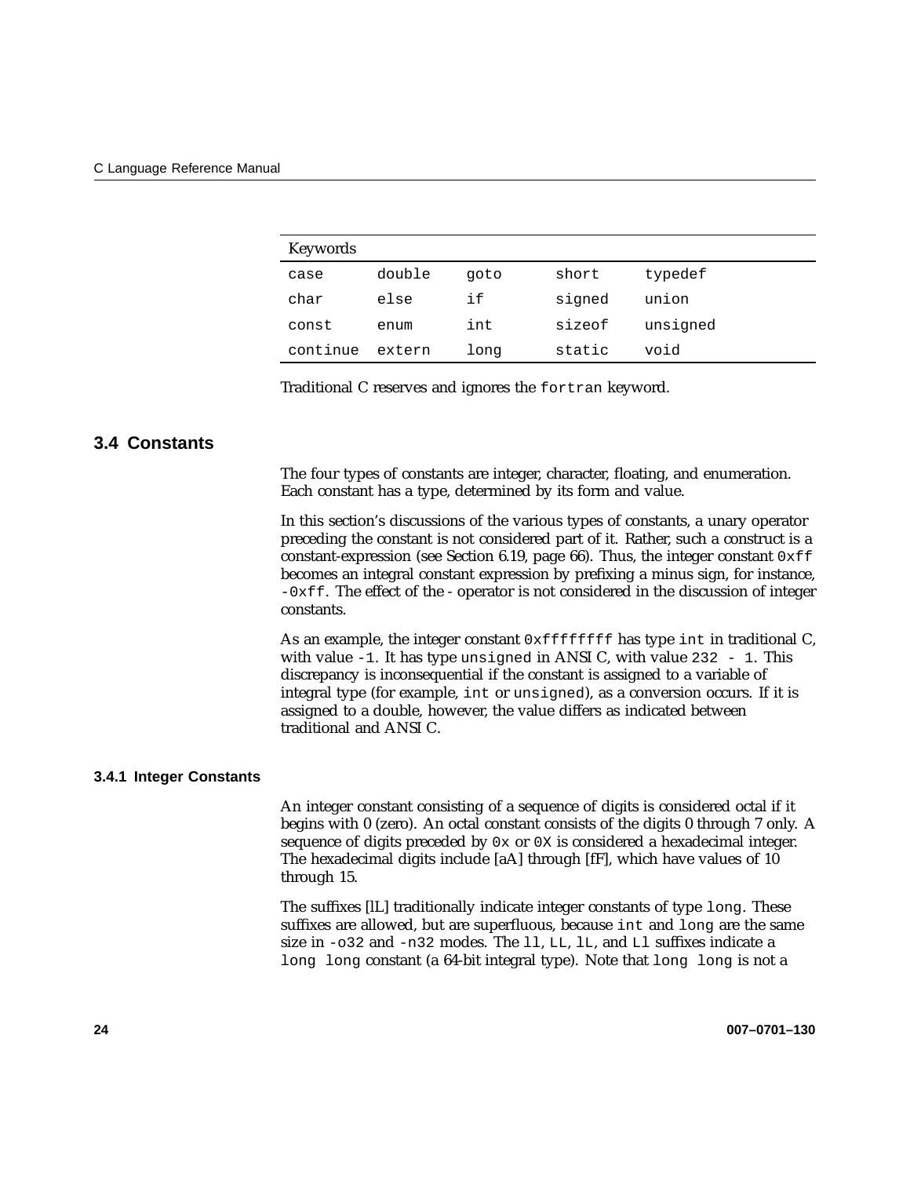| Keywords | | | | |
|---|---|---|---|---|
| `case` | `double` | `goto` | `short` | `typedef` |
| `char` | `else` | `if` | `signed` | `union` |
| `const` | `enum` | `int` | `sizeof` | `unsigned` |
| `continue` | `extern` | `long` | `static` | `void` |

Traditional C reserves and ignores the `fortran` keyword.

## 3.4 Constants

The four types of constants are integer, character, floating, and enumeration. Each constant has a type, determined by its form and value.

In this section's discussions of the various types of constants, a unary operator preceding the constant is not considered part of it. Rather, such a construct is a constant-expression (see Section 6.19, page 66). Thus, the integer constant `0xff` becomes an integral constant expression by prefixing a minus sign, for instance, `-0xff`. The effect of the `-` operator is not considered in the discussion of integer constants.

As an example, the integer constant `0xffffffff` has type `int` in traditional C, with value `-1`. It has type `unsigned` in ANSI C, with value `232 - 1`. This discrepancy is inconsequential if the constant is assigned to a variable of integral type (for example, `int` or `unsigned`), as a conversion occurs. If it is assigned to a double, however, the value differs as indicated between traditional and ANSI C.

### 3.4.1 Integer Constants

An integer constant consisting of a sequence of digits is considered octal if it begins with 0 (zero). An octal constant consists of the digits 0 through 7 only. A sequence of digits preceded by `0x` or `0X` is considered a hexadecimal integer. The hexadecimal digits include [aA] through [fF], which have values of 10 through 15.

The suffixes [lL] traditionally indicate integer constants of type `long`. These suffixes are allowed, but are superfluous, because `int` and `long` are the same size in `-o32` and `-n32` modes. The `ll`, `LL`, `lL`, and `Ll` suffixes indicate a `long long` constant (a 64-bit integral type). Note that `long long` is not a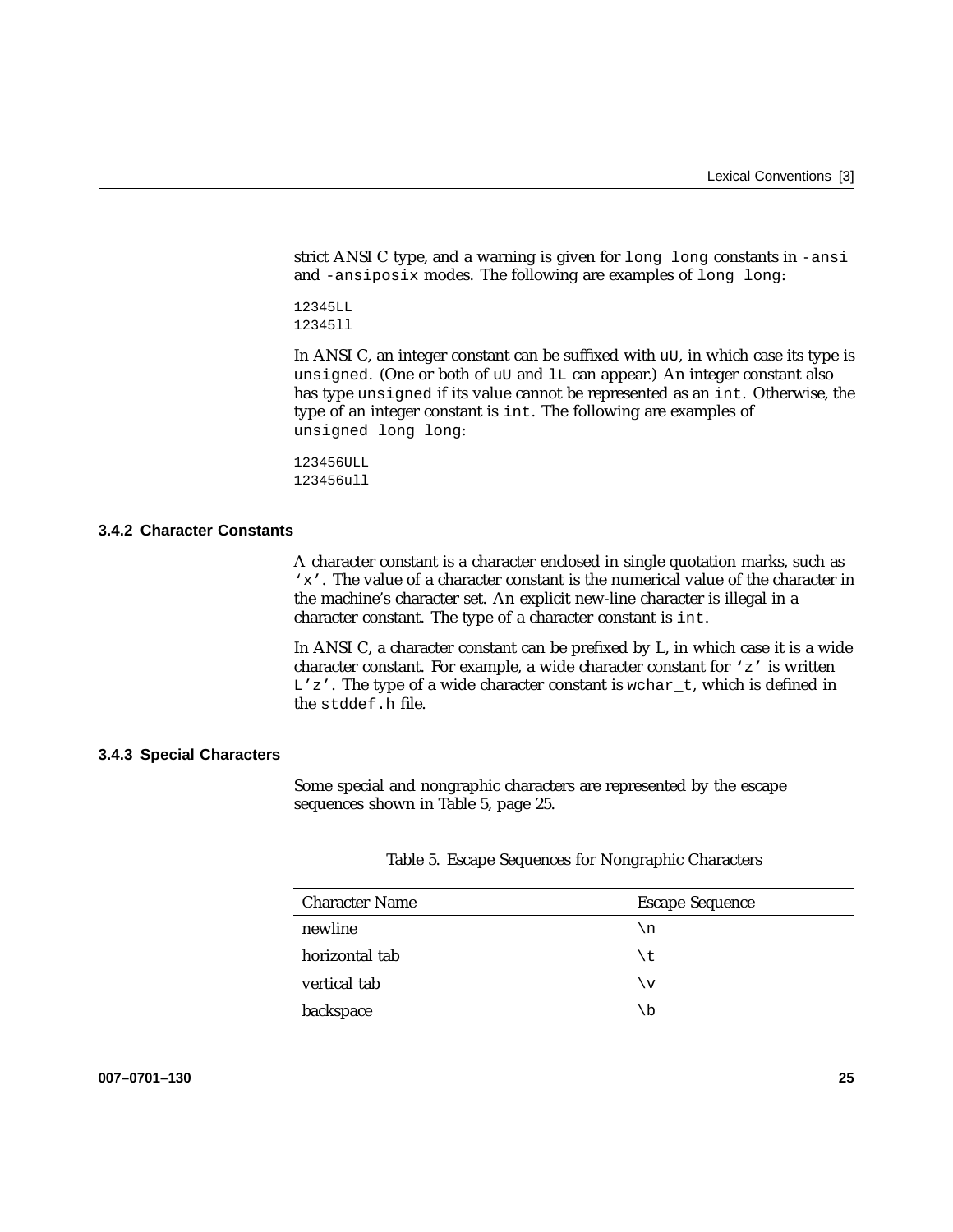strict ANSI C type, and a warning is given for `long long` constants in `-ansi` and `-ansiposix` modes. The following are examples of `long long`:

```
12345LL
12345ll
```

In ANSI C, an integer constant can be suffixed with `uU`, in which case its type is `unsigned`. (One or both of `uU` and `lL` can appear.) An integer constant also has type `unsigned` if its value cannot be represented as an `int`. Otherwise, the type of an integer constant is `int`. The following are examples of `unsigned long long`:

```
123456ULL
123456ull
```

### 3.4.2 Character Constants

A character constant is a character enclosed in single quotation marks, such as `'x'`. The value of a character constant is the numerical value of the character in the machine's character set. An explicit new-line character is illegal in a character constant. The type of a character constant is `int`.

In ANSI C, a character constant can be prefixed by L, in which case it is a wide character constant. For example, a wide character constant for `'z'` is written `L'z'`. The type of a wide character constant is `wchar_t`, which is defined in the `stddef.h` file.

### 3.4.3 Special Characters

Some special and nongraphic characters are represented by the escape sequences shown in Table 5, page 25.

Table 5. Escape Sequences for Nongraphic Characters

| Character Name | Escape Sequence |
| --- | --- |
| newline | \n |
| horizontal tab | \t |
| vertical tab | \v |
| backspace | \b |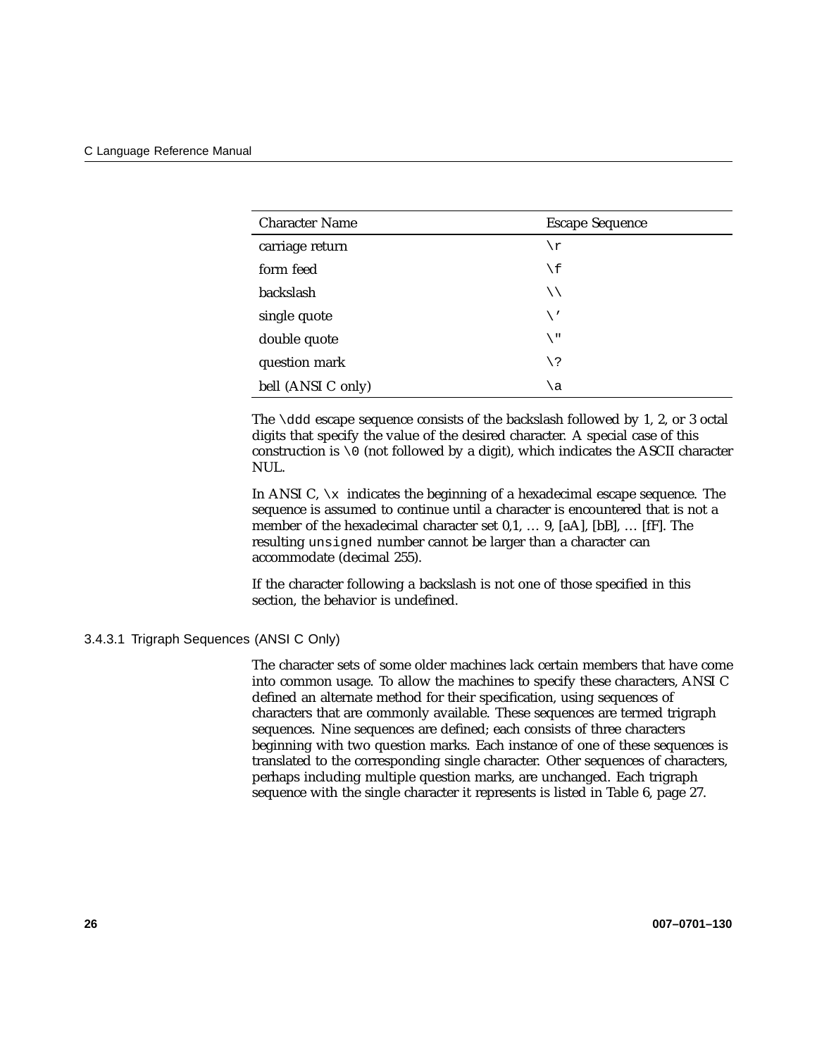| Character Name | Escape Sequence |
|---|---|
| carriage return | `\r` |
| form feed | `\f` |
| backslash | `\\` |
| single quote | `\'` |
| double quote | `\"` |
| question mark | `\?` |
| bell (ANSI C only) | `\a` |

The `\ddd` escape sequence consists of the backslash followed by 1, 2, or 3 octal digits that specify the value of the desired character. A special case of this construction is `\0` (not followed by a digit), which indicates the ASCII character NUL.

In ANSI C, `\x` indicates the beginning of a hexadecimal escape sequence. The sequence is assumed to continue until a character is encountered that is not a member of the hexadecimal character set 0,1, … 9, [aA], [bB], … [fF]. The resulting `unsigned` number cannot be larger than a character can accommodate (decimal 255).

If the character following a backslash is not one of those specified in this section, the behavior is undefined.

### 3.4.3.1 Trigraph Sequences (ANSI C Only)

The character sets of some older machines lack certain members that have come into common usage. To allow the machines to specify these characters, ANSI C defined an alternate method for their specification, using sequences of characters that are commonly available. These sequences are termed trigraph sequences. Nine sequences are defined; each consists of three characters beginning with two question marks. Each instance of one of these sequences is translated to the corresponding single character. Other sequences of characters, perhaps including multiple question marks, are unchanged. Each trigraph sequence with the single character it represents is listed in Table 6, page 27.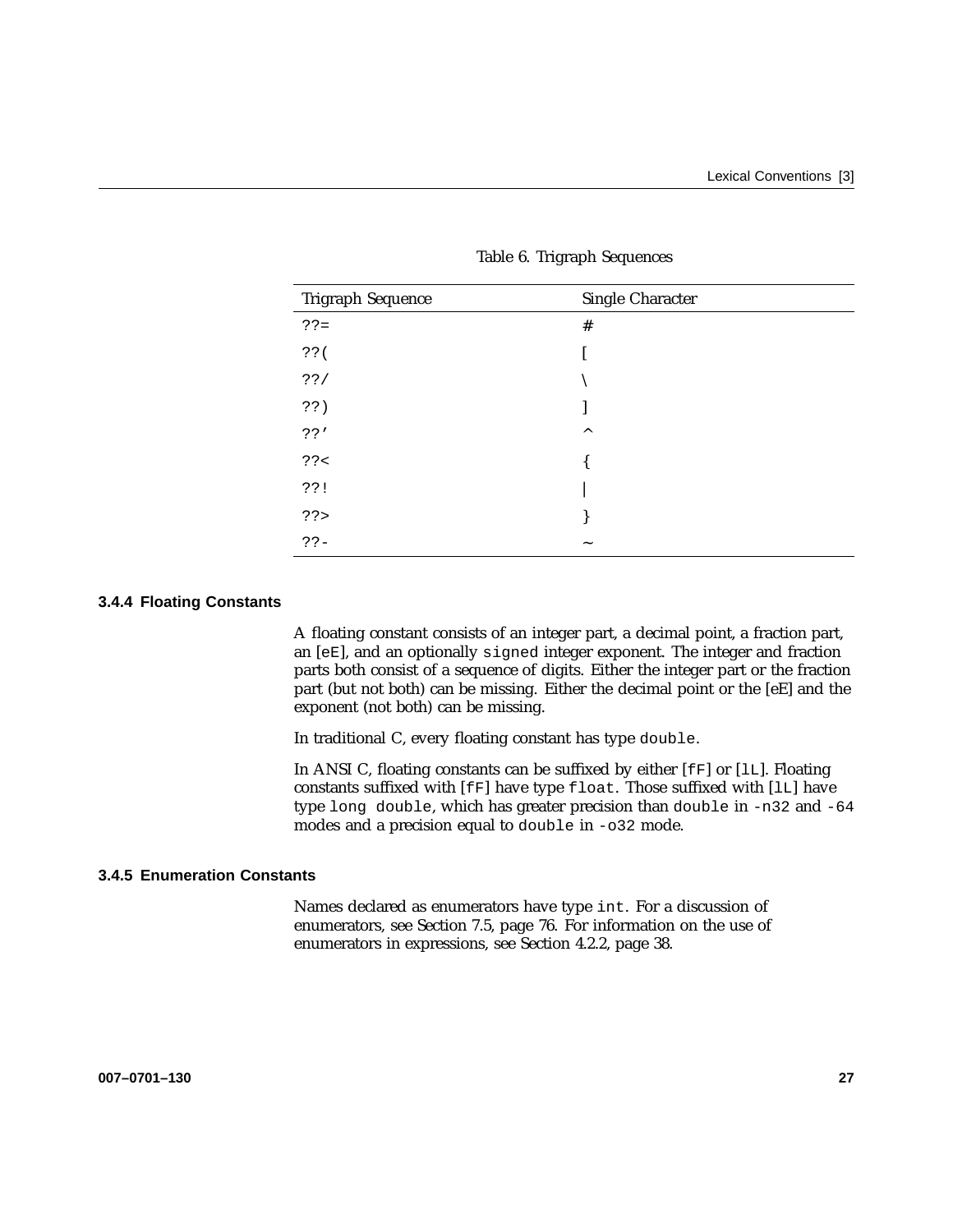Table 6. Trigraph Sequences

| Trigraph Sequence | Single Character |
|---|---|
| ??= | # |
| ??( | [ |
| ??/ | \ |
| ??) | ] |
| ??' | ^ |
| ??< | { |
| ??! | \| |
| ??> | } |
| ??- | ~ |

### 3.4.4 Floating Constants

A floating constant consists of an integer part, a decimal point, a fraction part, an [eE], and an optionally signed integer exponent. The integer and fraction parts both consist of a sequence of digits. Either the integer part or the fraction part (but not both) can be missing. Either the decimal point or the [eE] and the exponent (not both) can be missing.

In traditional C, every floating constant has type double.

In ANSI C, floating constants can be suffixed by either [fF] or [lL]. Floating constants suffixed with [fF] have type float. Those suffixed with [lL] have type long double, which has greater precision than double in -n32 and -64 modes and a precision equal to double in -o32 mode.

### 3.4.5 Enumeration Constants

Names declared as enumerators have type int. For a discussion of enumerators, see Section 7.5, page 76. For information on the use of enumerators in expressions, see Section 4.2.2, page 38.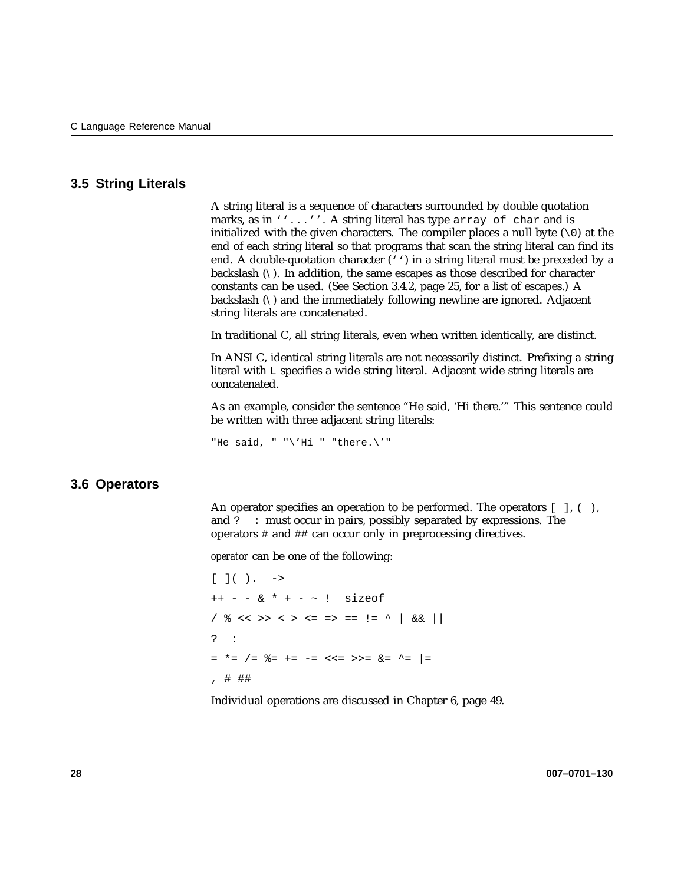## 3.5 String Literals

A string literal is a sequence of characters surrounded by double quotation marks, as in `''...''`. A string literal has type `array of char` and is initialized with the given characters. The compiler places a null byte (`\0`) at the end of each string literal so that programs that scan the string literal can find its end. A double-quotation character (`''`) in a string literal must be preceded by a backslash (`\`). In addition, the same escapes as those described for character constants can be used. (See Section 3.4.2, page 25, for a list of escapes.) A backslash (`\`) and the immediately following newline are ignored. Adjacent string literals are concatenated.

In traditional C, all string literals, even when written identically, are distinct.

In ANSI C, identical string literals are not necessarily distinct. Prefixing a string literal with `L` specifies a wide string literal. Adjacent wide string literals are concatenated.

As an example, consider the sentence "He said, 'Hi there.'" This sentence could be written with three adjacent string literals:

```
"He said, " "\'Hi " "there.\'"
```

## 3.6 Operators

An operator specifies an operation to be performed. The operators `[ ]`, `( )`, and `? :` must occur in pairs, possibly separated by expressions. The operators `#` and `##` can occur only in preprocessing directives.

*operator* can be one of the following:

```
[ ]( ).  ->

++ - - & * + - ~ !  sizeof

/ % << >> < > <= => == != ^ | && ||

?  :

= *= /= %= += -= <<= >>= &= ^= |=

, # ##
```

Individual operations are discussed in Chapter 6, page 49.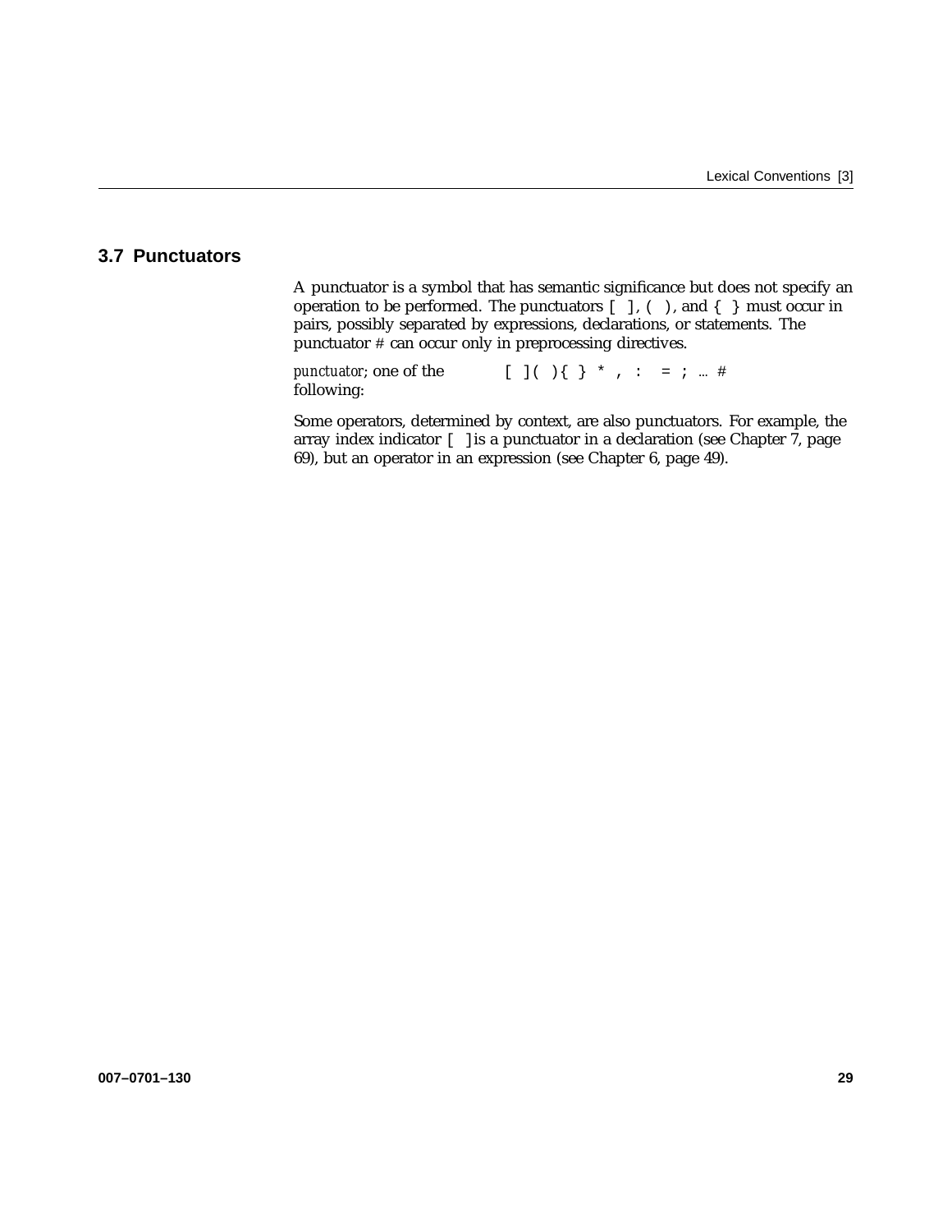## 3.7 Punctuators

A punctuator is a symbol that has semantic significance but does not specify an operation to be performed. The punctuators `[ ]`, `( )`, and `{ }` must occur in pairs, possibly separated by expressions, declarations, or statements. The punctuator `#` can occur only in preprocessing directives.

*punctuator*; one of the following: `[ ] ( ) { } * , : = ; ... #`

Some operators, determined by context, are also punctuators. For example, the array index indicator `[ ]` is a punctuator in a declaration (see Chapter 7, page 69), but an operator in an expression (see Chapter 6, page 49).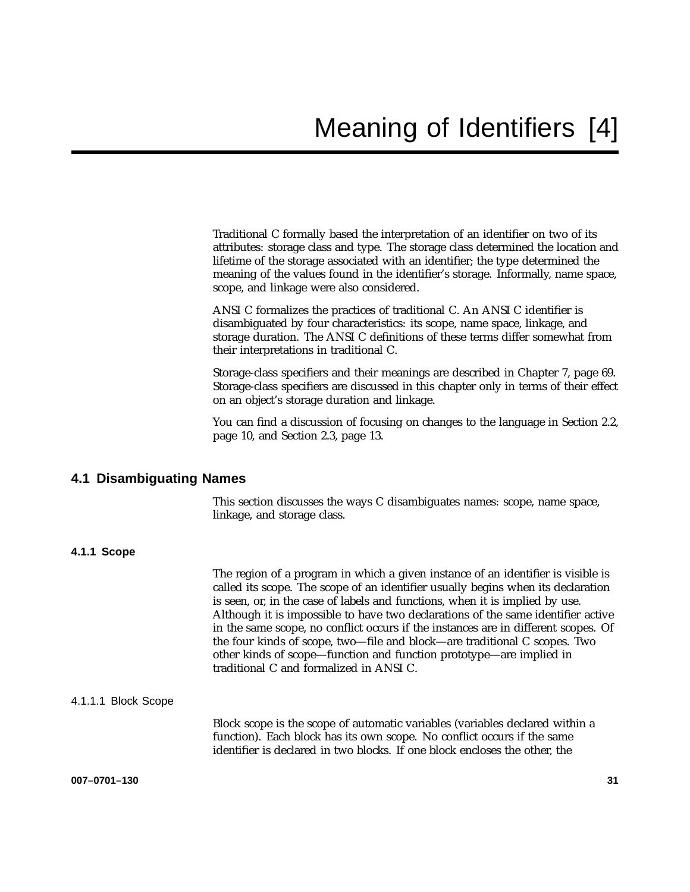# Meaning of Identifiers [4]

Traditional C formally based the interpretation of an identifier on two of its attributes: storage class and type. The storage class determined the location and lifetime of the storage associated with an identifier; the type determined the meaning of the values found in the identifier's storage. Informally, name space, scope, and linkage were also considered.

ANSI C formalizes the practices of traditional C. An ANSI C identifier is disambiguated by four characteristics: its scope, name space, linkage, and storage duration. The ANSI C definitions of these terms differ somewhat from their interpretations in traditional C.

Storage-class specifiers and their meanings are described in Chapter 7, page 69. Storage-class specifiers are discussed in this chapter only in terms of their effect on an object's storage duration and linkage.

You can find a discussion of focusing on changes to the language in Section 2.2, page 10, and Section 2.3, page 13.

## 4.1 Disambiguating Names

This section discusses the ways C disambiguates names: scope, name space, linkage, and storage class.

### 4.1.1 Scope

The region of a program in which a given instance of an identifier is visible is called its scope. The scope of an identifier usually begins when its declaration is seen, or, in the case of labels and functions, when it is implied by use. Although it is impossible to have two declarations of the same identifier active in the same scope, no conflict occurs if the instances are in different scopes. Of the four kinds of scope, two—file and block—are traditional C scopes. Two other kinds of scope—function and function prototype—are implied in traditional C and formalized in ANSI C.

#### 4.1.1.1 Block Scope

Block scope is the scope of automatic variables (variables declared within a function). Each block has its own scope. No conflict occurs if the same identifier is declared in two blocks. If one block encloses the other, the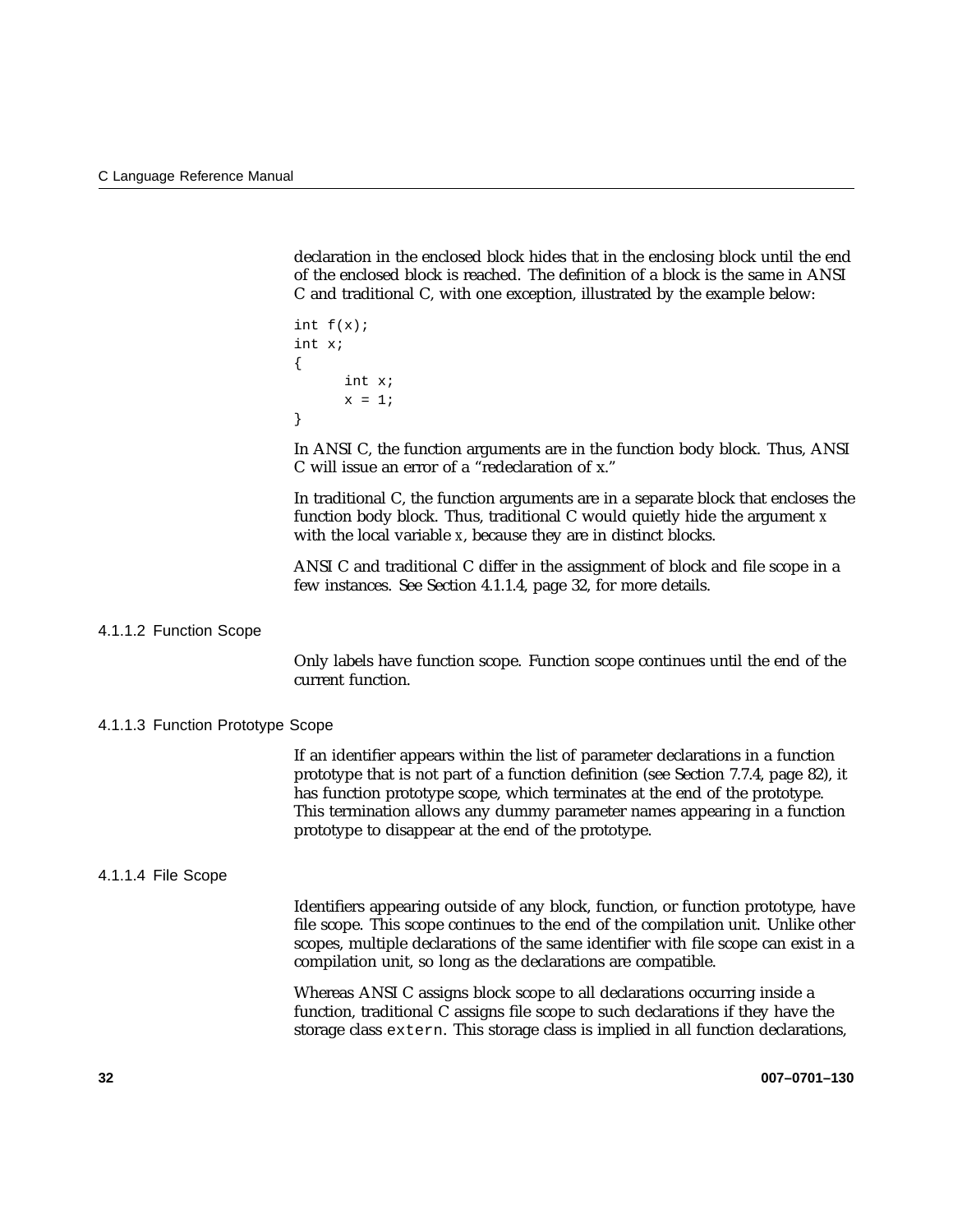declaration in the enclosed block hides that in the enclosing block until the end of the enclosed block is reached. The definition of a block is the same in ANSI C and traditional C, with one exception, illustrated by the example below:

```
int f(x);
int x;
{
      int x;
      x = 1;
}
```

In ANSI C, the function arguments are in the function body block. Thus, ANSI C will issue an error of a “redeclaration of x.”

In traditional C, the function arguments are in a separate block that encloses the function body block. Thus, traditional C would quietly hide the argument x with the local variable x, because they are in distinct blocks.

ANSI C and traditional C differ in the assignment of block and file scope in a few instances. See Section 4.1.1.4, page 32, for more details.

#### 4.1.1.2 Function Scope

Only labels have function scope. Function scope continues until the end of the current function.

#### 4.1.1.3 Function Prototype Scope

If an identifier appears within the list of parameter declarations in a function prototype that is not part of a function definition (see Section 7.7.4, page 82), it has function prototype scope, which terminates at the end of the prototype. This termination allows any dummy parameter names appearing in a function prototype to disappear at the end of the prototype.

#### 4.1.1.4 File Scope

Identifiers appearing outside of any block, function, or function prototype, have file scope. This scope continues to the end of the compilation unit. Unlike other scopes, multiple declarations of the same identifier with file scope can exist in a compilation unit, so long as the declarations are compatible.

Whereas ANSI C assigns block scope to all declarations occurring inside a function, traditional C assigns file scope to such declarations if they have the storage class `extern`. This storage class is implied in all function declarations,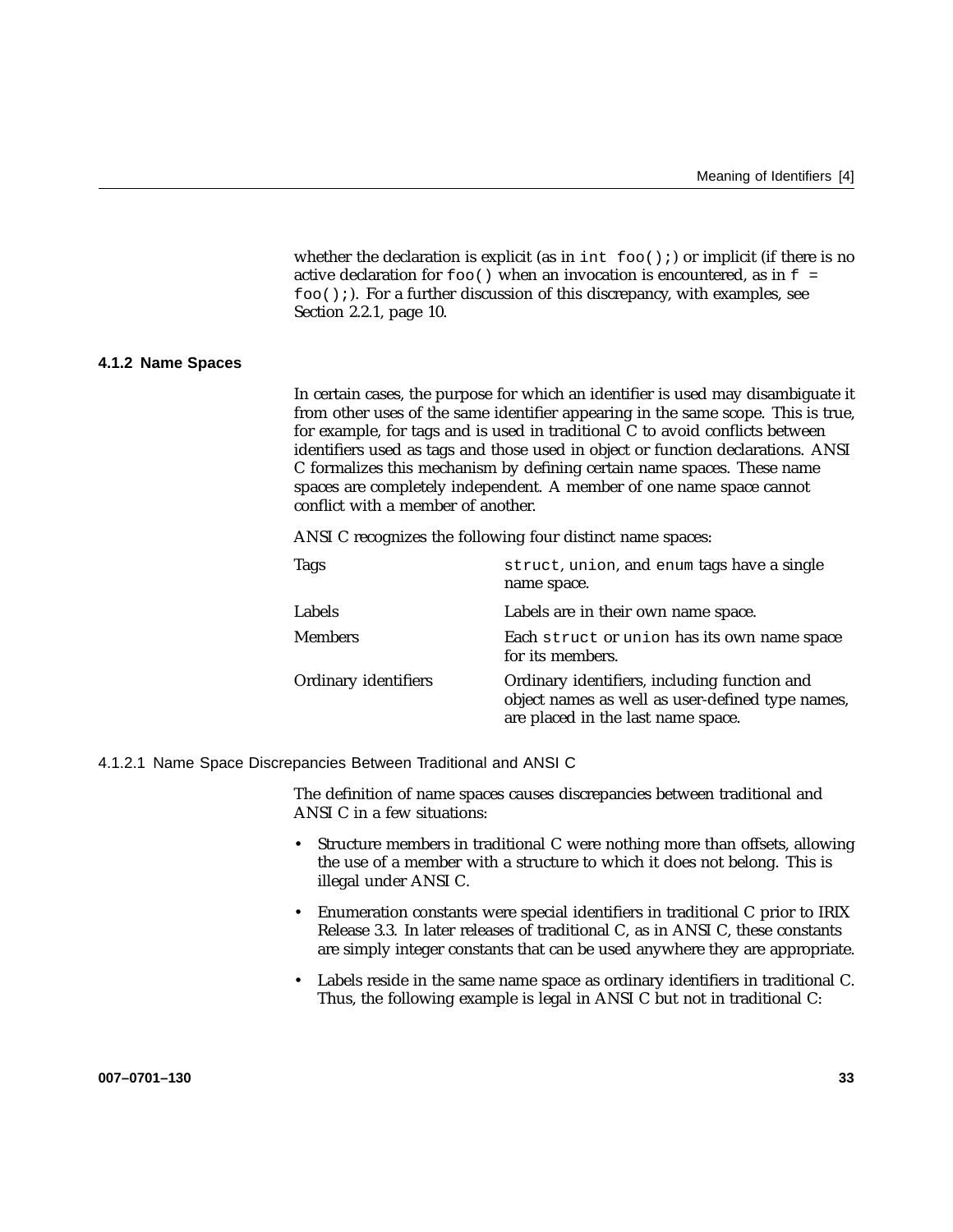whether the declaration is explicit (as in `int foo();`) or implicit (if there is no active declaration for `foo()` when an invocation is encountered, as in `f = foo();`). For a further discussion of this discrepancy, with examples, see Section 2.2.1, page 10.

### 4.1.2 Name Spaces

In certain cases, the purpose for which an identifier is used may disambiguate it from other uses of the same identifier appearing in the same scope. This is true, for example, for tags and is used in traditional C to avoid conflicts between identifiers used as tags and those used in object or function declarations. ANSI C formalizes this mechanism by defining certain name spaces. These name spaces are completely independent. A member of one name space cannot conflict with a member of another.

ANSI C recognizes the following four distinct name spaces:

| | |
|---|---|
| Tags | `struct`, `union`, and `enum` tags have a single name space. |
| Labels | Labels are in their own name space. |
| Members | Each `struct` or `union` has its own name space for its members. |
| Ordinary identifiers | Ordinary identifiers, including function and object names as well as user-defined type names, are placed in the last name space. |

#### 4.1.2.1 Name Space Discrepancies Between Traditional and ANSI C

The definition of name spaces causes discrepancies between traditional and ANSI C in a few situations:

- Structure members in traditional C were nothing more than offsets, allowing the use of a member with a structure to which it does not belong. This is illegal under ANSI C.
- Enumeration constants were special identifiers in traditional C prior to IRIX Release 3.3. In later releases of traditional C, as in ANSI C, these constants are simply integer constants that can be used anywhere they are appropriate.
- Labels reside in the same name space as ordinary identifiers in traditional C. Thus, the following example is legal in ANSI C but not in traditional C: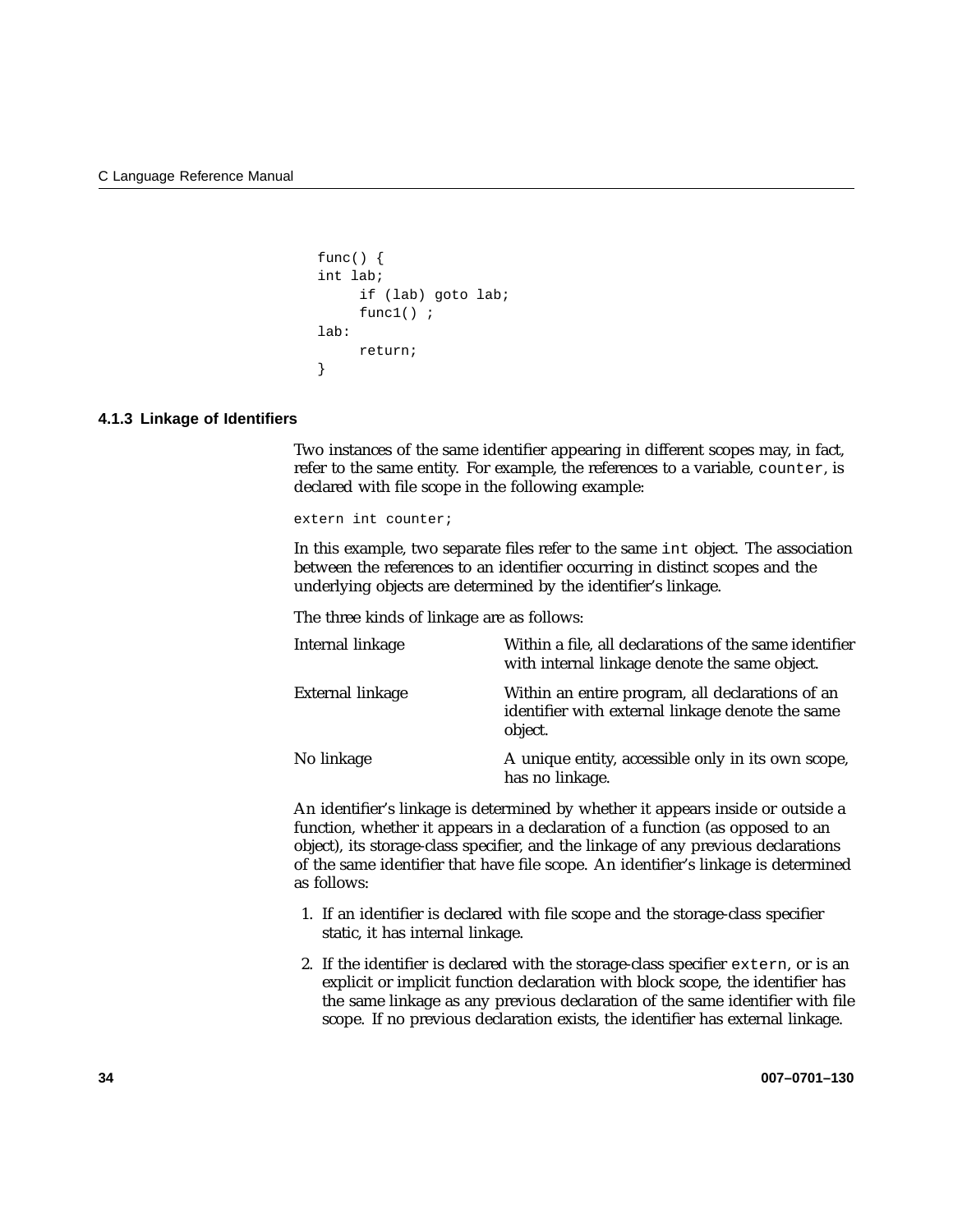```
func() {
int lab;
     if (lab) goto lab;
     func1() ;
lab:
     return;
}
```

### 4.1.3 Linkage of Identifiers

Two instances of the same identifier appearing in different scopes may, in fact, refer to the same entity. For example, the references to a variable, `counter`, is declared with file scope in the following example:

```
extern int counter;
```

In this example, two separate files refer to the same `int` object. The association between the references to an identifier occurring in distinct scopes and the underlying objects are determined by the identifier's linkage.

The three kinds of linkage are as follows:

| | |
|---|---|
| Internal linkage | Within a file, all declarations of the same identifier with internal linkage denote the same object. |
| External linkage | Within an entire program, all declarations of an identifier with external linkage denote the same object. |
| No linkage | A unique entity, accessible only in its own scope, has no linkage. |

An identifier's linkage is determined by whether it appears inside or outside a function, whether it appears in a declaration of a function (as opposed to an object), its storage-class specifier, and the linkage of any previous declarations of the same identifier that have file scope. An identifier's linkage is determined as follows:

1. If an identifier is declared with file scope and the storage-class specifier static, it has internal linkage.
2. If the identifier is declared with the storage-class specifier `extern`, or is an explicit or implicit function declaration with block scope, the identifier has the same linkage as any previous declaration of the same identifier with file scope. If no previous declaration exists, the identifier has external linkage.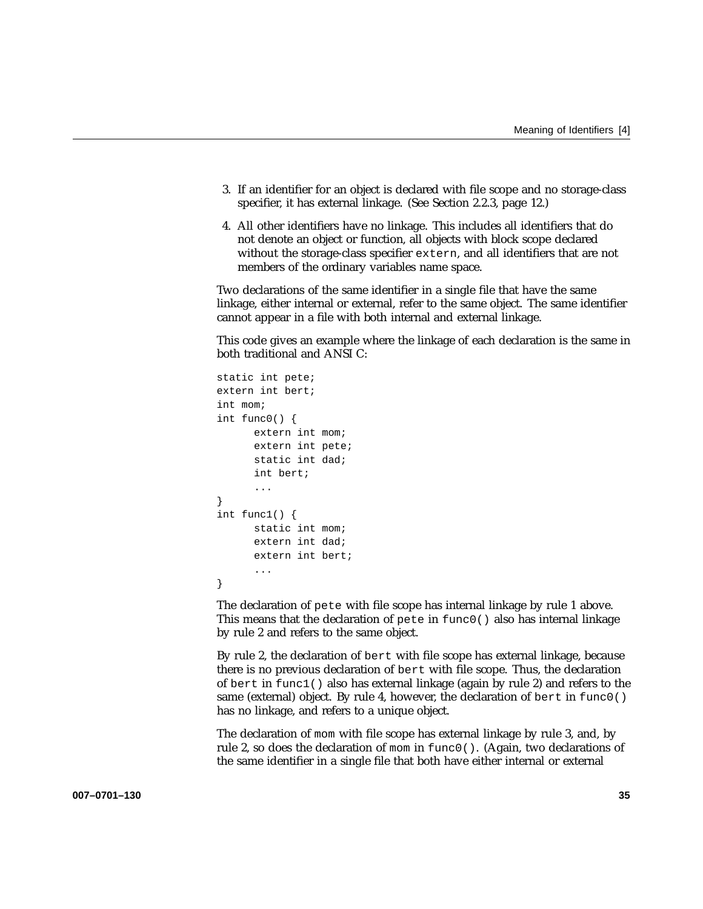3. If an identifier for an object is declared with file scope and no storage-class specifier, it has external linkage. (See Section 2.2.3, page 12.)
4. All other identifiers have no linkage. This includes all identifiers that do not denote an object or function, all objects with block scope declared without the storage-class specifier `extern`, and all identifiers that are not members of the ordinary variables name space.

Two declarations of the same identifier in a single file that have the same linkage, either internal or external, refer to the same object. The same identifier cannot appear in a file with both internal and external linkage.

This code gives an example where the linkage of each declaration is the same in both traditional and ANSI C:

```
static int pete;
extern int bert;
int mom;
int func0() {
      extern int mom;
      extern int pete;
      static int dad;
      int bert;
      ...
}
int func1() {
      static int mom;
      extern int dad;
      extern int bert;
      ...
}
```

The declaration of `pete` with file scope has internal linkage by rule 1 above. This means that the declaration of `pete` in `func0()` also has internal linkage by rule 2 and refers to the same object.

By rule 2, the declaration of `bert` with file scope has external linkage, because there is no previous declaration of `bert` with file scope. Thus, the declaration of `bert` in `func1()` also has external linkage (again by rule 2) and refers to the same (external) object. By rule 4, however, the declaration of `bert` in `func0()` has no linkage, and refers to a unique object.

The declaration of `mom` with file scope has external linkage by rule 3, and, by rule 2, so does the declaration of `mom` in `func0()`. (Again, two declarations of the same identifier in a single file that both have either internal or external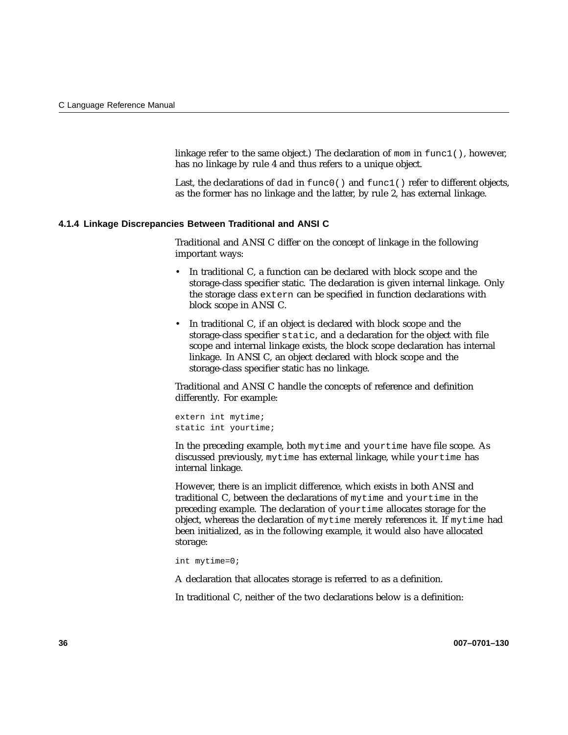linkage refer to the same object.) The declaration of `mom` in `func1()`, however, has no linkage by rule 4 and thus refers to a unique object.

Last, the declarations of `dad` in `func0()` and `func1()` refer to different objects, as the former has no linkage and the latter, by rule 2, has external linkage.

### 4.1.4 Linkage Discrepancies Between Traditional and ANSI C

Traditional and ANSI C differ on the concept of linkage in the following important ways:

- In traditional C, a function can be declared with block scope and the storage-class specifier static. The declaration is given internal linkage. Only the storage class `extern` can be specified in function declarations with block scope in ANSI C.
- In traditional C, if an object is declared with block scope and the storage-class specifier `static`, and a declaration for the object with file scope and internal linkage exists, the block scope declaration has internal linkage. In ANSI C, an object declared with block scope and the storage-class specifier static has no linkage.

Traditional and ANSI C handle the concepts of reference and definition differently. For example:

```
extern int mytime;
static int yourtime;
```

In the preceding example, both `mytime` and `yourtime` have file scope. As discussed previously, `mytime` has external linkage, while `yourtime` has internal linkage.

However, there is an implicit difference, which exists in both ANSI and traditional C, between the declarations of `mytime` and `yourtime` in the preceding example. The declaration of `yourtime` allocates storage for the object, whereas the declaration of `mytime` merely references it. If `mytime` had been initialized, as in the following example, it would also have allocated storage:

```
int mytime=0;
```

A declaration that allocates storage is referred to as a definition.

In traditional C, neither of the two declarations below is a definition: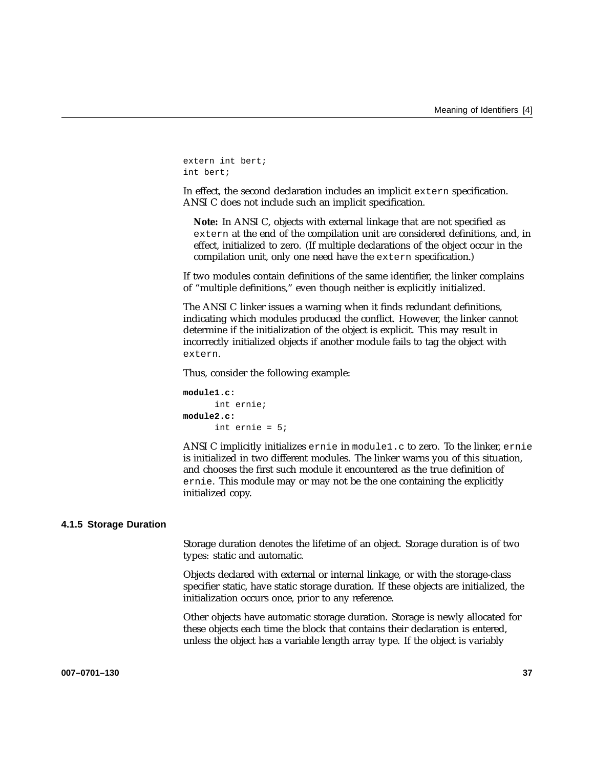```
extern int bert;
int bert;
```

In effect, the second declaration includes an implicit `extern` specification. ANSI C does not include such an implicit specification.

**Note:** In ANSI C, objects with external linkage that are not specified as `extern` at the end of the compilation unit are considered definitions, and, in effect, initialized to zero. (If multiple declarations of the object occur in the compilation unit, only one need have the `extern` specification.)

If two modules contain definitions of the same identifier, the linker complains of "multiple definitions," even though neither is explicitly initialized.

The ANSI C linker issues a warning when it finds redundant definitions, indicating which modules produced the conflict. However, the linker cannot determine if the initialization of the object is explicit. This may result in incorrectly initialized objects if another module fails to tag the object with `extern`.

Thus, consider the following example:

```
module1.c:
      int ernie;
module2.c:
      int ernie = 5;
```

ANSI C implicitly initializes `ernie` in `module1.c` to zero. To the linker, `ernie` is initialized in two different modules. The linker warns you of this situation, and chooses the first such module it encountered as the true definition of `ernie`. This module may or may not be the one containing the explicitly initialized copy.

### 4.1.5 Storage Duration

Storage duration denotes the lifetime of an object. Storage duration is of two types: static and automatic.

Objects declared with external or internal linkage, or with the storage-class specifier static, have static storage duration. If these objects are initialized, the initialization occurs once, prior to any reference.

Other objects have automatic storage duration. Storage is newly allocated for these objects each time the block that contains their declaration is entered, unless the object has a variable length array type. If the object is variably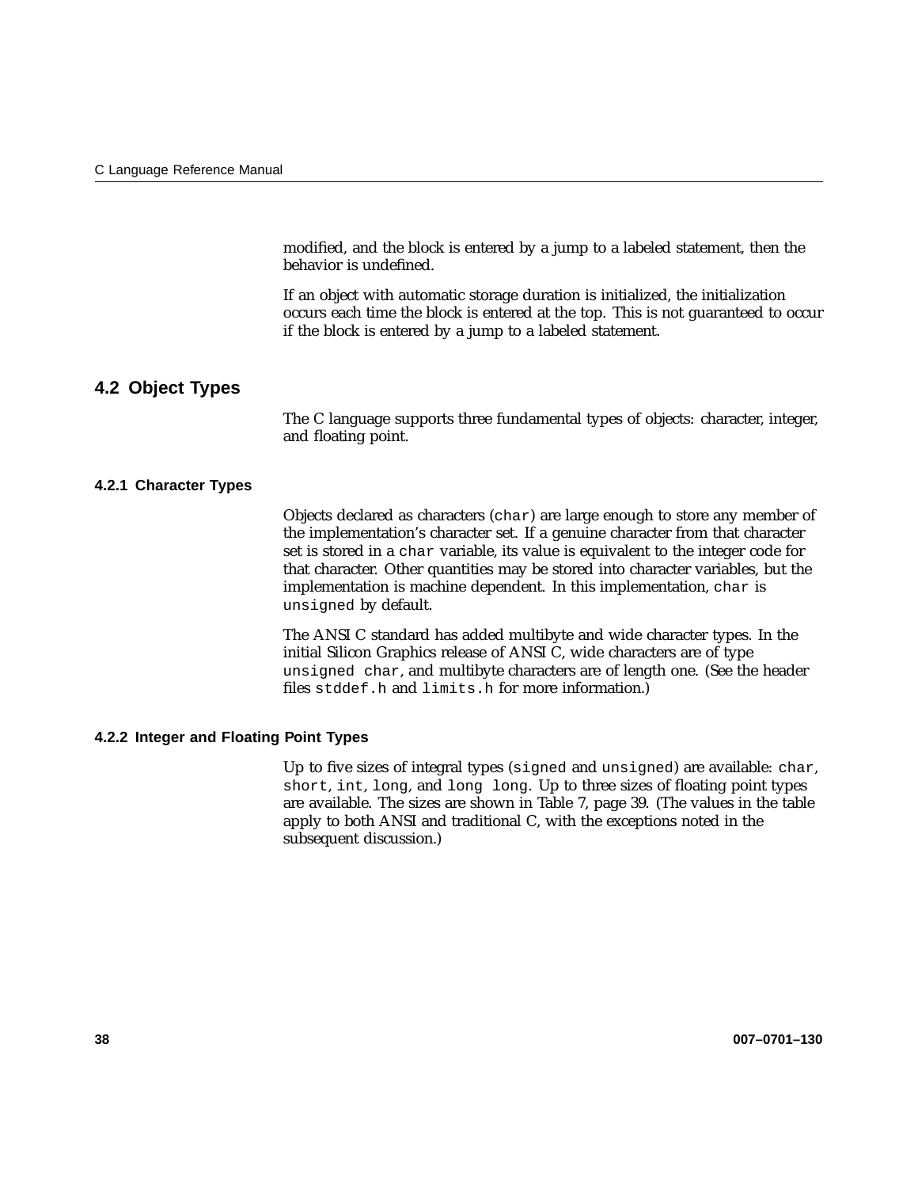modified, and the block is entered by a jump to a labeled statement, then the behavior is undefined.

If an object with automatic storage duration is initialized, the initialization occurs each time the block is entered at the top. This is not guaranteed to occur if the block is entered by a jump to a labeled statement.

## 4.2 Object Types

The C language supports three fundamental types of objects: character, integer, and floating point.

### 4.2.1 Character Types

Objects declared as characters (`char`) are large enough to store any member of the implementation's character set. If a genuine character from that character set is stored in a `char` variable, its value is equivalent to the integer code for that character. Other quantities may be stored into character variables, but the implementation is machine dependent. In this implementation, `char` is `unsigned` by default.

The ANSI C standard has added multibyte and wide character types. In the initial Silicon Graphics release of ANSI C, wide characters are of type `unsigned char`, and multibyte characters are of length one. (See the header files `stddef.h` and `limits.h` for more information.)

### 4.2.2 Integer and Floating Point Types

Up to five sizes of integral types (`signed` and `unsigned`) are available: `char`, `short`, `int`, `long`, and `long long`. Up to three sizes of floating point types are available. The sizes are shown in Table 7, page 39. (The values in the table apply to both ANSI and traditional C, with the exceptions noted in the subsequent discussion.)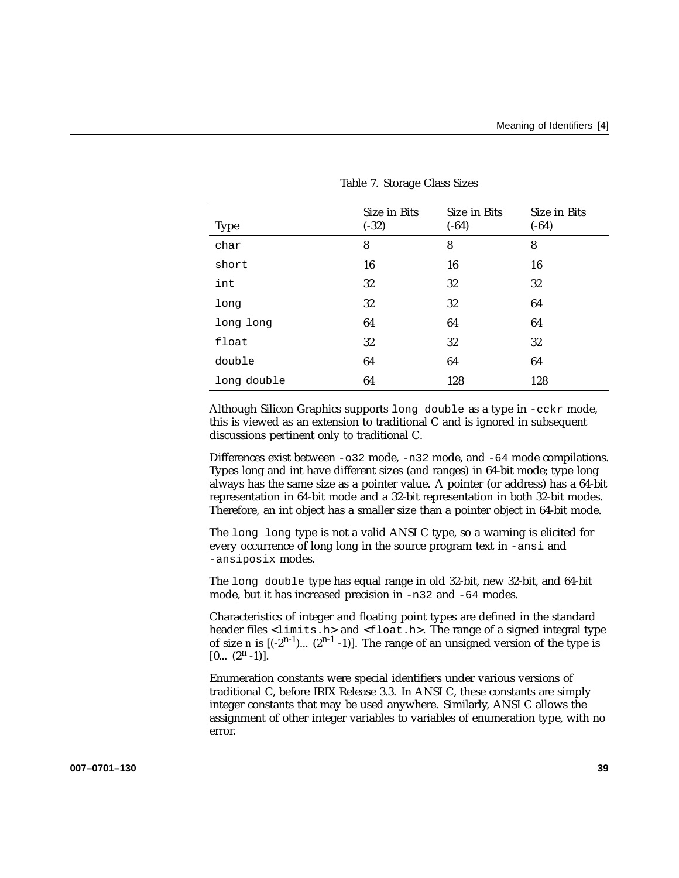Table 7. Storage Class Sizes

| Type | Size in Bits (-32) | Size in Bits (-64) | Size in Bits (-64) |
|---|---|---|---|
| `char` | 8 | 8 | 8 |
| `short` | 16 | 16 | 16 |
| `int` | 32 | 32 | 32 |
| `long` | 32 | 32 | 64 |
| `long long` | 64 | 64 | 64 |
| `float` | 32 | 32 | 32 |
| `double` | 64 | 64 | 64 |
| `long double` | 64 | 128 | 128 |

Although Silicon Graphics supports `long double` as a type in `-cckr` mode, this is viewed as an extension to traditional C and is ignored in subsequent discussions pertinent only to traditional C.

Differences exist between `-o32` mode, `-n32` mode, and `-64` mode compilations. Types long and int have different sizes (and ranges) in 64-bit mode; type long always has the same size as a pointer value. A pointer (or address) has a 64-bit representation in 64-bit mode and a 32-bit representation in both 32-bit modes. Therefore, an int object has a smaller size than a pointer object in 64-bit mode.

The `long long` type is not a valid ANSI C type, so a warning is elicited for every occurrence of long long in the source program text in `-ansi` and `-ansiposix` modes.

The `long double` type has equal range in old 32-bit, new 32-bit, and 64-bit mode, but it has increased precision in `-n32` and `-64` modes.

Characteristics of integer and floating point types are defined in the standard header files <`limits.h`> and <`float.h`>. The range of a signed integral type of size *n* is $[(-2^{n-1}) \ldots (2^{n-1} -1)]$. The range of an unsigned version of the type is $[0 \ldots (2^{n} -1)]$.

Enumeration constants were special identifiers under various versions of traditional C, before IRIX Release 3.3. In ANSI C, these constants are simply integer constants that may be used anywhere. Similarly, ANSI C allows the assignment of other integer variables to variables of enumeration type, with no error.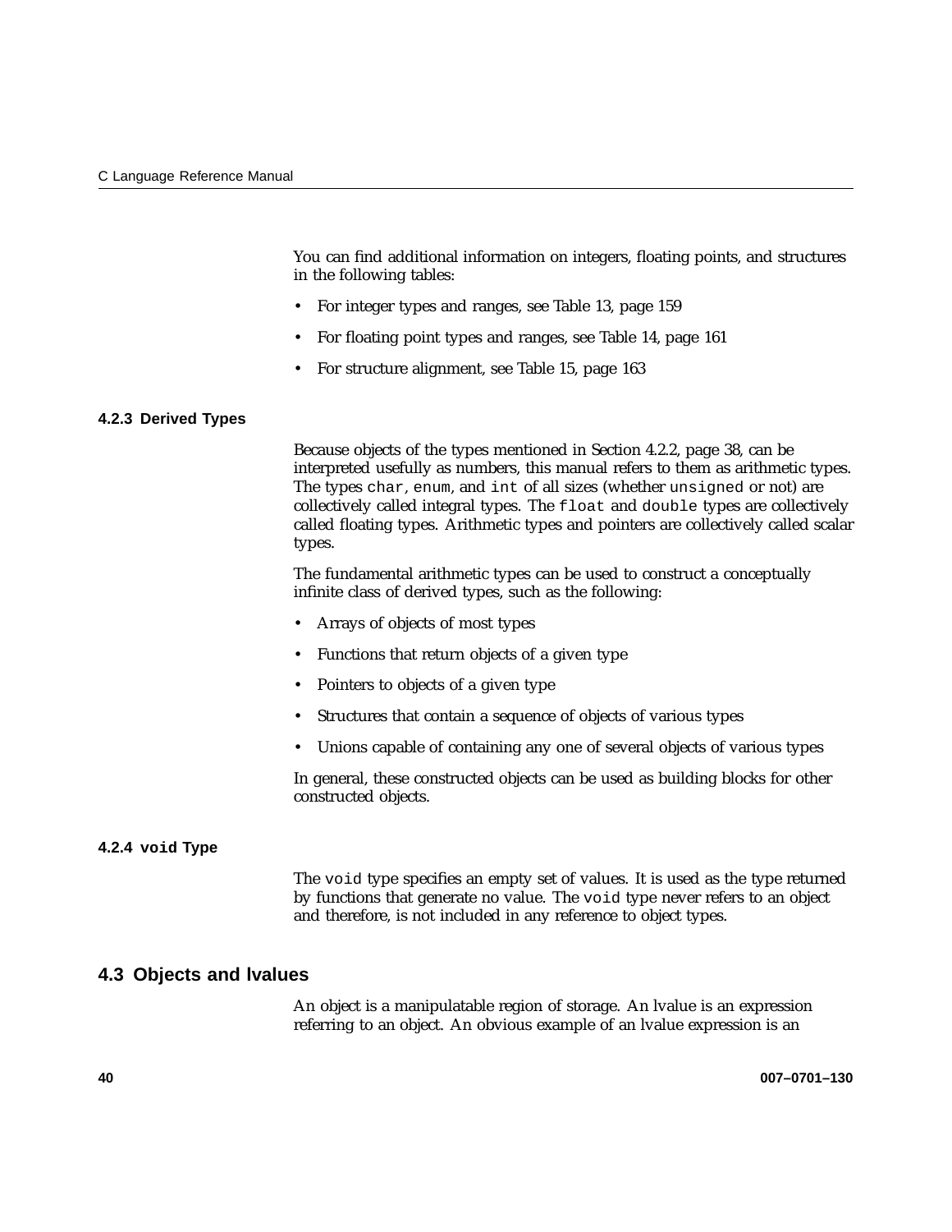You can find additional information on integers, floating points, and structures in the following tables:

- For integer types and ranges, see Table 13, page 159
- For floating point types and ranges, see Table 14, page 161
- For structure alignment, see Table 15, page 163

### 4.2.3 Derived Types

Because objects of the types mentioned in Section 4.2.2, page 38, can be interpreted usefully as numbers, this manual refers to them as arithmetic types. The types `char`, `enum`, and `int` of all sizes (whether `unsigned` or not) are collectively called integral types. The `float` and `double` types are collectively called floating types. Arithmetic types and pointers are collectively called scalar types.

The fundamental arithmetic types can be used to construct a conceptually infinite class of derived types, such as the following:

- Arrays of objects of most types
- Functions that return objects of a given type
- Pointers to objects of a given type
- Structures that contain a sequence of objects of various types
- Unions capable of containing any one of several objects of various types

In general, these constructed objects can be used as building blocks for other constructed objects.

### 4.2.4 `void` Type

The `void` type specifies an empty set of values. It is used as the type returned by functions that generate no value. The `void` type never refers to an object and therefore, is not included in any reference to object types.

## 4.3 Objects and lvalues

An object is a manipulatable region of storage. An lvalue is an expression referring to an object. An obvious example of an lvalue expression is an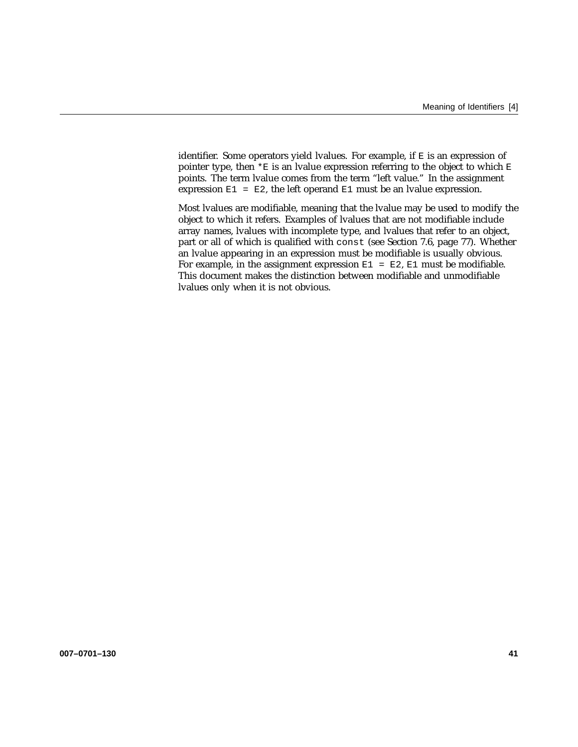identifier. Some operators yield lvalues. For example, if `E` is an expression of pointer type, then `*E` is an lvalue expression referring to the object to which `E` points. The term lvalue comes from the term "left value." In the assignment expression `E1 = E2`, the left operand `E1` must be an lvalue expression.

Most lvalues are modifiable, meaning that the lvalue may be used to modify the object to which it refers. Examples of lvalues that are not modifiable include array names, lvalues with incomplete type, and lvalues that refer to an object, part or all of which is qualified with `const` (see Section 7.6, page 77). Whether an lvalue appearing in an expression must be modifiable is usually obvious. For example, in the assignment expression `E1 = E2`, `E1` must be modifiable. This document makes the distinction between modifiable and unmodifiable lvalues only when it is not obvious.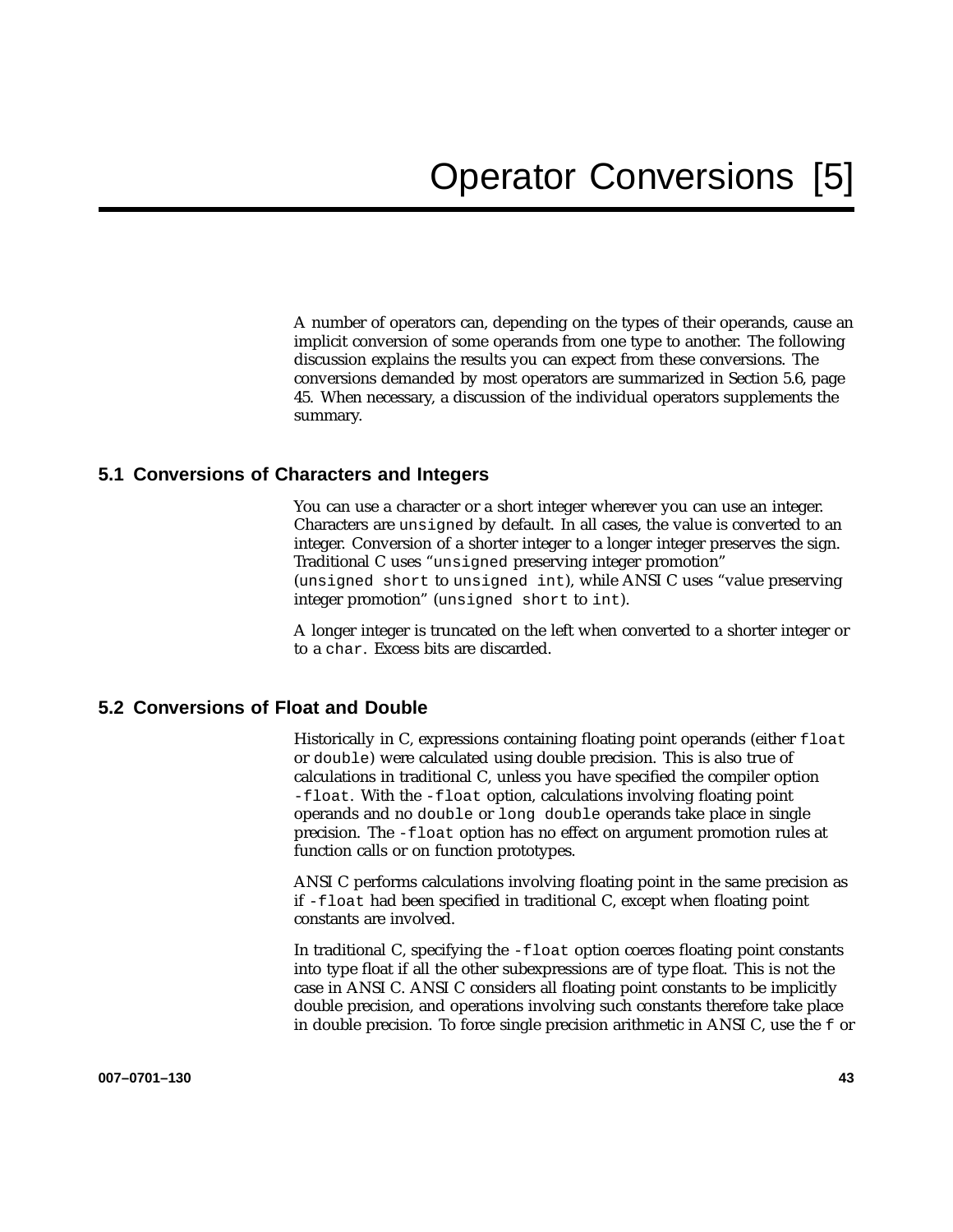# Operator Conversions [5]

A number of operators can, depending on the types of their operands, cause an implicit conversion of some operands from one type to another. The following discussion explains the results you can expect from these conversions. The conversions demanded by most operators are summarized in Section 5.6, page 45. When necessary, a discussion of the individual operators supplements the summary.

## 5.1 Conversions of Characters and Integers

You can use a character or a short integer wherever you can use an integer. Characters are `unsigned` by default. In all cases, the value is converted to an integer. Conversion of a shorter integer to a longer integer preserves the sign. Traditional C uses "`unsigned` preserving integer promotion" (`unsigned short` to `unsigned int`), while ANSI C uses "value preserving integer promotion" (`unsigned short` to `int`).

A longer integer is truncated on the left when converted to a shorter integer or to a `char`. Excess bits are discarded.

## 5.2 Conversions of Float and Double

Historically in C, expressions containing floating point operands (either `float` or `double`) were calculated using double precision. This is also true of calculations in traditional C, unless you have specified the compiler option `-float`. With the `-float` option, calculations involving floating point operands and no `double` or `long double` operands take place in single precision. The `-float` option has no effect on argument promotion rules at function calls or on function prototypes.

ANSI C performs calculations involving floating point in the same precision as if `-float` had been specified in traditional C, except when floating point constants are involved.

In traditional C, specifying the `-float` option coerces floating point constants into type float if all the other subexpressions are of type float. This is not the case in ANSI C. ANSI C considers all floating point constants to be implicitly double precision, and operations involving such constants therefore take place in double precision. To force single precision arithmetic in ANSI C, use the `f` or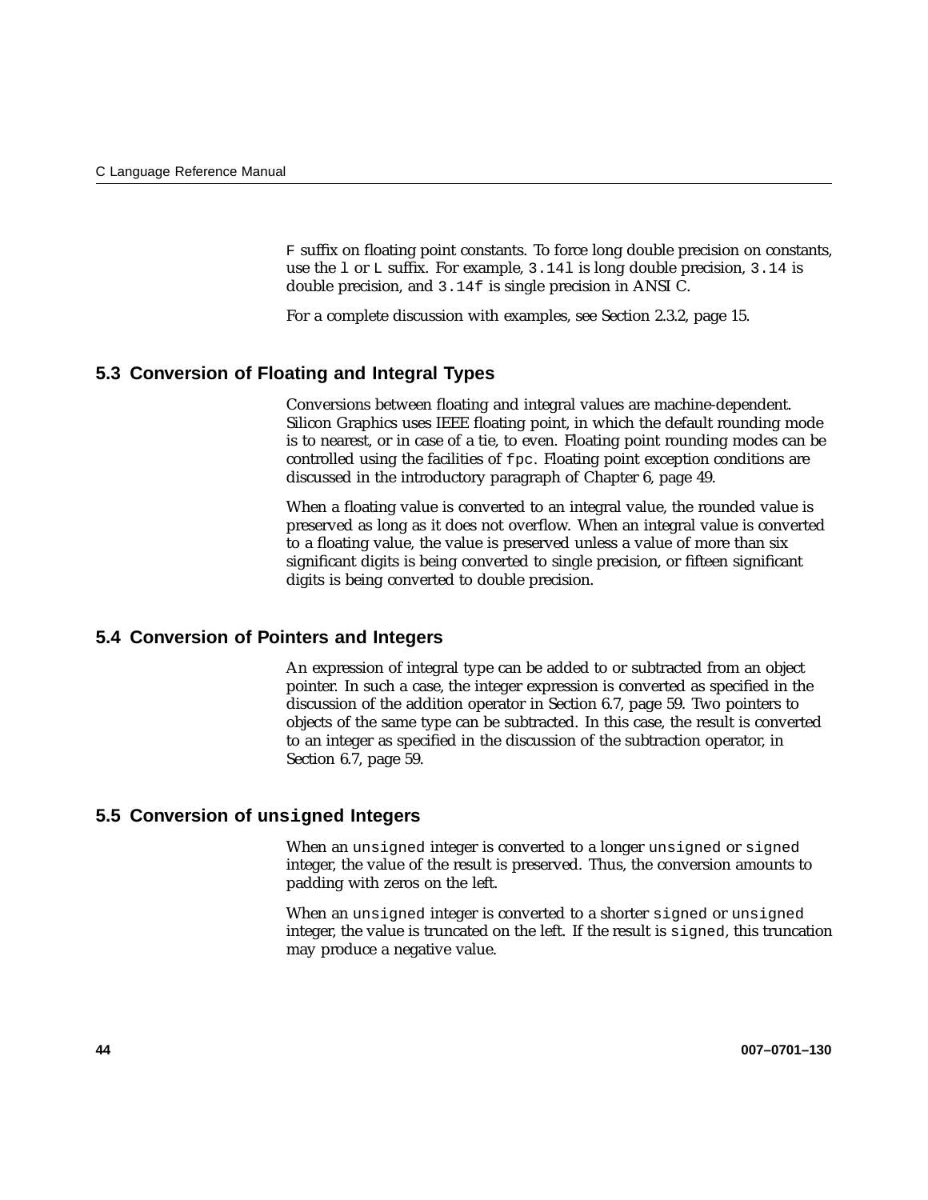`F` suffix on floating point constants. To force long double precision on constants, use the `l` or `L` suffix. For example, `3.14l` is long double precision, `3.14` is double precision, and `3.14f` is single precision in ANSI C.

For a complete discussion with examples, see Section 2.3.2, page 15.

## 5.3 Conversion of Floating and Integral Types

Conversions between floating and integral values are machine-dependent. Silicon Graphics uses IEEE floating point, in which the default rounding mode is to nearest, or in case of a tie, to even. Floating point rounding modes can be controlled using the facilities of `fpc`. Floating point exception conditions are discussed in the introductory paragraph of Chapter 6, page 49.

When a floating value is converted to an integral value, the rounded value is preserved as long as it does not overflow. When an integral value is converted to a floating value, the value is preserved unless a value of more than six significant digits is being converted to single precision, or fifteen significant digits is being converted to double precision.

## 5.4 Conversion of Pointers and Integers

An expression of integral type can be added to or subtracted from an object pointer. In such a case, the integer expression is converted as specified in the discussion of the addition operator in Section 6.7, page 59. Two pointers to objects of the same type can be subtracted. In this case, the result is converted to an integer as specified in the discussion of the subtraction operator, in Section 6.7, page 59.

## 5.5 Conversion of `unsigned` Integers

When an `unsigned` integer is converted to a longer `unsigned` or `signed` integer, the value of the result is preserved. Thus, the conversion amounts to padding with zeros on the left.

When an `unsigned` integer is converted to a shorter `signed` or `unsigned` integer, the value is truncated on the left. If the result is `signed`, this truncation may produce a negative value.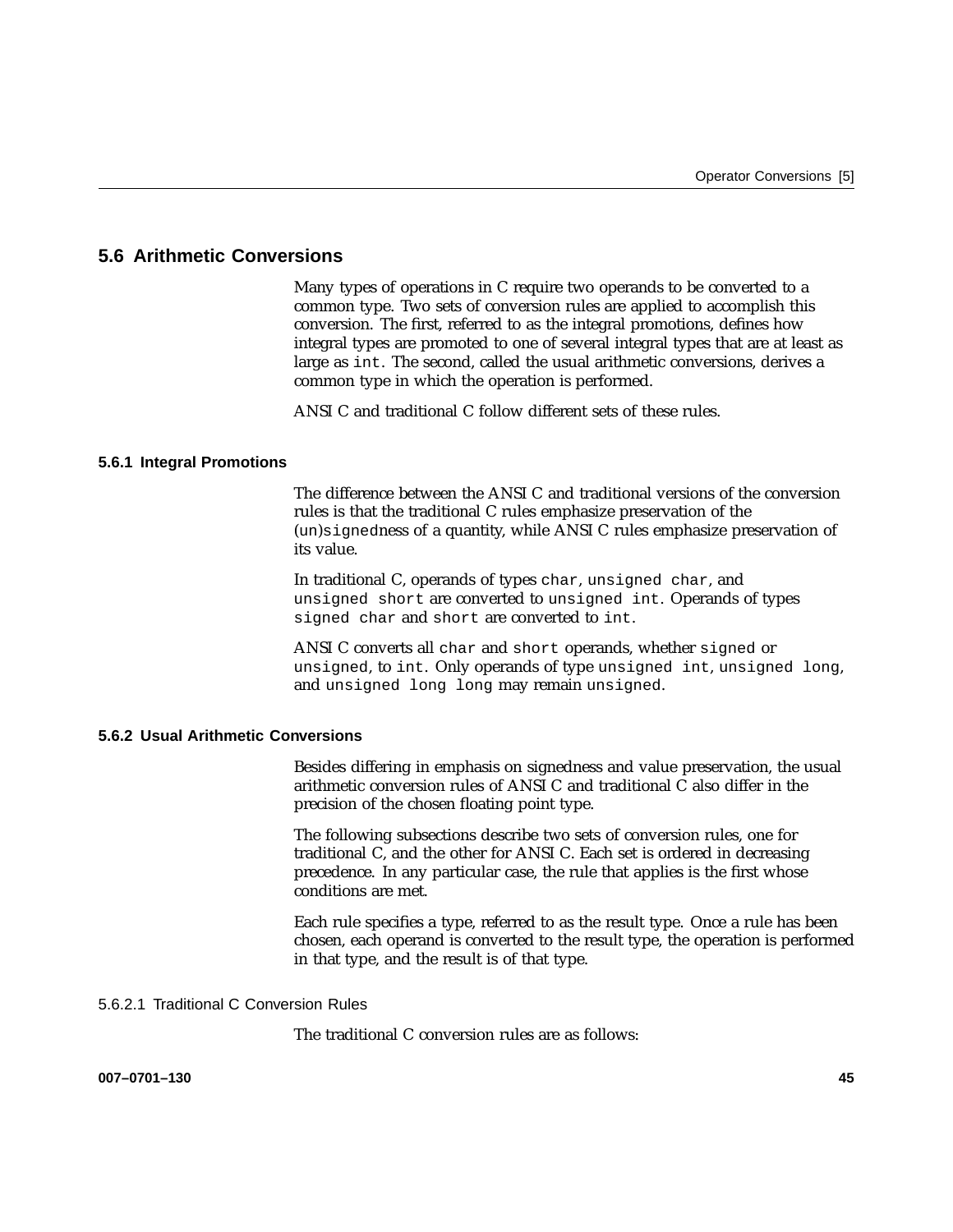## 5.6 Arithmetic Conversions

Many types of operations in C require two operands to be converted to a common type. Two sets of conversion rules are applied to accomplish this conversion. The first, referred to as the integral promotions, defines how integral types are promoted to one of several integral types that are at least as large as `int`. The second, called the usual arithmetic conversions, derives a common type in which the operation is performed.

ANSI C and traditional C follow different sets of these rules.

### 5.6.1 Integral Promotions

The difference between the ANSI C and traditional versions of the conversion rules is that the traditional C rules emphasize preservation of the (un)`signed`ness of a quantity, while ANSI C rules emphasize preservation of its value.

In traditional C, operands of types `char`, `unsigned char`, and `unsigned short` are converted to `unsigned int`. Operands of types `signed char` and `short` are converted to `int`.

ANSI C converts all `char` and `short` operands, whether `signed` or `unsigned`, to `int`. Only operands of type `unsigned int`, `unsigned long`, and `unsigned long long` may remain `unsigned`.

### 5.6.2 Usual Arithmetic Conversions

Besides differing in emphasis on signedness and value preservation, the usual arithmetic conversion rules of ANSI C and traditional C also differ in the precision of the chosen floating point type.

The following subsections describe two sets of conversion rules, one for traditional C, and the other for ANSI C. Each set is ordered in decreasing precedence. In any particular case, the rule that applies is the first whose conditions are met.

Each rule specifies a type, referred to as the result type. Once a rule has been chosen, each operand is converted to the result type, the operation is performed in that type, and the result is of that type.

#### 5.6.2.1 Traditional C Conversion Rules

The traditional C conversion rules are as follows: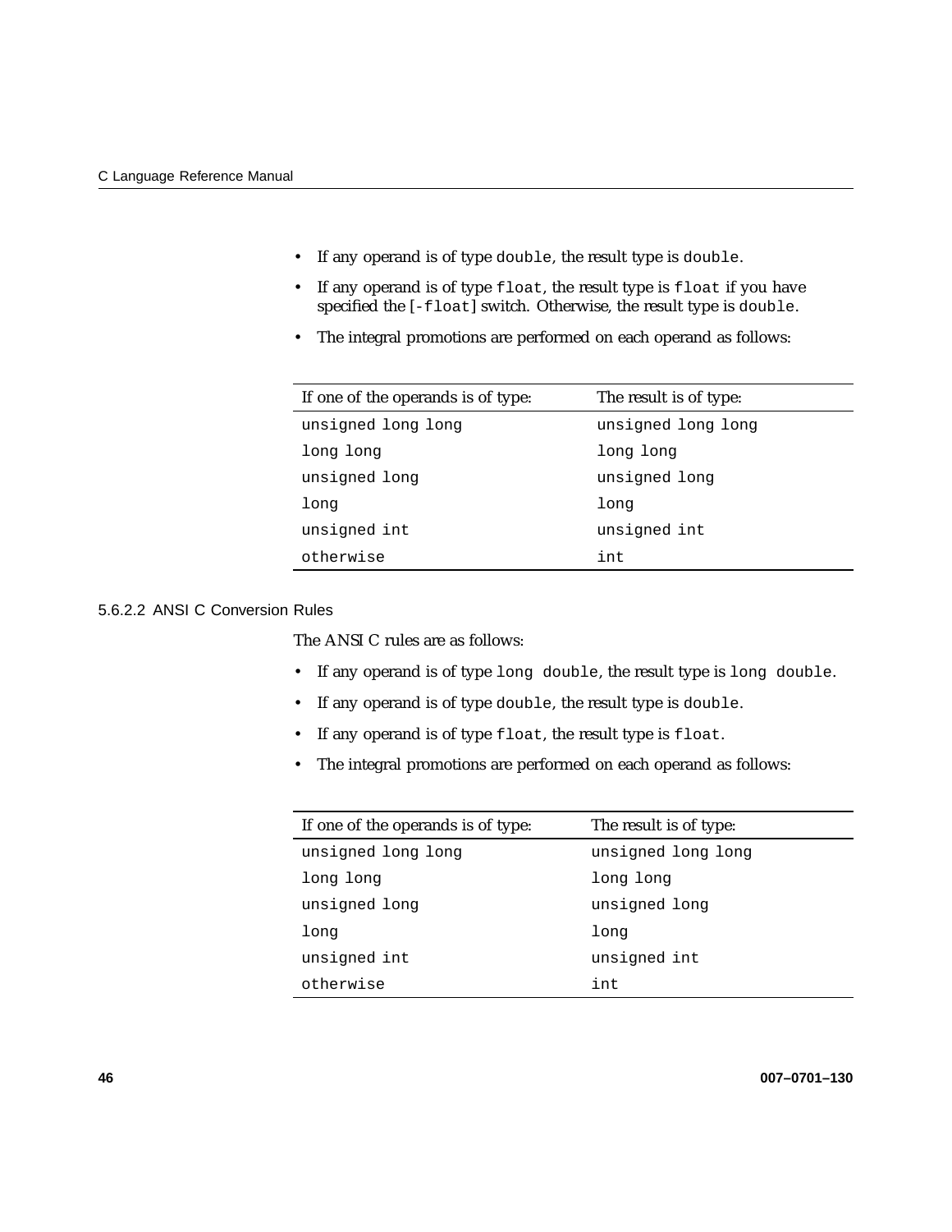- If any operand is of type `double`, the result type is `double`.
- If any operand is of type `float`, the result type is `float` if you have specified the `[-float]` switch. Otherwise, the result type is `double`.
- The integral promotions are performed on each operand as follows:

| If one of the operands is of type: | The result is of type: |
| --- | --- |
| `unsigned long long` | `unsigned long long` |
| `long long` | `long long` |
| `unsigned long` | `unsigned long` |
| `long` | `long` |
| `unsigned int` | `unsigned int` |
| `otherwise` | `int` |

#### 5.6.2.2 ANSI C Conversion Rules

The ANSI C rules are as follows:

- If any operand is of type `long double`, the result type is `long double`.
- If any operand is of type `double`, the result type is `double`.
- If any operand is of type `float`, the result type is `float`.
- The integral promotions are performed on each operand as follows:

| If one of the operands is of type: | The result is of type: |
| --- | --- |
| `unsigned long long` | `unsigned long long` |
| `long long` | `long long` |
| `unsigned long` | `unsigned long` |
| `long` | `long` |
| `unsigned int` | `unsigned int` |
| `otherwise` | `int` |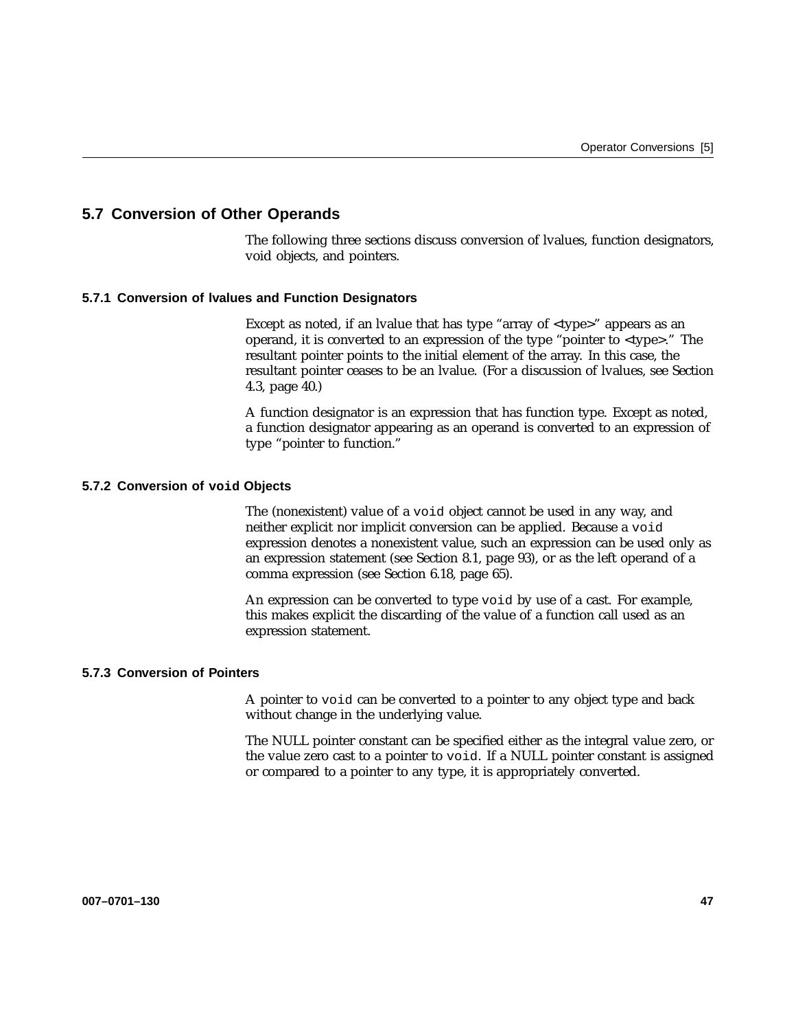## 5.7 Conversion of Other Operands

The following three sections discuss conversion of lvalues, function designators, void objects, and pointers.

### 5.7.1 Conversion of lvalues and Function Designators

Except as noted, if an lvalue that has type "array of <type>" appears as an operand, it is converted to an expression of the type "pointer to <type>." The resultant pointer points to the initial element of the array. In this case, the resultant pointer ceases to be an lvalue. (For a discussion of lvalues, see Section 4.3, page 40.)

A function designator is an expression that has function type. Except as noted, a function designator appearing as an operand is converted to an expression of type "pointer to function."

### 5.7.2 Conversion of `void` Objects

The (nonexistent) value of a `void` object cannot be used in any way, and neither explicit nor implicit conversion can be applied. Because a `void` expression denotes a nonexistent value, such an expression can be used only as an expression statement (see Section 8.1, page 93), or as the left operand of a comma expression (see Section 6.18, page 65).

An expression can be converted to type `void` by use of a cast. For example, this makes explicit the discarding of the value of a function call used as an expression statement.

### 5.7.3 Conversion of Pointers

A pointer to `void` can be converted to a pointer to any object type and back without change in the underlying value.

The NULL pointer constant can be specified either as the integral value zero, or the value zero cast to a pointer to `void`. If a NULL pointer constant is assigned or compared to a pointer to any type, it is appropriately converted.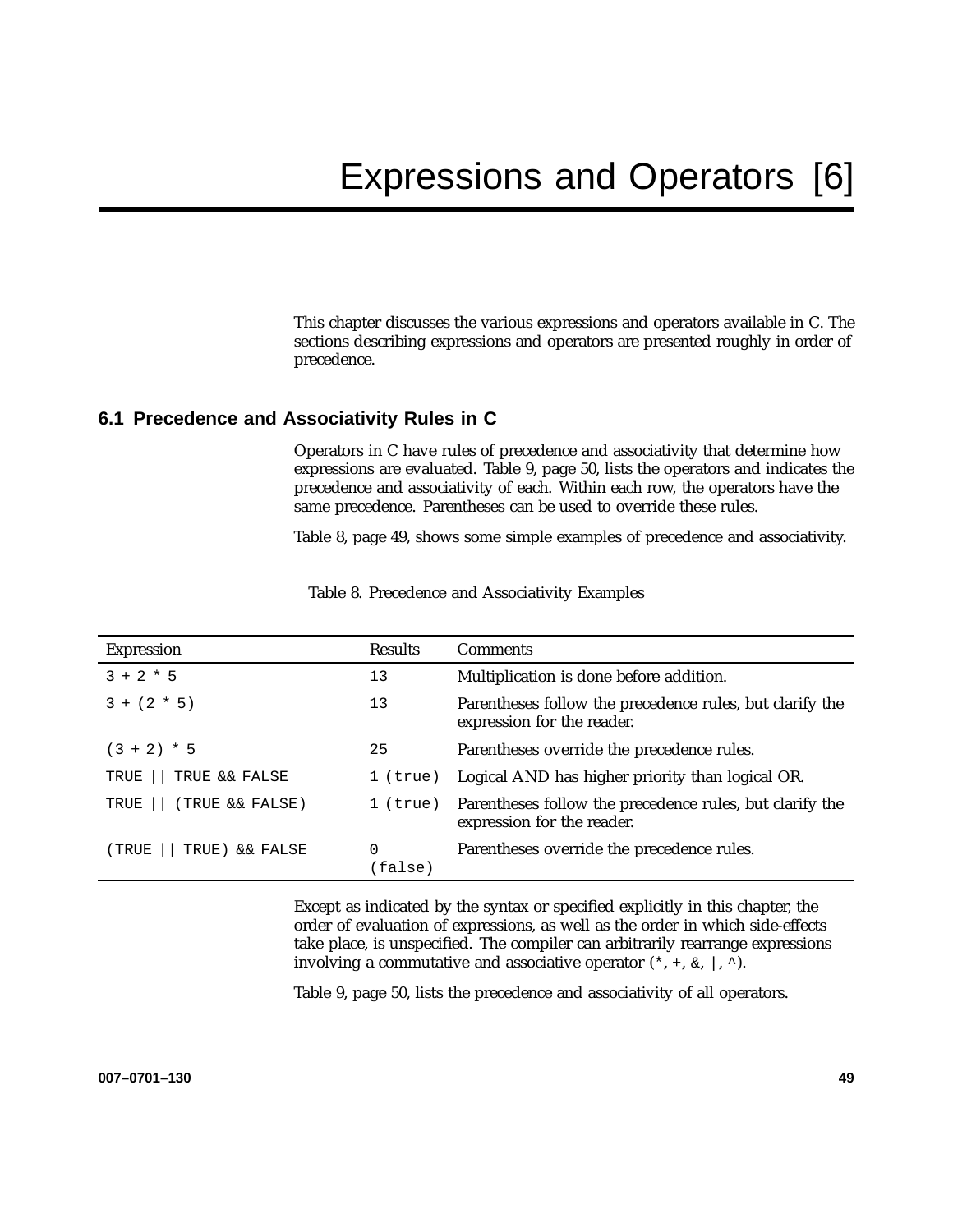# Expressions and Operators [6]

This chapter discusses the various expressions and operators available in C. The sections describing expressions and operators are presented roughly in order of precedence.

## 6.1 Precedence and Associativity Rules in C

Operators in C have rules of precedence and associativity that determine how expressions are evaluated. Table 9, page 50, lists the operators and indicates the precedence and associativity of each. Within each row, the operators have the same precedence. Parentheses can be used to override these rules.

Table 8, page 49, shows some simple examples of precedence and associativity.

Table 8. Precedence and Associativity Examples

| Expression | Results | Comments |
| --- | --- | --- |
| `3 + 2 * 5` | `13` | Multiplication is done before addition. |
| `3 + (2 * 5)` | `13` | Parentheses follow the precedence rules, but clarify the expression for the reader. |
| `(3 + 2) * 5` | `25` | Parentheses override the precedence rules. |
| `TRUE \|\| TRUE && FALSE` | `1 (true)` | Logical AND has higher priority than logical OR. |
| `TRUE \|\| (TRUE && FALSE)` | `1 (true)` | Parentheses follow the precedence rules, but clarify the expression for the reader. |
| `(TRUE \|\| TRUE) && FALSE` | `0 (false)` | Parentheses override the precedence rules. |

Except as indicated by the syntax or specified explicitly in this chapter, the order of evaluation of expressions, as well as the order in which side-effects take place, is unspecified. The compiler can arbitrarily rearrange expressions involving a commutative and associative operator (`*`, `+`, `&`, `|`, `^`).

Table 9, page 50, lists the precedence and associativity of all operators.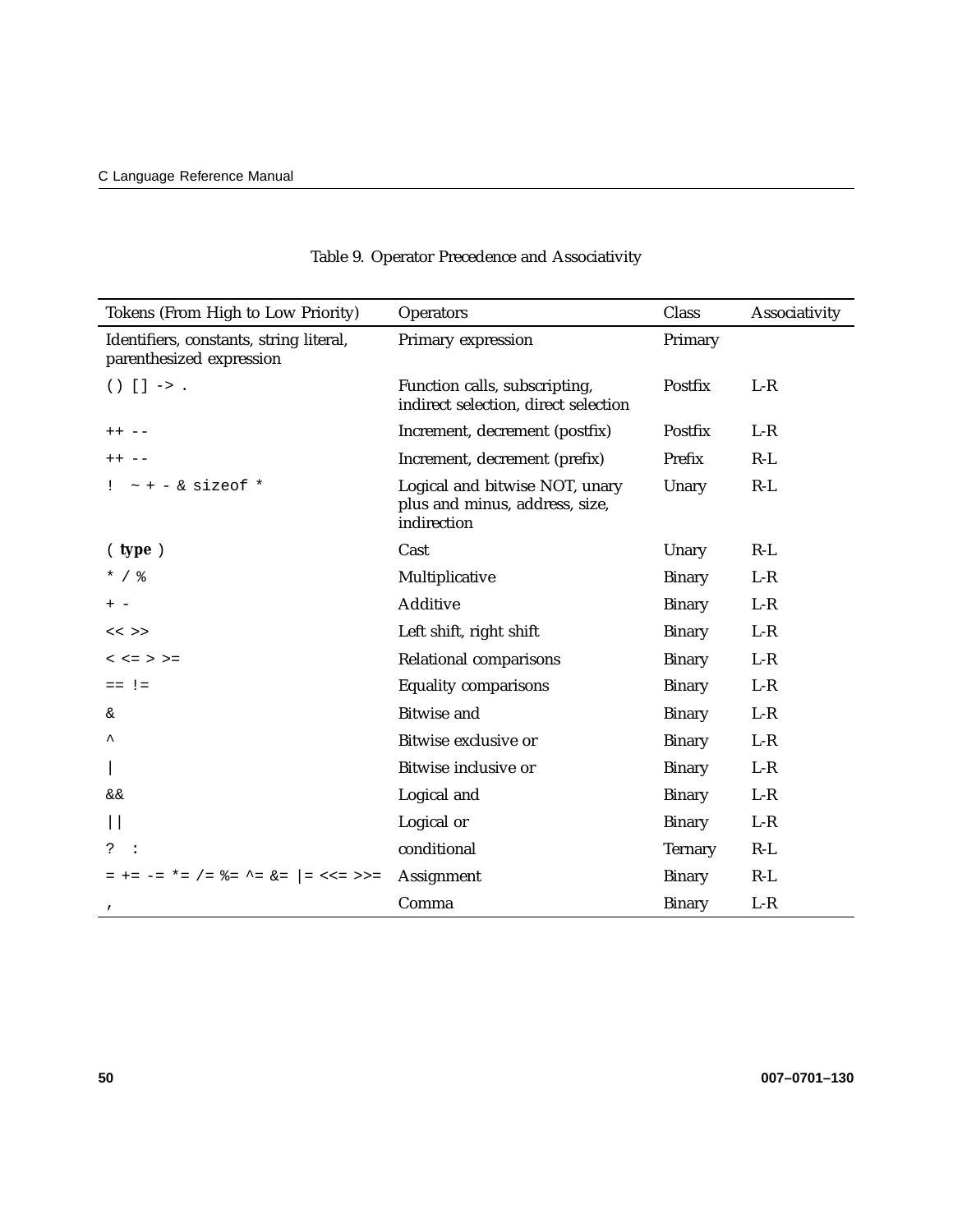Table 9. Operator Precedence and Associativity

| Tokens (From High to Low Priority) | Operators | Class | Associativity |
|---|---|---|---|
| Identifiers, constants, string literal, parenthesized expression | Primary expression | Primary | |
| `() [] -> .` | Function calls, subscripting, indirect selection, direct selection | Postfix | L-R |
| `++ --` | Increment, decrement (postfix) | Postfix | L-R |
| `++ --` | Increment, decrement (prefix) | Prefix | R-L |
| `! ~ + - & sizeof *` | Logical and bitwise NOT, unary plus and minus, address, size, indirection | Unary | R-L |
| ( **type** ) | Cast | Unary | R-L |
| `* / %` | Multiplicative | Binary | L-R |
| `+ -` | Additive | Binary | L-R |
| `<< >>` | Left shift, right shift | Binary | L-R |
| `< <= > >=` | Relational comparisons | Binary | L-R |
| `== !=` | Equality comparisons | Binary | L-R |
| `&` | Bitwise and | Binary | L-R |
| `^` | Bitwise exclusive or | Binary | L-R |
| `\|` | Bitwise inclusive or | Binary | L-R |
| `&&` | Logical and | Binary | L-R |
| `\|\|` | Logical or | Binary | L-R |
| `? :` | conditional | Ternary | R-L |
| `= += -= *= /= %= ^= &= \|= <<= >>=` | Assignment | Binary | R-L |
| `,` | Comma | Binary | L-R |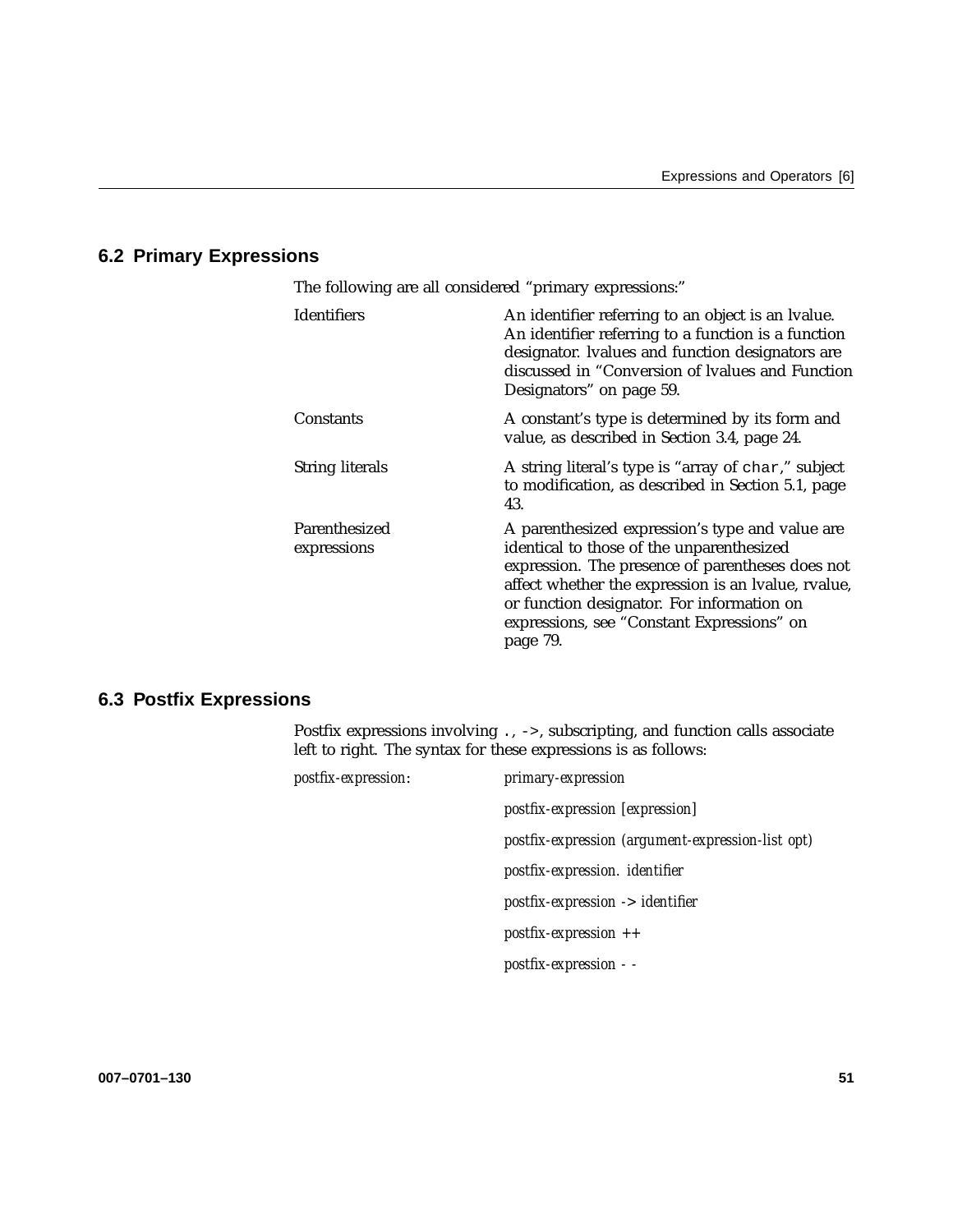## 6.2 Primary Expressions

The following are all considered “primary expressions:”

| | |
|---|---|
| Identifiers | An identifier referring to an object is an lvalue. An identifier referring to a function is a function designator. lvalues and function designators are discussed in “Conversion of lvalues and Function Designators” on page 59. |
| Constants | A constant’s type is determined by its form and value, as described in Section 3.4, page 24. |
| String literals | A string literal’s type is “array of `char`,” subject to modification, as described in Section 5.1, page 43. |
| Parenthesized expressions | A parenthesized expression’s type and value are identical to those of the unparenthesized expression. The presence of parentheses does not affect whether the expression is an lvalue, rvalue, or function designator. For information on expressions, see “Constant Expressions” on page 79. |

## 6.3 Postfix Expressions

Postfix expressions involving `.`, `->`, subscripting, and function calls associate left to right. The syntax for these expressions is as follows:

*postfix-expression*:
- *primary-expression*
- *postfix-expression [expression]*
- *postfix-expression (argument-expression-list opt)*
- *postfix-expression. identifier*
- *postfix-expression* -> *identifier*
- *postfix-expression* ++
- *postfix-expression* - -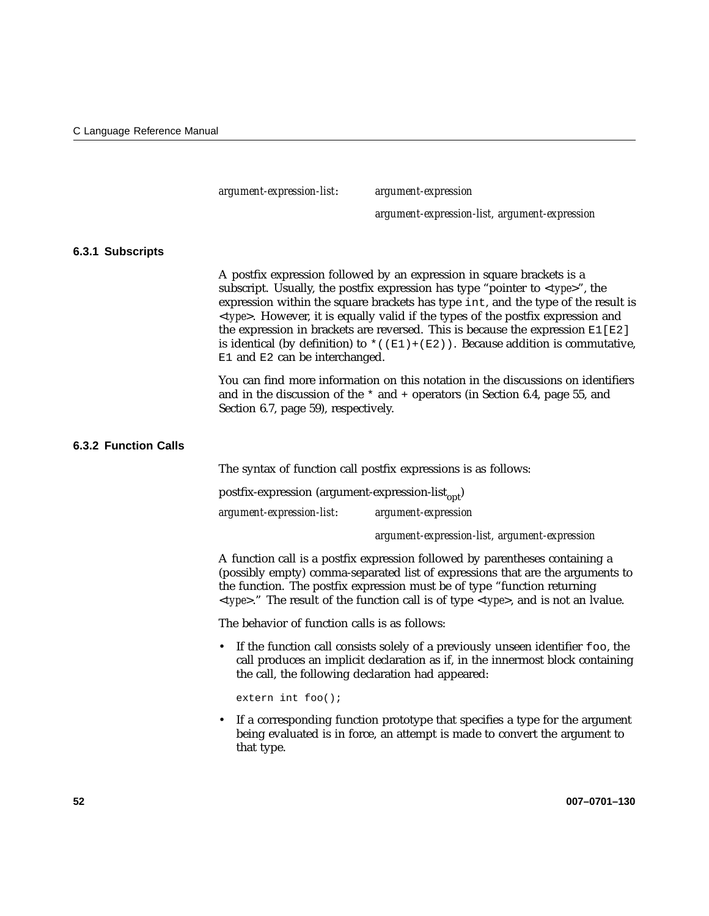*argument-expression-list*: *argument-expression*

*argument-expression-list*, *argument-expression*

### 6.3.1 Subscripts

A postfix expression followed by an expression in square brackets is a subscript. Usually, the postfix expression has type "pointer to <*type*>", the expression within the square brackets has type `int`, and the type of the result is <*type*>. However, it is equally valid if the types of the postfix expression and the expression in brackets are reversed. This is because the expression `E1[E2]` is identical (by definition) to `*((E1)+(E2))`. Because addition is commutative, `E1` and `E2` can be interchanged.

You can find more information on this notation in the discussions on identifiers and in the discussion of the `*` and `+` operators (in Section 6.4, page 55, and Section 6.7, page 59), respectively.

### 6.3.2 Function Calls

The syntax of function call postfix expressions is as follows:

postfix-expression (argument-expression-list$_{opt}$)

*argument-expression-list*: *argument-expression*

*argument-expression-list*, *argument-expression*

A function call is a postfix expression followed by parentheses containing a (possibly empty) comma-separated list of expressions that are the arguments to the function. The postfix expression must be of type "function returning <*type*>." The result of the function call is of type <*type*>, and is not an lvalue.

The behavior of function calls is as follows:

- If the function call consists solely of a previously unseen identifier `foo`, the call produces an implicit declaration as if, in the innermost block containing the call, the following declaration had appeared:

```
extern int foo();
```

- If a corresponding function prototype that specifies a type for the argument being evaluated is in force, an attempt is made to convert the argument to that type.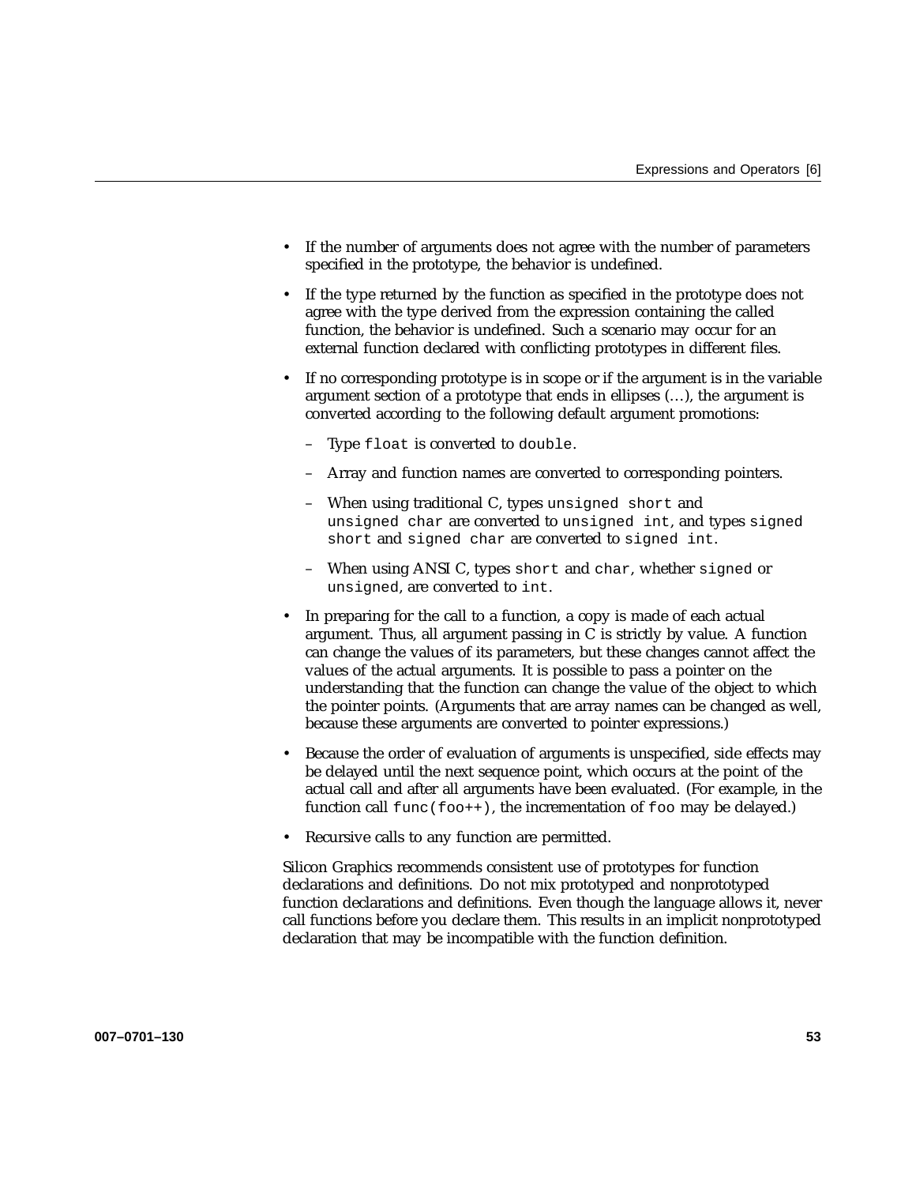- If the number of arguments does not agree with the number of parameters specified in the prototype, the behavior is undefined.
- If the type returned by the function as specified in the prototype does not agree with the type derived from the expression containing the called function, the behavior is undefined. Such a scenario may occur for an external function declared with conflicting prototypes in different files.
- If no corresponding prototype is in scope or if the argument is in the variable argument section of a prototype that ends in ellipses (…), the argument is converted according to the following default argument promotions:
  - Type `float` is converted to `double`.
  - Array and function names are converted to corresponding pointers.
  - When using traditional C, types `unsigned short` and `unsigned char` are converted to `unsigned int`, and types `signed short` and `signed char` are converted to `signed int`.
  - When using ANSI C, types `short` and `char`, whether `signed` or `unsigned`, are converted to `int`.
- In preparing for the call to a function, a copy is made of each actual argument. Thus, all argument passing in C is strictly by value. A function can change the values of its parameters, but these changes cannot affect the values of the actual arguments. It is possible to pass a pointer on the understanding that the function can change the value of the object to which the pointer points. (Arguments that are array names can be changed as well, because these arguments are converted to pointer expressions.)
- Because the order of evaluation of arguments is unspecified, side effects may be delayed until the next sequence point, which occurs at the point of the actual call and after all arguments have been evaluated. (For example, in the function call `func(foo++)`, the incrementation of `foo` may be delayed.)
- Recursive calls to any function are permitted.

Silicon Graphics recommends consistent use of prototypes for function declarations and definitions. Do not mix prototyped and nonprototyped function declarations and definitions. Even though the language allows it, never call functions before you declare them. This results in an implicit nonprototyped declaration that may be incompatible with the function definition.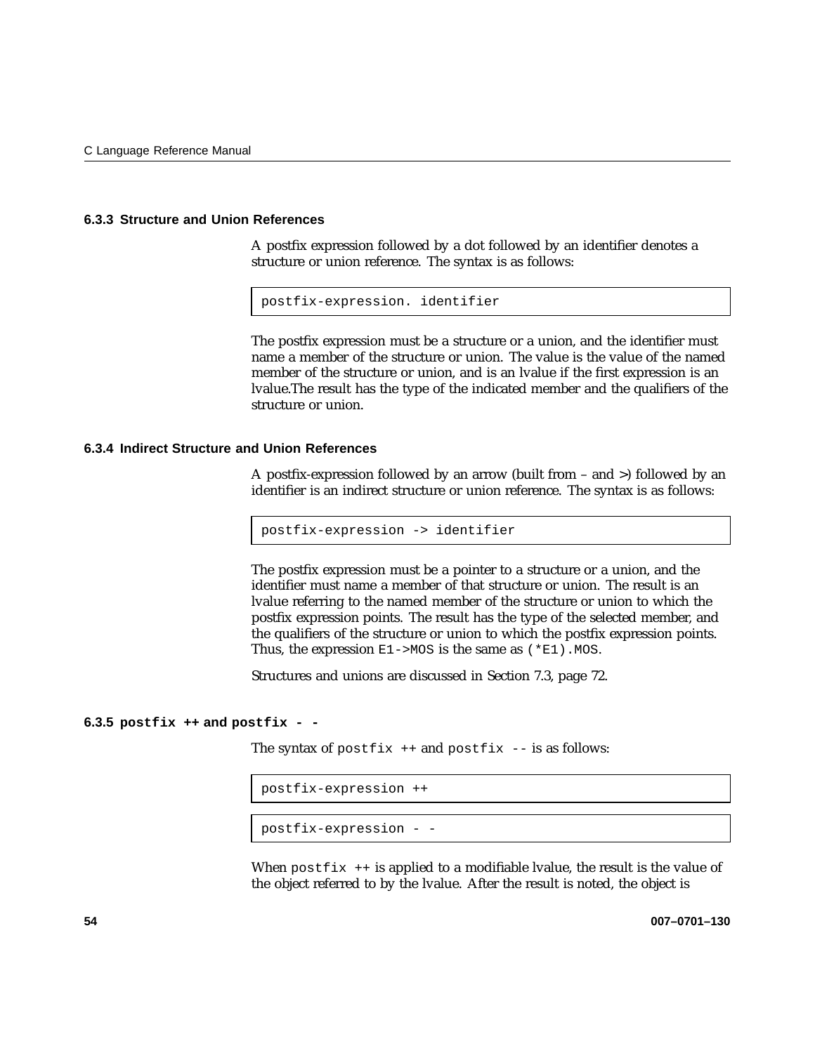### 6.3.3 Structure and Union References

A postfix expression followed by a dot followed by an identifier denotes a structure or union reference. The syntax is as follows:

```
postfix-expression. identifier
```

The postfix expression must be a structure or a union, and the identifier must name a member of the structure or union. The value is the value of the named member of the structure or union, and is an lvalue if the first expression is an lvalue.The result has the type of the indicated member and the qualifiers of the structure or union.

### 6.3.4 Indirect Structure and Union References

A postfix-expression followed by an arrow (built from – and >) followed by an identifier is an indirect structure or union reference. The syntax is as follows:

```
postfix-expression -> identifier
```

The postfix expression must be a pointer to a structure or a union, and the identifier must name a member of that structure or union. The result is an lvalue referring to the named member of the structure or union to which the postfix expression points. The result has the type of the selected member, and the qualifiers of the structure or union to which the postfix expression points. Thus, the expression `E1->MOS` is the same as `(*E1).MOS`.

Structures and unions are discussed in Section 7.3, page 72.

### 6.3.5 `postfix ++` and `postfix - -`

The syntax of `postfix ++` and `postfix --` is as follows:

```
postfix-expression ++
```

```
postfix-expression - -
```

When `postfix ++` is applied to a modifiable lvalue, the result is the value of the object referred to by the lvalue. After the result is noted, the object is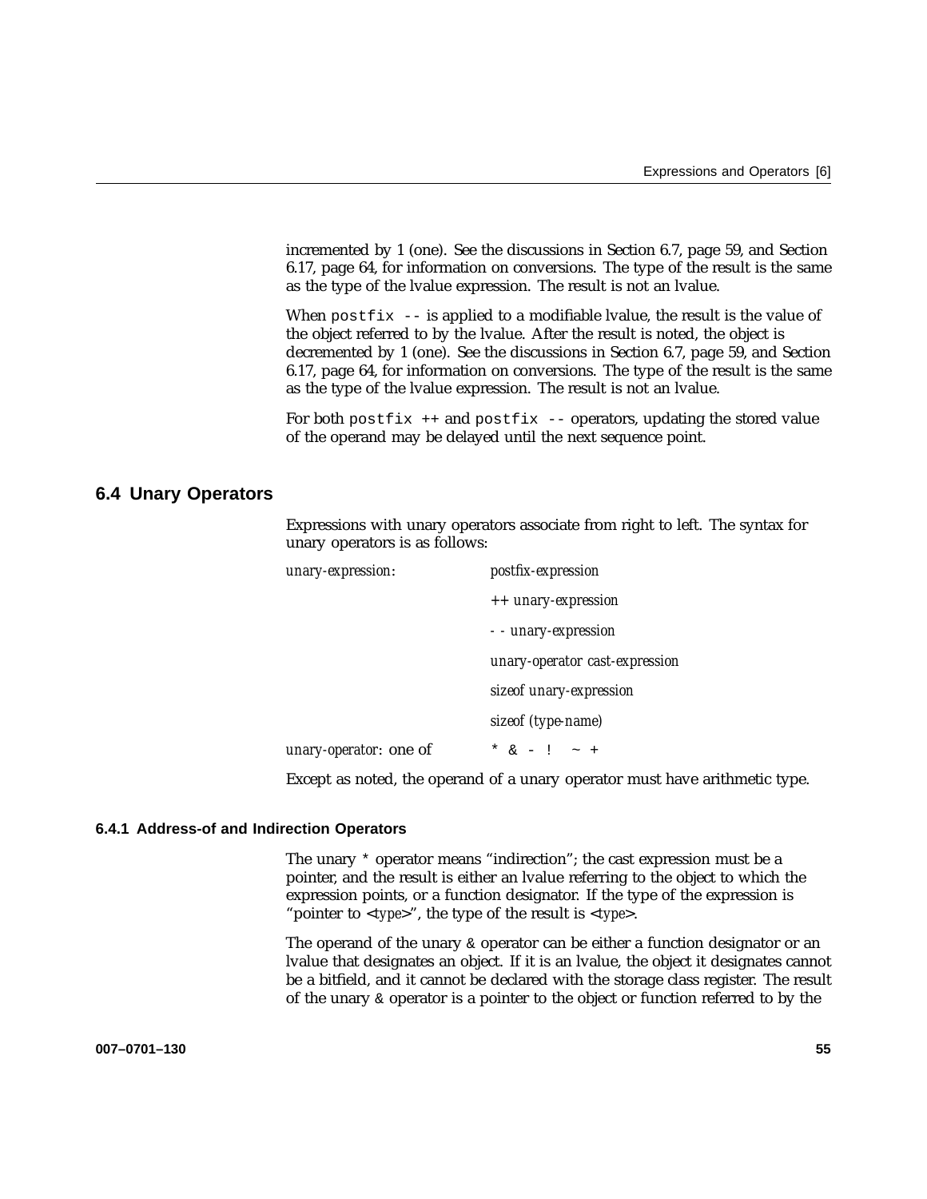incremented by 1 (one). See the discussions in Section 6.7, page 59, and Section 6.17, page 64, for information on conversions. The type of the result is the same as the type of the lvalue expression. The result is not an lvalue.

When `postfix --` is applied to a modifiable lvalue, the result is the value of the object referred to by the lvalue. After the result is noted, the object is decremented by 1 (one). See the discussions in Section 6.7, page 59, and Section 6.17, page 64, for information on conversions. The type of the result is the same as the type of the lvalue expression. The result is not an lvalue.

For both `postfix ++` and `postfix --` operators, updating the stored value of the operand may be delayed until the next sequence point.

## 6.4 Unary Operators

Expressions with unary operators associate from right to left. The syntax for unary operators is as follows:

| | |
|---|---|
| *unary-expression*: | *postfix-expression* |
| | ++ *unary-expression* |
| | - - *unary-expression* |
| | *unary-operator cast-expression* |
| | *sizeof unary-expression* |
| | *sizeof (type-name)* |
| *unary-operator*: one of | `* & - ! ~ +` |

Except as noted, the operand of a unary operator must have arithmetic type.

### 6.4.1 Address-of and Indirection Operators

The unary `*` operator means "indirection"; the cast expression must be a pointer, and the result is either an lvalue referring to the object to which the expression points, or a function designator. If the type of the expression is "pointer to <*type*>", the type of the result is <*type*>.

The operand of the unary `&` operator can be either a function designator or an lvalue that designates an object. If it is an lvalue, the object it designates cannot be a bitfield, and it cannot be declared with the storage class register. The result of the unary `&` operator is a pointer to the object or function referred to by the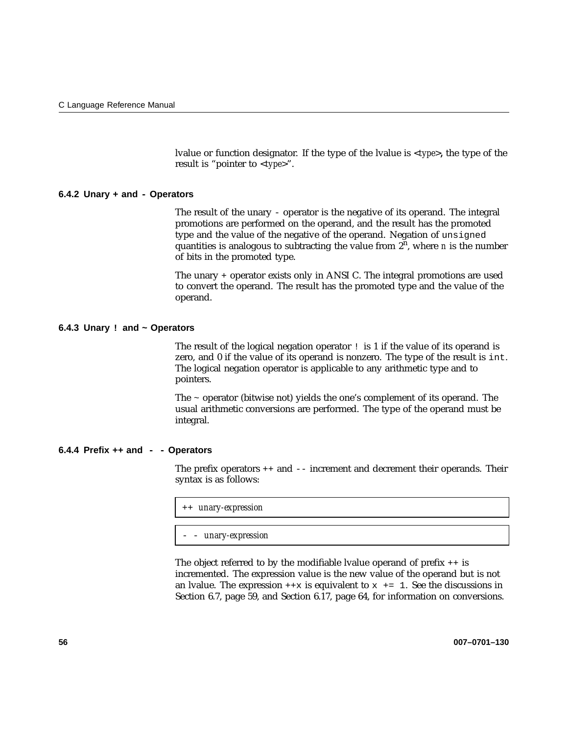lvalue or function designator. If the type of the lvalue is <*type*>, the type of the result is "pointer to <*type*>".

### 6.4.2 Unary + and - Operators

The result of the unary - operator is the negative of its operand. The integral promotions are performed on the operand, and the result has the promoted type and the value of the negative of the operand. Negation of `unsigned` quantities is analogous to subtracting the value from $2^n$, where *n* is the number of bits in the promoted type.

The unary + operator exists only in ANSI C. The integral promotions are used to convert the operand. The result has the promoted type and the value of the operand.

### 6.4.3 Unary ! and ~ Operators

The result of the logical negation operator `!` is 1 if the value of its operand is zero, and 0 if the value of its operand is nonzero. The type of the result is `int`. The logical negation operator is applicable to any arithmetic type and to pointers.

The ~ operator (bitwise not) yields the one's complement of its operand. The usual arithmetic conversions are performed. The type of the operand must be integral.

### 6.4.4 Prefix ++ and - - Operators

The prefix operators ++ and `--` increment and decrement their operands. Their syntax is as follows:

```
++ unary-expression
```

```
-- unary-expression
```

The object referred to by the modifiable lvalue operand of prefix ++ is incremented. The expression value is the new value of the operand but is not an lvalue. The expression `++x` is equivalent to `x += 1`. See the discussions in Section 6.7, page 59, and Section 6.17, page 64, for information on conversions.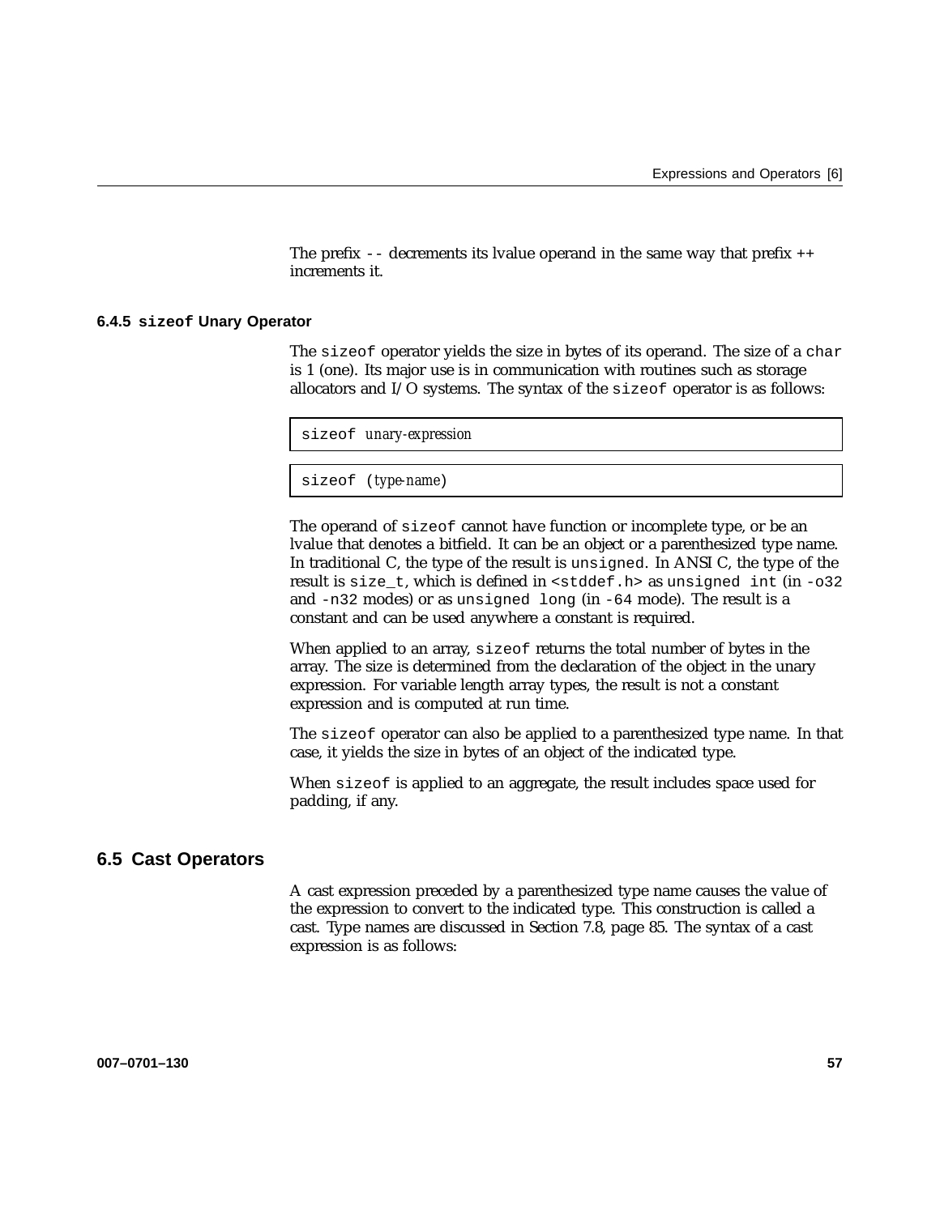The prefix `--` decrements its lvalue operand in the same way that prefix `++` increments it.

### 6.4.5 `sizeof` Unary Operator

The `sizeof` operator yields the size in bytes of its operand. The size of a `char` is 1 (one). Its major use is in communication with routines such as storage allocators and I/O systems. The syntax of the `sizeof` operator is as follows:

```
sizeof unary-expression
```

```
sizeof (type-name)
```

The operand of `sizeof` cannot have function or incomplete type, or be an lvalue that denotes a bitfield. It can be an object or a parenthesized type name. In traditional C, the type of the result is `unsigned`. In ANSI C, the type of the result is `size_t`, which is defined in `<stddef.h>` as `unsigned int` (in `-o32` and `-n32` modes) or as `unsigned long` (in `-64` mode). The result is a constant and can be used anywhere a constant is required.

When applied to an array, `sizeof` returns the total number of bytes in the array. The size is determined from the declaration of the object in the unary expression. For variable length array types, the result is not a constant expression and is computed at run time.

The `sizeof` operator can also be applied to a parenthesized type name. In that case, it yields the size in bytes of an object of the indicated type.

When `sizeof` is applied to an aggregate, the result includes space used for padding, if any.

## 6.5 Cast Operators

A cast expression preceded by a parenthesized type name causes the value of the expression to convert to the indicated type. This construction is called a cast. Type names are discussed in Section 7.8, page 85. The syntax of a cast expression is as follows: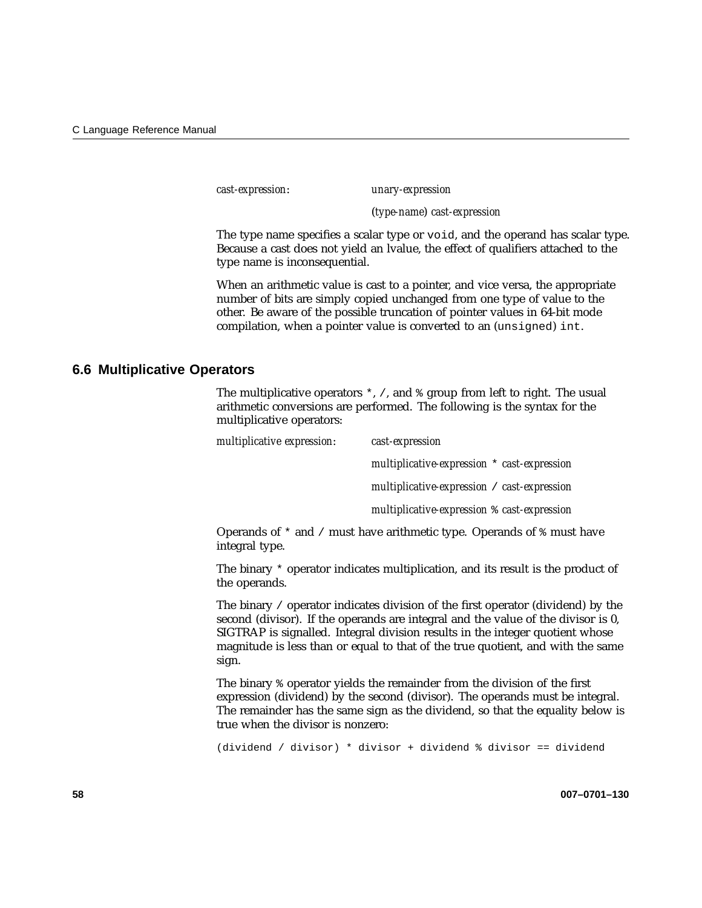*cast-expression*: *unary-expression*

*(type-name) cast-expression*

The type name specifies a scalar type or `void`, and the operand has scalar type. Because a cast does not yield an lvalue, the effect of qualifiers attached to the type name is inconsequential.

When an arithmetic value is cast to a pointer, and vice versa, the appropriate number of bits are simply copied unchanged from one type of value to the other. Be aware of the possible truncation of pointer values in 64-bit mode compilation, when a pointer value is converted to an (`unsigned`) `int`.

## 6.6 Multiplicative Operators

The multiplicative operators `*`, `/`, and `%` group from left to right. The usual arithmetic conversions are performed. The following is the syntax for the multiplicative operators:

*multiplicative expression*: *cast-expression*

*multiplicative-expression* `*` *cast-expression*

*multiplicative-expression* `/` *cast-expression*

*multiplicative-expression* `%` *cast-expression*

Operands of `*` and `/` must have arithmetic type. Operands of `%` must have integral type.

The binary `*` operator indicates multiplication, and its result is the product of the operands.

The binary `/` operator indicates division of the first operator (dividend) by the second (divisor). If the operands are integral and the value of the divisor is 0, SIGTRAP is signalled. Integral division results in the integer quotient whose magnitude is less than or equal to that of the true quotient, and with the same sign.

The binary `%` operator yields the remainder from the division of the first expression (dividend) by the second (divisor). The operands must be integral. The remainder has the same sign as the dividend, so that the equality below is true when the divisor is nonzero:

```
(dividend / divisor) * divisor + dividend % divisor == dividend
```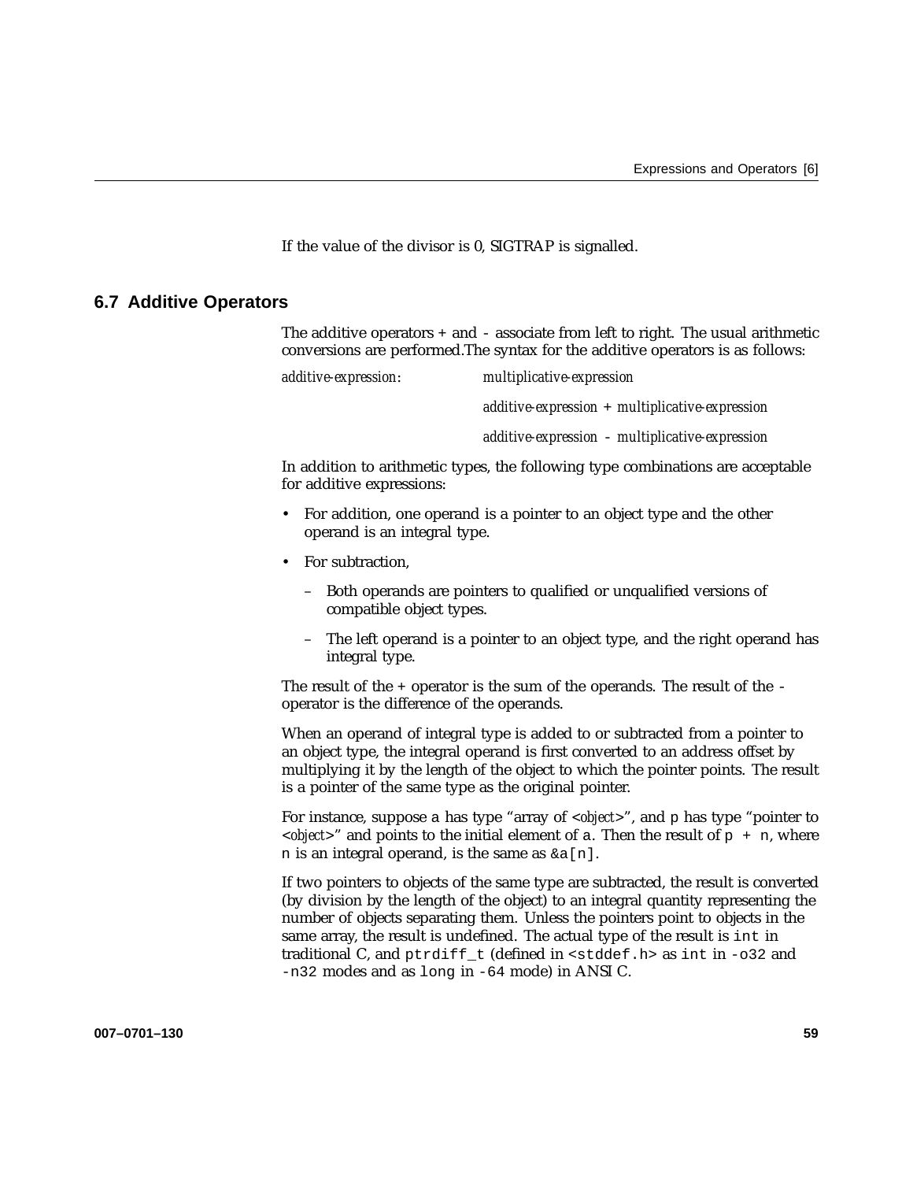If the value of the divisor is 0, SIGTRAP is signalled.

## 6.7 Additive Operators

The additive operators `+` and `-` associate from left to right. The usual arithmetic conversions are performed.The syntax for the additive operators is as follows:

*additive-expression*: *multiplicative-expression*

*additive-expression* `+` *multiplicative-expression*

*additive-expression* `-` *multiplicative-expression*

In addition to arithmetic types, the following type combinations are acceptable for additive expressions:

- For addition, one operand is a pointer to an object type and the other operand is an integral type.
- For subtraction,
  - Both operands are pointers to qualified or unqualified versions of compatible object types.
  - The left operand is a pointer to an object type, and the right operand has integral type.

The result of the `+` operator is the sum of the operands. The result of the `-` operator is the difference of the operands.

When an operand of integral type is added to or subtracted from a pointer to an object type, the integral operand is first converted to an address offset by multiplying it by the length of the object to which the pointer points. The result is a pointer of the same type as the original pointer.

For instance, suppose `a` has type "array of <*object*>", and `p` has type "pointer to <*object*>" and points to the initial element of `a`. Then the result of `p + n`, where `n` is an integral operand, is the same as `&a[n]`.

If two pointers to objects of the same type are subtracted, the result is converted (by division by the length of the object) to an integral quantity representing the number of objects separating them. Unless the pointers point to objects in the same array, the result is undefined. The actual type of the result is `int` in traditional C, and `ptrdiff_t` (defined in `<stddef.h>` as `int` in `-o32` and `-n32` modes and as `long` in `-64` mode) in ANSI C.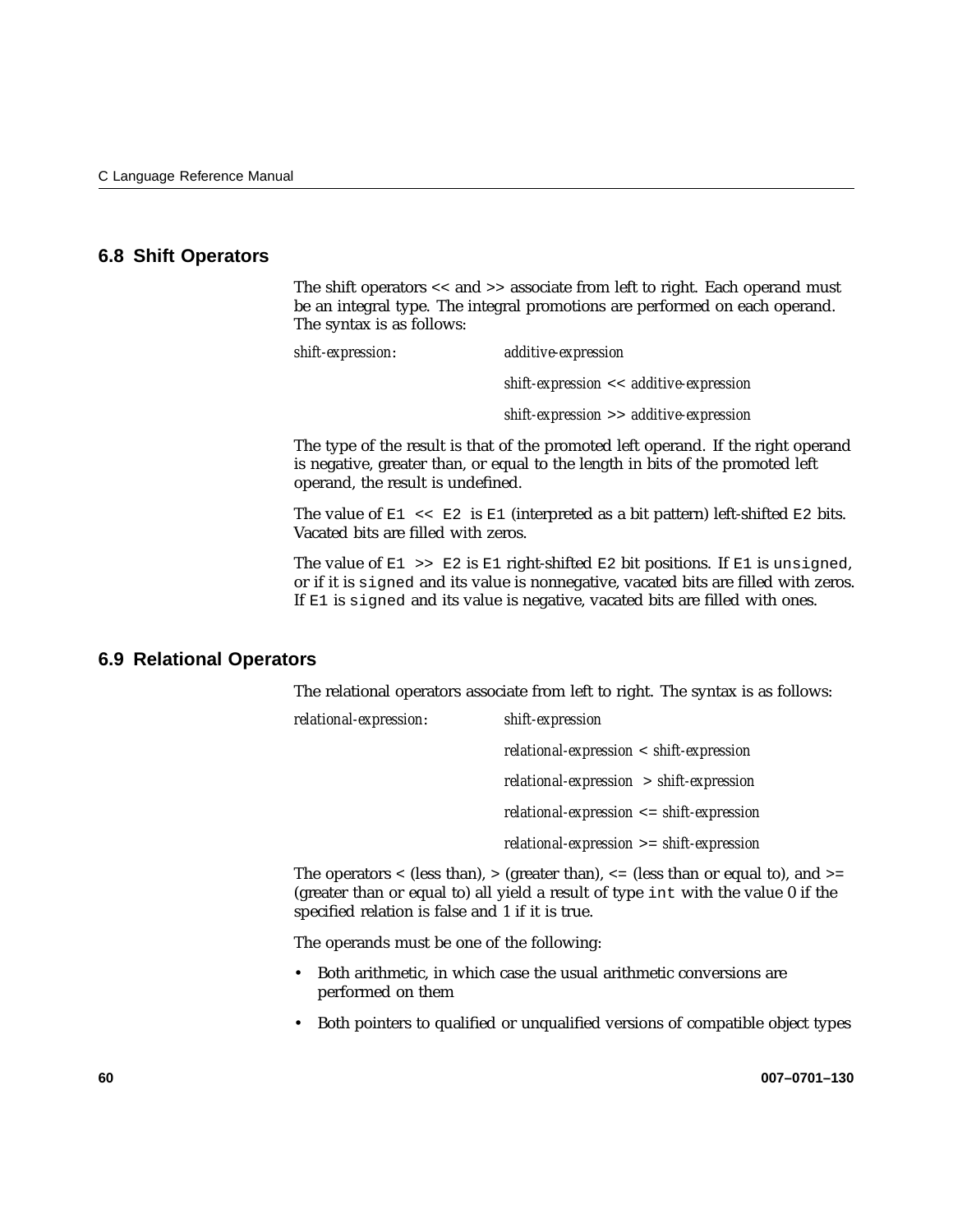## 6.8 Shift Operators

The shift operators << and >> associate from left to right. Each operand must be an integral type. The integral promotions are performed on each operand. The syntax is as follows:

*shift-expression*: *additive-expression*

*shift-expression* << *additive-expression*

*shift-expression* >> *additive-expression*

The type of the result is that of the promoted left operand. If the right operand is negative, greater than, or equal to the length in bits of the promoted left operand, the result is undefined.

The value of `E1 << E2` is `E1` (interpreted as a bit pattern) left-shifted `E2` bits. Vacated bits are filled with zeros.

The value of `E1 >> E2` is `E1` right-shifted `E2` bit positions. If `E1` is `unsigned`, or if it is `signed` and its value is nonnegative, vacated bits are filled with zeros. If `E1` is `signed` and its value is negative, vacated bits are filled with ones.

## 6.9 Relational Operators

The relational operators associate from left to right. The syntax is as follows:

*relational-expression*: *shift-expression*

*relational-expression* < *shift-expression*

*relational-expression* > *shift-expression*

*relational-expression* <= *shift-expression*

*relational-expression* >= *shift-expression*

The operators < (less than), > (greater than), <= (less than or equal to), and >= (greater than or equal to) all yield a result of type `int` with the value 0 if the specified relation is false and 1 if it is true.

The operands must be one of the following:

- Both arithmetic, in which case the usual arithmetic conversions are performed on them
- Both pointers to qualified or unqualified versions of compatible object types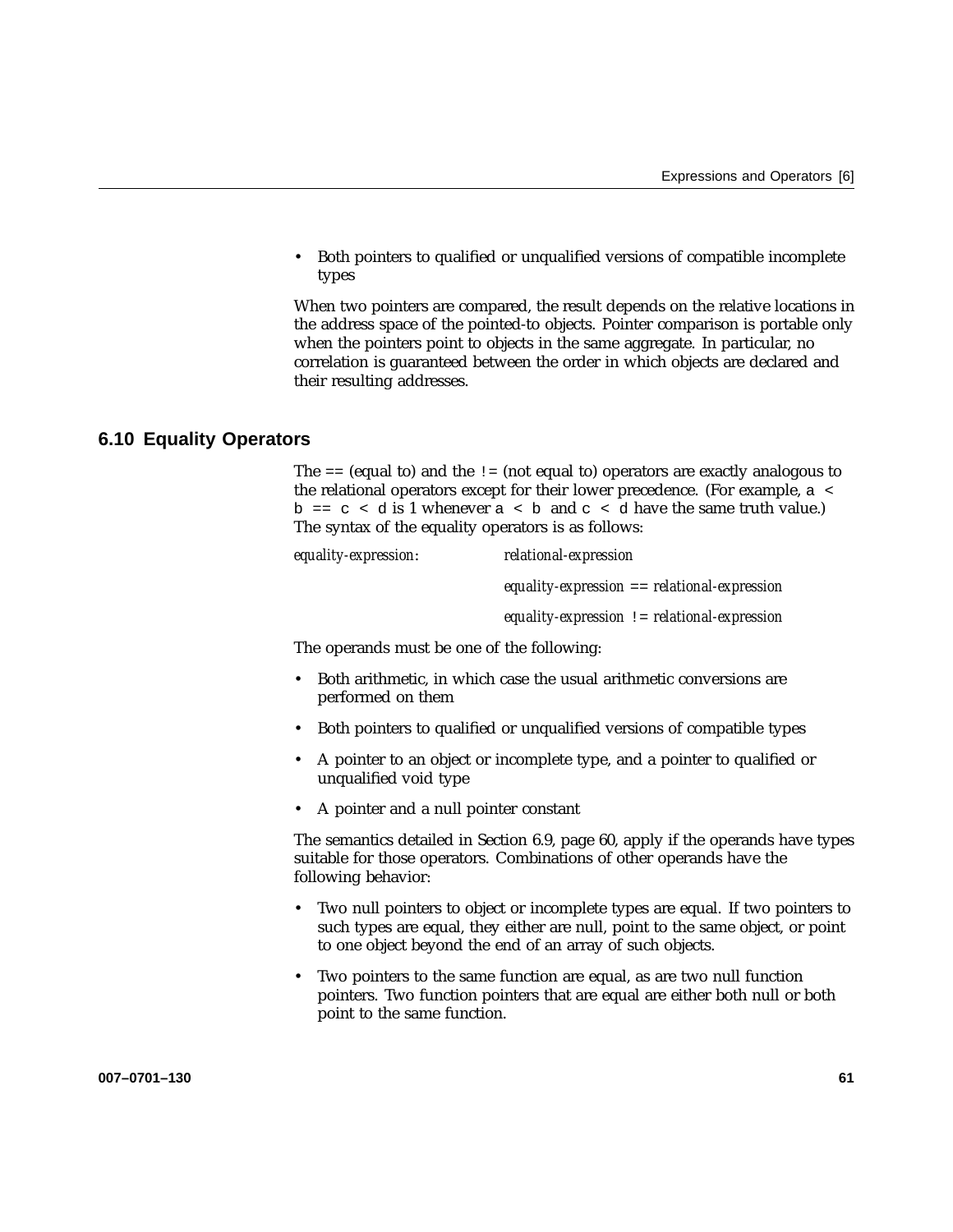- Both pointers to qualified or unqualified versions of compatible incomplete types

When two pointers are compared, the result depends on the relative locations in the address space of the pointed-to objects. Pointer comparison is portable only when the pointers point to objects in the same aggregate. In particular, no correlation is guaranteed between the order in which objects are declared and their resulting addresses.

## 6.10 Equality Operators

The == (equal to) and the != (not equal to) operators are exactly analogous to the relational operators except for their lower precedence. (For example, `a < b == c < d` is 1 whenever `a < b` and `c < d` have the same truth value.) The syntax of the equality operators is as follows:

```
equality-expression:    relational-expression
                        equality-expression == relational-expression
                        equality-expression != relational-expression
```

The operands must be one of the following:

- Both arithmetic, in which case the usual arithmetic conversions are performed on them
- Both pointers to qualified or unqualified versions of compatible types
- A pointer to an object or incomplete type, and a pointer to qualified or unqualified void type
- A pointer and a null pointer constant

The semantics detailed in Section 6.9, page 60, apply if the operands have types suitable for those operators. Combinations of other operands have the following behavior:

- Two null pointers to object or incomplete types are equal. If two pointers to such types are equal, they either are null, point to the same object, or point to one object beyond the end of an array of such objects.
- Two pointers to the same function are equal, as are two null function pointers. Two function pointers that are equal are either both null or both point to the same function.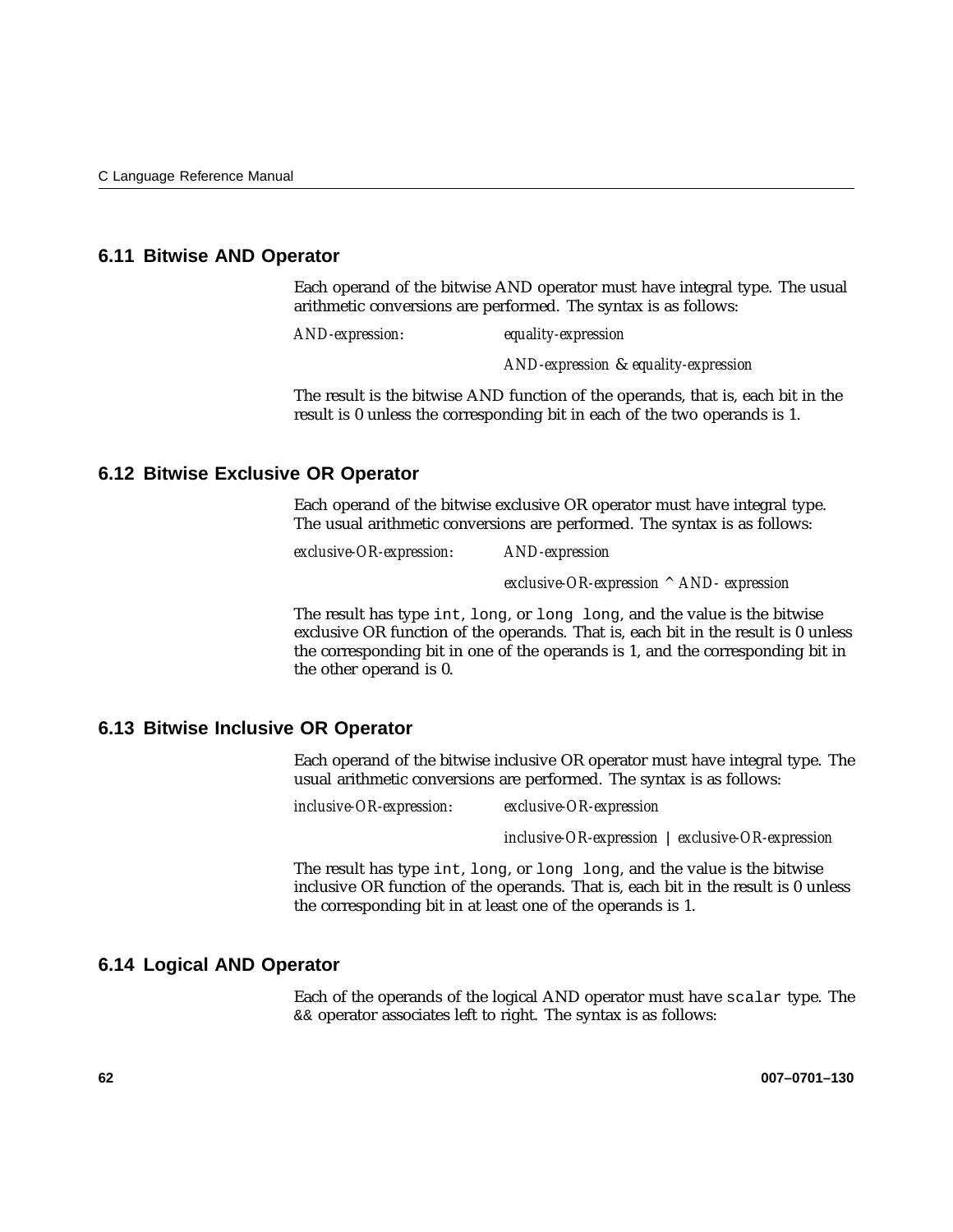## 6.11 Bitwise AND Operator

Each operand of the bitwise AND operator must have integral type. The usual arithmetic conversions are performed. The syntax is as follows:

*AND-expression*: *equality-expression*

*AND-expression* & *equality-expression*

The result is the bitwise AND function of the operands, that is, each bit in the result is 0 unless the corresponding bit in each of the two operands is 1.

## 6.12 Bitwise Exclusive OR Operator

Each operand of the bitwise exclusive OR operator must have integral type. The usual arithmetic conversions are performed. The syntax is as follows:

*exclusive-OR-expression*: *AND-expression*

*exclusive-OR-expression* ^ *AND- expression*

The result has type `int`, `long`, or `long long`, and the value is the bitwise exclusive OR function of the operands. That is, each bit in the result is 0 unless the corresponding bit in one of the operands is 1, and the corresponding bit in the other operand is 0.

## 6.13 Bitwise Inclusive OR Operator

Each operand of the bitwise inclusive OR operator must have integral type. The usual arithmetic conversions are performed. The syntax is as follows:

*inclusive-OR-expression*: *exclusive-OR-expression*

*inclusive-OR-expression* | *exclusive-OR-expression*

The result has type `int`, `long`, or `long long`, and the value is the bitwise inclusive OR function of the operands. That is, each bit in the result is 0 unless the corresponding bit in at least one of the operands is 1.

## 6.14 Logical AND Operator

Each of the operands of the logical AND operator must have `scalar` type. The && operator associates left to right. The syntax is as follows: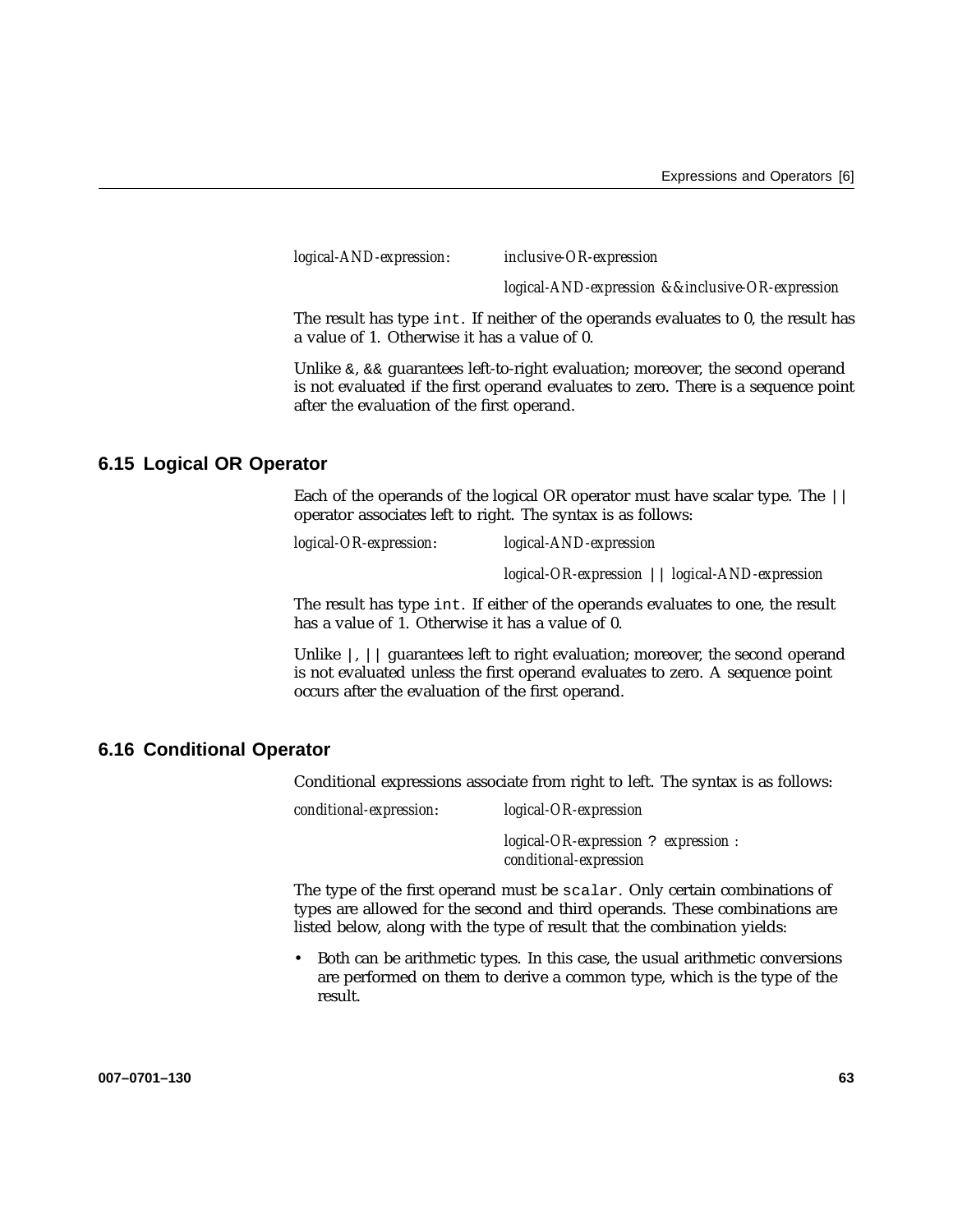*logical-AND-expression*: *inclusive-OR-expression*

*logical-AND-expression* && *inclusive-OR-expression*

The result has type `int`. If neither of the operands evaluates to 0, the result has a value of 1. Otherwise it has a value of 0.

Unlike &, && guarantees left-to-right evaluation; moreover, the second operand is not evaluated if the first operand evaluates to zero. There is a sequence point after the evaluation of the first operand.

## 6.15 Logical OR Operator

Each of the operands of the logical OR operator must have scalar type. The || operator associates left to right. The syntax is as follows:

*logical-OR-expression*: *logical-AND-expression*

*logical-OR-expression* || *logical-AND-expression*

The result has type `int`. If either of the operands evaluates to one, the result has a value of 1. Otherwise it has a value of 0.

Unlike |, || guarantees left to right evaluation; moreover, the second operand is not evaluated unless the first operand evaluates to zero. A sequence point occurs after the evaluation of the first operand.

## 6.16 Conditional Operator

Conditional expressions associate from right to left. The syntax is as follows:

*conditional-expression*: *logical-OR-expression*

*logical-OR-expression* ? *expression* : *conditional-expression*

The type of the first operand must be `scalar`. Only certain combinations of types are allowed for the second and third operands. These combinations are listed below, along with the type of result that the combination yields:

- Both can be arithmetic types. In this case, the usual arithmetic conversions are performed on them to derive a common type, which is the type of the result.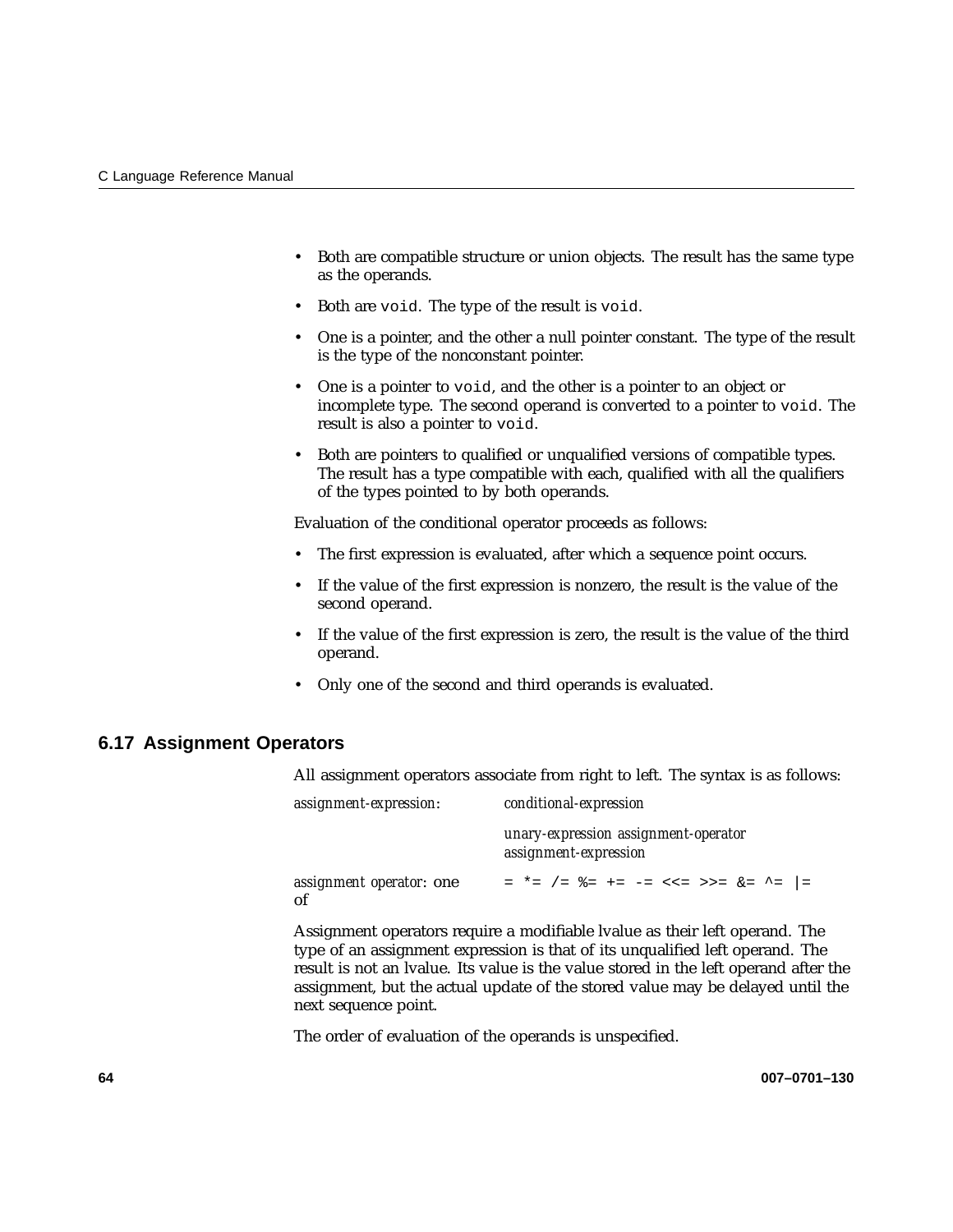- Both are compatible structure or union objects. The result has the same type as the operands.
- Both are `void`. The type of the result is `void`.
- One is a pointer, and the other a null pointer constant. The type of the result is the type of the nonconstant pointer.
- One is a pointer to `void`, and the other is a pointer to an object or incomplete type. The second operand is converted to a pointer to `void`. The result is also a pointer to `void`.
- Both are pointers to qualified or unqualified versions of compatible types. The result has a type compatible with each, qualified with all the qualifiers of the types pointed to by both operands.

Evaluation of the conditional operator proceeds as follows:

- The first expression is evaluated, after which a sequence point occurs.
- If the value of the first expression is nonzero, the result is the value of the second operand.
- If the value of the first expression is zero, the result is the value of the third operand.
- Only one of the second and third operands is evaluated.

## 6.17 Assignment Operators

All assignment operators associate from right to left. The syntax is as follows:

| | |
|---|---|
| *assignment-expression*: | *conditional-expression* |
| | *unary-expression assignment-operator assignment-expression* |
| *assignment operator*: one of | `= *= /= %= += -= <<= >>= &= ^= \|=` |

Assignment operators require a modifiable lvalue as their left operand. The type of an assignment expression is that of its unqualified left operand. The result is not an lvalue. Its value is the value stored in the left operand after the assignment, but the actual update of the stored value may be delayed until the next sequence point.

The order of evaluation of the operands is unspecified.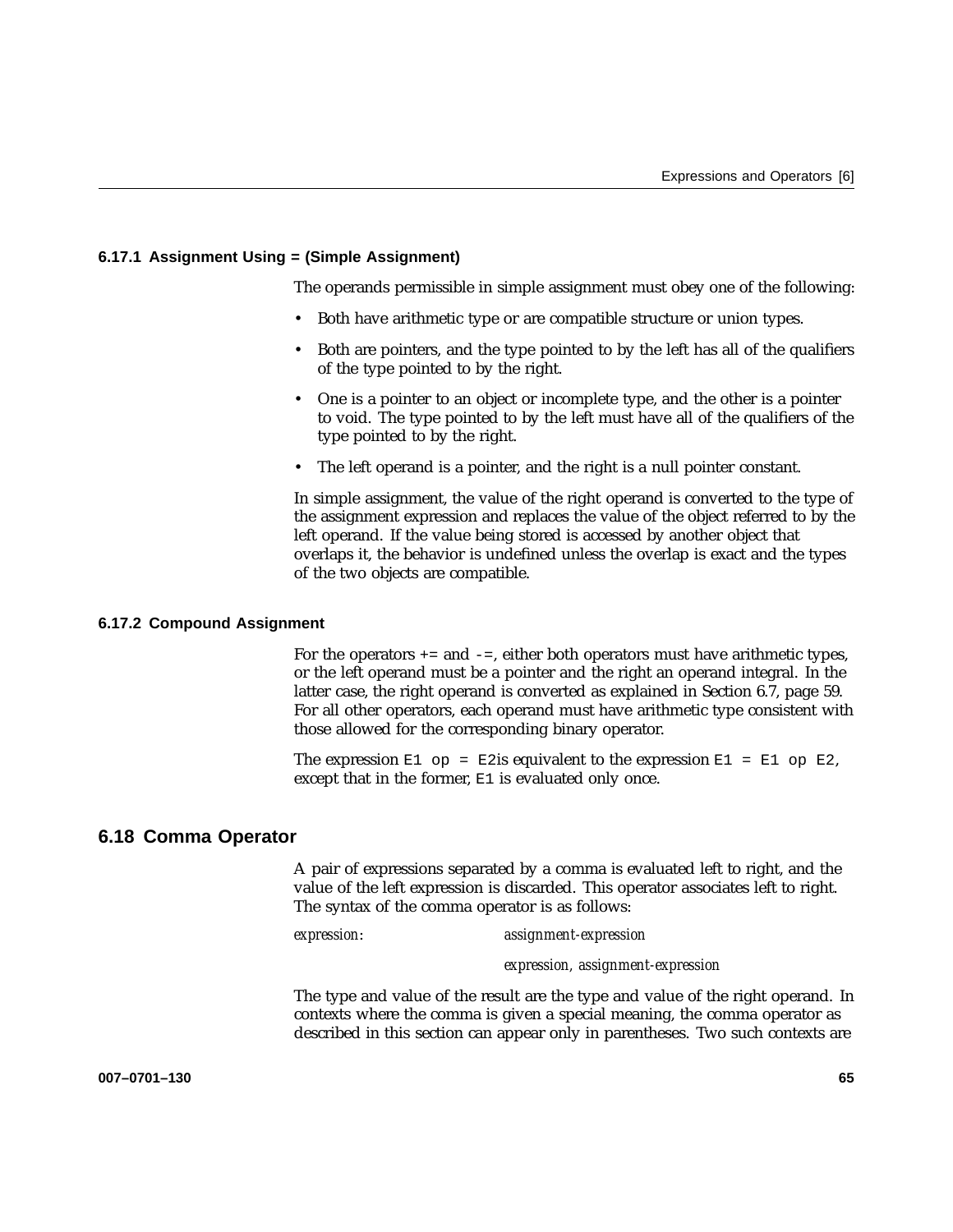### 6.17.1 Assignment Using = (Simple Assignment)

The operands permissible in simple assignment must obey one of the following:

- Both have arithmetic type or are compatible structure or union types.
- Both are pointers, and the type pointed to by the left has all of the qualifiers of the type pointed to by the right.
- One is a pointer to an object or incomplete type, and the other is a pointer to void. The type pointed to by the left must have all of the qualifiers of the type pointed to by the right.
- The left operand is a pointer, and the right is a null pointer constant.

In simple assignment, the value of the right operand is converted to the type of the assignment expression and replaces the value of the object referred to by the left operand. If the value being stored is accessed by another object that overlaps it, the behavior is undefined unless the overlap is exact and the types of the two objects are compatible.

### 6.17.2 Compound Assignment

For the operators `+=` and `-=`, either both operators must have arithmetic types, or the left operand must be a pointer and the right an operand integral. In the latter case, the right operand is converted as explained in Section 6.7, page 59. For all other operators, each operand must have arithmetic type consistent with those allowed for the corresponding binary operator.

The expression `E1 op = E2`is equivalent to the expression `E1 = E1 op E2`, except that in the former, `E1` is evaluated only once.

## 6.18 Comma Operator

A pair of expressions separated by a comma is evaluated left to right, and the value of the left expression is discarded. This operator associates left to right. The syntax of the comma operator is as follows:

*expression*: *assignment-expression*

*expression*, *assignment-expression*

The type and value of the result are the type and value of the right operand. In contexts where the comma is given a special meaning, the comma operator as described in this section can appear only in parentheses. Two such contexts are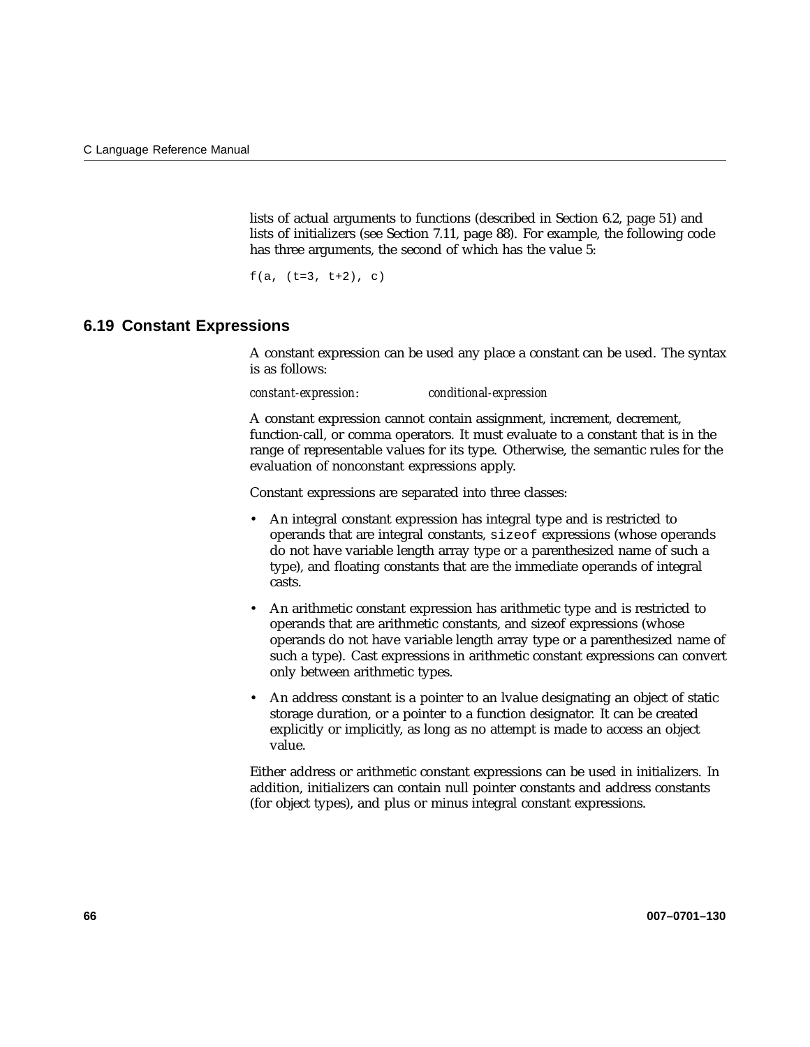lists of actual arguments to functions (described in Section 6.2, page 51) and lists of initializers (see Section 7.11, page 88). For example, the following code has three arguments, the second of which has the value 5:

```
f(a, (t=3, t+2), c)
```

## 6.19 Constant Expressions

A constant expression can be used any place a constant can be used. The syntax is as follows:

*constant-expression*: *conditional-expression*

A constant expression cannot contain assignment, increment, decrement, function-call, or comma operators. It must evaluate to a constant that is in the range of representable values for its type. Otherwise, the semantic rules for the evaluation of nonconstant expressions apply.

Constant expressions are separated into three classes:

- An integral constant expression has integral type and is restricted to operands that are integral constants, `sizeof` expressions (whose operands do not have variable length array type or a parenthesized name of such a type), and floating constants that are the immediate operands of integral casts.
- An arithmetic constant expression has arithmetic type and is restricted to operands that are arithmetic constants, and sizeof expressions (whose operands do not have variable length array type or a parenthesized name of such a type). Cast expressions in arithmetic constant expressions can convert only between arithmetic types.
- An address constant is a pointer to an lvalue designating an object of static storage duration, or a pointer to a function designator. It can be created explicitly or implicitly, as long as no attempt is made to access an object value.

Either address or arithmetic constant expressions can be used in initializers. In addition, initializers can contain null pointer constants and address constants (for object types), and plus or minus integral constant expressions.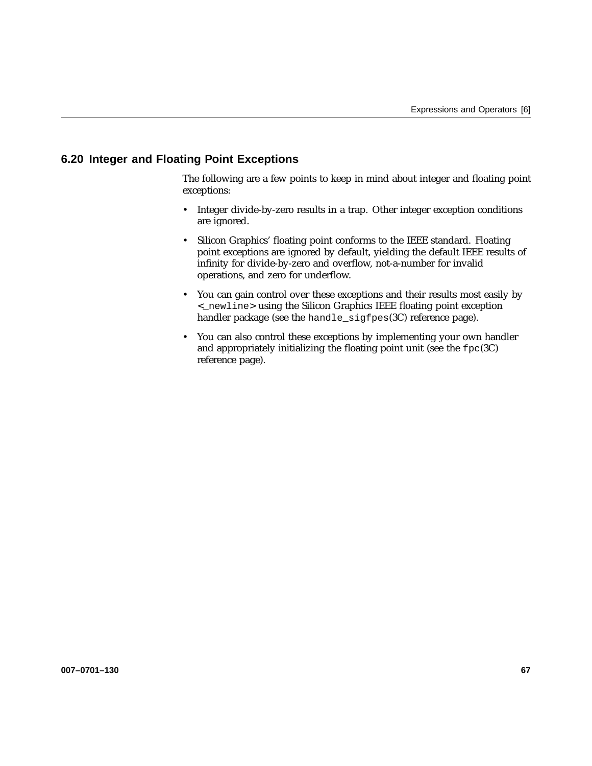## 6.20 Integer and Floating Point Exceptions

The following are a few points to keep in mind about integer and floating point exceptions:

- Integer divide-by-zero results in a trap. Other integer exception conditions are ignored.
- Silicon Graphics' floating point conforms to the IEEE standard. Floating point exceptions are ignored by default, yielding the default IEEE results of infinity for divide-by-zero and overflow, not-a-number for invalid operations, and zero for underflow.
- You can gain control over these exceptions and their results most easily by `<_newline>` using the Silicon Graphics IEEE floating point exception handler package (see the `handle_sigfpes`(3C) reference page).
- You can also control these exceptions by implementing your own handler and appropriately initializing the floating point unit (see the `fpc`(3C) reference page).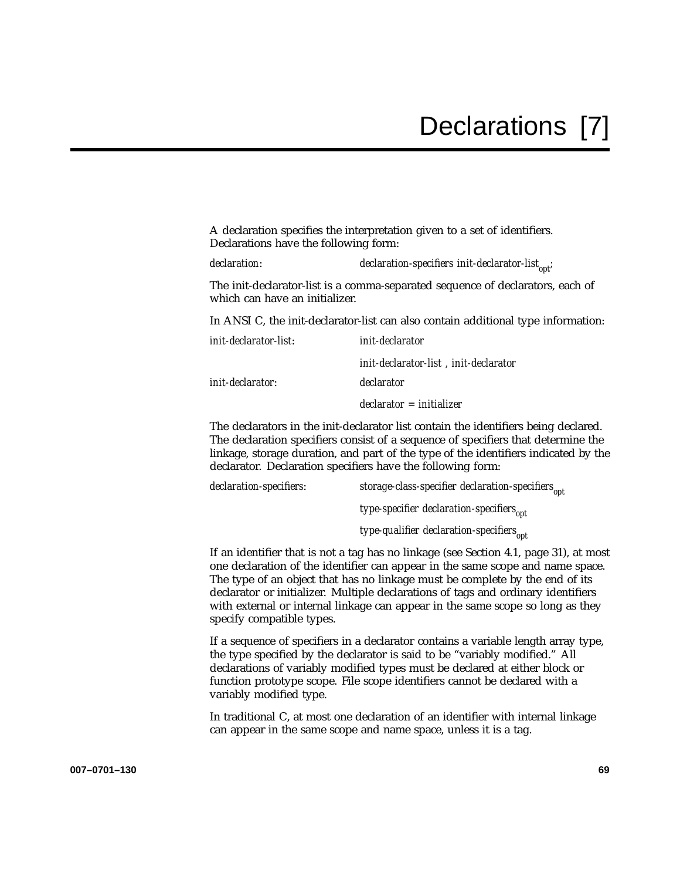# Declarations [7]

A declaration specifies the interpretation given to a set of identifiers. Declarations have the following form:

| | |
|---|---|
| *declaration*: | *declaration-specifiers init-declarator-list*$_{opt}$; |

The init-declarator-list is a comma-separated sequence of declarators, each of which can have an initializer.

In ANSI C, the init-declarator-list can also contain additional type information:

| | |
|---|---|
| *init-declarator-list*: | *init-declarator* |
| | *init-declarator-list* , *init-declarator* |
| *init-declarator*: | *declarator* |
| | *declarator* = *initializer* |

The declarators in the init-declarator list contain the identifiers being declared. The declaration specifiers consist of a sequence of specifiers that determine the linkage, storage duration, and part of the type of the identifiers indicated by the declarator. Declaration specifiers have the following form:

| | |
|---|---|
| *declaration-specifiers*: | *storage-class-specifier declaration-specifiers*$_{opt}$ |
| | *type-specifier declaration-specifiers*$_{opt}$ |
| | *type-qualifier declaration-specifiers*$_{opt}$ |

If an identifier that is not a tag has no linkage (see Section 4.1, page 31), at most one declaration of the identifier can appear in the same scope and name space. The type of an object that has no linkage must be complete by the end of its declarator or initializer. Multiple declarations of tags and ordinary identifiers with external or internal linkage can appear in the same scope so long as they specify compatible types.

If a sequence of specifiers in a declarator contains a variable length array type, the type specified by the declarator is said to be "variably modified." All declarations of variably modified types must be declared at either block or function prototype scope. File scope identifiers cannot be declared with a variably modified type.

In traditional C, at most one declaration of an identifier with internal linkage can appear in the same scope and name space, unless it is a tag.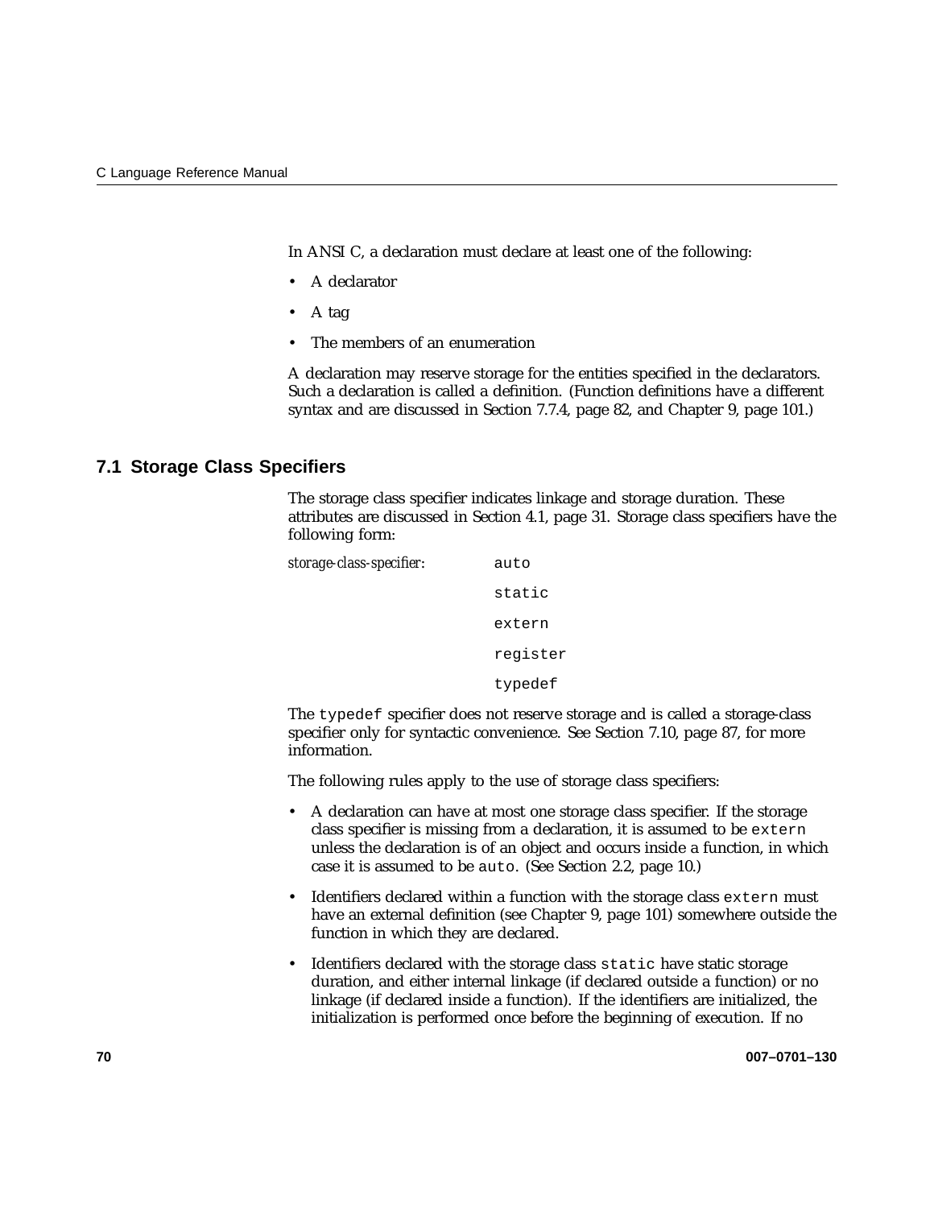In ANSI C, a declaration must declare at least one of the following:

- A declarator
- A tag
- The members of an enumeration

A declaration may reserve storage for the entities specified in the declarators. Such a declaration is called a definition. (Function definitions have a different syntax and are discussed in Section 7.7.4, page 82, and Chapter 9, page 101.)

## 7.1 Storage Class Specifiers

The storage class specifier indicates linkage and storage duration. These attributes are discussed in Section 4.1, page 31. Storage class specifiers have the following form:

*storage-class-specifier*:

```
auto
static
extern
register
typedef
```

The `typedef` specifier does not reserve storage and is called a storage-class specifier only for syntactic convenience. See Section 7.10, page 87, for more information.

The following rules apply to the use of storage class specifiers:

- A declaration can have at most one storage class specifier. If the storage class specifier is missing from a declaration, it is assumed to be `extern` unless the declaration is of an object and occurs inside a function, in which case it is assumed to be `auto`. (See Section 2.2, page 10.)
- Identifiers declared within a function with the storage class `extern` must have an external definition (see Chapter 9, page 101) somewhere outside the function in which they are declared.
- Identifiers declared with the storage class `static` have static storage duration, and either internal linkage (if declared outside a function) or no linkage (if declared inside a function). If the identifiers are initialized, the initialization is performed once before the beginning of execution. If no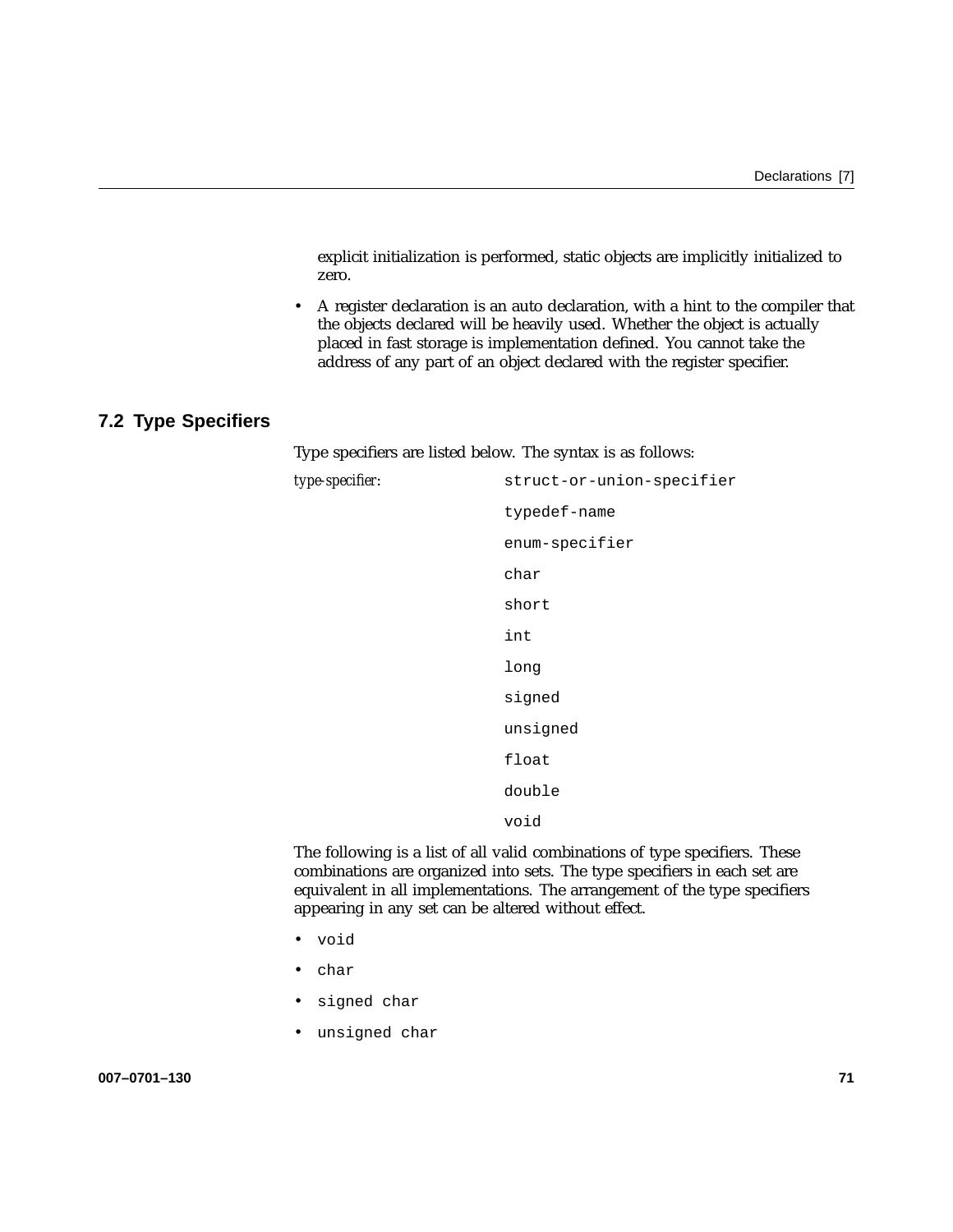explicit initialization is performed, static objects are implicitly initialized to zero.

- A register declaration is an auto declaration, with a hint to the compiler that the objects declared will be heavily used. Whether the object is actually placed in fast storage is implementation defined. You cannot take the address of any part of an object declared with the register specifier.

## 7.2 Type Specifiers

Type specifiers are listed below. The syntax is as follows:

*type-specifier*:

```
struct-or-union-specifier
typedef-name
enum-specifier
char
short
int
long
signed
unsigned
float
double
void
```

The following is a list of all valid combinations of type specifiers. These combinations are organized into sets. The type specifiers in each set are equivalent in all implementations. The arrangement of the type specifiers appearing in any set can be altered without effect.

- `void`
- `char`
- `signed char`
- `unsigned char`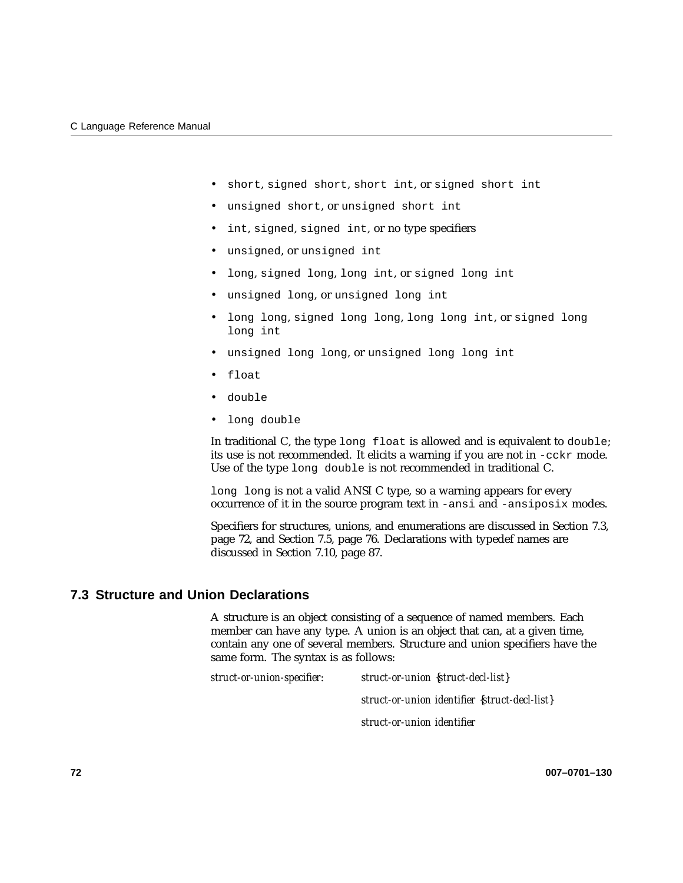- `short`, `signed short`, `short int`, or `signed short int`
- `unsigned short`, or `unsigned short int`
- `int`, `signed`, `signed int`, or no type specifiers
- `unsigned`, or `unsigned int`
- `long`, `signed long`, `long int`, or `signed long int`
- `unsigned long`, or `unsigned long int`
- `long long`, `signed long long`, `long long int`, or `signed long long int`
- `unsigned long long`, or `unsigned long long int`
- `float`
- `double`
- `long double`

In traditional C, the type `long float` is allowed and is equivalent to `double`; its use is not recommended. It elicits a warning if you are not in `-cckr` mode. Use of the type `long double` is not recommended in traditional C.

`long long` is not a valid ANSI C type, so a warning appears for every occurrence of it in the source program text in `-ansi` and `-ansiposix` modes.

Specifiers for structures, unions, and enumerations are discussed in Section 7.3, page 72, and Section 7.5, page 76. Declarations with typedef names are discussed in Section 7.10, page 87.

## 7.3 Structure and Union Declarations

A structure is an object consisting of a sequence of named members. Each member can have any type. A union is an object that can, at a given time, contain any one of several members. Structure and union specifiers have the same form. The syntax is as follows:

| | |
|---|---|
| *struct-or-union-specifier:* | *struct-or-union* {*struct-decl-list*} |
| | *struct-or-union identifier* {*struct-decl-list*} |
| | *struct-or-union identifier* |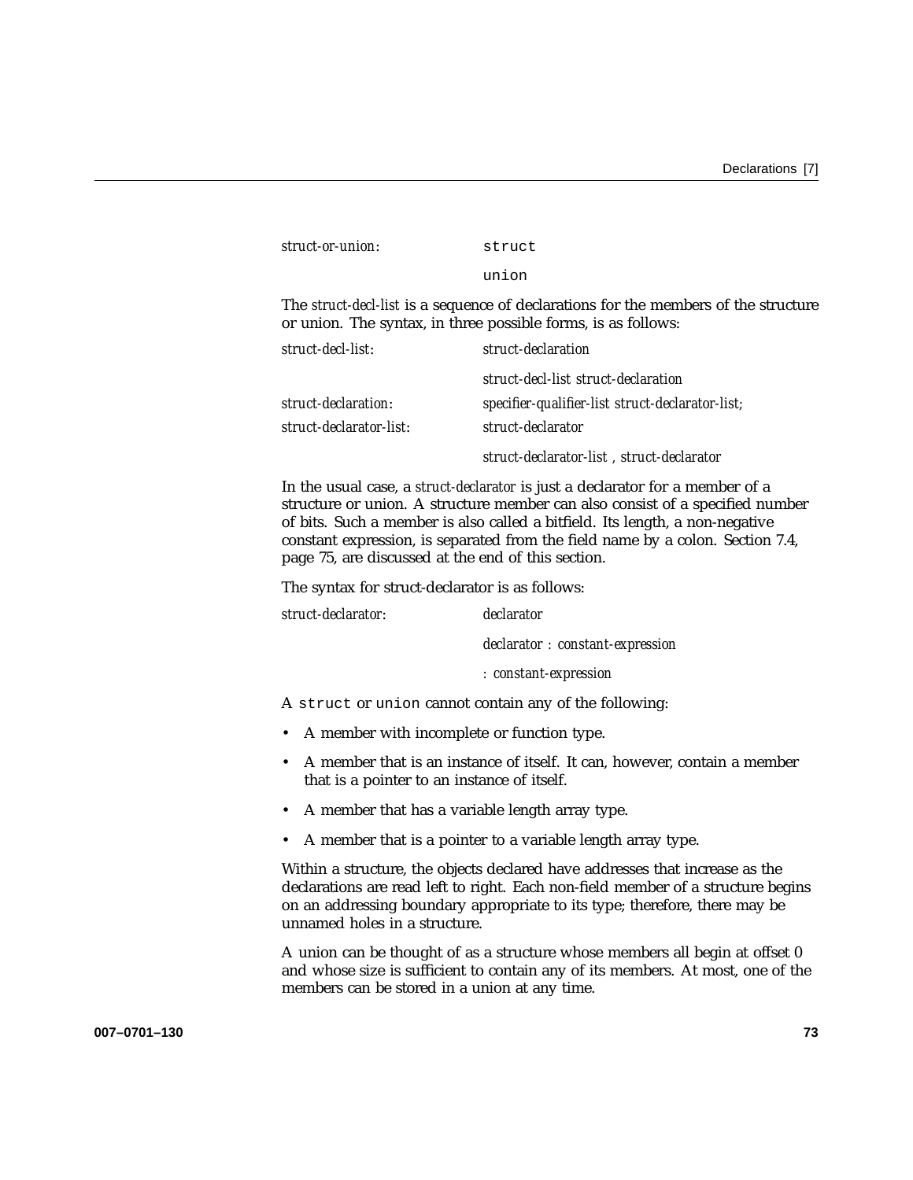*struct-or-union*: `struct`

`union`

The *struct-decl-list* is a sequence of declarations for the members of the structure or union. The syntax, in three possible forms, is as follows:

*struct-decl-list*: *struct-declaration*

*struct-decl-list struct-declaration*

*struct-declaration*: *specifier-qualifier-list struct-declarator-list;*

*struct-declarator-list*: *struct-declarator*

*struct-declarator-list , struct-declarator*

In the usual case, a *struct-declarator* is just a declarator for a member of a structure or union. A structure member can also consist of a specified number of bits. Such a member is also called a bitfield. Its length, a non-negative constant expression, is separated from the field name by a colon. Section 7.4, page 75, are discussed at the end of this section.

The syntax for struct-declarator is as follows:

*struct-declarator*: *declarator*

*declarator : constant-expression*

*: constant-expression*

A `struct` or `union` cannot contain any of the following:

- A member with incomplete or function type.
- A member that is an instance of itself. It can, however, contain a member that is a pointer to an instance of itself.
- A member that has a variable length array type.
- A member that is a pointer to a variable length array type.

Within a structure, the objects declared have addresses that increase as the declarations are read left to right. Each non-field member of a structure begins on an addressing boundary appropriate to its type; therefore, there may be unnamed holes in a structure.

A union can be thought of as a structure whose members all begin at offset 0 and whose size is sufficient to contain any of its members. At most, one of the members can be stored in a union at any time.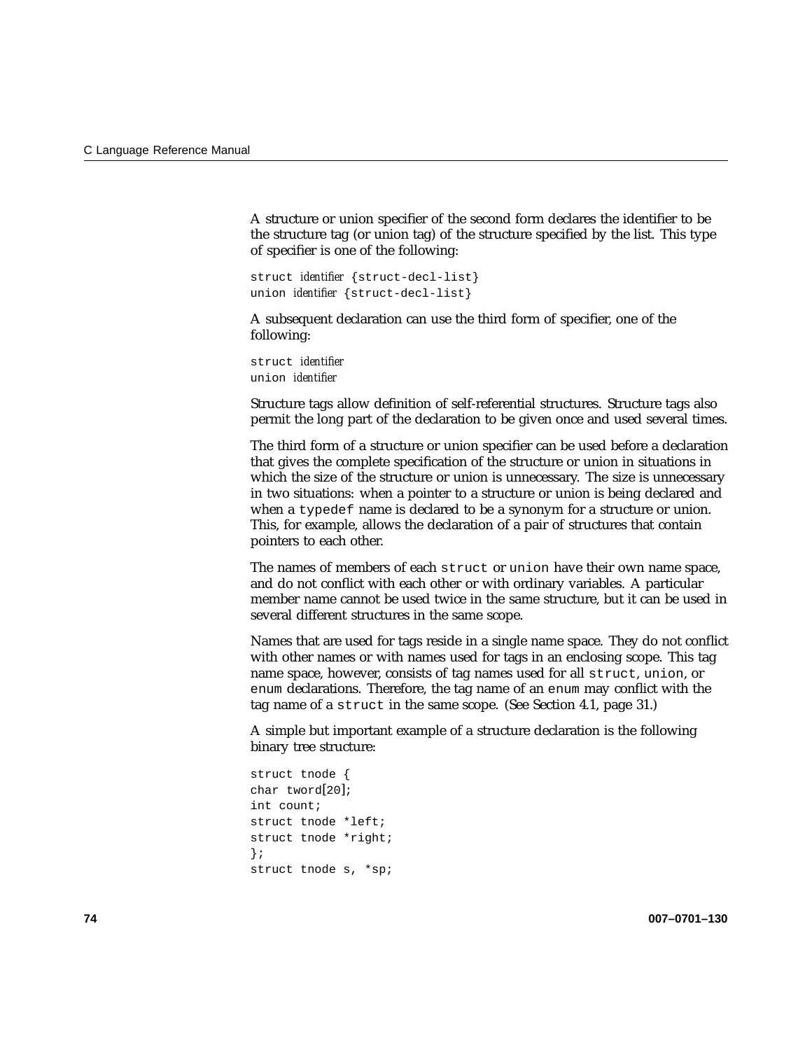A structure or union specifier of the second form declares the identifier to be the structure tag (or union tag) of the structure specified by the list. This type of specifier is one of the following:

```
struct identifier {struct-decl-list}
union identifier {struct-decl-list}
```

A subsequent declaration can use the third form of specifier, one of the following:

```
struct identifier
union identifier
```

Structure tags allow definition of self-referential structures. Structure tags also permit the long part of the declaration to be given once and used several times.

The third form of a structure or union specifier can be used before a declaration that gives the complete specification of the structure or union in situations in which the size of the structure or union is unnecessary. The size is unnecessary in two situations: when a pointer to a structure or union is being declared and when a `typedef` name is declared to be a synonym for a structure or union. This, for example, allows the declaration of a pair of structures that contain pointers to each other.

The names of members of each `struct` or `union` have their own name space, and do not conflict with each other or with ordinary variables. A particular member name cannot be used twice in the same structure, but it can be used in several different structures in the same scope.

Names that are used for tags reside in a single name space. They do not conflict with other names or with names used for tags in an enclosing scope. This tag name space, however, consists of tag names used for all `struct`, `union`, or `enum` declarations. Therefore, the tag name of an `enum` may conflict with the tag name of a `struct` in the same scope. (See Section 4.1, page 31.)

A simple but important example of a structure declaration is the following binary tree structure:

```
struct tnode {
char tword[20];
int count;
struct tnode *left;
struct tnode *right;
};
struct tnode s, *sp;
```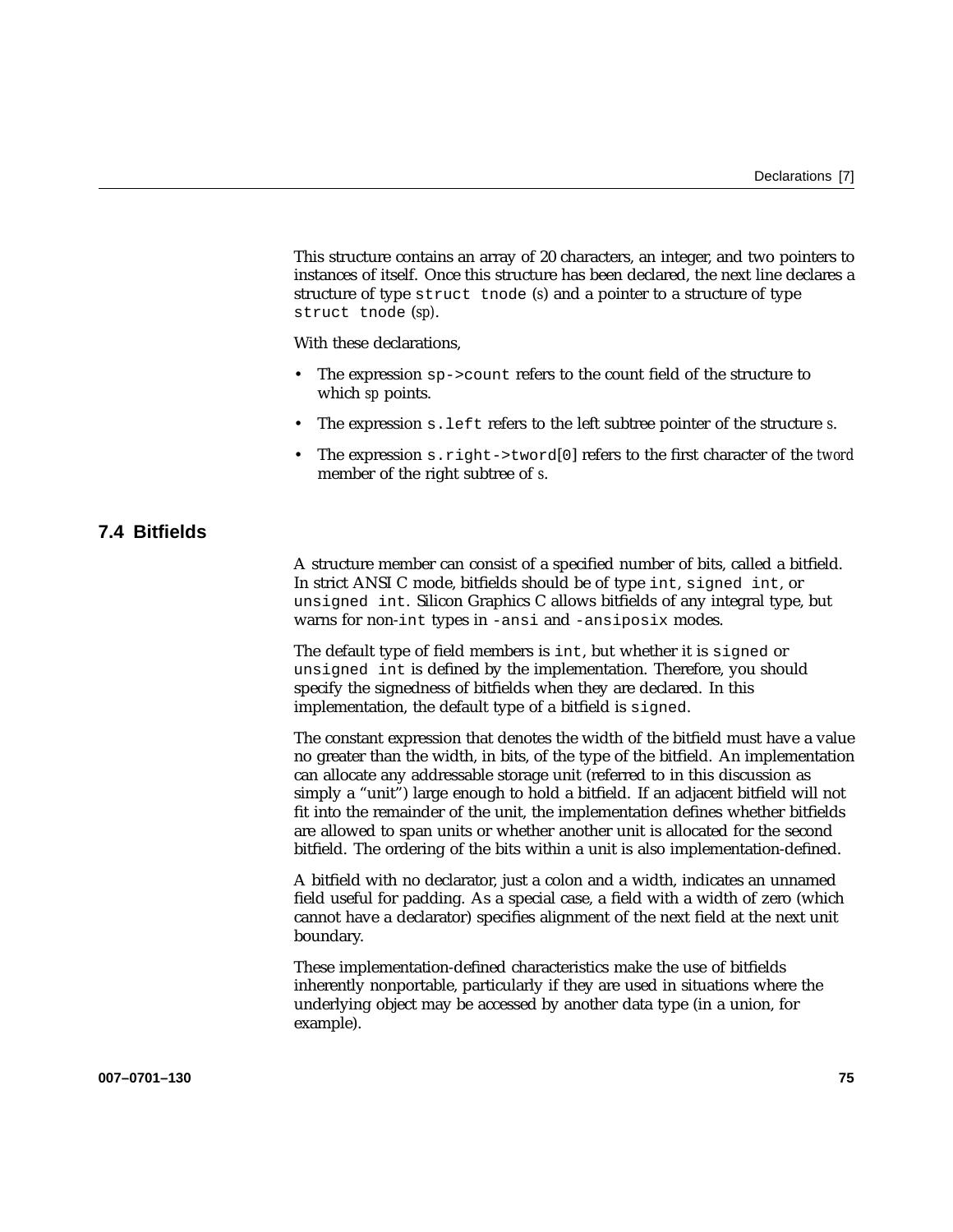This structure contains an array of 20 characters, an integer, and two pointers to instances of itself. Once this structure has been declared, the next line declares a structure of type `struct tnode` (*s*) and a pointer to a structure of type `struct tnode` (*sp*).

With these declarations,

- The expression `sp->count` refers to the count field of the structure to which *sp* points.
- The expression `s.left` refers to the left subtree pointer of the structure *s*.
- The expression `s.right->tword[0]` refers to the first character of the *tword* member of the right subtree of *s*.

## 7.4 Bitfields

A structure member can consist of a specified number of bits, called a bitfield. In strict ANSI C mode, bitfields should be of type `int`, `signed int`, or `unsigned int`. Silicon Graphics C allows bitfields of any integral type, but warns for non-`int` types in `-ansi` and `-ansiposix` modes.

The default type of field members is `int`, but whether it is `signed` or `unsigned int` is defined by the implementation. Therefore, you should specify the signedness of bitfields when they are declared. In this implementation, the default type of a bitfield is `signed`.

The constant expression that denotes the width of the bitfield must have a value no greater than the width, in bits, of the type of the bitfield. An implementation can allocate any addressable storage unit (referred to in this discussion as simply a "unit") large enough to hold a bitfield. If an adjacent bitfield will not fit into the remainder of the unit, the implementation defines whether bitfields are allowed to span units or whether another unit is allocated for the second bitfield. The ordering of the bits within a unit is also implementation-defined.

A bitfield with no declarator, just a colon and a width, indicates an unnamed field useful for padding. As a special case, a field with a width of zero (which cannot have a declarator) specifies alignment of the next field at the next unit boundary.

These implementation-defined characteristics make the use of bitfields inherently nonportable, particularly if they are used in situations where the underlying object may be accessed by another data type (in a union, for example).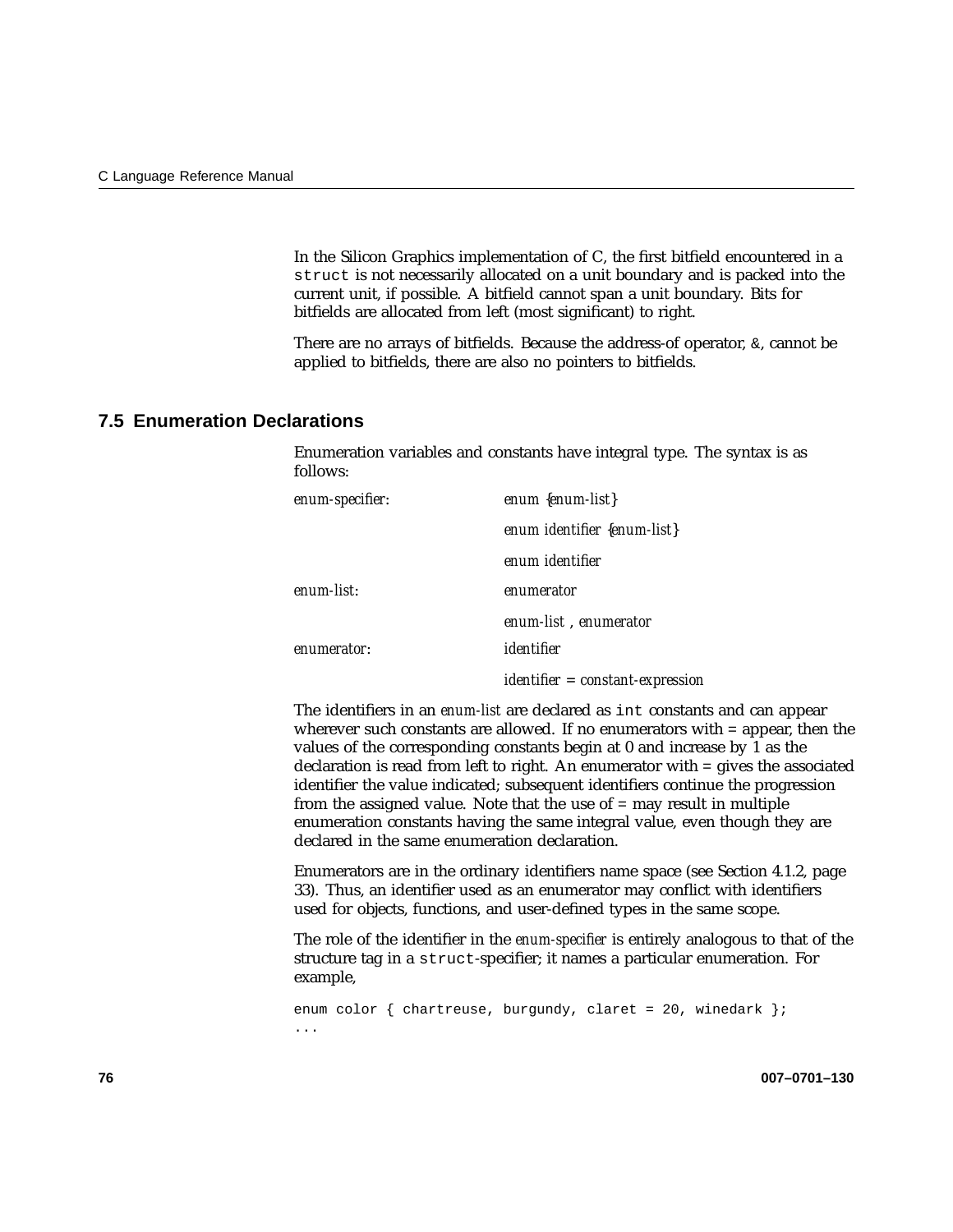In the Silicon Graphics implementation of C, the first bitfield encountered in a `struct` is not necessarily allocated on a unit boundary and is packed into the current unit, if possible. A bitfield cannot span a unit boundary. Bits for bitfields are allocated from left (most significant) to right.

There are no arrays of bitfields. Because the address-of operator, `&`, cannot be applied to bitfields, there are also no pointers to bitfields.

## 7.5 Enumeration Declarations

Enumeration variables and constants have integral type. The syntax is as follows:

| | |
|---|---|
| *enum-specifier*: | *enum {enum-list}* |
| | *enum identifier {enum-list}* |
| | *enum identifier* |
| *enum-list*: | *enumerator* |
| | *enum-list* , *enumerator* |
| *enumerator*: | *identifier* |
| | *identifier* = *constant-expression* |

The identifiers in an *enum-list* are declared as `int` constants and can appear wherever such constants are allowed. If no enumerators with = appear, then the values of the corresponding constants begin at 0 and increase by 1 as the declaration is read from left to right. An enumerator with = gives the associated identifier the value indicated; subsequent identifiers continue the progression from the assigned value. Note that the use of = may result in multiple enumeration constants having the same integral value, even though they are declared in the same enumeration declaration.

Enumerators are in the ordinary identifiers name space (see Section 4.1.2, page 33). Thus, an identifier used as an enumerator may conflict with identifiers used for objects, functions, and user-defined types in the same scope.

The role of the identifier in the *enum-specifier* is entirely analogous to that of the structure tag in a `struct`-specifier; it names a particular enumeration. For example,

```
enum color { chartreuse, burgundy, claret = 20, winedark };
...
```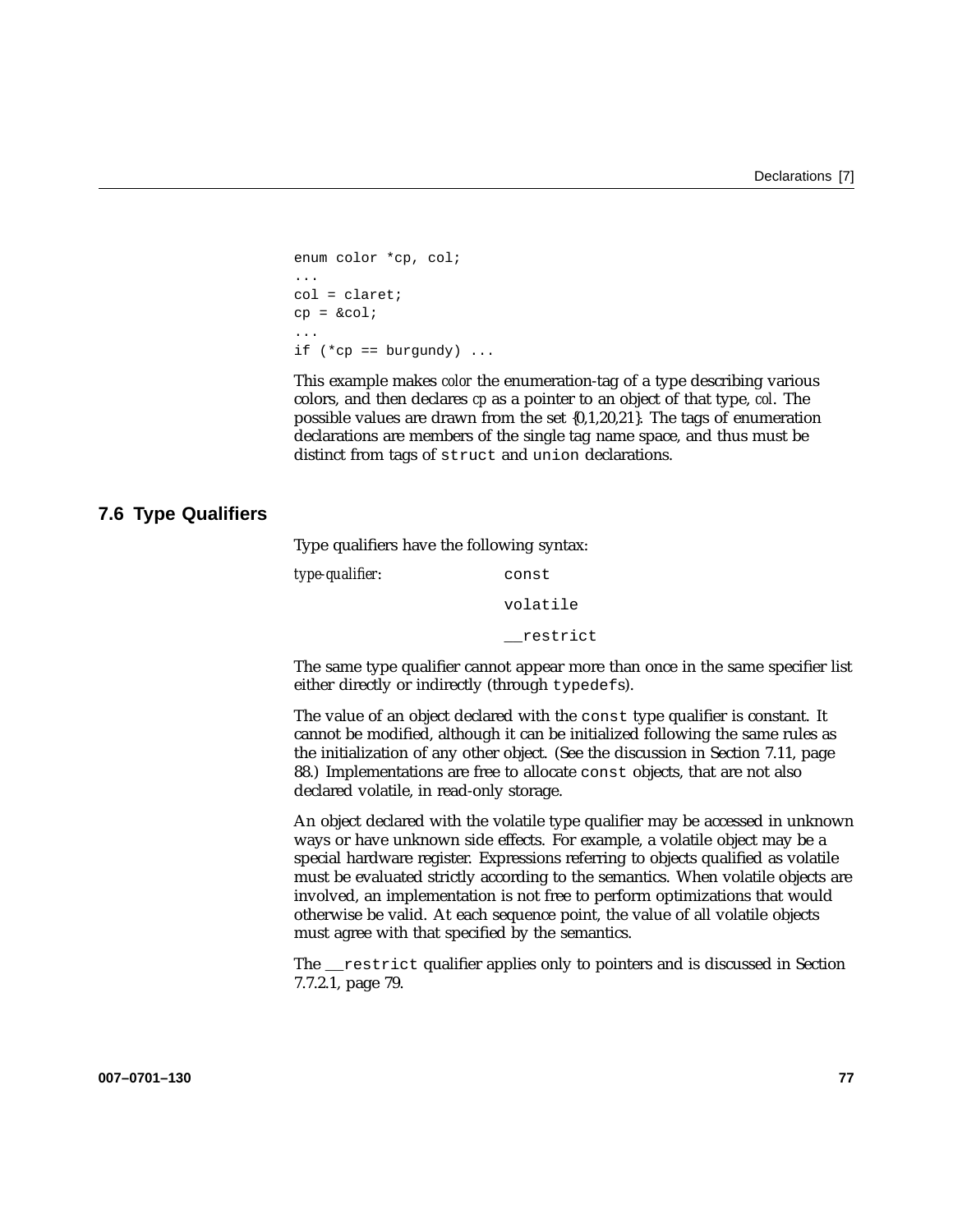```
enum color *cp, col;
...
col = claret;
cp = &col;
...
if (*cp == burgundy) ...
```

This example makes *color* the enumeration-tag of a type describing various colors, and then declares *cp* as a pointer to an object of that type, *col*. The possible values are drawn from the set {0,1,20,21}. The tags of enumeration declarations are members of the single tag name space, and thus must be distinct from tags of `struct` and `union` declarations.

## 7.6 Type Qualifiers

Type qualifiers have the following syntax:

*type-qualifier*:
```
const
volatile
__restrict
```

The same type qualifier cannot appear more than once in the same specifier list either directly or indirectly (through `typedefs`).

The value of an object declared with the `const` type qualifier is constant. It cannot be modified, although it can be initialized following the same rules as the initialization of any other object. (See the discussion in Section 7.11, page 88.) Implementations are free to allocate `const` objects, that are not also declared volatile, in read-only storage.

An object declared with the volatile type qualifier may be accessed in unknown ways or have unknown side effects. For example, a volatile object may be a special hardware register. Expressions referring to objects qualified as volatile must be evaluated strictly according to the semantics. When volatile objects are involved, an implementation is not free to perform optimizations that would otherwise be valid. At each sequence point, the value of all volatile objects must agree with that specified by the semantics.

The `__restrict` qualifier applies only to pointers and is discussed in Section 7.7.2.1, page 79.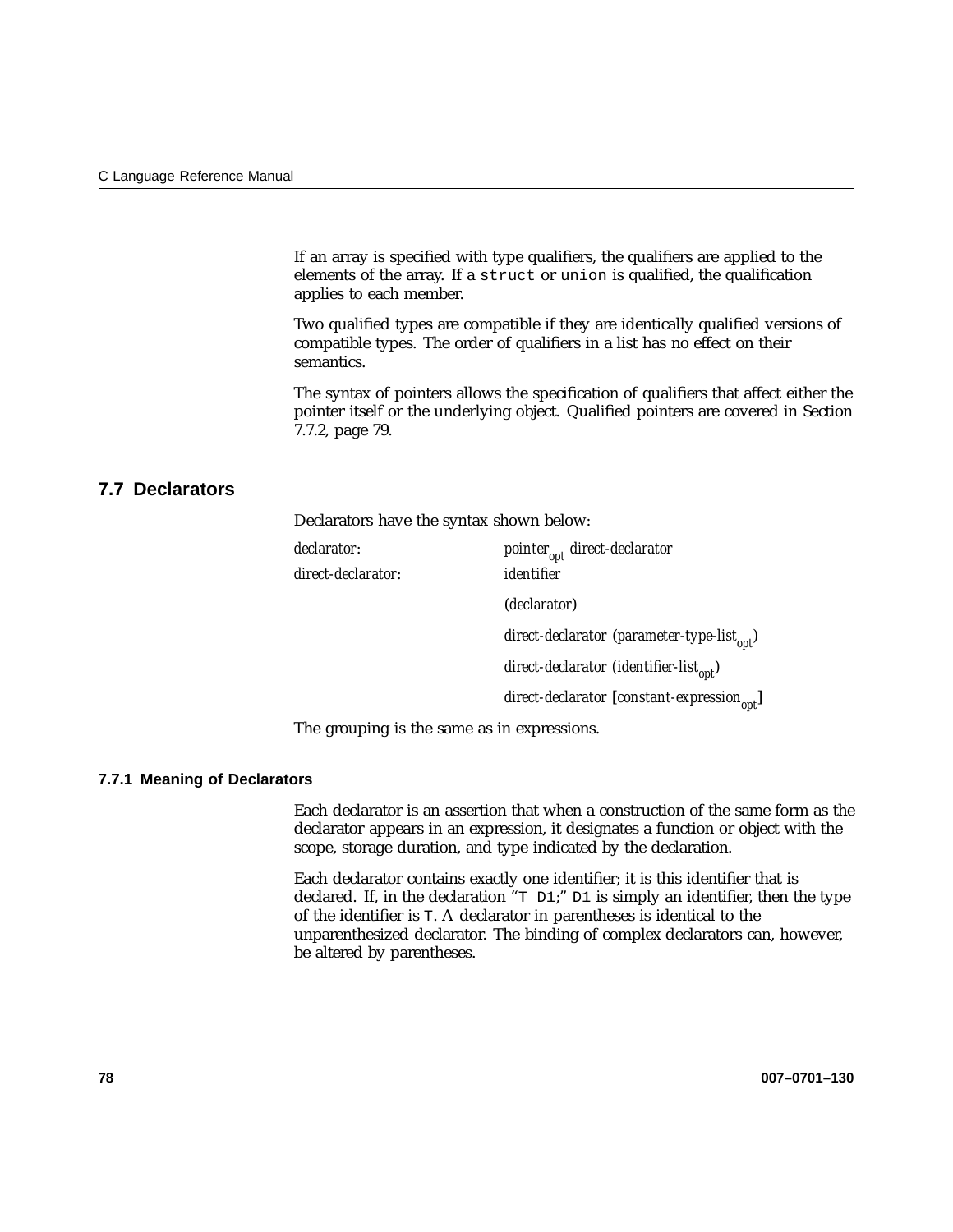If an array is specified with type qualifiers, the qualifiers are applied to the elements of the array. If a `struct` or `union` is qualified, the qualification applies to each member.

Two qualified types are compatible if they are identically qualified versions of compatible types. The order of qualifiers in a list has no effect on their semantics.

The syntax of pointers allows the specification of qualifiers that affect either the pointer itself or the underlying object. Qualified pointers are covered in Section 7.7.2, page 79.

## 7.7 Declarators

Declarators have the syntax shown below:

*declarator*: *pointer*$_{opt}$ *direct-declarator*

*direct-declarator*:
- *identifier*
- (*declarator*)
- *direct-declarator* (*parameter-type-list*$_{opt}$)
- *direct-declarator* (*identifier-list*$_{opt}$)
- *direct-declarator* [*constant-expression*$_{opt}$]

The grouping is the same as in expressions.

### 7.7.1 Meaning of Declarators

Each declarator is an assertion that when a construction of the same form as the declarator appears in an expression, it designates a function or object with the scope, storage duration, and type indicated by the declaration.

Each declarator contains exactly one identifier; it is this identifier that is declared. If, in the declaration "`T D1`;" `D1` is simply an identifier, then the type of the identifier is `T`. A declarator in parentheses is identical to the unparenthesized declarator. The binding of complex declarators can, however, be altered by parentheses.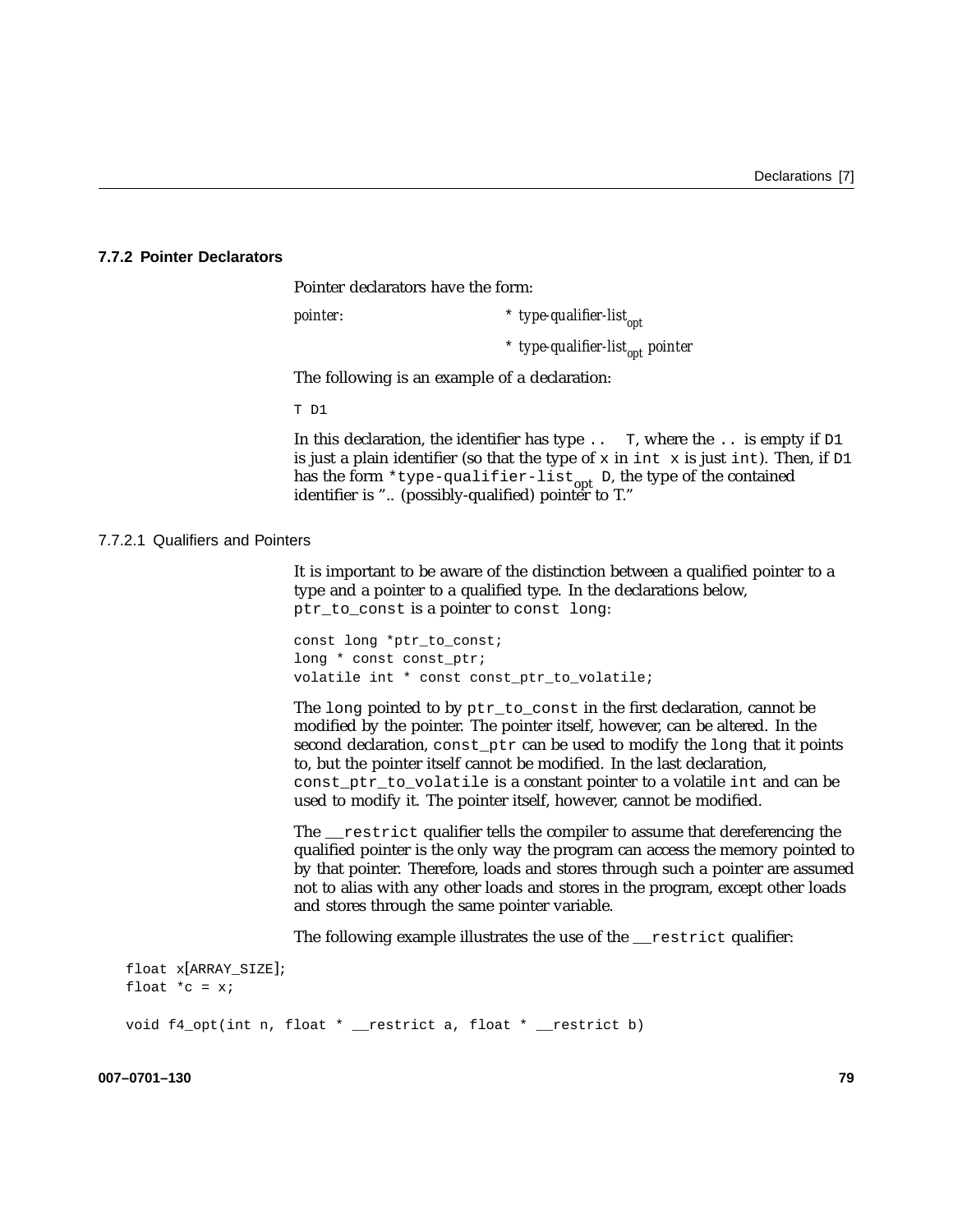### 7.7.2 Pointer Declarators

Pointer declarators have the form:

*pointer*: * *type-qualifier-list*$_{opt}$

* *type-qualifier-list*$_{opt}$ *pointer*

The following is an example of a declaration:

`T D1`

In this declaration, the identifier has type `.. T`, where the `..` is empty if `D1` is just a plain identifier (so that the type of `x` in `int x` is just `int`). Then, if `D1` has the form `*type-qualifier-list`$_{opt}$ `D`, the type of the contained identifier is ".. (possibly-qualified) pointer to T."

#### 7.7.2.1 Qualifiers and Pointers

It is important to be aware of the distinction between a qualified pointer to a type and a pointer to a qualified type. In the declarations below, `ptr_to_const` is a pointer to `const long`:

```
const long *ptr_to_const;
long * const const_ptr;
volatile int * const const_ptr_to_volatile;
```

The `long` pointed to by `ptr_to_const` in the first declaration, cannot be modified by the pointer. The pointer itself, however, can be altered. In the second declaration, `const_ptr` can be used to modify the `long` that it points to, but the pointer itself cannot be modified. In the last declaration, `const_ptr_to_volatile` is a constant pointer to a volatile `int` and can be used to modify it. The pointer itself, however, cannot be modified.

The `__restrict` qualifier tells the compiler to assume that dereferencing the qualified pointer is the only way the program can access the memory pointed to by that pointer. Therefore, loads and stores through such a pointer are assumed not to alias with any other loads and stores in the program, except other loads and stores through the same pointer variable.

The following example illustrates the use of the `__restrict` qualifier:

```
float x[ARRAY_SIZE];
float *c = x;

void f4_opt(int n, float * __restrict a, float * __restrict b)
```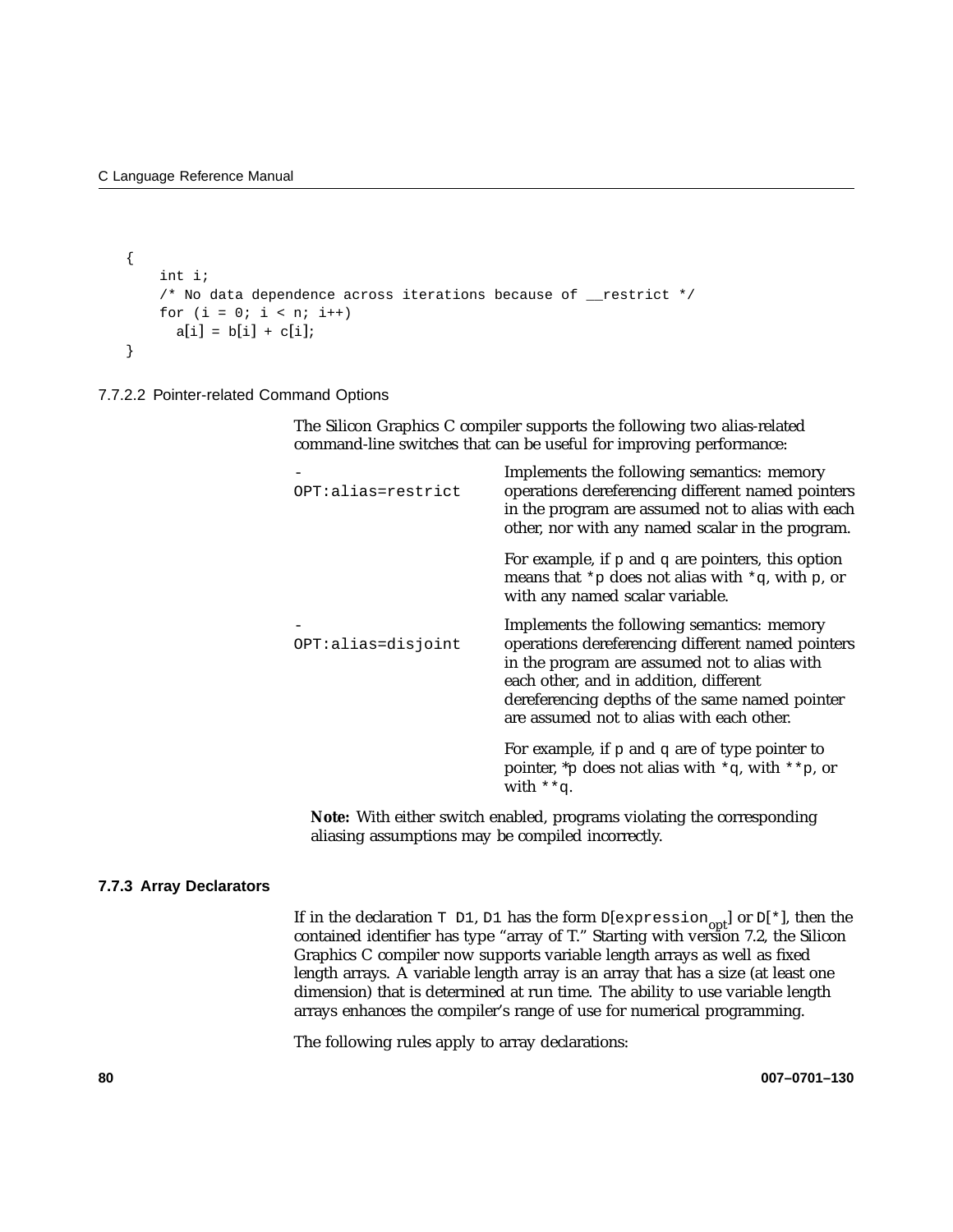```
{
    int i;
    /* No data dependence across iterations because of __restrict */
    for (i = 0; i < n; i++)
      a[i] = b[i] + c[i];
}
```

#### 7.7.2.2 Pointer-related Command Options

The Silicon Graphics C compiler supports the following two alias-related command-line switches that can be useful for improving performance:

`-OPT:alias=restrict`
: Implements the following semantics: memory operations dereferencing different named pointers in the program are assumed not to alias with each other, nor with any named scalar in the program.

  For example, if `p` and `q` are pointers, this option means that `*p` does not alias with `*q`, with `p`, or with any named scalar variable.

`-OPT:alias=disjoint`
: Implements the following semantics: memory operations dereferencing different named pointers in the program are assumed not to alias with each other, and in addition, different dereferencing depths of the same named pointer are assumed not to alias with each other.

  For example, if `p` and `q` are of type pointer to pointer, `*p` does not alias with `*q`, with `**p`, or with `**q`.

**Note:** With either switch enabled, programs violating the corresponding aliasing assumptions may be compiled incorrectly.

### 7.7.3 Array Declarators

If in the declaration `T D1`, `D1` has the form `D[expression`$_{opt}$`]` or `D[*]`, then the contained identifier has type "array of T." Starting with version 7.2, the Silicon Graphics C compiler now supports variable length arrays as well as fixed length arrays. A variable length array is an array that has a size (at least one dimension) that is determined at run time. The ability to use variable length arrays enhances the compiler's range of use for numerical programming.

The following rules apply to array declarations: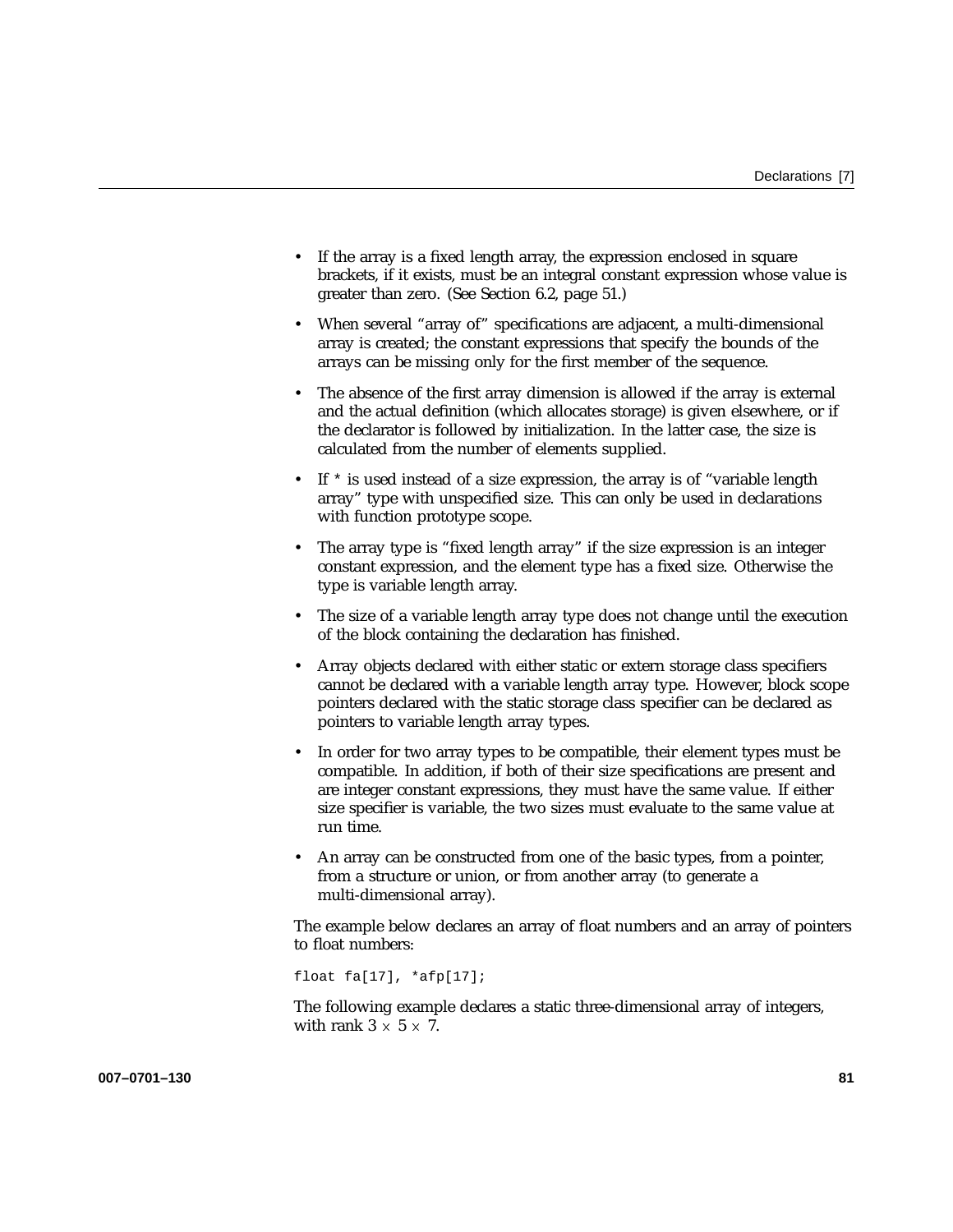- If the array is a fixed length array, the expression enclosed in square brackets, if it exists, must be an integral constant expression whose value is greater than zero. (See Section 6.2, page 51.)

- When several “array of” specifications are adjacent, a multi-dimensional array is created; the constant expressions that specify the bounds of the arrays can be missing only for the first member of the sequence.

- The absence of the first array dimension is allowed if the array is external and the actual definition (which allocates storage) is given elsewhere, or if the declarator is followed by initialization. In the latter case, the size is calculated from the number of elements supplied.

- If * is used instead of a size expression, the array is of “variable length array” type with unspecified size. This can only be used in declarations with function prototype scope.

- The array type is “fixed length array” if the size expression is an integer constant expression, and the element type has a fixed size. Otherwise the type is variable length array.

- The size of a variable length array type does not change until the execution of the block containing the declaration has finished.

- Array objects declared with either static or extern storage class specifiers cannot be declared with a variable length array type. However, block scope pointers declared with the static storage class specifier can be declared as pointers to variable length array types.

- In order for two array types to be compatible, their element types must be compatible. In addition, if both of their size specifications are present and are integer constant expressions, they must have the same value. If either size specifier is variable, the two sizes must evaluate to the same value at run time.

- An array can be constructed from one of the basic types, from a pointer, from a structure or union, or from another array (to generate a multi-dimensional array).

The example below declares an array of float numbers and an array of pointers to float numbers:

```
float fa[17], *afp[17];
```

The following example declares a static three-dimensional array of integers, with rank $3 \times 5 \times 7$.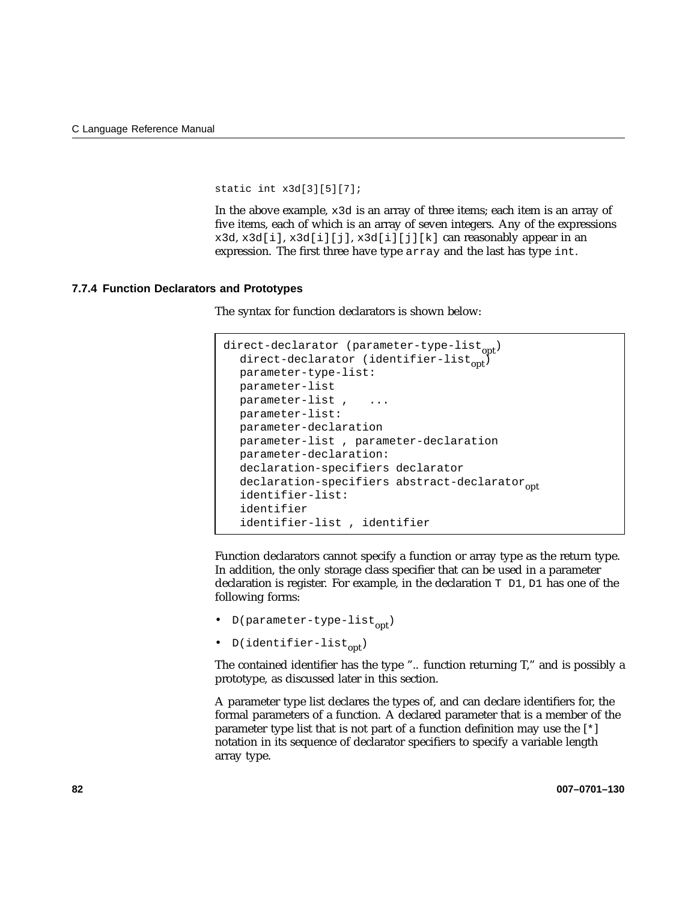```
static int x3d[3][5][7];
```

In the above example, `x3d` is an array of three items; each item is an array of five items, each of which is an array of seven integers. Any of the expressions `x3d`, `x3d[i]`, `x3d[i][j]`, `x3d[i][j][k]` can reasonably appear in an expression. The first three have type `array` and the last has type `int`.

### 7.7.4 Function Declarators and Prototypes

The syntax for function declarators is shown below:

```
direct-declarator (parameter-type-list_opt)
  direct-declarator (identifier-list_opt)
  parameter-type-list:
  parameter-list
  parameter-list ,   ...
  parameter-list:
  parameter-declaration
  parameter-list , parameter-declaration
  parameter-declaration:
  declaration-specifiers declarator
  declaration-specifiers abstract-declarator_opt
  identifier-list:
  identifier
  identifier-list , identifier
```

Function declarators cannot specify a function or array type as the return type. In addition, the only storage class specifier that can be used in a parameter declaration is register. For example, in the declaration `T D1`, `D1` has one of the following forms:

- `D(parameter-type-list_opt)`
- `D(identifier-list_opt)`

The contained identifier has the type ".. function returning T," and is possibly a prototype, as discussed later in this section.

A parameter type list declares the types of, and can declare identifiers for, the formal parameters of a function. A declared parameter that is a member of the parameter type list that is not part of a function definition may use the `[*]` notation in its sequence of declarator specifiers to specify a variable length array type.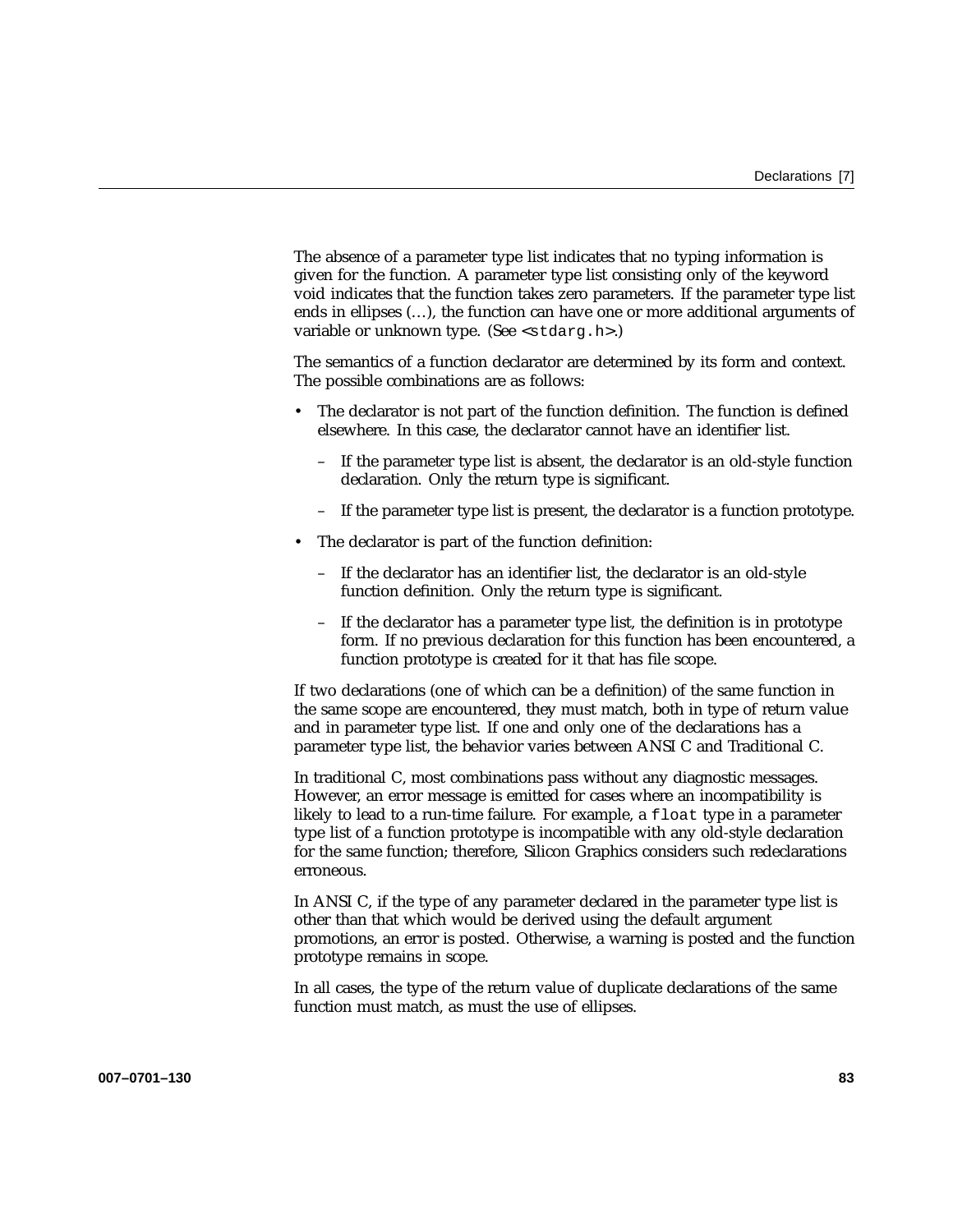The absence of a parameter type list indicates that no typing information is given for the function. A parameter type list consisting only of the keyword void indicates that the function takes zero parameters. If the parameter type list ends in ellipses (…), the function can have one or more additional arguments of variable or unknown type. (See <`stdarg.h`>.)

The semantics of a function declarator are determined by its form and context. The possible combinations are as follows:

- The declarator is not part of the function definition. The function is defined elsewhere. In this case, the declarator cannot have an identifier list.
  - If the parameter type list is absent, the declarator is an old-style function declaration. Only the return type is significant.
  - If the parameter type list is present, the declarator is a function prototype.
- The declarator is part of the function definition:
  - If the declarator has an identifier list, the declarator is an old-style function definition. Only the return type is significant.
  - If the declarator has a parameter type list, the definition is in prototype form. If no previous declaration for this function has been encountered, a function prototype is created for it that has file scope.

If two declarations (one of which can be a definition) of the same function in the same scope are encountered, they must match, both in type of return value and in parameter type list. If one and only one of the declarations has a parameter type list, the behavior varies between ANSI C and Traditional C.

In traditional C, most combinations pass without any diagnostic messages. However, an error message is emitted for cases where an incompatibility is likely to lead to a run-time failure. For example, a `float` type in a parameter type list of a function prototype is incompatible with any old-style declaration for the same function; therefore, Silicon Graphics considers such redeclarations erroneous.

In ANSI C, if the type of any parameter declared in the parameter type list is other than that which would be derived using the default argument promotions, an error is posted. Otherwise, a warning is posted and the function prototype remains in scope.

In all cases, the type of the return value of duplicate declarations of the same function must match, as must the use of ellipses.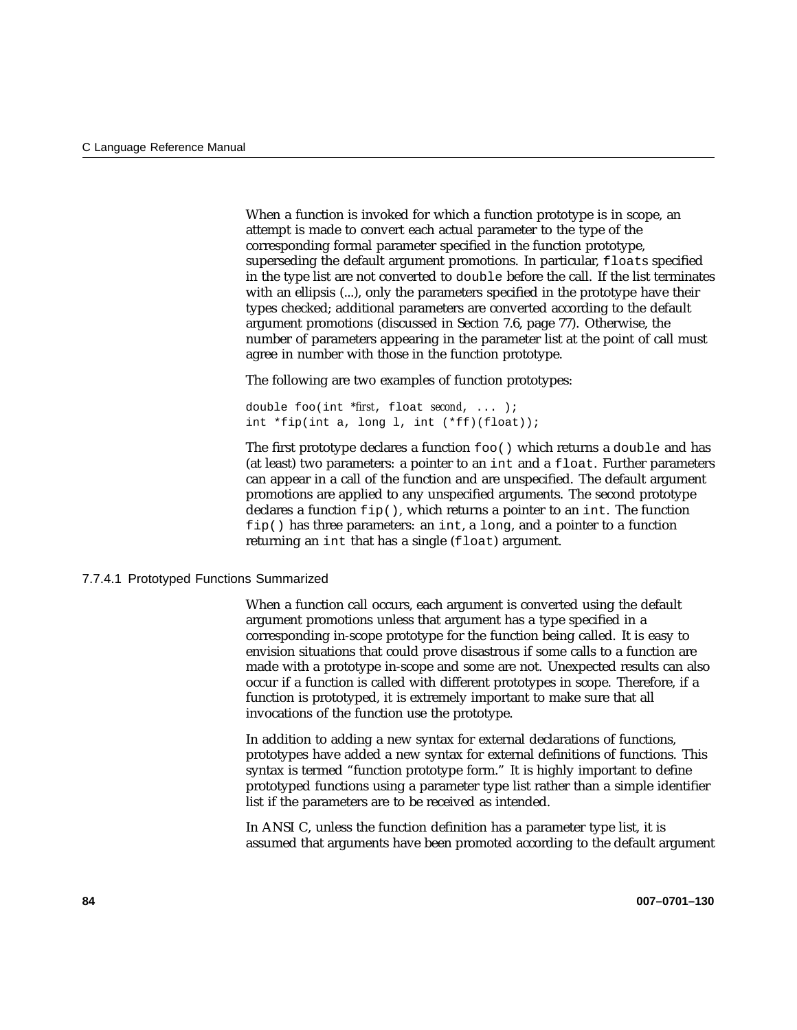When a function is invoked for which a function prototype is in scope, an attempt is made to convert each actual parameter to the type of the corresponding formal parameter specified in the function prototype, superseding the default argument promotions. In particular, `float`s specified in the type list are not converted to `double` before the call. If the list terminates with an ellipsis (...), only the parameters specified in the prototype have their types checked; additional parameters are converted according to the default argument promotions (discussed in Section 7.6, page 77). Otherwise, the number of parameters appearing in the parameter list at the point of call must agree in number with those in the function prototype.

The following are two examples of function prototypes:

```
double foo(int *first, float second, ... );
int *fip(int a, long l, int (*ff)(float));
```

The first prototype declares a function `foo()` which returns a `double` and has (at least) two parameters: a pointer to an `int` and a `float`. Further parameters can appear in a call of the function and are unspecified. The default argument promotions are applied to any unspecified arguments. The second prototype declares a function `fip()`, which returns a pointer to an `int`. The function `fip()` has three parameters: an `int`, a `long`, and a pointer to a function returning an `int` that has a single (`float`) argument.

#### 7.7.4.1 Prototyped Functions Summarized

When a function call occurs, each argument is converted using the default argument promotions unless that argument has a type specified in a corresponding in-scope prototype for the function being called. It is easy to envision situations that could prove disastrous if some calls to a function are made with a prototype in-scope and some are not. Unexpected results can also occur if a function is called with different prototypes in scope. Therefore, if a function is prototyped, it is extremely important to make sure that all invocations of the function use the prototype.

In addition to adding a new syntax for external declarations of functions, prototypes have added a new syntax for external definitions of functions. This syntax is termed "function prototype form." It is highly important to define prototyped functions using a parameter type list rather than a simple identifier list if the parameters are to be received as intended.

In ANSI C, unless the function definition has a parameter type list, it is assumed that arguments have been promoted according to the default argument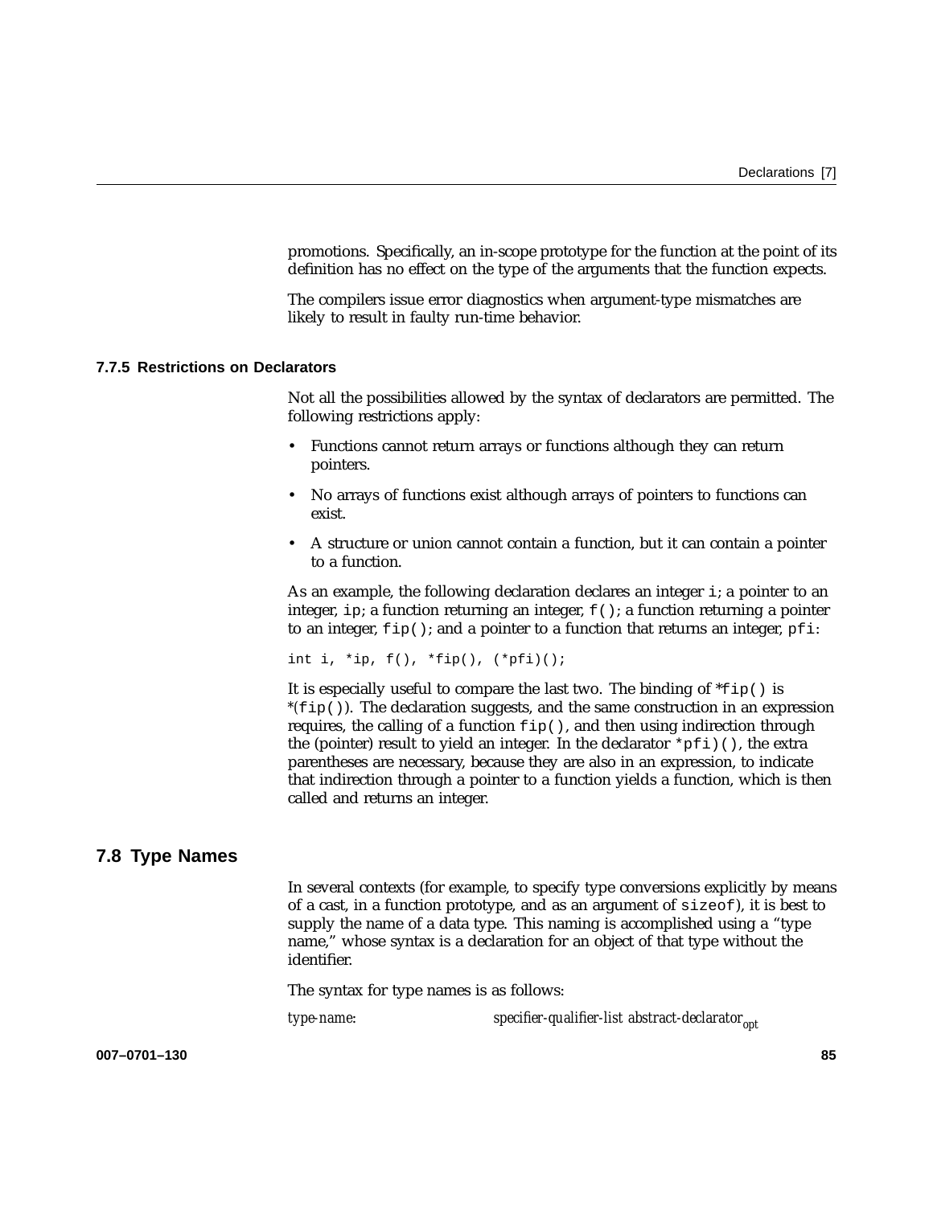promotions. Specifically, an in-scope prototype for the function at the point of its definition has no effect on the type of the arguments that the function expects.

The compilers issue error diagnostics when argument-type mismatches are likely to result in faulty run-time behavior.

### 7.7.5 Restrictions on Declarators

Not all the possibilities allowed by the syntax of declarators are permitted. The following restrictions apply:

- Functions cannot return arrays or functions although they can return pointers.
- No arrays of functions exist although arrays of pointers to functions can exist.
- A structure or union cannot contain a function, but it can contain a pointer to a function.

As an example, the following declaration declares an integer `i`; a pointer to an integer, `ip`; a function returning an integer, `f()`; a function returning a pointer to an integer, `fip()`; and a pointer to a function that returns an integer, `pfi`:

```
int i, *ip, f(), *fip(), (*pfi)();
```

It is especially useful to compare the last two. The binding of *`fip()` is *(`fip()`). The declaration suggests, and the same construction in an expression requires, the calling of a function `fip()`, and then using indirection through the (pointer) result to yield an integer. In the declarator `*pfi)()`, the extra parentheses are necessary, because they are also in an expression, to indicate that indirection through a pointer to a function yields a function, which is then called and returns an integer.

## 7.8 Type Names

In several contexts (for example, to specify type conversions explicitly by means of a cast, in a function prototype, and as an argument of `sizeof`), it is best to supply the name of a data type. This naming is accomplished using a "type name," whose syntax is a declaration for an object of that type without the identifier.

The syntax for type names is as follows:

*type-name*: *specifier-qualifier-list abstract-declarator*$_{opt}$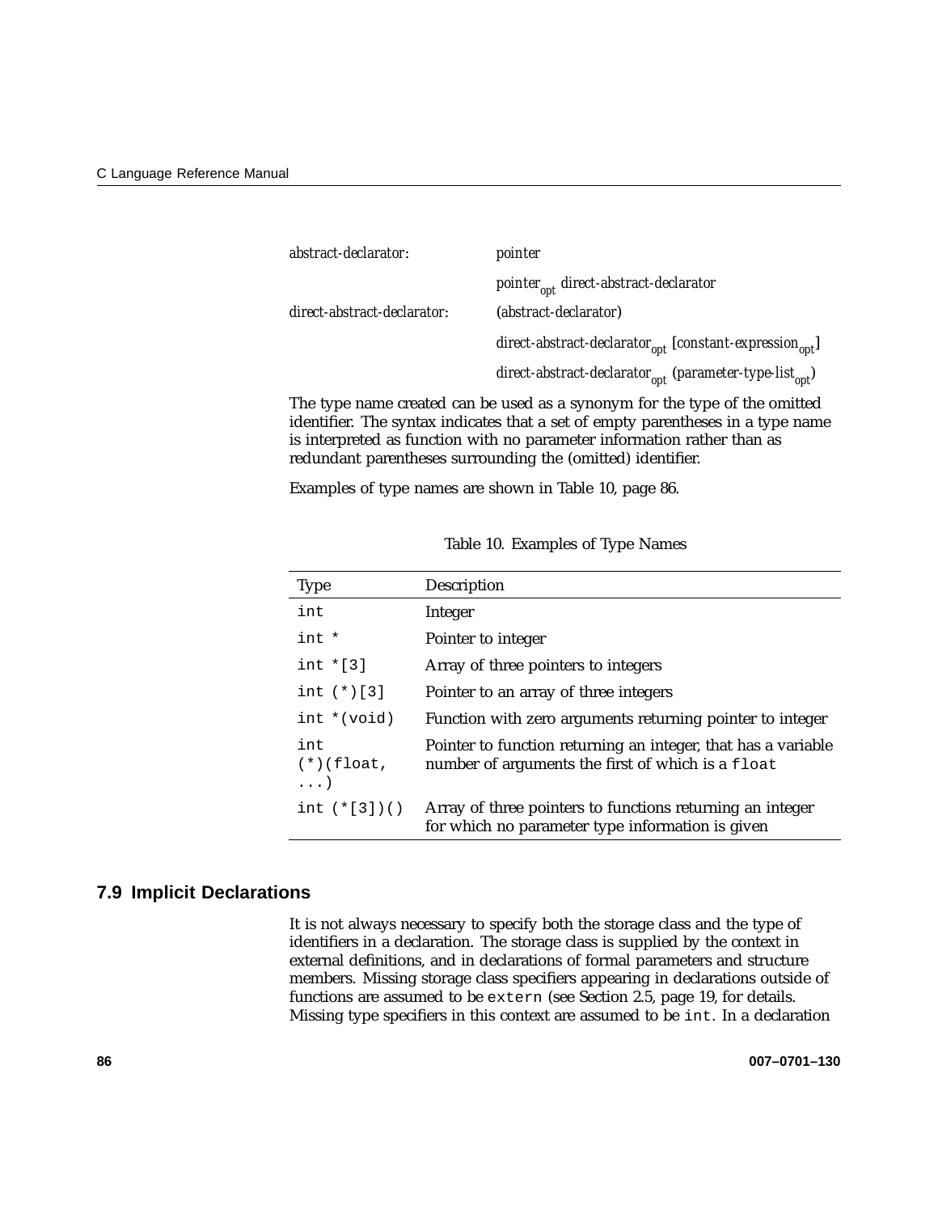*abstract-declarator:* *pointer*

*pointer*$_{opt}$ *direct-abstract-declarator*

*direct-abstract-declarator:* (*abstract-declarator*)

*direct-abstract-declarator*$_{opt}$ [*constant-expression*$_{opt}$]

*direct-abstract-declarator*$_{opt}$ (*parameter-type-list*$_{opt}$)

The type name created can be used as a synonym for the type of the omitted identifier. The syntax indicates that a set of empty parentheses in a type name is interpreted as function with no parameter information rather than as redundant parentheses surrounding the (omitted) identifier.

Examples of type names are shown in Table 10, page 86.

Table 10. Examples of Type Names

| Type | Description |
|---|---|
| `int` | Integer |
| `int *` | Pointer to integer |
| `int *[3]` | Array of three pointers to integers |
| `int (*)[3]` | Pointer to an array of three integers |
| `int *(void)` | Function with zero arguments returning pointer to integer |
| `int (*)(float, ...)` | Pointer to function returning an integer, that has a variable number of arguments the first of which is a `float` |
| `int (*[3])()` | Array of three pointers to functions returning an integer for which no parameter type information is given |

## 7.9 Implicit Declarations

It is not always necessary to specify both the storage class and the type of identifiers in a declaration. The storage class is supplied by the context in external definitions, and in declarations of formal parameters and structure members. Missing storage class specifiers appearing in declarations outside of functions are assumed to be `extern` (see Section 2.5, page 19, for details. Missing type specifiers in this context are assumed to be `int`. In a declaration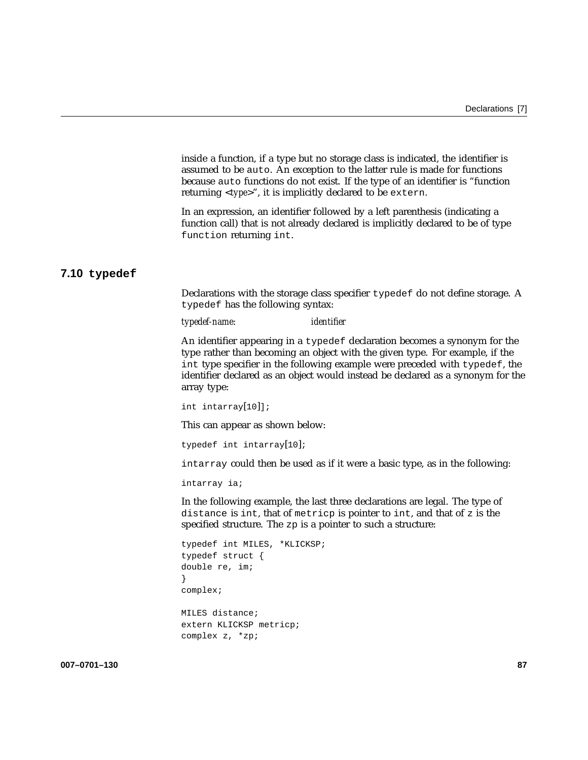inside a function, if a type but no storage class is indicated, the identifier is assumed to be `auto`. An exception to the latter rule is made for functions because `auto` functions do not exist. If the type of an identifier is “function returning <*type*>”, it is implicitly declared to be `extern`.

In an expression, an identifier followed by a left parenthesis (indicating a function call) that is not already declared is implicitly declared to be of type `function` returning `int`.

## 7.10 typedef

Declarations with the storage class specifier `typedef` do not define storage. A `typedef` has the following syntax:

*typedef-name*: *identifier*

An identifier appearing in a `typedef` declaration becomes a synonym for the type rather than becoming an object with the given type. For example, if the `int` type specifier in the following example were preceded with `typedef`, the identifier declared as an object would instead be declared as a synonym for the array type:

```
int intarray[10]];
```

This can appear as shown below:

```
typedef int intarray[10];
```

`intarray` could then be used as if it were a basic type, as in the following:

```
intarray ia;
```

In the following example, the last three declarations are legal. The type of `distance` is `int`, that of `metricp` is pointer to `int`, and that of `z` is the specified structure. The `zp` is a pointer to such a structure:

```
typedef int MILES, *KLICKSP;
typedef struct {
double re, im;
}
complex;

MILES distance;
extern KLICKSP metricp;
complex z, *zp;
```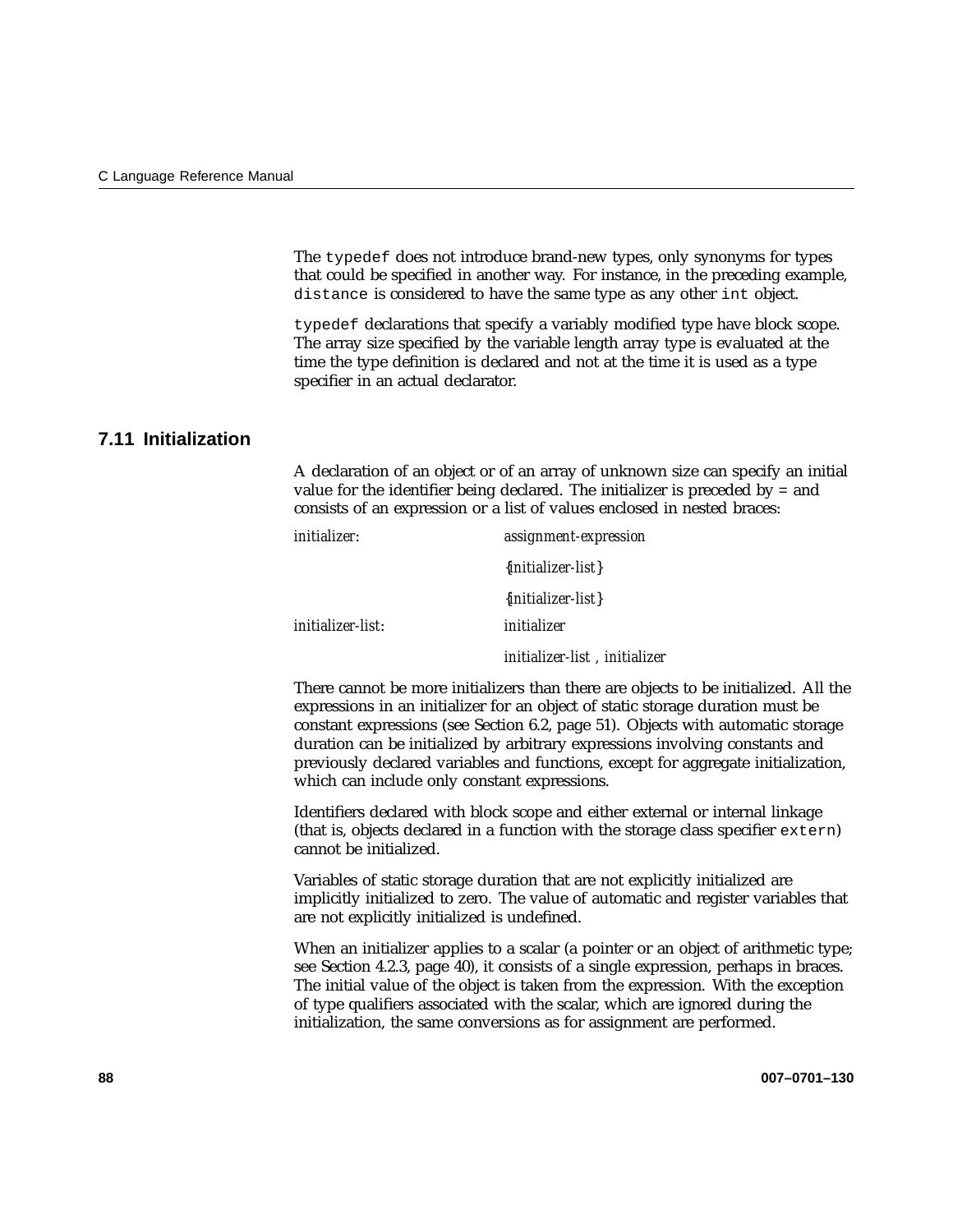The `typedef` does not introduce brand-new types, only synonyms for types that could be specified in another way. For instance, in the preceding example, `distance` is considered to have the same type as any other `int` object.

`typedef` declarations that specify a variably modified type have block scope. The array size specified by the variable length array type is evaluated at the time the type definition is declared and not at the time it is used as a type specifier in an actual declarator.

## 7.11 Initialization

A declaration of an object or of an array of unknown size can specify an initial value for the identifier being declared. The initializer is preceded by = and consists of an expression or a list of values enclosed in nested braces:

| | |
|---|---|
| *initializer*: | *assignment-expression* |
| | {*initializer-list*} |
| | {*initializer-list*} |
| *initializer-list*: | *initializer* |
| | *initializer-list* , *initializer* |

There cannot be more initializers than there are objects to be initialized. All the expressions in an initializer for an object of static storage duration must be constant expressions (see Section 6.2, page 51). Objects with automatic storage duration can be initialized by arbitrary expressions involving constants and previously declared variables and functions, except for aggregate initialization, which can include only constant expressions.

Identifiers declared with block scope and either external or internal linkage (that is, objects declared in a function with the storage class specifier `extern`) cannot be initialized.

Variables of static storage duration that are not explicitly initialized are implicitly initialized to zero. The value of automatic and register variables that are not explicitly initialized is undefined.

When an initializer applies to a scalar (a pointer or an object of arithmetic type; see Section 4.2.3, page 40), it consists of a single expression, perhaps in braces. The initial value of the object is taken from the expression. With the exception of type qualifiers associated with the scalar, which are ignored during the initialization, the same conversions as for assignment are performed.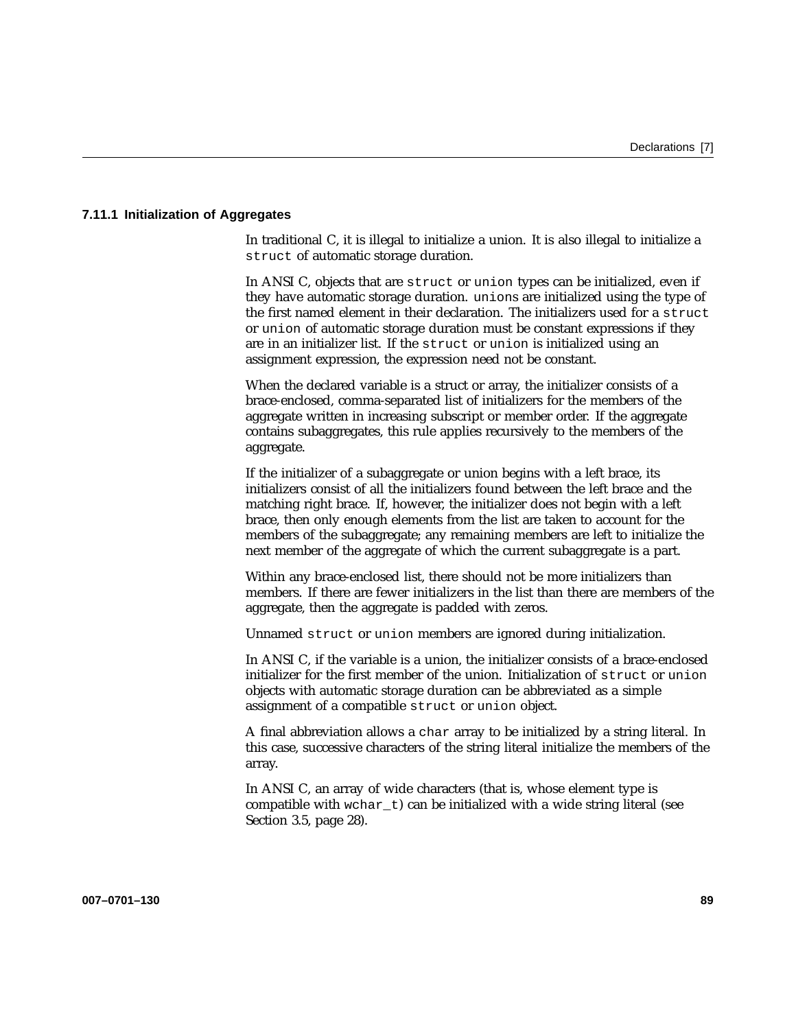### 7.11.1 Initialization of Aggregates

In traditional C, it is illegal to initialize a union. It is also illegal to initialize a `struct` of automatic storage duration.

In ANSI C, objects that are `struct` or `union` types can be initialized, even if they have automatic storage duration. `union`s are initialized using the type of the first named element in their declaration. The initializers used for a `struct` or `union` of automatic storage duration must be constant expressions if they are in an initializer list. If the `struct` or `union` is initialized using an assignment expression, the expression need not be constant.

When the declared variable is a struct or array, the initializer consists of a brace-enclosed, comma-separated list of initializers for the members of the aggregate written in increasing subscript or member order. If the aggregate contains subaggregates, this rule applies recursively to the members of the aggregate.

If the initializer of a subaggregate or union begins with a left brace, its initializers consist of all the initializers found between the left brace and the matching right brace. If, however, the initializer does not begin with a left brace, then only enough elements from the list are taken to account for the members of the subaggregate; any remaining members are left to initialize the next member of the aggregate of which the current subaggregate is a part.

Within any brace-enclosed list, there should not be more initializers than members. If there are fewer initializers in the list than there are members of the aggregate, then the aggregate is padded with zeros.

Unnamed `struct` or `union` members are ignored during initialization.

In ANSI C, if the variable is a union, the initializer consists of a brace-enclosed initializer for the first member of the union. Initialization of `struct` or `union` objects with automatic storage duration can be abbreviated as a simple assignment of a compatible `struct` or `union` object.

A final abbreviation allows a `char` array to be initialized by a string literal. In this case, successive characters of the string literal initialize the members of the array.

In ANSI C, an array of wide characters (that is, whose element type is compatible with `wchar_t`) can be initialized with a wide string literal (see Section 3.5, page 28).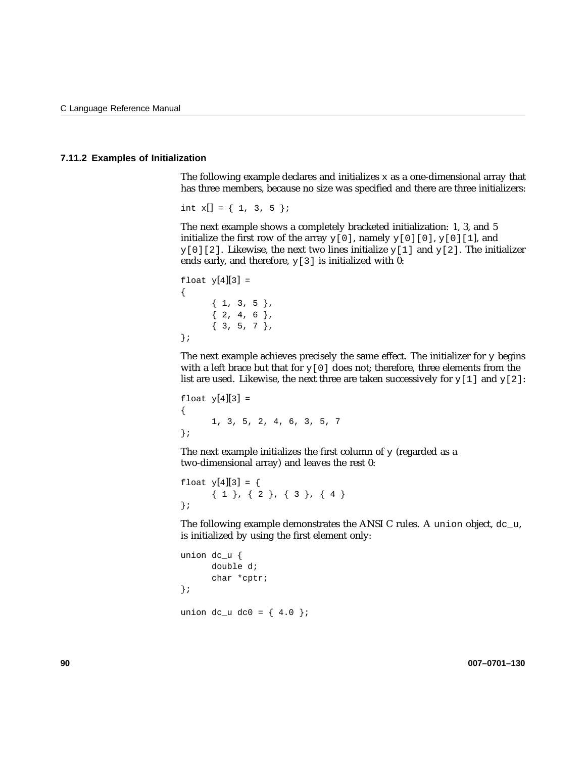### 7.11.2 Examples of Initialization

The following example declares and initializes `x` as a one-dimensional array that has three members, because no size was specified and there are three initializers:

```
int x[] = { 1, 3, 5 };
```

The next example shows a completely bracketed initialization: 1, 3, and 5 initialize the first row of the array `y[0]`, namely `y[0][0]`, `y[0][1]`, and `y[0][2]`. Likewise, the next two lines initialize `y[1]` and `y[2]`. The initializer ends early, and therefore, `y[3]` is initialized with 0:

```
float y[4][3] =
{
      { 1, 3, 5 },
      { 2, 4, 6 },
      { 3, 5, 7 },
};
```

The next example achieves precisely the same effect. The initializer for `y` begins with a left brace but that for `y[0]` does not; therefore, three elements from the list are used. Likewise, the next three are taken successively for `y[1]` and `y[2]`:

```
float y[4][3] =
{
      1, 3, 5, 2, 4, 6, 3, 5, 7
};
```

The next example initializes the first column of `y` (regarded as a two-dimensional array) and leaves the rest 0:

```
float y[4][3] = {
      { 1 }, { 2 }, { 3 }, { 4 }
};
```

The following example demonstrates the ANSI C rules. A `union` object, `dc_u`, is initialized by using the first element only:

```
union dc_u {
      double d;
      char *cptr;
};

union dc_u dc0 = { 4.0 };
```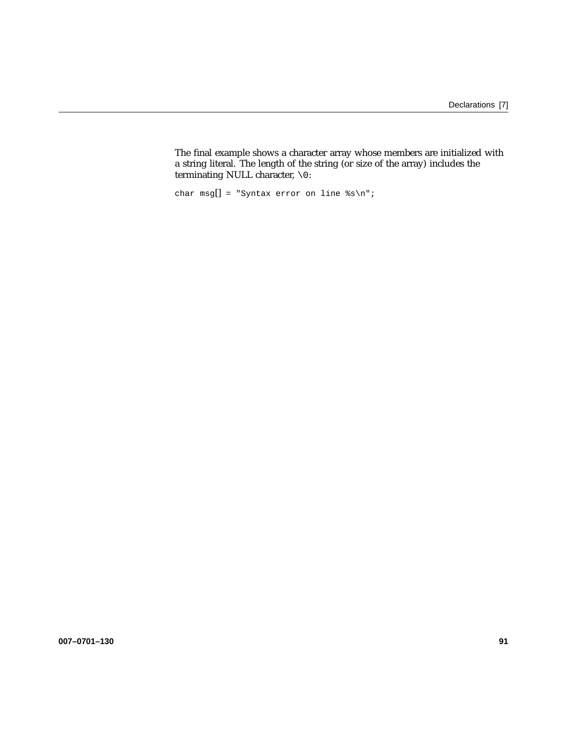The final example shows a character array whose members are initialized with a string literal. The length of the string (or size of the array) includes the terminating NULL character, `\0`:

```
char msg[] = "Syntax error on line %s\n";
```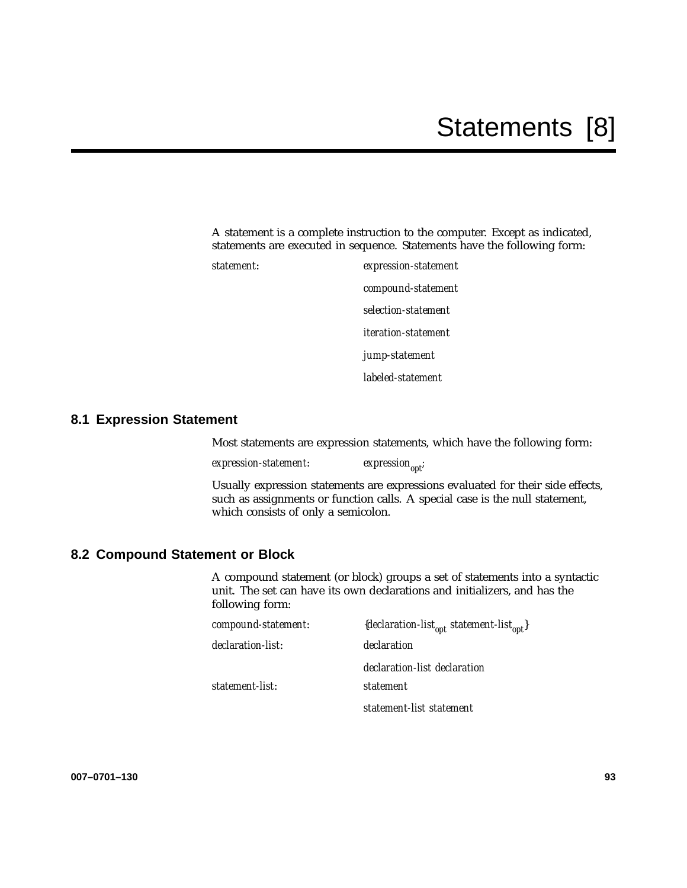# Statements [8]

A statement is a complete instruction to the computer. Except as indicated, statements are executed in sequence. Statements have the following form:

| | |
|---|---|
| *statement*: | *expression-statement* |
| | *compound-statement* |
| | *selection-statement* |
| | *iteration-statement* |
| | *jump-statement* |
| | *labeled-statement* |

## 8.1 Expression Statement

Most statements are expression statements, which have the following form:

| | |
|---|---|
| *expression-statement*: | *expression*$_{opt}$; |

Usually expression statements are expressions evaluated for their side effects, such as assignments or function calls. A special case is the null statement, which consists of only a semicolon.

## 8.2 Compound Statement or Block

A compound statement (or block) groups a set of statements into a syntactic unit. The set can have its own declarations and initializers, and has the following form:

| | |
|---|---|
| *compound-statement*: | {*declaration-list*$_{opt}$ *statement-list*$_{opt}$} |
| *declaration-list*: | *declaration* |
| | *declaration-list declaration* |
| *statement-list*: | *statement* |
| | *statement-list statement* |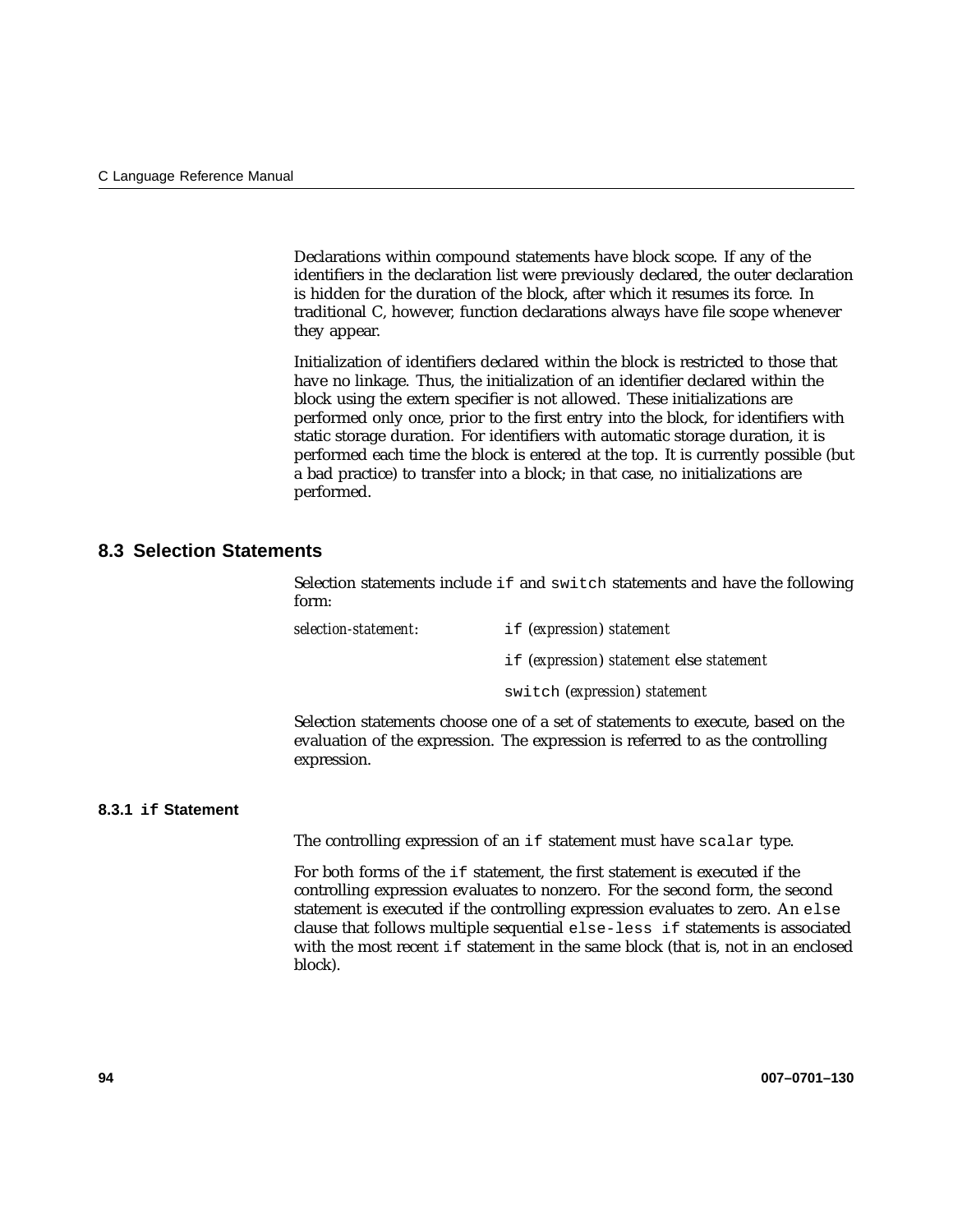Declarations within compound statements have block scope. If any of the identifiers in the declaration list were previously declared, the outer declaration is hidden for the duration of the block, after which it resumes its force. In traditional C, however, function declarations always have file scope whenever they appear.

Initialization of identifiers declared within the block is restricted to those that have no linkage. Thus, the initialization of an identifier declared within the block using the extern specifier is not allowed. These initializations are performed only once, prior to the first entry into the block, for identifiers with static storage duration. For identifiers with automatic storage duration, it is performed each time the block is entered at the top. It is currently possible (but a bad practice) to transfer into a block; in that case, no initializations are performed.

## 8.3 Selection Statements

Selection statements include `if` and `switch` statements and have the following form:

*selection-statement*:
- `if` (*expression*) *statement*
- `if` (*expression*) *statement* else *statement*
- `switch` (*expression*) *statement*

Selection statements choose one of a set of statements to execute, based on the evaluation of the expression. The expression is referred to as the controlling expression.

### 8.3.1 `if` Statement

The controlling expression of an `if` statement must have `scalar` type.

For both forms of the `if` statement, the first statement is executed if the controlling expression evaluates to nonzero. For the second form, the second statement is executed if the controlling expression evaluates to zero. An `else` clause that follows multiple sequential `else-less if` statements is associated with the most recent `if` statement in the same block (that is, not in an enclosed block).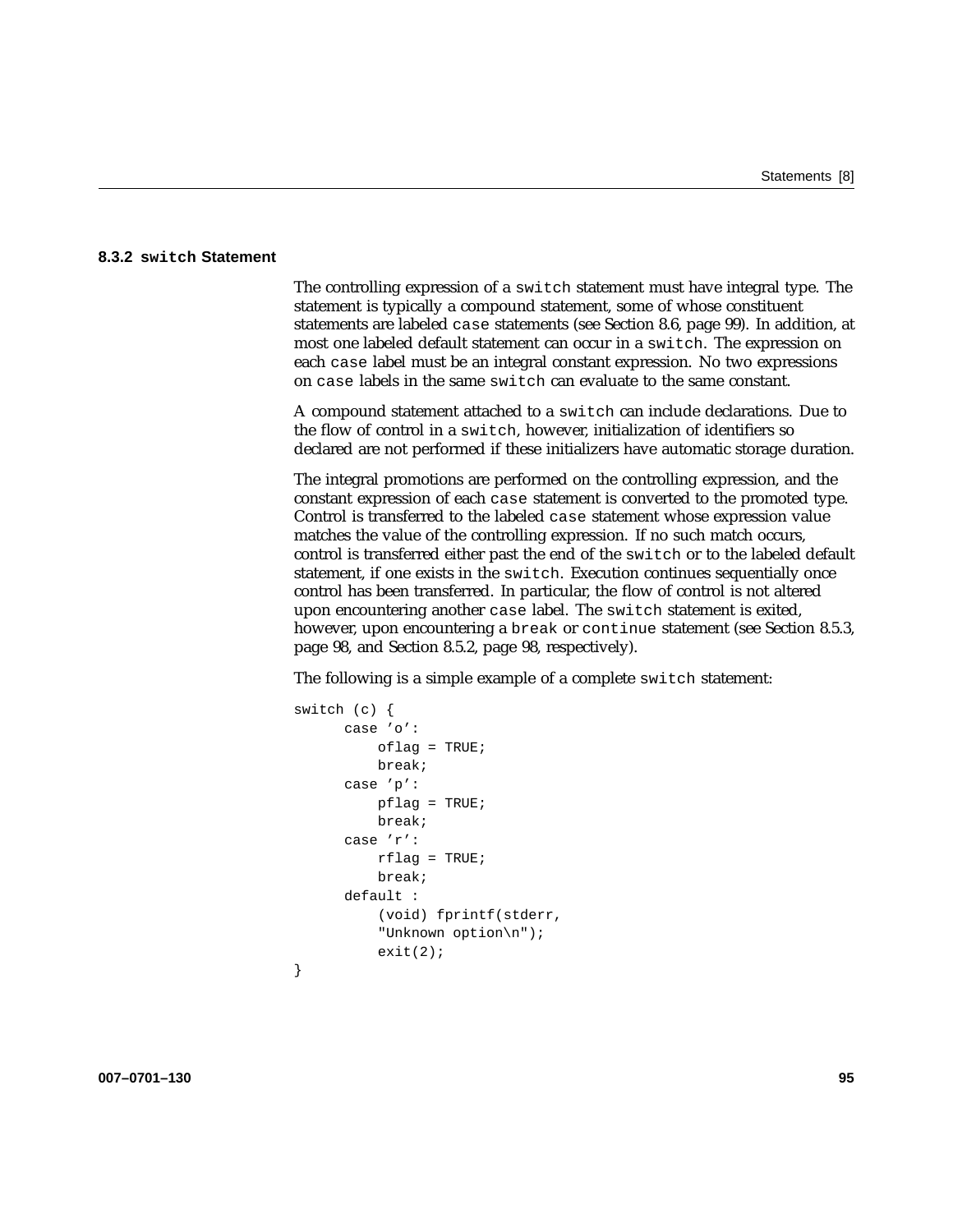### 8.3.2 `switch` Statement

The controlling expression of a `switch` statement must have integral type. The statement is typically a compound statement, some of whose constituent statements are labeled `case` statements (see Section 8.6, page 99). In addition, at most one labeled default statement can occur in a `switch`. The expression on each `case` label must be an integral constant expression. No two expressions on `case` labels in the same `switch` can evaluate to the same constant.

A compound statement attached to a `switch` can include declarations. Due to the flow of control in a `switch`, however, initialization of identifiers so declared are not performed if these initializers have automatic storage duration.

The integral promotions are performed on the controlling expression, and the constant expression of each `case` statement is converted to the promoted type. Control is transferred to the labeled `case` statement whose expression value matches the value of the controlling expression. If no such match occurs, control is transferred either past the end of the `switch` or to the labeled default statement, if one exists in the `switch`. Execution continues sequentially once control has been transferred. In particular, the flow of control is not altered upon encountering another `case` label. The `switch` statement is exited, however, upon encountering a `break` or `continue` statement (see Section 8.5.3, page 98, and Section 8.5.2, page 98, respectively).

The following is a simple example of a complete `switch` statement:

```
switch (c) {
      case 'o':
          oflag = TRUE;
          break;
      case 'p':
          pflag = TRUE;
          break;
      case 'r':
          rflag = TRUE;
          break;
      default :
          (void) fprintf(stderr,
          "Unknown option\n");
          exit(2);
}
```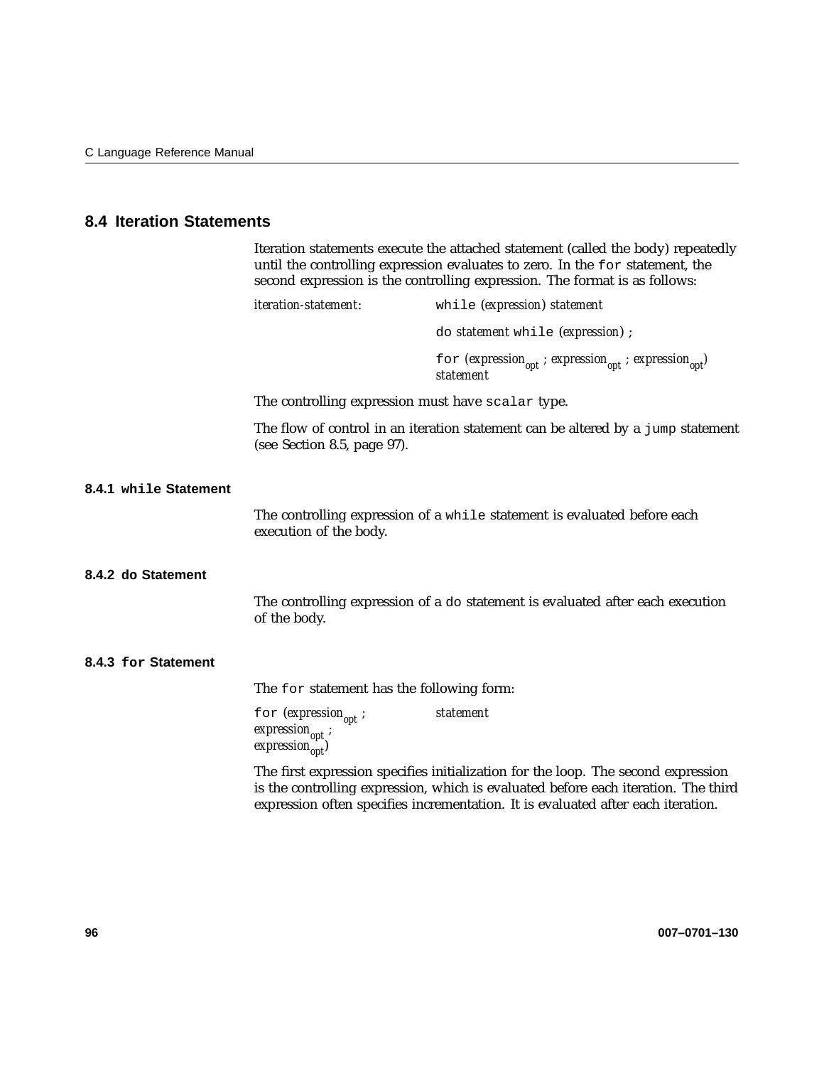## 8.4 Iteration Statements

Iteration statements execute the attached statement (called the body) repeatedly until the controlling expression evaluates to zero. In the `for` statement, the second expression is the controlling expression. The format is as follows:

*iteration-statement*:

`while` (*expression*) *statement*

`do` *statement* `while` (*expression*) ;

`for` (*expression*$_{opt}$ ; *expression*$_{opt}$ ; *expression*$_{opt}$) *statement*

The controlling expression must have `scalar` type.

The flow of control in an iteration statement can be altered by a `jump` statement (see Section 8.5, page 97).

### 8.4.1 `while` Statement

The controlling expression of a `while` statement is evaluated before each execution of the body.

### 8.4.2 do Statement

The controlling expression of a `do` statement is evaluated after each execution of the body.

### 8.4.3 `for` Statement

The `for` statement has the following form:

`for` (*expression*$_{opt}$ ; *expression*$_{opt}$ ; *expression*$_{opt}$) *statement*

The first expression specifies initialization for the loop. The second expression is the controlling expression, which is evaluated before each iteration. The third expression often specifies incrementation. It is evaluated after each iteration.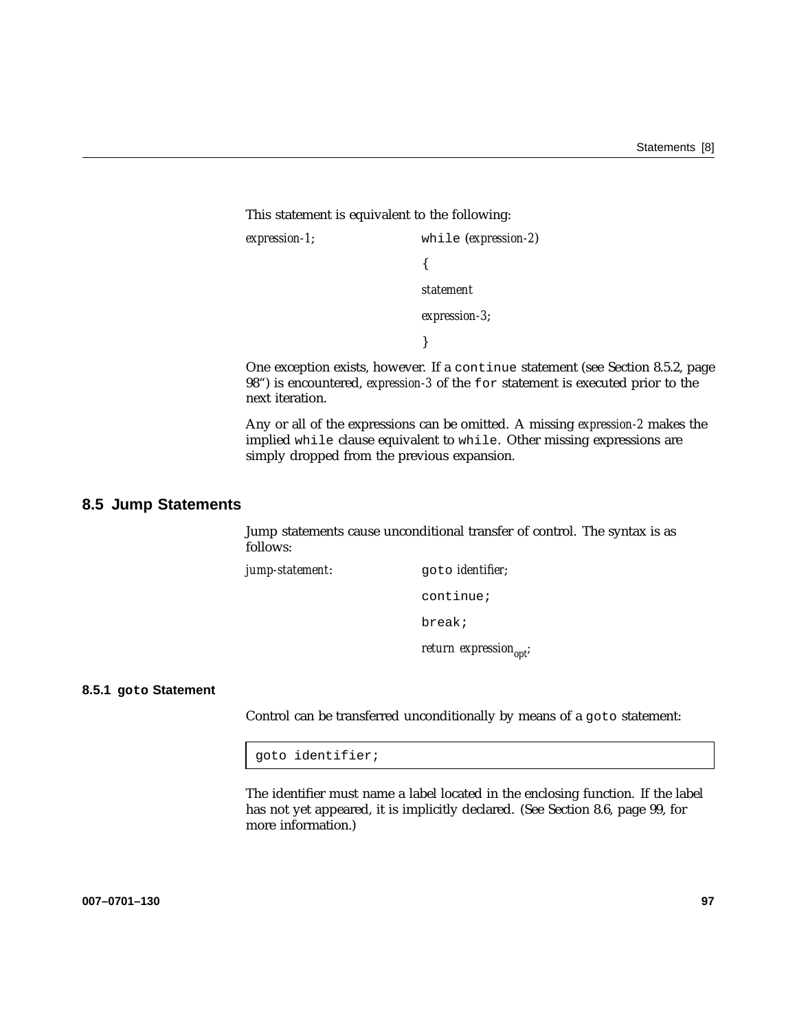This statement is equivalent to the following:

```
expression-1;          while (expression-2)
                       {
                       statement
                       expression-3;
                       }
```

One exception exists, however. If a `continue` statement (see Section 8.5.2, page 98") is encountered, *expression-3* of the `for` statement is executed prior to the next iteration.

Any or all of the expressions can be omitted. A missing *expression-2* makes the implied `while` clause equivalent to `while`. Other missing expressions are simply dropped from the previous expansion.

## 8.5 Jump Statements

Jump statements cause unconditional transfer of control. The syntax is as follows:

```
jump-statement:        goto identifier;
                       continue;
                       break;
                       return expression_opt;
```

### 8.5.1 `goto` Statement

Control can be transferred unconditionally by means of a `goto` statement:

```
goto identifier;
```

The identifier must name a label located in the enclosing function. If the label has not yet appeared, it is implicitly declared. (See Section 8.6, page 99, for more information.)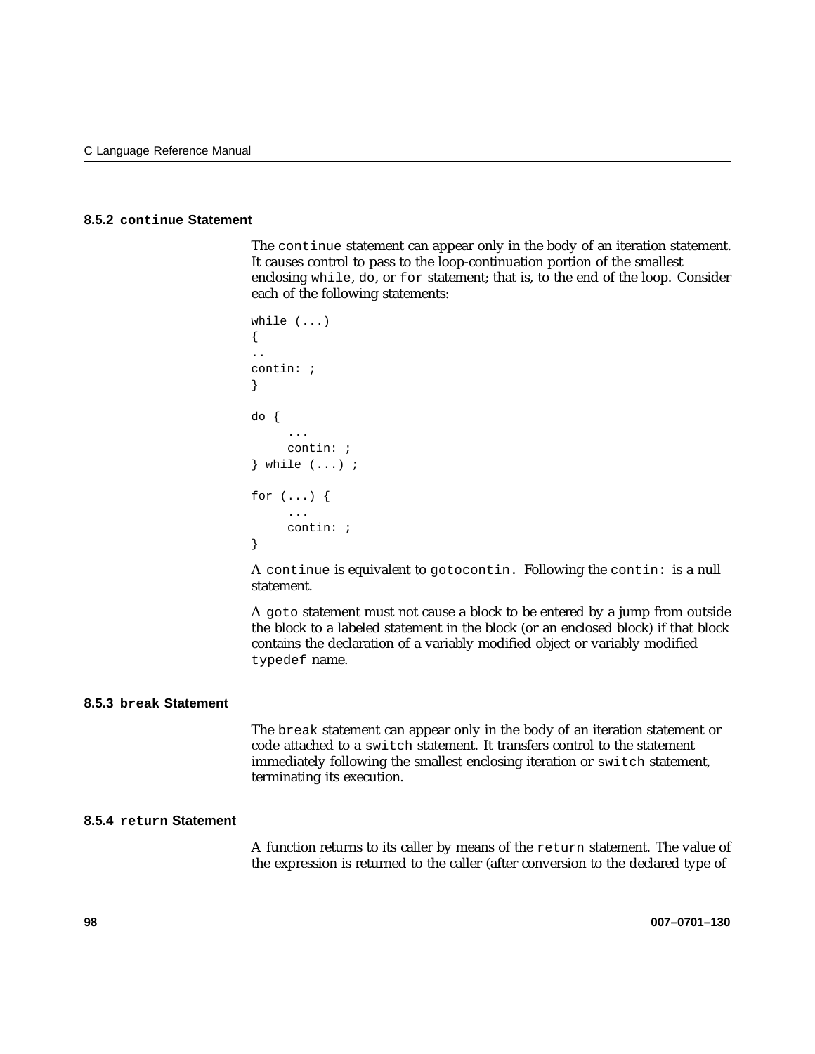### 8.5.2 `continue` Statement

The `continue` statement can appear only in the body of an iteration statement. It causes control to pass to the loop-continuation portion of the smallest enclosing `while`, `do`, or `for` statement; that is, to the end of the loop. Consider each of the following statements:

```
while (...)
{
..
contin: ;
}

do {
     ...
     contin: ;
} while (...) ;

for (...) {
     ...
     contin: ;
}
```

A `continue` is equivalent to `gotocontin.` Following the `contin:` is a null statement.

A `goto` statement must not cause a block to be entered by a jump from outside the block to a labeled statement in the block (or an enclosed block) if that block contains the declaration of a variably modified object or variably modified `typedef` name.

### 8.5.3 `break` Statement

The `break` statement can appear only in the body of an iteration statement or code attached to a `switch` statement. It transfers control to the statement immediately following the smallest enclosing iteration or `switch` statement, terminating its execution.

### 8.5.4 `return` Statement

A function returns to its caller by means of the `return` statement. The value of the expression is returned to the caller (after conversion to the declared type of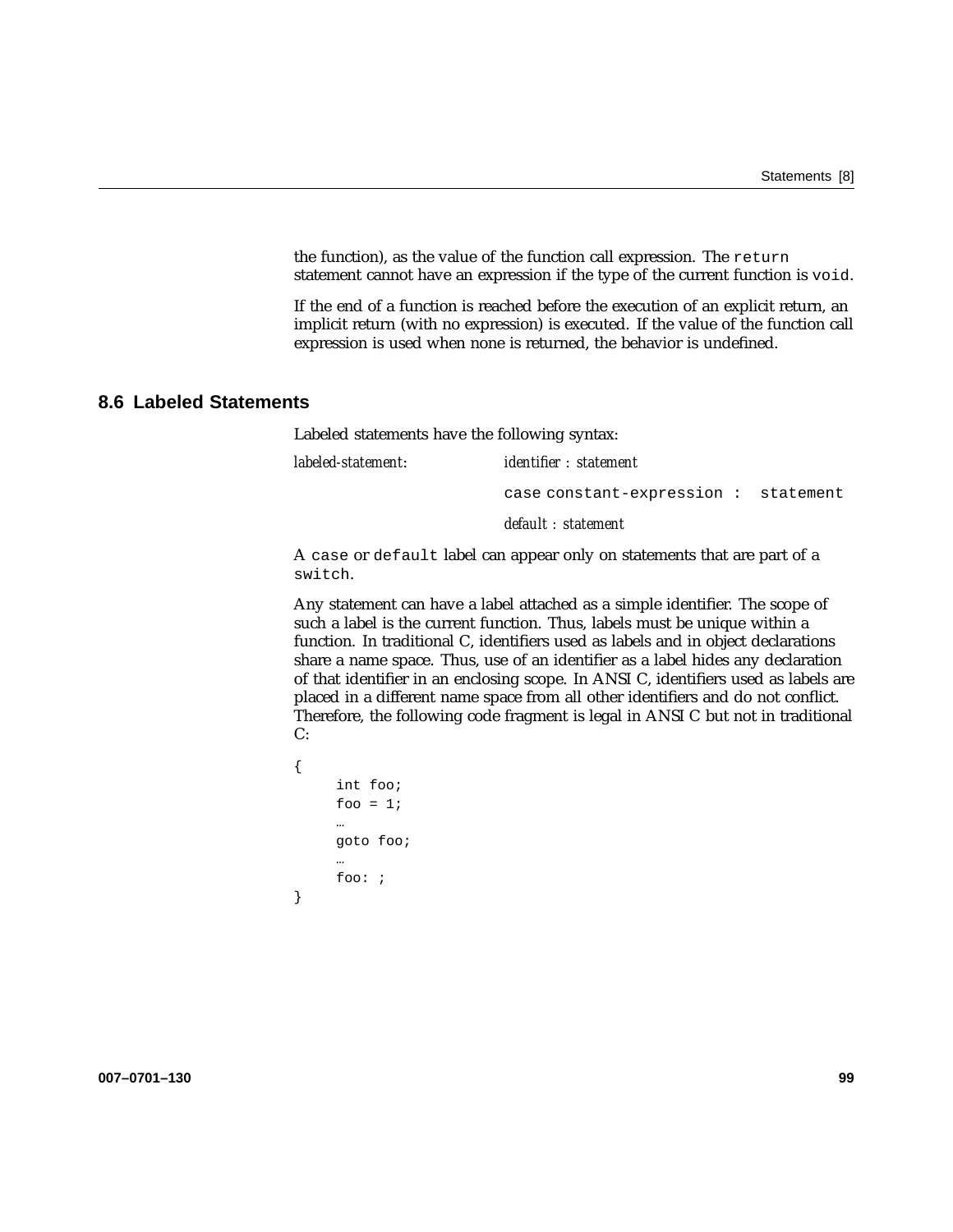the function), as the value of the function call expression. The `return` statement cannot have an expression if the type of the current function is `void`.

If the end of a function is reached before the execution of an explicit return, an implicit return (with no expression) is executed. If the value of the function call expression is used when none is returned, the behavior is undefined.

## 8.6 Labeled Statements

Labeled statements have the following syntax:

*labeled-statement*: *identifier : statement*

`case constant-expression :  statement`

*default : statement*

A `case` or `default` label can appear only on statements that are part of a `switch`.

Any statement can have a label attached as a simple identifier. The scope of such a label is the current function. Thus, labels must be unique within a function. In traditional C, identifiers used as labels and in object declarations share a name space. Thus, use of an identifier as a label hides any declaration of that identifier in an enclosing scope. In ANSI C, identifiers used as labels are placed in a different name space from all other identifiers and do not conflict. Therefore, the following code fragment is legal in ANSI C but not in traditional C:

```
{
     int foo;
     foo = 1;
     …
     goto foo;
     …
     foo: ;
}
```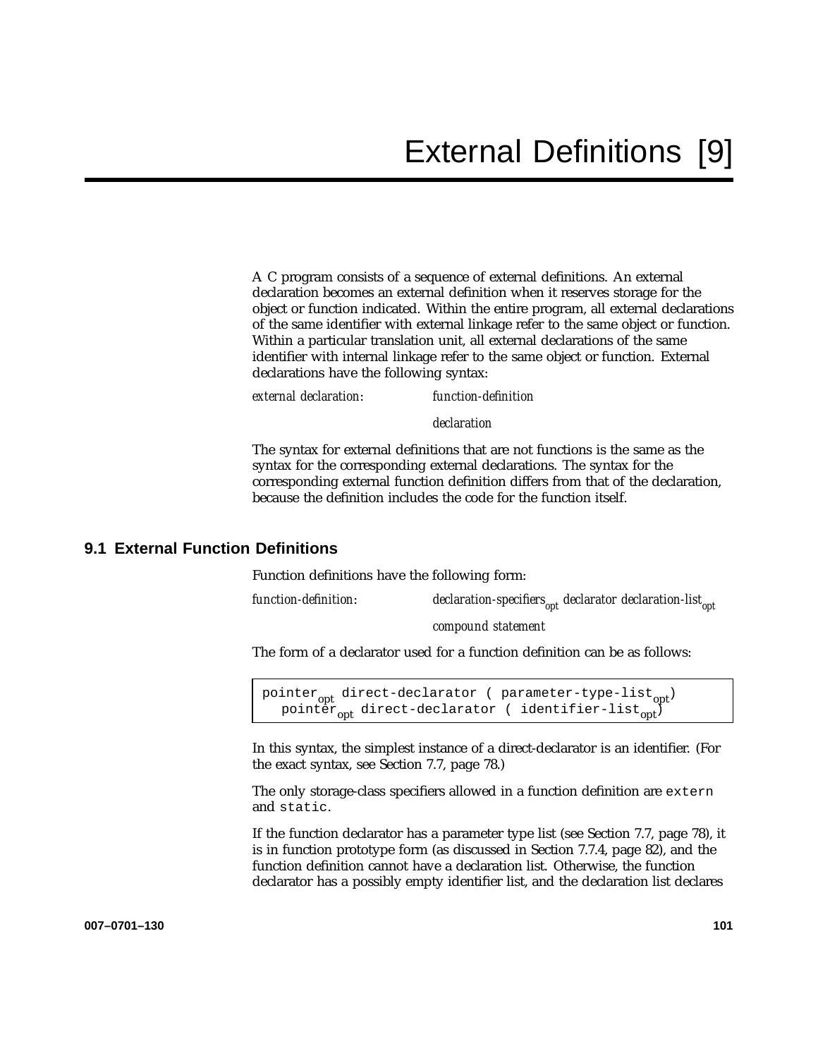# External Definitions [9]

A C program consists of a sequence of external definitions. An external declaration becomes an external definition when it reserves storage for the object or function indicated. Within the entire program, all external declarations of the same identifier with external linkage refer to the same object or function. Within a particular translation unit, all external declarations of the same identifier with internal linkage refer to the same object or function. External declarations have the following syntax:

*external declaration*: *function-definition*

*declaration*

The syntax for external definitions that are not functions is the same as the syntax for the corresponding external declarations. The syntax for the corresponding external function definition differs from that of the declaration, because the definition includes the code for the function itself.

## 9.1 External Function Definitions

Function definitions have the following form:

*function-definition*: *declaration-specifiers*$_{opt}$ *declarator declaration-list*$_{opt}$

*compound statement*

The form of a declarator used for a function definition can be as follows:

```
pointer_opt direct-declarator ( parameter-type-list_opt)
   pointer_opt direct-declarator ( identifier-list_opt)
```

In this syntax, the simplest instance of a direct-declarator is an identifier. (For the exact syntax, see Section 7.7, page 78.)

The only storage-class specifiers allowed in a function definition are `extern` and `static`.

If the function declarator has a parameter type list (see Section 7.7, page 78), it is in function prototype form (as discussed in Section 7.7.4, page 82), and the function definition cannot have a declaration list. Otherwise, the function declarator has a possibly empty identifier list, and the declaration list declares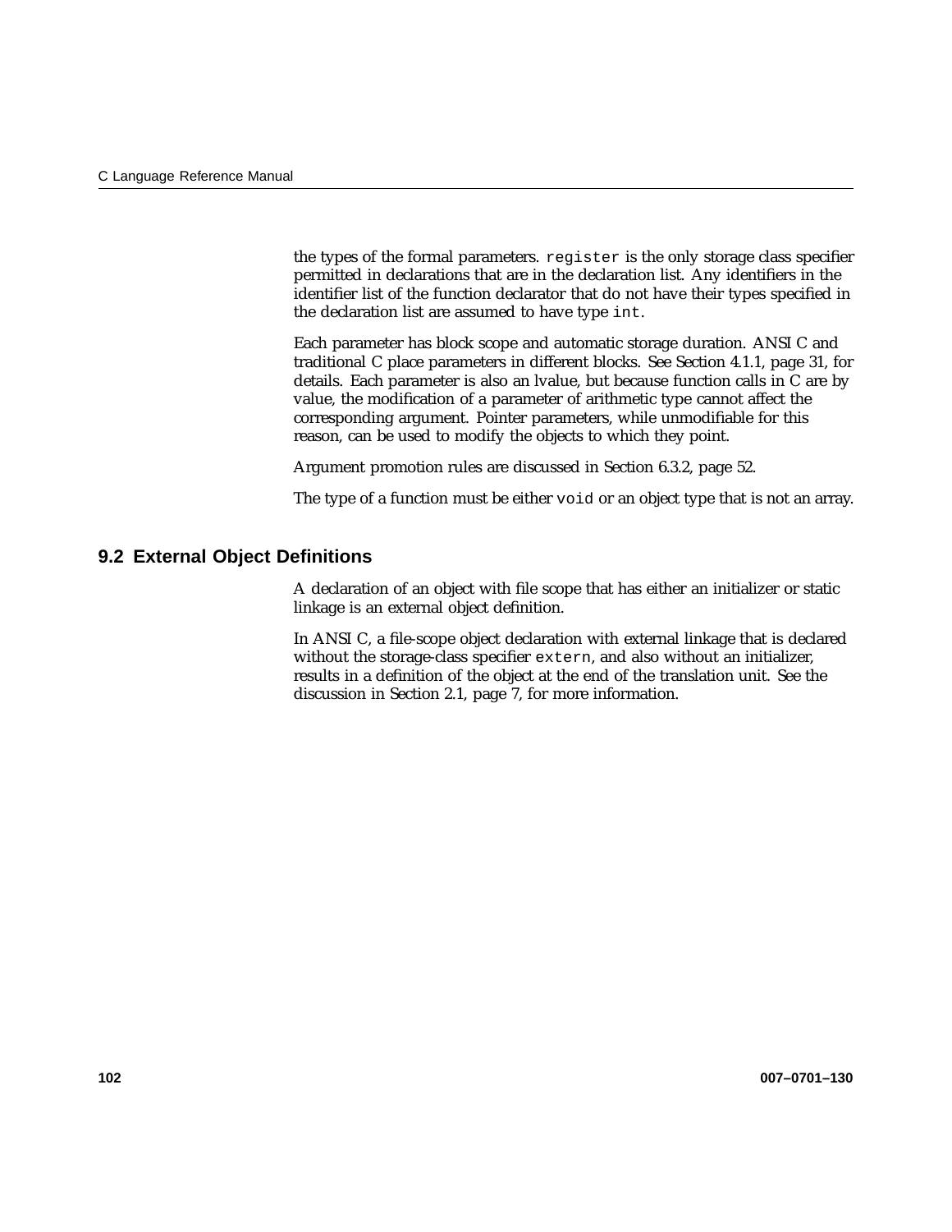the types of the formal parameters. `register` is the only storage class specifier permitted in declarations that are in the declaration list. Any identifiers in the identifier list of the function declarator that do not have their types specified in the declaration list are assumed to have type `int`.

Each parameter has block scope and automatic storage duration. ANSI C and traditional C place parameters in different blocks. See Section 4.1.1, page 31, for details. Each parameter is also an lvalue, but because function calls in C are by value, the modification of a parameter of arithmetic type cannot affect the corresponding argument. Pointer parameters, while unmodifiable for this reason, can be used to modify the objects to which they point.

Argument promotion rules are discussed in Section 6.3.2, page 52.

The type of a function must be either `void` or an object type that is not an array.

## 9.2 External Object Definitions

A declaration of an object with file scope that has either an initializer or static linkage is an external object definition.

In ANSI C, a file-scope object declaration with external linkage that is declared without the storage-class specifier `extern`, and also without an initializer, results in a definition of the object at the end of the translation unit. See the discussion in Section 2.1, page 7, for more information.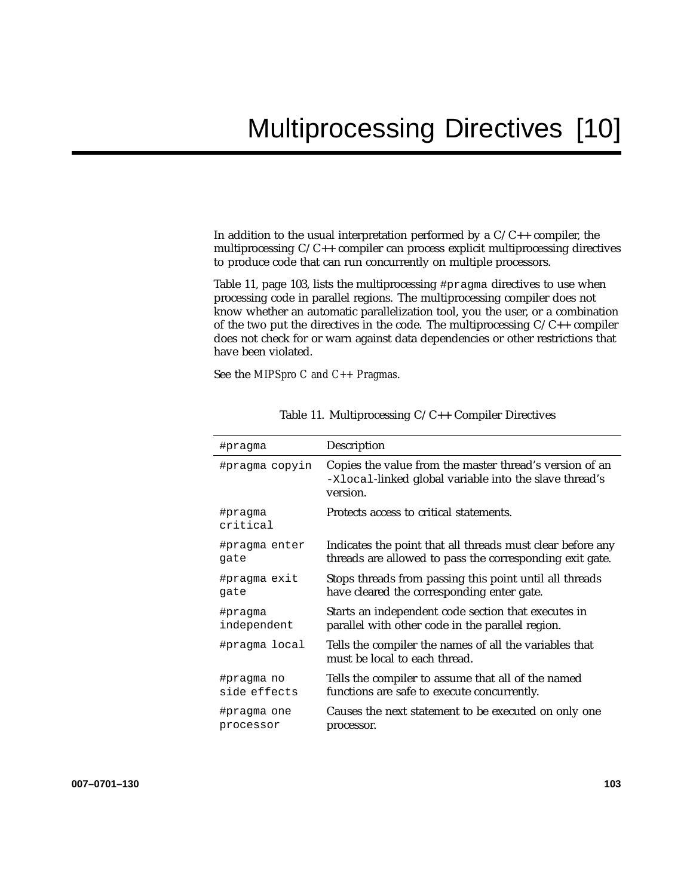# Multiprocessing Directives [10]

In addition to the usual interpretation performed by a C/C++ compiler, the multiprocessing C/C++ compiler can process explicit multiprocessing directives to produce code that can run concurrently on multiple processors.

Table 11, page 103, lists the multiprocessing `#pragma` directives to use when processing code in parallel regions. The multiprocessing compiler does not know whether an automatic parallelization tool, you the user, or a combination of the two put the directives in the code. The multiprocessing C/C++ compiler does not check for or warn against data dependencies or other restrictions that have been violated.

See the *MIPSpro C and C++ Pragmas*.

Table 11. Multiprocessing C/C++ Compiler Directives

| #pragma | Description |
|---|---|
| `#pragma copyin` | Copies the value from the master thread's version of an `-Xlocal`-linked global variable into the slave thread's version. |
| `#pragma critical` | Protects access to critical statements. |
| `#pragma enter gate` | Indicates the point that all threads must clear before any threads are allowed to pass the corresponding exit gate. |
| `#pragma exit gate` | Stops threads from passing this point until all threads have cleared the corresponding enter gate. |
| `#pragma independent` | Starts an independent code section that executes in parallel with other code in the parallel region. |
| `#pragma local` | Tells the compiler the names of all the variables that must be local to each thread. |
| `#pragma no side effects` | Tells the compiler to assume that all of the named functions are safe to execute concurrently. |
| `#pragma one processor` | Causes the next statement to be executed on only one processor. |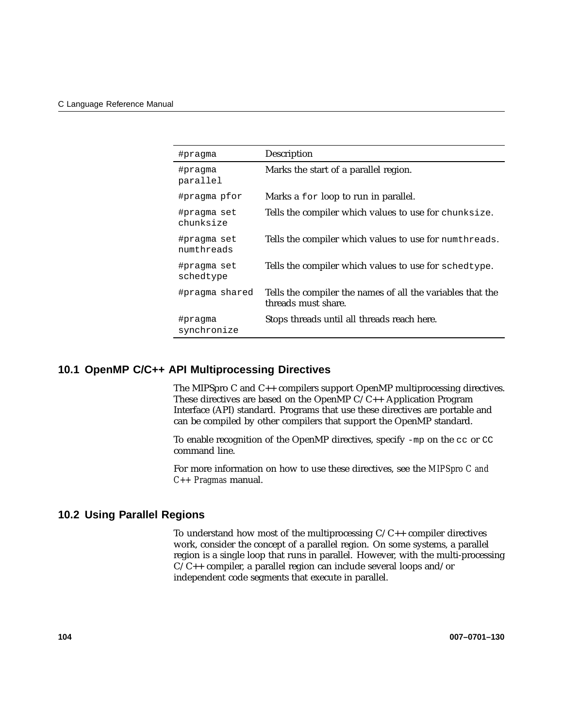| #pragma | Description |
| --- | --- |
| #pragma parallel | Marks the start of a parallel region. |
| #pragma pfor | Marks a `for` loop to run in parallel. |
| #pragma set chunksize | Tells the compiler which values to use for `chunksize`. |
| #pragma set numthreads | Tells the compiler which values to use for `numthreads`. |
| #pragma set schedtype | Tells the compiler which values to use for `schedtype`. |
| #pragma shared | Tells the compiler the names of all the variables that the threads must share. |
| #pragma synchronize | Stops threads until all threads reach here. |

## 10.1 OpenMP C/C++ API Multiprocessing Directives

The MIPSpro C and C++ compilers support OpenMP multiprocessing directives. These directives are based on the OpenMP C/C++ Application Program Interface (API) standard. Programs that use these directives are portable and can be compiled by other compilers that support the OpenMP standard.

To enable recognition of the OpenMP directives, specify `-mp` on the `cc` or `CC` command line.

For more information on how to use these directives, see the *MIPSpro C and C++ Pragmas* manual.

## 10.2 Using Parallel Regions

To understand how most of the multiprocessing C/C++ compiler directives work, consider the concept of a parallel region. On some systems, a parallel region is a single loop that runs in parallel. However, with the multi-processing C/C++ compiler, a parallel region can include several loops and/or independent code segments that execute in parallel.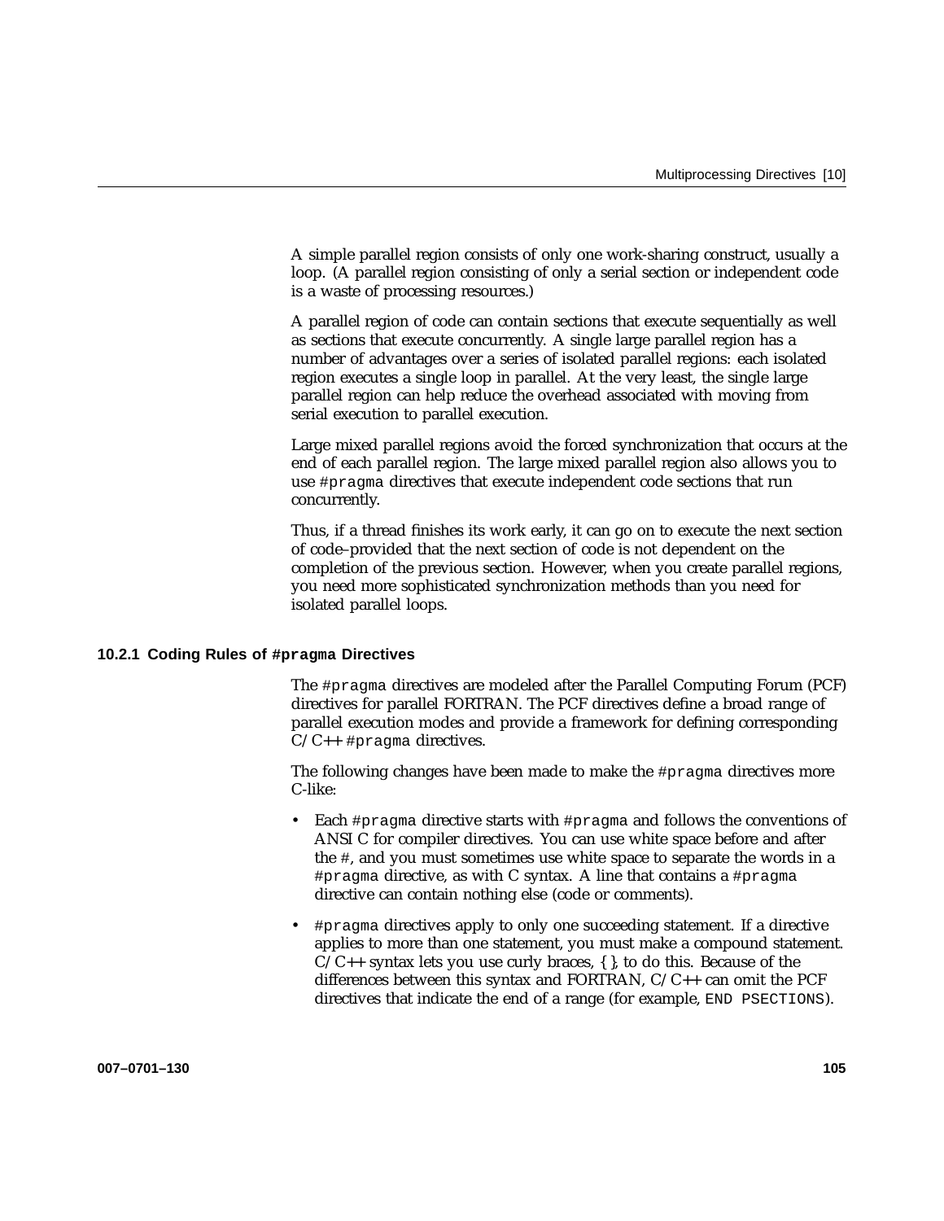A simple parallel region consists of only one work-sharing construct, usually a loop. (A parallel region consisting of only a serial section or independent code is a waste of processing resources.)

A parallel region of code can contain sections that execute sequentially as well as sections that execute concurrently. A single large parallel region has a number of advantages over a series of isolated parallel regions: each isolated region executes a single loop in parallel. At the very least, the single large parallel region can help reduce the overhead associated with moving from serial execution to parallel execution.

Large mixed parallel regions avoid the forced synchronization that occurs at the end of each parallel region. The large mixed parallel region also allows you to use `#pragma` directives that execute independent code sections that run concurrently.

Thus, if a thread finishes its work early, it can go on to execute the next section of code–provided that the next section of code is not dependent on the completion of the previous section. However, when you create parallel regions, you need more sophisticated synchronization methods than you need for isolated parallel loops.

### 10.2.1 Coding Rules of `#pragma` Directives

The `#pragma` directives are modeled after the Parallel Computing Forum (PCF) directives for parallel FORTRAN. The PCF directives define a broad range of parallel execution modes and provide a framework for defining corresponding C/C++ `#pragma` directives.

The following changes have been made to make the `#pragma` directives more C-like:

- Each `#pragma` directive starts with `#pragma` and follows the conventions of ANSI C for compiler directives. You can use white space before and after the `#`, and you must sometimes use white space to separate the words in a `#pragma` directive, as with C syntax. A line that contains a `#pragma` directive can contain nothing else (code or comments).

- `#pragma` directives apply to only one succeeding statement. If a directive applies to more than one statement, you must make a compound statement. C/C++ syntax lets you use curly braces, { }, to do this. Because of the differences between this syntax and FORTRAN, C/C++ can omit the PCF directives that indicate the end of a range (for example, `END PSECTIONS`).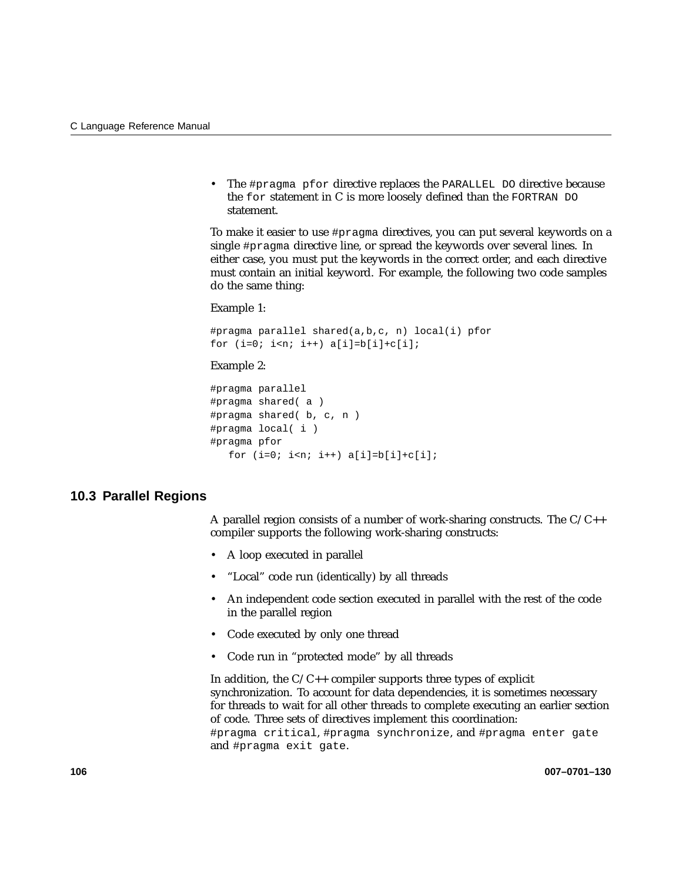- The `#pragma pfor` directive replaces the `PARALLEL DO` directive because the `for` statement in C is more loosely defined than the `FORTRAN DO` statement.

To make it easier to use `#pragma` directives, you can put several keywords on a single `#pragma` directive line, or spread the keywords over several lines. In either case, you must put the keywords in the correct order, and each directive must contain an initial keyword. For example, the following two code samples do the same thing:

Example 1:

```
#pragma parallel shared(a,b,c, n) local(i) pfor
for (i=0; i<n; i++) a[i]=b[i]+c[i];
```

Example 2:

```
#pragma parallel
#pragma shared( a )
#pragma shared( b, c, n )
#pragma local( i )
#pragma pfor
   for (i=0; i<n; i++) a[i]=b[i]+c[i];
```

## 10.3 Parallel Regions

A parallel region consists of a number of work-sharing constructs. The C/C++ compiler supports the following work-sharing constructs:

- A loop executed in parallel
- "Local" code run (identically) by all threads
- An independent code section executed in parallel with the rest of the code in the parallel region
- Code executed by only one thread
- Code run in "protected mode" by all threads

In addition, the C/C++ compiler supports three types of explicit synchronization. To account for data dependencies, it is sometimes necessary for threads to wait for all other threads to complete executing an earlier section of code. Three sets of directives implement this coordination: `#pragma critical`, `#pragma synchronize`, and `#pragma enter gate` and `#pragma exit gate`.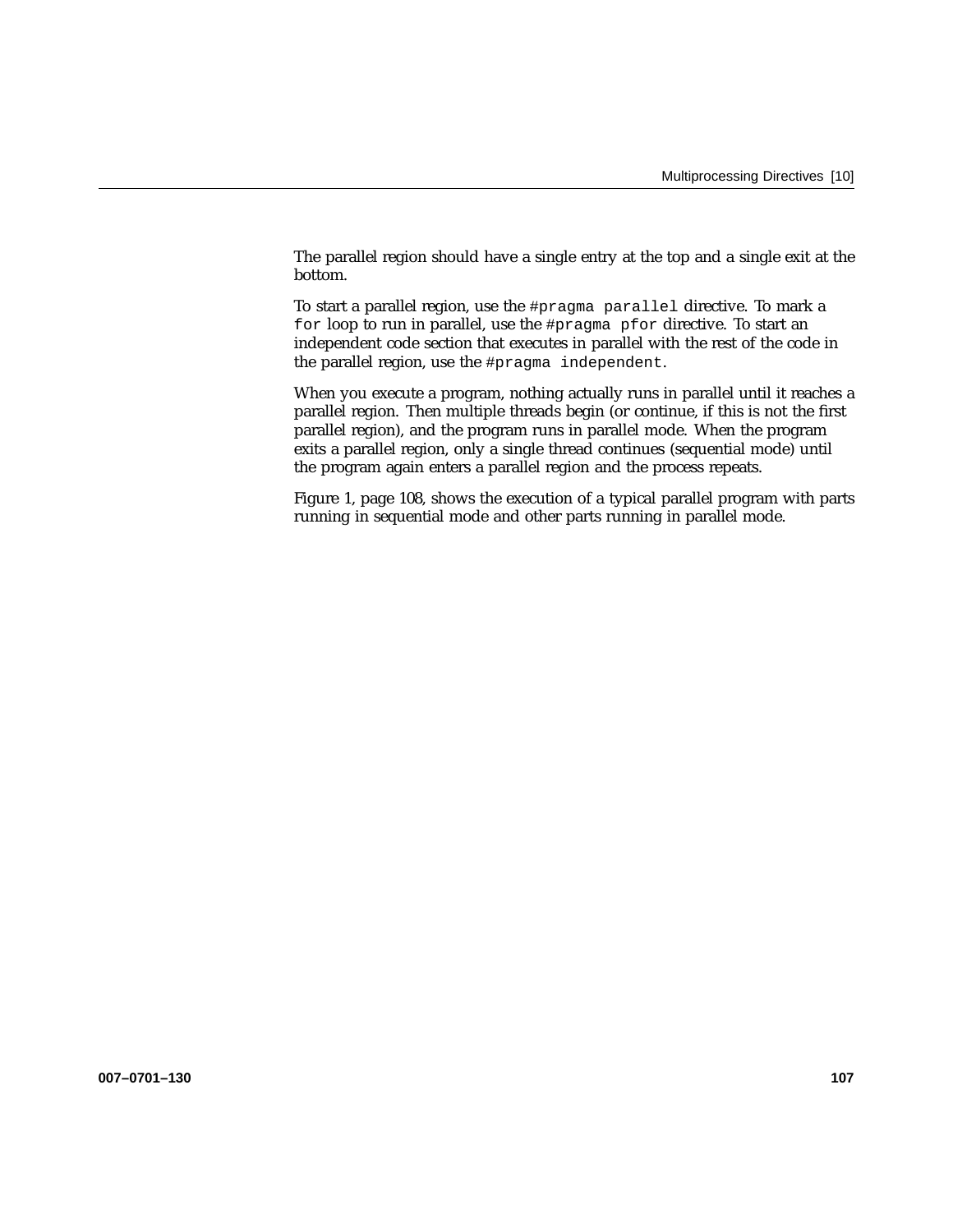The parallel region should have a single entry at the top and a single exit at the bottom.

To start a parallel region, use the `#pragma parallel` directive. To mark a `for` loop to run in parallel, use the `#pragma pfor` directive. To start an independent code section that executes in parallel with the rest of the code in the parallel region, use the `#pragma independent`.

When you execute a program, nothing actually runs in parallel until it reaches a parallel region. Then multiple threads begin (or continue, if this is not the first parallel region), and the program runs in parallel mode. When the program exits a parallel region, only a single thread continues (sequential mode) until the program again enters a parallel region and the process repeats.

Figure 1, page 108, shows the execution of a typical parallel program with parts running in sequential mode and other parts running in parallel mode.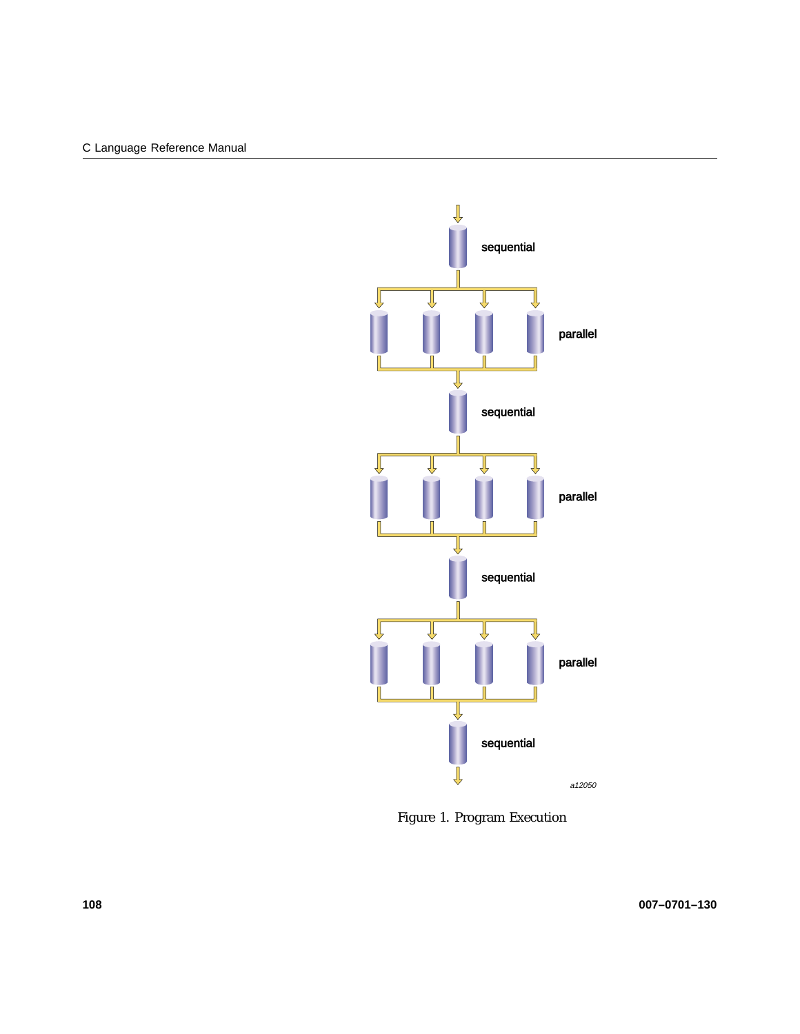Figure 1. Program Execution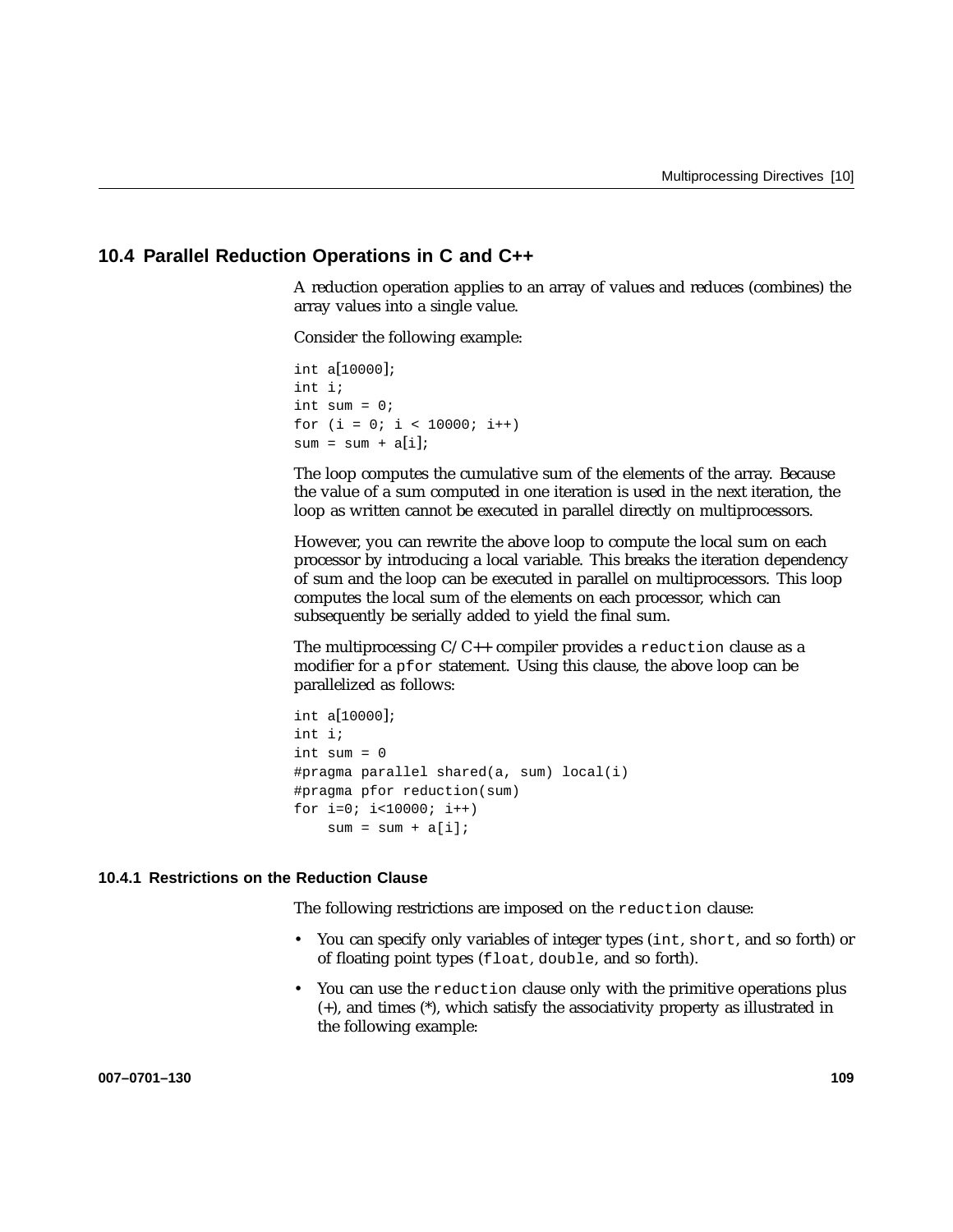## 10.4 Parallel Reduction Operations in C and C++

A reduction operation applies to an array of values and reduces (combines) the array values into a single value.

Consider the following example:

```
int a[10000];
int i;
int sum = 0;
for (i = 0; i < 10000; i++)
sum = sum + a[i];
```

The loop computes the cumulative sum of the elements of the array. Because the value of a sum computed in one iteration is used in the next iteration, the loop as written cannot be executed in parallel directly on multiprocessors.

However, you can rewrite the above loop to compute the local sum on each processor by introducing a local variable. This breaks the iteration dependency of sum and the loop can be executed in parallel on multiprocessors. This loop computes the local sum of the elements on each processor, which can subsequently be serially added to yield the final sum.

The multiprocessing C/C++ compiler provides a `reduction` clause as a modifier for a `pfor` statement. Using this clause, the above loop can be parallelized as follows:

```
int a[10000];
int i;
int sum = 0
#pragma parallel shared(a, sum) local(i)
#pragma pfor reduction(sum)
for i=0; i<10000; i++)
    sum = sum + a[i];
```

### 10.4.1 Restrictions on the Reduction Clause

The following restrictions are imposed on the `reduction` clause:

- You can specify only variables of integer types (`int`, `short`, and so forth) or of floating point types (`float`, `double`, and so forth).
- You can use the `reduction` clause only with the primitive operations plus (+), and times (*), which satisfy the associativity property as illustrated in the following example: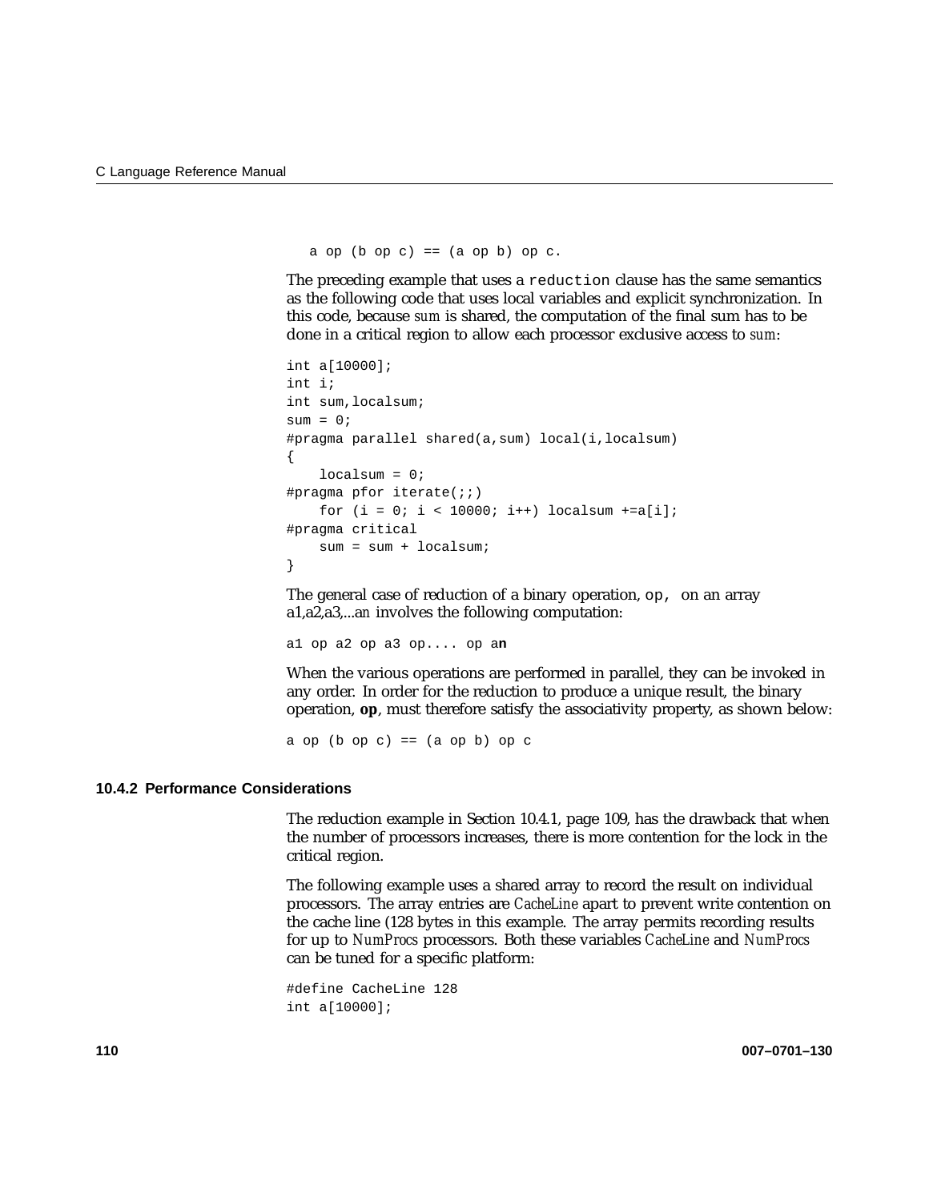```
a op (b op c) == (a op b) op c.
```

The preceding example that uses a `reduction` clause has the same semantics as the following code that uses local variables and explicit synchronization. In this code, because *sum* is shared, the computation of the final sum has to be done in a critical region to allow each processor exclusive access to *sum*:

```
int a[10000];
int i;
int sum,localsum;
sum = 0;
#pragma parallel shared(a,sum) local(i,localsum)
{
    localsum = 0;
#pragma pfor iterate(;;)
    for (i = 0; i < 10000; i++) localsum +=a[i];
#pragma critical
    sum = sum + localsum;
}
```

The general case of reduction of a binary operation, `op,` on an array a1,a2,a3,...*an* involves the following computation:

```
a1 op a2 op a3 op.... op an
```

When the various operations are performed in parallel, they can be invoked in any order. In order for the reduction to produce a unique result, the binary operation, **op**, must therefore satisfy the associativity property, as shown below:

```
a op (b op c) == (a op b) op c
```

### 10.4.2 Performance Considerations

The reduction example in Section 10.4.1, page 109, has the drawback that when the number of processors increases, there is more contention for the lock in the critical region.

The following example uses a shared array to record the result on individual processors. The array entries are *CacheLine* apart to prevent write contention on the cache line (128 bytes in this example. The array permits recording results for up to *NumProcs* processors. Both these variables *CacheLine* and *NumProcs* can be tuned for a specific platform:

```
#define CacheLine 128
int a[10000];
```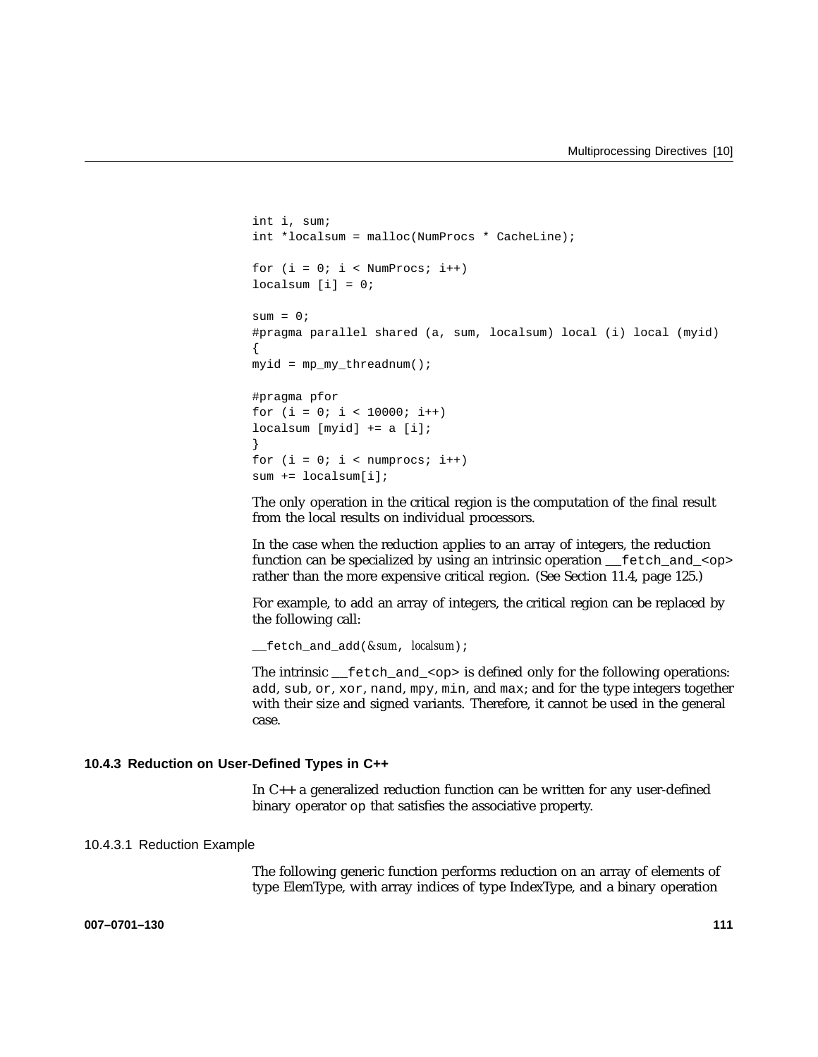```
int i, sum;
int *localsum = malloc(NumProcs * CacheLine);

for (i = 0; i < NumProcs; i++)
localsum [i] = 0;

sum = 0;
#pragma parallel shared (a, sum, localsum) local (i) local (myid)
{
myid = mp_my_threadnum();

#pragma pfor
for (i = 0; i < 10000; i++)
localsum [myid] += a [i];
}
for (i = 0; i < numprocs; i++)
sum += localsum[i];
```

The only operation in the critical region is the computation of the final result from the local results on individual processors.

In the case when the reduction applies to an array of integers, the reduction function can be specialized by using an intrinsic operation `__fetch_and_<op>` rather than the more expensive critical region. (See Section 11.4, page 125.)

For example, to add an array of integers, the critical region can be replaced by the following call:

```
__fetch_and_add(&sum, localsum);
```

The intrinsic `__fetch_and_<op>` is defined only for the following operations: `add`, `sub`, `or`, `xor`, `nand`, `mpy`, `min`, and `max`; and for the type integers together with their size and signed variants. Therefore, it cannot be used in the general case.

### 10.4.3 Reduction on User-Defined Types in C++

In C++ a generalized reduction function can be written for any user-defined binary operator `op` that satisfies the associative property.

#### 10.4.3.1 Reduction Example

The following generic function performs reduction on an array of elements of type ElemType, with array indices of type IndexType, and a binary operation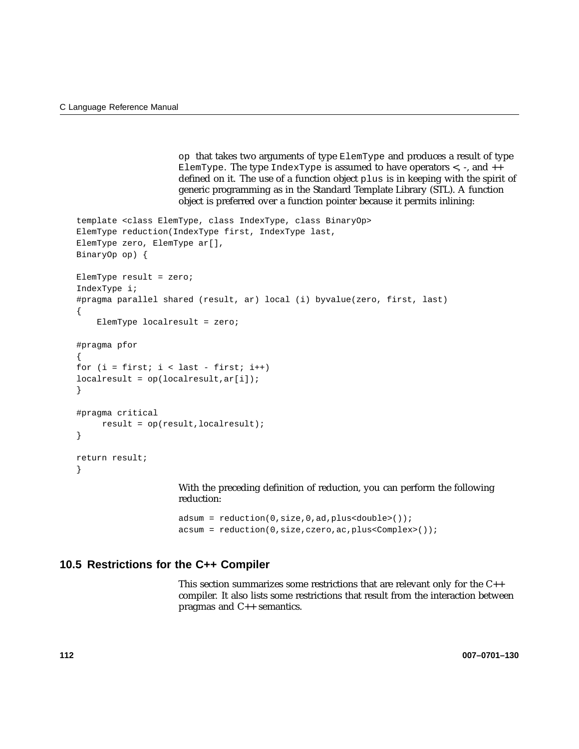`op` that takes two arguments of type `ElemType` and produces a result of type `ElemType`. The type `IndexType` is assumed to have operators <, -, and ++ defined on it. The use of a function object `plus` is in keeping with the spirit of generic programming as in the Standard Template Library (STL). A function object is preferred over a function pointer because it permits inlining:

```
template <class ElemType, class IndexType, class BinaryOp>
ElemType reduction(IndexType first, IndexType last,
ElemType zero, ElemType ar[],
BinaryOp op) {

ElemType result = zero;
IndexType i;
#pragma parallel shared (result, ar) local (i) byvalue(zero, first, last)
{
    ElemType localresult = zero;

#pragma pfor
{
for (i = first; i < last - first; i++)
localresult = op(localresult,ar[i]);
}

#pragma critical
     result = op(result,localresult);
}

return result;
}
```

With the preceding definition of reduction, you can perform the following reduction:

```
adsum = reduction(0,size,0,ad,plus<double>());
acsum = reduction(0,size,czero,ac,plus<Complex>());
```

## 10.5 Restrictions for the C++ Compiler

This section summarizes some restrictions that are relevant only for the C++ compiler. It also lists some restrictions that result from the interaction between pragmas and C++ semantics.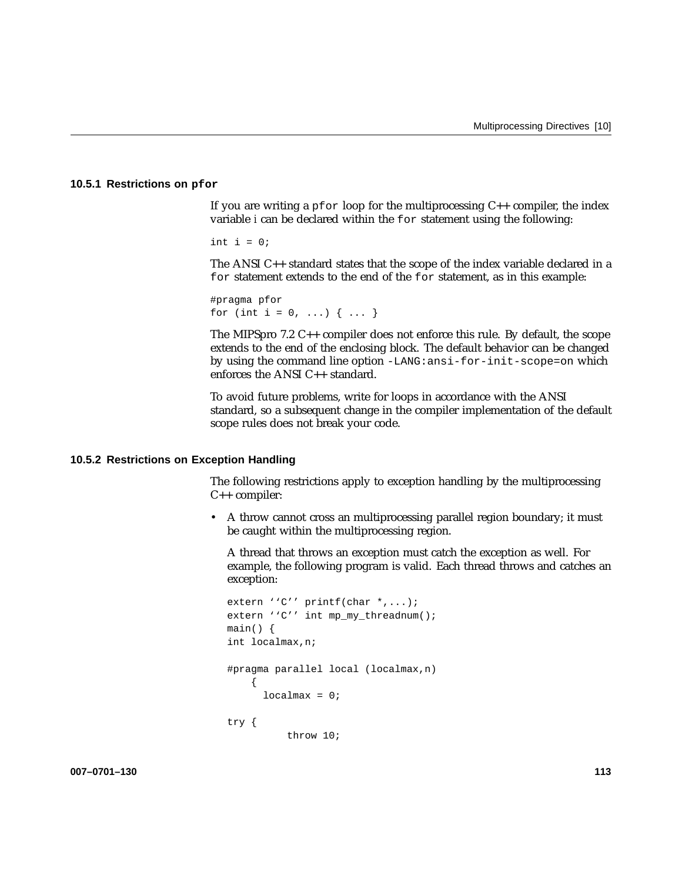### 10.5.1 Restrictions on `pfor`

If you are writing a `pfor` loop for the multiprocessing C++ compiler, the index variable *i* can be declared within the `for` statement using the following:

```
int i = 0;
```

The ANSI C++ standard states that the scope of the index variable declared in a `for` statement extends to the end of the `for` statement, as in this example:

```
#pragma pfor
for (int i = 0, ...) { ... }
```

The MIPSpro 7.2 C++ compiler does not enforce this rule. By default, the scope extends to the end of the enclosing block. The default behavior can be changed by using the command line option `-LANG:ansi-for-init-scope=on` which enforces the ANSI C++ standard.

To avoid future problems, write for loops in accordance with the ANSI standard, so a subsequent change in the compiler implementation of the default scope rules does not break your code.

### 10.5.2 Restrictions on Exception Handling

The following restrictions apply to exception handling by the multiprocessing C++ compiler:

- A throw cannot cross an multiprocessing parallel region boundary; it must be caught within the multiprocessing region.

  A thread that throws an exception must catch the exception as well. For example, the following program is valid. Each thread throws and catches an exception:

  ```
  extern ''C'' printf(char *,...);
  extern ''C'' int mp_my_threadnum();
  main() {
  int localmax,n;

  #pragma parallel local (localmax,n)
      {
        localmax = 0;

  try {
            throw 10;
  ```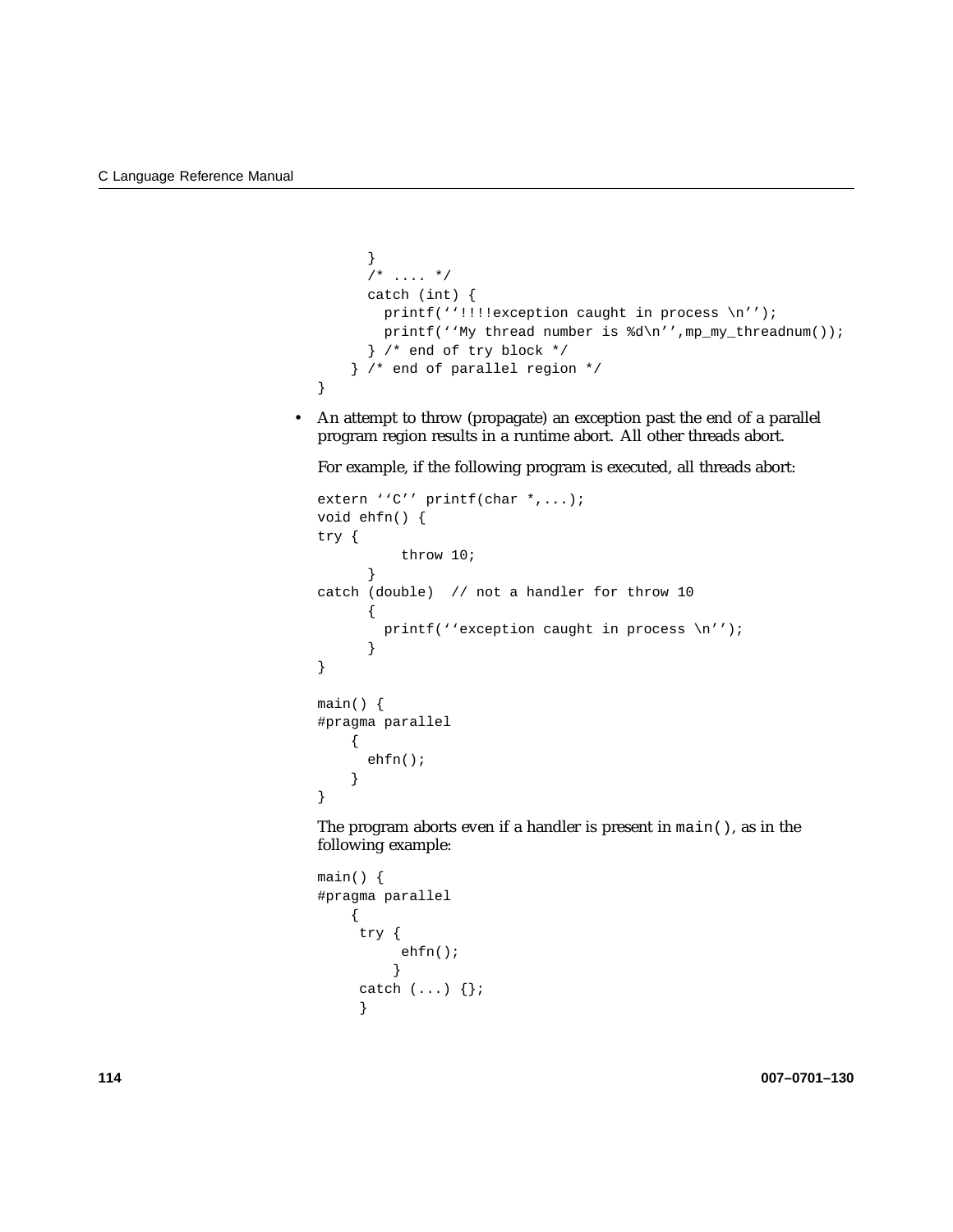```
      }
      /* .... */
      catch (int) {
        printf(''!!!!exception caught in process \n'');
        printf(''My thread number is %d\n'',mp_my_threadnum());
      } /* end of try block */
    } /* end of parallel region */
}
```

- An attempt to throw (propagate) an exception past the end of a parallel program region results in a runtime abort. All other threads abort.

  For example, if the following program is executed, all threads abort:

```
extern ''C'' printf(char *,...);
void ehfn() {
try {
          throw 10;
      }
catch (double)  // not a handler for throw 10
      {
        printf(''exception caught in process \n'');
      }
}

main() {
#pragma parallel
    {
      ehfn();
    }
}
```

  The program aborts even if a handler is present in `main()`, as in the following example:

```
main() {
#pragma parallel
    {
     try {
          ehfn();
         }
     catch (...) {};
     }
```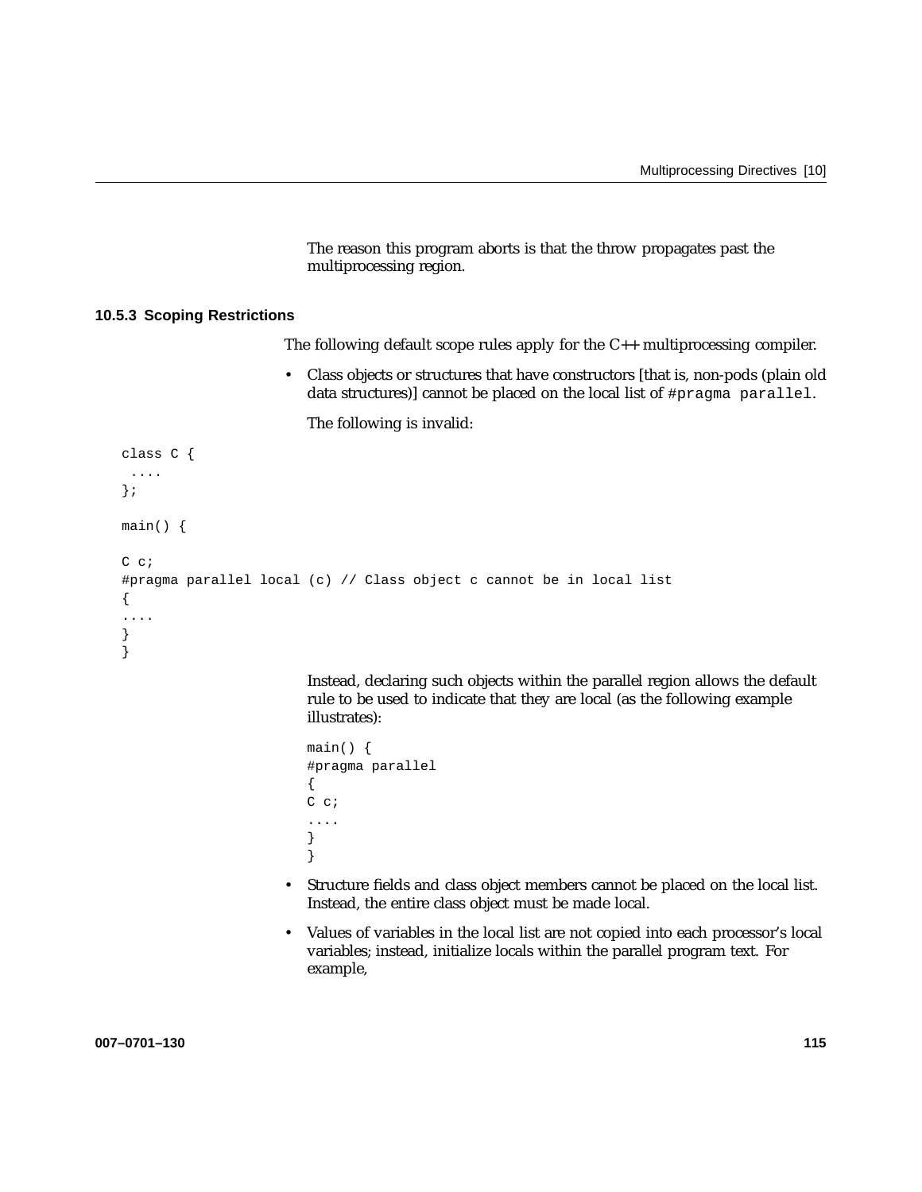The reason this program aborts is that the throw propagates past the multiprocessing region.

### 10.5.3 Scoping Restrictions

The following default scope rules apply for the C++ multiprocessing compiler.

- Class objects or structures that have constructors [that is, non-pods (plain old data structures)] cannot be placed on the local list of `#pragma parallel`.

  The following is invalid:

```
class C {
 ....
};

main() {

C c;
#pragma parallel local (c) // Class object c cannot be in local list
{
....
}
}
```

  Instead, declaring such objects within the parallel region allows the default rule to be used to indicate that they are local (as the following example illustrates):

```
main() {
#pragma parallel
{
C c;
....
}
}
```

- Structure fields and class object members cannot be placed on the local list. Instead, the entire class object must be made local.

- Values of variables in the local list are not copied into each processor's local variables; instead, initialize locals within the parallel program text. For example,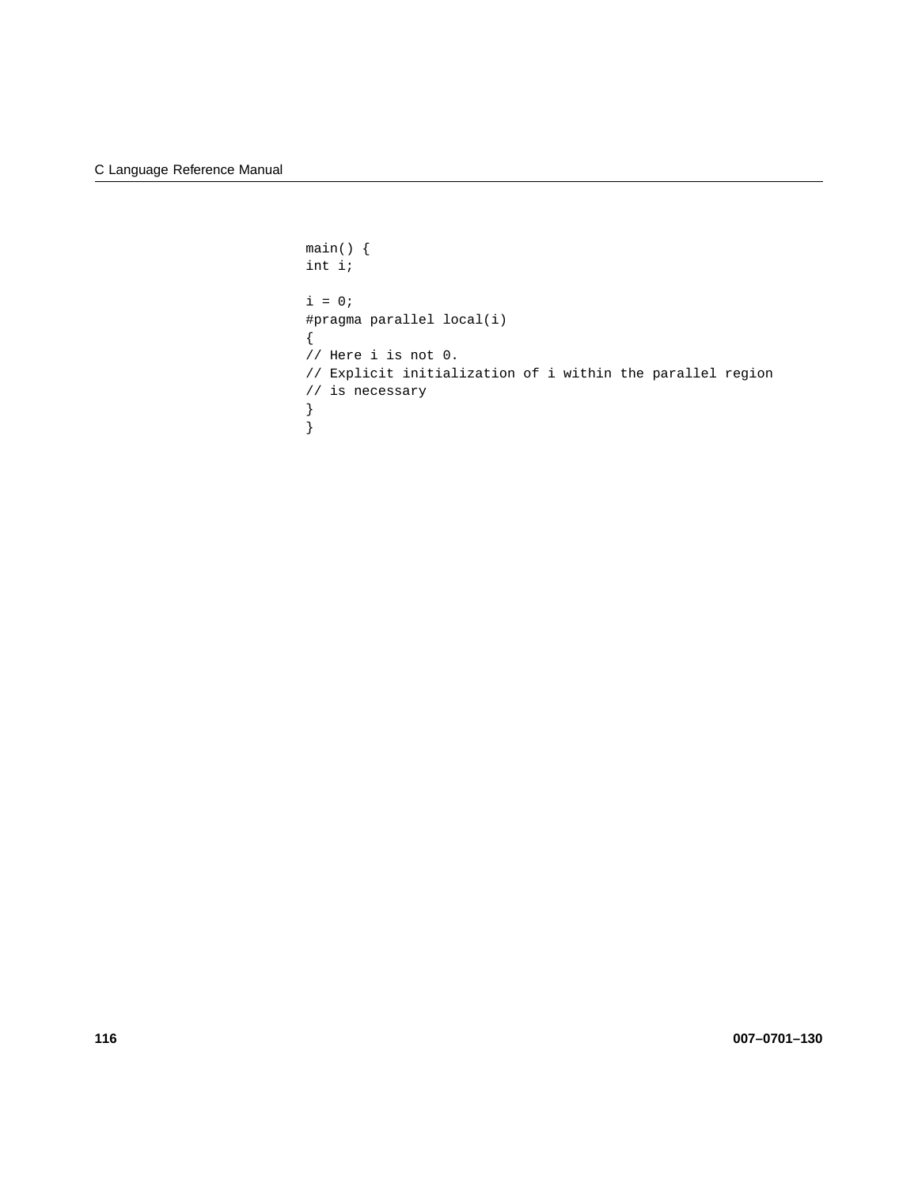```
main() {
int i;

i = 0;
#pragma parallel local(i)
{
// Here i is not 0.
// Explicit initialization of i within the parallel region
// is necessary
}
}
```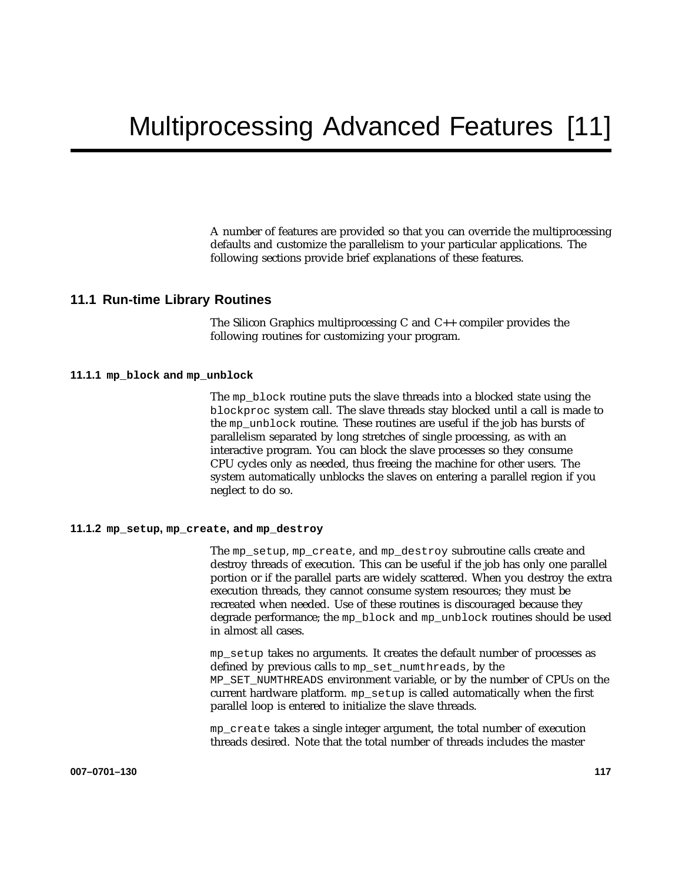# Multiprocessing Advanced Features [11]

A number of features are provided so that you can override the multiprocessing defaults and customize the parallelism to your particular applications. The following sections provide brief explanations of these features.

## 11.1 Run-time Library Routines

The Silicon Graphics multiprocessing C and C++ compiler provides the following routines for customizing your program.

### 11.1.1 `mp_block` and `mp_unblock`

The `mp_block` routine puts the slave threads into a blocked state using the `blockproc` system call. The slave threads stay blocked until a call is made to the `mp_unblock` routine. These routines are useful if the job has bursts of parallelism separated by long stretches of single processing, as with an interactive program. You can block the slave processes so they consume CPU cycles only as needed, thus freeing the machine for other users. The system automatically unblocks the slaves on entering a parallel region if you neglect to do so.

### 11.1.2 `mp_setup`, `mp_create`, and `mp_destroy`

The `mp_setup`, `mp_create`, and `mp_destroy` subroutine calls create and destroy threads of execution. This can be useful if the job has only one parallel portion or if the parallel parts are widely scattered. When you destroy the extra execution threads, they cannot consume system resources; they must be recreated when needed. Use of these routines is discouraged because they degrade performance; the `mp_block` and `mp_unblock` routines should be used in almost all cases.

`mp_setup` takes no arguments. It creates the default number of processes as defined by previous calls to `mp_set_numthreads`, by the `MP_SET_NUMTHREADS` environment variable, or by the number of CPUs on the current hardware platform. `mp_setup` is called automatically when the first parallel loop is entered to initialize the slave threads.

`mp_create` takes a single integer argument, the total number of execution threads desired. Note that the total number of threads includes the master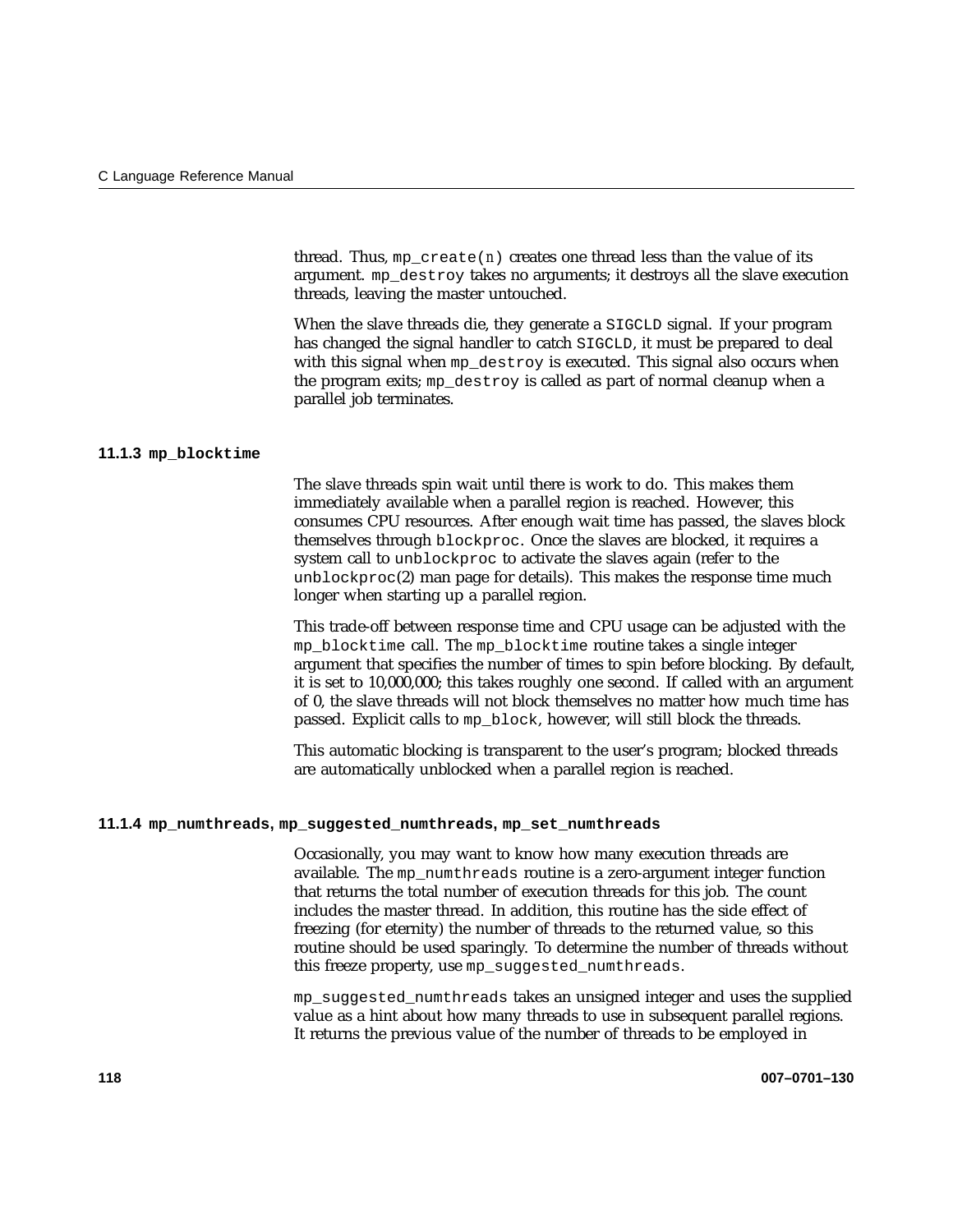thread. Thus, `mp_create(n)` creates one thread less than the value of its argument. `mp_destroy` takes no arguments; it destroys all the slave execution threads, leaving the master untouched.

When the slave threads die, they generate a `SIGCLD` signal. If your program has changed the signal handler to catch `SIGCLD`, it must be prepared to deal with this signal when `mp_destroy` is executed. This signal also occurs when the program exits; `mp_destroy` is called as part of normal cleanup when a parallel job terminates.

### 11.1.3 mp_blocktime

The slave threads spin wait until there is work to do. This makes them immediately available when a parallel region is reached. However, this consumes CPU resources. After enough wait time has passed, the slaves block themselves through `blockproc`. Once the slaves are blocked, it requires a system call to `unblockproc` to activate the slaves again (refer to the `unblockproc(2)` man page for details). This makes the response time much longer when starting up a parallel region.

This trade-off between response time and CPU usage can be adjusted with the `mp_blocktime` call. The `mp_blocktime` routine takes a single integer argument that specifies the number of times to spin before blocking. By default, it is set to 10,000,000; this takes roughly one second. If called with an argument of 0, the slave threads will not block themselves no matter how much time has passed. Explicit calls to `mp_block`, however, will still block the threads.

This automatic blocking is transparent to the user's program; blocked threads are automatically unblocked when a parallel region is reached.

### 11.1.4 mp_numthreads, mp_suggested_numthreads, mp_set_numthreads

Occasionally, you may want to know how many execution threads are available. The `mp_numthreads` routine is a zero-argument integer function that returns the total number of execution threads for this job. The count includes the master thread. In addition, this routine has the side effect of freezing (for eternity) the number of threads to the returned value, so this routine should be used sparingly. To determine the number of threads without this freeze property, use `mp_suggested_numthreads`.

`mp_suggested_numthreads` takes an unsigned integer and uses the supplied value as a hint about how many threads to use in subsequent parallel regions. It returns the previous value of the number of threads to be employed in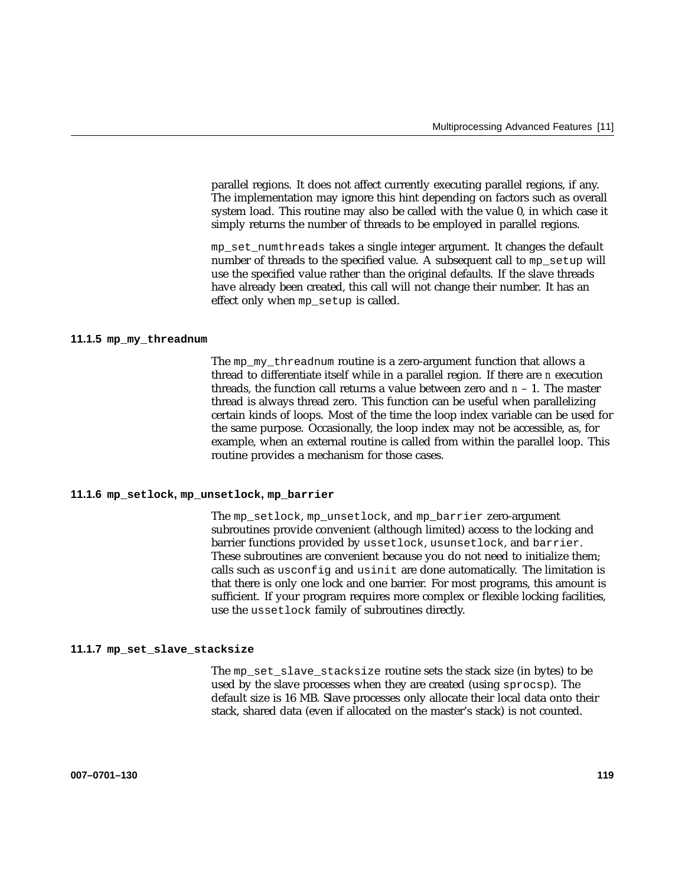parallel regions. It does not affect currently executing parallel regions, if any. The implementation may ignore this hint depending on factors such as overall system load. This routine may also be called with the value 0, in which case it simply returns the number of threads to be employed in parallel regions.

`mp_set_numthreads` takes a single integer argument. It changes the default number of threads to the specified value. A subsequent call to `mp_setup` will use the specified value rather than the original defaults. If the slave threads have already been created, this call will not change their number. It has an effect only when `mp_setup` is called.

### 11.1.5 `mp_my_threadnum`

The `mp_my_threadnum` routine is a zero-argument function that allows a thread to differentiate itself while in a parallel region. If there are *n* execution threads, the function call returns a value between zero and $n - 1$. The master thread is always thread zero. This function can be useful when parallelizing certain kinds of loops. Most of the time the loop index variable can be used for the same purpose. Occasionally, the loop index may not be accessible, as, for example, when an external routine is called from within the parallel loop. This routine provides a mechanism for those cases.

### 11.1.6 `mp_setlock`, `mp_unsetlock`, `mp_barrier`

The `mp_setlock`, `mp_unsetlock`, and `mp_barrier` zero-argument subroutines provide convenient (although limited) access to the locking and barrier functions provided by `ussetlock`, `usunsetlock`, and `barrier`. These subroutines are convenient because you do not need to initialize them; calls such as `usconfig` and `usinit` are done automatically. The limitation is that there is only one lock and one barrier. For most programs, this amount is sufficient. If your program requires more complex or flexible locking facilities, use the `ussetlock` family of subroutines directly.

### 11.1.7 `mp_set_slave_stacksize`

The `mp_set_slave_stacksize` routine sets the stack size (in bytes) to be used by the slave processes when they are created (using `sprocsp`). The default size is 16 MB. Slave processes only allocate their local data onto their stack, shared data (even if allocated on the master's stack) is not counted.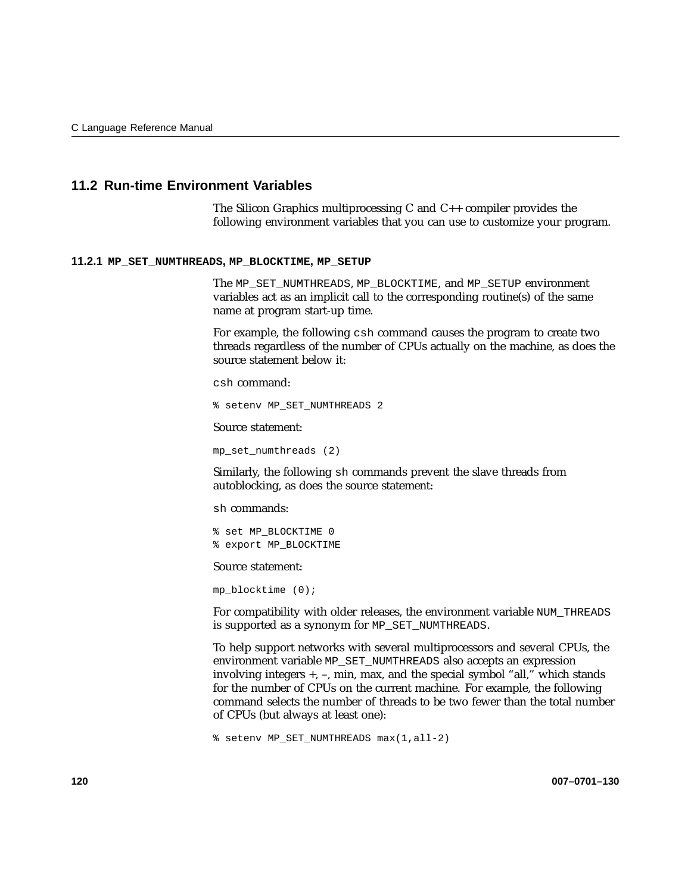## 11.2 Run-time Environment Variables

The Silicon Graphics multiprocessing C and C++ compiler provides the following environment variables that you can use to customize your program.

### 11.2.1 MP_SET_NUMTHREADS, MP_BLOCKTIME, MP_SETUP

The MP_SET_NUMTHREADS, MP_BLOCKTIME, and MP_SETUP environment variables act as an implicit call to the corresponding routine(s) of the same name at program start-up time.

For example, the following csh command causes the program to create two threads regardless of the number of CPUs actually on the machine, as does the source statement below it:

csh command:

```
% setenv MP_SET_NUMTHREADS 2
```

Source statement:

```
mp_set_numthreads (2)
```

Similarly, the following sh commands prevent the slave threads from autoblocking, as does the source statement:

sh commands:

```
% set MP_BLOCKTIME 0
% export MP_BLOCKTIME
```

Source statement:

```
mp_blocktime (0);
```

For compatibility with older releases, the environment variable NUM_THREADS is supported as a synonym for MP_SET_NUMTHREADS.

To help support networks with several multiprocessors and several CPUs, the environment variable MP_SET_NUMTHREADS also accepts an expression involving integers +, –, min, max, and the special symbol “all,” which stands for the number of CPUs on the current machine. For example, the following command selects the number of threads to be two fewer than the total number of CPUs (but always at least one):

```
% setenv MP_SET_NUMTHREADS max(1,all-2)
```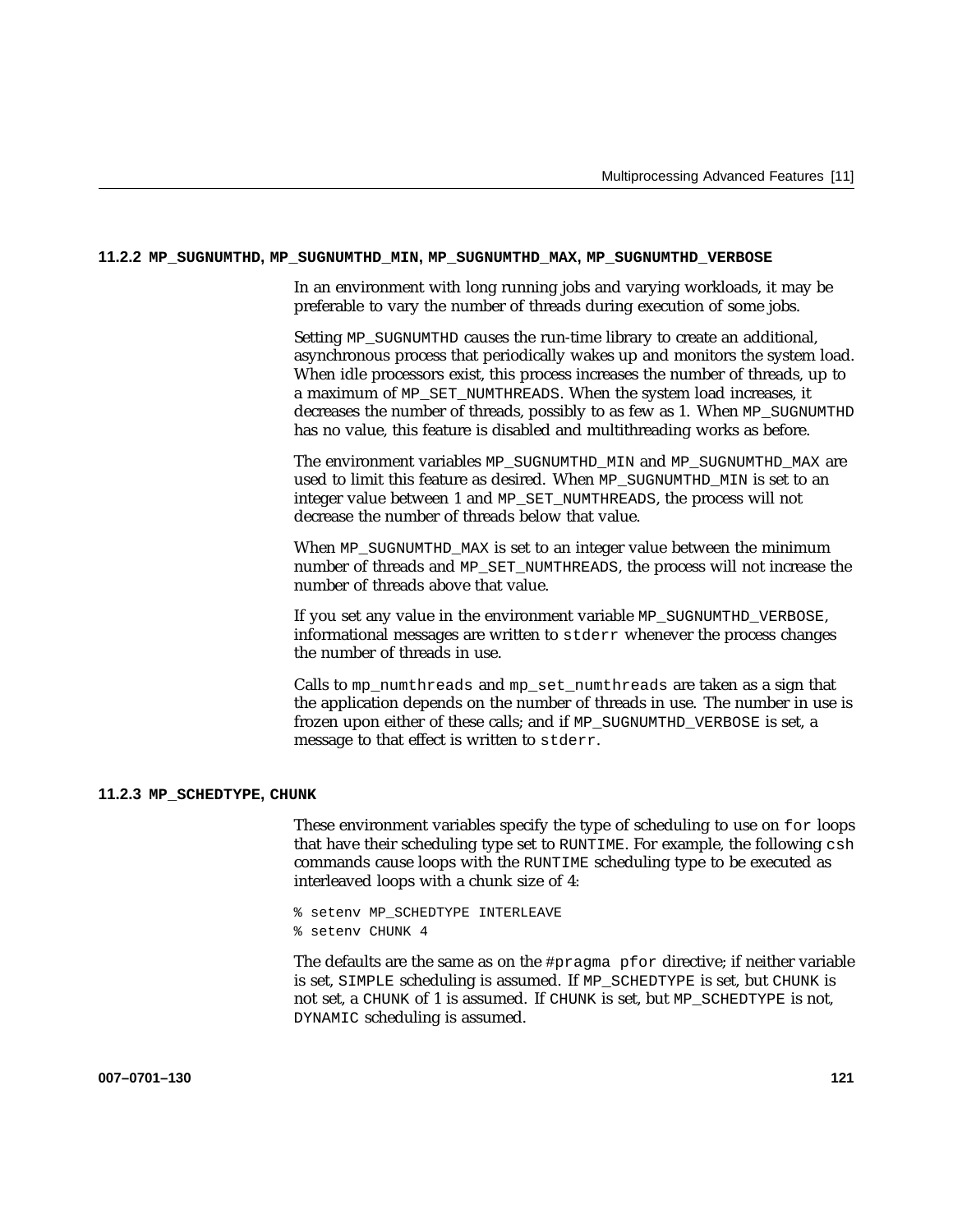### 11.2.2 MP_SUGNUMTHD, MP_SUGNUMTHD_MIN, MP_SUGNUMTHD_MAX, MP_SUGNUMTHD_VERBOSE

In an environment with long running jobs and varying workloads, it may be preferable to vary the number of threads during execution of some jobs.

Setting MP_SUGNUMTHD causes the run-time library to create an additional, asynchronous process that periodically wakes up and monitors the system load. When idle processors exist, this process increases the number of threads, up to a maximum of MP_SET_NUMTHREADS. When the system load increases, it decreases the number of threads, possibly to as few as 1. When MP_SUGNUMTHD has no value, this feature is disabled and multithreading works as before.

The environment variables MP_SUGNUMTHD_MIN and MP_SUGNUMTHD_MAX are used to limit this feature as desired. When MP_SUGNUMTHD_MIN is set to an integer value between 1 and MP_SET_NUMTHREADS, the process will not decrease the number of threads below that value.

When MP_SUGNUMTHD_MAX is set to an integer value between the minimum number of threads and MP_SET_NUMTHREADS, the process will not increase the number of threads above that value.

If you set any value in the environment variable MP_SUGNUMTHD_VERBOSE, informational messages are written to stderr whenever the process changes the number of threads in use.

Calls to mp_numthreads and mp_set_numthreads are taken as a sign that the application depends on the number of threads in use. The number in use is frozen upon either of these calls; and if MP_SUGNUMTHD_VERBOSE is set, a message to that effect is written to stderr.

### 11.2.3 MP_SCHEDTYPE, CHUNK

These environment variables specify the type of scheduling to use on for loops that have their scheduling type set to RUNTIME. For example, the following csh commands cause loops with the RUNTIME scheduling type to be executed as interleaved loops with a chunk size of 4:

```
% setenv MP_SCHEDTYPE INTERLEAVE
% setenv CHUNK 4
```

The defaults are the same as on the #pragma pfor directive; if neither variable is set, SIMPLE scheduling is assumed. If MP_SCHEDTYPE is set, but CHUNK is not set, a CHUNK of 1 is assumed. If CHUNK is set, but MP_SCHEDTYPE is not, DYNAMIC scheduling is assumed.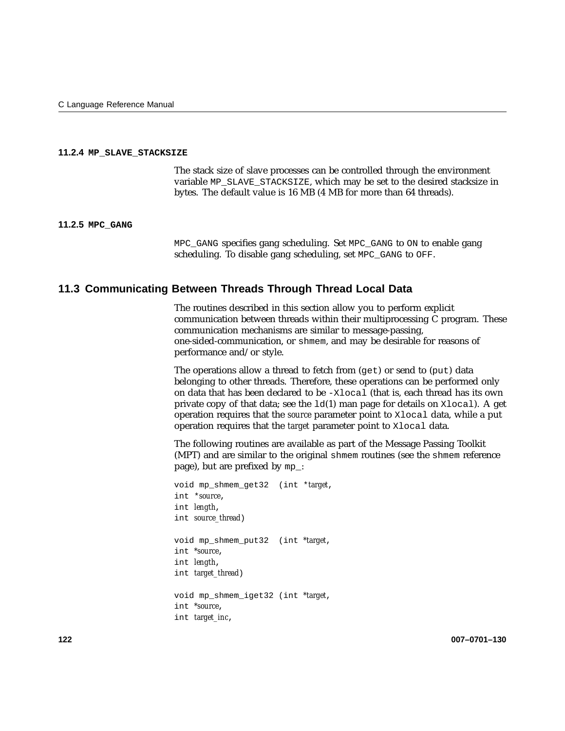### 11.2.4 MP_SLAVE_STACKSIZE

The stack size of slave processes can be controlled through the environment variable `MP_SLAVE_STACKSIZE`, which may be set to the desired stacksize in bytes. The default value is 16 MB (4 MB for more than 64 threads).

### 11.2.5 MPC_GANG

`MPC_GANG` specifies gang scheduling. Set `MPC_GANG` to `ON` to enable gang scheduling. To disable gang scheduling, set `MPC_GANG` to `OFF`.

## 11.3 Communicating Between Threads Through Thread Local Data

The routines described in this section allow you to perform explicit communication between threads within their multiprocessing C program. These communication mechanisms are similar to message-passing, one-sided-communication, or `shmem`, and may be desirable for reasons of performance and/or style.

The operations allow a thread to fetch from (`get`) or send to (`put`) data belonging to other threads. Therefore, these operations can be performed only on data that has been declared to be `-Xlocal` (that is, each thread has its own private copy of that data; see the `ld`(1) man page for details on `Xlocal`). A get operation requires that the *source* parameter point to `Xlocal` data, while a put operation requires that the *target* parameter point to `Xlocal` data.

The following routines are available as part of the Message Passing Toolkit (MPT) and are similar to the original `shmem` routines (see the `shmem` reference page), but are prefixed by `mp_`:

```
void mp_shmem_get32  (int *target,
int *source,
int length,
int source_thread)

void mp_shmem_put32  (int *target,
int *source,
int length,
int target_thread)

void mp_shmem_iget32 (int *target,
int *source,
int target_inc,
```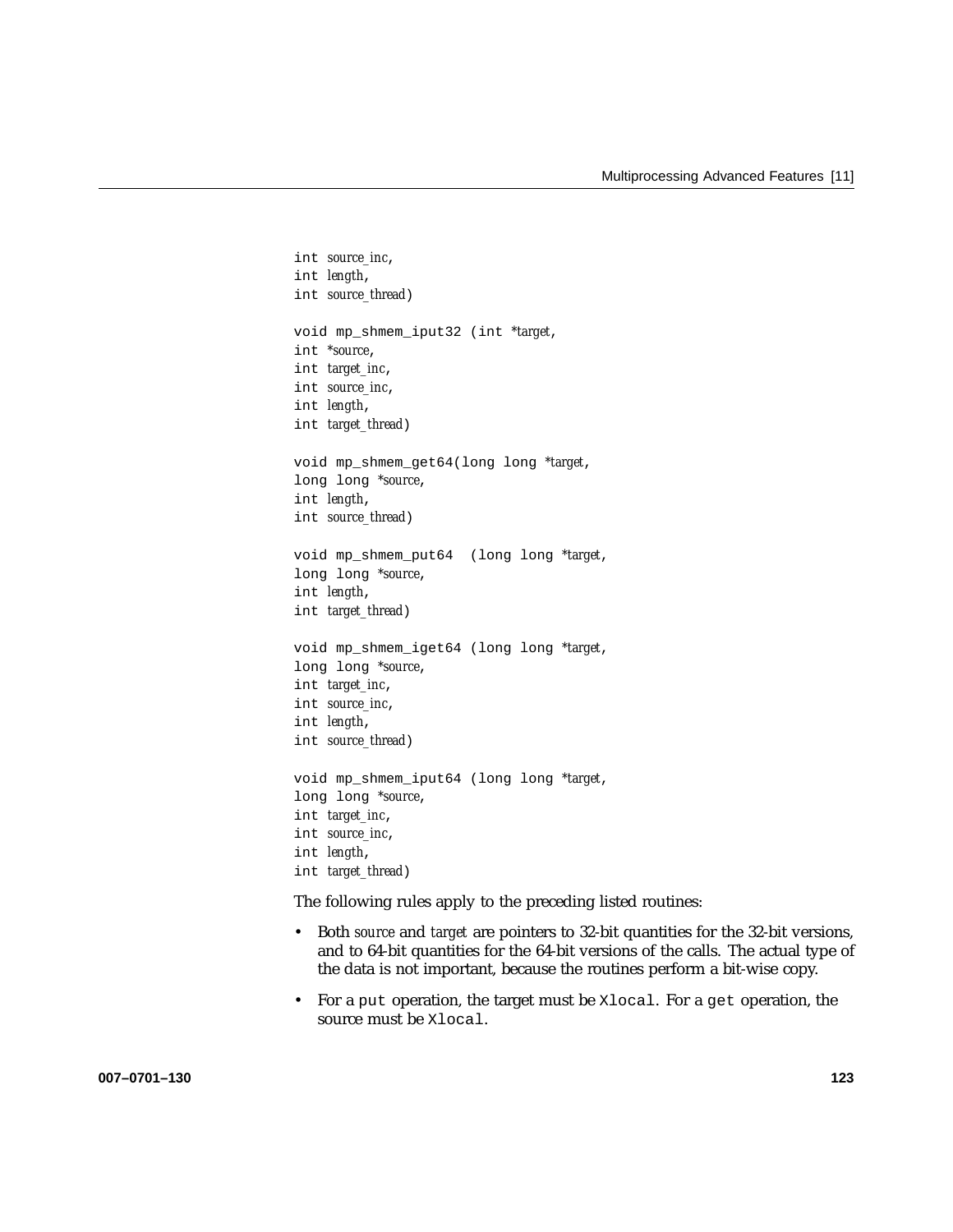```
int source_inc,
int length,
int source_thread)

void mp_shmem_iput32 (int *target,
int *source,
int target_inc,
int source_inc,
int length,
int target_thread)

void mp_shmem_get64(long long *target,
long long *source,
int length,
int source_thread)

void mp_shmem_put64  (long long *target,
long long *source,
int length,
int target_thread)

void mp_shmem_iget64 (long long *target,
long long *source,
int target_inc,
int source_inc,
int length,
int source_thread)

void mp_shmem_iput64 (long long *target,
long long *source,
int target_inc,
int source_inc,
int length,
int target_thread)
```

The following rules apply to the preceding listed routines:

- Both *source* and *target* are pointers to 32-bit quantities for the 32-bit versions, and to 64-bit quantities for the 64-bit versions of the calls. The actual type of the data is not important, because the routines perform a bit-wise copy.
- For a `put` operation, the target must be `Xlocal`. For a `get` operation, the source must be `Xlocal`.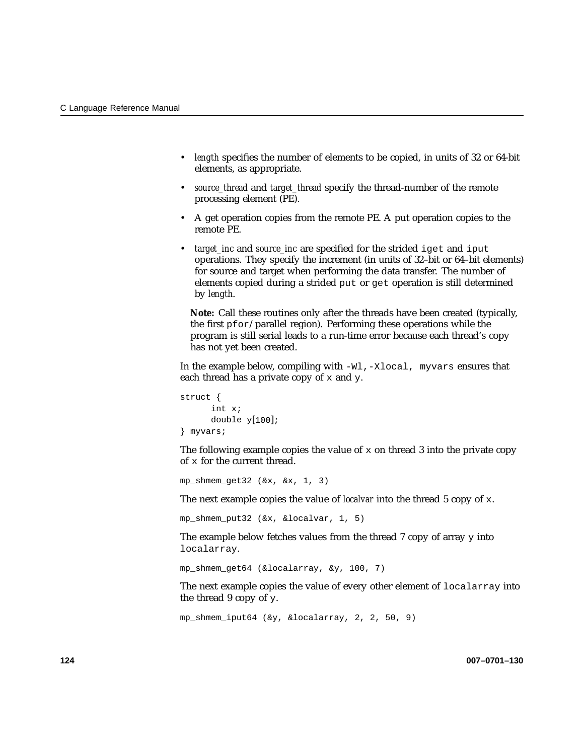- *length* specifies the number of elements to be copied, in units of 32 or 64-bit elements, as appropriate.
- *source_thread* and *target_thread* specify the thread-number of the remote processing element (PE).
- A get operation copies from the remote PE. A put operation copies to the remote PE.
- *target_inc* and *source_inc* are specified for the strided `iget` and `iput` operations. They specify the increment (in units of 32–bit or 64–bit elements) for source and target when performing the data transfer. The number of elements copied during a strided `put` or `get` operation is still determined by *length*.

  **Note:** Call these routines only after the threads have been created (typically, the first `pfor`/parallel region). Performing these operations while the program is still serial leads to a run-time error because each thread's copy has not yet been created.

In the example below, compiling with `-Wl,-Xlocal, myvars` ensures that each thread has a private copy of `x` and `y`.

```
struct {
      int x;
      double y[100];
} myvars;
```

The following example copies the value of `x` on thread 3 into the private copy of `x` for the current thread.

```
mp_shmem_get32 (&x, &x, 1, 3)
```

The next example copies the value of *localvar* into the thread 5 copy of `x`.

```
mp_shmem_put32 (&x, &localvar, 1, 5)
```

The example below fetches values from the thread 7 copy of array `y` into `localarray`.

```
mp_shmem_get64 (&localarray, &y, 100, 7)
```

The next example copies the value of every other element of `localarray` into the thread 9 copy of `y`.

```
mp_shmem_iput64 (&y, &localarray, 2, 2, 50, 9)
```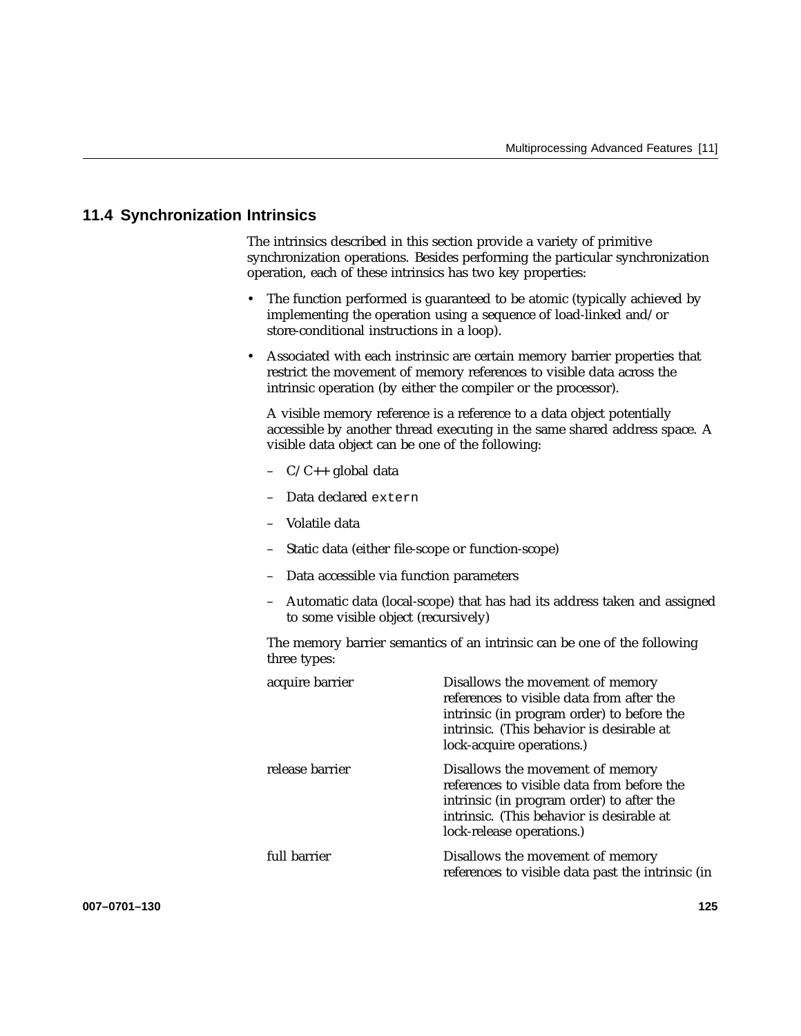## 11.4 Synchronization Intrinsics

The intrinsics described in this section provide a variety of primitive synchronization operations. Besides performing the particular synchronization operation, each of these intrinsics has two key properties:

- The function performed is guaranteed to be atomic (typically achieved by implementing the operation using a sequence of load-linked and/or store-conditional instructions in a loop).
- Associated with each instrinsic are certain memory barrier properties that restrict the movement of memory references to visible data across the intrinsic operation (by either the compiler or the processor).

  A visible memory reference is a reference to a data object potentially accessible by another thread executing in the same shared address space. A visible data object can be one of the following:

  – C/C++ global data

  – Data declared `extern`

  – Volatile data

  – Static data (either file-scope or function-scope)

  – Data accessible via function parameters

  – Automatic data (local-scope) that has had its address taken and assigned to some visible object (recursively)

  The memory barrier semantics of an intrinsic can be one of the following three types:

  acquire barrier
  : Disallows the movement of memory references to visible data from after the intrinsic (in program order) to before the intrinsic. (This behavior is desirable at lock-acquire operations.)

  release barrier
  : Disallows the movement of memory references to visible data from before the intrinsic (in program order) to after the intrinsic. (This behavior is desirable at lock-release operations.)

  full barrier
  : Disallows the movement of memory references to visible data past the intrinsic (in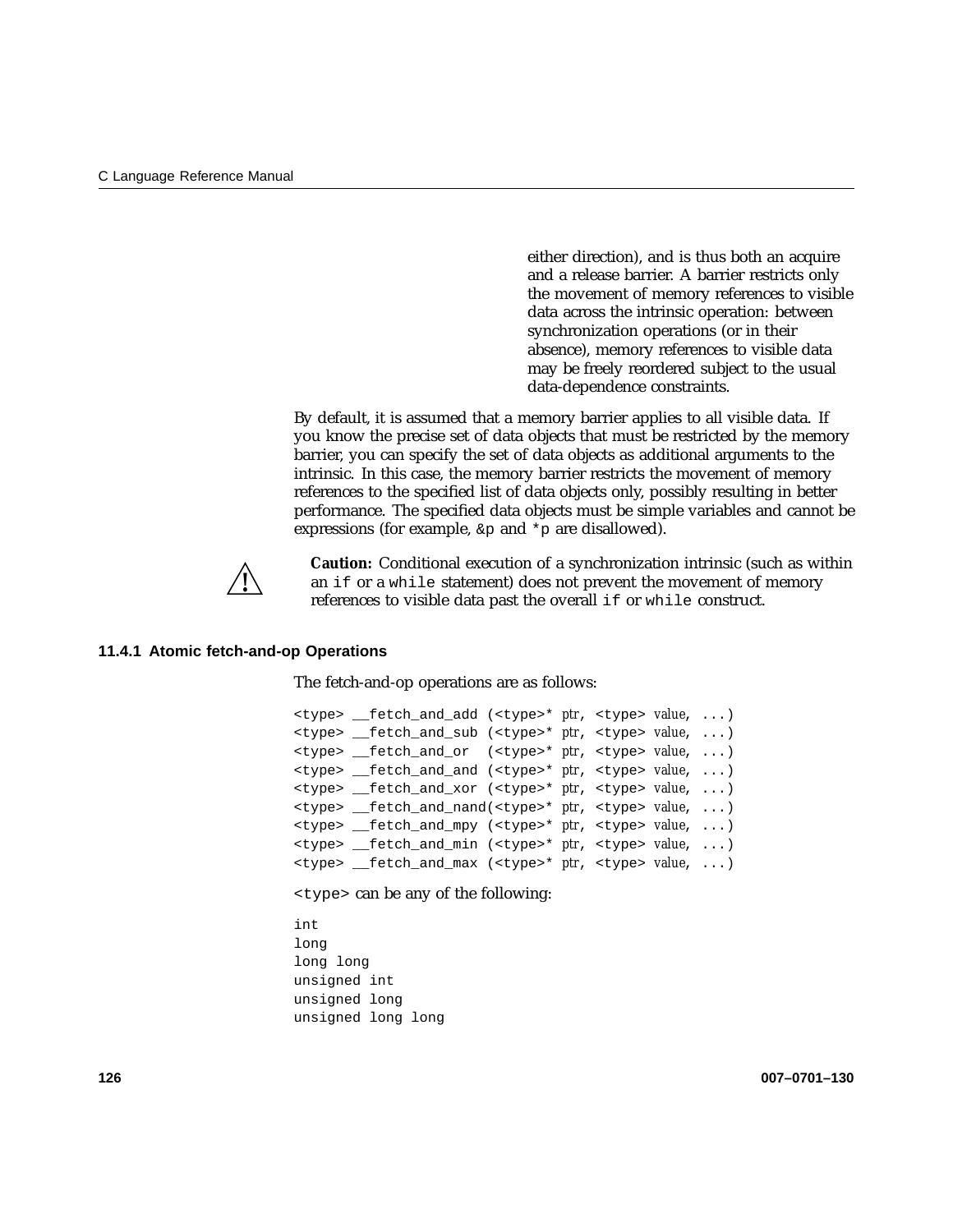either direction), and is thus both an acquire and a release barrier. A barrier restricts only the movement of memory references to visible data across the intrinsic operation: between synchronization operations (or in their absence), memory references to visible data may be freely reordered subject to the usual data-dependence constraints.

By default, it is assumed that a memory barrier applies to all visible data. If you know the precise set of data objects that must be restricted by the memory barrier, you can specify the set of data objects as additional arguments to the intrinsic. In this case, the memory barrier restricts the movement of memory references to the specified list of data objects only, possibly resulting in better performance. The specified data objects must be simple variables and cannot be expressions (for example, `&p` and `*p` are disallowed).

**Caution:** Conditional execution of a synchronization intrinsic (such as within an `if` or a `while` statement) does not prevent the movement of memory references to visible data past the overall `if` or `while` construct.

### 11.4.1 Atomic fetch-and-op Operations

The fetch-and-op operations are as follows:

```
<type> __fetch_and_add (<type>* ptr, <type> value, ...)
<type> __fetch_and_sub (<type>* ptr, <type> value, ...)
<type> __fetch_and_or  (<type>* ptr, <type> value, ...)
<type> __fetch_and_and (<type>* ptr, <type> value, ...)
<type> __fetch_and_xor (<type>* ptr, <type> value, ...)
<type> __fetch_and_nand(<type>* ptr, <type> value, ...)
<type> __fetch_and_mpy (<type>* ptr, <type> value, ...)
<type> __fetch_and_min (<type>* ptr, <type> value, ...)
<type> __fetch_and_max (<type>* ptr, <type> value, ...)
```

`<type>` can be any of the following:

```
int
long
long long
unsigned int
unsigned long
unsigned long long
```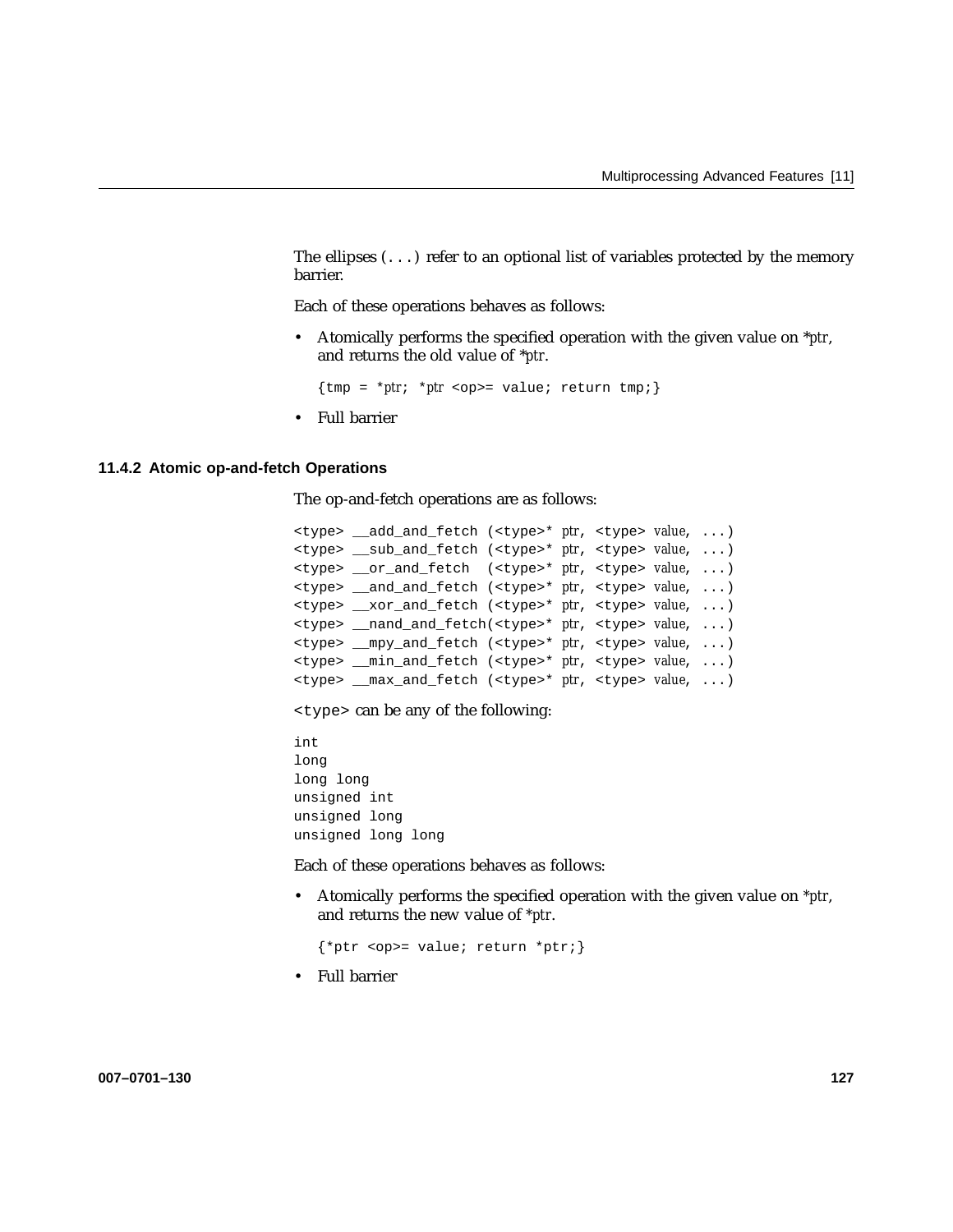The ellipses (`...`) refer to an optional list of variables protected by the memory barrier.

Each of these operations behaves as follows:

- Atomically performs the specified operation with the given value on **ptr*, and returns the old value of **ptr*.

  ```
  {tmp = *ptr; *ptr <op>= value; return tmp;}
  ```

- Full barrier

### 11.4.2 Atomic op-and-fetch Operations

The op-and-fetch operations are as follows:

```
<type> __add_and_fetch (<type>* ptr, <type> value, ...)
<type> __sub_and_fetch (<type>* ptr, <type> value, ...)
<type> __or_and_fetch  (<type>* ptr, <type> value, ...)
<type> __and_and_fetch (<type>* ptr, <type> value, ...)
<type> __xor_and_fetch (<type>* ptr, <type> value, ...)
<type> __nand_and_fetch(<type>* ptr, <type> value, ...)
<type> __mpy_and_fetch (<type>* ptr, <type> value, ...)
<type> __min_and_fetch (<type>* ptr, <type> value, ...)
<type> __max_and_fetch (<type>* ptr, <type> value, ...)
```

`<type>` can be any of the following:

```
int
long
long long
unsigned int
unsigned long
unsigned long long
```

Each of these operations behaves as follows:

- Atomically performs the specified operation with the given value on **ptr*, and returns the new value of **ptr*.

  ```
  {*ptr <op>= value; return *ptr;}
  ```

- Full barrier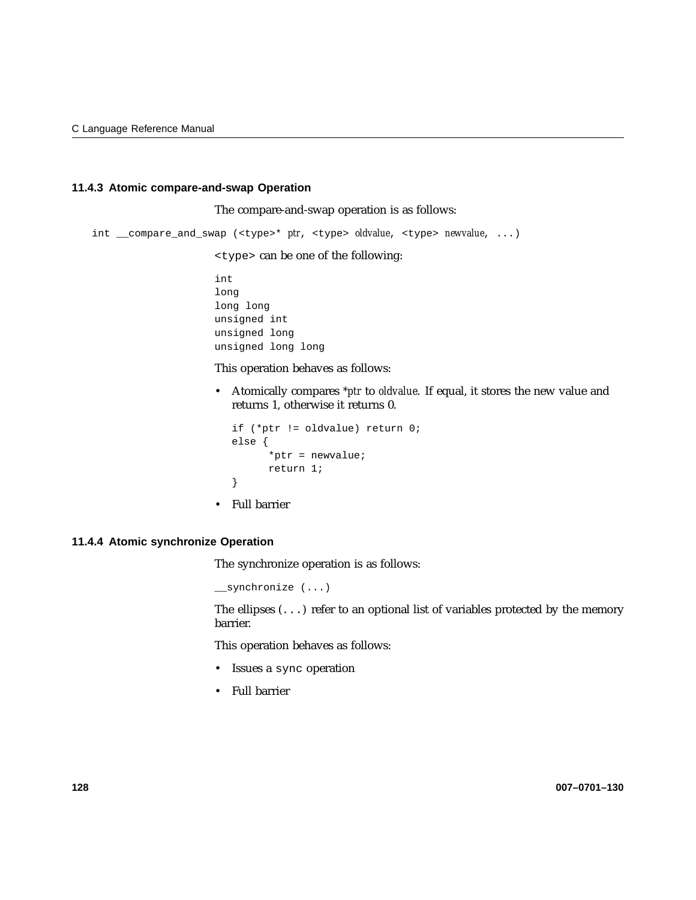### 11.4.3 Atomic compare-and-swap Operation

The compare-and-swap operation is as follows:

```
int __compare_and_swap (<type>* ptr, <type> oldvalue, <type> newvalue, ...)
```

`<type>` can be one of the following:

```
int
long
long long
unsigned int
unsigned long
unsigned long long
```

This operation behaves as follows:

- Atomically compares *ptr* to *oldvalue*. If equal, it stores the new value and returns 1, otherwise it returns 0.

  ```
  if (*ptr != oldvalue) return 0;
  else {
        *ptr = newvalue;
        return 1;
  }
  ```

- Full barrier

### 11.4.4 Atomic synchronize Operation

The synchronize operation is as follows:

```
__synchronize (...)
```

The ellipses (`...`) refer to an optional list of variables protected by the memory barrier.

This operation behaves as follows:

- Issues a `sync` operation
- Full barrier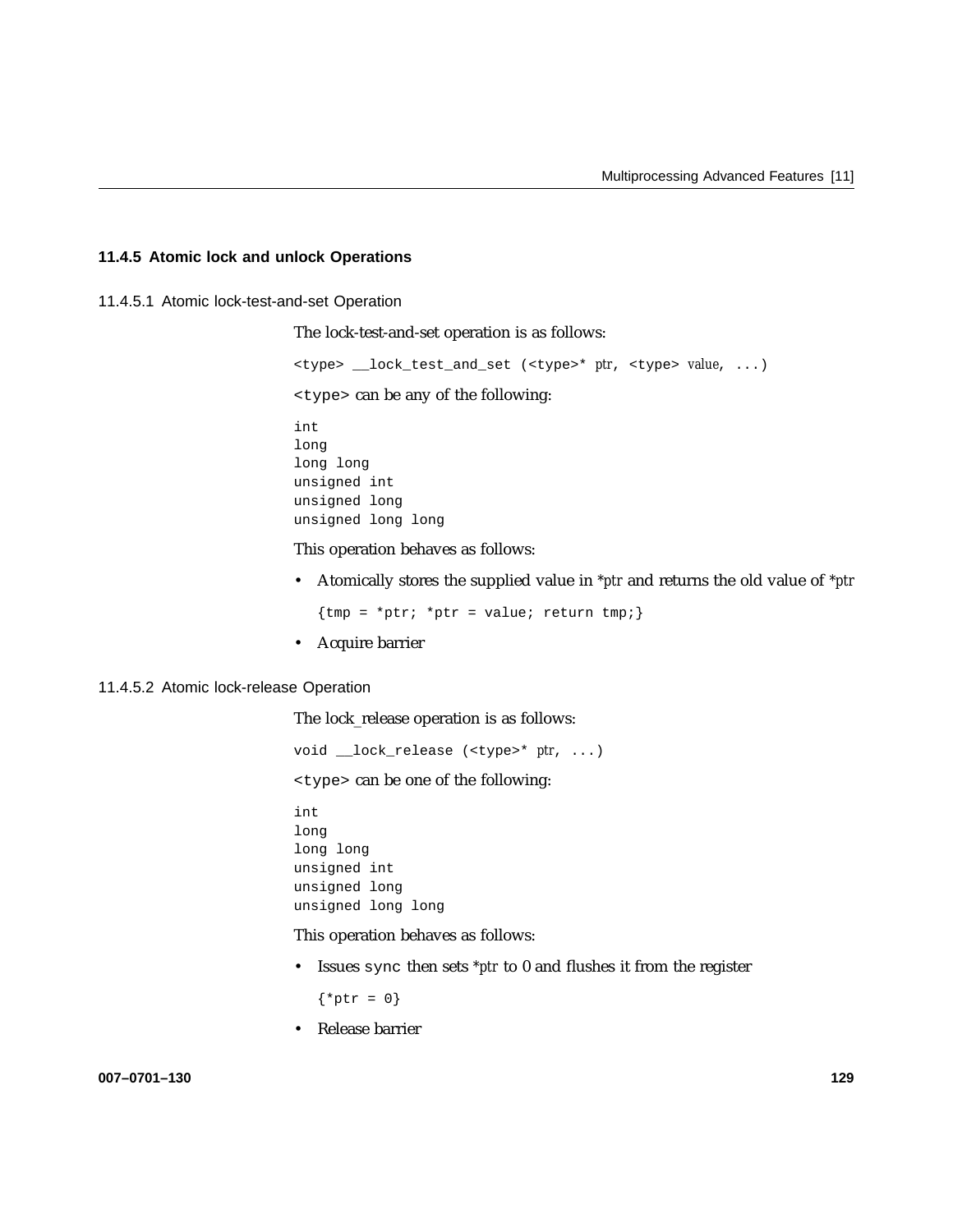### 11.4.5 Atomic lock and unlock Operations

#### 11.4.5.1 Atomic lock-test-and-set Operation

The lock-test-and-set operation is as follows:

```
<type> __lock_test_and_set (<type>* ptr, <type> value, ...)
```

`<type>` can be any of the following:

```
int
long
long long
unsigned int
unsigned long
unsigned long long
```

This operation behaves as follows:

- Atomically stores the supplied value in *ptr and returns the old value of *ptr

  ```
  {tmp = *ptr; *ptr = value; return tmp;}
  ```

- Acquire barrier

#### 11.4.5.2 Atomic lock-release Operation

The lock_release operation is as follows:

```
void __lock_release (<type>* ptr, ...)
```

`<type>` can be one of the following:

```
int
long
long long
unsigned int
unsigned long
unsigned long long
```

This operation behaves as follows:

- Issues `sync` then sets *ptr to 0 and flushes it from the register

  ```
  {*ptr = 0}
  ```

- Release barrier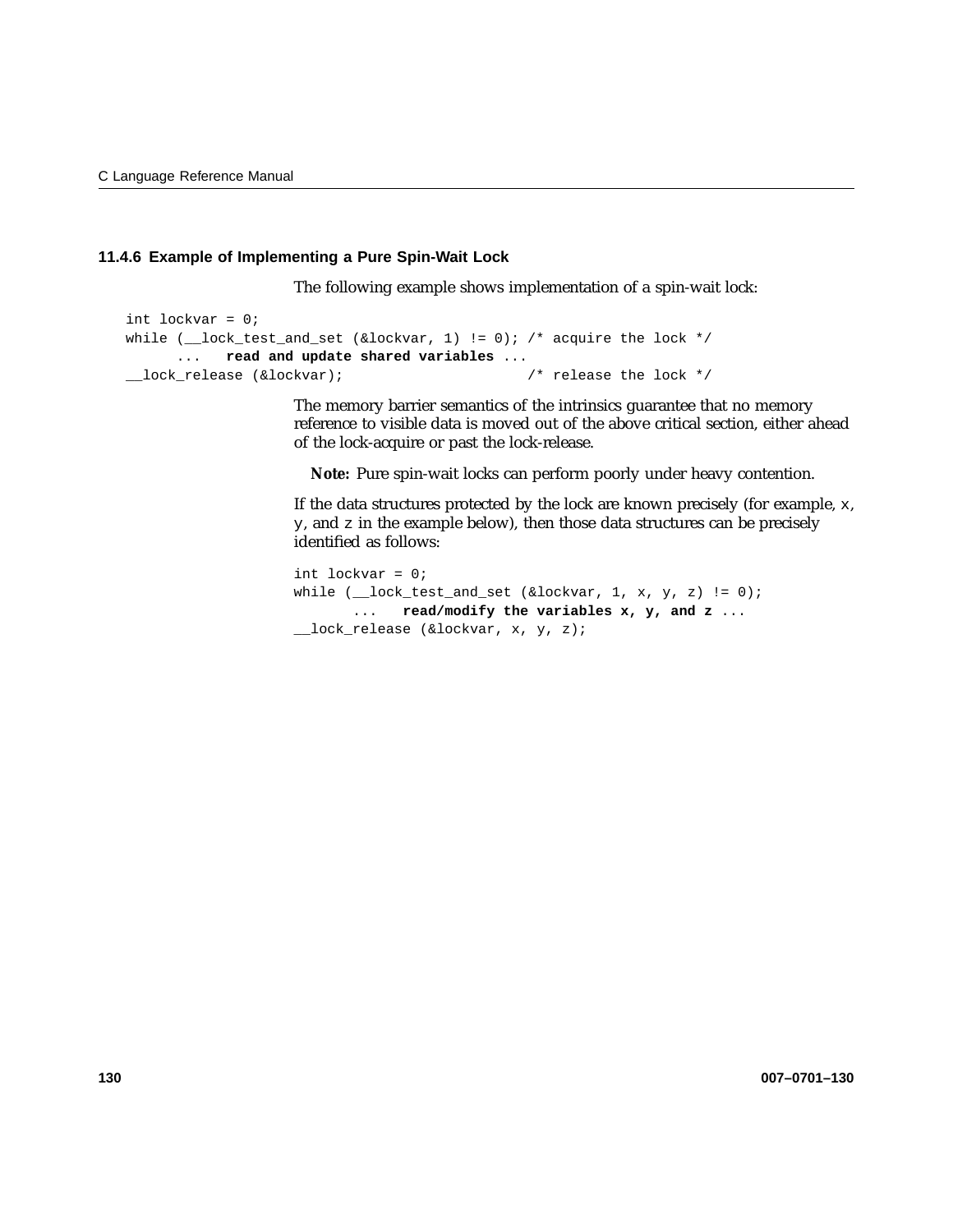### 11.4.6 Example of Implementing a Pure Spin-Wait Lock

The following example shows implementation of a spin-wait lock:

```
int lockvar = 0;
while (__lock_test_and_set (&lockvar, 1) != 0); /* acquire the lock */
     ...  read and update shared variables ...
__lock_release (&lockvar);                      /* release the lock */
```

The memory barrier semantics of the intrinsics guarantee that no memory reference to visible data is moved out of the above critical section, either ahead of the lock-acquire or past the lock-release.

**Note:** Pure spin-wait locks can perform poorly under heavy contention.

If the data structures protected by the lock are known precisely (for example, x, y, and z in the example below), then those data structures can be precisely identified as follows:

```
int lockvar = 0;
while (__lock_test_and_set (&lockvar, 1, x, y, z) != 0);
       ...  read/modify the variables x, y, and z ...
__lock_release (&lockvar, x, y, z);
```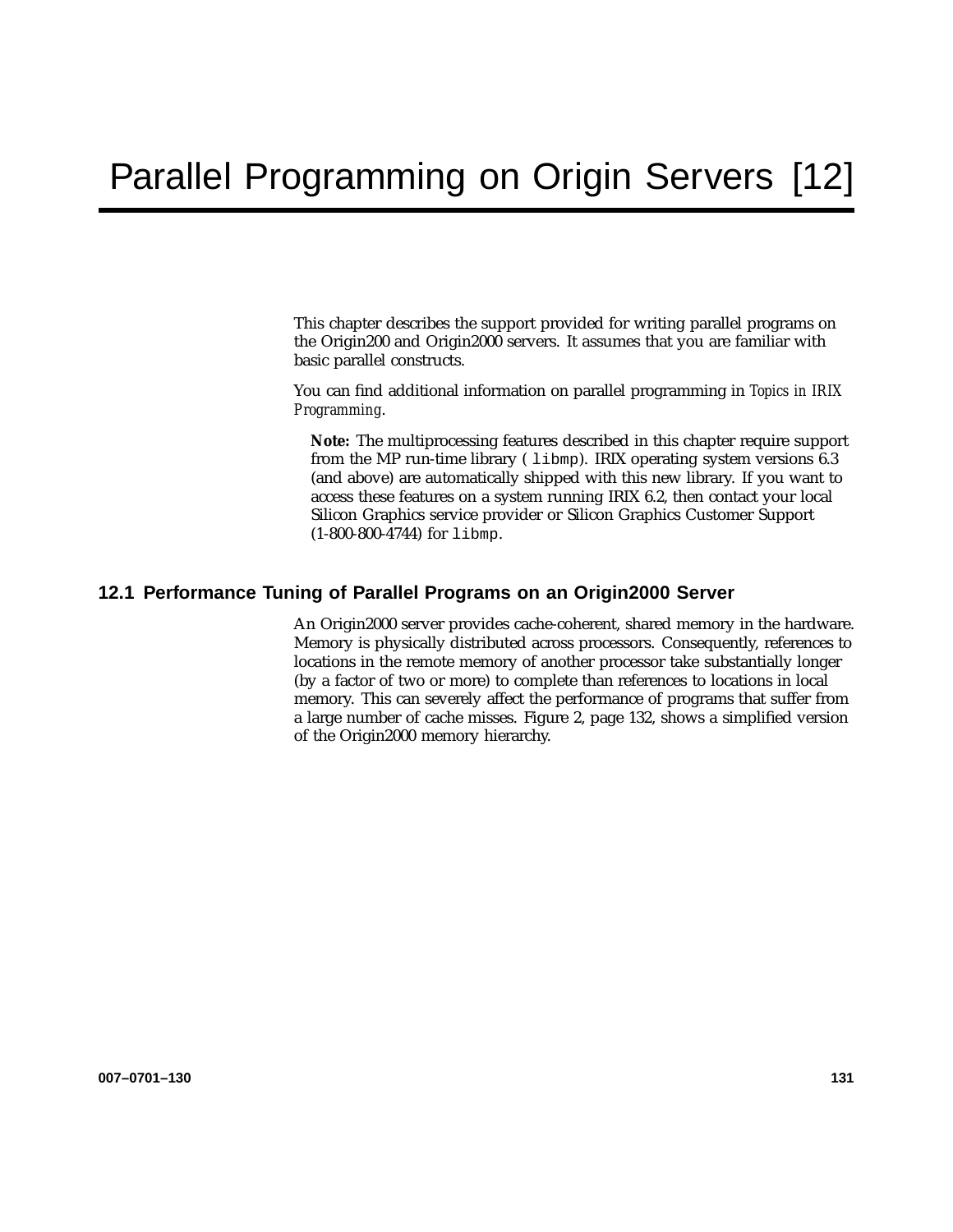# Parallel Programming on Origin Servers [12]

This chapter describes the support provided for writing parallel programs on the Origin200 and Origin2000 servers. It assumes that you are familiar with basic parallel constructs.

You can find additional information on parallel programming in *Topics in IRIX Programming*.

> **Note:** The multiprocessing features described in this chapter require support from the MP run-time library ( `libmp`). IRIX operating system versions 6.3 (and above) are automatically shipped with this new library. If you want to access these features on a system running IRIX 6.2, then contact your local Silicon Graphics service provider or Silicon Graphics Customer Support (1-800-800-4744) for `libmp`.

## 12.1 Performance Tuning of Parallel Programs on an Origin2000 Server

An Origin2000 server provides cache-coherent, shared memory in the hardware. Memory is physically distributed across processors. Consequently, references to locations in the remote memory of another processor take substantially longer (by a factor of two or more) to complete than references to locations in local memory. This can severely affect the performance of programs that suffer from a large number of cache misses. Figure 2, page 132, shows a simplified version of the Origin2000 memory hierarchy.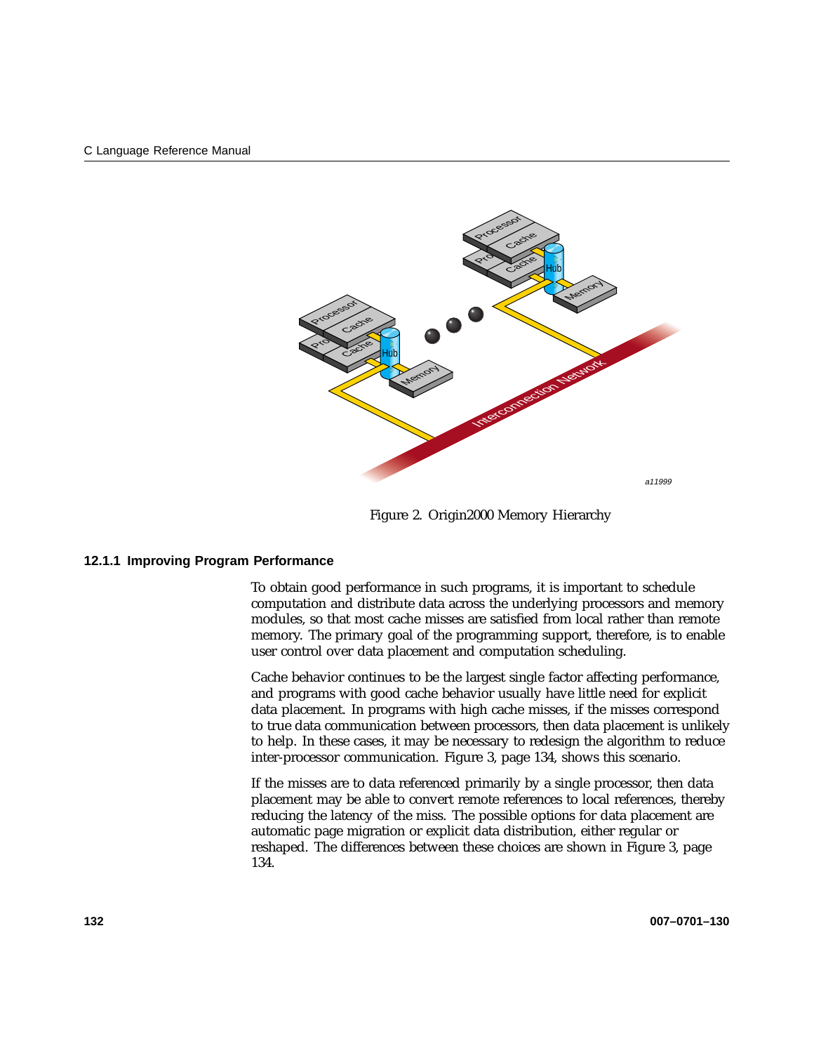Figure 2. Origin2000 Memory Hierarchy

### 12.1.1 Improving Program Performance

To obtain good performance in such programs, it is important to schedule computation and distribute data across the underlying processors and memory modules, so that most cache misses are satisfied from local rather than remote memory. The primary goal of the programming support, therefore, is to enable user control over data placement and computation scheduling.

Cache behavior continues to be the largest single factor affecting performance, and programs with good cache behavior usually have little need for explicit data placement. In programs with high cache misses, if the misses correspond to true data communication between processors, then data placement is unlikely to help. In these cases, it may be necessary to redesign the algorithm to reduce inter-processor communication. Figure 3, page 134, shows this scenario.

If the misses are to data referenced primarily by a single processor, then data placement may be able to convert remote references to local references, thereby reducing the latency of the miss. The possible options for data placement are automatic page migration or explicit data distribution, either regular or reshaped. The differences between these choices are shown in Figure 3, page 134.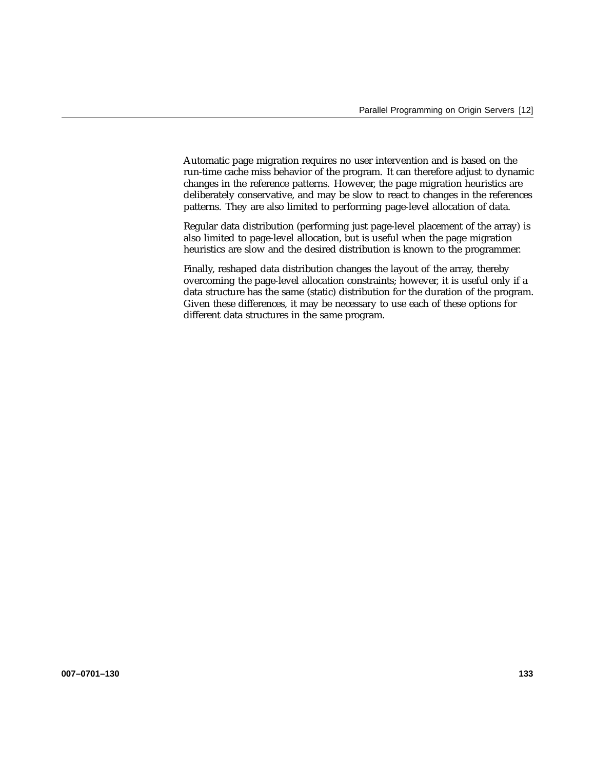Automatic page migration requires no user intervention and is based on the run-time cache miss behavior of the program. It can therefore adjust to dynamic changes in the reference patterns. However, the page migration heuristics are deliberately conservative, and may be slow to react to changes in the references patterns. They are also limited to performing page-level allocation of data.

Regular data distribution (performing just page-level placement of the array) is also limited to page-level allocation, but is useful when the page migration heuristics are slow and the desired distribution is known to the programmer.

Finally, reshaped data distribution changes the layout of the array, thereby overcoming the page-level allocation constraints; however, it is useful only if a data structure has the same (static) distribution for the duration of the program. Given these differences, it may be necessary to use each of these options for different data structures in the same program.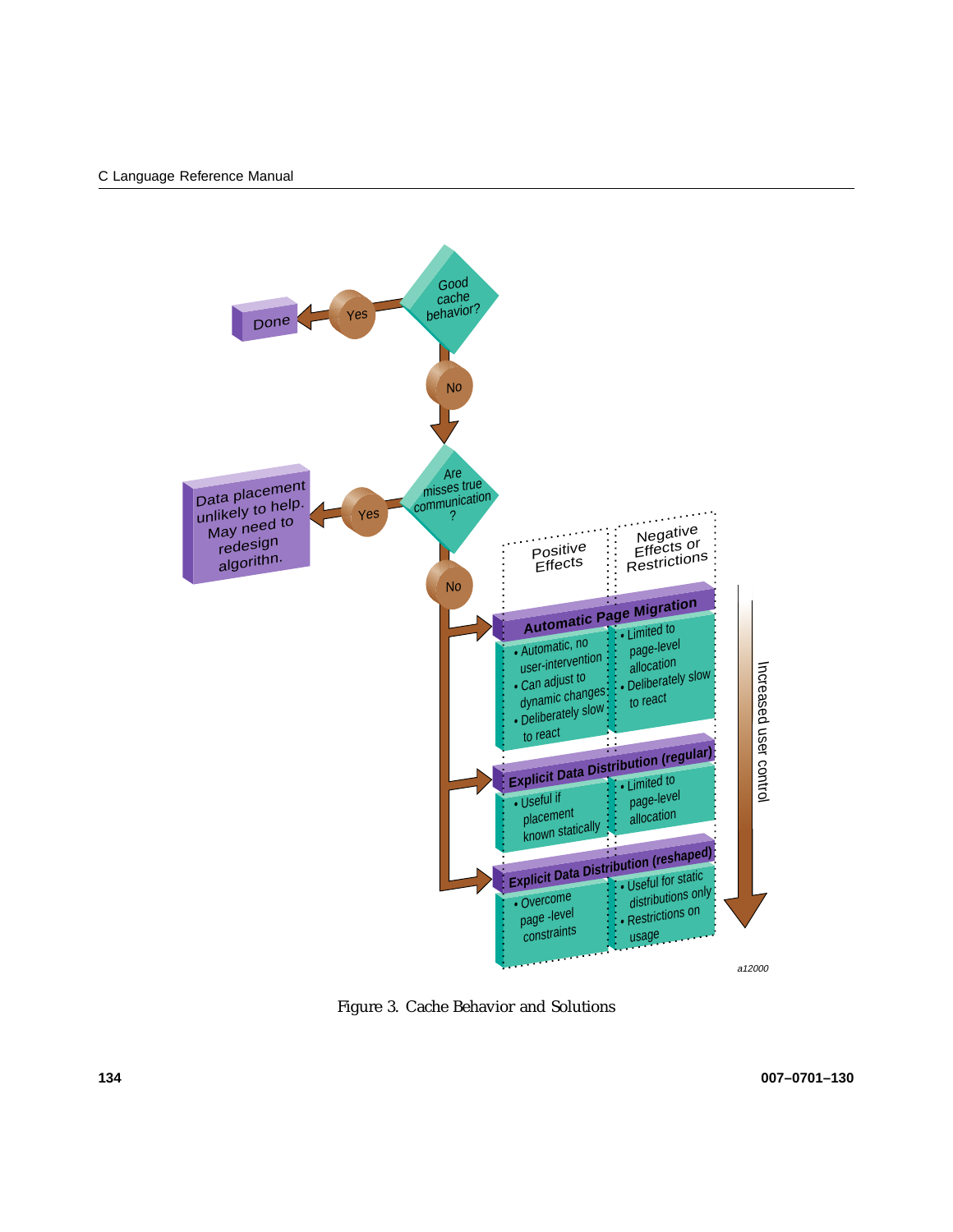Good cache behavior?

- Yes → Done
- No ↓

Are misses true communication?

- Yes → Data placement unlikely to help. May need to redesign algorithn.
- No ↓

| | Positive Effects | Negative Effects or Restrictions |
|---|---|---|
| **Automatic Page Migration** | • Automatic, no user-intervention<br>• Can adjust to dynamic changes<br>• Deliberately slow to react | • Limited to page-level allocation<br>• Deliberately slow to react |
| **Explicit Data Distribution (regular)** | • Useful if placement known statically | • Limited to page-level allocation |
| **Explicit Data Distribution (reshaped)** | • Overcome page -level constraints | • Useful for static distributions only<br>• Restrictions on usage |

Increased user control ↓

a12000

Figure 3. Cache Behavior and Solutions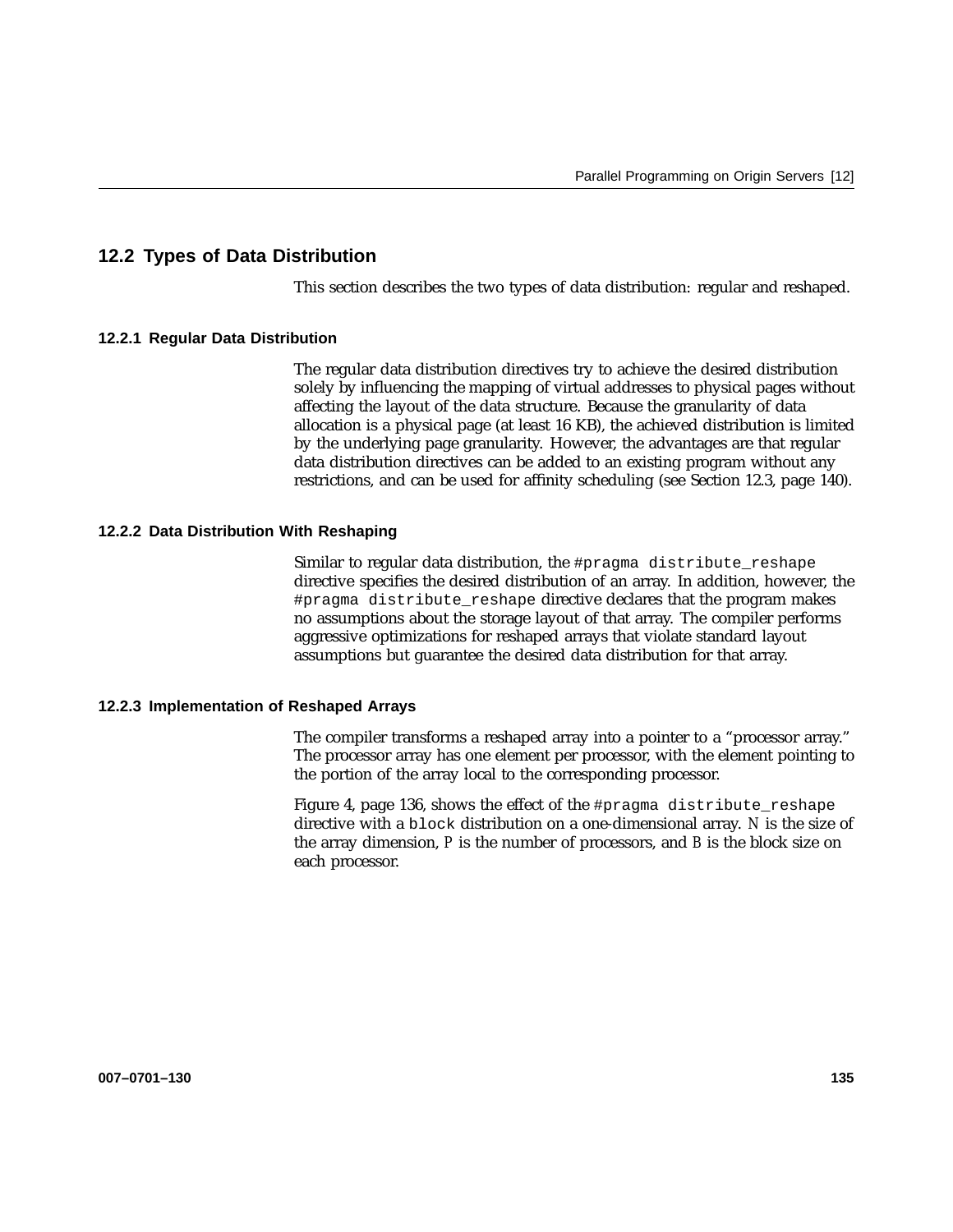## 12.2 Types of Data Distribution

This section describes the two types of data distribution: regular and reshaped.

### 12.2.1 Regular Data Distribution

The regular data distribution directives try to achieve the desired distribution solely by influencing the mapping of virtual addresses to physical pages without affecting the layout of the data structure. Because the granularity of data allocation is a physical page (at least 16 KB), the achieved distribution is limited by the underlying page granularity. However, the advantages are that regular data distribution directives can be added to an existing program without any restrictions, and can be used for affinity scheduling (see Section 12.3, page 140).

### 12.2.2 Data Distribution With Reshaping

Similar to regular data distribution, the `#pragma distribute_reshape` directive specifies the desired distribution of an array. In addition, however, the `#pragma distribute_reshape` directive declares that the program makes no assumptions about the storage layout of that array. The compiler performs aggressive optimizations for reshaped arrays that violate standard layout assumptions but guarantee the desired data distribution for that array.

### 12.2.3 Implementation of Reshaped Arrays

The compiler transforms a reshaped array into a pointer to a "processor array." The processor array has one element per processor, with the element pointing to the portion of the array local to the corresponding processor.

Figure 4, page 136, shows the effect of the `#pragma distribute_reshape` directive with a `block` distribution on a one-dimensional array. `N` is the size of the array dimension, `P` is the number of processors, and `B` is the block size on each processor.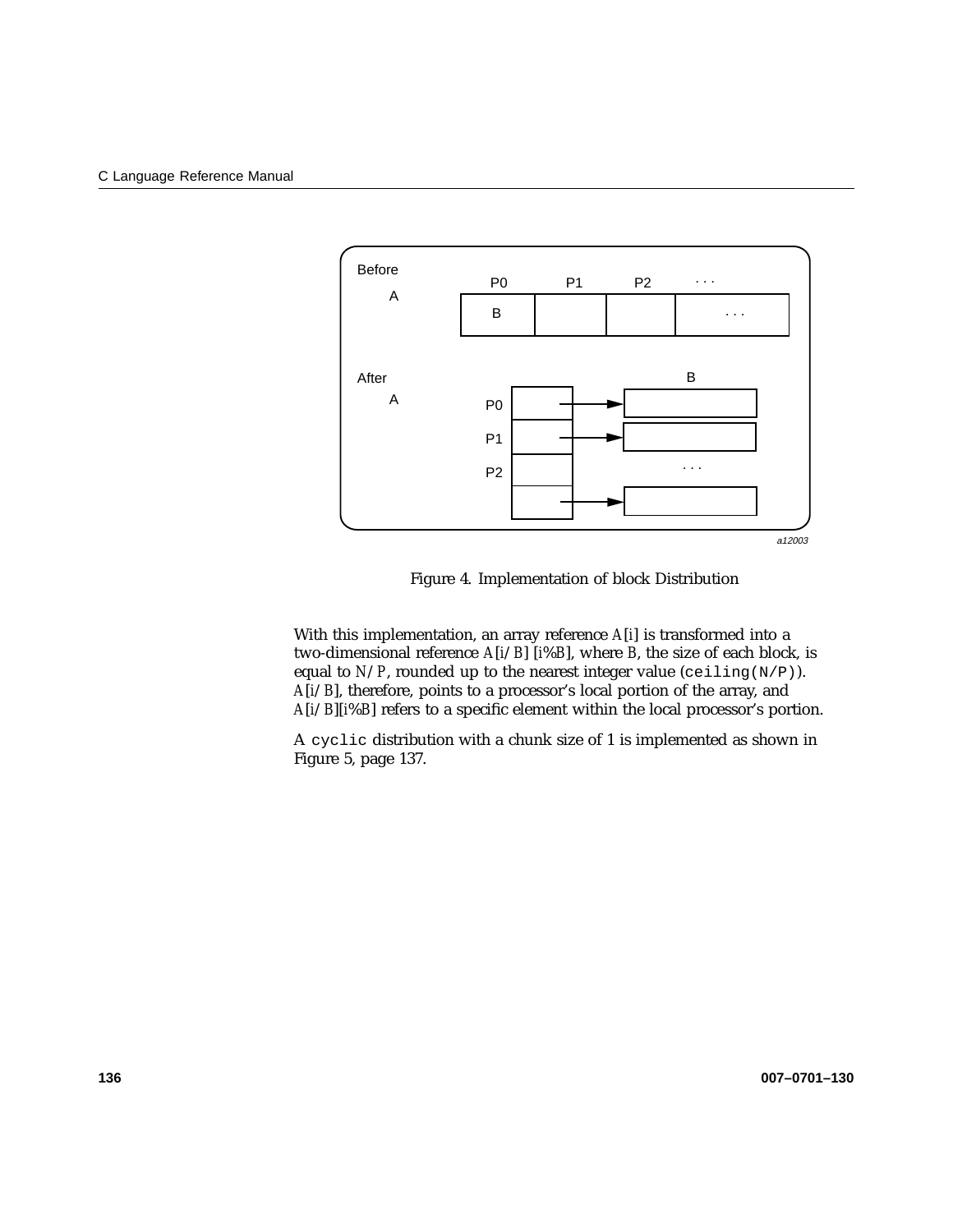Figure 4. Implementation of block Distribution

With this implementation, an array reference *A*[*i*] is transformed into a two-dimensional reference *A*[*i*/*B*] [*i*%*B*], where *B*, the size of each block, is equal to *N*/*P*, rounded up to the nearest integer value (`ceiling(N/P)`). *A*[*i*/*B*], therefore, points to a processor's local portion of the array, and *A*[*i*/*B*][*i*%*B*] refers to a specific element within the local processor's portion.

A `cyclic` distribution with a chunk size of 1 is implemented as shown in Figure 5, page 137.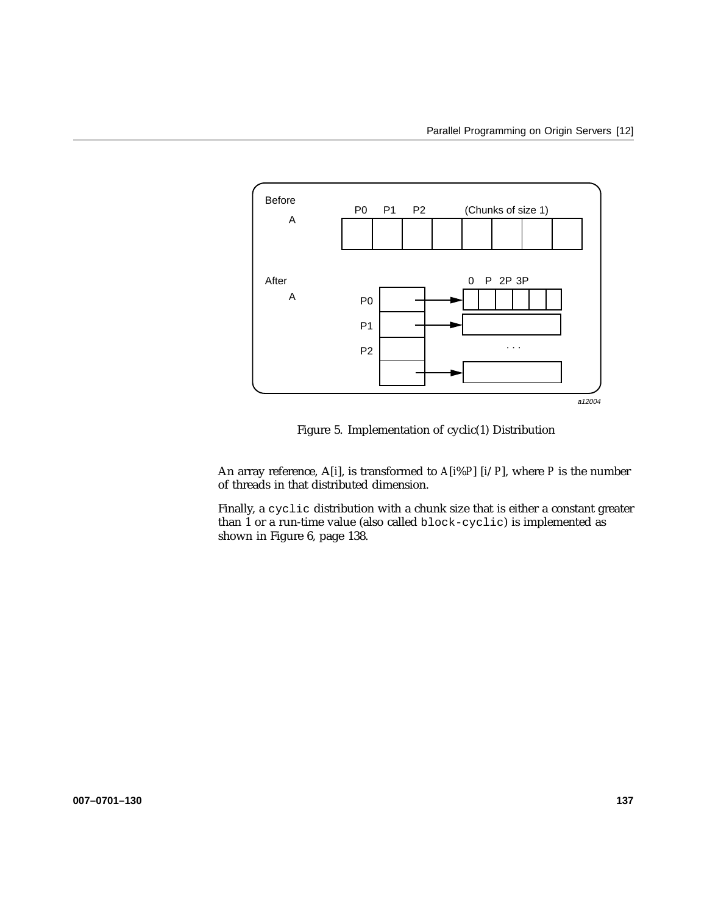Figure 5. Implementation of cyclic(1) Distribution

An array reference, A[i], is transformed to *A*[*i*%*P*] [*i*/*P*], where *P* is the number of threads in that distributed dimension.

Finally, a `cyclic` distribution with a chunk size that is either a constant greater than 1 or a run-time value (also called `block-cyclic`) is implemented as shown in Figure 6, page 138.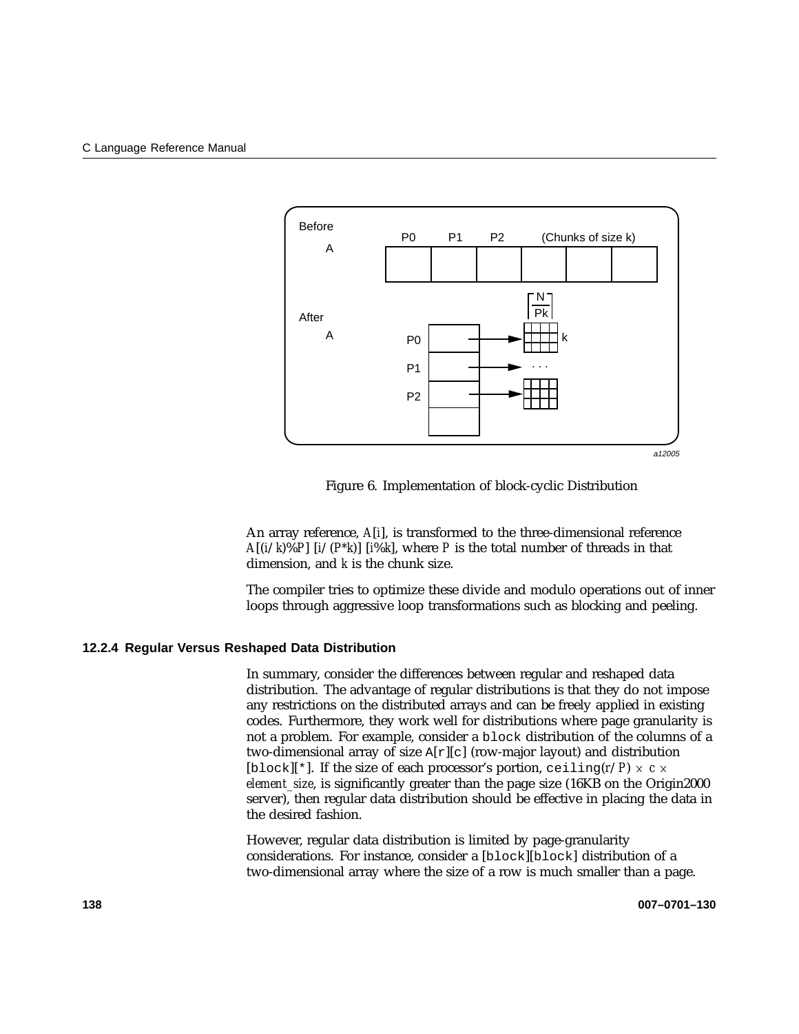Figure 6. Implementation of block-cyclic Distribution

An array reference, *A*[*i*], is transformed to the three-dimensional reference *A*[(*i*/*k*)%*P*] [*i*/(*P*\**k*)] [*i*%*k*], where *P* is the total number of threads in that dimension, and *k* is the chunk size.

The compiler tries to optimize these divide and modulo operations out of inner loops through aggressive loop transformations such as blocking and peeling.

### 12.2.4 Regular Versus Reshaped Data Distribution

In summary, consider the differences between regular and reshaped data distribution. The advantage of regular distributions is that they do not impose any restrictions on the distributed arrays and can be freely applied in existing codes. Furthermore, they work well for distributions where page granularity is not a problem. For example, consider a `block` distribution of the columns of a two-dimensional array of size `A[r][c]` (row-major layout) and distribution `[block][*]`. If the size of each processor's portion, `ceiling(`*r*/*P*`)` × *c* × *element_size*, is significantly greater than the page size (16KB on the Origin2000 server), then regular data distribution should be effective in placing the data in the desired fashion.

However, regular data distribution is limited by page-granularity considerations. For instance, consider a `[block][block]` distribution of a two-dimensional array where the size of a row is much smaller than a page.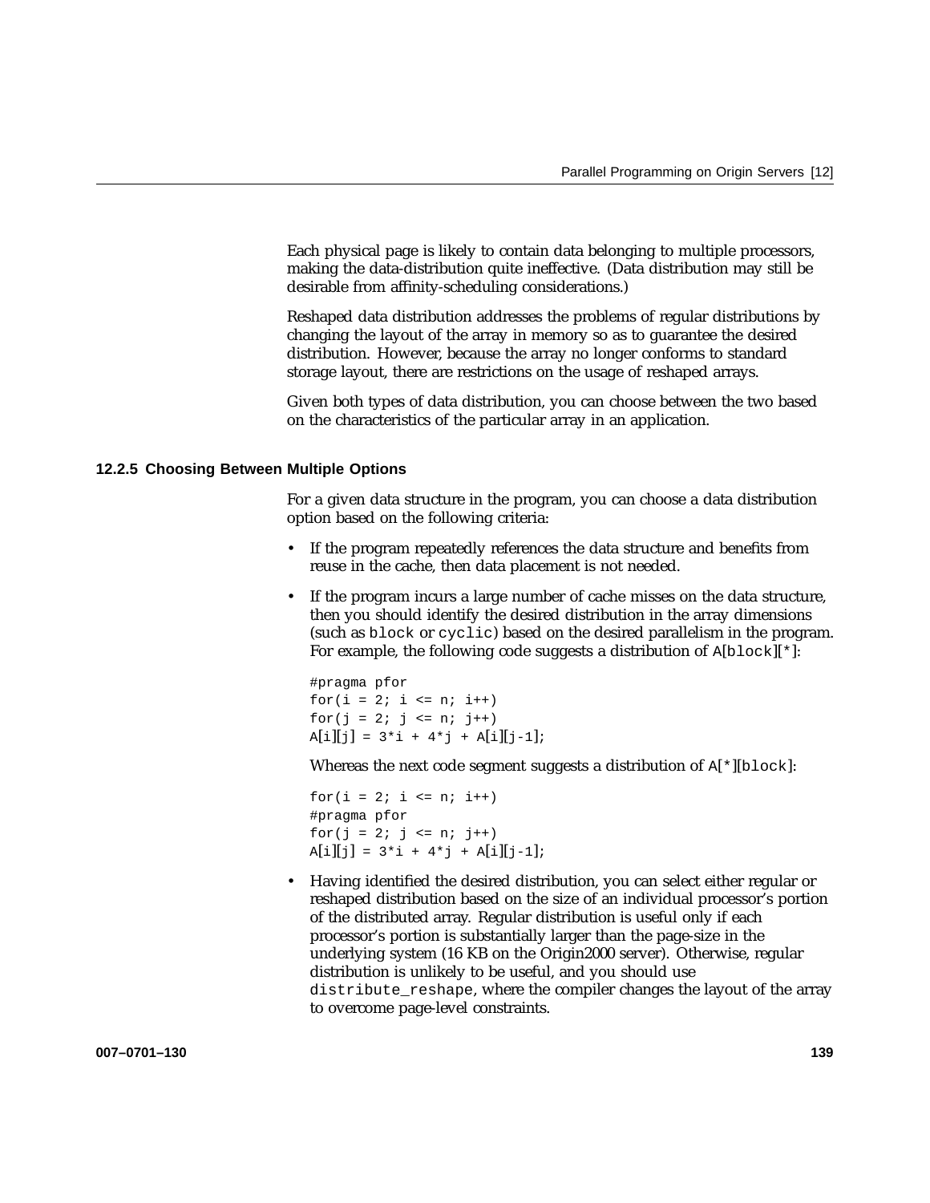Each physical page is likely to contain data belonging to multiple processors, making the data-distribution quite ineffective. (Data distribution may still be desirable from affinity-scheduling considerations.)

Reshaped data distribution addresses the problems of regular distributions by changing the layout of the array in memory so as to guarantee the desired distribution. However, because the array no longer conforms to standard storage layout, there are restrictions on the usage of reshaped arrays.

Given both types of data distribution, you can choose between the two based on the characteristics of the particular array in an application.

### 12.2.5 Choosing Between Multiple Options

For a given data structure in the program, you can choose a data distribution option based on the following criteria:

- If the program repeatedly references the data structure and benefits from reuse in the cache, then data placement is not needed.
- If the program incurs a large number of cache misses on the data structure, then you should identify the desired distribution in the array dimensions (such as `block` or `cyclic`) based on the desired parallelism in the program. For example, the following code suggests a distribution of `A[block][*]`:

  ```
  #pragma pfor
  for(i = 2; i <= n; i++)
  for(j = 2; j <= n; j++)
  A[i][j] = 3*i + 4*j + A[i][j-1];
  ```

  Whereas the next code segment suggests a distribution of `A[*][block]`:

  ```
  for(i = 2; i <= n; i++)
  #pragma pfor
  for(j = 2; j <= n; j++)
  A[i][j] = 3*i + 4*j + A[i][j-1];
  ```

- Having identified the desired distribution, you can select either regular or reshaped distribution based on the size of an individual processor's portion of the distributed array. Regular distribution is useful only if each processor's portion is substantially larger than the page-size in the underlying system (16 KB on the Origin2000 server). Otherwise, regular distribution is unlikely to be useful, and you should use `distribute_reshape`, where the compiler changes the layout of the array to overcome page-level constraints.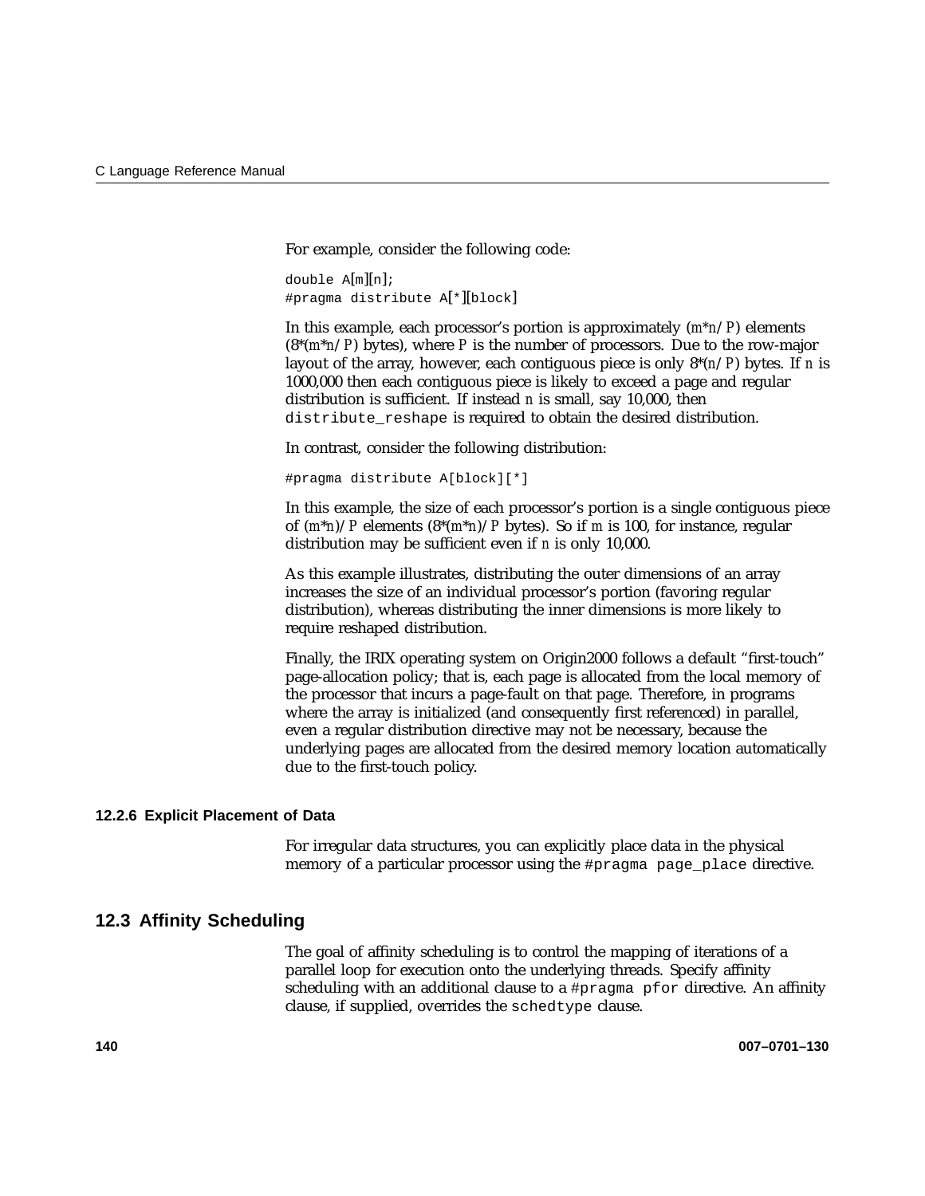For example, consider the following code:

```
double A[m][n];
#pragma distribute A[*][block]
```

In this example, each processor's portion is approximately (`m*n/P`) elements (8*(`m*n/P`) bytes), where `P` is the number of processors. Due to the row-major layout of the array, however, each contiguous piece is only 8*(`n/P`) bytes. If `n` is 1000,000 then each contiguous piece is likely to exceed a page and regular distribution is sufficient. If instead `n` is small, say 10,000, then `distribute_reshape` is required to obtain the desired distribution.

In contrast, consider the following distribution:

```
#pragma distribute A[block][*]
```

In this example, the size of each processor's portion is a single contiguous piece of (`m*n`)/`P` elements (8*(`m*n`)/`P` bytes). So if `m` is 100, for instance, regular distribution may be sufficient even if `n` is only 10,000.

As this example illustrates, distributing the outer dimensions of an array increases the size of an individual processor's portion (favoring regular distribution), whereas distributing the inner dimensions is more likely to require reshaped distribution.

Finally, the IRIX operating system on Origin2000 follows a default "first-touch" page-allocation policy; that is, each page is allocated from the local memory of the processor that incurs a page-fault on that page. Therefore, in programs where the array is initialized (and consequently first referenced) in parallel, even a regular distribution directive may not be necessary, because the underlying pages are allocated from the desired memory location automatically due to the first-touch policy.

### 12.2.6 Explicit Placement of Data

For irregular data structures, you can explicitly place data in the physical memory of a particular processor using the `#pragma page_place` directive.

## 12.3 Affinity Scheduling

The goal of affinity scheduling is to control the mapping of iterations of a parallel loop for execution onto the underlying threads. Specify affinity scheduling with an additional clause to a `#pragma pfor` directive. An affinity clause, if supplied, overrides the `schedtype` clause.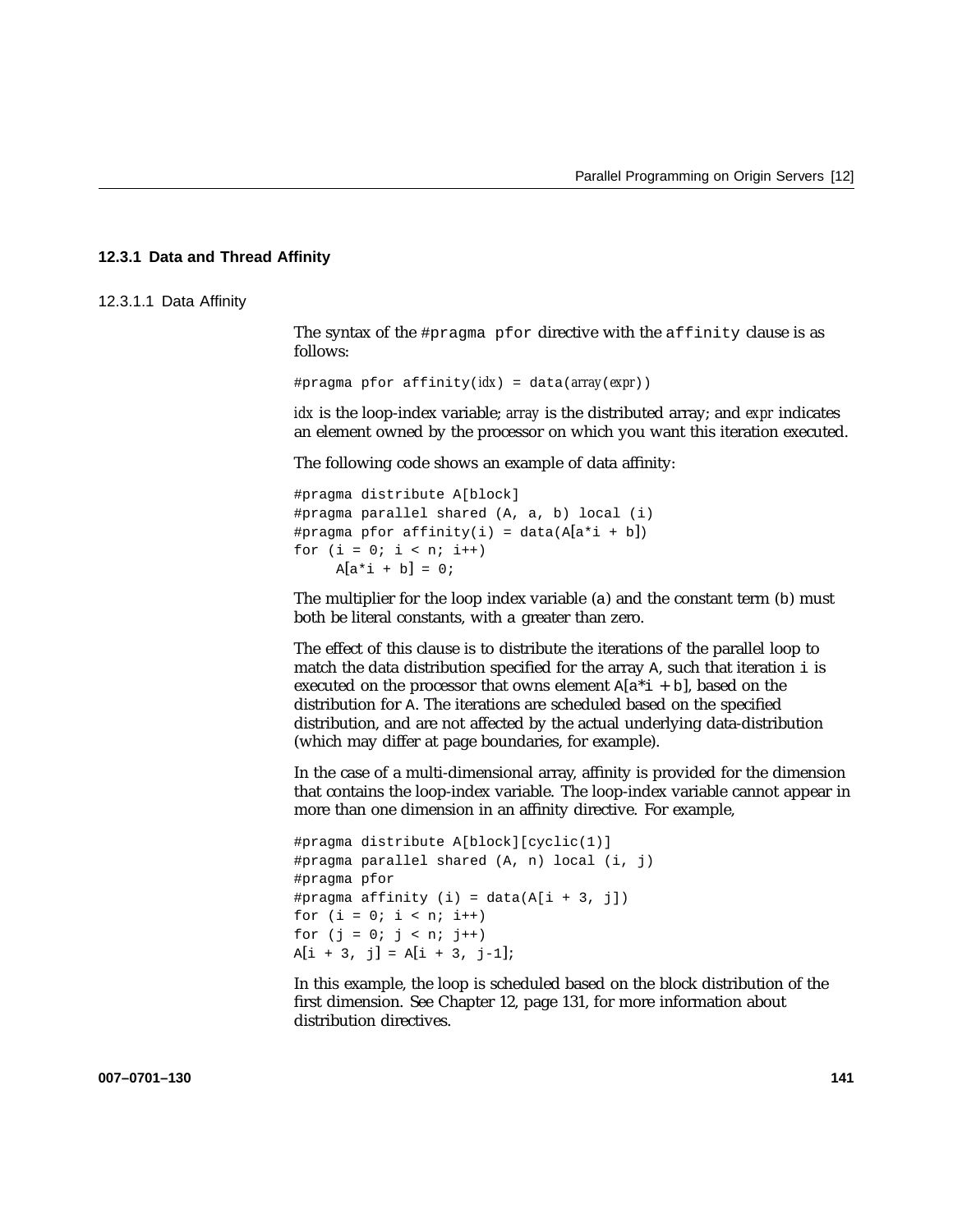### 12.3.1 Data and Thread Affinity

#### 12.3.1.1 Data Affinity

The syntax of the `#pragma pfor` directive with the `affinity` clause is as follows:

```
#pragma pfor affinity(idx) = data(array(expr))
```

*idx* is the loop-index variable; *array* is the distributed array; and *expr* indicates an element owned by the processor on which you want this iteration executed.

The following code shows an example of data affinity:

```
#pragma distribute A[block]
#pragma parallel shared (A, a, b) local (i)
#pragma pfor affinity(i) = data(A[a*i + b])
for (i = 0; i < n; i++)
     A[a*i + b] = 0;
```

The multiplier for the loop index variable (a) and the constant term (b) must both be literal constants, with a greater than zero.

The effect of this clause is to distribute the iterations of the parallel loop to match the data distribution specified for the array `A`, such that iteration `i` is executed on the processor that owns element `A[a*i + b]`, based on the distribution for `A`. The iterations are scheduled based on the specified distribution, and are not affected by the actual underlying data-distribution (which may differ at page boundaries, for example).

In the case of a multi-dimensional array, affinity is provided for the dimension that contains the loop-index variable. The loop-index variable cannot appear in more than one dimension in an affinity directive. For example,

```
#pragma distribute A[block][cyclic(1)]
#pragma parallel shared (A, n) local (i, j)
#pragma pfor
#pragma affinity (i) = data(A[i + 3, j])
for (i = 0; i < n; i++)
for (j = 0; j < n; j++)
A[i + 3, j] = A[i + 3, j-1];
```

In this example, the loop is scheduled based on the block distribution of the first dimension. See Chapter 12, page 131, for more information about distribution directives.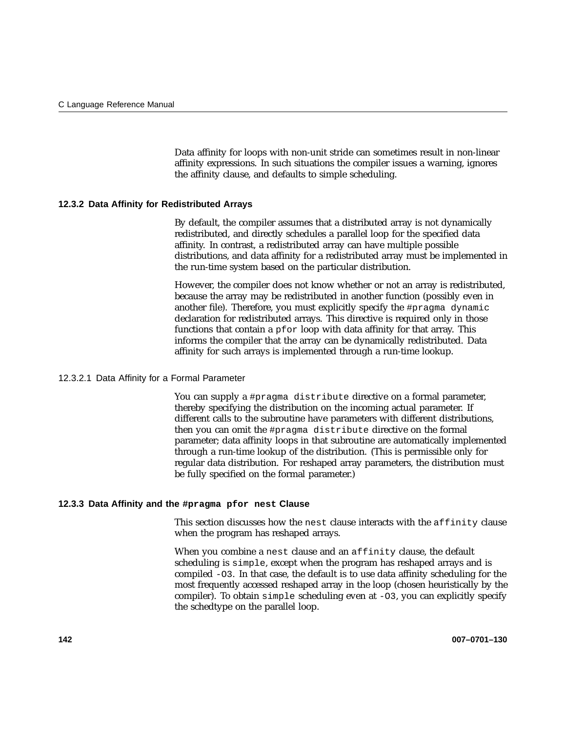Data affinity for loops with non-unit stride can sometimes result in non-linear affinity expressions. In such situations the compiler issues a warning, ignores the affinity clause, and defaults to simple scheduling.

### 12.3.2 Data Affinity for Redistributed Arrays

By default, the compiler assumes that a distributed array is not dynamically redistributed, and directly schedules a parallel loop for the specified data affinity. In contrast, a redistributed array can have multiple possible distributions, and data affinity for a redistributed array must be implemented in the run-time system based on the particular distribution.

However, the compiler does not know whether or not an array is redistributed, because the array may be redistributed in another function (possibly even in another file). Therefore, you must explicitly specify the `#pragma dynamic` declaration for redistributed arrays. This directive is required only in those functions that contain a `pfor` loop with data affinity for that array. This informs the compiler that the array can be dynamically redistributed. Data affinity for such arrays is implemented through a run-time lookup.

#### 12.3.2.1 Data Affinity for a Formal Parameter

You can supply a `#pragma distribute` directive on a formal parameter, thereby specifying the distribution on the incoming actual parameter. If different calls to the subroutine have parameters with different distributions, then you can omit the `#pragma distribute` directive on the formal parameter; data affinity loops in that subroutine are automatically implemented through a run-time lookup of the distribution. (This is permissible only for regular data distribution. For reshaped array parameters, the distribution must be fully specified on the formal parameter.)

### 12.3.3 Data Affinity and the `#pragma pfor nest` Clause

This section discusses how the `nest` clause interacts with the `affinity` clause when the program has reshaped arrays.

When you combine a `nest` clause and an `affinity` clause, the default scheduling is `simple`, except when the program has reshaped arrays and is compiled `-O3`. In that case, the default is to use data affinity scheduling for the most frequently accessed reshaped array in the loop (chosen heuristically by the compiler). To obtain `simple` scheduling even at `-O3`, you can explicitly specify the schedtype on the parallel loop.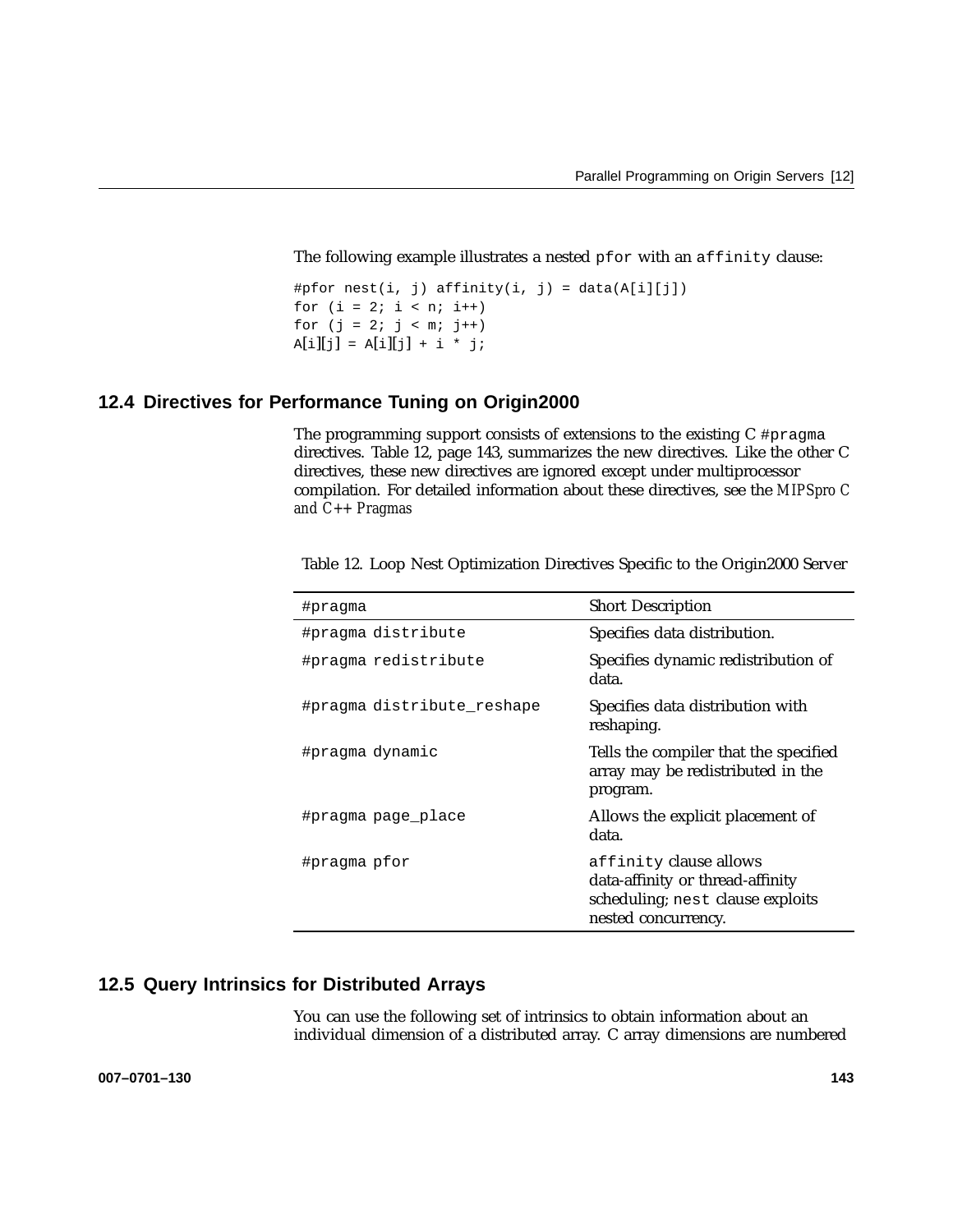The following example illustrates a nested `pfor` with an `affinity` clause:

```
#pfor nest(i, j) affinity(i, j) = data(A[i][j])
for (i = 2; i < n; i++)
for (j = 2; j < m; j++)
A[i][j] = A[i][j] + i * j;
```

## 12.4 Directives for Performance Tuning on Origin2000

The programming support consists of extensions to the existing C `#pragma` directives. Table 12, page 143, summarizes the new directives. Like the other C directives, these new directives are ignored except under multiprocessor compilation. For detailed information about these directives, see the *MIPSpro C and C++ Pragmas*

Table 12. Loop Nest Optimization Directives Specific to the Origin2000 Server

| #pragma | Short Description |
|---|---|
| `#pragma distribute` | Specifies data distribution. |
| `#pragma redistribute` | Specifies dynamic redistribution of data. |
| `#pragma distribute_reshape` | Specifies data distribution with reshaping. |
| `#pragma dynamic` | Tells the compiler that the specified array may be redistributed in the program. |
| `#pragma page_place` | Allows the explicit placement of data. |
| `#pragma pfor` | `affinity` clause allows data-affinity or thread-affinity scheduling; `nest` clause exploits nested concurrency. |

## 12.5 Query Intrinsics for Distributed Arrays

You can use the following set of intrinsics to obtain information about an individual dimension of a distributed array. C array dimensions are numbered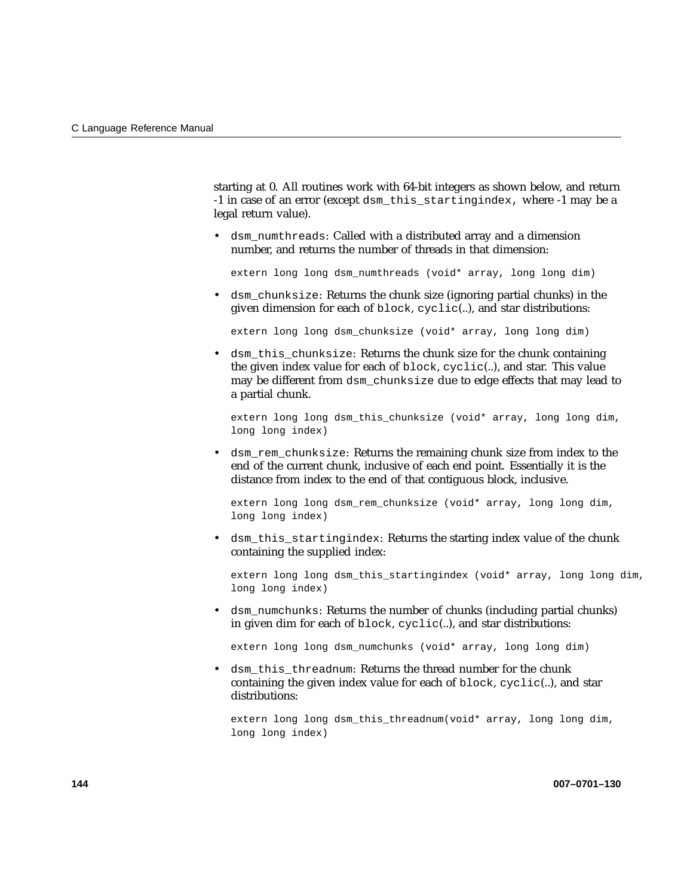starting at 0. All routines work with 64-bit integers as shown below, and return -1 in case of an error (except `dsm_this_startingindex`, where -1 may be a legal return value).

- `dsm_numthreads`: Called with a distributed array and a dimension number, and returns the number of threads in that dimension:

  ```
  extern long long dsm_numthreads (void* array, long long dim)
  ```

- `dsm_chunksize`: Returns the chunk size (ignoring partial chunks) in the given dimension for each of `block`, `cyclic`(..), and star distributions:

  ```
  extern long long dsm_chunksize (void* array, long long dim)
  ```

- `dsm_this_chunksize`: Returns the chunk size for the chunk containing the given index value for each of `block`, `cyclic`(..), and star. This value may be different from `dsm_chunksize` due to edge effects that may lead to a partial chunk.

  ```
  extern long long dsm_this_chunksize (void* array, long long dim,
  long long index)
  ```

- `dsm_rem_chunksize`: Returns the remaining chunk size from index to the end of the current chunk, inclusive of each end point. Essentially it is the distance from index to the end of that contiguous block, inclusive.

  ```
  extern long long dsm_rem_chunksize (void* array, long long dim,
  long long index)
  ```

- `dsm_this_startingindex`: Returns the starting index value of the chunk containing the supplied index:

  ```
  extern long long dsm_this_startingindex (void* array, long long dim,
  long long index)
  ```

- `dsm_numchunks`: Returns the number of chunks (including partial chunks) in given dim for each of `block`, `cyclic`(..), and star distributions:

  ```
  extern long long dsm_numchunks (void* array, long long dim)
  ```

- `dsm_this_threadnum`: Returns the thread number for the chunk containing the given index value for each of `block`, `cyclic`(..), and star distributions:

  ```
  extern long long dsm_this_threadnum(void* array, long long dim,
  long long index)
  ```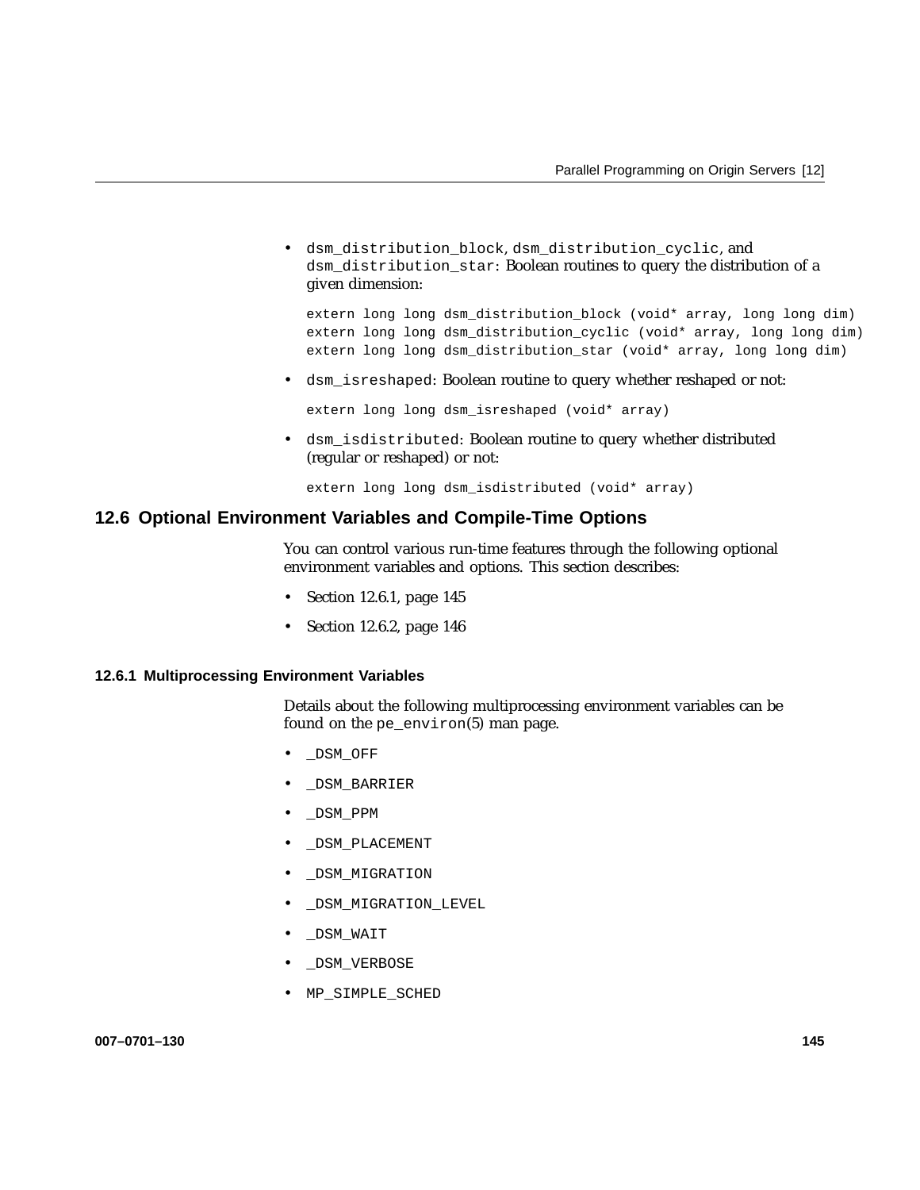- `dsm_distribution_block`, `dsm_distribution_cyclic`, and `dsm_distribution_star`: Boolean routines to query the distribution of a given dimension:

```
extern long long dsm_distribution_block (void* array, long long dim)
extern long long dsm_distribution_cyclic (void* array, long long dim)
extern long long dsm_distribution_star (void* array, long long dim)
```

- `dsm_isreshaped`: Boolean routine to query whether reshaped or not:

```
extern long long dsm_isreshaped (void* array)
```

- `dsm_isdistributed`: Boolean routine to query whether distributed (regular or reshaped) or not:

```
extern long long dsm_isdistributed (void* array)
```

## 12.6 Optional Environment Variables and Compile-Time Options

You can control various run-time features through the following optional environment variables and options. This section describes:

- Section 12.6.1, page 145
- Section 12.6.2, page 146

### 12.6.1 Multiprocessing Environment Variables

Details about the following multiprocessing environment variables can be found on the `pe_environ`(5) man page.

- `_DSM_OFF`
- `_DSM_BARRIER`
- `_DSM_PPM`
- `_DSM_PLACEMENT`
- `_DSM_MIGRATION`
- `_DSM_MIGRATION_LEVEL`
- `_DSM_WAIT`
- `_DSM_VERBOSE`
- `MP_SIMPLE_SCHED`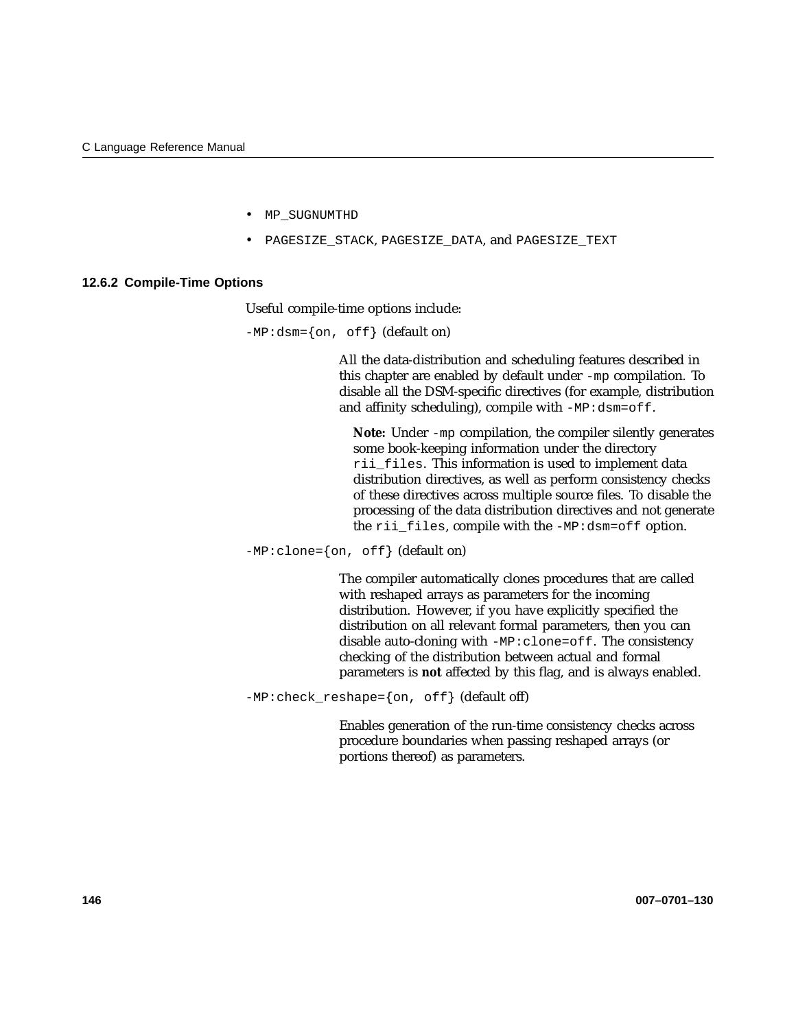- `MP_SUGNUMTHD`
- `PAGESIZE_STACK`, `PAGESIZE_DATA`, and `PAGESIZE_TEXT`

### 12.6.2 Compile-Time Options

Useful compile-time options include:

`-MP:dsm={on, off}` (default on)

> All the data-distribution and scheduling features described in this chapter are enabled by default under `-mp` compilation. To disable all the DSM-specific directives (for example, distribution and affinity scheduling), compile with `-MP:dsm=off`.
>
> **Note:** Under `-mp` compilation, the compiler silently generates some book-keeping information under the directory `rii_files`. This information is used to implement data distribution directives, as well as perform consistency checks of these directives across multiple source files. To disable the processing of the data distribution directives and not generate the `rii_files`, compile with the `-MP:dsm=off` option.

`-MP:clone={on, off}` (default on)

> The compiler automatically clones procedures that are called with reshaped arrays as parameters for the incoming distribution. However, if you have explicitly specified the distribution on all relevant formal parameters, then you can disable auto-cloning with `-MP:clone=off`. The consistency checking of the distribution between actual and formal parameters is **not** affected by this flag, and is always enabled.

`-MP:check_reshape={on, off}` (default off)

> Enables generation of the run-time consistency checks across procedure boundaries when passing reshaped arrays (or portions thereof) as parameters.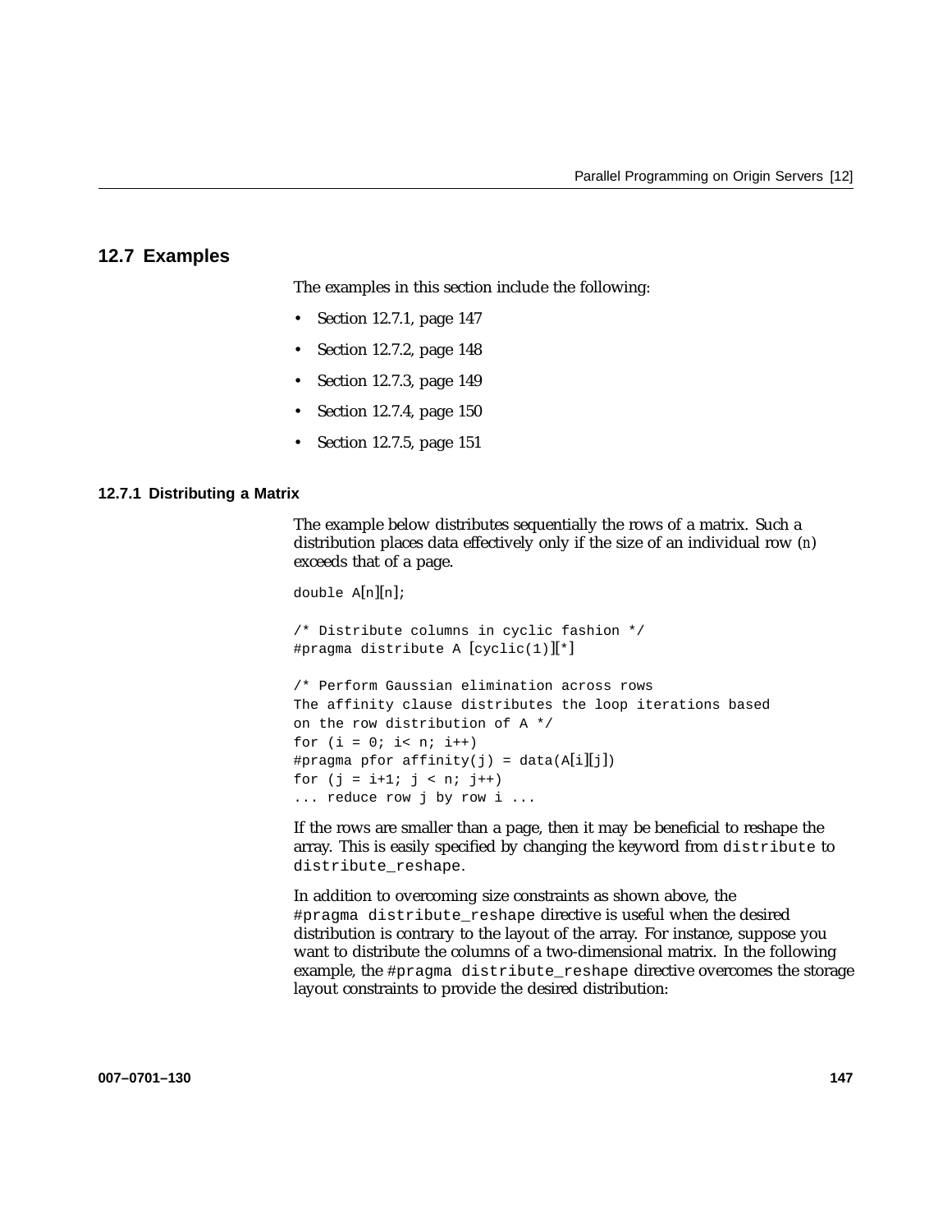## 12.7 Examples

The examples in this section include the following:

- Section 12.7.1, page 147
- Section 12.7.2, page 148
- Section 12.7.3, page 149
- Section 12.7.4, page 150
- Section 12.7.5, page 151

### 12.7.1 Distributing a Matrix

The example below distributes sequentially the rows of a matrix. Such a distribution places data effectively only if the size of an individual row (n) exceeds that of a page.

```
double A[n][n];

/* Distribute columns in cyclic fashion */
#pragma distribute A [cyclic(1)][*]

/* Perform Gaussian elimination across rows
The affinity clause distributes the loop iterations based
on the row distribution of A */
for (i = 0; i< n; i++)
#pragma pfor affinity(j) = data(A[i][j])
for (j = i+1; j < n; j++)
... reduce row j by row i ...
```

If the rows are smaller than a page, then it may be beneficial to reshape the array. This is easily specified by changing the keyword from `distribute` to `distribute_reshape`.

In addition to overcoming size constraints as shown above, the `#pragma distribute_reshape` directive is useful when the desired distribution is contrary to the layout of the array. For instance, suppose you want to distribute the columns of a two-dimensional matrix. In the following example, the `#pragma distribute_reshape` directive overcomes the storage layout constraints to provide the desired distribution: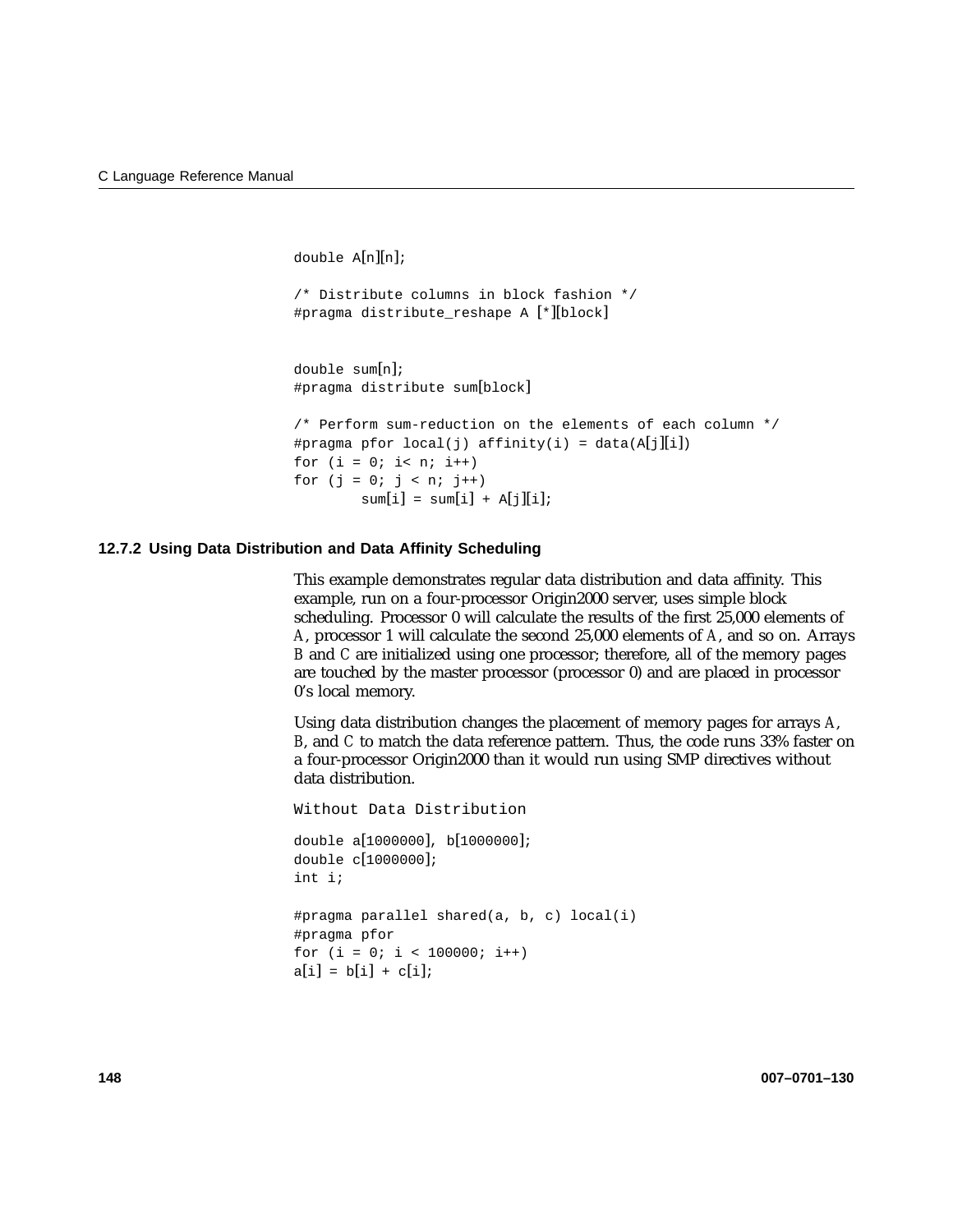```
double A[n][n];

/* Distribute columns in block fashion */
#pragma distribute_reshape A [*][block]


double sum[n];
#pragma distribute sum[block]

/* Perform sum-reduction on the elements of each column */
#pragma pfor local(j) affinity(i) = data(A[j][i])
for (i = 0; i< n; i++)
for (j = 0; j < n; j++)
        sum[i] = sum[i] + A[j][i];
```

### 12.7.2 Using Data Distribution and Data Affinity Scheduling

This example demonstrates regular data distribution and data affinity. This example, run on a four-processor Origin2000 server, uses simple block scheduling. Processor 0 will calculate the results of the first 25,000 elements of `A`, processor 1 will calculate the second 25,000 elements of `A`, and so on. Arrays `B` and `C` are initialized using one processor; therefore, all of the memory pages are touched by the master processor (processor 0) and are placed in processor 0's local memory.

Using data distribution changes the placement of memory pages for arrays `A`, `B`, and `C` to match the data reference pattern. Thus, the code runs 33% faster on a four-processor Origin2000 than it would run using SMP directives without data distribution.

```
Without Data Distribution
```

```
double a[1000000], b[1000000];
double c[1000000];
int i;

#pragma parallel shared(a, b, c) local(i)
#pragma pfor
for (i = 0; i < 100000; i++)
a[i] = b[i] + c[i];
```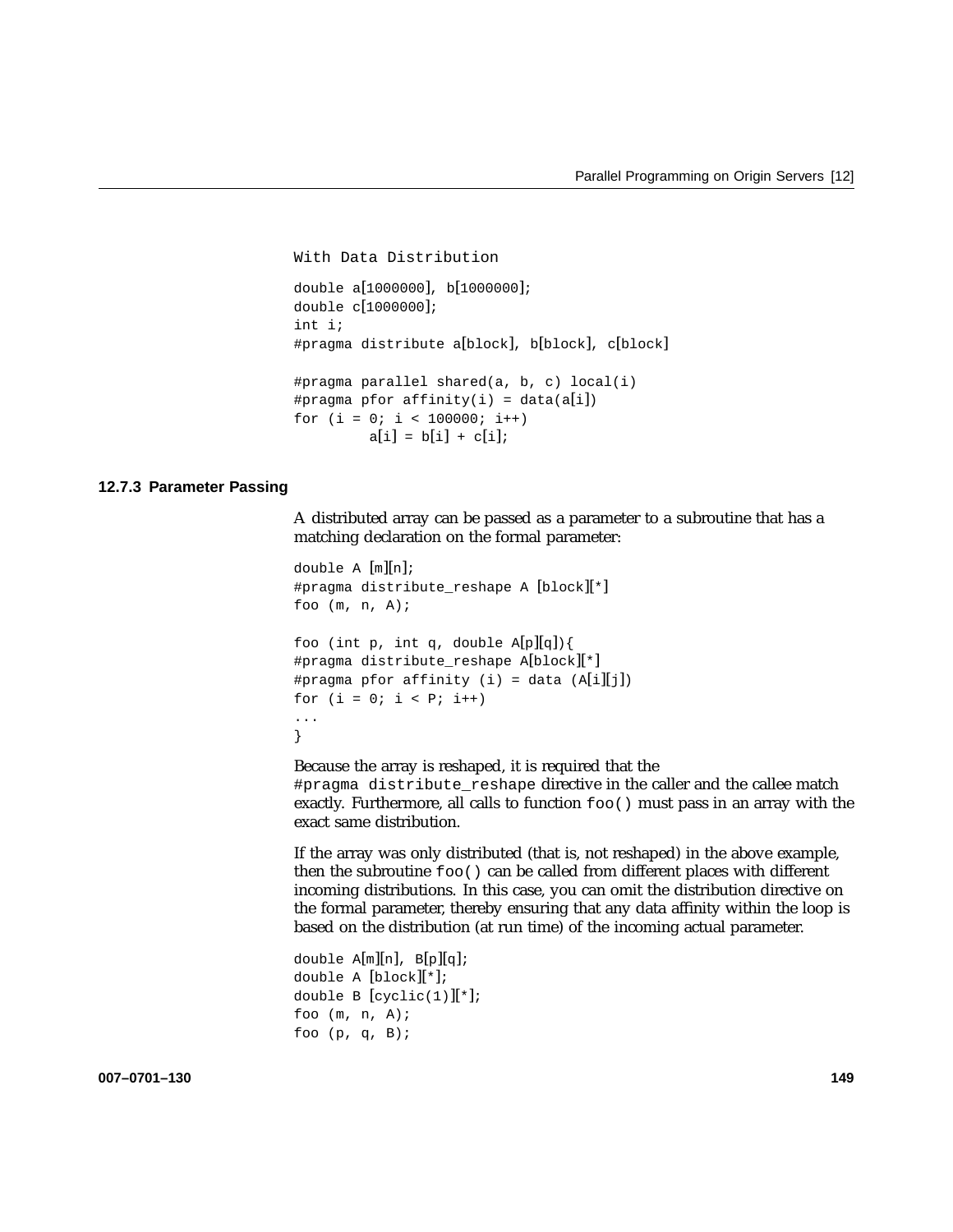```
With Data Distribution

double a[1000000], b[1000000];
double c[1000000];
int i;
#pragma distribute a[block], b[block], c[block]

#pragma parallel shared(a, b, c) local(i)
#pragma pfor affinity(i) = data(a[i])
for (i = 0; i < 100000; i++)
         a[i] = b[i] + c[i];
```

### 12.7.3 Parameter Passing

A distributed array can be passed as a parameter to a subroutine that has a matching declaration on the formal parameter:

```
double A [m][n];
#pragma distribute_reshape A [block][*]
foo (m, n, A);

foo (int p, int q, double A[p][q]){
#pragma distribute_reshape A[block][*]
#pragma pfor affinity (i) = data (A[i][j])
for (i = 0; i < P; i++)
...
}
```

Because the array is reshaped, it is required that the `#pragma distribute_reshape` directive in the caller and the callee match exactly. Furthermore, all calls to function `foo()` must pass in an array with the exact same distribution.

If the array was only distributed (that is, not reshaped) in the above example, then the subroutine `foo()` can be called from different places with different incoming distributions. In this case, you can omit the distribution directive on the formal parameter, thereby ensuring that any data affinity within the loop is based on the distribution (at run time) of the incoming actual parameter.

```
double A[m][n], B[p][q];
double A [block][*];
double B [cyclic(1)][*];
foo (m, n, A);
foo (p, q, B);
```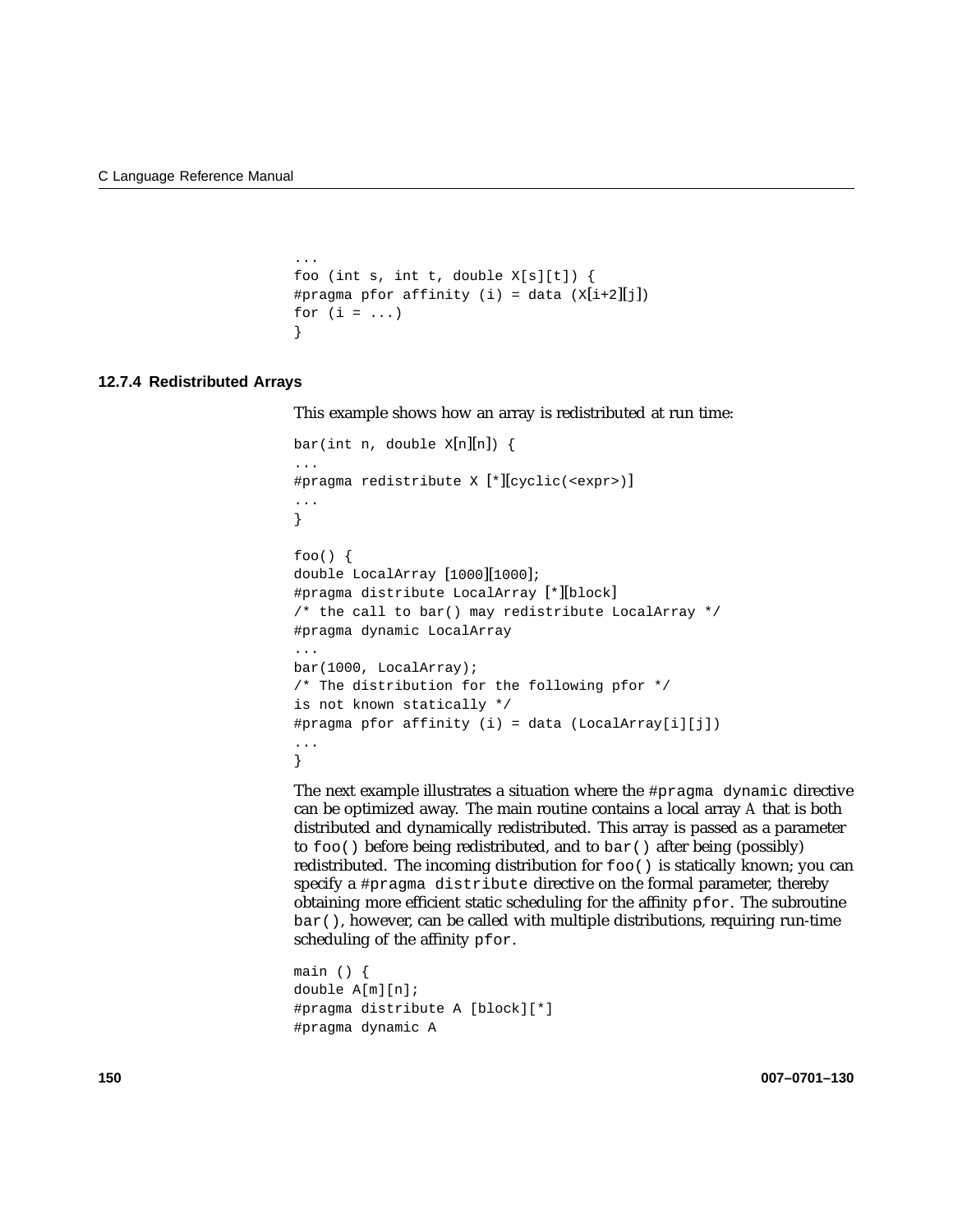```
...
foo (int s, int t, double X[s][t]) {
#pragma pfor affinity (i) = data (X[i+2][j])
for (i = ...)
}
```

### 12.7.4 Redistributed Arrays

This example shows how an array is redistributed at run time:

```
bar(int n, double X[n][n]) {
...
#pragma redistribute X [*][cyclic(<expr>)]
...
}

foo() {
double LocalArray [1000][1000];
#pragma distribute LocalArray [*][block]
/* the call to bar() may redistribute LocalArray */
#pragma dynamic LocalArray
...
bar(1000, LocalArray);
/* The distribution for the following pfor */
is not known statically */
#pragma pfor affinity (i) = data (LocalArray[i][j])
...
}
```

The next example illustrates a situation where the `#pragma dynamic` directive can be optimized away. The main routine contains a local array *A* that is both distributed and dynamically redistributed. This array is passed as a parameter to `foo()` before being redistributed, and to `bar()` after being (possibly) redistributed. The incoming distribution for `foo()` is statically known; you can specify a `#pragma distribute` directive on the formal parameter, thereby obtaining more efficient static scheduling for the affinity `pfor`. The subroutine `bar()`, however, can be called with multiple distributions, requiring run-time scheduling of the affinity `pfor`.

```
main () {
double A[m][n];
#pragma distribute A [block][*]
#pragma dynamic A
```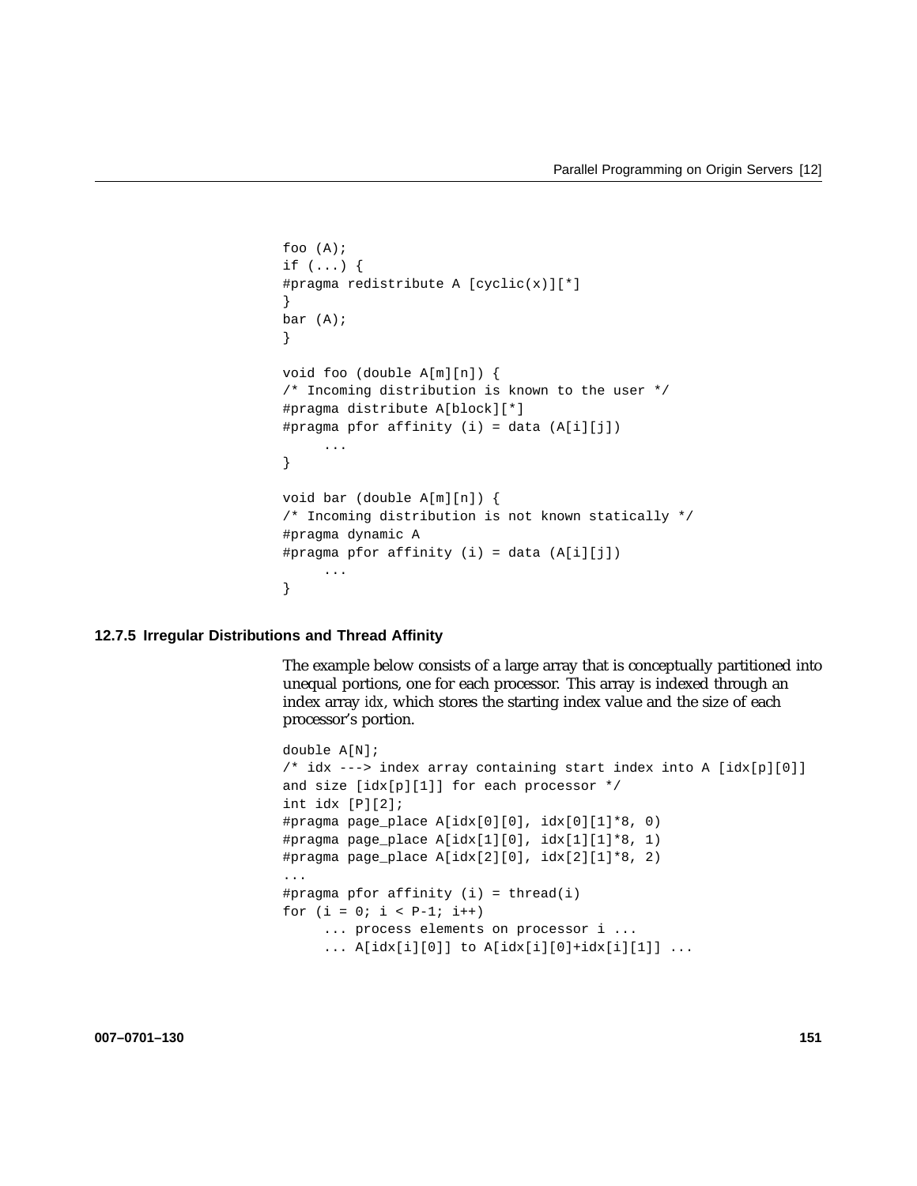```
foo (A);
if (...) {
#pragma redistribute A [cyclic(x)][*]
}
bar (A);
}

void foo (double A[m][n]) {
/* Incoming distribution is known to the user */
#pragma distribute A[block][*]
#pragma pfor affinity (i) = data (A[i][j])
     ...
}

void bar (double A[m][n]) {
/* Incoming distribution is not known statically */
#pragma dynamic A
#pragma pfor affinity (i) = data (A[i][j])
     ...
}
```

### 12.7.5 Irregular Distributions and Thread Affinity

The example below consists of a large array that is conceptually partitioned into unequal portions, one for each processor. This array is indexed through an index array *idx*, which stores the starting index value and the size of each processor's portion.

```
double A[N];
/* idx ---> index array containing start index into A [idx[p][0]]
and size [idx[p][1]] for each processor */
int idx [P][2];
#pragma page_place A[idx[0][0], idx[0][1]*8, 0)
#pragma page_place A[idx[1][0], idx[1][1]*8, 1)
#pragma page_place A[idx[2][0], idx[2][1]*8, 2)
...
#pragma pfor affinity (i) = thread(i)
for (i = 0; i < P-1; i++)
     ... process elements on processor i ...
     ... A[idx[i][0]] to A[idx[i][0]+idx[i][1]] ...
```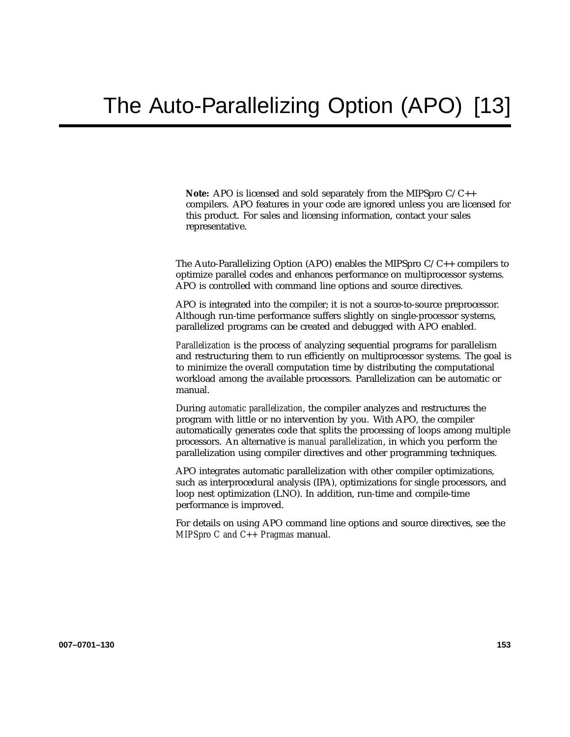# The Auto-Parallelizing Option (APO) [13]

> **Note:** APO is licensed and sold separately from the MIPSpro C/C++ compilers. APO features in your code are ignored unless you are licensed for this product. For sales and licensing information, contact your sales representative.

The Auto-Parallelizing Option (APO) enables the MIPSpro C/C++ compilers to optimize parallel codes and enhances performance on multiprocessor systems. APO is controlled with command line options and source directives.

APO is integrated into the compiler; it is not a source-to-source preprocessor. Although run-time performance suffers slightly on single-processor systems, parallelized programs can be created and debugged with APO enabled.

*Parallelization* is the process of analyzing sequential programs for parallelism and restructuring them to run efficiently on multiprocessor systems. The goal is to minimize the overall computation time by distributing the computational workload among the available processors. Parallelization can be automatic or manual.

During *automatic parallelization*, the compiler analyzes and restructures the program with little or no intervention by you. With APO, the compiler automatically generates code that splits the processing of loops among multiple processors. An alternative is *manual parallelization*, in which you perform the parallelization using compiler directives and other programming techniques.

APO integrates automatic parallelization with other compiler optimizations, such as interprocedural analysis (IPA), optimizations for single processors, and loop nest optimization (LNO). In addition, run-time and compile-time performance is improved.

For details on using APO command line options and source directives, see the *MIPSpro C and C++ Pragmas* manual.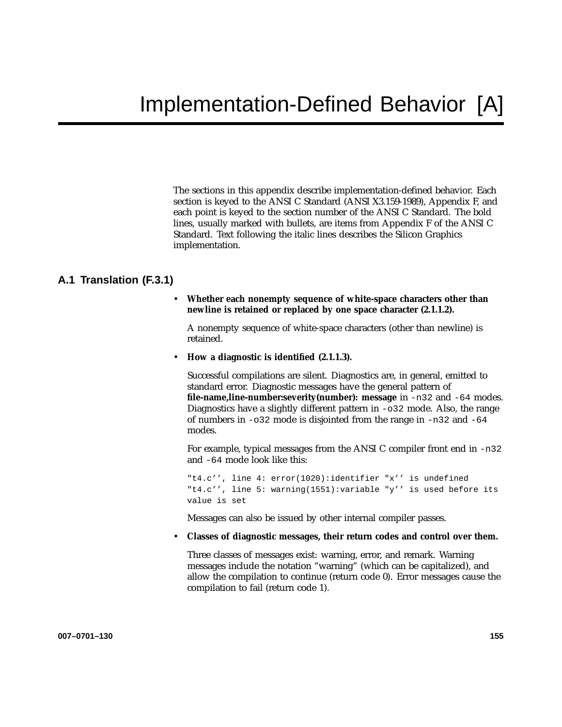# Implementation-Defined Behavior [A]

The sections in this appendix describe implementation-defined behavior. Each section is keyed to the ANSI C Standard (ANSI X3.159-1989), Appendix F, and each point is keyed to the section number of the ANSI C Standard. The bold lines, usually marked with bullets, are items from Appendix F of the ANSI C Standard. Text following the italic lines describes the Silicon Graphics implementation.

## A.1 Translation (F.3.1)

- **Whether each nonempty sequence of white-space characters other than newline is retained or replaced by one space character (2.1.1.2).**

  A nonempty sequence of white-space characters (other than newline) is retained.

- **How a diagnostic is identified (2.1.1.3).**

  Successful compilations are silent. Diagnostics are, in general, emitted to standard error. Diagnostic messages have the general pattern of **file-name,line-number:severity(number): message** in `-n32` and `-64` modes. Diagnostics have a slightly different pattern in `-o32` mode. Also, the range of numbers in `-o32` mode is disjointed from the range in `-n32` and `-64` modes.

  For example, typical messages from the ANSI C compiler front end in `-n32` and `-64` mode look like this:

  ```
  "t4.c’’, line 4: error(1020):identifier "x’’ is undefined
  "t4.c’’, line 5: warning(1551):variable "y’’ is used before its
  value is set
  ```

  Messages can also be issued by other internal compiler passes.

- **Classes of diagnostic messages, their return codes and control over them.**

  Three classes of messages exist: warning, error, and remark. Warning messages include the notation “warning” (which can be capitalized), and allow the compilation to continue (return code 0). Error messages cause the compilation to fail (return code 1).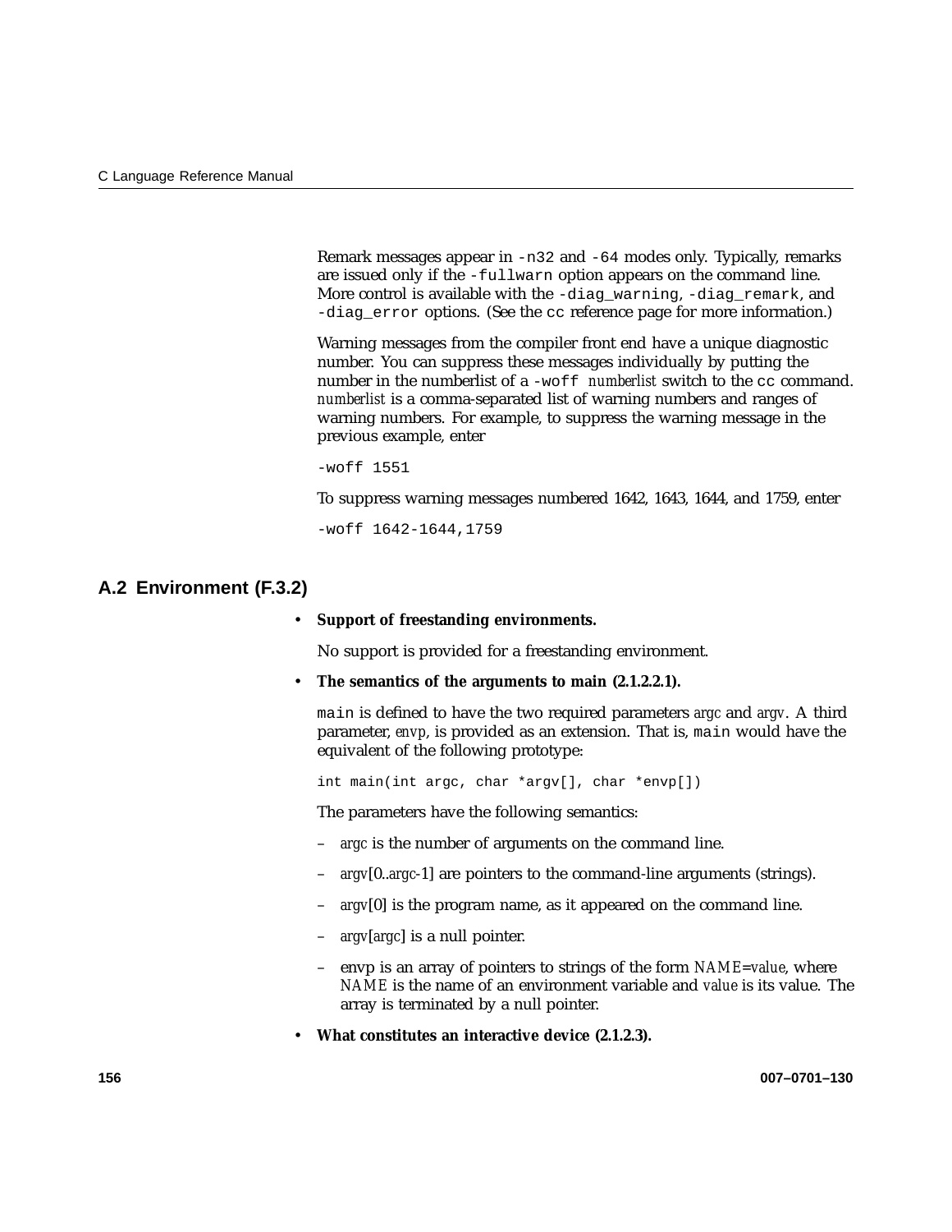Remark messages appear in `-n32` and `-64` modes only. Typically, remarks are issued only if the `-fullwarn` option appears on the command line. More control is available with the `-diag_warning`, `-diag_remark`, and `-diag_error` options. (See the `cc` reference page for more information.)

Warning messages from the compiler front end have a unique diagnostic number. You can suppress these messages individually by putting the number in the numberlist of a `-woff` *numberlist* switch to the `cc` command. *numberlist* is a comma-separated list of warning numbers and ranges of warning numbers. For example, to suppress the warning message in the previous example, enter

```
-woff 1551
```

To suppress warning messages numbered 1642, 1643, 1644, and 1759, enter

```
-woff 1642-1644,1759
```

## A.2 Environment (F.3.2)

- **Support of freestanding environments.**

  No support is provided for a freestanding environment.

- **The semantics of the arguments to main (2.1.2.2.1).**

  `main` is defined to have the two required parameters *argc* and *argv*. A third parameter, *envp*, is provided as an extension. That is, `main` would have the equivalent of the following prototype:

  ```
  int main(int argc, char *argv[], char *envp[])
  ```

  The parameters have the following semantics:

  – *argc* is the number of arguments on the command line.

  – *argv*[0..*argc*-1] are pointers to the command-line arguments (strings).

  – *argv*[0] is the program name, as it appeared on the command line.

  – *argv*[*argc*] is a null pointer.

  – envp is an array of pointers to strings of the form *NAME*=*value*, where *NAME* is the name of an environment variable and *value* is its value. The array is terminated by a null pointer.

- **What constitutes an interactive device (2.1.2.3).**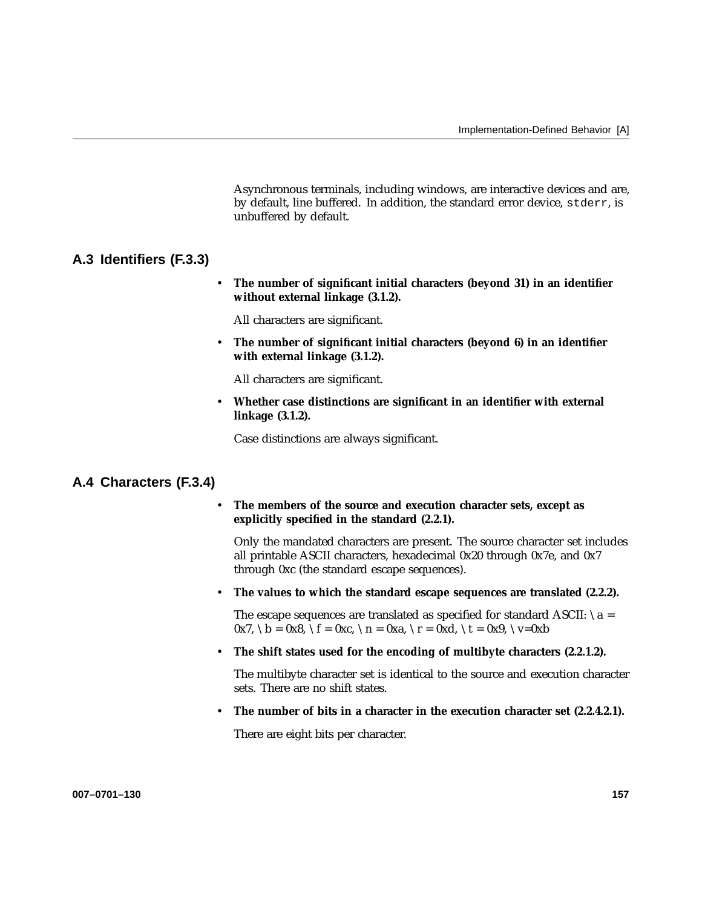Asynchronous terminals, including windows, are interactive devices and are, by default, line buffered. In addition, the standard error device, `stderr`, is unbuffered by default.

## A.3 Identifiers (F.3.3)

- **The number of significant initial characters (beyond 31) in an identifier without external linkage (3.1.2).**

  All characters are significant.

- **The number of significant initial characters (beyond 6) in an identifier with external linkage (3.1.2).**

  All characters are significant.

- **Whether case distinctions are significant in an identifier with external linkage (3.1.2).**

  Case distinctions are always significant.

## A.4 Characters (F.3.4)

- **The members of the source and execution character sets, except as explicitly specified in the standard (2.2.1).**

  Only the mandated characters are present. The source character set includes all printable ASCII characters, hexadecimal 0x20 through 0x7e, and 0x7 through 0xc (the standard escape sequences).

- **The values to which the standard escape sequences are translated (2.2.2).**

  The escape sequences are translated as specified for standard ASCII: \ a = 0x7, \ b = 0x8, \ f = 0xc, \ n = 0xa, \ r = 0xd, \ t = 0x9, \ v=0xb

- **The shift states used for the encoding of multibyte characters (2.2.1.2).**

  The multibyte character set is identical to the source and execution character sets. There are no shift states.

- **The number of bits in a character in the execution character set (2.2.4.2.1).**

  There are eight bits per character.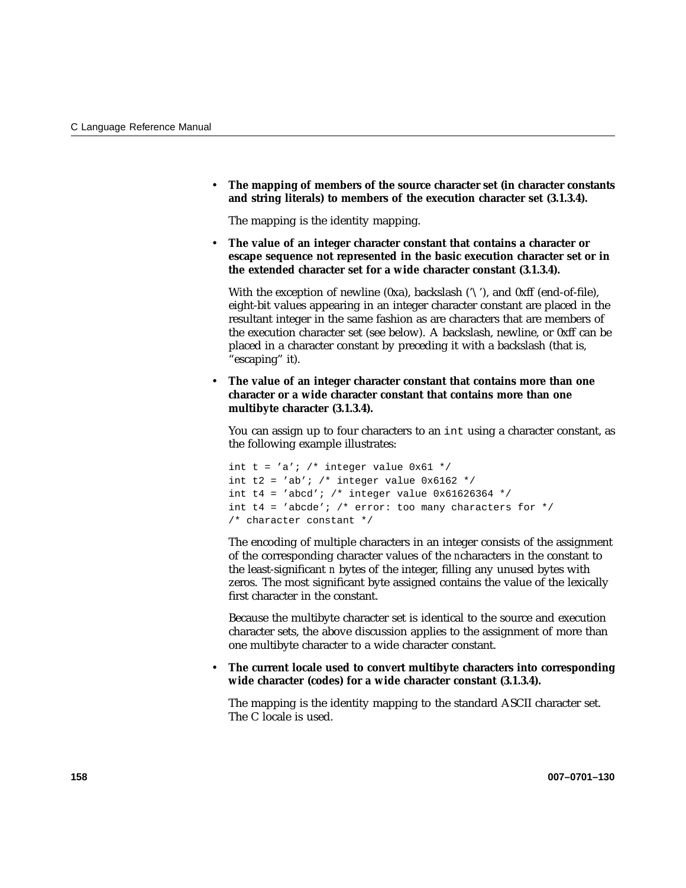- **The mapping of members of the source character set (in character constants and string literals) to members of the execution character set (3.1.3.4).**

  The mapping is the identity mapping.

- **The value of an integer character constant that contains a character or escape sequence not represented in the basic execution character set or in the extended character set for a wide character constant (3.1.3.4).**

  With the exception of newline (0xa), backslash ('\'), and 0xff (end-of-file), eight-bit values appearing in an integer character constant are placed in the resultant integer in the same fashion as are characters that are members of the execution character set (see below). A backslash, newline, or 0xff can be placed in a character constant by preceding it with a backslash (that is, "escaping" it).

- **The value of an integer character constant that contains more than one character or a wide character constant that contains more than one multibyte character (3.1.3.4).**

  You can assign up to four characters to an `int` using a character constant, as the following example illustrates:

  ```
  int t = 'a'; /* integer value 0x61 */
  int t2 = 'ab'; /* integer value 0x6162 */
  int t4 = 'abcd'; /* integer value 0x61626364 */
  int t4 = 'abcde'; /* error: too many characters for */
  /* character constant */
  ```

  The encoding of multiple characters in an integer consists of the assignment of the corresponding character values of the *n*characters in the constant to the least-significant *n* bytes of the integer, filling any unused bytes with zeros. The most significant byte assigned contains the value of the lexically first character in the constant.

  Because the multibyte character set is identical to the source and execution character sets, the above discussion applies to the assignment of more than one multibyte character to a wide character constant.

- **The current locale used to convert multibyte characters into corresponding wide character (codes) for a wide character constant (3.1.3.4).**

  The mapping is the identity mapping to the standard ASCII character set. The C locale is used.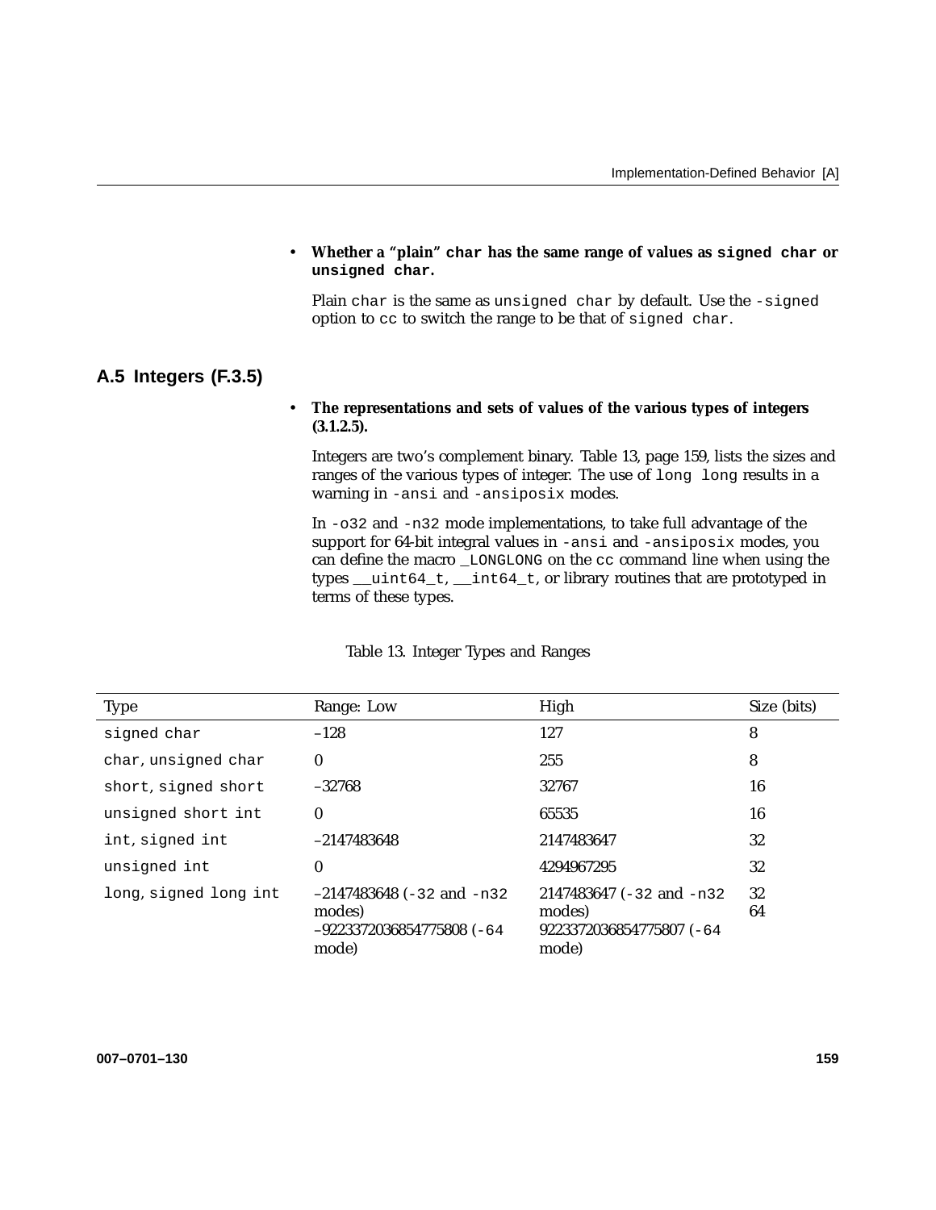- **Whether a "plain" `char` has the same range of values as `signed char` or `unsigned char`.**

  Plain `char` is the same as `unsigned char` by default. Use the `-signed` option to `cc` to switch the range to be that of `signed char`.

## A.5 Integers (F.3.5)

- **The representations and sets of values of the various types of integers (3.1.2.5).**

  Integers are two's complement binary. Table 13, page 159, lists the sizes and ranges of the various types of integer. The use of `long long` results in a warning in `-ansi` and `-ansiposix` modes.

  In `-o32` and `-n32` mode implementations, to take full advantage of the support for 64-bit integral values in `-ansi` and `-ansiposix` modes, you can define the macro `_LONGLONG` on the `cc` command line when using the types `__uint64_t`, `__int64_t`, or library routines that are prototyped in terms of these types.

Table 13. Integer Types and Ranges

| Type | Range: Low | High | Size (bits) |
|---|---|---|---|
| `signed char` | –128 | 127 | 8 |
| `char`, `unsigned char` | 0 | 255 | 8 |
| `short`, `signed short` | –32768 | 32767 | 16 |
| `unsigned short int` | 0 | 65535 | 16 |
| `int`, `signed int` | –2147483648 | 2147483647 | 32 |
| `unsigned int` | 0 | 4294967295 | 32 |
| `long`, `signed long int` | –2147483648 (`-32` and `-n32` modes)<br>–9223372036854775808 (`-64` mode) | 2147483647 (`-32` and `-n32` modes)<br>9223372036854775807 (`-64` mode) | 32<br>64 |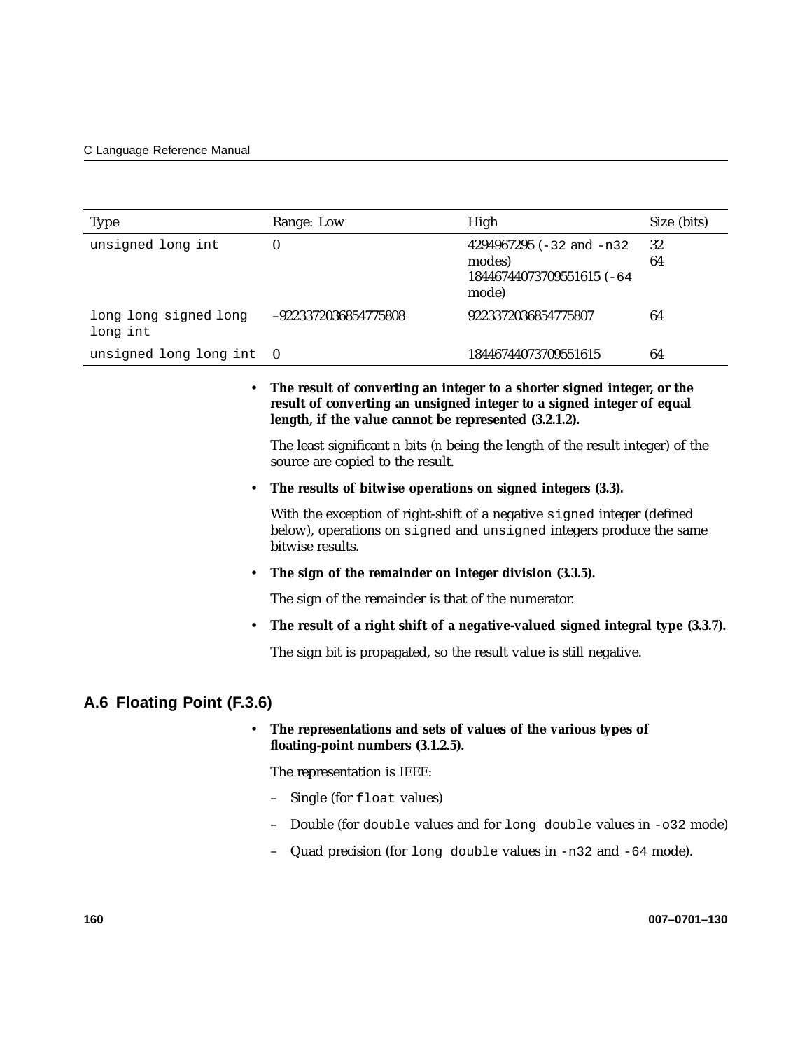| Type | Range: Low | High | Size (bits) |
|---|---|---|---|
| `unsigned long int` | 0 | 4294967295 (`-32` and `-n32` modes)<br>18446744073709551615 (`-64` mode) | 32<br>64 |
| `long long signed long long int` | –9223372036854775808 | 9223372036854775807 | 64 |
| `unsigned long long int` | 0 | 18446744073709551615 | 64 |

- **The result of converting an integer to a shorter signed integer, or the result of converting an unsigned integer to a signed integer of equal length, if the value cannot be represented (3.2.1.2).**

  The least significant *n* bits (*n* being the length of the result integer) of the source are copied to the result.

- **The results of bitwise operations on signed integers (3.3).**

  With the exception of right-shift of a negative `signed` integer (defined below), operations on `signed` and `unsigned` integers produce the same bitwise results.

- **The sign of the remainder on integer division (3.3.5).**

  The sign of the remainder is that of the numerator.

- **The result of a right shift of a negative-valued signed integral type (3.3.7).**

  The sign bit is propagated, so the result value is still negative.

## A.6 Floating Point (F.3.6)

- **The representations and sets of values of the various types of floating-point numbers (3.1.2.5).**

  The representation is IEEE:

  – Single (for `float` values)

  – Double (for `double` values and for `long double` values in `-o32` mode)

  – Quad precision (for `long double` values in `-n32` and `-64` mode).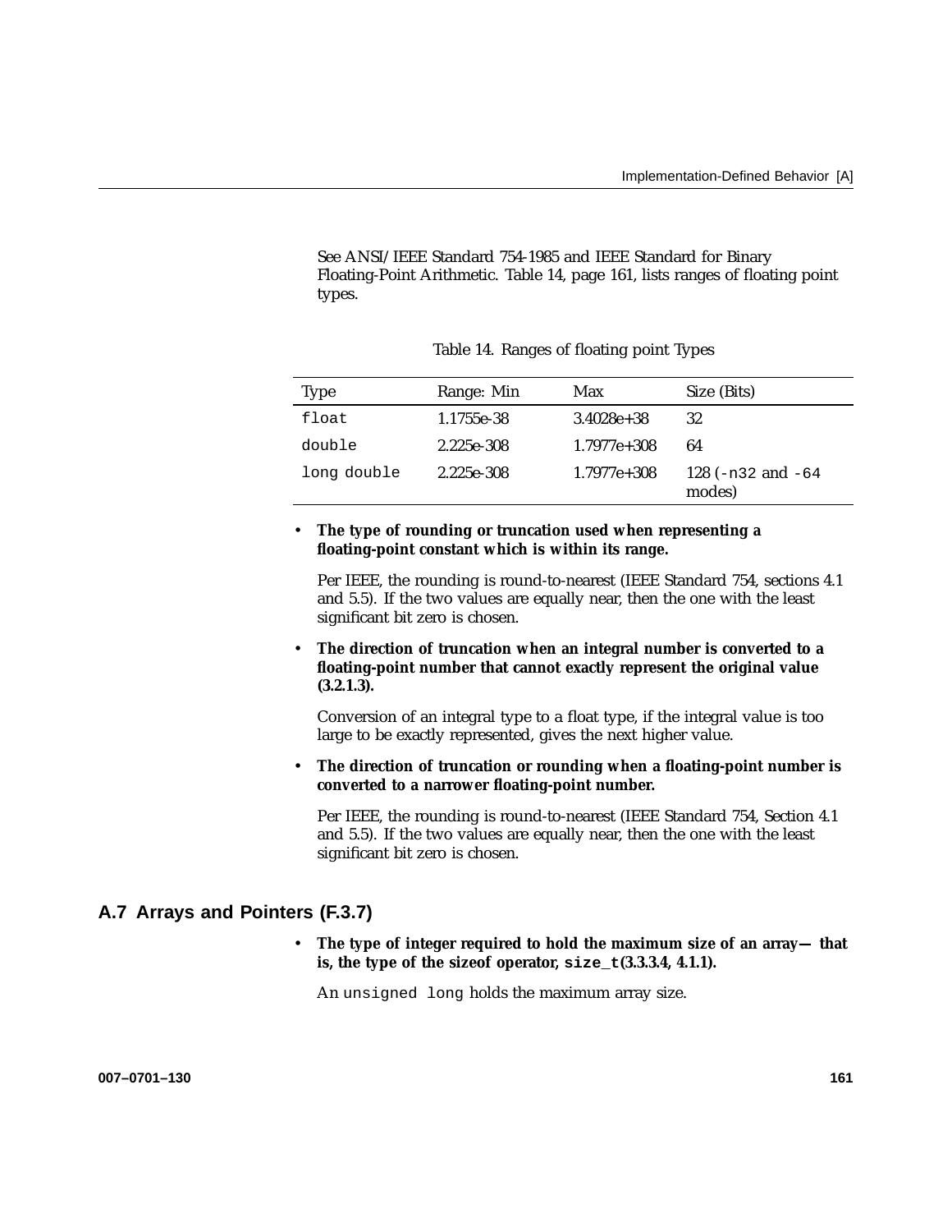See ANSI/IEEE Standard 754-1985 and IEEE Standard for Binary Floating-Point Arithmetic. Table 14, page 161, lists ranges of floating point types.

Table 14. Ranges of floating point Types

| Type | Range: Min | Max | Size (Bits) |
|---|---|---|---|
| `float` | 1.1755e-38 | 3.4028e+38 | 32 |
| `double` | 2.225e-308 | 1.7977e+308 | 64 |
| `long double` | 2.225e-308 | 1.7977e+308 | 128 (`-n32` and `-64` modes) |

- **The type of rounding or truncation used when representing a floating-point constant which is within its range.**

  Per IEEE, the rounding is round-to-nearest (IEEE Standard 754, sections 4.1 and 5.5). If the two values are equally near, then the one with the least significant bit zero is chosen.

- **The direction of truncation when an integral number is converted to a floating-point number that cannot exactly represent the original value (3.2.1.3).**

  Conversion of an integral type to a float type, if the integral value is too large to be exactly represented, gives the next higher value.

- **The direction of truncation or rounding when a floating-point number is converted to a narrower floating-point number.**

  Per IEEE, the rounding is round-to-nearest (IEEE Standard 754, Section 4.1 and 5.5). If the two values are equally near, then the one with the least significant bit zero is chosen.

## A.7 Arrays and Pointers (F.3.7)

- **The type of integer required to hold the maximum size of an array— that is, the type of the sizeof operator, `size_t` (3.3.3.4, 4.1.1).**

  An `unsigned long` holds the maximum array size.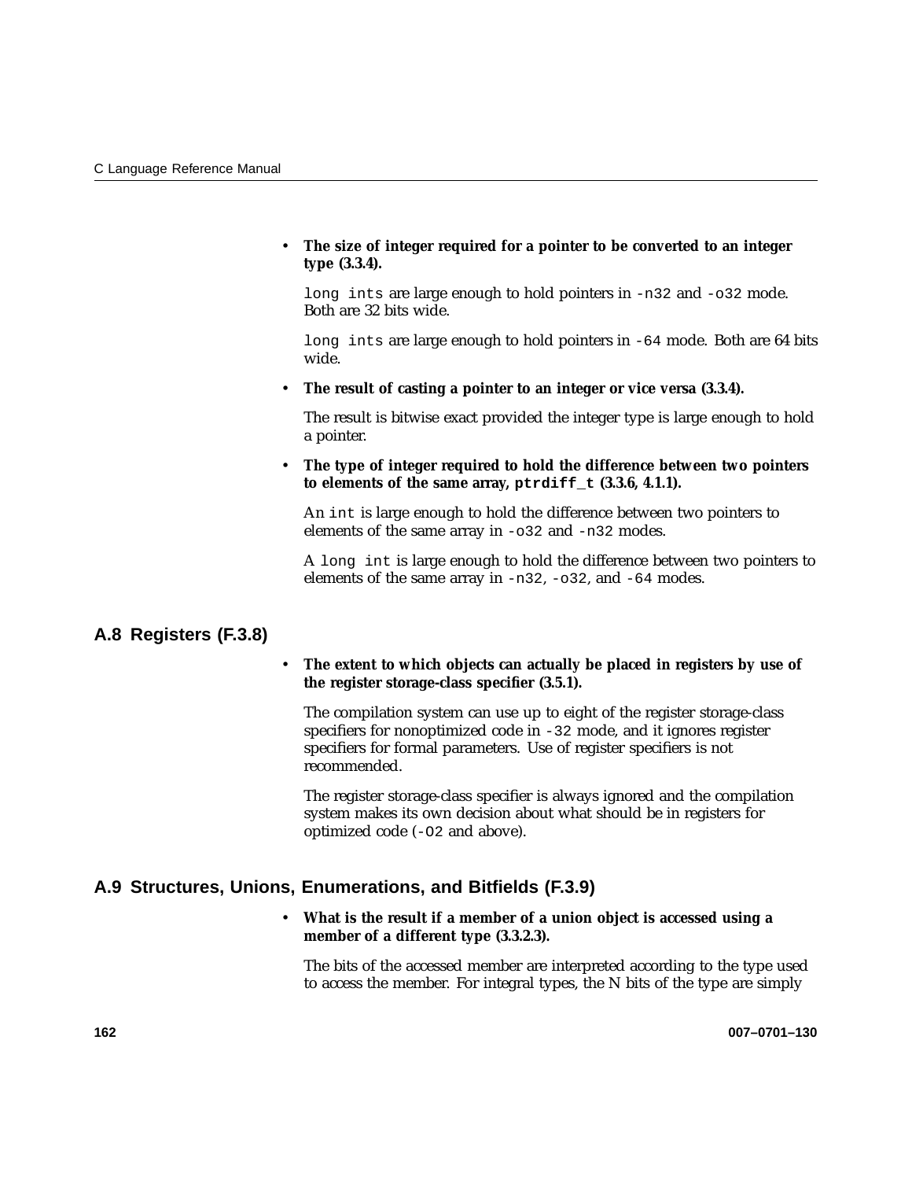- **The size of integer required for a pointer to be converted to an integer type (3.3.4).**

  `long ints` are large enough to hold pointers in `-n32` and `-o32` mode. Both are 32 bits wide.

  `long ints` are large enough to hold pointers in `-64` mode. Both are 64 bits wide.

- **The result of casting a pointer to an integer or vice versa (3.3.4).**

  The result is bitwise exact provided the integer type is large enough to hold a pointer.

- **The type of integer required to hold the difference between two pointers to elements of the same array, `ptrdiff_t` (3.3.6, 4.1.1).**

  An `int` is large enough to hold the difference between two pointers to elements of the same array in `-o32` and `-n32` modes.

  A `long int` is large enough to hold the difference between two pointers to elements of the same array in `-n32`, `-o32`, and `-64` modes.

## A.8 Registers (F.3.8)

- **The extent to which objects can actually be placed in registers by use of the register storage-class specifier (3.5.1).**

  The compilation system can use up to eight of the register storage-class specifiers for nonoptimized code in `-32` mode, and it ignores register specifiers for formal parameters. Use of register specifiers is not recommended.

  The register storage-class specifier is always ignored and the compilation system makes its own decision about what should be in registers for optimized code (`-O2` and above).

## A.9 Structures, Unions, Enumerations, and Bitfields (F.3.9)

- **What is the result if a member of a union object is accessed using a member of a different type (3.3.2.3).**

  The bits of the accessed member are interpreted according to the type used to access the member. For integral types, the N bits of the type are simply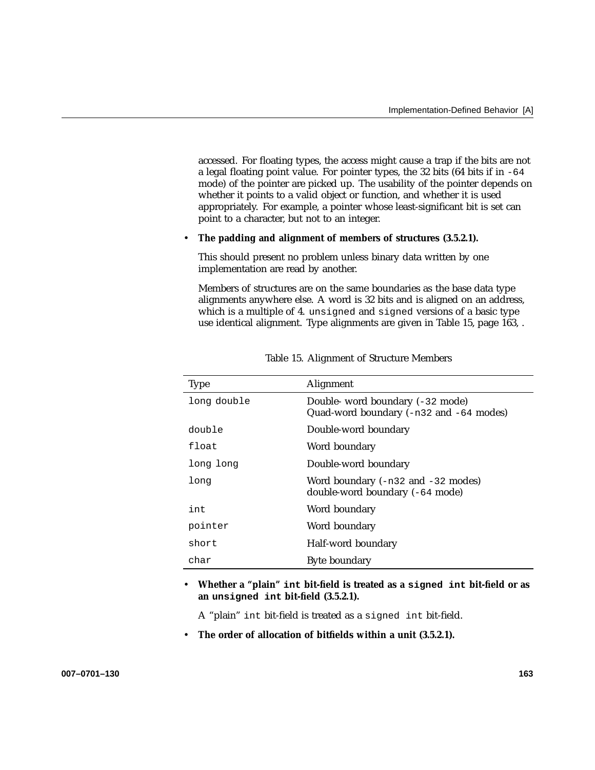accessed. For floating types, the access might cause a trap if the bits are not a legal floating point value. For pointer types, the 32 bits (64 bits if in `-64` mode) of the pointer are picked up. The usability of the pointer depends on whether it points to a valid object or function, and whether it is used appropriately. For example, a pointer whose least-significant bit is set can point to a character, but not to an integer.

- **The padding and alignment of members of structures (3.5.2.1).**

  This should present no problem unless binary data written by one implementation are read by another.

  Members of structures are on the same boundaries as the base data type alignments anywhere else. A word is 32 bits and is aligned on an address, which is a multiple of 4. `unsigned` and `signed` versions of a basic type use identical alignment. Type alignments are given in Table 15, page 163, .

Table 15. Alignment of Structure Members

| Type | Alignment |
| --- | --- |
| `long double` | Double- word boundary (`-32` mode)<br>Quad-word boundary (`-n32` and `-64` modes) |
| `double` | Double-word boundary |
| `float` | Word boundary |
| `long long` | Double-word boundary |
| `long` | Word boundary (`-n32` and `-32` modes)<br>double-word boundary (`-64` mode) |
| `int` | Word boundary |
| `pointer` | Word boundary |
| `short` | Half-word boundary |
| `char` | Byte boundary |

- **Whether a "plain" `int` bit-field is treated as a `signed int` bit-field or as an `unsigned int` bit-field (3.5.2.1).**

  A "plain" `int` bit-field is treated as a `signed int` bit-field.

- **The order of allocation of bitfields within a unit (3.5.2.1).**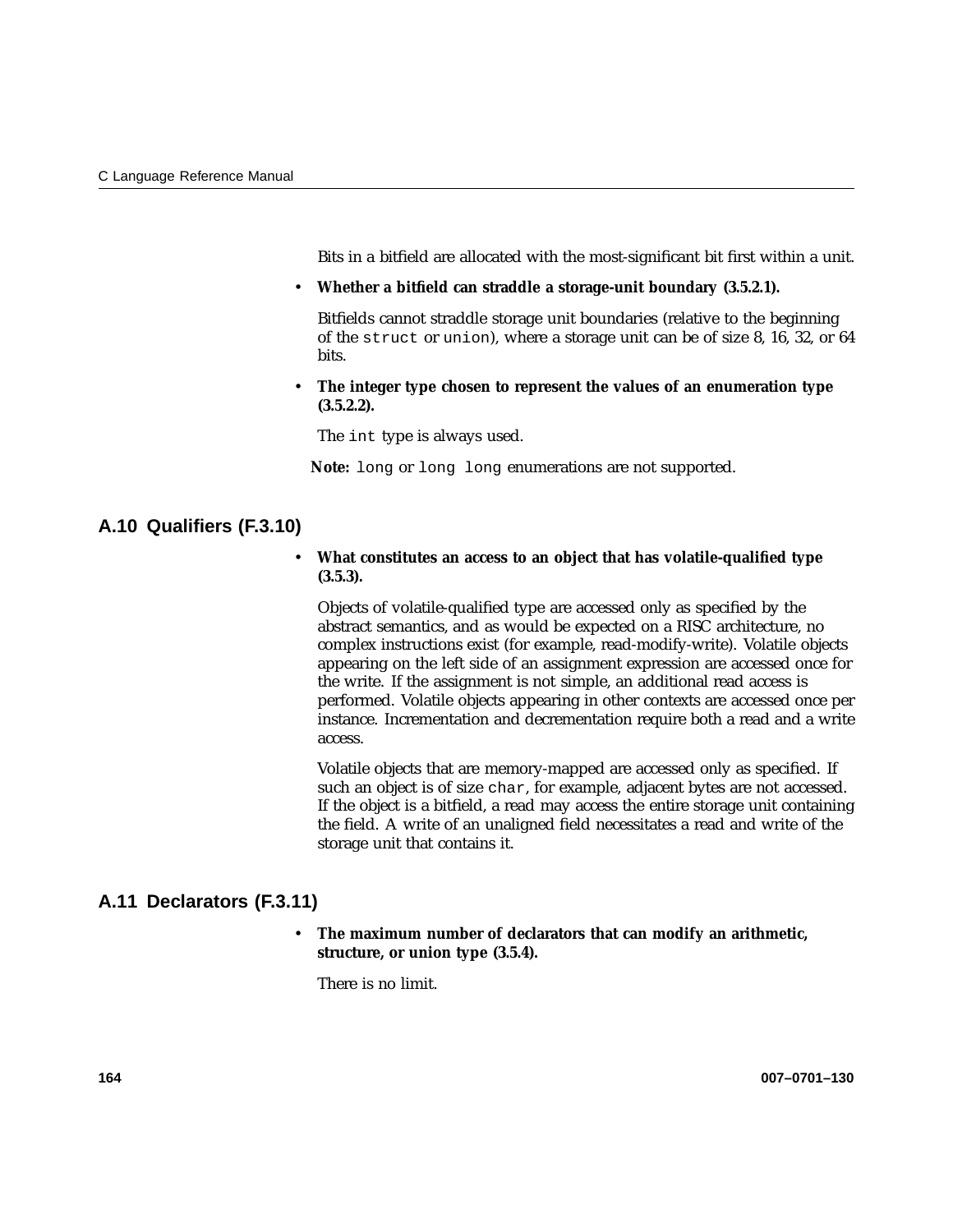Bits in a bitfield are allocated with the most-significant bit first within a unit.

- **Whether a bitfield can straddle a storage-unit boundary (3.5.2.1).**

  Bitfields cannot straddle storage unit boundaries (relative to the beginning of the `struct` or `union`), where a storage unit can be of size 8, 16, 32, or 64 bits.

- **The integer type chosen to represent the values of an enumeration type (3.5.2.2).**

  The `int` type is always used.

**Note:** `long` or `long long` enumerations are not supported.

## A.10 Qualifiers (F.3.10)

- **What constitutes an access to an object that has volatile-qualified type (3.5.3).**

  Objects of volatile-qualified type are accessed only as specified by the abstract semantics, and as would be expected on a RISC architecture, no complex instructions exist (for example, read-modify-write). Volatile objects appearing on the left side of an assignment expression are accessed once for the write. If the assignment is not simple, an additional read access is performed. Volatile objects appearing in other contexts are accessed once per instance. Incrementation and decrementation require both a read and a write access.

  Volatile objects that are memory-mapped are accessed only as specified. If such an object is of size `char`, for example, adjacent bytes are not accessed. If the object is a bitfield, a read may access the entire storage unit containing the field. A write of an unaligned field necessitates a read and write of the storage unit that contains it.

## A.11 Declarators (F.3.11)

- **The maximum number of declarators that can modify an arithmetic, structure, or union type (3.5.4).**

  There is no limit.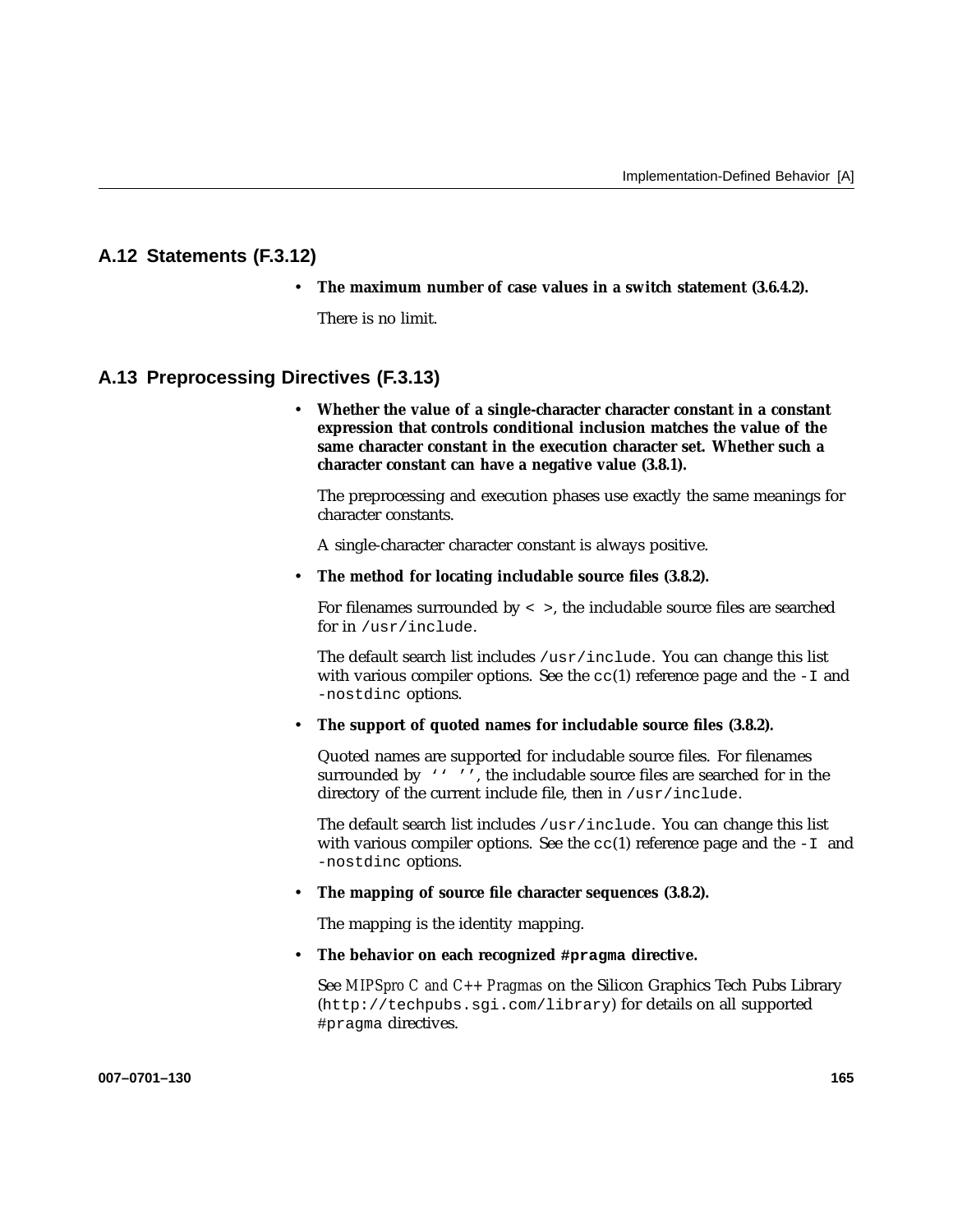## A.12 Statements (F.3.12)

- **The maximum number of case values in a switch statement (3.6.4.2).**

  There is no limit.

## A.13 Preprocessing Directives (F.3.13)

- **Whether the value of a single-character character constant in a constant expression that controls conditional inclusion matches the value of the same character constant in the execution character set. Whether such a character constant can have a negative value (3.8.1).**

  The preprocessing and execution phases use exactly the same meanings for character constants.

  A single-character character constant is always positive.

- **The method for locating includable source files (3.8.2).**

  For filenames surrounded by `< >`, the includable source files are searched for in `/usr/include`.

  The default search list includes `/usr/include`. You can change this list with various compiler options. See the `cc`(1) reference page and the `-I` and `-nostdinc` options.

- **The support of quoted names for includable source files (3.8.2).**

  Quoted names are supported for includable source files. For filenames surrounded by `‘‘ ’’`, the includable source files are searched for in the directory of the current include file, then in `/usr/include`.

  The default search list includes `/usr/include`. You can change this list with various compiler options. See the `cc`(1) reference page and the `-I` and `-nostdinc` options.

- **The mapping of source file character sequences (3.8.2).**

  The mapping is the identity mapping.

- **The behavior on each recognized `#pragma` directive.**

  See *MIPSpro C and C++ Pragmas* on the Silicon Graphics Tech Pubs Library (`http://techpubs.sgi.com/library`) for details on all supported `#pragma` directives.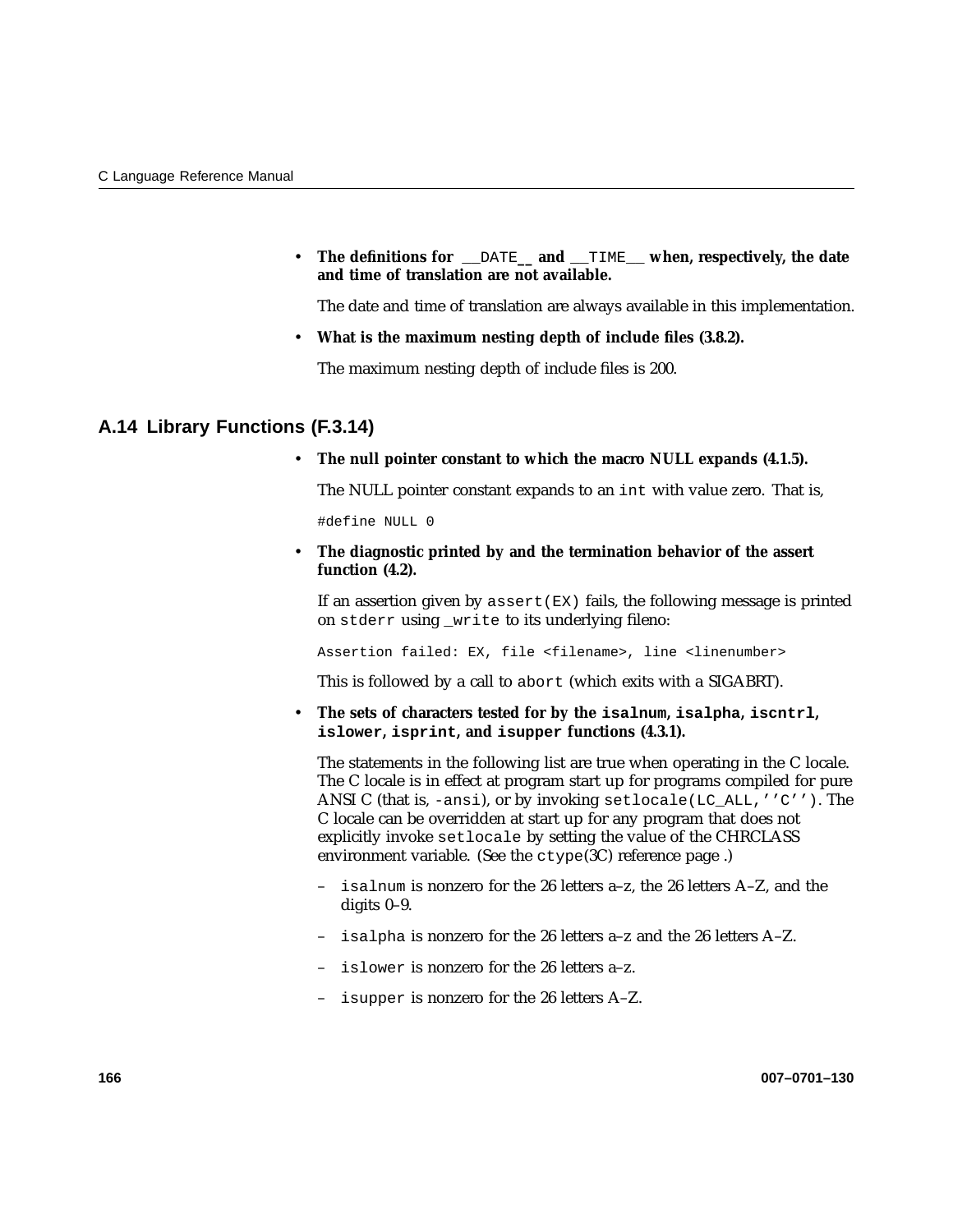- **The definitions for `__DATE__` and `__TIME__` when, respectively, the date and time of translation are not available.**

  The date and time of translation are always available in this implementation.

- **What is the maximum nesting depth of include files (3.8.2).**

  The maximum nesting depth of include files is 200.

## A.14 Library Functions (F.3.14)

- **The null pointer constant to which the macro NULL expands (4.1.5).**

  The NULL pointer constant expands to an `int` with value zero. That is,

  ```
  #define NULL 0
  ```

- **The diagnostic printed by and the termination behavior of the assert function (4.2).**

  If an assertion given by `assert(EX)` fails, the following message is printed on `stderr` using `_write` to its underlying fileno:

  ```
  Assertion failed: EX, file <filename>, line <linenumber>
  ```

  This is followed by a call to `abort` (which exits with a SIGABRT).

- **The sets of characters tested for by the `isalnum`, `isalpha`, `iscntrl`, `islower`, `isprint`, and `isupper` functions (4.3.1).**

  The statements in the following list are true when operating in the C locale. The C locale is in effect at program start up for programs compiled for pure ANSI C (that is, `-ansi`), or by invoking `setlocale(LC_ALL,''C'')`. The C locale can be overridden at start up for any program that does not explicitly invoke `setlocale` by setting the value of the CHRCLASS environment variable. (See the `ctype`(3C) reference page .)

  – `isalnum` is nonzero for the 26 letters a–z, the 26 letters A–Z, and the digits 0–9.

  – `isalpha` is nonzero for the 26 letters a–z and the 26 letters A–Z.

  – `islower` is nonzero for the 26 letters a–z.

  – `isupper` is nonzero for the 26 letters A–Z.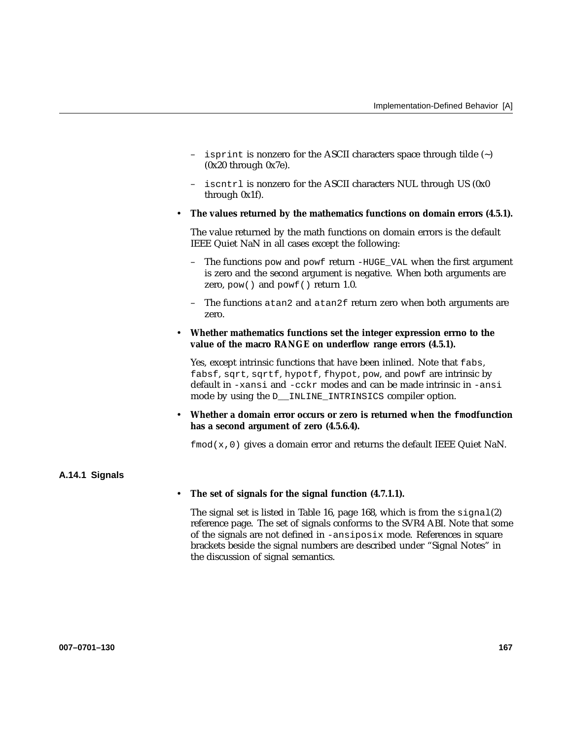- `isprint` is nonzero for the ASCII characters space through tilde (~) (0x20 through 0x7e).
  - `iscntrl` is nonzero for the ASCII characters NUL through US (0x0 through 0x1f).

- **The values returned by the mathematics functions on domain errors (4.5.1).**

  The value returned by the math functions on domain errors is the default IEEE Quiet NaN in all cases except the following:

  - The functions `pow` and `powf` return `-HUGE_VAL` when the first argument is zero and the second argument is negative. When both arguments are zero, `pow()` and `powf()` return 1.0.
  - The functions `atan2` and `atan2f` return zero when both arguments are zero.

- **Whether mathematics functions set the integer expression errno to the value of the macro RANGE on underflow range errors (4.5.1).**

  Yes, except intrinsic functions that have been inlined. Note that `fabs`, `fabsf`, `sqrt`, `sqrtf`, `hypotf`, `fhypot`, `pow`, and `powf` are intrinsic by default in `-xansi` and `-cckr` modes and can be made intrinsic in `-ansi` mode by using the `D__INLINE_INTRINSICS` compiler option.

- **Whether a domain error occurs or zero is returned when the `fmod`function has a second argument of zero (4.5.6.4).**

  `fmod(x,0)` gives a domain error and returns the default IEEE Quiet NaN.

### A.14.1 Signals

- **The set of signals for the signal function (4.7.1.1).**

  The signal set is listed in Table 16, page 168, which is from the `signal`(2) reference page. The set of signals conforms to the SVR4 ABI. Note that some of the signals are not defined in `-ansiposix` mode. References in square brackets beside the signal numbers are described under “Signal Notes” in the discussion of signal semantics.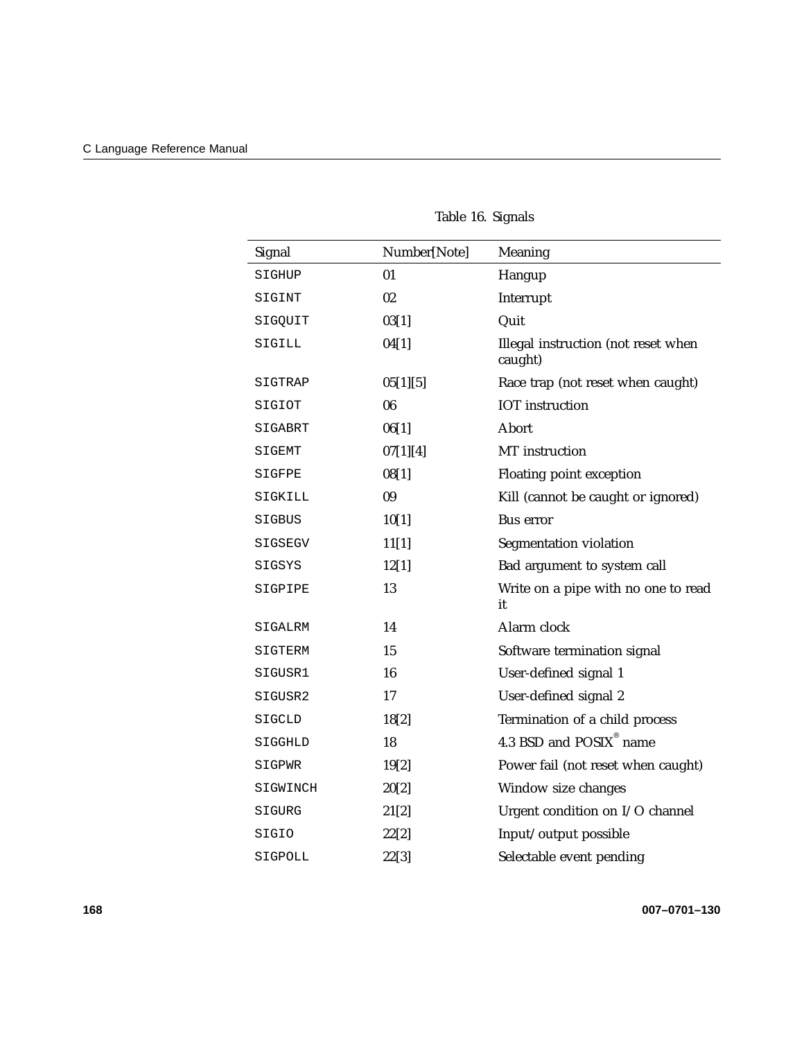Table 16. Signals

| Signal | Number[Note] | Meaning |
| --- | --- | --- |
| SIGHUP | 01 | Hangup |
| SIGINT | 02 | Interrupt |
| SIGQUIT | 03[1] | Quit |
| SIGILL | 04[1] | Illegal instruction (not reset when caught) |
| SIGTRAP | 05[1][5] | Race trap (not reset when caught) |
| SIGIOT | 06 | IOT instruction |
| SIGABRT | 06[1] | Abort |
| SIGEMT | 07[1][4] | MT instruction |
| SIGFPE | 08[1] | Floating point exception |
| SIGKILL | 09 | Kill (cannot be caught or ignored) |
| SIGBUS | 10[1] | Bus error |
| SIGSEGV | 11[1] | Segmentation violation |
| SIGSYS | 12[1] | Bad argument to system call |
| SIGPIPE | 13 | Write on a pipe with no one to read it |
| SIGALRM | 14 | Alarm clock |
| SIGTERM | 15 | Software termination signal |
| SIGUSR1 | 16 | User-defined signal 1 |
| SIGUSR2 | 17 | User-defined signal 2 |
| SIGCLD | 18[2] | Termination of a child process |
| SIGGHLD | 18 | 4.3 BSD and POSIX® name |
| SIGPWR | 19[2] | Power fail (not reset when caught) |
| SIGWINCH | 20[2] | Window size changes |
| SIGURG | 21[2] | Urgent condition on I/O channel |
| SIGIO | 22[2] | Input/output possible |
| SIGPOLL | 22[3] | Selectable event pending |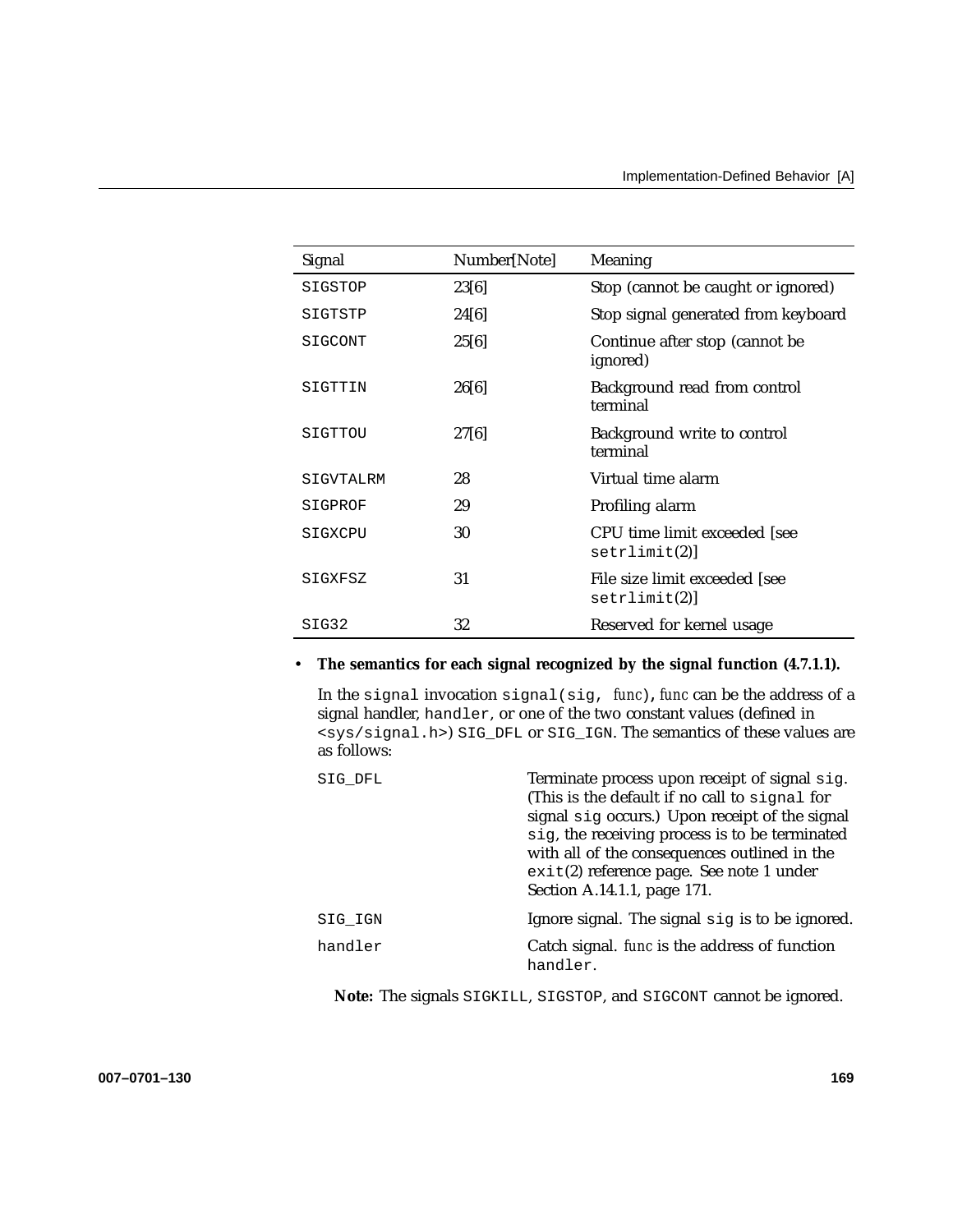| Signal | Number[Note] | Meaning |
|---|---|---|
| SIGSTOP | 23[6] | Stop (cannot be caught or ignored) |
| SIGTSTP | 24[6] | Stop signal generated from keyboard |
| SIGCONT | 25[6] | Continue after stop (cannot be ignored) |
| SIGTTIN | 26[6] | Background read from control terminal |
| SIGTTOU | 27[6] | Background write to control terminal |
| SIGVTALRM | 28 | Virtual time alarm |
| SIGPROF | 29 | Profiling alarm |
| SIGXCPU | 30 | CPU time limit exceeded [see setrlimit(2)] |
| SIGXFSZ | 31 | File size limit exceeded [see setrlimit(2)] |
| SIG32 | 32 | Reserved for kernel usage |

- **The semantics for each signal recognized by the signal function (4.7.1.1).**

  In the `signal` invocation `signal(sig, func)`, *func* can be the address of a signal handler, `handler`, or one of the two constant values (defined in `<sys/signal.h>`) `SIG_DFL` or `SIG_IGN`. The semantics of these values are as follows:

| | |
|---|---|
| `SIG_DFL` | Terminate process upon receipt of signal `sig`. (This is the default if no call to `signal` for signal `sig` occurs.) Upon receipt of the signal `sig`, the receiving process is to be terminated with all of the consequences outlined in the `exit`(2) reference page. See note 1 under Section A.14.1.1, page 171. |
| `SIG_IGN` | Ignore signal. The signal `sig` is to be ignored. |
| `handler` | Catch signal. *func* is the address of function `handler`. |

  **Note:** The signals `SIGKILL`, `SIGSTOP`, and `SIGCONT` cannot be ignored.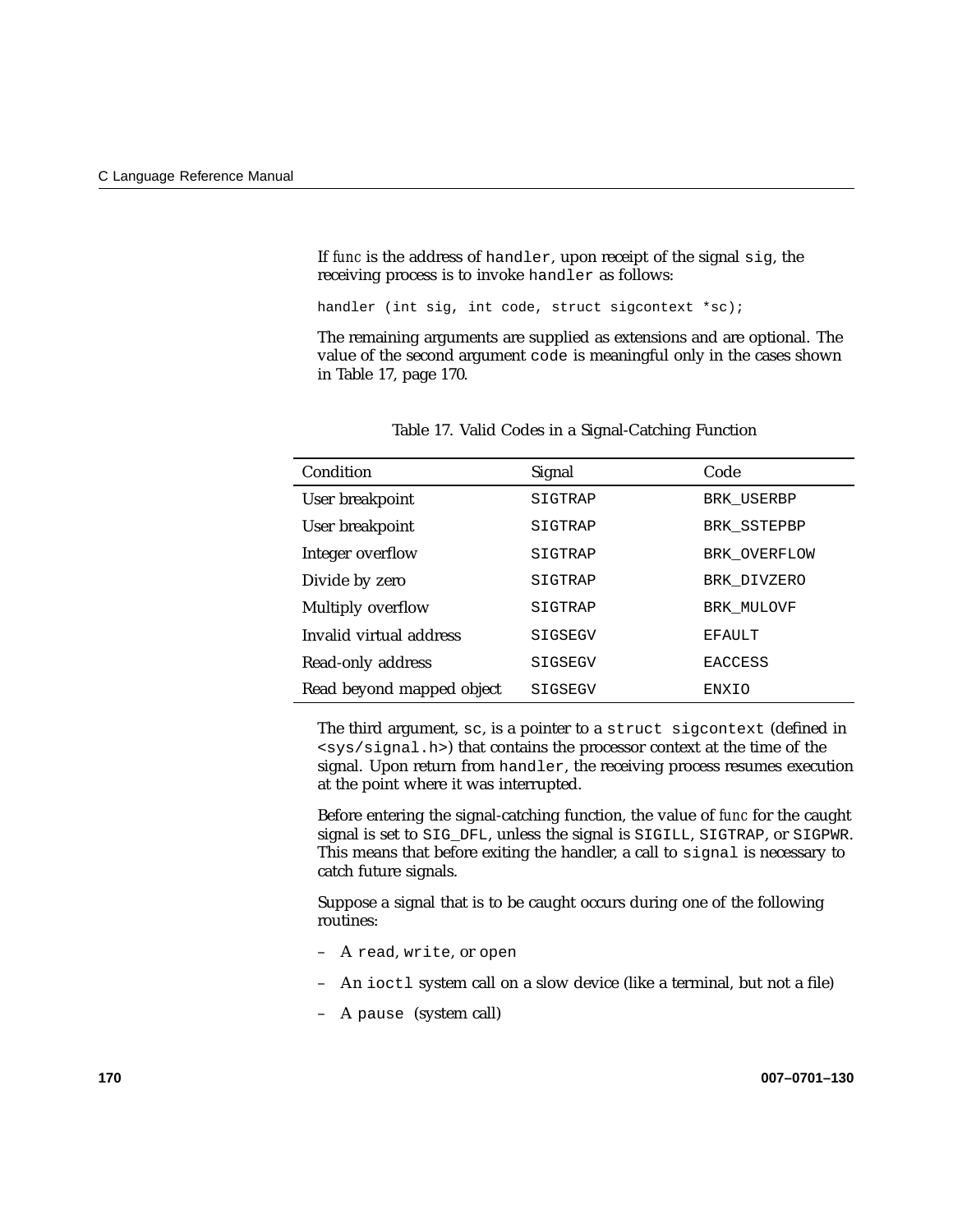If *func* is the address of `handler`, upon receipt of the signal `sig`, the receiving process is to invoke `handler` as follows:

```
handler (int sig, int code, struct sigcontext *sc);
```

The remaining arguments are supplied as extensions and are optional. The value of the second argument `code` is meaningful only in the cases shown in Table 17, page 170.

Table 17. Valid Codes in a Signal-Catching Function

| Condition | Signal | Code |
|---|---|---|
| User breakpoint | `SIGTRAP` | `BRK_USERBP` |
| User breakpoint | `SIGTRAP` | `BRK_SSTEPBP` |
| Integer overflow | `SIGTRAP` | `BRK_OVERFLOW` |
| Divide by zero | `SIGTRAP` | `BRK_DIVZERO` |
| Multiply overflow | `SIGTRAP` | `BRK_MULOVF` |
| Invalid virtual address | `SIGSEGV` | `EFAULT` |
| Read-only address | `SIGSEGV` | `EACCESS` |
| Read beyond mapped object | `SIGSEGV` | `ENXIO` |

The third argument, `sc`, is a pointer to a `struct sigcontext` (defined in `<sys/signal.h>`) that contains the processor context at the time of the signal. Upon return from `handler`, the receiving process resumes execution at the point where it was interrupted.

Before entering the signal-catching function, the value of *func* for the caught signal is set to `SIG_DFL`, unless the signal is `SIGILL`, `SIGTRAP`, or `SIGPWR`. This means that before exiting the handler, a call to `signal` is necessary to catch future signals.

Suppose a signal that is to be caught occurs during one of the following routines:

– A `read`, `write`, or `open`

– An `ioctl` system call on a slow device (like a terminal, but not a file)

– A `pause` (system call)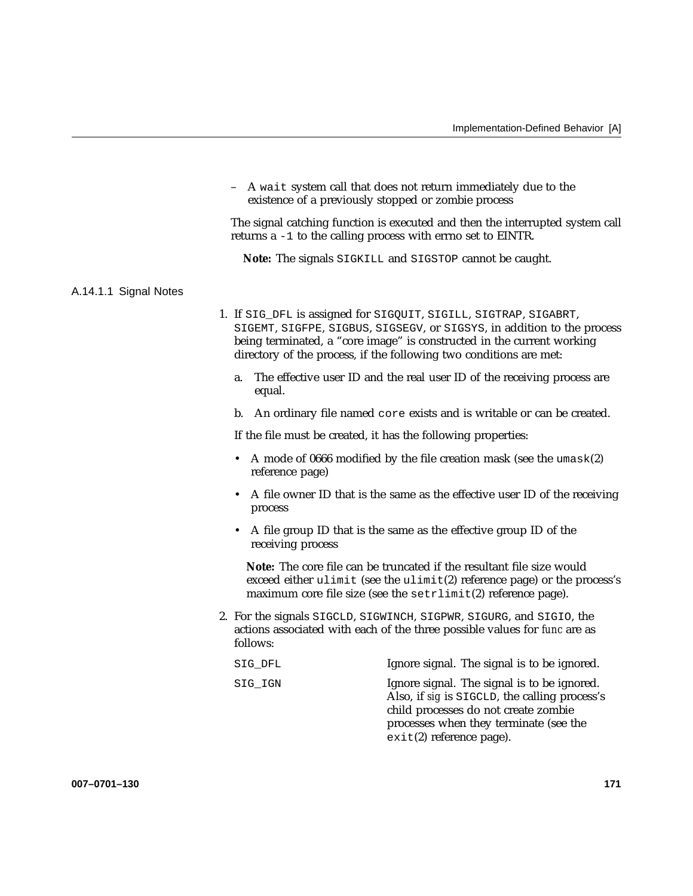– A `wait` system call that does not return immediately due to the existence of a previously stopped or zombie process

The signal catching function is executed and then the interrupted system call returns a `-1` to the calling process with errno set to EINTR.

**Note:** The signals `SIGKILL` and `SIGSTOP` cannot be caught.

### A.14.1.1 Signal Notes

1. If `SIG_DFL` is assigned for `SIGQUIT`, `SIGILL`, `SIGTRAP`, `SIGABRT`, `SIGEMT`, `SIGFPE`, `SIGBUS`, `SIGSEGV`, or `SIGSYS`, in addition to the process being terminated, a "core image" is constructed in the current working directory of the process, if the following two conditions are met:

   a. The effective user ID and the real user ID of the receiving process are equal.

   b. An ordinary file named `core` exists and is writable or can be created.

   If the file must be created, it has the following properties:

   - A mode of 0666 modified by the file creation mask (see the `umask`(2) reference page)
   - A file owner ID that is the same as the effective user ID of the receiving process
   - A file group ID that is the same as the effective group ID of the receiving process

   **Note:** The core file can be truncated if the resultant file size would exceed either `ulimit` (see the `ulimit`(2) reference page) or the process's maximum core file size (see the `setrlimit`(2) reference page).

2. For the signals `SIGCLD`, `SIGWINCH`, `SIGPWR`, `SIGURG`, and `SIGIO`, the actions associated with each of the three possible values for *func* are as follows:

   `SIG_DFL` — Ignore signal. The signal is to be ignored.

   `SIG_IGN` — Ignore signal. The signal is to be ignored. Also, if *sig* is `SIGCLD`, the calling process's child processes do not create zombie processes when they terminate (see the `exit`(2) reference page).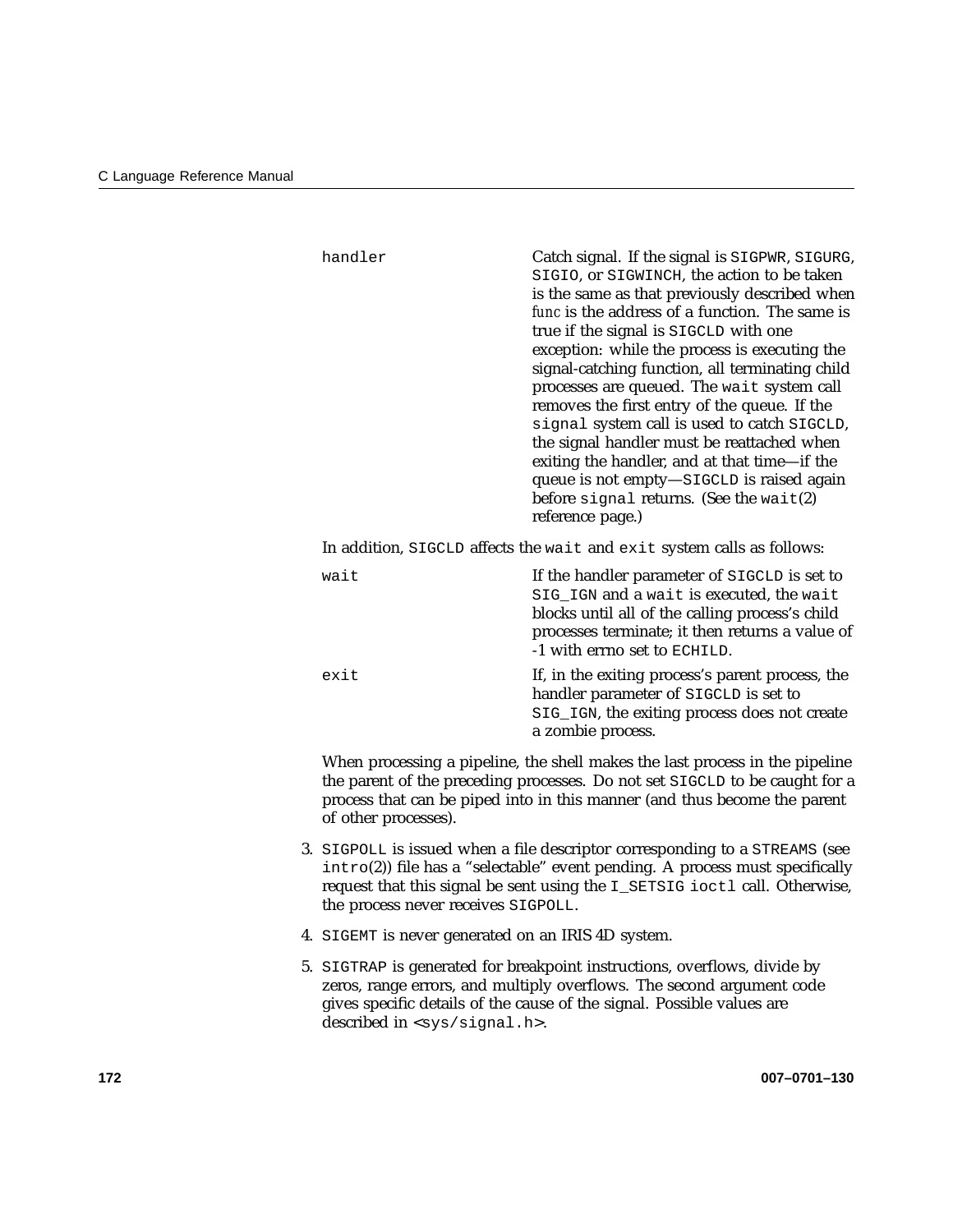| | |
|---|---|
| `handler` | Catch signal. If the signal is `SIGPWR`, `SIGURG`, `SIGIO`, or `SIGWINCH`, the action to be taken is the same as that previously described when *func* is the address of a function. The same is true if the signal is `SIGCLD` with one exception: while the process is executing the signal-catching function, all terminating child processes are queued. The `wait` system call removes the first entry of the queue. If the `signal` system call is used to catch `SIGCLD`, the signal handler must be reattached when exiting the handler, and at that time—if the queue is not empty—`SIGCLD` is raised again before `signal` returns. (See the `wait`(2) reference page.) |

In addition, `SIGCLD` affects the `wait` and `exit` system calls as follows:

| | |
|---|---|
| `wait` | If the handler parameter of `SIGCLD` is set to `SIG_IGN` and a `wait` is executed, the `wait` blocks until all of the calling process's child processes terminate; it then returns a value of -1 with errno set to `ECHILD`. |
| `exit` | If, in the exiting process's parent process, the handler parameter of `SIGCLD` is set to `SIG_IGN`, the exiting process does not create a zombie process. |

When processing a pipeline, the shell makes the last process in the pipeline the parent of the preceding processes. Do not set `SIGCLD` to be caught for a process that can be piped into in this manner (and thus become the parent of other processes).

3. `SIGPOLL` is issued when a file descriptor corresponding to a `STREAMS` (see `intro`(2)) file has a "selectable" event pending. A process must specifically request that this signal be sent using the `I_SETSIG ioctl` call. Otherwise, the process never receives `SIGPOLL`.

4. `SIGEMT` is never generated on an IRIS 4D system.

5. `SIGTRAP` is generated for breakpoint instructions, overflows, divide by zeros, range errors, and multiply overflows. The second argument code gives specific details of the cause of the signal. Possible values are described in `<sys/signal.h>`.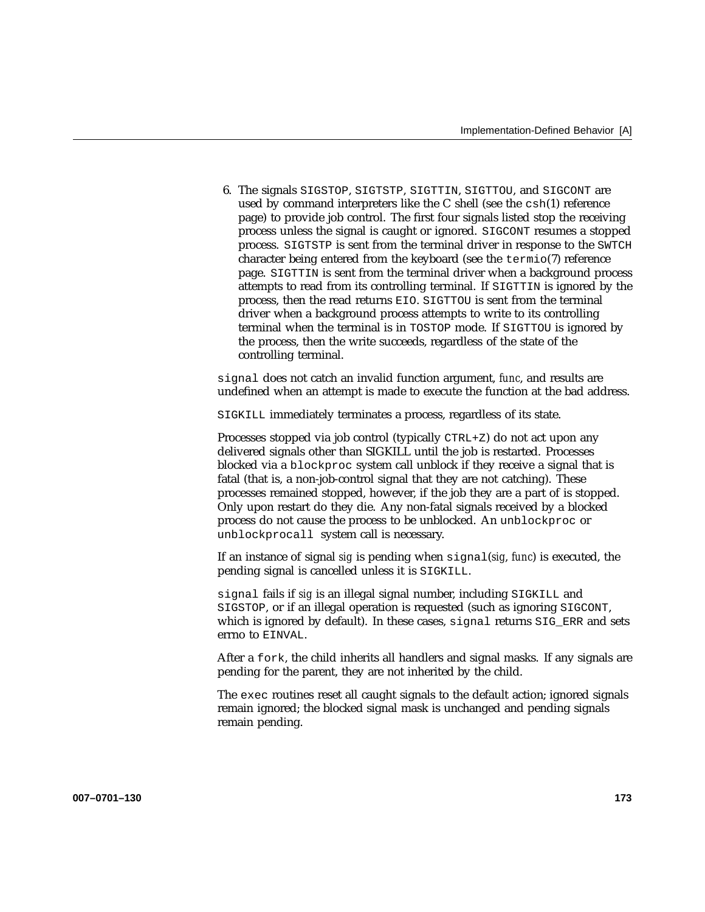6. The signals `SIGSTOP`, `SIGTSTP`, `SIGTTIN`, `SIGTTOU`, and `SIGCONT` are used by command interpreters like the C shell (see the `csh`(1) reference page) to provide job control. The first four signals listed stop the receiving process unless the signal is caught or ignored. `SIGCONT` resumes a stopped process. `SIGTSTP` is sent from the terminal driver in response to the `SWTCH` character being entered from the keyboard (see the `termio`(7) reference page. `SIGTTIN` is sent from the terminal driver when a background process attempts to read from its controlling terminal. If `SIGTTIN` is ignored by the process, then the read returns `EIO`. `SIGTTOU` is sent from the terminal driver when a background process attempts to write to its controlling terminal when the terminal is in `TOSTOP` mode. If `SIGTTOU` is ignored by the process, then the write succeeds, regardless of the state of the controlling terminal.

`signal` does not catch an invalid function argument, *func*, and results are undefined when an attempt is made to execute the function at the bad address.

`SIGKILL` immediately terminates a process, regardless of its state.

Processes stopped via job control (typically `CTRL+Z`) do not act upon any delivered signals other than SIGKILL until the job is restarted. Processes blocked via a `blockproc` system call unblock if they receive a signal that is fatal (that is, a non-job-control signal that they are not catching). These processes remained stopped, however, if the job they are a part of is stopped. Only upon restart do they die. Any non-fatal signals received by a blocked process do not cause the process to be unblocked. An `unblockproc` or `unblockprocall` system call is necessary.

If an instance of signal *sig* is pending when `signal`(*sig*, *func*) is executed, the pending signal is cancelled unless it is `SIGKILL`.

`signal` fails if *sig* is an illegal signal number, including `SIGKILL` and `SIGSTOP`, or if an illegal operation is requested (such as ignoring `SIGCONT`, which is ignored by default). In these cases, `signal` returns `SIG_ERR` and sets errno to `EINVAL`.

After a `fork`, the child inherits all handlers and signal masks. If any signals are pending for the parent, they are not inherited by the child.

The `exec` routines reset all caught signals to the default action; ignored signals remain ignored; the blocked signal mask is unchanged and pending signals remain pending.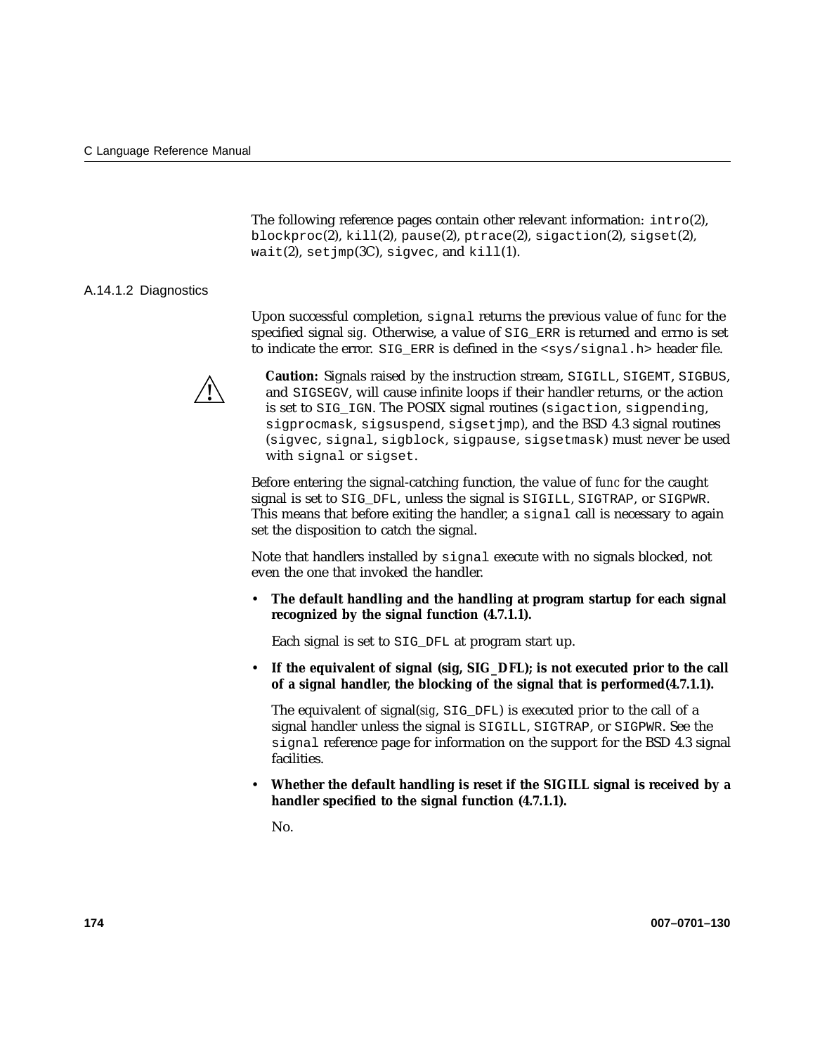The following reference pages contain other relevant information: `intro`(2), `blockproc`(2), `kill`(2), `pause`(2), `ptrace`(2), `sigaction`(2), `sigset`(2), `wait`(2), `setjmp`(3C), `sigvec`, and `kill`(1).

#### A.14.1.2 Diagnostics

Upon successful completion, `signal` returns the previous value of *func* for the specified signal *sig*. Otherwise, a value of `SIG_ERR` is returned and errno is set to indicate the error. `SIG_ERR` is defined in the `<sys/signal.h>` header file.

**Caution:** Signals raised by the instruction stream, `SIGILL`, `SIGEMT`, `SIGBUS`, and `SIGSEGV`, will cause infinite loops if their handler returns, or the action is set to `SIG_IGN`. The POSIX signal routines (`sigaction`, `sigpending`, `sigprocmask`, `sigsuspend`, `sigsetjmp`), and the BSD 4.3 signal routines (`sigvec`, `signal`, `sigblock`, `sigpause`, `sigsetmask`) must never be used with `signal` or `sigset`.

Before entering the signal-catching function, the value of *func* for the caught signal is set to `SIG_DFL`, unless the signal is `SIGILL`, `SIGTRAP`, or `SIGPWR`. This means that before exiting the handler, a `signal` call is necessary to again set the disposition to catch the signal.

Note that handlers installed by `signal` execute with no signals blocked, not even the one that invoked the handler.

- **The default handling and the handling at program startup for each signal recognized by the signal function (4.7.1.1).**

  Each signal is set to `SIG_DFL` at program start up.

- **If the equivalent of signal (sig, SIG_DFL); is not executed prior to the call of a signal handler, the blocking of the signal that is performed(4.7.1.1).**

  The equivalent of signal(*sig*, `SIG_DFL`) is executed prior to the call of a signal handler unless the signal is `SIGILL`, `SIGTRAP`, or `SIGPWR`. See the `signal` reference page for information on the support for the BSD 4.3 signal facilities.

- **Whether the default handling is reset if the SIGILL signal is received by a handler specified to the signal function (4.7.1.1).**

  No.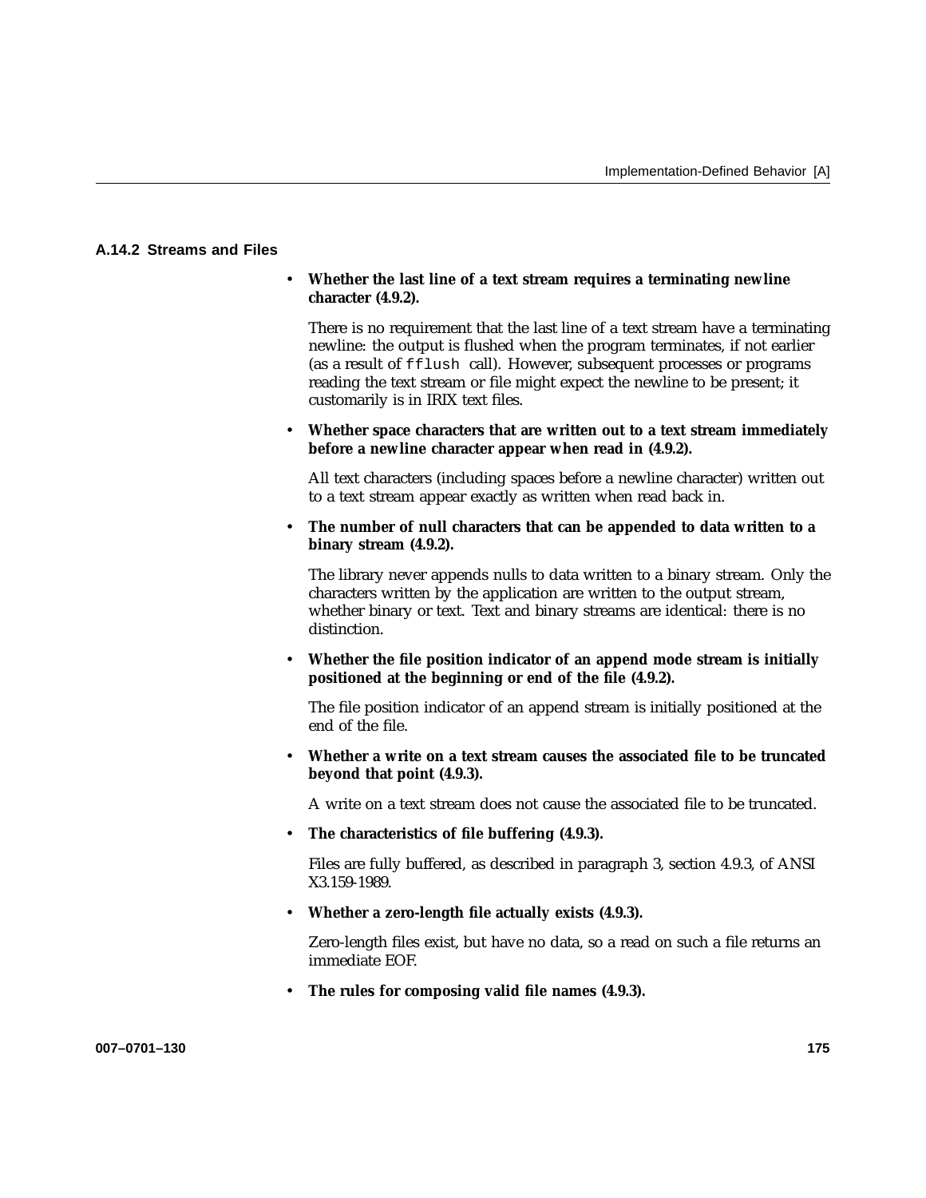### A.14.2 Streams and Files

- **Whether the last line of a text stream requires a terminating newline character (4.9.2).**

  There is no requirement that the last line of a text stream have a terminating newline: the output is flushed when the program terminates, if not earlier (as a result of `fflush` call). However, subsequent processes or programs reading the text stream or file might expect the newline to be present; it customarily is in IRIX text files.

- **Whether space characters that are written out to a text stream immediately before a newline character appear when read in (4.9.2).**

  All text characters (including spaces before a newline character) written out to a text stream appear exactly as written when read back in.

- **The number of null characters that can be appended to data written to a binary stream (4.9.2).**

  The library never appends nulls to data written to a binary stream. Only the characters written by the application are written to the output stream, whether binary or text. Text and binary streams are identical: there is no distinction.

- **Whether the file position indicator of an append mode stream is initially positioned at the beginning or end of the file (4.9.2).**

  The file position indicator of an append stream is initially positioned at the end of the file.

- **Whether a write on a text stream causes the associated file to be truncated beyond that point (4.9.3).**

  A write on a text stream does not cause the associated file to be truncated.

- **The characteristics of file buffering (4.9.3).**

  Files are fully buffered, as described in paragraph 3, section 4.9.3, of ANSI X3.159-1989.

- **Whether a zero-length file actually exists (4.9.3).**

  Zero-length files exist, but have no data, so a read on such a file returns an immediate EOF.

- **The rules for composing valid file names (4.9.3).**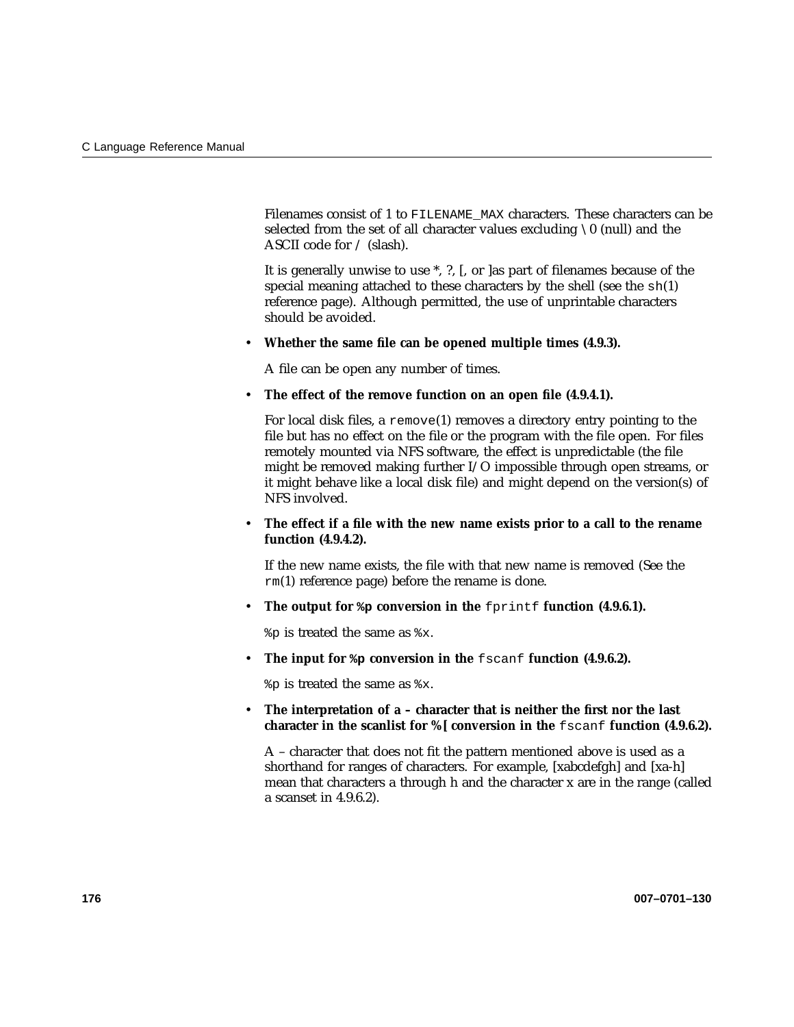Filenames consist of 1 to `FILENAME_MAX` characters. These characters can be selected from the set of all character values excluding \0 (null) and the ASCII code for / (slash).

It is generally unwise to use *, ?, [, or ]as part of filenames because of the special meaning attached to these characters by the shell (see the `sh`(1) reference page). Although permitted, the use of unprintable characters should be avoided.

- **Whether the same file can be opened multiple times (4.9.3).**

  A file can be open any number of times.

- **The effect of the remove function on an open file (4.9.4.1).**

  For local disk files, a `remove`(1) removes a directory entry pointing to the file but has no effect on the file or the program with the file open. For files remotely mounted via NFS software, the effect is unpredictable (the file might be removed making further I/O impossible through open streams, or it might behave like a local disk file) and might depend on the version(s) of NFS involved.

- **The effect if a file with the new name exists prior to a call to the rename function (4.9.4.2).**

  If the new name exists, the file with that new name is removed (See the `rm`(1) reference page) before the rename is done.

- **The output for `%p` conversion in the `fprintf` function (4.9.6.1).**

  `%p` is treated the same as `%x`.

- **The input for `%p` conversion in the `fscanf` function (4.9.6.2).**

  `%p` is treated the same as `%x`.

- **The interpretation of a – character that is neither the first nor the last character in the scanlist for `%[` conversion in the `fscanf` function (4.9.6.2).**

  A – character that does not fit the pattern mentioned above is used as a shorthand for ranges of characters. For example, [xabcdefgh] and [xa-h] mean that characters a through h and the character x are in the range (called a scanset in 4.9.6.2).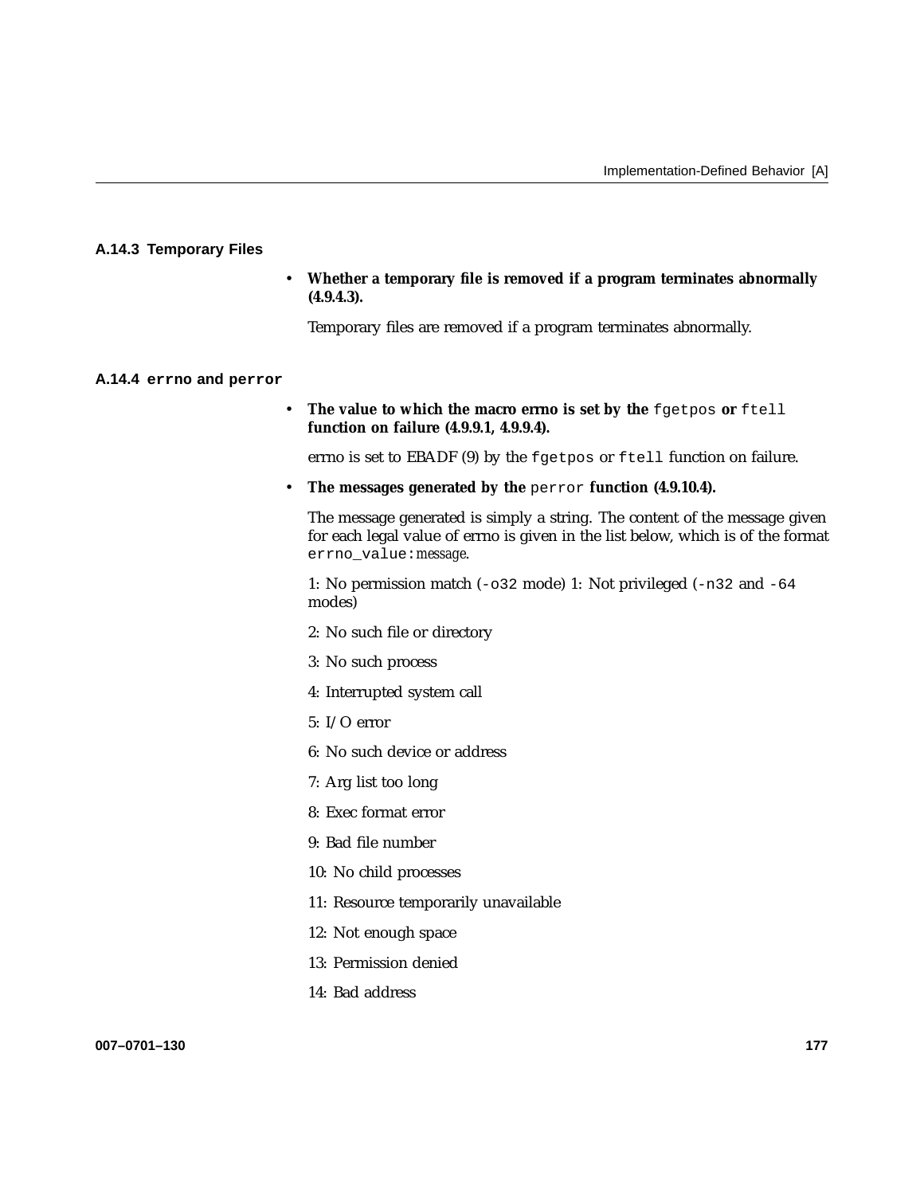### A.14.3 Temporary Files

- **Whether a temporary file is removed if a program terminates abnormally (4.9.4.3).**

  Temporary files are removed if a program terminates abnormally.

### A.14.4 `errno` and `perror`

- **The value to which the macro errno is set by the `fgetpos` or `ftell` function on failure (4.9.9.1, 4.9.9.4).**

  errno is set to EBADF (9) by the `fgetpos` or `ftell` function on failure.

- **The messages generated by the `perror` function (4.9.10.4).**

  The message generated is simply a string. The content of the message given for each legal value of errno is given in the list below, which is of the format `errno_value:`*message*.

  1: No permission match (`-o32` mode) 1: Not privileged (`-n32` and `-64` modes)

  2: No such file or directory

  3: No such process

  4: Interrupted system call

  5: I/O error

  6: No such device or address

  7: Arg list too long

  8: Exec format error

  9: Bad file number

  10: No child processes

  11: Resource temporarily unavailable

  12: Not enough space

  13: Permission denied

  14: Bad address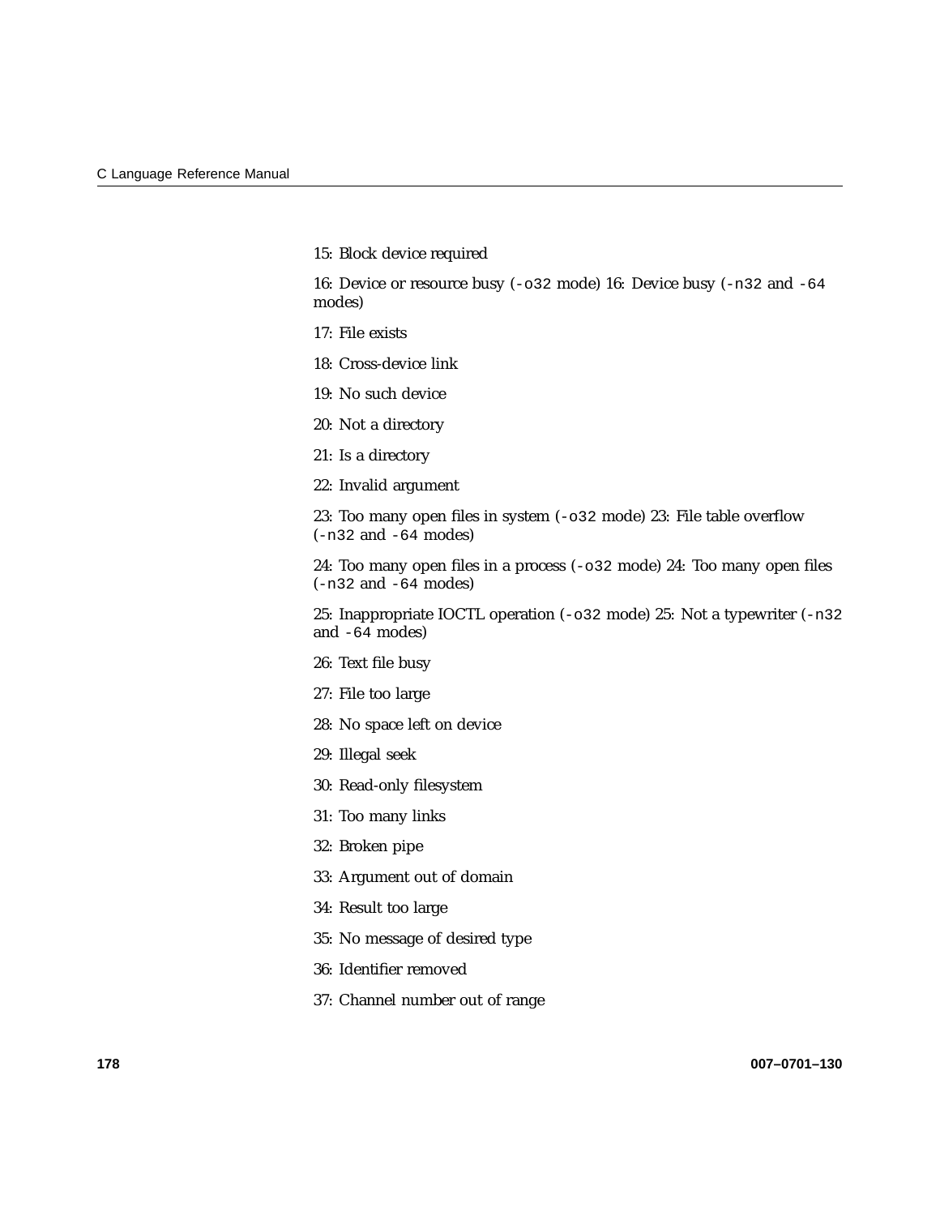15: Block device required

16: Device or resource busy (`-o32` mode) 16: Device busy (`-n32` and `-64` modes)

17: File exists

18: Cross-device link

19: No such device

20: Not a directory

21: Is a directory

22: Invalid argument

23: Too many open files in system (`-o32` mode) 23: File table overflow (`-n32` and `-64` modes)

24: Too many open files in a process (`-o32` mode) 24: Too many open files (`-n32` and `-64` modes)

25: Inappropriate IOCTL operation (`-o32` mode) 25: Not a typewriter (`-n32` and `-64` modes)

26: Text file busy

27: File too large

28: No space left on device

29: Illegal seek

30: Read-only filesystem

31: Too many links

32: Broken pipe

33: Argument out of domain

34: Result too large

35: No message of desired type

36: Identifier removed

37: Channel number out of range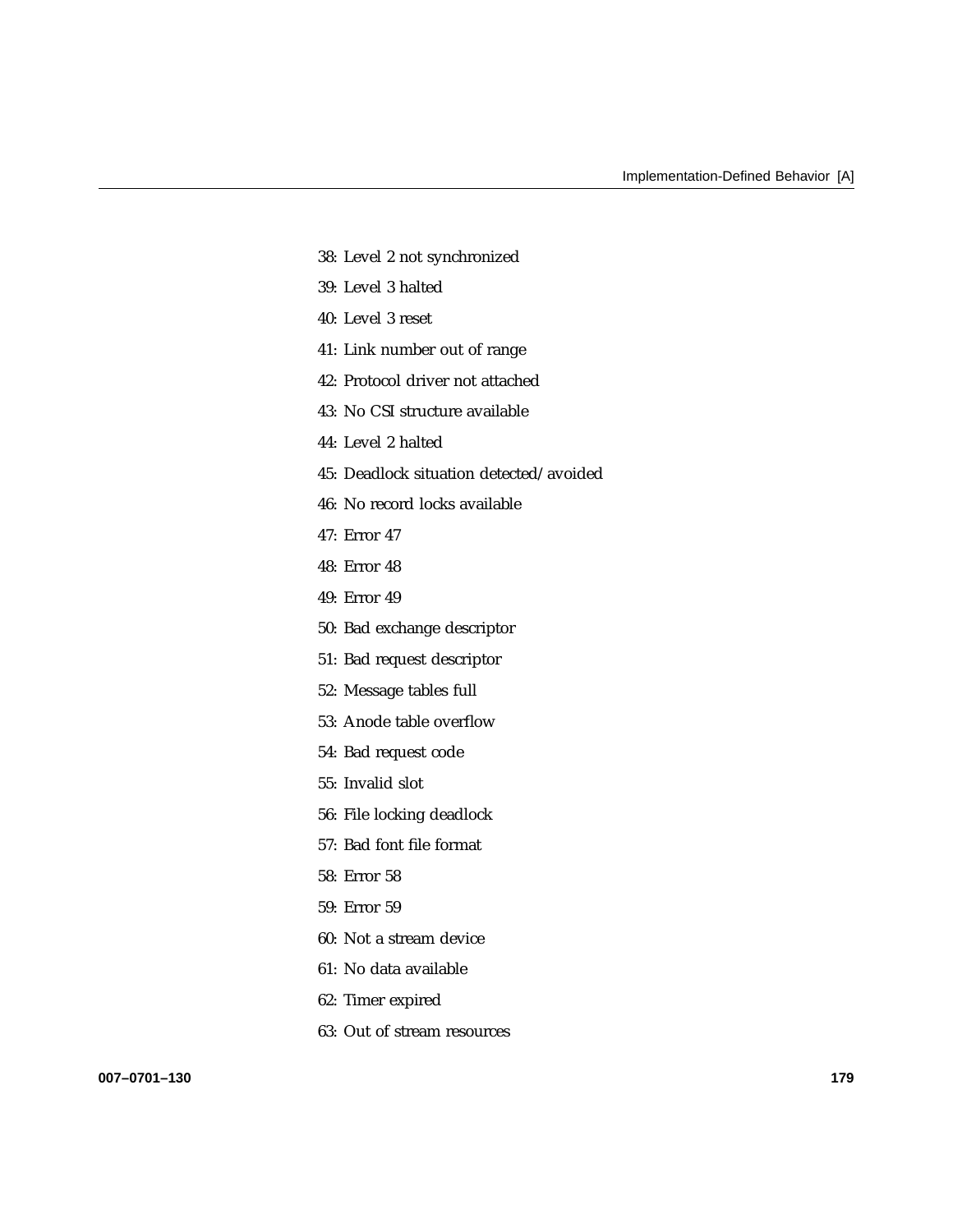38: Level 2 not synchronized

39: Level 3 halted

40: Level 3 reset

41: Link number out of range

42: Protocol driver not attached

43: No CSI structure available

44: Level 2 halted

45: Deadlock situation detected/avoided

46: No record locks available

47: Error 47

48: Error 48

49: Error 49

50: Bad exchange descriptor

51: Bad request descriptor

52: Message tables full

53: Anode table overflow

54: Bad request code

55: Invalid slot

56: File locking deadlock

57: Bad font file format

58: Error 58

59: Error 59

60: Not a stream device

61: No data available

62: Timer expired

63: Out of stream resources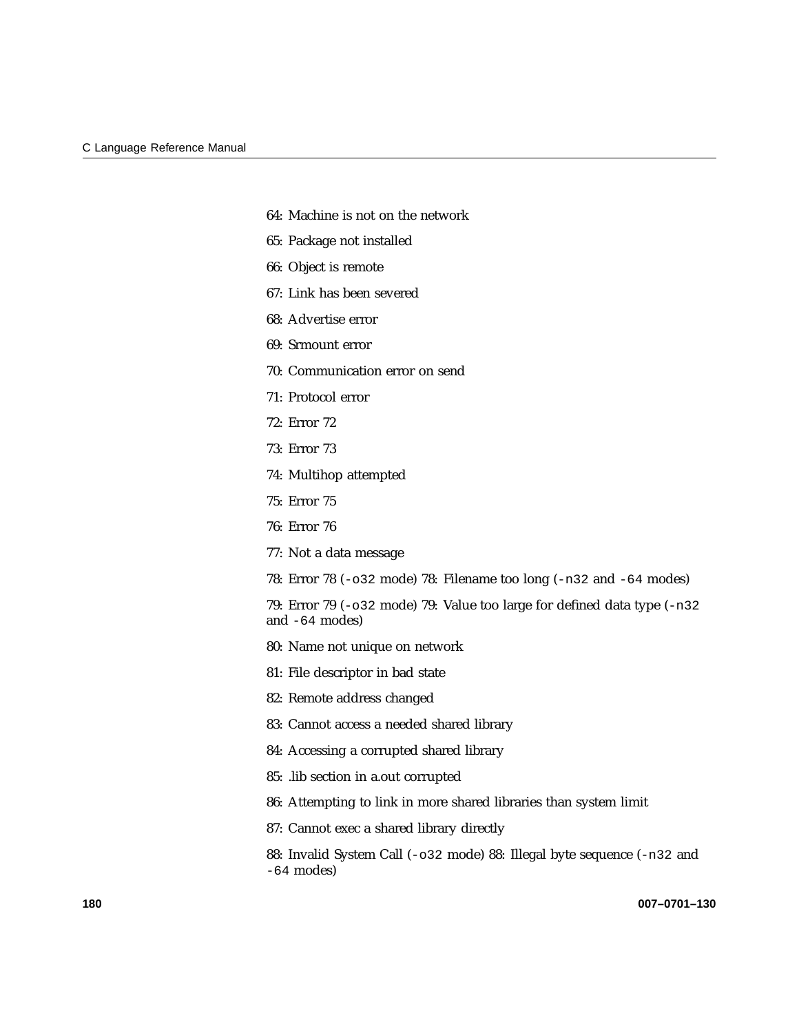64: Machine is not on the network

65: Package not installed

66: Object is remote

67: Link has been severed

68: Advertise error

69: Srmount error

70: Communication error on send

71: Protocol error

72: Error 72

73: Error 73

74: Multihop attempted

75: Error 75

76: Error 76

77: Not a data message

78: Error 78 (`-o32` mode) 78: Filename too long (`-n32` and `-64` modes)

79: Error 79 (`-o32` mode) 79: Value too large for defined data type (`-n32` and `-64` modes)

80: Name not unique on network

81: File descriptor in bad state

82: Remote address changed

83: Cannot access a needed shared library

84: Accessing a corrupted shared library

85: .lib section in a.out corrupted

86: Attempting to link in more shared libraries than system limit

87: Cannot exec a shared library directly

88: Invalid System Call (`-o32` mode) 88: Illegal byte sequence (`-n32` and `-64` modes)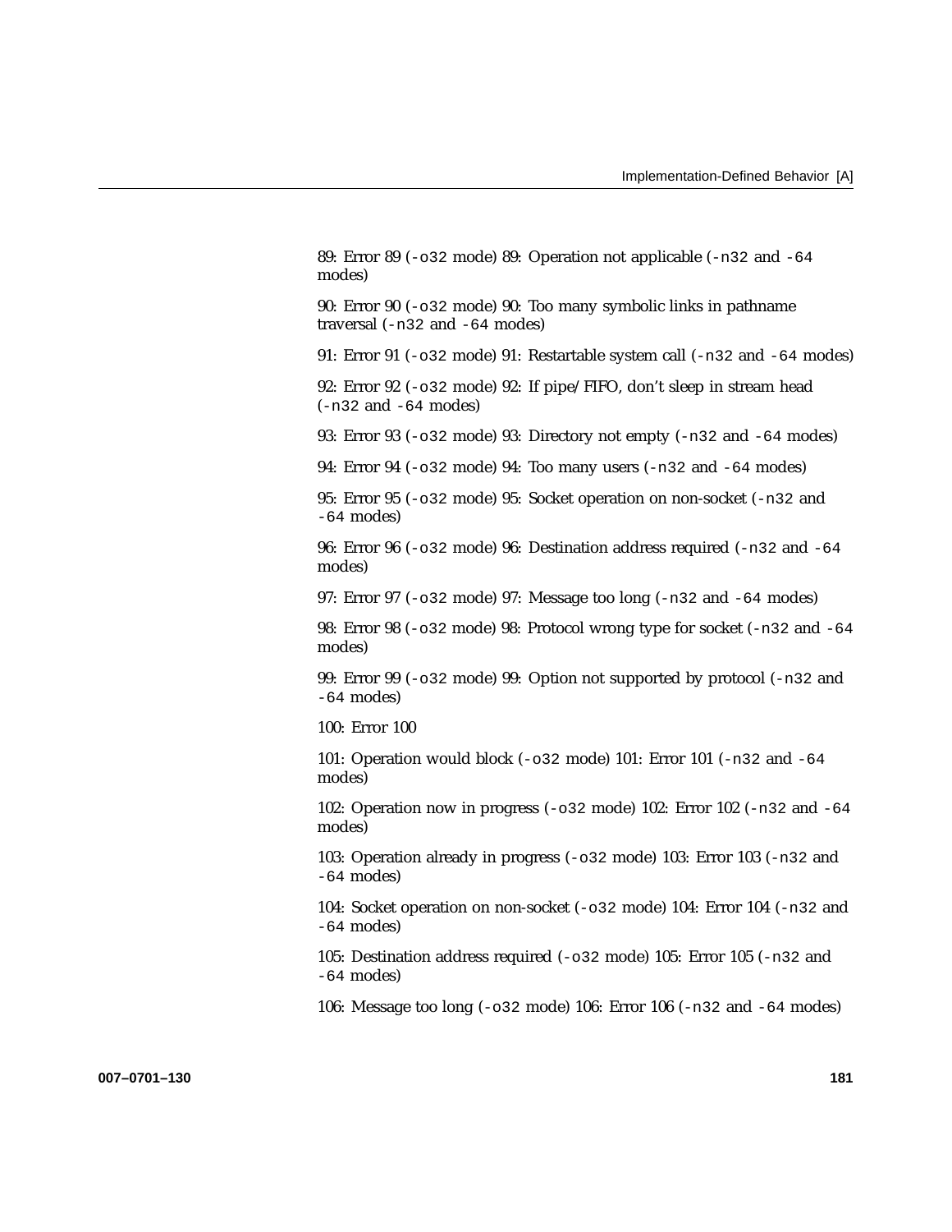89: Error 89 (`-o32` mode) 89: Operation not applicable (`-n32` and `-64` modes)

90: Error 90 (`-o32` mode) 90: Too many symbolic links in pathname traversal (`-n32` and `-64` modes)

91: Error 91 (`-o32` mode) 91: Restartable system call (`-n32` and `-64` modes)

92: Error 92 (`-o32` mode) 92: If pipe/FIFO, don't sleep in stream head (`-n32` and `-64` modes)

93: Error 93 (`-o32` mode) 93: Directory not empty (`-n32` and `-64` modes)

94: Error 94 (`-o32` mode) 94: Too many users (`-n32` and `-64` modes)

95: Error 95 (`-o32` mode) 95: Socket operation on non-socket (`-n32` and `-64` modes)

96: Error 96 (`-o32` mode) 96: Destination address required (`-n32` and `-64` modes)

97: Error 97 (`-o32` mode) 97: Message too long (`-n32` and `-64` modes)

98: Error 98 (`-o32` mode) 98: Protocol wrong type for socket (`-n32` and `-64` modes)

99: Error 99 (`-o32` mode) 99: Option not supported by protocol (`-n32` and `-64` modes)

100: Error 100

101: Operation would block (`-o32` mode) 101: Error 101 (`-n32` and `-64` modes)

102: Operation now in progress (`-o32` mode) 102: Error 102 (`-n32` and `-64` modes)

103: Operation already in progress (`-o32` mode) 103: Error 103 (`-n32` and `-64` modes)

104: Socket operation on non-socket (`-o32` mode) 104: Error 104 (`-n32` and `-64` modes)

105: Destination address required (`-o32` mode) 105: Error 105 (`-n32` and `-64` modes)

106: Message too long (`-o32` mode) 106: Error 106 (`-n32` and `-64` modes)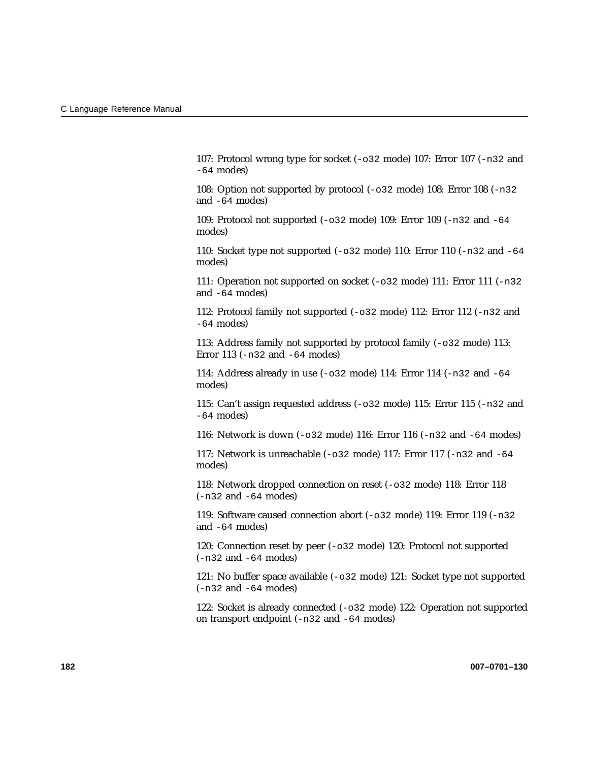107: Protocol wrong type for socket (`-o32` mode) 107: Error 107 (`-n32` and `-64` modes)

108: Option not supported by protocol (`-o32` mode) 108: Error 108 (`-n32` and `-64` modes)

109: Protocol not supported (`-o32` mode) 109: Error 109 (`-n32` and `-64` modes)

110: Socket type not supported (`-o32` mode) 110: Error 110 (`-n32` and `-64` modes)

111: Operation not supported on socket (`-o32` mode) 111: Error 111 (`-n32` and `-64` modes)

112: Protocol family not supported (`-o32` mode) 112: Error 112 (`-n32` and `-64` modes)

113: Address family not supported by protocol family (`-o32` mode) 113: Error 113 (`-n32` and `-64` modes)

114: Address already in use (`-o32` mode) 114: Error 114 (`-n32` and `-64` modes)

115: Can't assign requested address (`-o32` mode) 115: Error 115 (`-n32` and `-64` modes)

116: Network is down (`-o32` mode) 116: Error 116 (`-n32` and `-64` modes)

117: Network is unreachable (`-o32` mode) 117: Error 117 (`-n32` and `-64` modes)

118: Network dropped connection on reset (`-o32` mode) 118: Error 118 (`-n32` and `-64` modes)

119: Software caused connection abort (`-o32` mode) 119: Error 119 (`-n32` and `-64` modes)

120: Connection reset by peer (`-o32` mode) 120: Protocol not supported (`-n32` and `-64` modes)

121: No buffer space available (`-o32` mode) 121: Socket type not supported (`-n32` and `-64` modes)

122: Socket is already connected (`-o32` mode) 122: Operation not supported on transport endpoint (`-n32` and `-64` modes)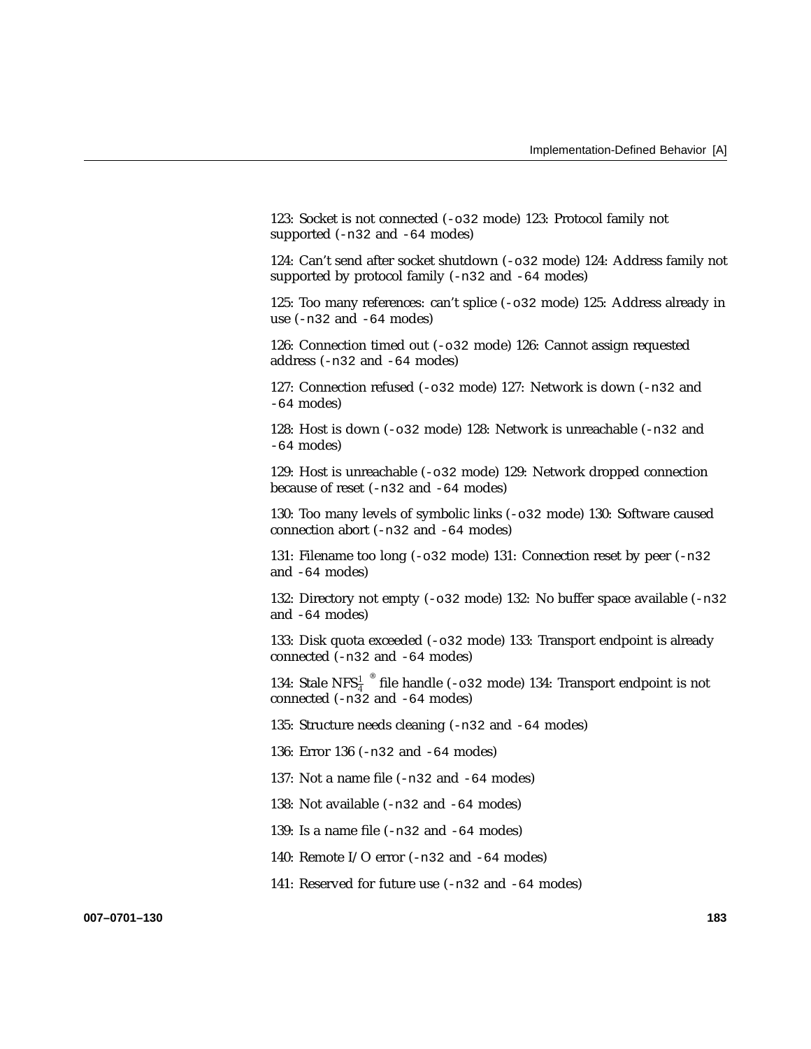123: Socket is not connected (`-o32` mode) 123: Protocol family not supported (`-n32` and `-64` modes)

124: Can't send after socket shutdown (`-o32` mode) 124: Address family not supported by protocol family (`-n32` and `-64` modes)

125: Too many references: can't splice (`-o32` mode) 125: Address already in use (`-n32` and `-64` modes)

126: Connection timed out (`-o32` mode) 126: Cannot assign requested address (`-n32` and `-64` modes)

127: Connection refused (`-o32` mode) 127: Network is down (`-n32` and `-64` modes)

128: Host is down (`-o32` mode) 128: Network is unreachable (`-n32` and `-64` modes)

129: Host is unreachable (`-o32` mode) 129: Network dropped connection because of reset (`-n32` and `-64` modes)

130: Too many levels of symbolic links (`-o32` mode) 130: Software caused connection abort (`-n32` and `-64` modes)

131: Filename too long (`-o32` mode) 131: Connection reset by peer (`-n32` and `-64` modes)

132: Directory not empty (`-o32` mode) 132: No buffer space available (`-n32` and `-64` modes)

133: Disk quota exceeded (`-o32` mode) 133: Transport endpoint is already connected (`-n32` and `-64` modes)

134: Stale NFS® file handle (`-o32` mode) 134: Transport endpoint is not connected (`-n32` and `-64` modes)

135: Structure needs cleaning (`-n32` and `-64` modes)

136: Error 136 (`-n32` and `-64` modes)

137: Not a name file (`-n32` and `-64` modes)

138: Not available (`-n32` and `-64` modes)

139: Is a name file (`-n32` and `-64` modes)

140: Remote I/O error (`-n32` and `-64` modes)

141: Reserved for future use (`-n32` and `-64` modes)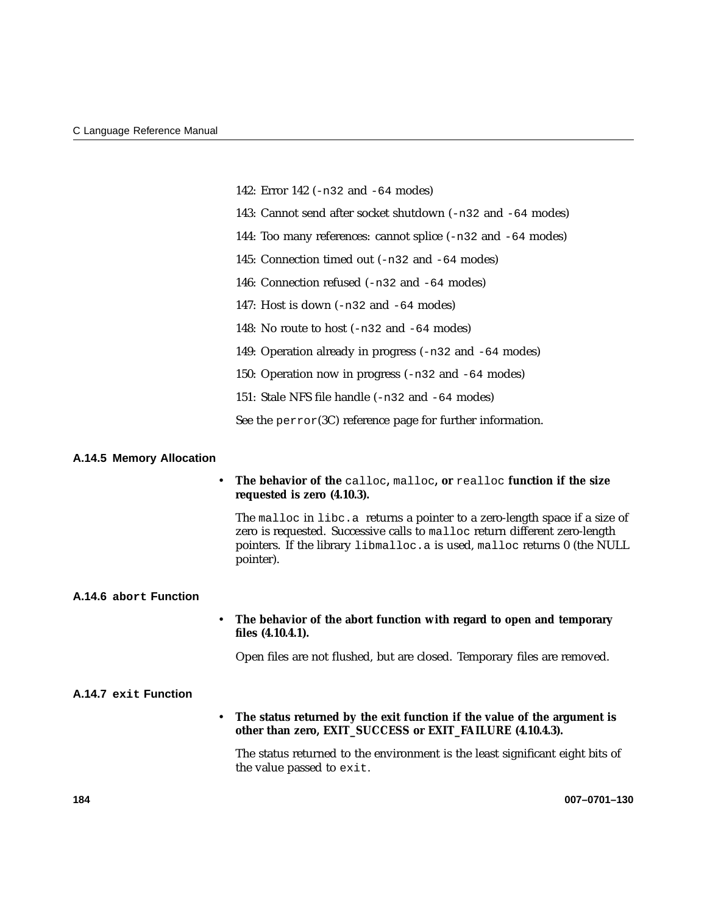142: Error 142 (`-n32` and `-64` modes)

143: Cannot send after socket shutdown (`-n32` and `-64` modes)

144: Too many references: cannot splice (`-n32` and `-64` modes)

145: Connection timed out (`-n32` and `-64` modes)

146: Connection refused (`-n32` and `-64` modes)

147: Host is down (`-n32` and `-64` modes)

148: No route to host (`-n32` and `-64` modes)

149: Operation already in progress (`-n32` and `-64` modes)

150: Operation now in progress (`-n32` and `-64` modes)

151: Stale NFS file handle (`-n32` and `-64` modes)

See the `perror`(3C) reference page for further information.

### A.14.5 Memory Allocation

- **The behavior of the `calloc`, `malloc`, or `realloc` function if the size requested is zero (4.10.3).**

  The `malloc` in `libc.a` returns a pointer to a zero-length space if a size of zero is requested. Successive calls to `malloc` return different zero-length pointers. If the library `libmalloc.a` is used, `malloc` returns 0 (the NULL pointer).

### A.14.6 `abort` Function

- **The behavior of the abort function with regard to open and temporary files (4.10.4.1).**

  Open files are not flushed, but are closed. Temporary files are removed.

### A.14.7 `exit` Function

- **The status returned by the exit function if the value of the argument is other than zero, EXIT_SUCCESS or EXIT_FAILURE (4.10.4.3).**

  The status returned to the environment is the least significant eight bits of the value passed to `exit`.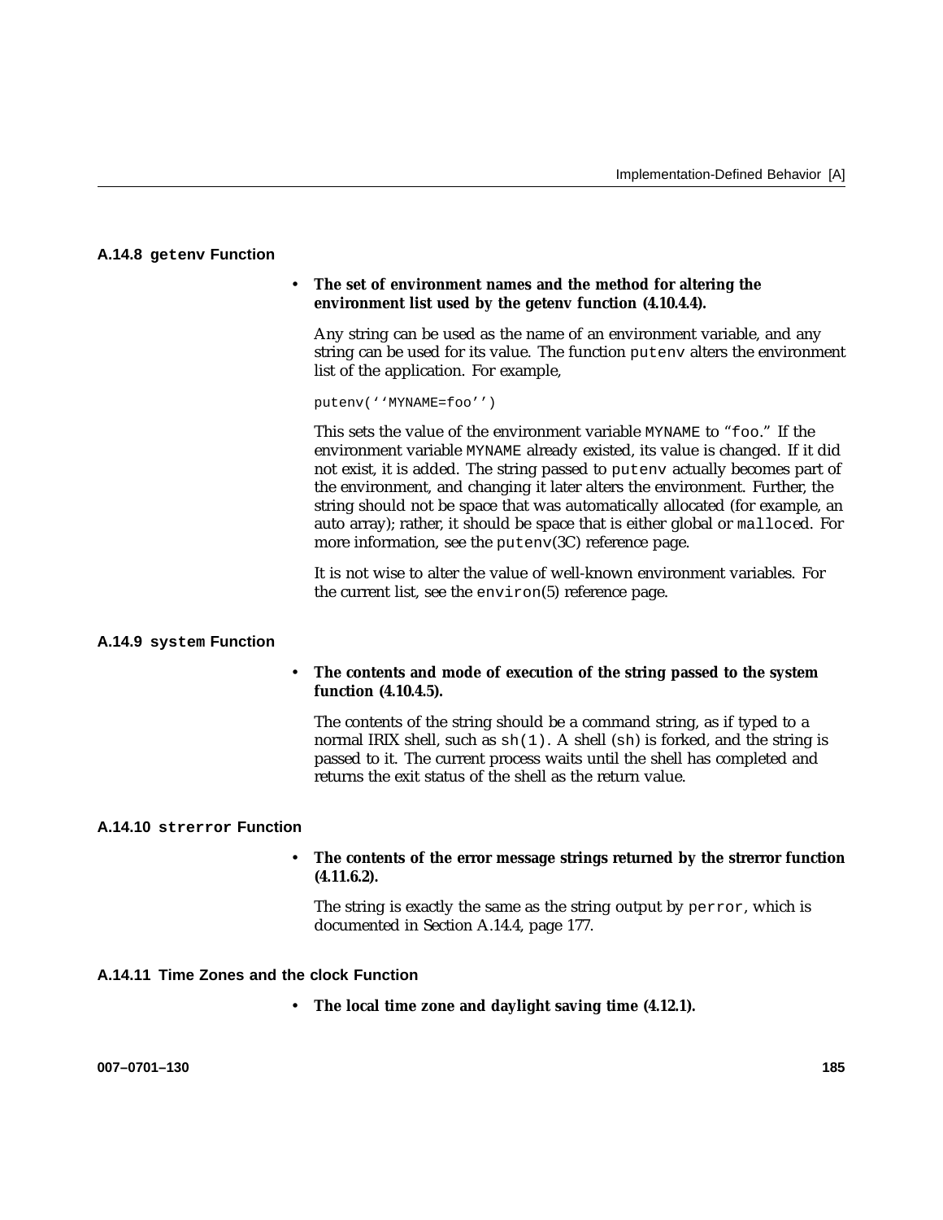### A.14.8 `getenv` Function

- **The set of environment names and the method for altering the environment list used by the getenv function (4.10.4.4).**

  Any string can be used as the name of an environment variable, and any string can be used for its value. The function `putenv` alters the environment list of the application. For example,

  ```
  putenv(''MYNAME=foo'')
  ```

  This sets the value of the environment variable `MYNAME` to "`foo`." If the environment variable `MYNAME` already existed, its value is changed. If it did not exist, it is added. The string passed to `putenv` actually becomes part of the environment, and changing it later alters the environment. Further, the string should not be space that was automatically allocated (for example, an auto array); rather, it should be space that is either global or `malloced`. For more information, see the `putenv`(3C) reference page.

  It is not wise to alter the value of well-known environment variables. For the current list, see the `environ`(5) reference page.

### A.14.9 `system` Function

- **The contents and mode of execution of the string passed to the system function (4.10.4.5).**

  The contents of the string should be a command string, as if typed to a normal IRIX shell, such as `sh(1)`. A shell (`sh`) is forked, and the string is passed to it. The current process waits until the shell has completed and returns the exit status of the shell as the return value.

### A.14.10 `strerror` Function

- **The contents of the error message strings returned by the strerror function (4.11.6.2).**

  The string is exactly the same as the string output by `perror`, which is documented in Section A.14.4, page 177.

### A.14.11 Time Zones and the clock Function

- **The local time zone and daylight saving time (4.12.1).**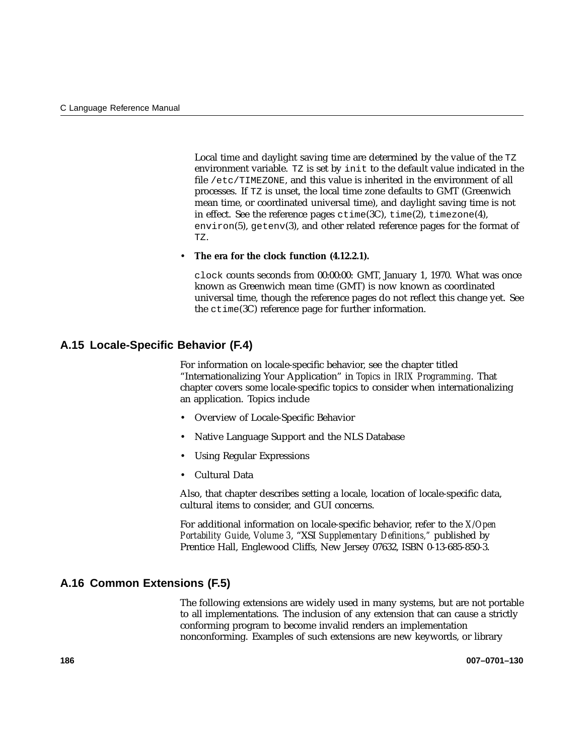Local time and daylight saving time are determined by the value of the `TZ` environment variable. `TZ` is set by `init` to the default value indicated in the file `/etc/TIMEZONE`, and this value is inherited in the environment of all processes. If `TZ` is unset, the local time zone defaults to GMT (Greenwich mean time, or coordinated universal time), and daylight saving time is not in effect. See the reference pages `ctime`(3C), `time`(2), `timezone`(4), `environ`(5), `getenv`(3), and other related reference pages for the format of `TZ`.

- **The era for the clock function (4.12.2.1).**

  `clock` counts seconds from 00:00:00: GMT, January 1, 1970. What was once known as Greenwich mean time (GMT) is now known as coordinated universal time, though the reference pages do not reflect this change yet. See the `ctime`(3C) reference page for further information.

## A.15 Locale-Specific Behavior (F.4)

For information on locale-specific behavior, see the chapter titled "Internationalizing Your Application" in *Topics in IRIX Programming*. That chapter covers some locale-specific topics to consider when internationalizing an application. Topics include

- Overview of Locale-Specific Behavior
- Native Language Support and the NLS Database
- Using Regular Expressions
- Cultural Data

Also, that chapter describes setting a locale, location of locale-specific data, cultural items to consider, and GUI concerns.

For additional information on locale-specific behavior, refer to the *X/Open Portability Guide, Volume 3*, "XSI *Supplementary Definitions*," published by Prentice Hall, Englewood Cliffs, New Jersey 07632, ISBN 0-13-685-850-3.

## A.16 Common Extensions (F.5)

The following extensions are widely used in many systems, but are not portable to all implementations. The inclusion of any extension that can cause a strictly conforming program to become invalid renders an implementation nonconforming. Examples of such extensions are new keywords, or library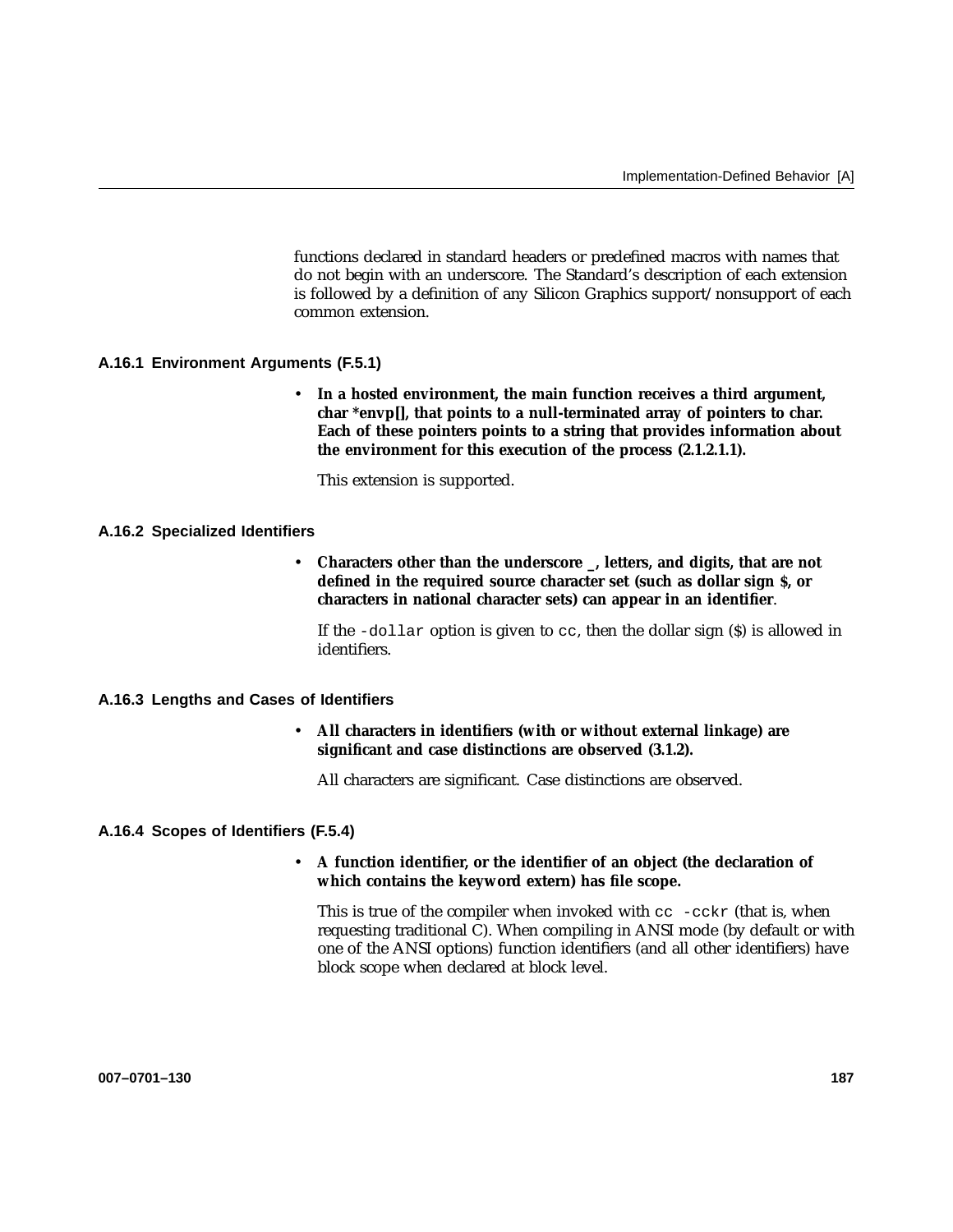functions declared in standard headers or predefined macros with names that do not begin with an underscore. The Standard's description of each extension is followed by a definition of any Silicon Graphics support/nonsupport of each common extension.

### A.16.1 Environment Arguments (F.5.1)

- **In a hosted environment, the main function receives a third argument, char *envp[], that points to a null-terminated array of pointers to char. Each of these pointers points to a string that provides information about the environment for this execution of the process (2.1.2.1.1).**

  This extension is supported.

### A.16.2 Specialized Identifiers

- **Characters other than the underscore _, letters, and digits, that are not defined in the required source character set (such as dollar sign $, or characters in national character sets) can appear in an identifier**.

  If the `-dollar` option is given to `cc`, then the dollar sign ($) is allowed in identifiers.

### A.16.3 Lengths and Cases of Identifiers

- **All characters in identifiers (with or without external linkage) are significant and case distinctions are observed (3.1.2).**

  All characters are significant. Case distinctions are observed.

### A.16.4 Scopes of Identifiers (F.5.4)

- **A function identifier, or the identifier of an object (the declaration of which contains the keyword extern) has file scope.**

  This is true of the compiler when invoked with `cc -cckr` (that is, when requesting traditional C). When compiling in ANSI mode (by default or with one of the ANSI options) function identifiers (and all other identifiers) have block scope when declared at block level.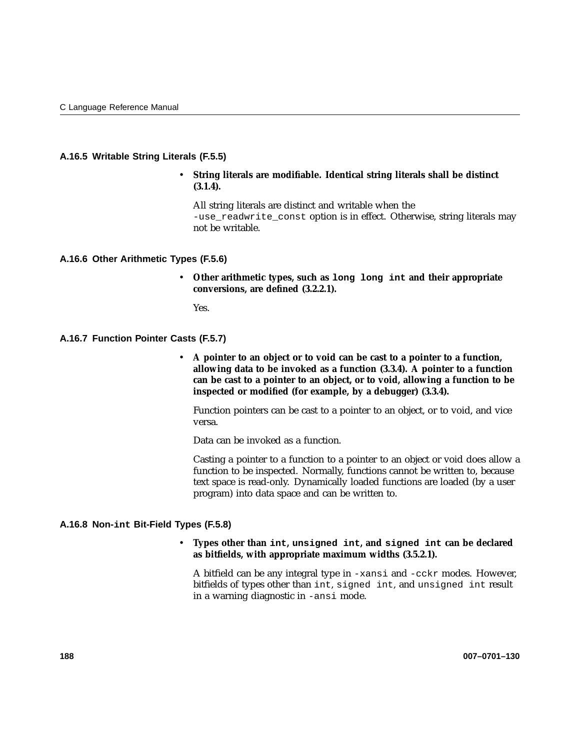### A.16.5 Writable String Literals (F.5.5)

- **String literals are modifiable. Identical string literals shall be distinct (3.1.4).**

  All string literals are distinct and writable when the `-use_readwrite_const` option is in effect. Otherwise, string literals may not be writable.

### A.16.6 Other Arithmetic Types (F.5.6)

- **Other arithmetic types, such as `long long int` and their appropriate conversions, are defined (3.2.2.1).**

  Yes.

### A.16.7 Function Pointer Casts (F.5.7)

- **A pointer to an object or to void can be cast to a pointer to a function, allowing data to be invoked as a function (3.3.4). A pointer to a function can be cast to a pointer to an object, or to void, allowing a function to be inspected or modified (for example, by a debugger) (3.3.4).**

  Function pointers can be cast to a pointer to an object, or to void, and vice versa.

  Data can be invoked as a function.

  Casting a pointer to a function to a pointer to an object or void does allow a function to be inspected. Normally, functions cannot be written to, because text space is read-only. Dynamically loaded functions are loaded (by a user program) into data space and can be written to.

### A.16.8 Non-`int` Bit-Field Types (F.5.8)

- **Types other than `int`, `unsigned int`, and `signed int` can be declared as bitfields, with appropriate maximum widths (3.5.2.1).**

  A bitfield can be any integral type in `-xansi` and `-cckr` modes. However, bitfields of types other than `int`, `signed int`, and `unsigned int` result in a warning diagnostic in `-ansi` mode.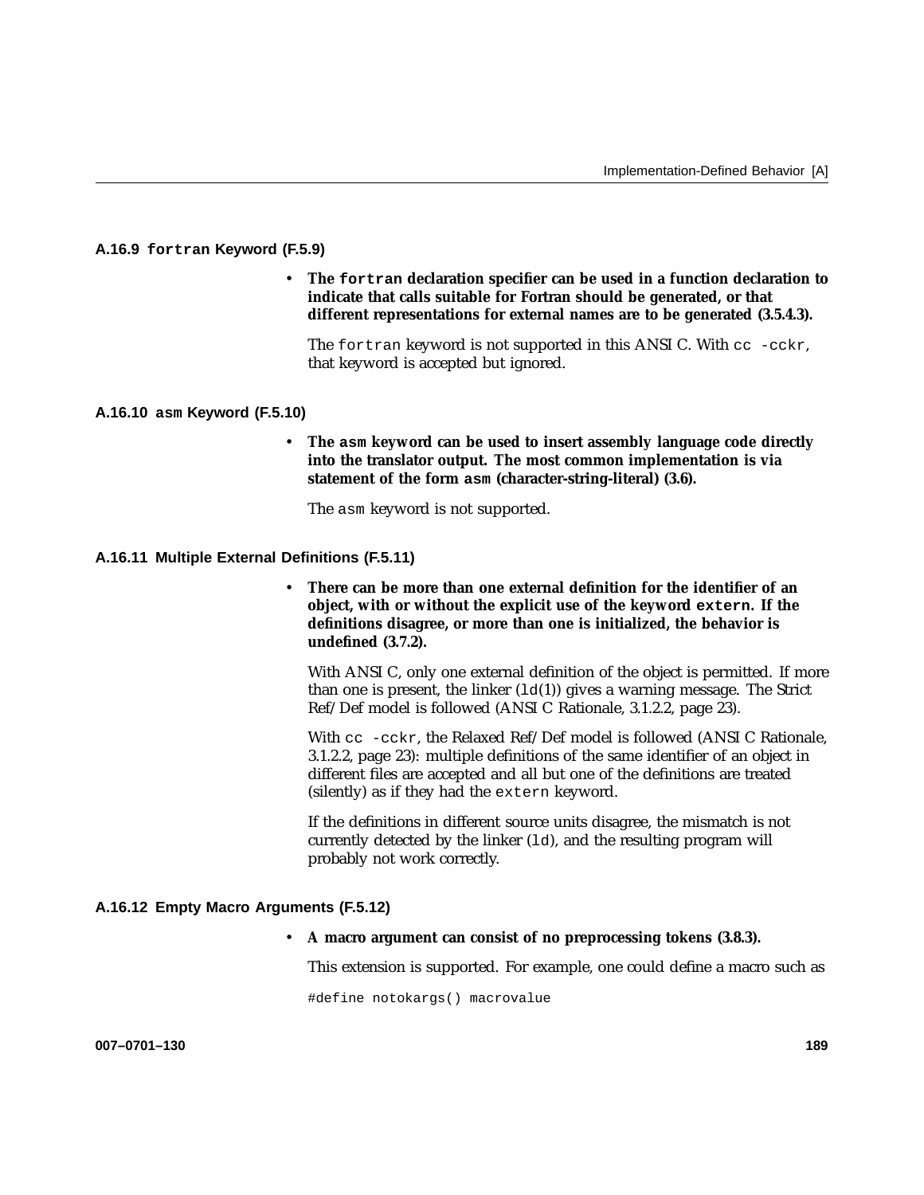### A.16.9 `fortran` Keyword (F.5.9)

- **The `fortran` declaration specifier can be used in a function declaration to indicate that calls suitable for Fortran should be generated, or that different representations for external names are to be generated (3.5.4.3).**

  The `fortran` keyword is not supported in this ANSI C. With `cc -cckr`, that keyword is accepted but ignored.

### A.16.10 `asm` Keyword (F.5.10)

- **The `asm` keyword can be used to insert assembly language code directly into the translator output. The most common implementation is via statement of the form `asm` (character-string-literal) (3.6).**

  The `asm` keyword is not supported.

### A.16.11 Multiple External Definitions (F.5.11)

- **There can be more than one external definition for the identifier of an object, with or without the explicit use of the keyword `extern`. If the definitions disagree, or more than one is initialized, the behavior is undefined (3.7.2).**

  With ANSI C, only one external definition of the object is permitted. If more than one is present, the linker (`ld`(1)) gives a warning message. The Strict Ref/Def model is followed (ANSI C Rationale, 3.1.2.2, page 23).

  With `cc -cckr`, the Relaxed Ref/Def model is followed (ANSI C Rationale, 3.1.2.2, page 23): multiple definitions of the same identifier of an object in different files are accepted and all but one of the definitions are treated (silently) as if they had the `extern` keyword.

  If the definitions in different source units disagree, the mismatch is not currently detected by the linker (`ld`), and the resulting program will probably not work correctly.

### A.16.12 Empty Macro Arguments (F.5.12)

- **A macro argument can consist of no preprocessing tokens (3.8.3).**

  This extension is supported. For example, one could define a macro such as

  ```
  #define notokargs() macrovalue
  ```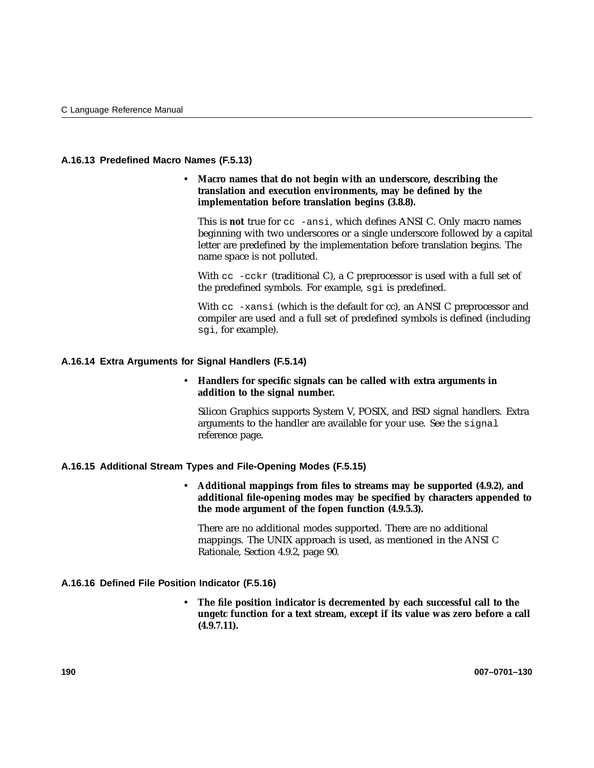### A.16.13 Predefined Macro Names (F.5.13)

- **Macro names that do not begin with an underscore, describing the translation and execution environments, may be defined by the implementation before translation begins (3.8.8).**

  This is **not** true for `cc -ansi`, which defines ANSI C. Only macro names beginning with two underscores or a single underscore followed by a capital letter are predefined by the implementation before translation begins. The name space is not polluted.

  With `cc -cckr` (traditional C), a C preprocessor is used with a full set of the predefined symbols. For example, `sgi` is predefined.

  With `cc -xansi` (which is the default for cc), an ANSI C preprocessor and compiler are used and a full set of predefined symbols is defined (including `sgi`, for example).

### A.16.14 Extra Arguments for Signal Handlers (F.5.14)

- **Handlers for specific signals can be called with extra arguments in addition to the signal number.**

  Silicon Graphics supports System V, POSIX, and BSD signal handlers. Extra arguments to the handler are available for your use. See the `signal` reference page.

### A.16.15 Additional Stream Types and File-Opening Modes (F.5.15)

- **Additional mappings from files to streams may be supported (4.9.2), and additional file-opening modes may be specified by characters appended to the mode argument of the fopen function (4.9.5.3).**

  There are no additional modes supported. There are no additional mappings. The UNIX approach is used, as mentioned in the ANSI C Rationale, Section 4.9.2, page 90.

### A.16.16 Defined File Position Indicator (F.5.16)

- **The file position indicator is decremented by each successful call to the ungetc function for a text stream, except if its value was zero before a call (4.9.7.11).**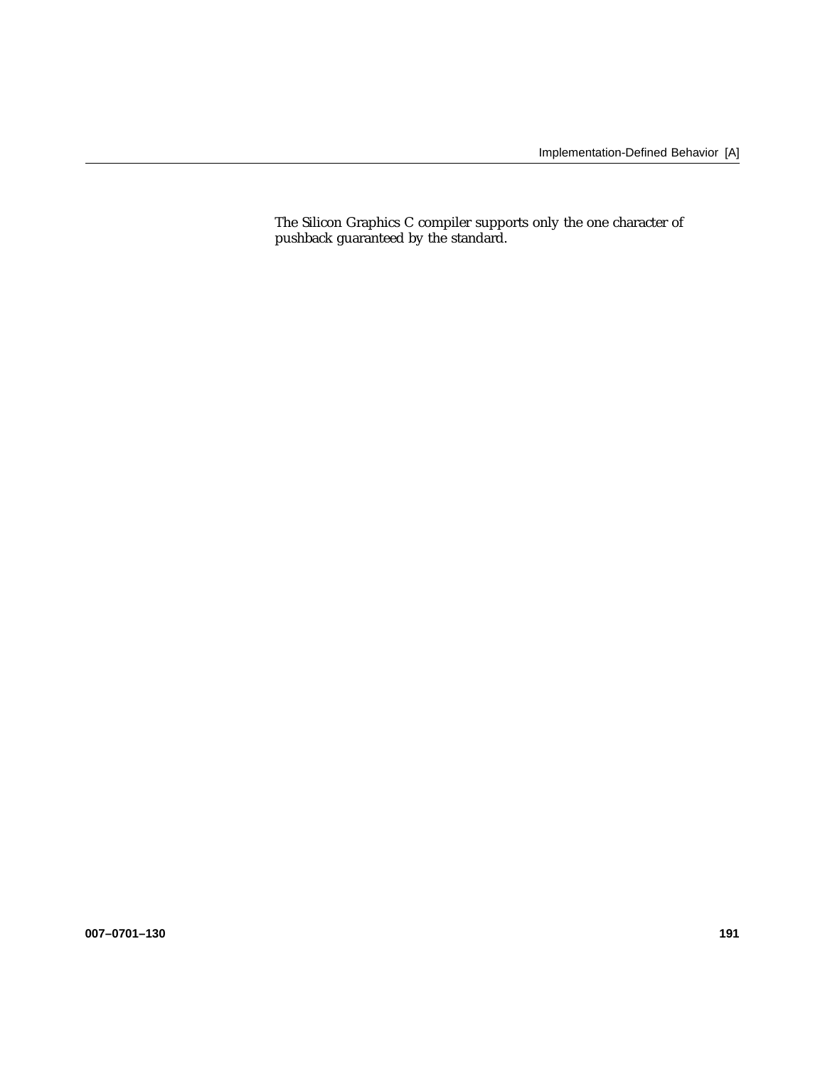The Silicon Graphics C compiler supports only the one character of pushback guaranteed by the standard.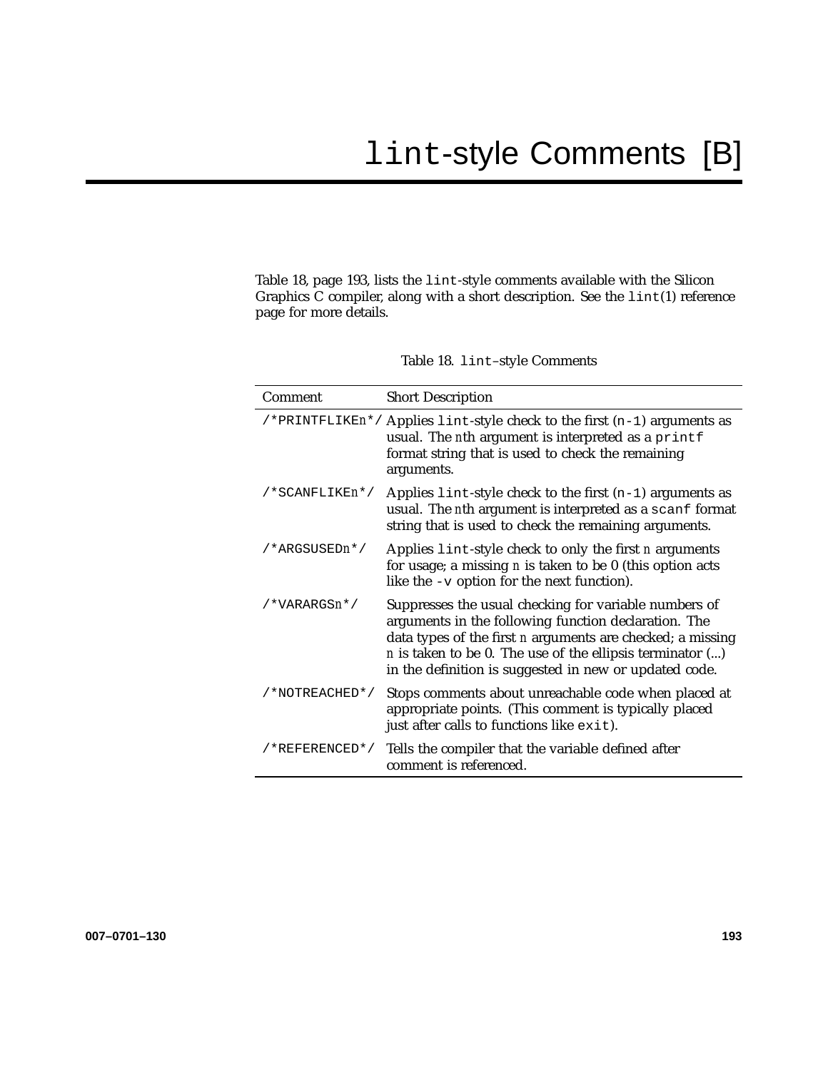# lint-style Comments [B]

Table 18, page 193, lists the lint-style comments available with the Silicon Graphics C compiler, along with a short description. See the lint(1) reference page for more details.

Table 18. lint–style Comments

| Comment | Short Description |
|---|---|
| /*PRINTFLIKE*n**/ | Applies lint-style check to the first (n-1) arguments as usual. The *n*th argument is interpreted as a printf format string that is used to check the remaining arguments. |
| /*SCANFLIKE*n**/ | Applies lint-style check to the first (n-1) arguments as usual. The *n*th argument is interpreted as a scanf format string that is used to check the remaining arguments. |
| /*ARGSUSED*n**/ | Applies lint-style check to only the first *n* arguments for usage; a missing *n* is taken to be 0 (this option acts like the -v option for the next function). |
| /*VARARGS*n**/ | Suppresses the usual checking for variable numbers of arguments in the following function declaration. The data types of the first *n* arguments are checked; a missing *n* is taken to be 0. The use of the ellipsis terminator (...) in the definition is suggested in new or updated code. |
| /*NOTREACHED*/ | Stops comments about unreachable code when placed at appropriate points. (This comment is typically placed just after calls to functions like exit). |
| /*REFERENCED*/ | Tells the compiler that the variable defined after comment is referenced. |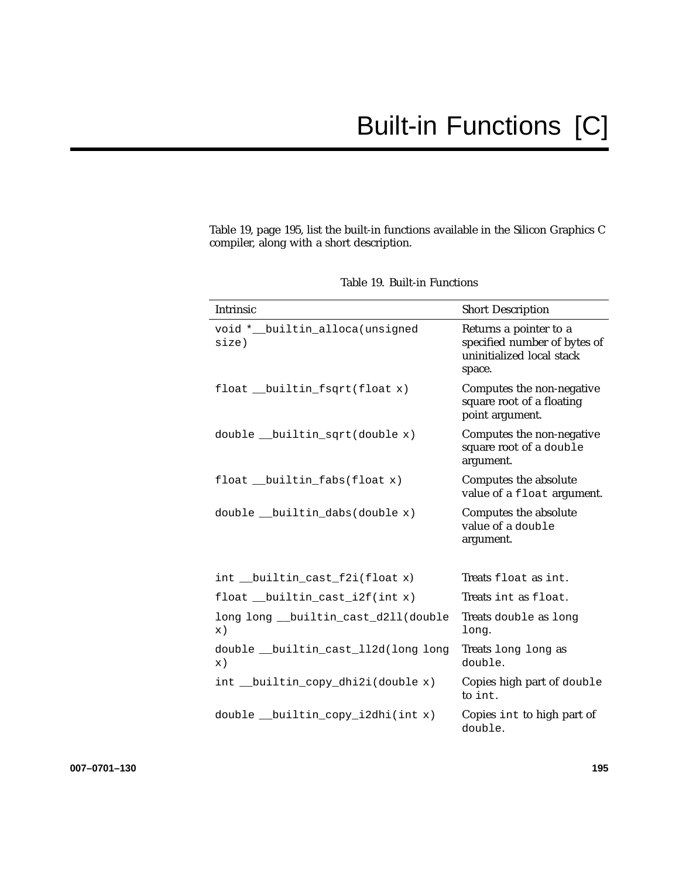# Built-in Functions [C]

Table 19, page 195, list the built-in functions available in the Silicon Graphics C compiler, along with a short description.

Table 19. Built-in Functions

| Intrinsic | Short Description |
|---|---|
| `void *__builtin_alloca(unsigned size)` | Returns a pointer to a specified number of bytes of uninitialized local stack space. |
| `float __builtin_fsqrt(float x)` | Computes the non-negative square root of a floating point argument. |
| `double __builtin_sqrt(double x)` | Computes the non-negative square root of a `double` argument. |
| `float __builtin_fabs(float x)` | Computes the absolute value of a `float` argument. |
| `double __builtin_dabs(double x)` | Computes the absolute value of a `double` argument. |
| `int __builtin_cast_f2i(float x)` | Treats `float` as `int`. |
| `float __builtin_cast_i2f(int x)` | Treats `int` as `float`. |
| `long long __builtin_cast_d2ll(double x)` | Treats `double` as `long long`. |
| `double __builtin_cast_ll2d(long long x)` | Treats `long long` as `double`. |
| `int __builtin_copy_dhi2i(double x)` | Copies high part of `double` to `int`. |
| `double __builtin_copy_i2dhi(int x)` | Copies `int` to high part of `double`. |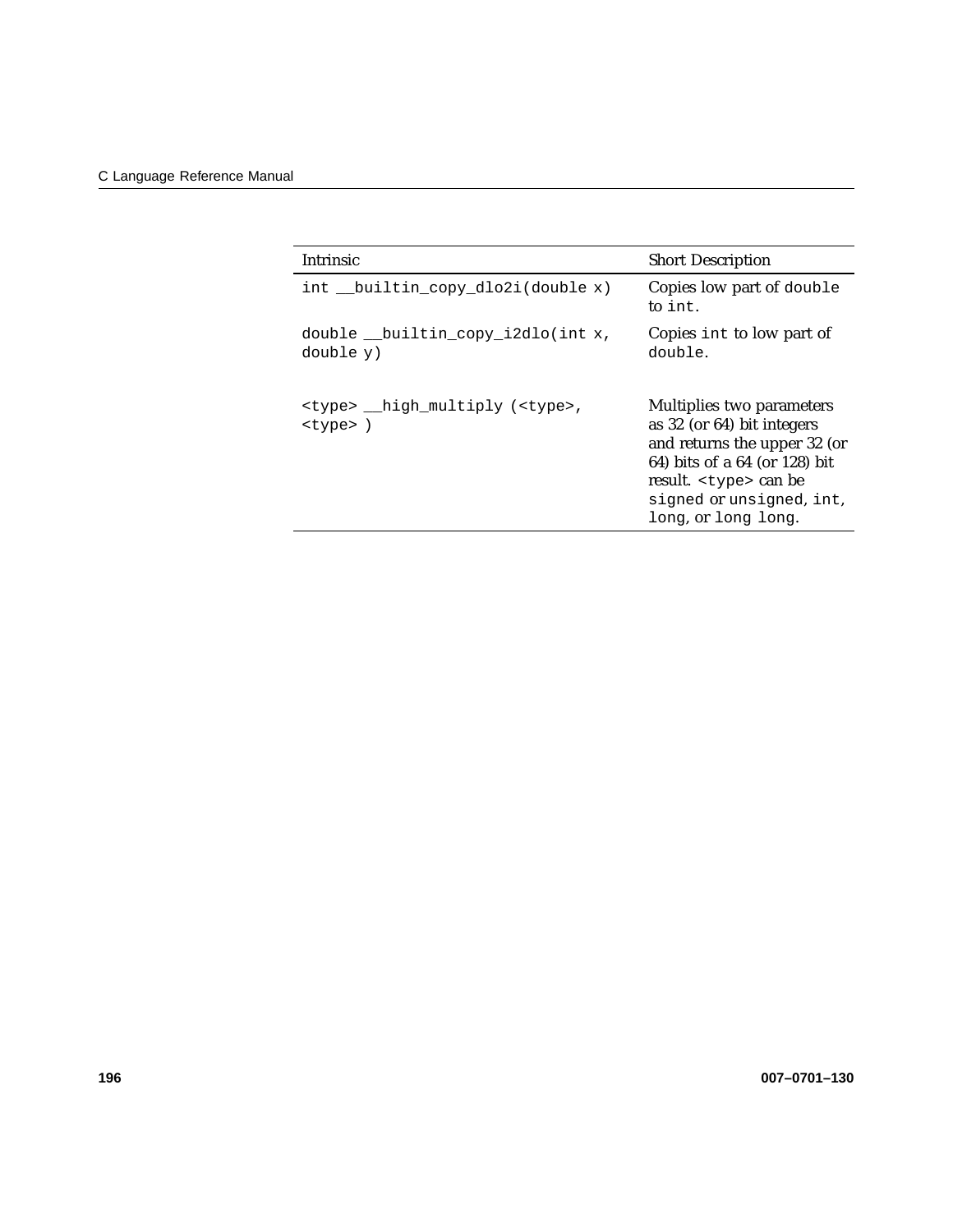| Intrinsic | Short Description |
| --- | --- |
| `int __builtin_copy_dlo2i(double x)` | Copies low part of `double` to `int`. |
| `double __builtin_copy_i2dlo(int x, double y)` | Copies `int` to low part of `double`. |
| `<type> __high_multiply (<type>, <type> )` | Multiplies two parameters as 32 (or 64) bit integers and returns the upper 32 (or 64) bits of a 64 (or 128) bit result. `<type>` can be `signed` or `unsigned`, `int`, `long`, or `long long`. |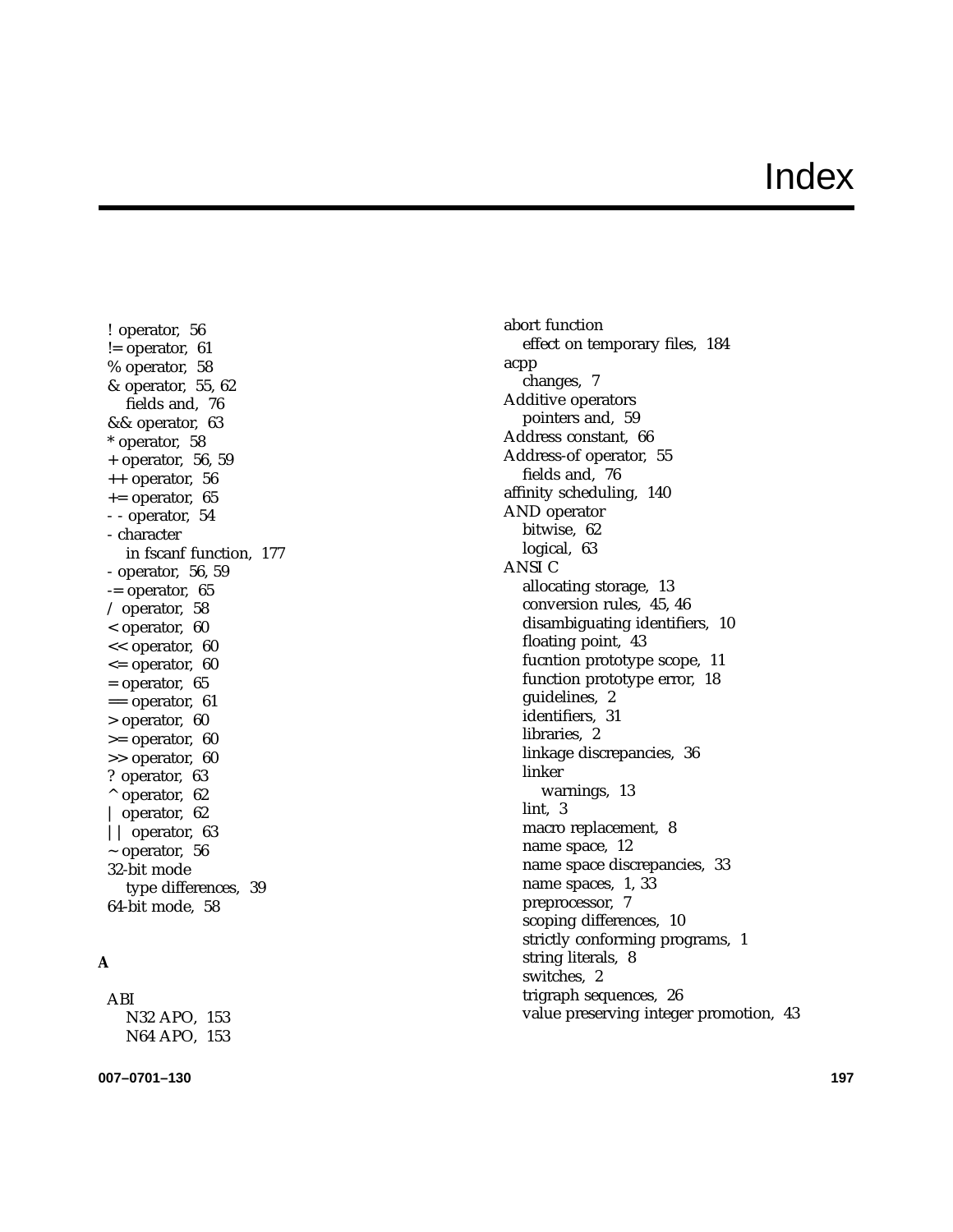# Index

! operator, 56
!= operator, 61
% operator, 58
& operator, 55, 62
  fields and, 76
&& operator, 63
* operator, 58
+ operator, 56, 59
++ operator, 56
+= operator, 65
- - operator, 54
- character
  in fscanf function, 177
- operator, 56, 59
-= operator, 65
/ operator, 58
< operator, 60
<< operator, 60
<= operator, 60
= operator, 65
== operator, 61
> operator, 60
>= operator, 60
>> operator, 60
? operator, 63
^ operator, 62
| operator, 62
|| operator, 63
~ operator, 56
32-bit mode
  type differences, 39
64-bit mode, 58

**A**

ABI
  N32 APO, 153
  N64 APO, 153
abort function
  effect on temporary files, 184
acpp
  changes, 7
Additive operators
  pointers and, 59
Address constant, 66
Address-of operator, 55
  fields and, 76
affinity scheduling, 140
AND operator
  bitwise, 62
  logical, 63
ANSI C
  allocating storage, 13
  conversion rules, 45, 46
  disambiguating identifiers, 10
  floating point, 43
  fucntion prototype scope, 11
  function prototype error, 18
  guidelines, 2
  identifiers, 31
  libraries, 2
  linkage discrepancies, 36
  linker
    warnings, 13
  lint, 3
  macro replacement, 8
  name space, 12
  name space discrepancies, 33
  name spaces, 1, 33
  preprocessor, 7
  scoping differences, 10
  strictly conforming programs, 1
  string literals, 8
  switches, 2
  trigraph sequences, 26
  value preserving integer promotion, 43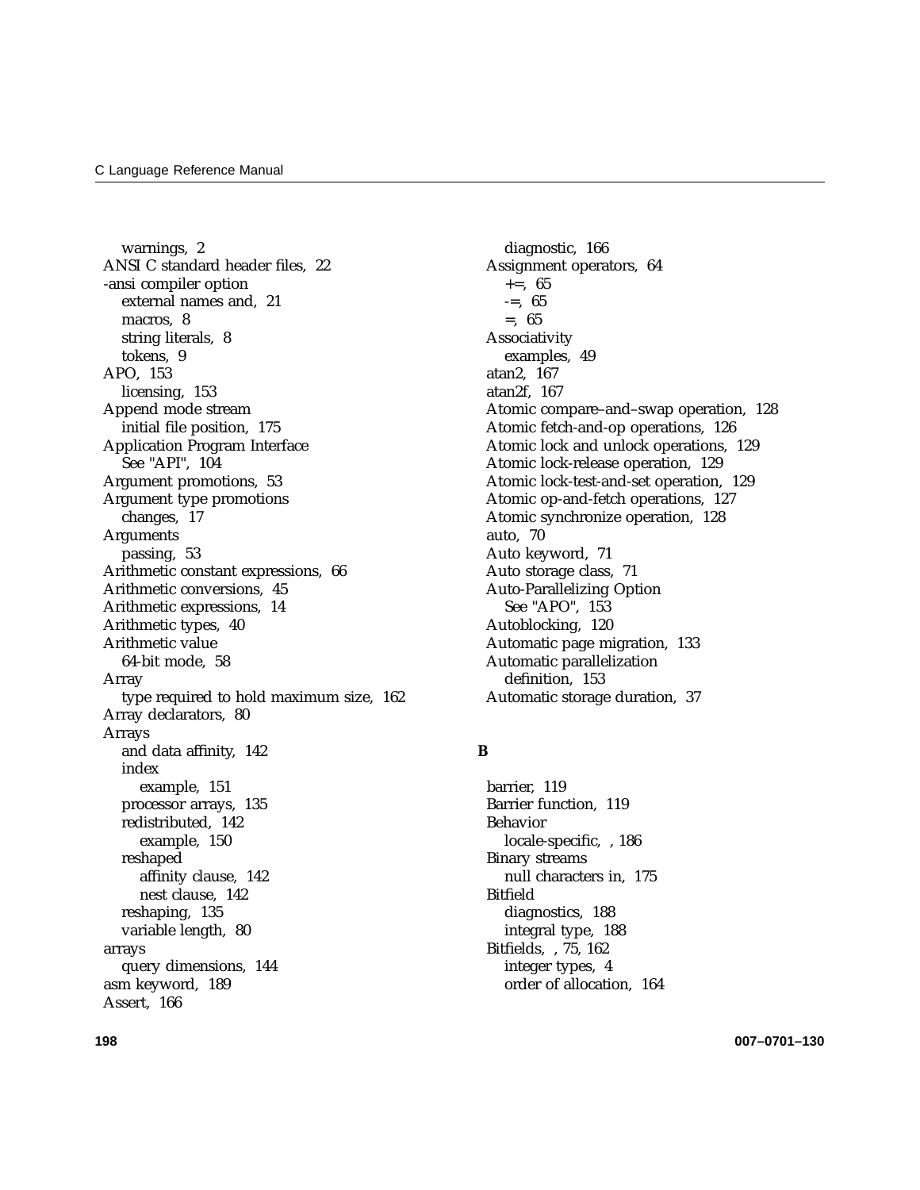warnings, 2
ANSI C standard header files, 22
-ansi compiler option
  external names and, 21
  macros, 8
  string literals, 8
  tokens, 9
APO, 153
  licensing, 153
Append mode stream
  initial file position, 175
Application Program Interface
  See "API", 104
Argument promotions, 53
Argument type promotions
  changes, 17
Arguments
  passing, 53
Arithmetic constant expressions, 66
Arithmetic conversions, 45
Arithmetic expressions, 14
Arithmetic types, 40
Arithmetic value
  64-bit mode, 58
Array
  type required to hold maximum size, 162
Array declarators, 80
Arrays
  and data affinity, 142
  index
    example, 151
  processor arrays, 135
  redistributed, 142
    example, 150
  reshaped
    affinity clause, 142
    nest clause, 142
  reshaping, 135
  variable length, 80
arrays
  query dimensions, 144
asm keyword, 189
Assert, 166
  diagnostic, 166
Assignment operators, 64
  +=, 65
  -=, 65
  =, 65
Associativity
  examples, 49
atan2, 167
atan2f, 167
Atomic compare–and–swap operation, 128
Atomic fetch-and-op operations, 126
Atomic lock and unlock operations, 129
Atomic lock-release operation, 129
Atomic lock-test-and-set operation, 129
Atomic op-and-fetch operations, 127
Atomic synchronize operation, 128
auto, 70
Auto keyword, 71
Auto storage class, 71
Auto-Parallelizing Option
  See "APO", 153
Autoblocking, 120
Automatic page migration, 133
Automatic parallelization
  definition, 153
Automatic storage duration, 37

**B**

barrier, 119
Barrier function, 119
Behavior
  locale-specific, , 186
Binary streams
  null characters in, 175
Bitfield
  diagnostics, 188
  integral type, 188
Bitfields, , 75, 162
  integer types, 4
  order of allocation, 164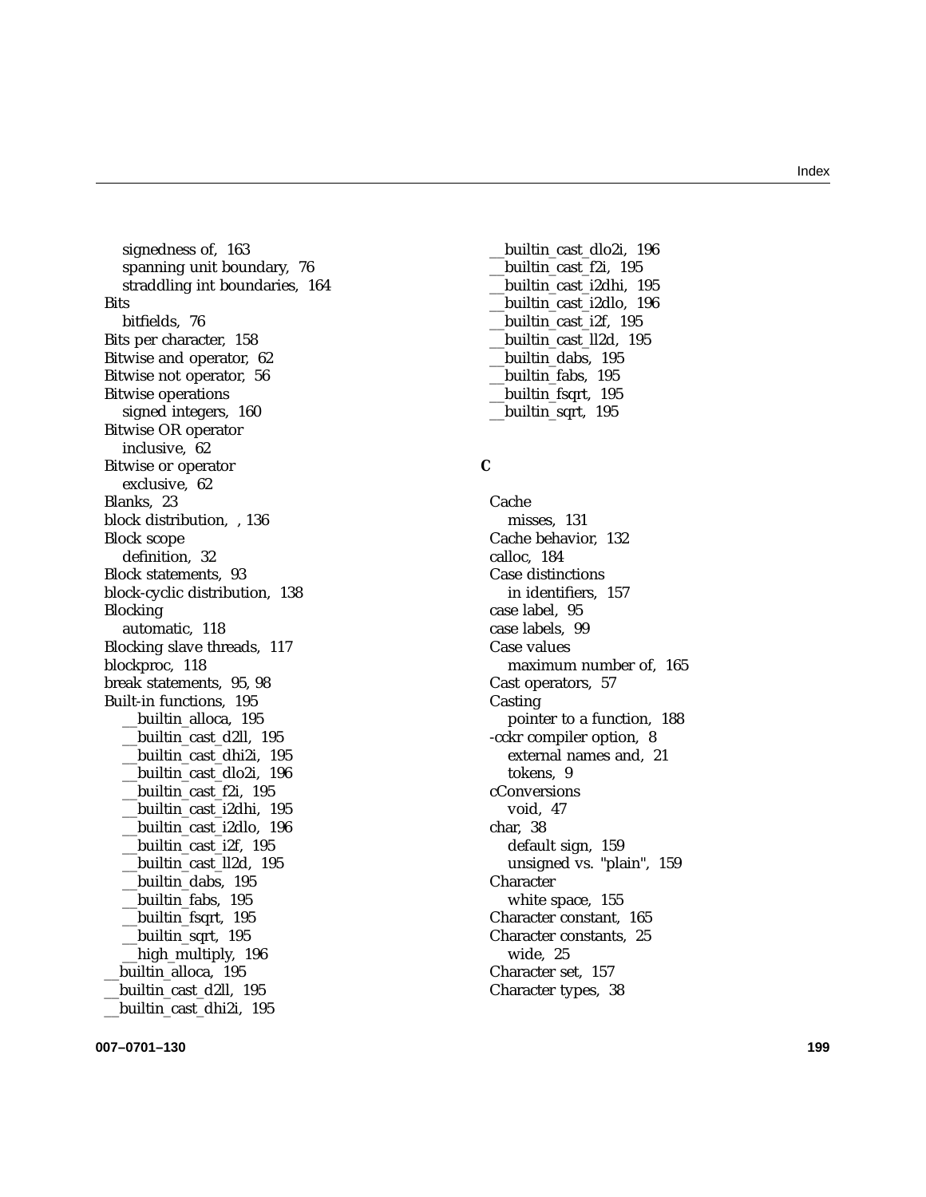signedness of, 163
spanning unit boundary, 76
straddling int boundaries, 164

Bits
bitfields, 76

Bits per character, 158

Bitwise and operator, 62

Bitwise not operator, 56

Bitwise operations
signed integers, 160

Bitwise OR operator
inclusive, 62

Bitwise or operator
exclusive, 62

Blanks, 23

block distribution, , 136

Block scope
definition, 32

Block statements, 93

block-cyclic distribution, 138

Blocking
automatic, 118

Blocking slave threads, 117

blockproc, 118

break statements, 95, 98

Built-in functions, 195
__builtin_alloca, 195
__builtin_cast_d2ll, 195
__builtin_cast_dhi2i, 195
__builtin_cast_dlo2i, 196
__builtin_cast_f2i, 195
__builtin_cast_i2dhi, 195
__builtin_cast_i2dlo, 196
__builtin_cast_i2f, 195
__builtin_cast_ll2d, 195
__builtin_dabs, 195
__builtin_fabs, 195
__builtin_fsqrt, 195
__builtin_sqrt, 195
__high_multiply, 196

__builtin_alloca, 195

__builtin_cast_d2ll, 195

__builtin_cast_dhi2i, 195

__builtin_cast_dlo2i, 196

__builtin_cast_f2i, 195

__builtin_cast_i2dhi, 195

__builtin_cast_i2dlo, 196

__builtin_cast_i2f, 195

__builtin_cast_ll2d, 195

__builtin_dabs, 195

__builtin_fabs, 195

__builtin_fsqrt, 195

__builtin_sqrt, 195

## C

Cache
misses, 131

Cache behavior, 132

calloc, 184

Case distinctions
in identifiers, 157

case label, 95

case labels, 99

Case values
maximum number of, 165

Cast operators, 57

Casting
pointer to a function, 188

-cckr compiler option, 8
external names and, 21
tokens, 9

cConversions
void, 47

char, 38
default sign, 159
unsigned vs. "plain", 159

Character
white space, 155

Character constant, 165

Character constants, 25
wide, 25

Character set, 157

Character types, 38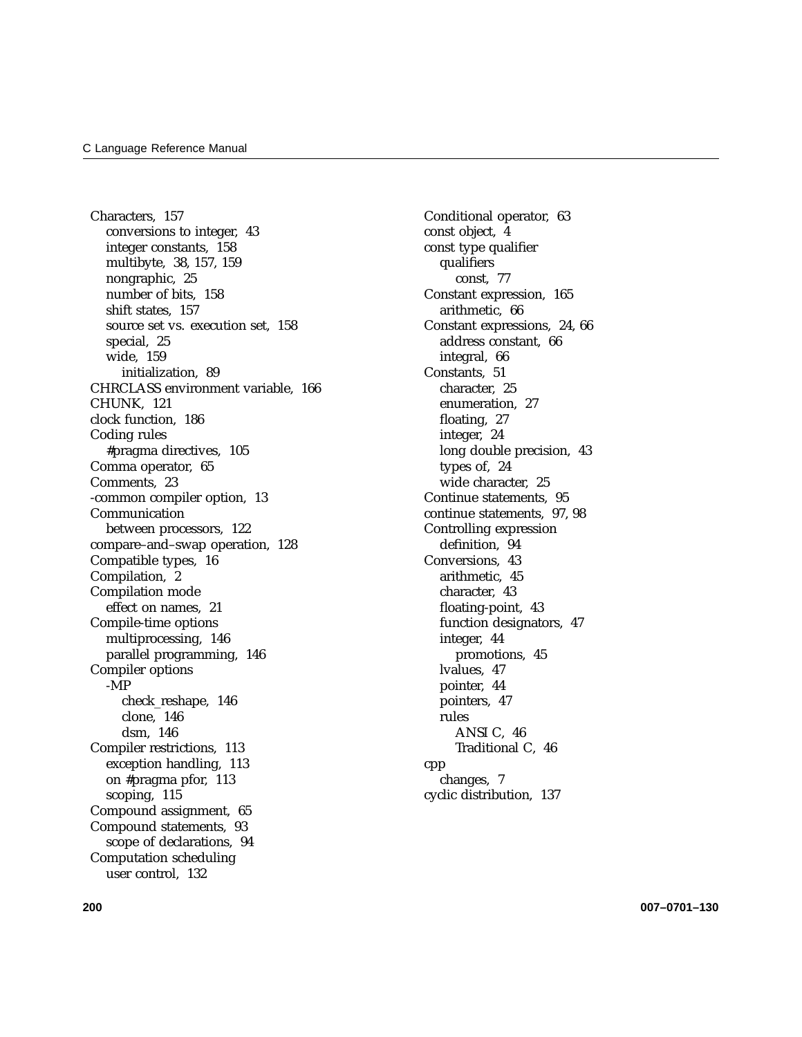Characters, 157
  conversions to integer, 43
  integer constants, 158
  multibyte, 38, 157, 159
  nongraphic, 25
  number of bits, 158
  shift states, 157
  source set vs. execution set, 158
  special, 25
  wide, 159
    initialization, 89
CHRCLASS environment variable, 166
CHUNK, 121
clock function, 186
Coding rules
  #pragma directives, 105
Comma operator, 65
Comments, 23
-common compiler option, 13
Communication
  between processors, 122
compare–and–swap operation, 128
Compatible types, 16
Compilation, 2
Compilation mode
  effect on names, 21
Compile-time options
  multiprocessing, 146
  parallel programming, 146
Compiler options
  -MP
    check_reshape, 146
    clone, 146
    dsm, 146
Compiler restrictions, 113
  exception handling, 113
  on #pragma pfor, 113
  scoping, 115
Compound assignment, 65
Compound statements, 93
  scope of declarations, 94
Computation scheduling
  user control, 132

Conditional operator, 63
const object, 4
const type qualifier
  qualifiers
    const, 77
Constant expression, 165
  arithmetic, 66
Constant expressions, 24, 66
  address constant, 66
  integral, 66
Constants, 51
  character, 25
  enumeration, 27
  floating, 27
  integer, 24
  long double precision, 43
  types of, 24
  wide character, 25
Continue statements, 95
continue statements, 97, 98
Controlling expression
  definition, 94
Conversions, 43
  arithmetic, 45
  character, 43
  floating-point, 43
  function designators, 47
  integer, 44
    promotions, 45
  lvalues, 47
  pointer, 44
  pointers, 47
  rules
    ANSI C, 46
    Traditional C, 46
cpp
  changes, 7
cyclic distribution, 137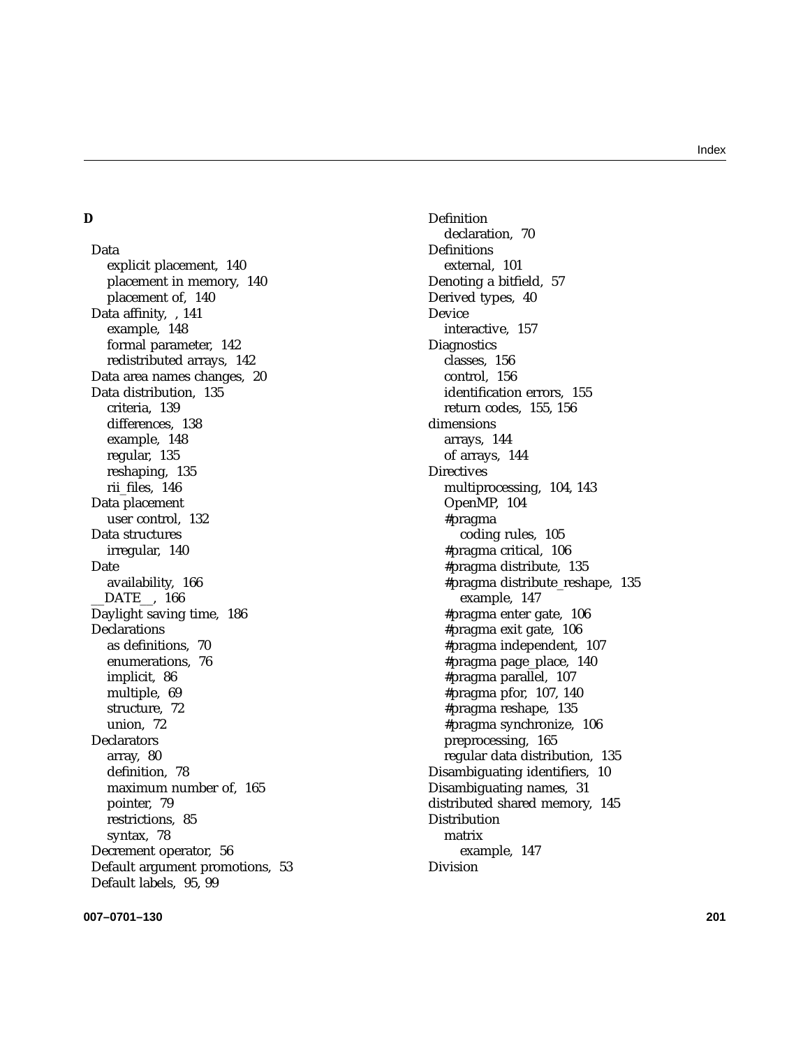**D**

Data
  explicit placement, 140
  placement in memory, 140
  placement of, 140
Data affinity, , 141
  example, 148
  formal parameter, 142
  redistributed arrays, 142
Data area names changes, 20
Data distribution, 135
  criteria, 139
  differences, 138
  example, 148
  regular, 135
  reshaping, 135
  rii_files, 146
Data placement
  user control, 132
Data structures
  irregular, 140
Date
  availability, 166
__DATE__, 166
Daylight saving time, 186
Declarations
  as definitions, 70
  enumerations, 76
  implicit, 86
  multiple, 69
  structure, 72
  union, 72
Declarators
  array, 80
  definition, 78
  maximum number of, 165
  pointer, 79
  restrictions, 85
  syntax, 78
Decrement operator, 56
Default argument promotions, 53
Default labels, 95, 99
Definition
  declaration, 70
Definitions
  external, 101
Denoting a bitfield, 57
Derived types, 40
Device
  interactive, 157
Diagnostics
  classes, 156
  control, 156
  identification errors, 155
  return codes, 155, 156
dimensions
  arrays, 144
  of arrays, 144
Directives
  multiprocessing, 104, 143
  OpenMP, 104
  #pragma
    coding rules, 105
  #pragma critical, 106
  #pragma distribute, 135
  #pragma distribute_reshape, 135
    example, 147
  #pragma enter gate, 106
  #pragma exit gate, 106
  #pragma independent, 107
  #pragma page_place, 140
  #pragma parallel, 107
  #pragma pfor, 107, 140
  #pragma reshape, 135
  #pragma synchronize, 106
  preprocessing, 165
  regular data distribution, 135
Disambiguating identifiers, 10
Disambiguating names, 31
distributed shared memory, 145
Distribution
  matrix
    example, 147
Division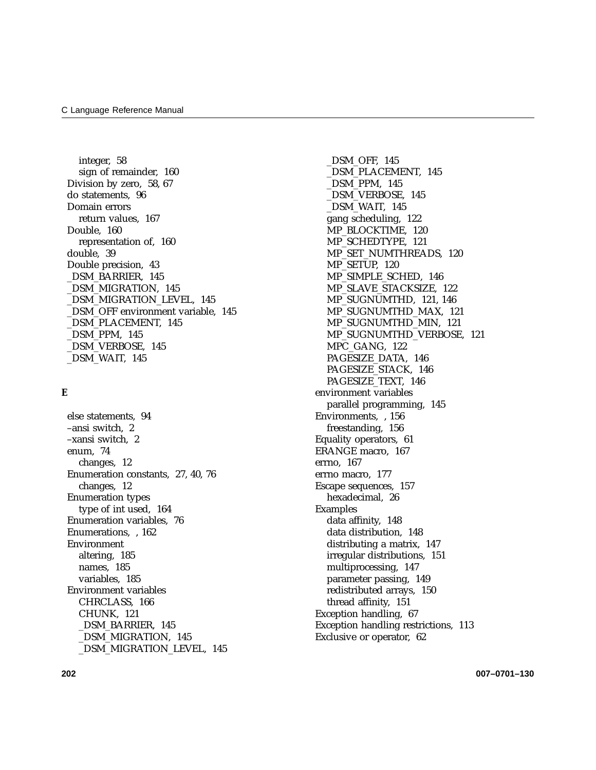integer, 58
sign of remainder, 160
Division by zero, 58, 67
do statements, 96
Domain errors
return values, 167
Double, 160
representation of, 160
double, 39
Double precision, 43
_DSM_BARRIER, 145
_DSM_MIGRATION, 145
_DSM_MIGRATION_LEVEL, 145
_DSM_OFF environment variable, 145
_DSM_PLACEMENT, 145
_DSM_PPM, 145
_DSM_VERBOSE, 145
_DSM_WAIT, 145

**E**

else statements, 94
–ansi switch, 2
–xansi switch, 2
enum, 74
changes, 12
Enumeration constants, 27, 40, 76
changes, 12
Enumeration types
type of int used, 164
Enumeration variables, 76
Enumerations, , 162
Environment
altering, 185
names, 185
variables, 185
Environment variables
CHRCLASS, 166
CHUNK, 121
_DSM_BARRIER, 145
_DSM_MIGRATION, 145
_DSM_MIGRATION_LEVEL, 145
_DSM_OFF, 145
_DSM_PLACEMENT, 145
_DSM_PPM, 145
_DSM_VERBOSE, 145
_DSM_WAIT, 145
gang scheduling, 122
MP_BLOCKTIME, 120
MP_SCHEDTYPE, 121
MP_SET_NUMTHREADS, 120
MP_SETUP, 120
MP_SIMPLE_SCHED, 146
MP_SLAVE_STACKSIZE, 122
MP_SUGNUMTHD, 121, 146
MP_SUGNUMTHD_MAX, 121
MP_SUGNUMTHD_MIN, 121
MP_SUGNUMTHD_VERBOSE, 121
MPC_GANG, 122
PAGESIZE_DATA, 146
PAGESIZE_STACK, 146
PAGESIZE_TEXT, 146
environment variables
parallel programming, 145
Environments, , 156
freestanding, 156
Equality operators, 61
ERANGE macro, 167
errno, 167
errno macro, 177
Escape sequences, 157
hexadecimal, 26
Examples
data affinity, 148
data distribution, 148
distributing a matrix, 147
irregular distributions, 151
multiprocessing, 147
parameter passing, 149
redistributed arrays, 150
thread affinity, 151
Exception handling, 67
Exception handling restrictions, 113
Exclusive or operator, 62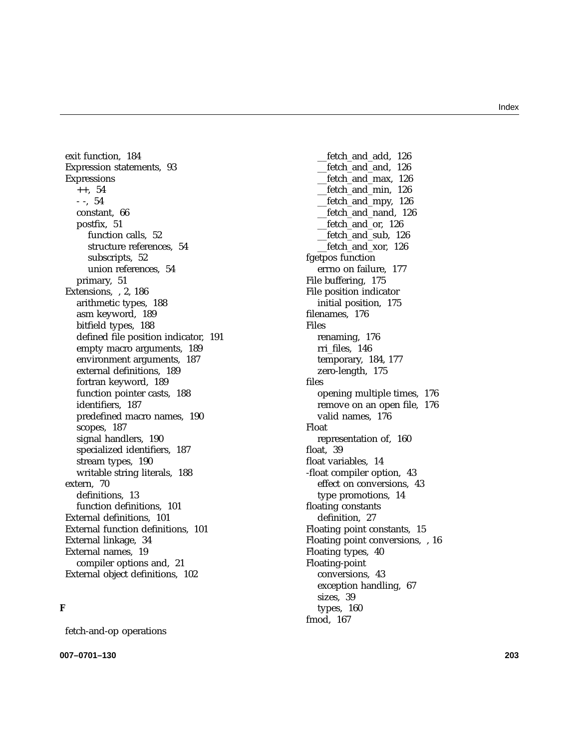exit function, 184
Expression statements, 93
Expressions
  ++, 54
  - -, 54
  constant, 66
  postfix, 51
    function calls, 52
    structure references, 54
    subscripts, 52
    union references, 54
  primary, 51
Extensions, , 2, 186
  arithmetic types, 188
  asm keyword, 189
  bitfield types, 188
  defined file position indicator, 191
  empty macro arguments, 189
  environment arguments, 187
  external definitions, 189
  fortran keyword, 189
  function pointer casts, 188
  identifiers, 187
  predefined macro names, 190
  scopes, 187
  signal handlers, 190
  specialized identifiers, 187
  stream types, 190
  writable string literals, 188
extern, 70
  definitions, 13
  function definitions, 101
External definitions, 101
External function definitions, 101
External linkage, 34
External names, 19
  compiler options and, 21
External object definitions, 102

**F**

fetch-and-op operations
  __fetch_and_add, 126
  __fetch_and_and, 126
  __fetch_and_max, 126
  __fetch_and_min, 126
  __fetch_and_mpy, 126
  __fetch_and_nand, 126
  __fetch_and_or, 126
  __fetch_and_sub, 126
  __fetch_and_xor, 126
fgetpos function
  errno on failure, 177
File buffering, 175
File position indicator
  initial position, 175
filenames, 176
Files
  renaming, 176
  rri_files, 146
  temporary, 184, 177
  zero-length, 175
files
  opening multiple times, 176
  remove on an open file, 176
  valid names, 176
Float
  representation of, 160
float, 39
float variables, 14
-float compiler option, 43
  effect on conversions, 43
  type promotions, 14
floating constants
  definition, 27
Floating point constants, 15
Floating point conversions, , 16
Floating types, 40
Floating-point
  conversions, 43
  exception handling, 67
  sizes, 39
  types, 160
fmod, 167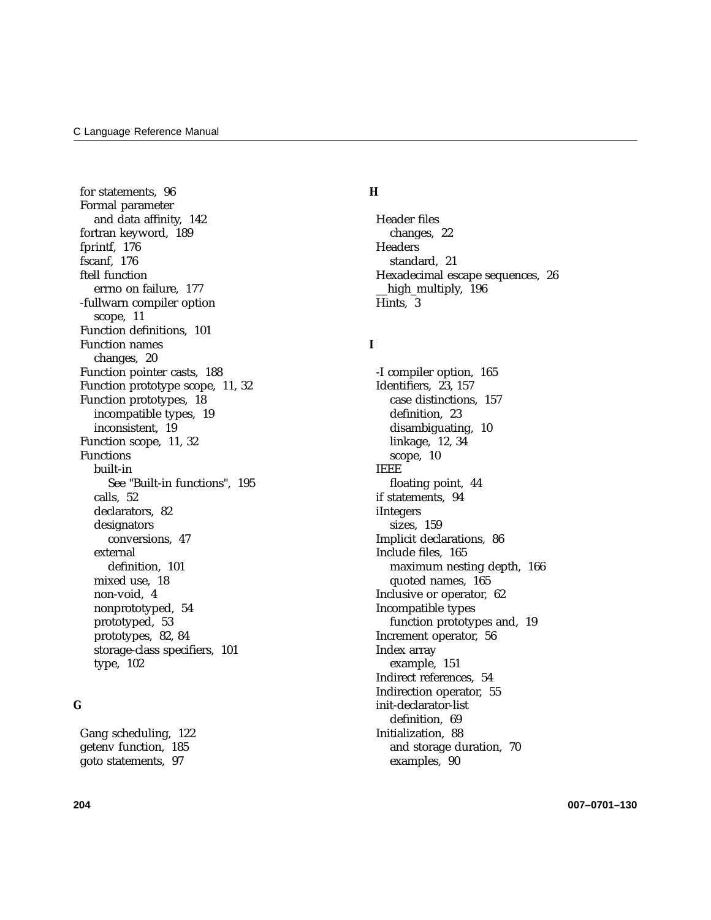for statements, 96
Formal parameter
  and data affinity, 142
fortran keyword, 189
fprintf, 176
fscanf, 176
ftell function
  errno on failure, 177
-fullwarn compiler option
  scope, 11
Function definitions, 101
Function names
  changes, 20
Function pointer casts, 188
Function prototype scope, 11, 32
Function prototypes, 18
  incompatible types, 19
  inconsistent, 19
Function scope, 11, 32
Functions
  built-in
    See "Built-in functions", 195
  calls, 52
  declarators, 82
  designators
    conversions, 47
  external
    definition, 101
  mixed use, 18
  non-void, 4
  nonprototyped, 54
  prototyped, 53
  prototypes, 82, 84
  storage-class specifiers, 101
  type, 102

**G**

Gang scheduling, 122
getenv function, 185
goto statements, 97

**H**

Header files
  changes, 22
Headers
  standard, 21
Hexadecimal escape sequences, 26
__high_multiply, 196
Hints, 3

**I**

-I compiler option, 165
Identifiers, 23, 157
  case distinctions, 157
  definition, 23
  disambiguating, 10
  linkage, 12, 34
  scope, 10
IEEE
  floating point, 44
if statements, 94
iIntegers
  sizes, 159
Implicit declarations, 86
Include files, 165
  maximum nesting depth, 166
  quoted names, 165
Inclusive or operator, 62
Incompatible types
  function prototypes and, 19
Increment operator, 56
Index array
  example, 151
Indirect references, 54
Indirection operator, 55
init-declarator-list
  definition, 69
Initialization, 88
  and storage duration, 70
  examples, 90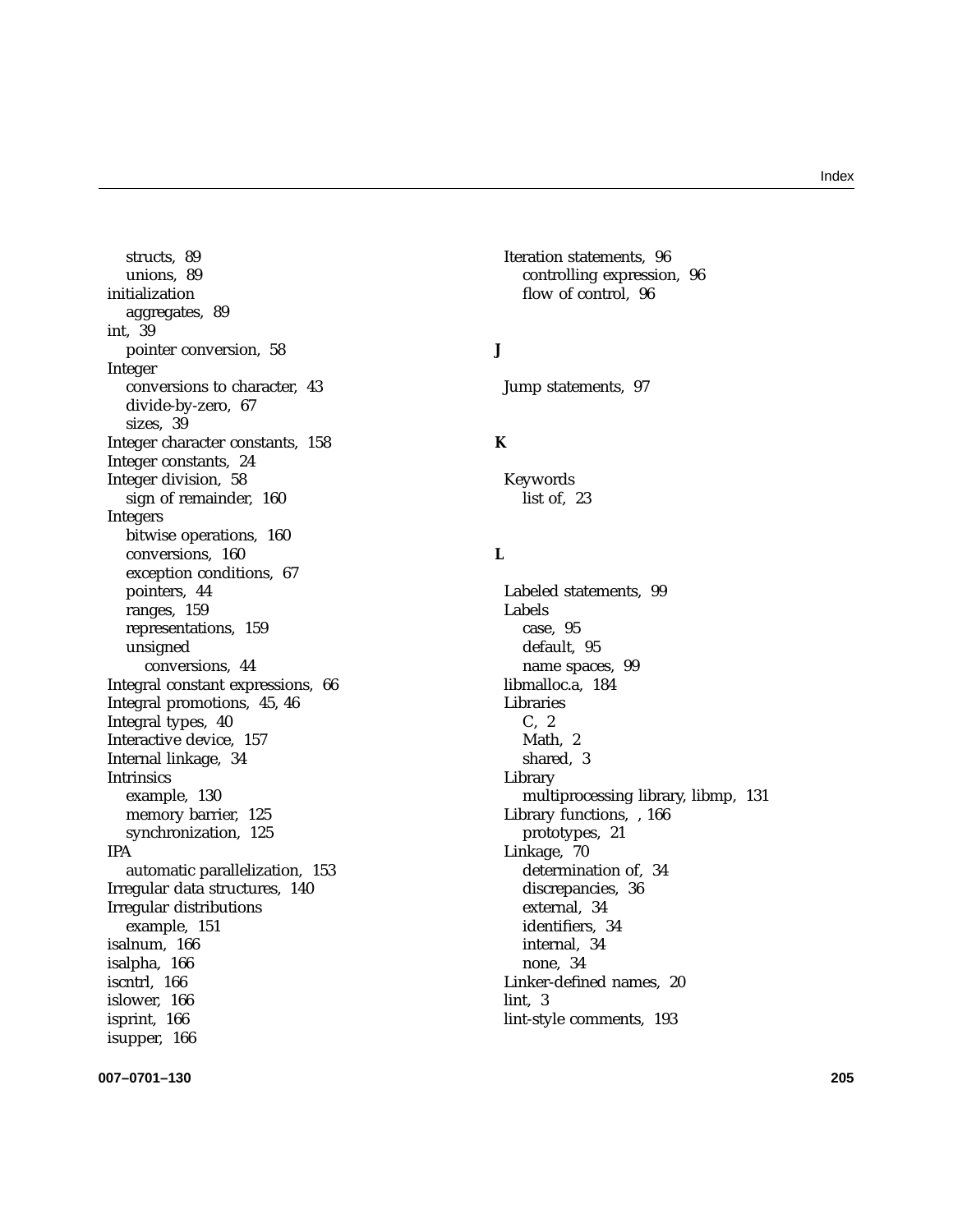structs, 89
unions, 89
initialization
aggregates, 89
int, 39
pointer conversion, 58
Integer
conversions to character, 43
divide-by-zero, 67
sizes, 39
Integer character constants, 158
Integer constants, 24
Integer division, 58
sign of remainder, 160
Integers
bitwise operations, 160
conversions, 160
exception conditions, 67
pointers, 44
ranges, 159
representations, 159
unsigned
conversions, 44
Integral constant expressions, 66
Integral promotions, 45, 46
Integral types, 40
Interactive device, 157
Internal linkage, 34
Intrinsics
example, 130
memory barrier, 125
synchronization, 125
IPA
automatic parallelization, 153
Irregular data structures, 140
Irregular distributions
example, 151
isalnum, 166
isalpha, 166
iscntrl, 166
islower, 166
isprint, 166
isupper, 166

Iteration statements, 96
controlling expression, 96
flow of control, 96

**J**

Jump statements, 97

**K**

Keywords
list of, 23

**L**

Labeled statements, 99
Labels
case, 95
default, 95
name spaces, 99
libmalloc.a, 184
Libraries
C, 2
Math, 2
shared, 3
Library
multiprocessing library, libmp, 131
Library functions, , 166
prototypes, 21
Linkage, 70
determination of, 34
discrepancies, 36
external, 34
identifiers, 34
internal, 34
none, 34
Linker-defined names, 20
lint, 3
lint-style comments, 193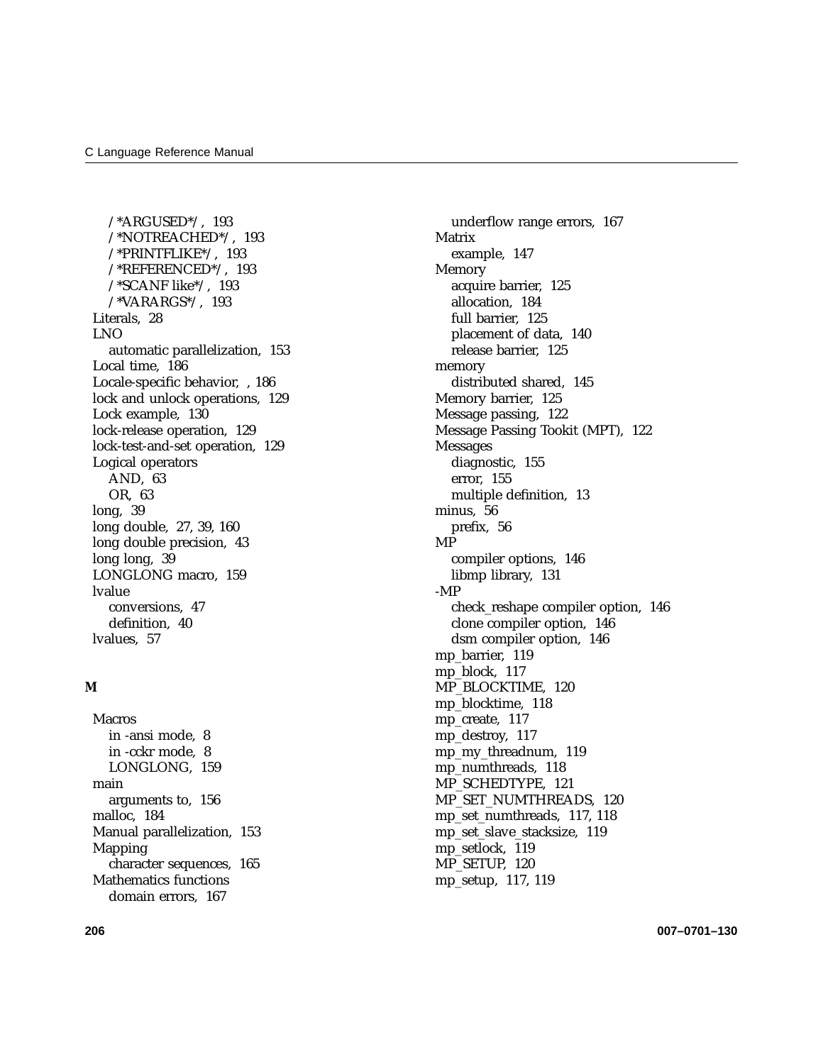- /*ARGUSED*/, 193
- /*NOTREACHED*/, 193
- /*PRINTFLIKE*/, 193
- /*REFERENCED*/, 193
- /*SCANF like*/, 193
- /*VARARGS*/, 193

Literals, 28
LNO
- automatic parallelization, 153

Local time, 186
Locale-specific behavior, , 186
lock and unlock operations, 129
Lock example, 130
lock-release operation, 129
lock-test-and-set operation, 129
Logical operators
- AND, 63
- OR, 63

long, 39
long double, 27, 39, 160
long double precision, 43
long long, 39
LONGLONG macro, 159
lvalue
- conversions, 47
- definition, 40

lvalues, 57

**M**

Macros
- in -ansi mode, 8
- in -cckr mode, 8
- LONGLONG, 159

main
- arguments to, 156

malloc, 184
Manual parallelization, 153
Mapping
- character sequences, 165

Mathematics functions
- domain errors, 167
- underflow range errors, 167

Matrix
- example, 147

Memory
- acquire barrier, 125
- allocation, 184
- full barrier, 125
- placement of data, 140
- release barrier, 125

memory
- distributed shared, 145

Memory barrier, 125
Message passing, 122
Message Passing Tookit (MPT), 122
Messages
- diagnostic, 155
- error, 155
- multiple definition, 13

minus, 56
- prefix, 56

MP
- compiler options, 146
- libmp library, 131

-MP
- check_reshape compiler option, 146
- clone compiler option, 146
- dsm compiler option, 146

mp_barrier, 119
mp_block, 117
MP_BLOCKTIME, 120
mp_blocktime, 118
mp_create, 117
mp_destroy, 117
mp_my_threadnum, 119
mp_numthreads, 118
MP_SCHEDTYPE, 121
MP_SET_NUMTHREADS, 120
mp_set_numthreads, 117, 118
mp_set_slave_stacksize, 119
mp_setlock, 119
MP_SETUP, 120
mp_setup, 117, 119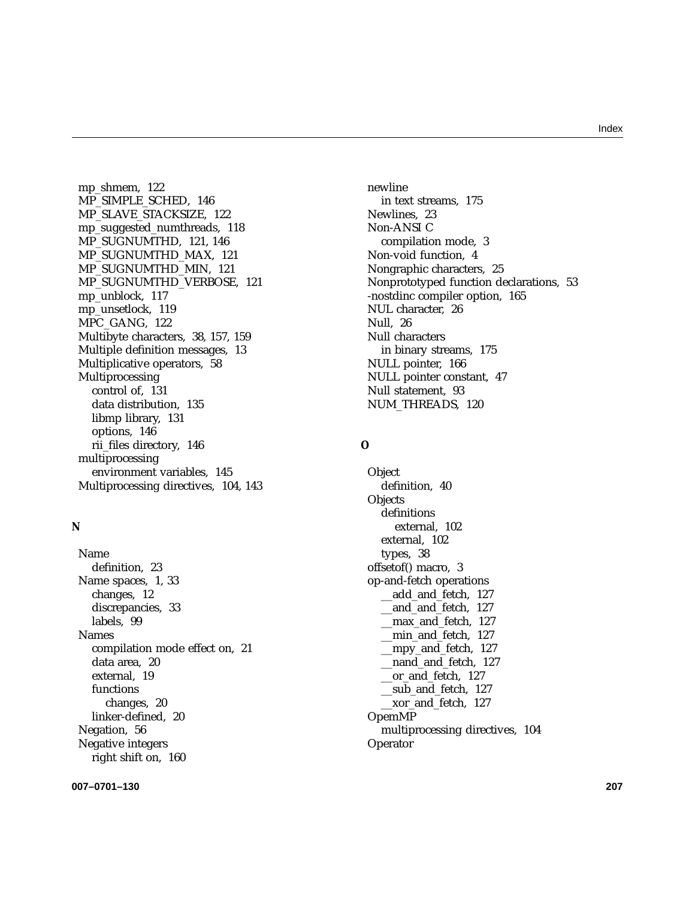mp_shmem, 122
MP_SIMPLE_SCHED, 146
MP_SLAVE_STACKSIZE, 122
mp_suggested_numthreads, 118
MP_SUGNUMTHD, 121, 146
MP_SUGNUMTHD_MAX, 121
MP_SUGNUMTHD_MIN, 121
MP_SUGNUMTHD_VERBOSE, 121
mp_unblock, 117
mp_unsetlock, 119
MPC_GANG, 122
Multibyte characters, 38, 157, 159
Multiple definition messages, 13
Multiplicative operators, 58
Multiprocessing
  control of, 131
  data distribution, 135
  libmp library, 131
  options, 146
  rii_files directory, 146
multiprocessing
  environment variables, 145
Multiprocessing directives, 104, 143

**N**

Name
  definition, 23
Name spaces, 1, 33
  changes, 12
  discrepancies, 33
  labels, 99
Names
  compilation mode effect on, 21
  data area, 20
  external, 19
  functions
    changes, 20
  linker-defined, 20
Negation, 56
Negative integers
  right shift on, 160
newline
  in text streams, 175
Newlines, 23
Non-ANSI C
  compilation mode, 3
Non-void function, 4
Nongraphic characters, 25
Nonprototyped function declarations, 53
-nostdinc compiler option, 165
NUL character, 26
Null, 26
Null characters
  in binary streams, 175
NULL pointer, 166
NULL pointer constant, 47
Null statement, 93
NUM_THREADS, 120

**O**

Object
  definition, 40
Objects
  definitions
    external, 102
  external, 102
  types, 38
offsetof() macro, 3
op-and-fetch operations
  __add_and_fetch, 127
  __and_and_fetch, 127
  __max_and_fetch, 127
  __min_and_fetch, 127
  __mpy_and_fetch, 127
  __nand_and_fetch, 127
  __or_and_fetch, 127
  __sub_and_fetch, 127
  __xor_and_fetch, 127
OpemMP
  multiprocessing directives, 104
Operator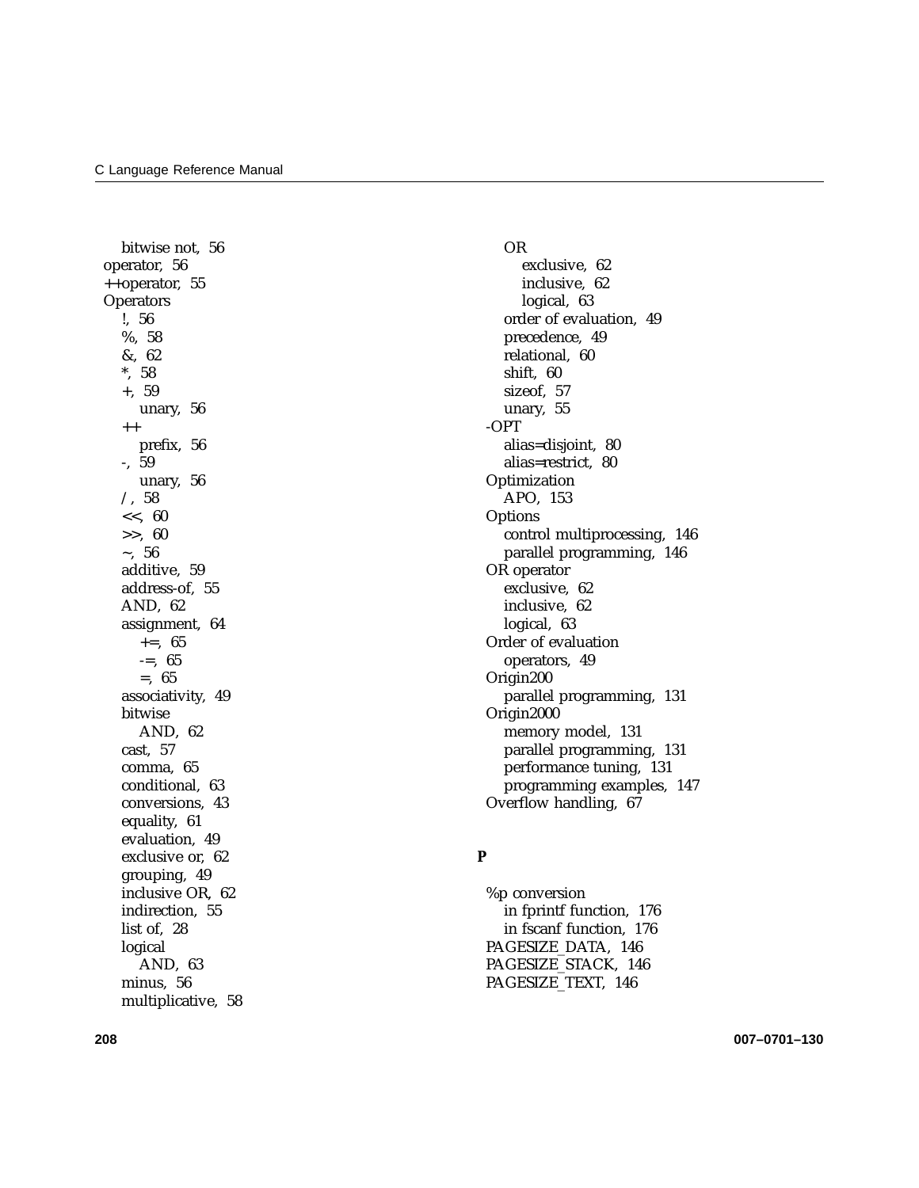- bitwise not, 56
- operator, 56
- ++operator, 55
- Operators
  - !, 56
  - %, 58
  - &, 62
  - *, 58
  - +, 59
    - unary, 56
  - ++
    - prefix, 56
  - -, 59
    - unary, 56
  - / , 58
  - <<, 60
  - >>, 60
  - ~, 56
  - additive, 59
  - address-of, 55
  - AND, 62
  - assignment, 64
    - +=, 65
    - -=, 65
    - =, 65
  - associativity, 49
  - bitwise
    - AND, 62
  - cast, 57
  - comma, 65
  - conditional, 63
  - conversions, 43
  - equality, 61
  - evaluation, 49
  - exclusive or, 62
  - grouping, 49
  - inclusive OR, 62
  - indirection, 55
  - list of, 28
  - logical
    - AND, 63
  - minus, 56
  - multiplicative, 58
  - OR
    - exclusive, 62
    - inclusive, 62
    - logical, 63
  - order of evaluation, 49
  - precedence, 49
  - relational, 60
  - shift, 60
  - sizeof, 57
  - unary, 55
- -OPT
  - alias=disjoint, 80
  - alias=restrict, 80
- Optimization
  - APO, 153
- Options
  - control multiprocessing, 146
  - parallel programming, 146
- OR operator
  - exclusive, 62
  - inclusive, 62
  - logical, 63
- Order of evaluation
  - operators, 49
- Origin200
  - parallel programming, 131
- Origin2000
  - memory model, 131
  - parallel programming, 131
  - performance tuning, 131
  - programming examples, 147
- Overflow handling, 67

**P**

- %p conversion
  - in fprintf function, 176
  - in fscanf function, 176
- PAGESIZE_DATA, 146
- PAGESIZE_STACK, 146
- PAGESIZE_TEXT, 146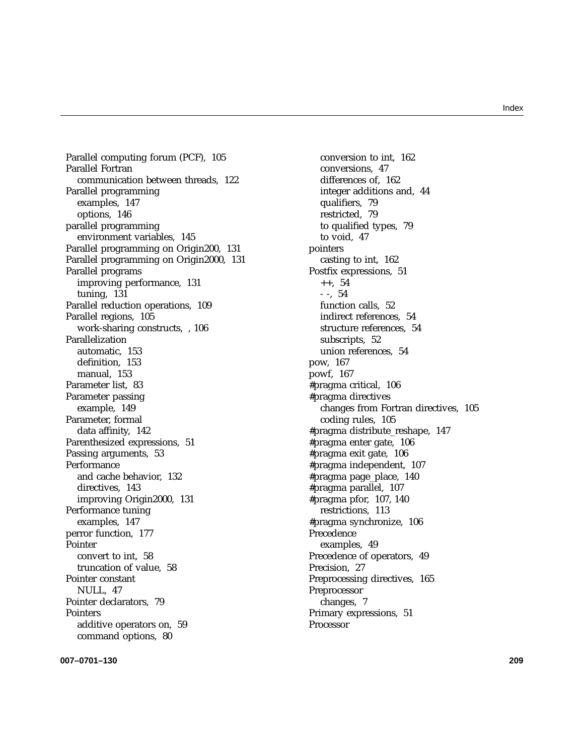Parallel computing forum (PCF), 105
Parallel Fortran
  communication between threads, 122
Parallel programming
  examples, 147
  options, 146
parallel programming
  environment variables, 145
Parallel programming on Origin200, 131
Parallel programming on Origin2000, 131
Parallel programs
  improving performance, 131
  tuning, 131
Parallel reduction operations, 109
Parallel regions, 105
  work-sharing constructs, , 106
Parallelization
  automatic, 153
  definition, 153
  manual, 153
Parameter list, 83
Parameter passing
  example, 149
Parameter, formal
  data affinity, 142
Parenthesized expressions, 51
Passing arguments, 53
Performance
  and cache behavior, 132
  directives, 143
  improving Origin2000, 131
Performance tuning
  examples, 147
perror function, 177
Pointer
  convert to int, 58
  truncation of value, 58
Pointer constant
  NULL, 47
Pointer declarators, 79
Pointers
  additive operators on, 59
  command options, 80
  conversion to int, 162
  conversions, 47
  differences of, 162
  integer additions and, 44
  qualifiers, 79
  restricted, 79
  to qualified types, 79
  to void, 47
pointers
  casting to int, 162
Postfix expressions, 51
  ++, 54
  - -, 54
  function calls, 52
  indirect references, 54
  structure references, 54
  subscripts, 52
  union references, 54
pow, 167
powf, 167
#pragma critical, 106
#pragma directives
  changes from Fortran directives, 105
  coding rules, 105
#pragma distribute_reshape, 147
#pragma enter gate, 106
#pragma exit gate, 106
#pragma independent, 107
#pragma page_place, 140
#pragma parallel, 107
#pragma pfor, 107, 140
  restrictions, 113
#pragma synchronize, 106
Precedence
  examples, 49
Precedence of operators, 49
Precision, 27
Preprocessing directives, 165
Preprocessor
  changes, 7
Primary expressions, 51
Processor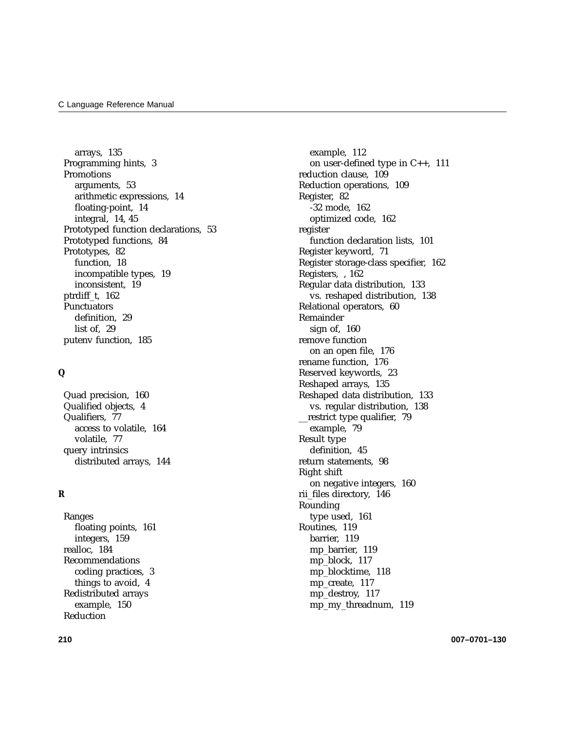arrays, 135
Programming hints, 3
Promotions
  arguments, 53
  arithmetic expressions, 14
  floating-point, 14
  integral, 14, 45
Prototyped function declarations, 53
Prototyped functions, 84
Prototypes, 82
  function, 18
  incompatible types, 19
  inconsistent, 19
ptrdiff_t, 162
Punctuators
  definition, 29
  list of, 29
putenv function, 185

**Q**

Quad precision, 160
Qualified objects, 4
Qualifiers, 77
  access to volatile, 164
  volatile, 77
query intrinsics
  distributed arrays, 144

**R**

Ranges
  floating points, 161
  integers, 159
realloc, 184
Recommendations
  coding practices, 3
  things to avoid, 4
Redistributed arrays
  example, 150
Reduction
  example, 112
  on user-defined type in C++, 111
reduction clause, 109
Reduction operations, 109
Register, 82
  -32 mode, 162
  optimized code, 162
register
  function declaration lists, 101
Register keyword, 71
Register storage-class specifier, 162
Registers, , 162
Regular data distribution, 133
  vs. reshaped distribution, 138
Relational operators, 60
Remainder
  sign of, 160
remove function
  on an open file, 176
rename function, 176
Reserved keywords, 23
Reshaped arrays, 135
Reshaped data distribution, 133
  vs. regular distribution, 138
__restrict type qualifier, 79
  example, 79
Result type
  definition, 45
return statements, 98
Right shift
  on negative integers, 160
rii_files directory, 146
Rounding
  type used, 161
Routines, 119
  barrier, 119
  mp_barrier, 119
  mp_block, 117
  mp_blocktime, 118
  mp_create, 117
  mp_destroy, 117
  mp_my_threadnum, 119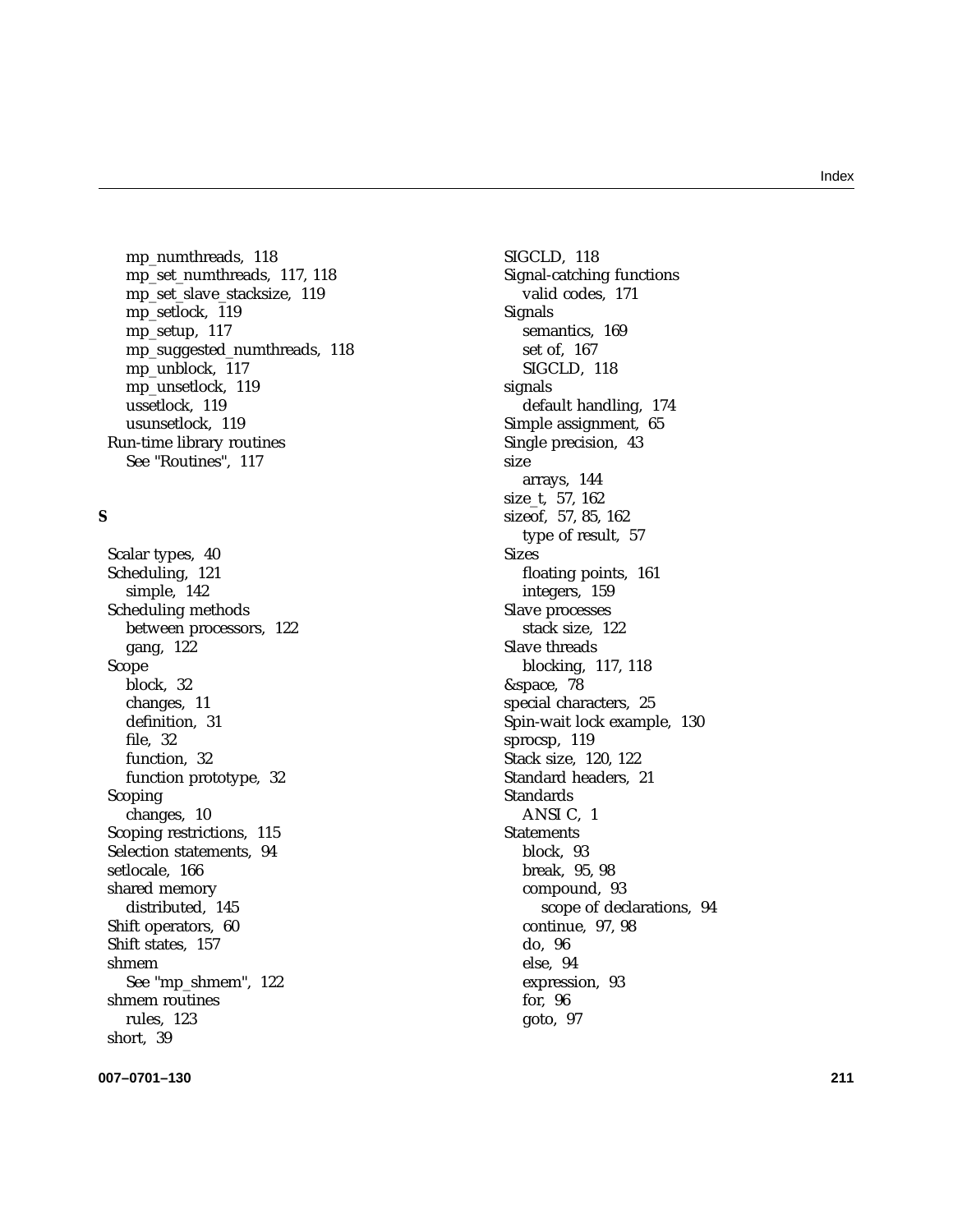mp_numthreads, 118
mp_set_numthreads, 117, 118
mp_set_slave_stacksize, 119
mp_setlock, 119
mp_setup, 117
mp_suggested_numthreads, 118
mp_unblock, 117
mp_unsetlock, 119
ussetlock, 119
usunsetlock, 119
Run-time library routines
See "Routines", 117

**S**

Scalar types, 40
Scheduling, 121
simple, 142
Scheduling methods
between processors, 122
gang, 122
Scope
block, 32
changes, 11
definition, 31
file, 32
function, 32
function prototype, 32
Scoping
changes, 10
Scoping restrictions, 115
Selection statements, 94
setlocale, 166
shared memory
distributed, 145
Shift operators, 60
Shift states, 157
shmem
See "mp_shmem", 122
shmem routines
rules, 123
short, 39

SIGCLD, 118
Signal-catching functions
valid codes, 171
Signals
semantics, 169
set of, 167
SIGCLD, 118
signals
default handling, 174
Simple assignment, 65
Single precision, 43
size
arrays, 144
size_t, 57, 162
sizeof, 57, 85, 162
type of result, 57
Sizes
floating points, 161
integers, 159
Slave processes
stack size, 122
Slave threads
blocking, 117, 118
&space, 78
special characters, 25
Spin-wait lock example, 130
sprocsp, 119
Stack size, 120, 122
Standard headers, 21
Standards
ANSI C, 1
Statements
block, 93
break, 95, 98
compound, 93
scope of declarations, 94
continue, 97, 98
do, 96
else, 94
expression, 93
for, 96
goto, 97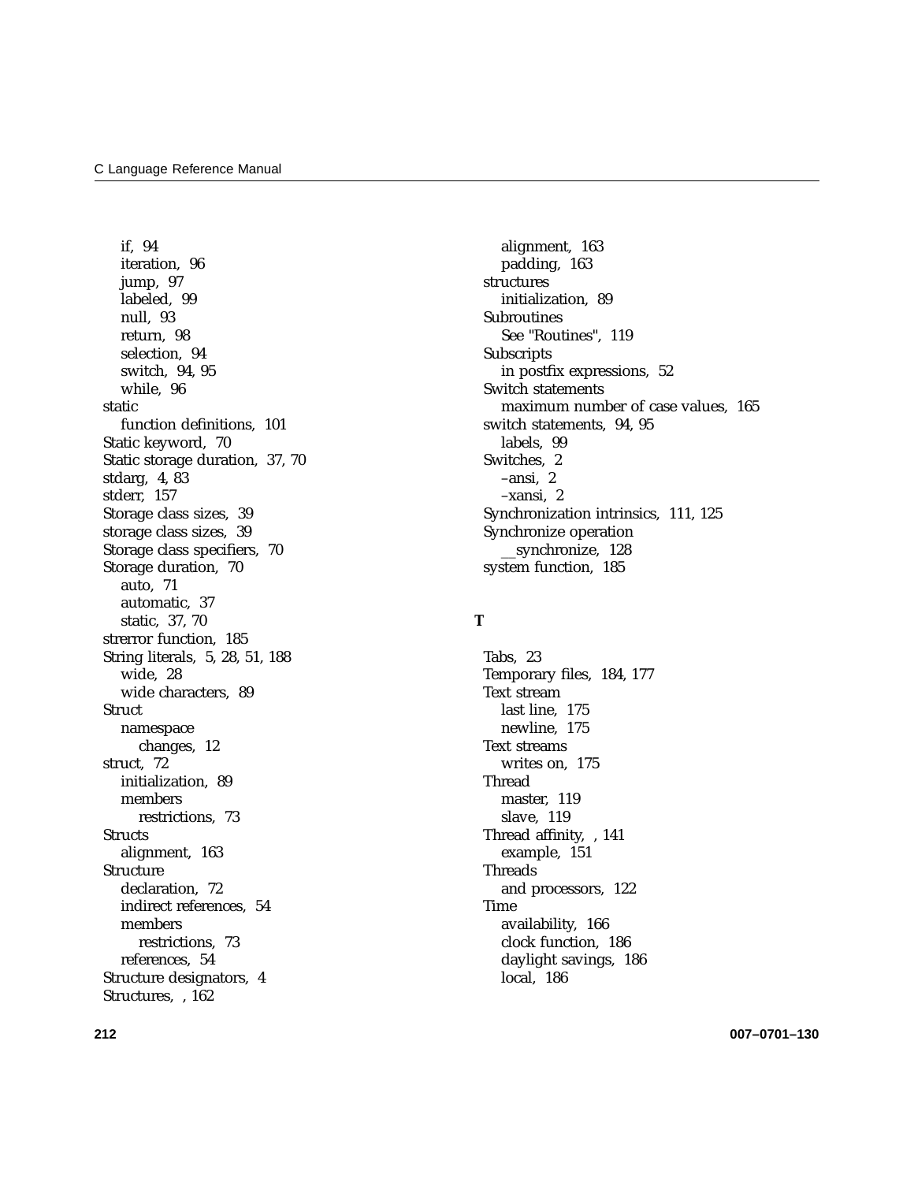- if, 94
- iteration, 96
- jump, 97
- labeled, 99
- null, 93
- return, 98
- selection, 94
- switch, 94, 95
- while, 96

static
- function definitions, 101

Static keyword, 70
Static storage duration, 37, 70
stdarg, 4, 83
stderr, 157
Storage class sizes, 39
storage class sizes, 39
Storage class specifiers, 70
Storage duration, 70
- auto, 71
- automatic, 37
- static, 37, 70

strerror function, 185
String literals, 5, 28, 51, 188
- wide, 28
- wide characters, 89

Struct
- namespace
  - changes, 12

struct, 72
- initialization, 89
- members
  - restrictions, 73

Structs
- alignment, 163

Structure
- declaration, 72
- indirect references, 54
- members
  - restrictions, 73
- references, 54

Structure designators, 4
Structures, , 162
- alignment, 163
- padding, 163

structures
- initialization, 89

Subroutines
- See "Routines", 119

Subscripts
- in postfix expressions, 52

Switch statements
- maximum number of case values, 165

switch statements, 94, 95
- labels, 99

Switches, 2
- –ansi, 2
- –xansi, 2

Synchronization intrinsics, 111, 125
Synchronize operation
- __synchronize, 128

system function, 185

**T**

Tabs, 23
Temporary files, 184, 177
Text stream
- last line, 175
- newline, 175

Text streams
- writes on, 175

Thread
- master, 119
- slave, 119

Thread affinity, , 141
- example, 151

Threads
- and processors, 122

Time
- availability, 166
- clock function, 186
- daylight savings, 186
- local, 186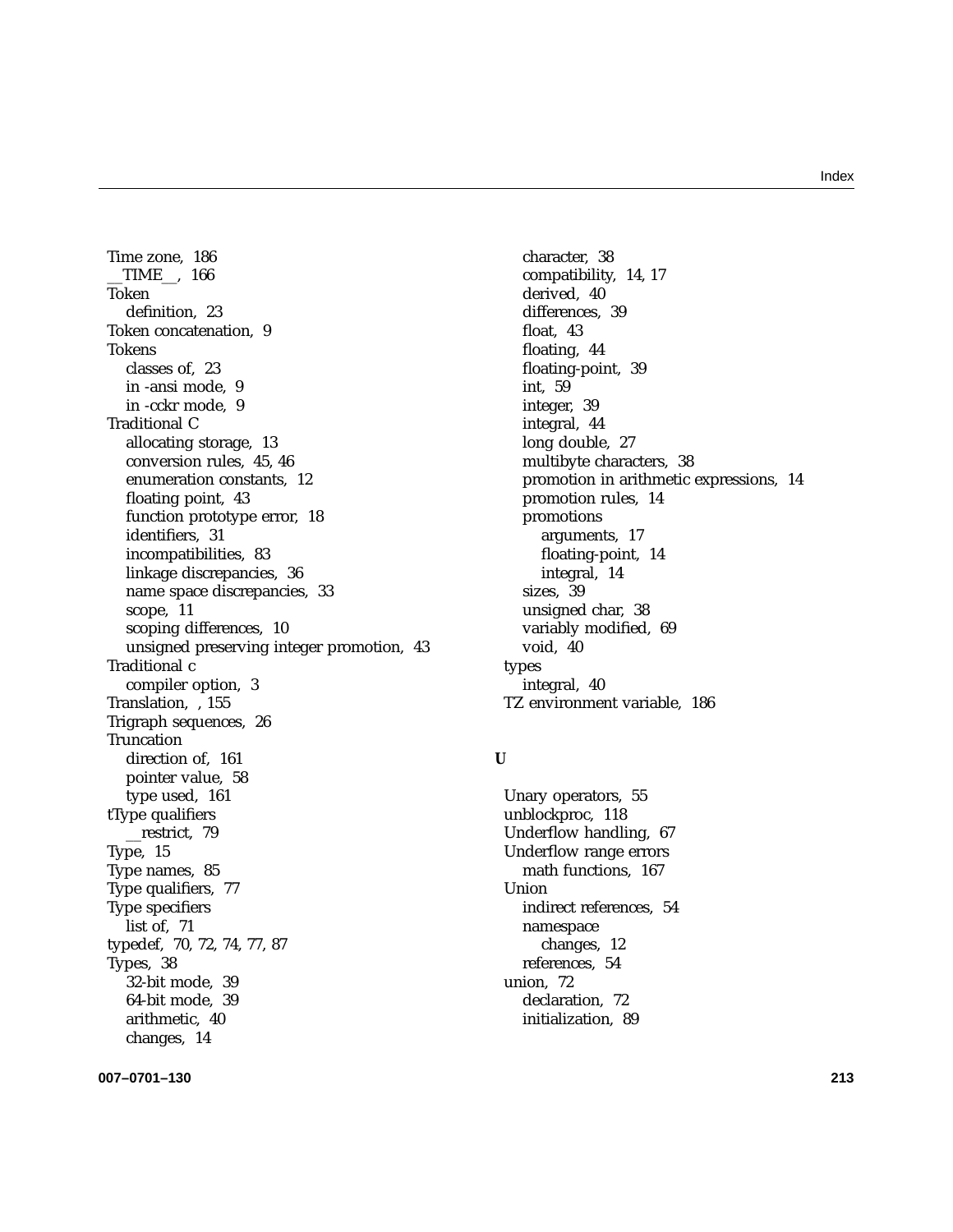Time zone, 186
__TIME__, 166
Token
  definition, 23
Token concatenation, 9
Tokens
  classes of, 23
  in -ansi mode, 9
  in -cckr mode, 9
Traditional C
  allocating storage, 13
  conversion rules, 45, 46
  enumeration constants, 12
  floating point, 43
  function prototype error, 18
  identifiers, 31
  incompatibilities, 83
  linkage discrepancies, 36
  name space discrepancies, 33
  scope, 11
  scoping differences, 10
  unsigned preserving integer promotion, 43
Traditional c
  compiler option, 3
Translation, , 155
Trigraph sequences, 26
Truncation
  direction of, 161
  pointer value, 58
  type used, 161
tType qualifiers
  __restrict, 79
Type, 15
Type names, 85
Type qualifiers, 77
Type specifiers
  list of, 71
typedef, 70, 72, 74, 77, 87
Types, 38
  32-bit mode, 39
  64-bit mode, 39
  arithmetic, 40
  changes, 14
  character, 38
  compatibility, 14, 17
  derived, 40
  differences, 39
  float, 43
  floating, 44
  floating-point, 39
  int, 59
  integer, 39
  integral, 44
  long double, 27
  multibyte characters, 38
  promotion in arithmetic expressions, 14
  promotion rules, 14
  promotions
    arguments, 17
    floating-point, 14
    integral, 14
  sizes, 39
  unsigned char, 38
  variably modified, 69
  void, 40
types
  integral, 40
TZ environment variable, 186

**U**

Unary operators, 55
unblockproc, 118
Underflow handling, 67
Underflow range errors
  math functions, 167
Union
  indirect references, 54
  namespace
    changes, 12
  references, 54
union, 72
  declaration, 72
  initialization, 89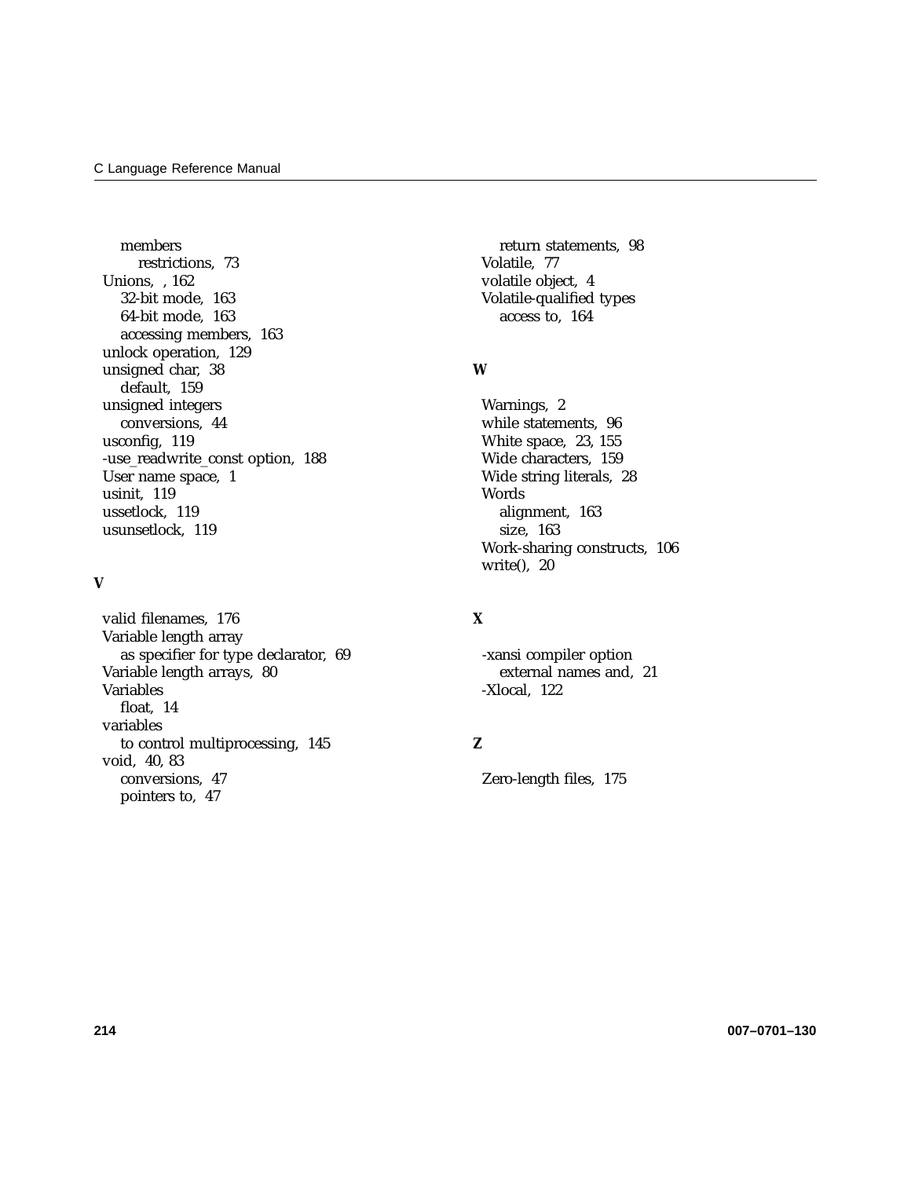members
    restrictions, 73
Unions, , 162
    32-bit mode, 163
    64-bit mode, 163
    accessing members, 163
unlock operation, 129
unsigned char, 38
    default, 159
unsigned integers
    conversions, 44
usconfig, 119
-use_readwrite_const option, 188
User name space, 1
usinit, 119
ussetlock, 119
usunsetlock, 119

**V**

valid filenames, 176
Variable length array
    as specifier for type declarator, 69
Variable length arrays, 80
Variables
    float, 14
variables
    to control multiprocessing, 145
void, 40, 83
    conversions, 47
    pointers to, 47
    return statements, 98
Volatile, 77
volatile object, 4
Volatile-qualified types
    access to, 164

**W**

Warnings, 2
while statements, 96
White space, 23, 155
Wide characters, 159
Wide string literals, 28
Words
    alignment, 163
    size, 163
Work-sharing constructs, 106
write(), 20

**X**

-xansi compiler option
    external names and, 21
-Xlocal, 122

**Z**

Zero-length files, 175